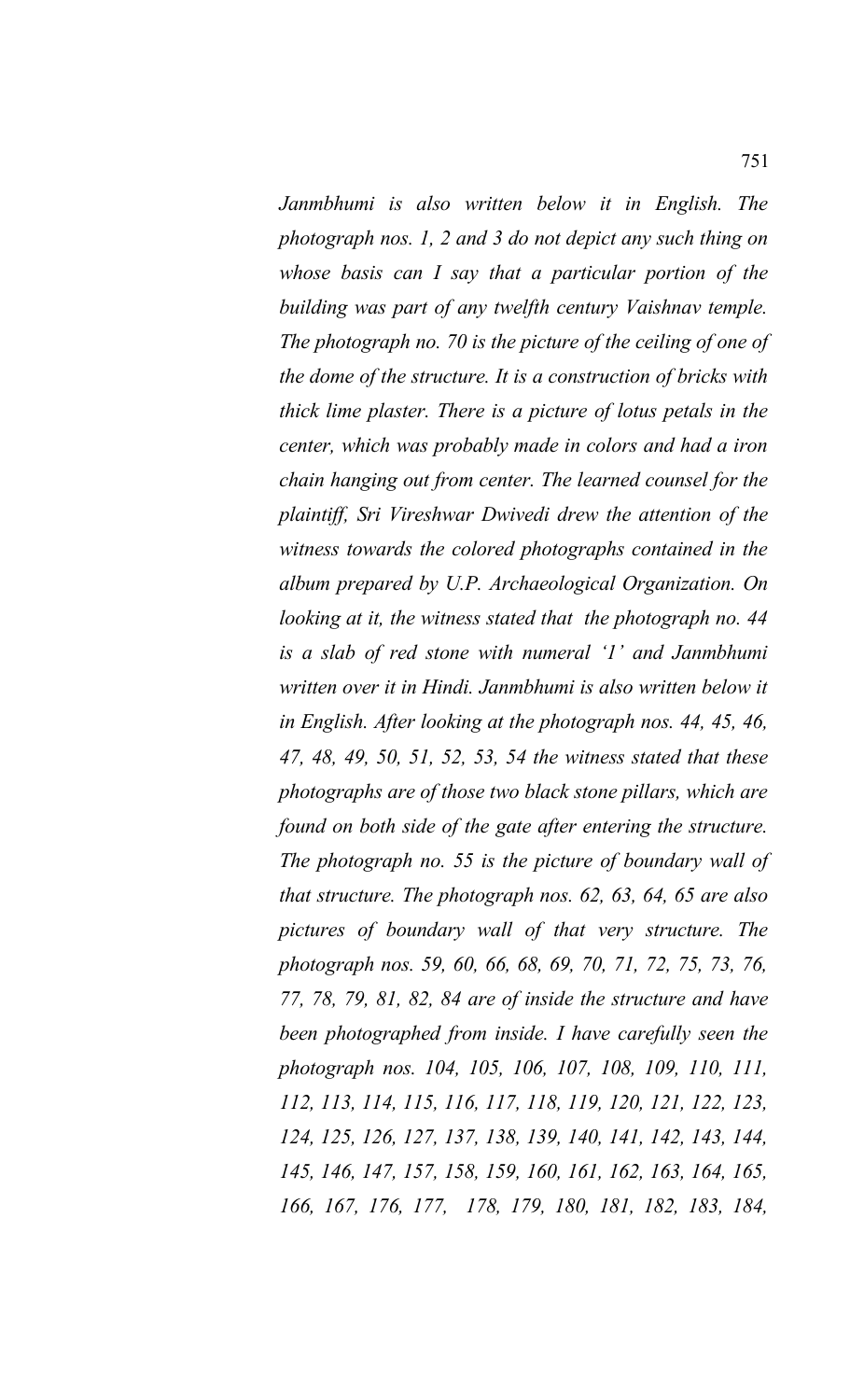*Janmbhumi is also written below it in English. The photograph nos. 1, 2 and 3 do not depict any such thing on whose basis can I say that a particular portion of the building was part of any twelfth century Vaishnav temple. The photograph no. 70 is the picture of the ceiling of one of the dome of the structure. It is a construction of bricks with thick lime plaster. There is a picture of lotus petals in the center, which was probably made in colors and had a iron chain hanging out from center. The learned counsel for the plaintiff, Sri Vireshwar Dwivedi drew the attention of the witness towards the colored photographs contained in the album prepared by U.P. Archaeological Organization. On looking at it, the witness stated that the photograph no. 44 is a slab of red stone with numeral '1' and Janmbhumi written over it in Hindi. Janmbhumi is also written below it in English. After looking at the photograph nos. 44, 45, 46, 47, 48, 49, 50, 51, 52, 53, 54 the witness stated that these photographs are of those two black stone pillars, which are found on both side of the gate after entering the structure. The photograph no. 55 is the picture of boundary wall of that structure. The photograph nos. 62, 63, 64, 65 are also pictures of boundary wall of that very structure. The photograph nos. 59, 60, 66, 68, 69, 70, 71, 72, 75, 73, 76, 77, 78, 79, 81, 82, 84 are of inside the structure and have been photographed from inside. I have carefully seen the photograph nos. 104, 105, 106, 107, 108, 109, 110, 111, 112, 113, 114, 115, 116, 117, 118, 119, 120, 121, 122, 123, 124, 125, 126, 127, 137, 138, 139, 140, 141, 142, 143, 144, 145, 146, 147, 157, 158, 159, 160, 161, 162, 163, 164, 165, 166, 167, 176, 177, 178, 179, 180, 181, 182, 183, 184,*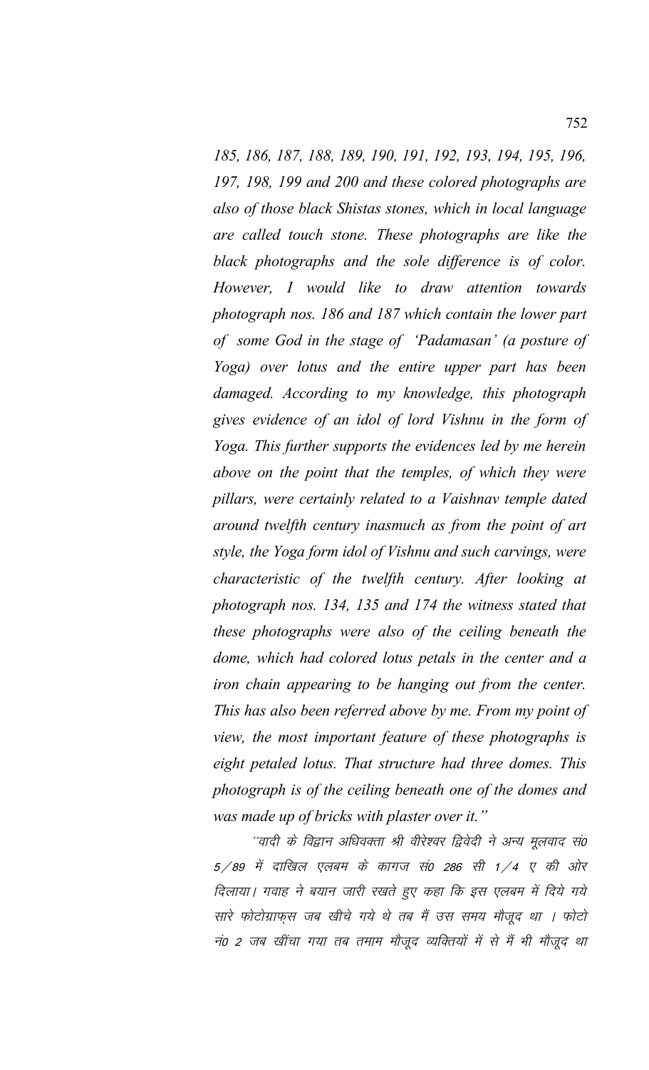*185, 186, 187, 188, 189, 190, 191, 192, 193, 194, 195, 196, 197, 198, 199 and 200 and these colored photographs are also of those black Shistas stones, which in local language are called touch stone. These photographs are like the black photographs and the sole difference is of color. However, I would like to draw attention towards photograph nos. 186 and 187 which contain the lower part of some God in the stage of 'Padamasan' (a posture of Yoga) over lotus and the entire upper part has been damaged. According to my knowledge, this photograph gives evidence of an idol of lord Vishnu in the form of Yoga. This further supports the evidences led by me herein above on the point that the temples, of which they were pillars, were certainly related to a Vaishnav temple dated around twelfth century inasmuch as from the point of art style, the Yoga form idol of Vishnu and such carvings, were characteristic of the twelfth century. After looking at photograph nos. 134, 135 and 174 the witness stated that these photographs were also of the ceiling beneath the dome, which had colored lotus petals in the center and a iron chain appearing to be hanging out from the center. This has also been referred above by me. From my point of view, the most important feature of these photographs is eight petaled lotus. That structure had three domes. This photograph is of the ceiling beneath one of the domes and was made up of bricks with plaster over it."*

*''वादी के विद्वान अधिवक्ता श्री वीरेश्वर द्विवेदी ने अन्य मूलवाद सं0 5/89 में दाखिल एलबम के कागज सं0 286 सी 1/4 ए की ओर दिलाया। गवाह ने बयान जारी रखते हुए कहा कि इस एलबम में दिये गये सारे फोटोग्राफ्स जब खीचे गये थे तब मैं उस समय मौजूद था । फोटो नं0 2 जब खींचा गया तब तमाम मौजूद व्यक्तियों में से मैं भी मौजूद था*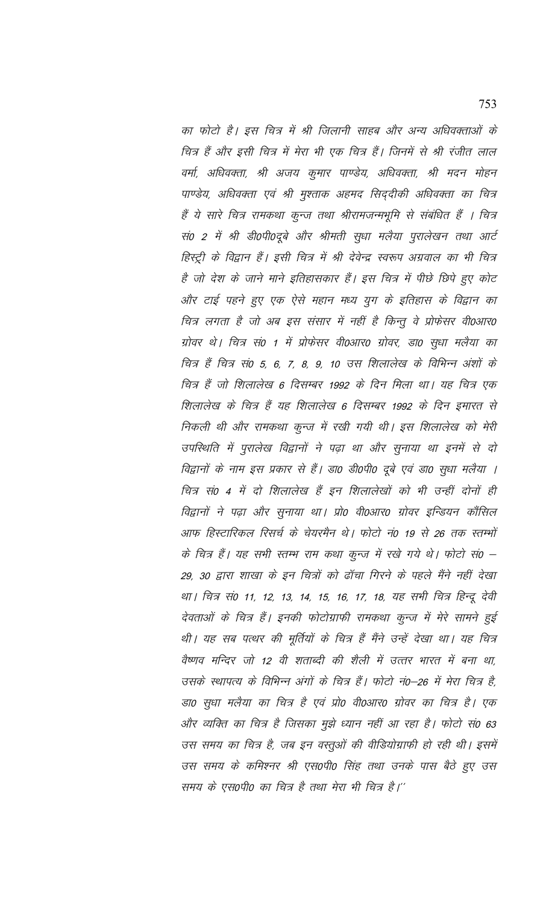*का फोटो है। इस चित्र में श्री जिलानी साहब और अन्य अधिवक्ताओं के चित्र हैं और इसी चित्र में मेरा भी एक चित्र हैं। जिनमें से श्री रंजीत लाल वर्मा, अधिवक्ता, श्री अजय कुमार पाण्डेय, अधिवक्ता, श्री मदन मोहन पाण्डेय, अधिवक्ता एवं श्री मुश्ताक अहमद सिद्दीकी अधिवक्ता का चित्र हैं ये सारे चित्र रामकथा कुन्ज तथा श्रीरामजन्मभूमि से संबंधित हैं । चित्र सं0 2 में श्री डी0पी0दूबे और श्रीमती सुधा मलैया पुरालेखन तथा आर्ट हिस्ट्री के विद्वान हैं। इसी चित्र में श्री देवेन्द्र स्वरूप अग्रवाल का भी चित्र है जो देश के जाने माने इतिहासकार हैं। इस चित्र में पीछे छिपे हुए कोट और टाई पहने हुए एक ऐसे महान मध्य युग के इतिहास के विद्वान का चित्र लगता है जो अब इस संसार में नहीं है किन्तु वे प्रोफेसर वी0आर0 ग्रोवर थे। चित्र सं0 1 में प्रोफेसर वी0आर0 ग्रोवर, डा0 सुधा मलैया का चित्र हैं चित्र सं0 5, 6, 7, 8, 9, 10 उस शिलालेख के विभिन्न अंशों के चित्र हैं जो शिलालेख 6 दिसम्बर 1992 के दिन मिला था। यह चित्र एक शिलालेख के चित्र हैं यह शिलालेख 6 दिसम्बर 1992 के दिन इमारत से निकली थी और रामकथा कुन्ज में रखी गयी थी। इस शिलालेख को मेरी उपस्थिति में पुरालेख विद्वानों ने पढ़ा था और सुनाया था इनमें से दो विद्वानों के नाम इस प्रकार से हैं। डा0 डी0पी0 दूबे एवं डा0 सुधा मलैया । चित्र सं0 4 में दो शिलालेख हैं इन शिलालेखों को भी उन्हीं दोनों ही विद्वानों ने पढ़ा और सुनाया था। प्रो0 वी0आर0 ग्रोवर इन्डियन कौंसिल आफ हिस्टारिकल रिसर्च के चेयरमैन थे। फोटो नं0 19 से 26 तक स्तम्भों के चित्र हैं। यह सभी स्तम्भ राम कथा कुन्ज में रखे गये थे। फोटो सं0 – 29, 30 द्वारा शाखा के इन चित्रों को ढॉचा गिरने के पहले मैंने नहीं देखा था। चित्र सं0 11, 12, 13, 14, 15, 16, 17, 18, यह सभी चित्र हिन्दू देवी देवताओं के चित्र हैं। इनकी फोटोग्राफी रामकथा कुन्ज में मेरे सामने हुई थी। यह सब पत्थर की मूर्तियों के चित्र हैं मैंने उन्हें देखा था। यह चित्र वैष्णव मन्दिर जो 12 वी शताब्दी की शैली में उत्तर भारत में बना था, उसके स्थापत्य के विभिन्न अंगों के चित्र हैं। फोटो नं0–26 में मेरा चित्र है, डा0 सुधा मलैया का चित्र है एवं प्रो0 वी0आर0 ग्रोवर का चित्र है। एक और व्यक्ति का चित्र है जिसका मुझे ध्यान नहीं आ रहा है। फोटो सं0 63 उस समय का चित्र है, जब इन वस्तुओं की वीडियोग्राफी हो रही थी। इसमें उस समय के कमिश्नर श्री एस0पी0 सिंह तथा उनके पास बैठे हुए उस समय के एस0पी0 का चित्र है तथा मेरा भी चित्र है।''*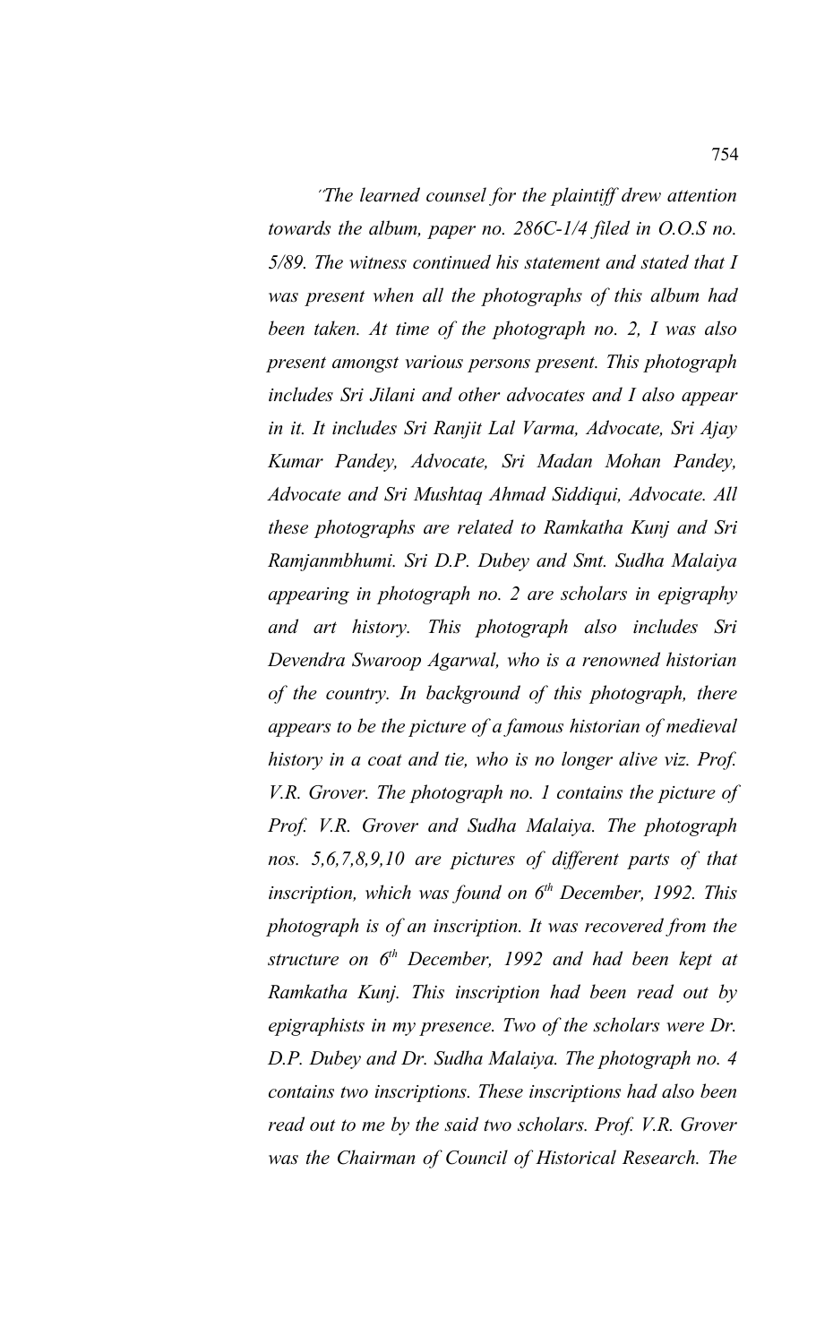*"The learned counsel for the plaintiff drew attention towards the album, paper no. 286C-1/4 filed in O.O.S no. 5/89. The witness continued his statement and stated that I was present when all the photographs of this album had been taken. At time of the photograph no. 2, I was also present amongst various persons present. This photograph includes Sri Jilani and other advocates and I also appear in it. It includes Sri Ranjit Lal Varma, Advocate, Sri Ajay Kumar Pandey, Advocate, Sri Madan Mohan Pandey, Advocate and Sri Mushtaq Ahmad Siddiqui, Advocate. All these photographs are related to Ramkatha Kunj and Sri Ramjanmbhumi. Sri D.P. Dubey and Smt. Sudha Malaiya appearing in photograph no. 2 are scholars in epigraphy and art history. This photograph also includes Sri Devendra Swaroop Agarwal, who is a renowned historian of the country. In background of this photograph, there appears to be the picture of a famous historian of medieval history in a coat and tie, who is no longer alive viz. Prof. V.R. Grover. The photograph no. 1 contains the picture of Prof. V.R. Grover and Sudha Malaiya. The photograph nos. 5,6,7,8,9,10 are pictures of different parts of that inscription, which was found on 6th December, 1992. This photograph is of an inscription. It was recovered from the structure on 6th December, 1992 and had been kept at Ramkatha Kunj. This inscription had been read out by epigraphists in my presence. Two of the scholars were Dr. D.P. Dubey and Dr. Sudha Malaiya. The photograph no. 4 contains two inscriptions. These inscriptions had also been read out to me by the said two scholars. Prof. V.R. Grover was the Chairman of Council of Historical Research. The*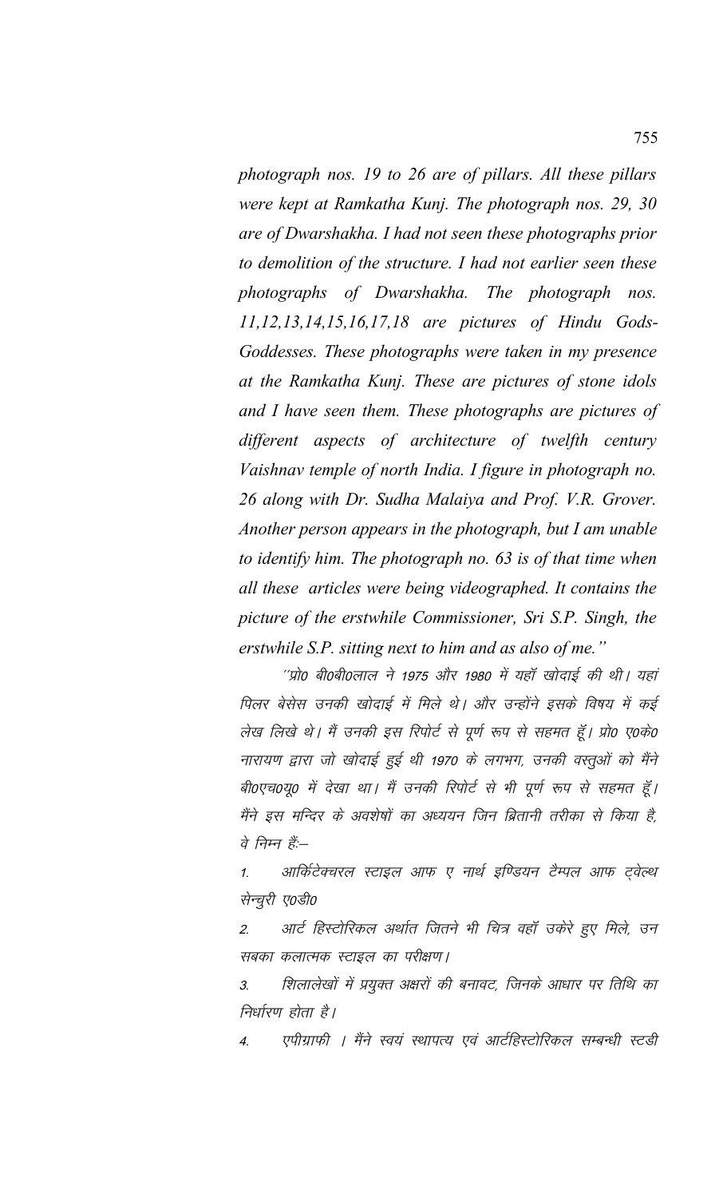*photograph nos. 19 to 26 are of pillars. All these pillars were kept at Ramkatha Kunj. The photograph nos. 29, 30 are of Dwarshakha. I had not seen these photographs prior to demolition of the structure. I had not earlier seen these photographs of Dwarshakha. The photograph nos. 11,12,13,14,15,16,17,18 are pictures of Hindu Gods-Goddesses. These photographs were taken in my presence at the Ramkatha Kunj. These are pictures of stone idols and I have seen them. These photographs are pictures of different aspects of architecture of twelfth century Vaishnav temple of north India. I figure in photograph no. 26 along with Dr. Sudha Malaiya and Prof. V.R. Grover. Another person appears in the photograph, but I am unable to identify him. The photograph no. 63 is of that time when all these articles were being videographed. It contains the picture of the erstwhile Commissioner, Sri S.P. Singh, the erstwhile S.P. sitting next to him and as also of me."*

*"प्रो0 बी0बी0लाल ने 1975 और 1980 में यहाँ खोदाई की थी। यहां पिलर बेसेस उनकी खोदाई में मिले थे। और उन्होंने इसके विषय में कई लेख लिखे थे। मैं उनकी इस रिपोर्ट से पूर्ण रूप से सहमत हूँ। प्रो0 ए0के0 नारायण द्वारा जो खोदाई हुई थी 1970 के लगभग, उनकी वस्तुओं को मैंने बी0एच0यू0 में देखा था। मैं उनकी रिपोर्ट से भी पूर्ण रूप से सहमत हूँ। मैंने इस मन्दिर के अवशेषों का अध्ययन जिन ब्रितानी तरीका से किया है, वे निम्न हैं:-*

1. *आर्किटेक्चरल स्टाइल आफ ए नार्थ इण्डियन टैम्पल आफ ट्वेल्थ सेन्चुरी ए0डी0*
2. *आर्ट हिस्टोरिकल अर्थात जितने भी चित्र वहाँ उकेरे हुए मिले, उन सबका कलात्मक स्टाइल का परीक्षण।*
3. *शिलालेखों में प्रयुक्त अक्षरों की बनावट, जिनके आधार पर तिथि का निर्धारण होता है।*
4. *एपीग्राफी । मैंने स्वयं स्थापत्य एवं आर्टहिस्टोरिकल सम्बन्धी स्टडी*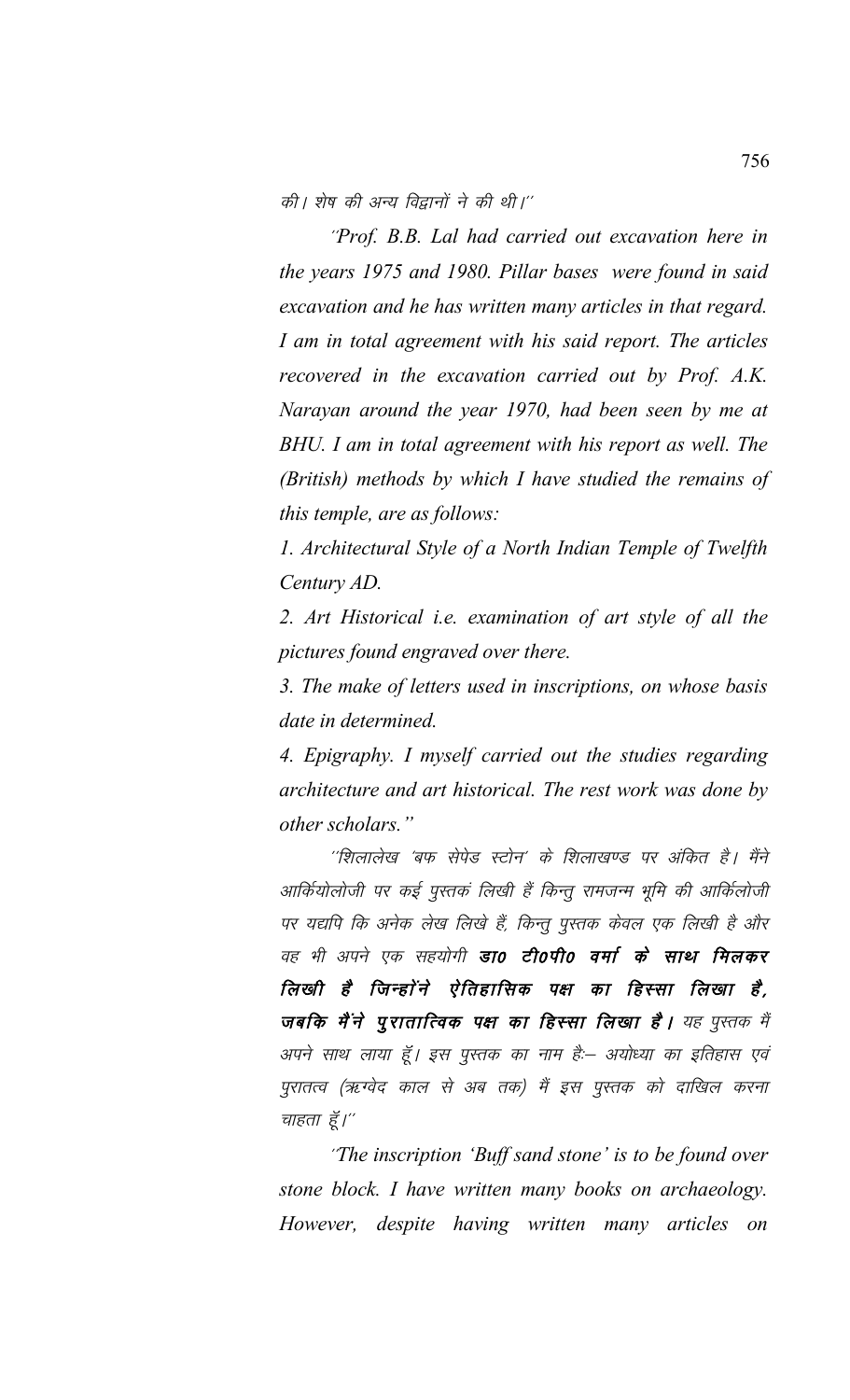की। शेष की अन्य विद्वानों ने की थी।''

''*Prof. B.B. Lal had carried out excavation here in the years 1975 and 1980. Pillar bases were found in said excavation and he has written many articles in that regard. I am in total agreement with his said report. The articles recovered in the excavation carried out by Prof. A.K. Narayan around the year 1970, had been seen by me at BHU. I am in total agreement with his report as well. The (British) methods by which I have studied the remains of this temple, are as follows:*

*1. Architectural Style of a North Indian Temple of Twelfth Century AD.*

*2. Art Historical i.e. examination of art style of all the pictures found engraved over there.*

*3. The make of letters used in inscriptions, on whose basis date in determined.*

*4. Epigraphy. I myself carried out the studies regarding architecture and art historical. The rest work was done by other scholars."*

''शिलालेख 'बफ सेपेड स्टोन' के शिलाखण्ड पर अंकित है। मैंने आर्कियोलोजी पर कई पुस्तकं लिखी हैं किन्तु रामजन्म भूमि की आर्किलोजी पर यद्यपि कि अनेक लेख लिखे हैं, किन्तु पुस्तक केवल एक लिखी है और वह भी अपने एक सहयोगी ***डा0 टी0पी0 वर्मा के साथ मिलकर लिखी है जिन्होंने ऐतिहासिक पक्ष का हिस्सा लिखा है, जबकि मैंने पुरातात्विक पक्ष का हिस्सा लिखा है।*** यह पुस्तक मैं अपने साथ लाया हूँ। इस पुस्तक का नाम है:– अयोध्या का इतिहास एवं पुरातत्व (ऋग्वेद काल से अब तक) मैं इस पुस्तक को दाखिल करना चाहता हूँ।''

''*The inscription 'Buff sand stone' is to be found over stone block. I have written many books on archaeology. However, despite having written many articles on*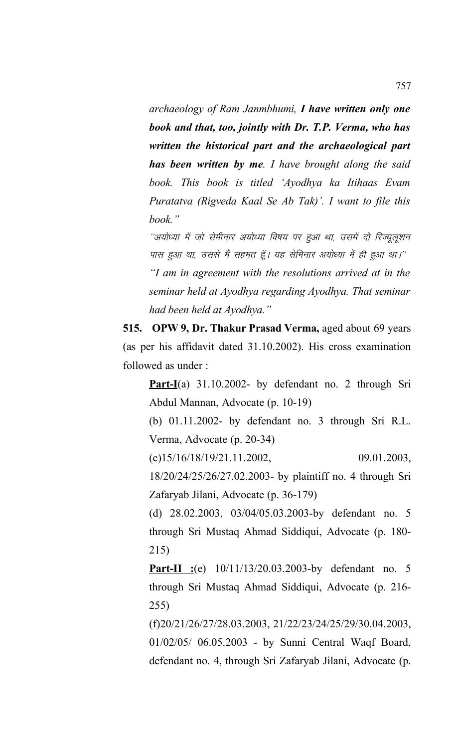*archaeology of Ram Janmbhumi, **I have written only one book and that, too, jointly with Dr. T.P. Verma, who has written the historical part and the archaeological part has been written by me**. I have brought along the said book. This book is titled 'Ayodhya ka Itihaas Evam Puratatva (Rigveda Kaal Se Ab Tak)'. I want to file this book."*

*''अयोध्या में जो सेमीनार अयोध्या विषय पर हुआ था, उसमें दो रिज्यूलूशन पास हुआ था, उससे मैं सहमत हूँ। यह सेमिनार अयोध्या में ही हुआ था।''*

*"I am in agreement with the resolutions arrived at in the seminar held at Ayodhya regarding Ayodhya. That seminar had been held at Ayodhya."*

**515. OPW 9, Dr. Thakur Prasad Verma,** aged about 69 years (as per his affidavit dated 31.10.2002). His cross examination followed as under :

**Part-I**(a) 31.10.2002- by defendant no. 2 through Sri Abdul Mannan, Advocate (p. 10-19)

(b) 01.11.2002- by defendant no. 3 through Sri R.L. Verma, Advocate (p. 20-34)

(c)15/16/18/19/21.11.2002, 09.01.2003, 18/20/24/25/26/27.02.2003- by plaintiff no. 4 through Sri Zafaryab Jilani, Advocate (p. 36-179)

(d) 28.02.2003, 03/04/05.03.2003-by defendant no. 5 through Sri Mustaq Ahmad Siddiqui, Advocate (p. 180-215)

**Part-II :**(e) 10/11/13/20.03.2003-by defendant no. 5 through Sri Mustaq Ahmad Siddiqui, Advocate (p. 216-255)

(f)20/21/26/27/28.03.2003, 21/22/23/24/25/29/30.04.2003, 01/02/05/ 06.05.2003 - by Sunni Central Waqf Board, defendant no. 4, through Sri Zafaryab Jilani, Advocate (p.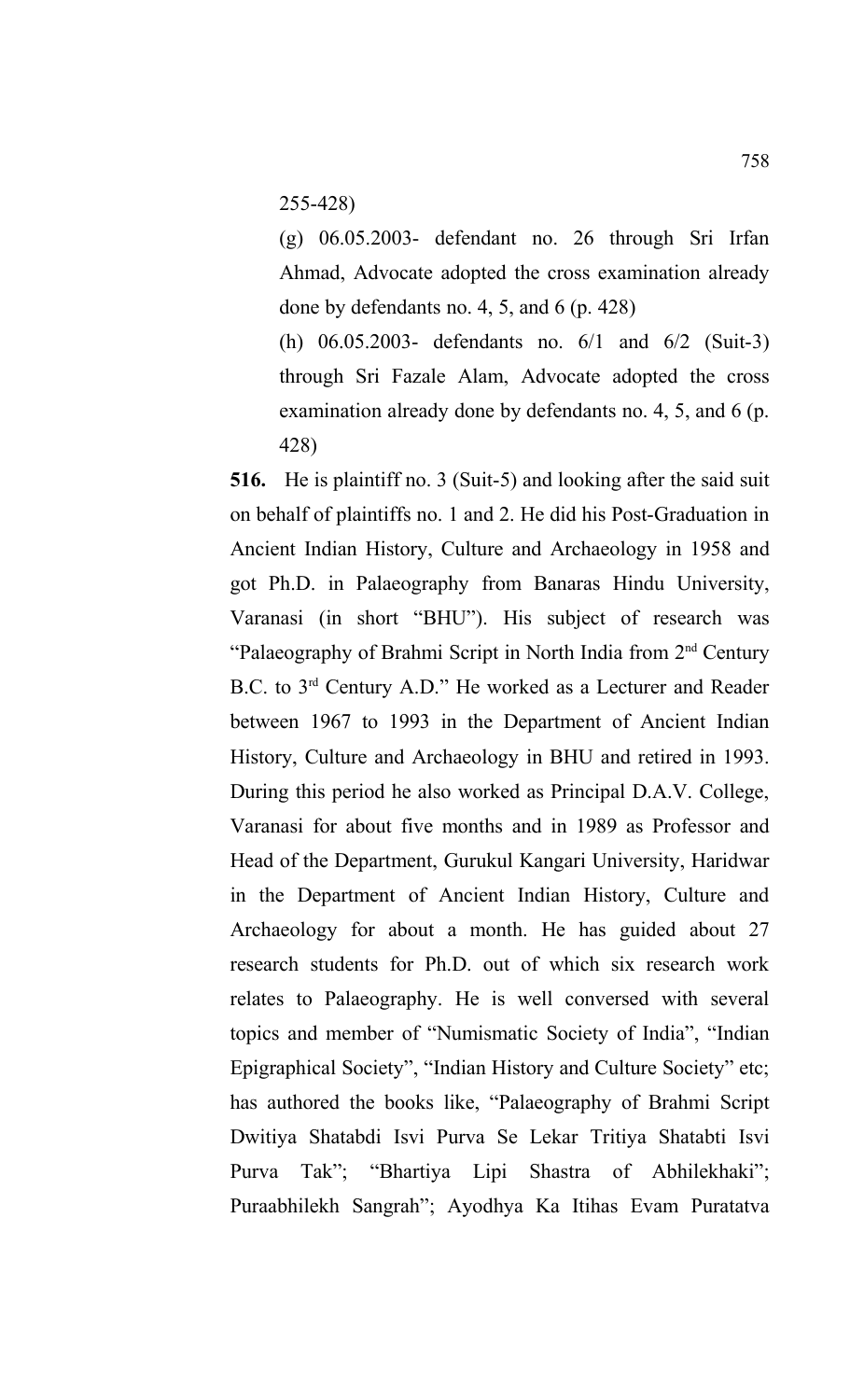255-428)

(g) 06.05.2003- defendant no. 26 through Sri Irfan Ahmad, Advocate adopted the cross examination already done by defendants no. 4, 5, and 6 (p. 428)

(h) 06.05.2003- defendants no. 6/1 and 6/2 (Suit-3) through Sri Fazale Alam, Advocate adopted the cross examination already done by defendants no. 4, 5, and 6 (p. 428)

**516.** He is plaintiff no. 3 (Suit-5) and looking after the said suit on behalf of plaintiffs no. 1 and 2. He did his Post-Graduation in Ancient Indian History, Culture and Archaeology in 1958 and got Ph.D. in Palaeography from Banaras Hindu University, Varanasi (in short "BHU"). His subject of research was "Palaeography of Brahmi Script in North India from 2nd Century B.C. to 3rd Century A.D." He worked as a Lecturer and Reader between 1967 to 1993 in the Department of Ancient Indian History, Culture and Archaeology in BHU and retired in 1993. During this period he also worked as Principal D.A.V. College, Varanasi for about five months and in 1989 as Professor and Head of the Department, Gurukul Kangari University, Haridwar in the Department of Ancient Indian History, Culture and Archaeology for about a month. He has guided about 27 research students for Ph.D. out of which six research work relates to Palaeography. He is well conversed with several topics and member of "Numismatic Society of India", "Indian Epigraphical Society", "Indian History and Culture Society" etc; has authored the books like, "Palaeography of Brahmi Script Dwitiya Shatabdi Isvi Purva Se Lekar Tritiya Shatabti Isvi Purva Tak"; "Bhartiya Lipi Shastra of Abhilekhaki"; Puraabhilekh Sangrah"; Ayodhya Ka Itihas Evam Puratatva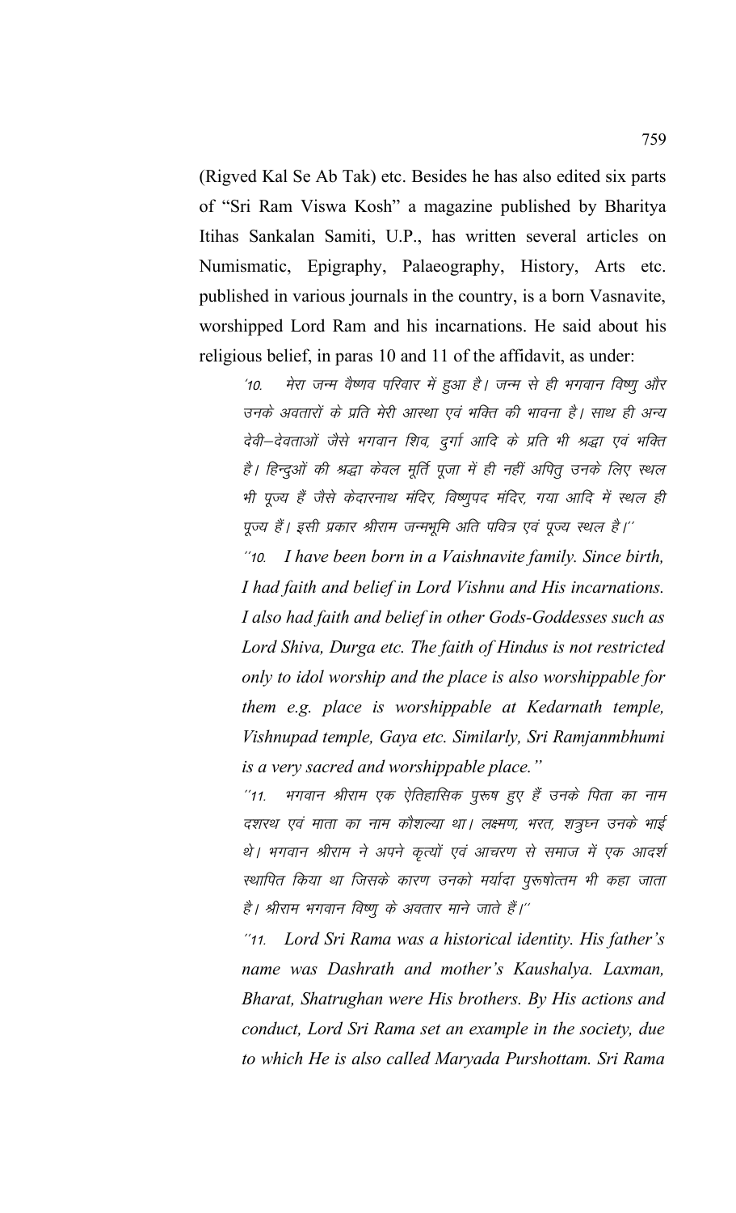(Rigved Kal Se Ab Tak) etc. Besides he has also edited six parts of "Sri Ram Viswa Kosh" a magazine published by Bharitya Itihas Sankalan Samiti, U.P., has written several articles on Numismatic, Epigraphy, Palaeography, History, Arts etc. published in various journals in the country, is a born Vasnavite, worshipped Lord Ram and his incarnations. He said about his religious belief, in paras 10 and 11 of the affidavit, as under:

> '10. मेरा जन्म वैष्णव परिवार में हुआ है। जन्म से ही भगवान विष्णु और उनके अवतारों के प्रति मेरी आस्था एवं भक्ति की भावना है। साथ ही अन्य देवी–देवताओं जैसे भगवान शिव, दुर्गा आदि के प्रति भी श्रद्धा एवं भक्ति है। हिन्दुओं की श्रद्धा केवल मूर्ति पूजा में ही नहीं अपितु उनके लिए स्थल भी पूज्य हैं जैसे केदारनाथ मंदिर, विष्णुपद मंदिर, गया आदि में स्थल ही पूज्य हैं। इसी प्रकार श्रीराम जन्मभूमि अति पवित्र एवं पूज्य स्थल है।''
>
> *''10. I have been born in a Vaishnavite family. Since birth, I had faith and belief in Lord Vishnu and His incarnations. I also had faith and belief in other Gods-Goddesses such as Lord Shiva, Durga etc. The faith of Hindus is not restricted only to idol worship and the place is also worshippable for them e.g. place is worshippable at Kedarnath temple, Vishnupad temple, Gaya etc. Similarly, Sri Ramjanmbhumi is a very sacred and worshippable place."*
>
> ''11. भगवान श्रीराम एक ऐतिहासिक पुरूष हुए हैं उनके पिता का नाम दशरथ एवं माता का नाम कौशल्या था। लक्ष्मण, भरत, शत्रुघ्न उनके भाई थे। भगवान श्रीराम ने अपने कृत्यों एवं आचरण से समाज में एक आदर्श स्थापित किया था जिसके कारण उनको मर्यादा पुरूषोत्तम भी कहा जाता है। श्रीराम भगवान विष्णु के अवतार माने जाते हैं।''
>
> *''11. Lord Sri Rama was a historical identity. His father's name was Dashrath and mother's Kaushalya. Laxman, Bharat, Shatrughan were His brothers. By His actions and conduct, Lord Sri Rama set an example in the society, due to which He is also called Maryada Purshottam. Sri Rama*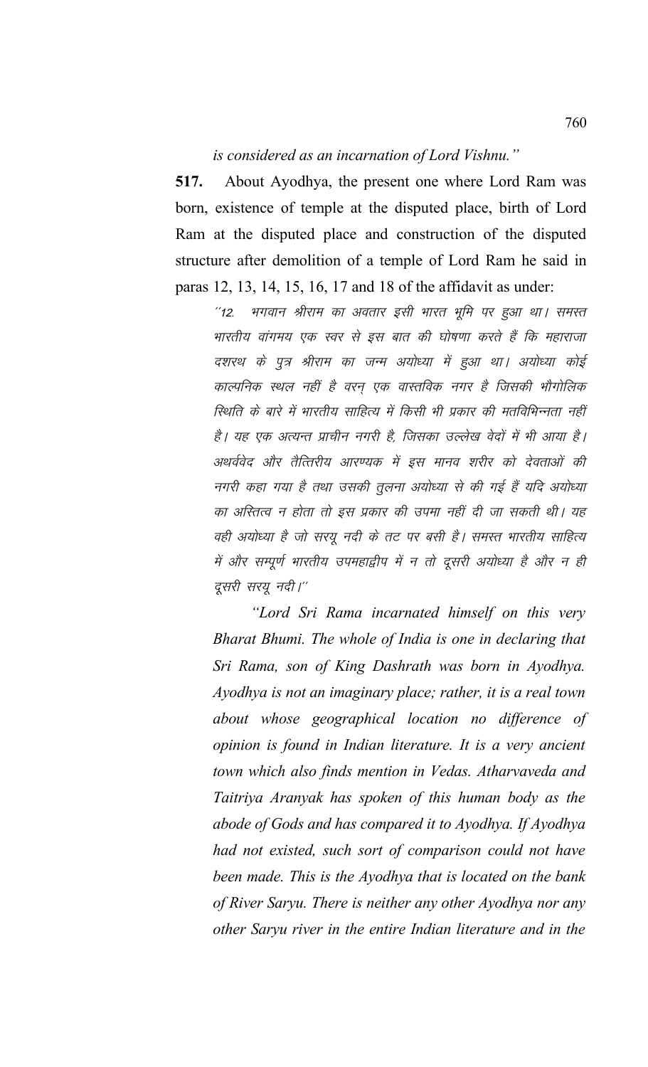*is considered as an incarnation of Lord Vishnu."*

**517.** About Ayodhya, the present one where Lord Ram was born, existence of temple at the disputed place, birth of Lord Ram at the disputed place and construction of the disputed structure after demolition of a temple of Lord Ram he said in paras 12, 13, 14, 15, 16, 17 and 18 of the affidavit as under:

> *''12. भगवान श्रीराम का अवतार इसी भारत भूमि पर हुआ था। समस्त भारतीय वांगमय एक स्वर से इस बात की घोषणा करते हैं कि महाराजा दशरथ के पुत्र श्रीराम का जन्म अयोध्या में हुआ था। अयोध्या कोई काल्पनिक स्थल नहीं है वरन् एक वास्तविक नगर है जिसकी भौगोलिक स्थिति के बारे में भारतीय साहित्य में किसी भी प्रकार की मतविभिन्नता नहीं है। यह एक अत्यन्त प्राचीन नगरी है, जिसका उल्लेख वेदों में भी आया है। अथर्ववेद और तैत्तिरीय आरण्यक में इस मानव शरीर को देवताओं की नगरी कहा गया है तथा उसकी तुलना अयोध्या से की गई हैं यदि अयोध्या का अस्तित्व न होता तो इस प्रकार की उपमा नहीं दी जा सकती थी। यह वही अयोध्या है जो सरयू नदी के तट पर बसी है। समस्त भारतीय साहित्य में और सम्पूर्ण भारतीय उपमहाद्वीप में न तो दूसरी अयोध्या है और न ही दूसरी सरयू नदी।''*
>
> *"Lord Sri Rama incarnated himself on this very Bharat Bhumi. The whole of India is one in declaring that Sri Rama, son of King Dashrath was born in Ayodhya. Ayodhya is not an imaginary place; rather, it is a real town about whose geographical location no difference of opinion is found in Indian literature. It is a very ancient town which also finds mention in Vedas. Atharvaveda and Taitriya Aranyak has spoken of this human body as the abode of Gods and has compared it to Ayodhya. If Ayodhya had not existed, such sort of comparison could not have been made. This is the Ayodhya that is located on the bank of River Saryu. There is neither any other Ayodhya nor any other Saryu river in the entire Indian literature and in the*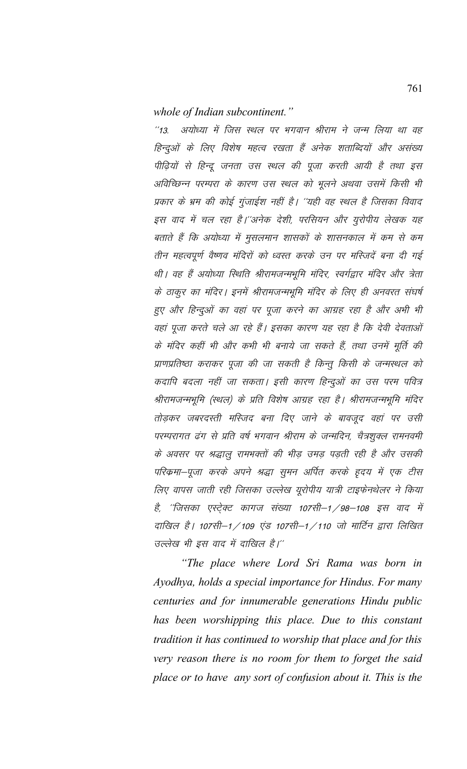*whole of Indian subcontinent."*

*"13. अयोध्या में जिस स्थल पर भगवान श्रीराम ने जन्म लिया था वह हिन्दुओं के लिए विशेष महत्व रखता हैं अनेक शताब्दियों और असंख्य पीढ़ियों से हिन्दू जनता उस स्थल की पूजा करती आयी है तथा इस अविच्छिन्न परम्परा के कारण उस स्थल को भूलने अथवा उसमें किसी भी प्रकार के भ्रम की कोई गुंजाईश नहीं है। "यही वह स्थल है जिसका विवाद इस वाद में चल रहा है।"अनेक देशी, परसियन और युरोपीय लेखक यह बताते हैं कि अयोध्या में मुसलमान शासकों के शासनकाल में कम से कम तीन महत्वपूर्ण वैष्णव मंदिरों को ध्वस्त करके उन पर मस्जिदें बना दी गई थी। वह हैं अयोध्या स्थिति श्रीरामजन्मभूमि मंदिर, स्वर्गद्वार मंदिर और त्रेता के ठाकुर का मंदिर। इनमें श्रीरामजन्मभूमि मंदिर के लिए ही अनवरत संघर्ष हुए और हिन्दुओं का वहां पर पूजा करने का आग्रह रहा है और अभी भी वहां पूजा करते चले आ रहे हैं। इसका कारण यह रहा है कि देवी देवताओं के मंदिर कहीं भी और कभी भी बनाये जा सकते हैं, तथा उनमें मूर्ति की प्राणप्रतिष्ठा कराकर पूजा की जा सकती है किन्तु किसी के जन्मस्थल को कदापि बदला नहीं जा सकता। इसी कारण हिन्दुओं का उस परम पवित्र श्रीरामजन्मभूमि (स्थल) के प्रति विशेष आग्रह रहा है। श्रीरामजन्मभूमि मंदिर तोड़कर जबरदस्ती मस्जिद बना दिए जाने के बावजूद वहां पर उसी परम्परागत ढंग से प्रति वर्ष भगवान श्रीराम के जन्मदिन, चैत्रशुक्ल रामनवमी के अवसर पर श्रद्धालु रामभक्तों की भीड़ उमड़ पड़ती रही है और उसकी परिक्रमा–पूजा करके अपने श्रद्धा सुमन अर्पित करके हृदय में एक टीस लिए वापस जाती रही जिसका उल्लेख यूरोपीय यात्री टाइफेनथेलर ने किया है, "जिसका एस्ट्रेक्ट कागज संख्या 107सी–1/98–108 इस वाद में दाखिल है। 107सी–1/109 एंड 107सी–1/110 जो मार्टिन द्वारा लिखित उल्लेख भी इस वाद में दाखिल है।"*

*"The place where Lord Sri Rama was born in Ayodhya, holds a special importance for Hindus. For many centuries and for innumerable generations Hindu public has been worshipping this place. Due to this constant tradition it has continued to worship that place and for this very reason there is no room for them to forget the said place or to have any sort of confusion about it. This is the*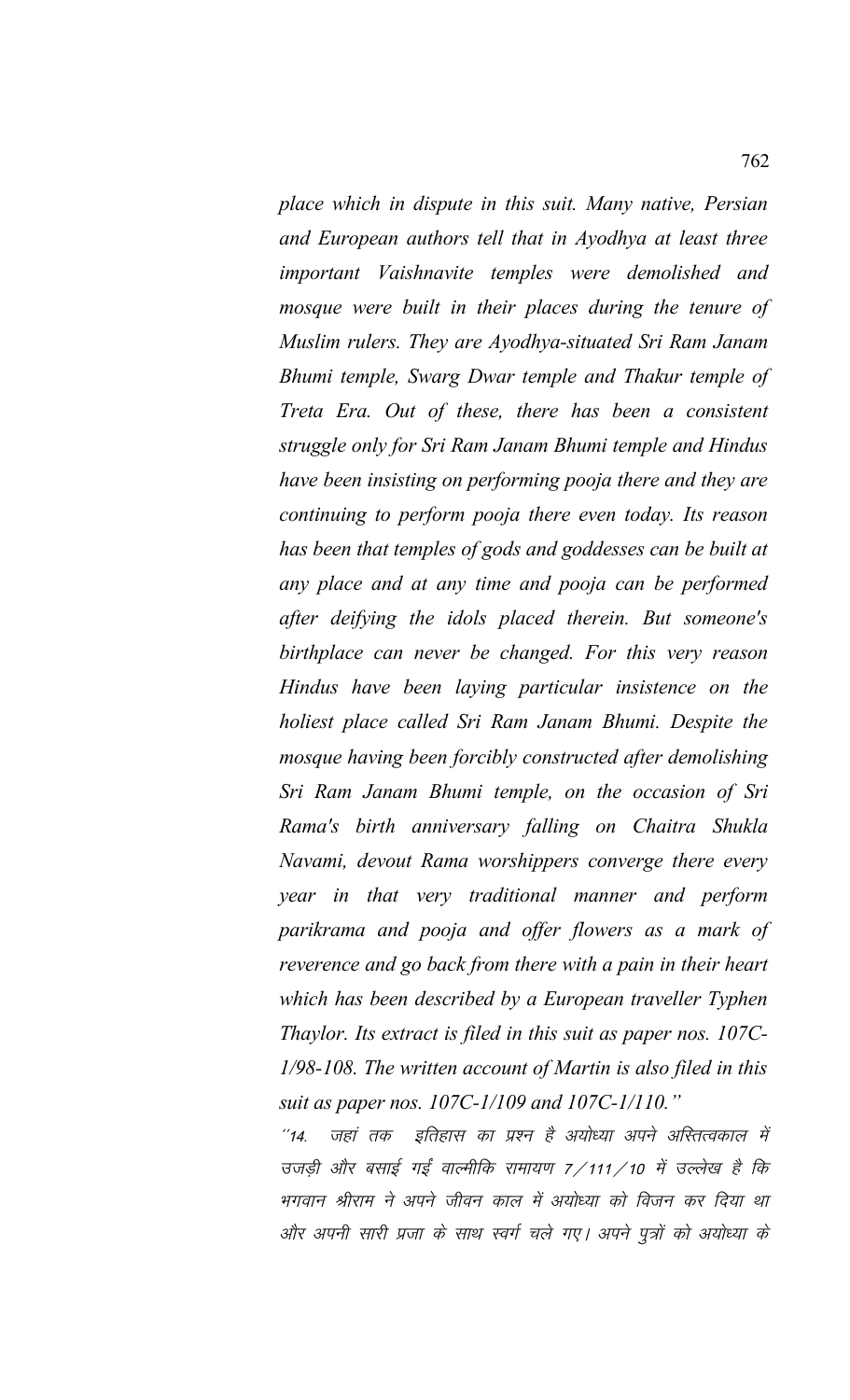*place which in dispute in this suit. Many native, Persian and European authors tell that in Ayodhya at least three important Vaishnavite temples were demolished and mosque were built in their places during the tenure of Muslim rulers. They are Ayodhya-situated Sri Ram Janam Bhumi temple, Swarg Dwar temple and Thakur temple of Treta Era. Out of these, there has been a consistent struggle only for Sri Ram Janam Bhumi temple and Hindus have been insisting on performing pooja there and they are continuing to perform pooja there even today. Its reason has been that temples of gods and goddesses can be built at any place and at any time and pooja can be performed after deifying the idols placed therein. But someone's birthplace can never be changed. For this very reason Hindus have been laying particular insistence on the holiest place called Sri Ram Janam Bhumi. Despite the mosque having been forcibly constructed after demolishing Sri Ram Janam Bhumi temple, on the occasion of Sri Rama's birth anniversary falling on Chaitra Shukla Navami, devout Rama worshippers converge there every year in that very traditional manner and perform parikrama and pooja and offer flowers as a mark of reverence and go back from there with a pain in their heart which has been described by a European traveller Typhen Thaylor. Its extract is filed in this suit as paper nos. 107C-1/98-108. The written account of Martin is also filed in this suit as paper nos. 107C-1/109 and 107C-1/110."*

''14. जहां तक इतिहास का प्रश्न है अयोध्या अपने अस्तित्वकाल में उजड़ी और बसाई गईं वाल्मीकि रामायण 7/111/10 में उल्लेख है कि भगवान श्रीराम ने अपने जीवन काल में अयोध्या को विजन कर दिया था और अपनी सारी प्रजा के साथ स्वर्ग चले गए। अपने पुत्रों को अयोध्या के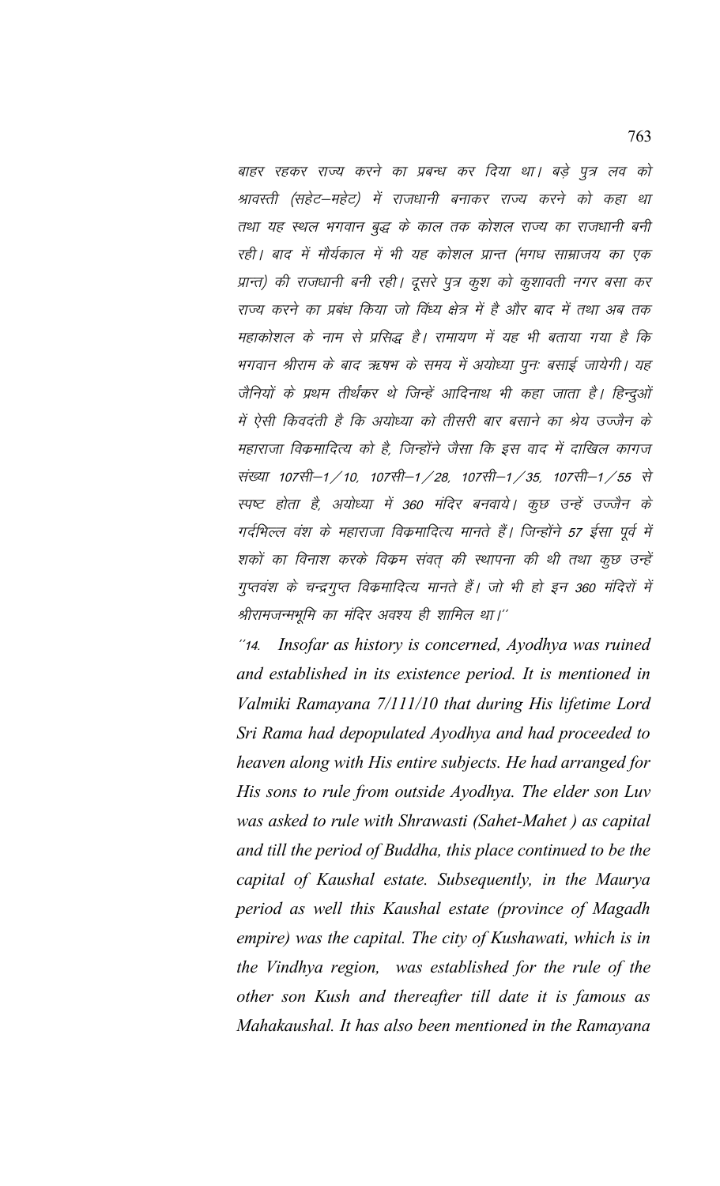बाहर रहकर राज्य करने का प्रबन्ध कर दिया था। बड़े पुत्र लव को श्रावस्ती (सहेट–महेट) में राजधानी बनाकर राज्य करने को कहा था तथा यह स्थल भगवान बुद्ध के काल तक कोशल राज्य का राजधानी बनी रही। बाद में मौर्यकाल में भी यह कोशल प्रान्त (मगध साम्राजय का एक प्रान्त) की राजधानी बनी रही। दूसरे पुत्र कुश को कुशावती नगर बसा कर राज्य करने का प्रबंध किया जो विंध्य क्षेत्र में है और बाद में तथा अब तक महाकोशल के नाम से प्रसिद्ध है। रामायण में यह भी बताया गया है कि भगवान श्रीराम के बाद ऋषभ के समय में अयोध्या पुनः बसाई जायेगी। यह जैनियों के प्रथम तीर्थंकर थे जिन्हें आदिनाथ भी कहा जाता है। हिन्दुओं में ऐसी किवदंती है कि अयोध्या को तीसरी बार बसाने का श्रेय उज्जैन के महाराजा विक्रमादित्य को है, जिन्होंने जैसा कि इस वाद में दाखिल कागज संख्या 107सी–1/10, 107सी–1/28, 107सी–1/35, 107सी–1/55 से स्पष्ट होता है, अयोध्या में 360 मंदिर बनवाये। कुछ उन्हें उज्जैन के गर्दभिल्ल वंश के महाराजा विक्रमादित्य मानते हैं। जिन्होंने 57 ईसा पूर्व में शकों का विनाश करके विक्रम संवत् की स्थापना की थी तथा कुछ उन्हें गुप्तवंश के चन्द्रगुप्त विक्रमादित्य मानते हैं। जो भी हो इन 360 मंदिरों में श्रीरामजन्मभूमि का मंदिर अवश्य ही शामिल था।''

*''14. Insofar as history is concerned, Ayodhya was ruined and established in its existence period. It is mentioned in Valmiki Ramayana 7/111/10 that during His lifetime Lord Sri Rama had depopulated Ayodhya and had proceeded to heaven along with His entire subjects. He had arranged for His sons to rule from outside Ayodhya. The elder son Luv was asked to rule with Shrawasti (Sahet-Mahet ) as capital and till the period of Buddha, this place continued to be the capital of Kaushal estate. Subsequently, in the Maurya period as well this Kaushal estate (province of Magadh empire) was the capital. The city of Kushawati, which is in the Vindhya region, was established for the rule of the other son Kush and thereafter till date it is famous as Mahakaushal. It has also been mentioned in the Ramayana*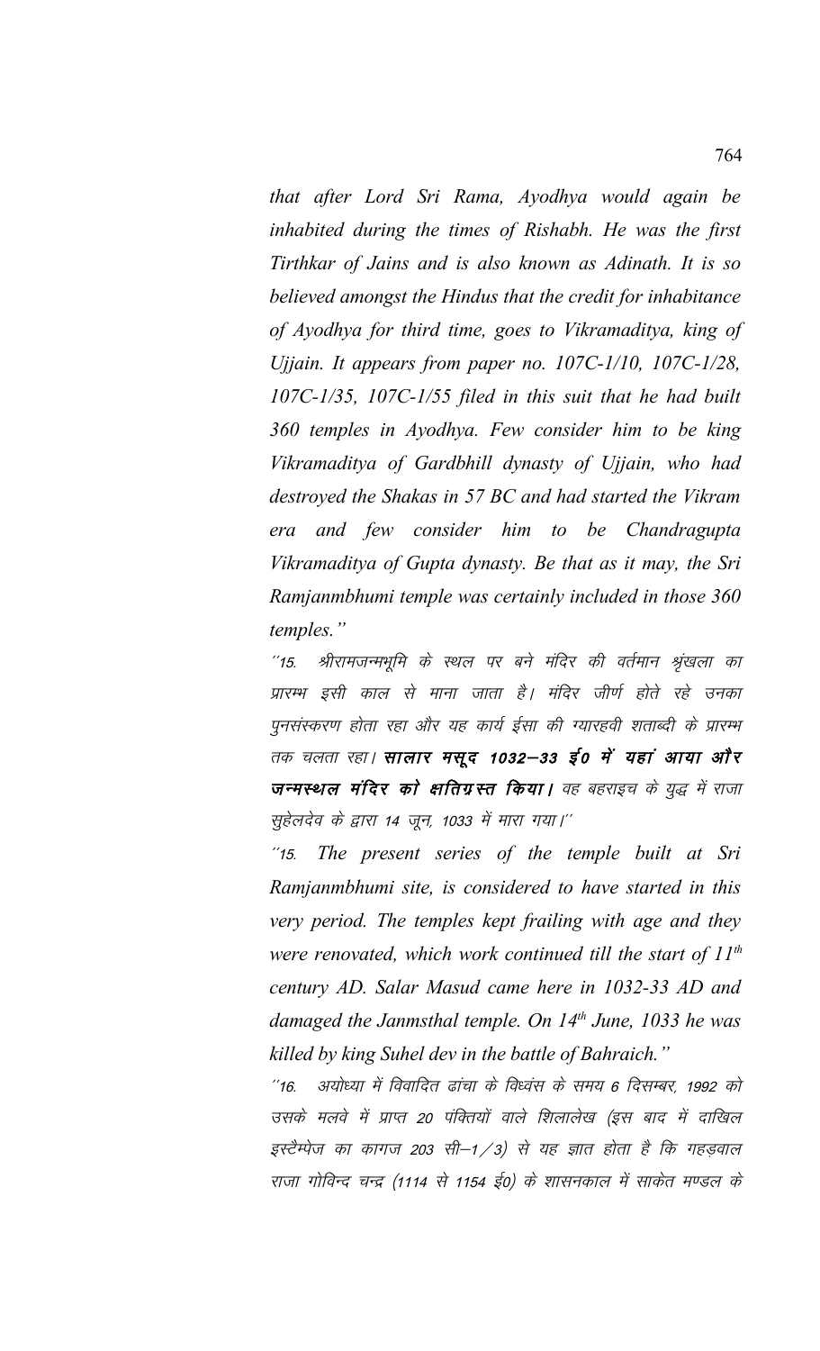*that after Lord Sri Rama, Ayodhya would again be inhabited during the times of Rishabh. He was the first Tirthkar of Jains and is also known as Adinath. It is so believed amongst the Hindus that the credit for inhabitance of Ayodhya for third time, goes to Vikramaditya, king of Ujjain. It appears from paper no. 107C-1/10, 107C-1/28, 107C-1/35, 107C-1/55 filed in this suit that he had built 360 temples in Ayodhya. Few consider him to be king Vikramaditya of Gardbhill dynasty of Ujjain, who had destroyed the Shakas in 57 BC and had started the Vikram era and few consider him to be Chandragupta Vikramaditya of Gupta dynasty. Be that as it may, the Sri Ramjanmbhumi temple was certainly included in those 360 temples."*

*"15. श्रीरामजन्मभूमि के स्थल पर बने मंदिर की वर्तमान श्रृंखला का प्रारम्भ इसी काल से माना जाता है। मंदिर जीर्ण होते रहे उनका पुनसंस्करण होता रहा और यह कार्य ईसा की ग्यारहवी शताब्दी के प्रारम्भ तक चलता रहा।* ***सालार मसूद 1032—33 ई0 में यहां आया और जन्मस्थल मंदिर को क्षतिग्रस्त किया।*** *वह बहराइच के युद्ध में राजा सुहेलदेव के द्वारा 14 जून, 1033 में मारा गया।"*

*"15. The present series of the temple built at Sri Ramjanmbhumi site, is considered to have started in this very period. The temples kept frailing with age and they were renovated, which work continued till the start of 11th century AD. Salar Masud came here in 1032-33 AD and damaged the Janmsthal temple. On 14th June, 1033 he was killed by king Suhel dev in the battle of Bahraich."*

*"16. अयोध्या में विवादित ढांचा के विध्वंस के समय 6 दिसम्बर, 1992 को उसके मलवे में प्राप्त 20 पंक्तियों वाले शिलालेख (इस बाद में दाखिल इस्टैम्पेज का कागज 203 सी—1/3) से यह ज्ञात होता है कि गहड़वाल राजा गोविन्द चन्द्र (1114 से 1154 ई0) के शासनकाल में साकेत मण्डल के*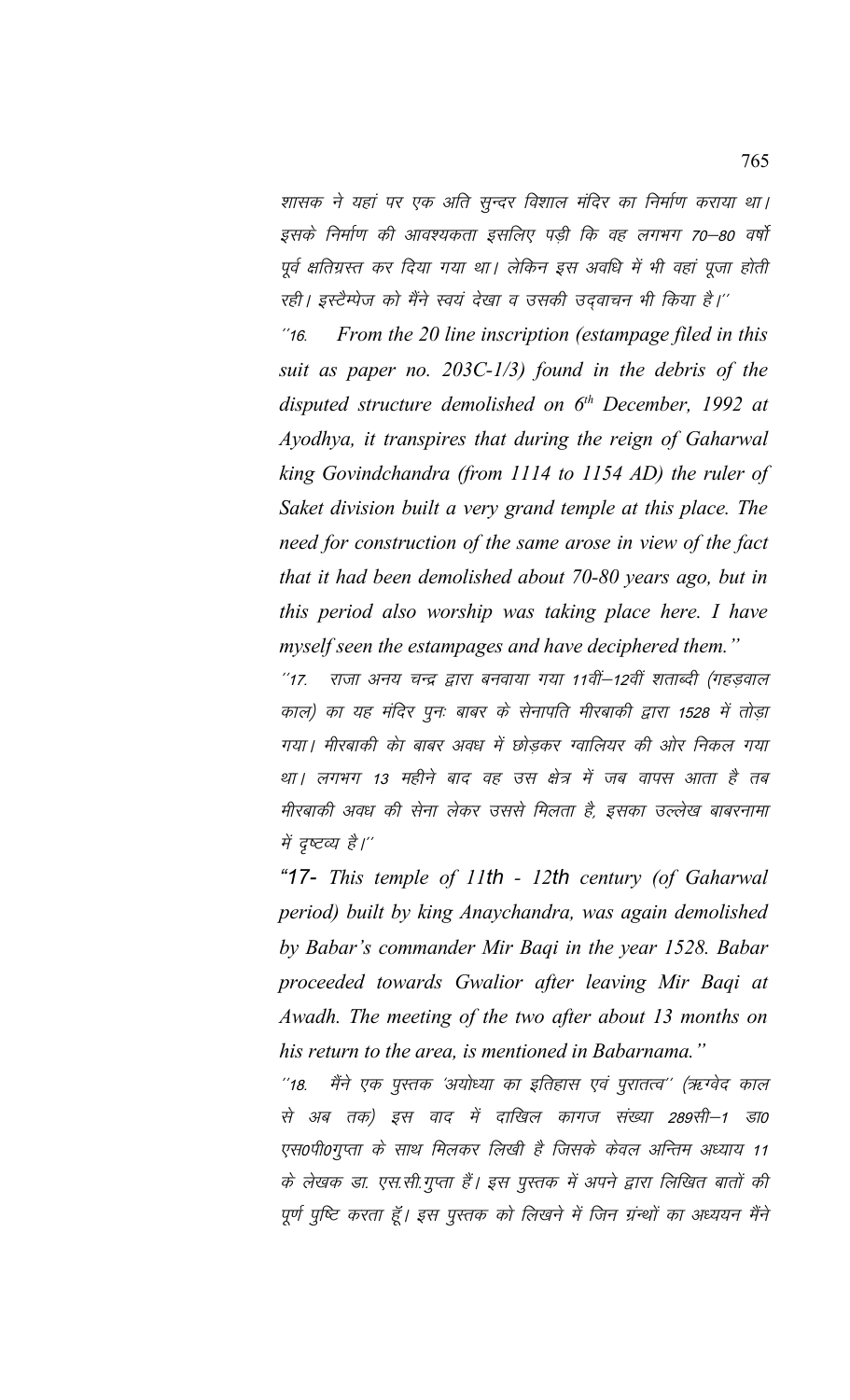शासक ने यहां पर एक अति सुन्दर विशाल मंदिर का निर्माण कराया था। इसके निर्माण की आवश्यकता इसलिए पड़ी कि वह लगभग 70–80 वर्षो पूर्व क्षतिग्रस्त कर दिया गया था। लेकिन इस अवधि में भी वहां पूजा होती रही। इस्टैम्पेज को मैंने स्वयं देखा व उसकी उद्वाचन भी किया है।''

''16. *From the 20 line inscription (estampage filed in this suit as paper no. 203C-1/3) found in the debris of the disputed structure demolished on 6th December, 1992 at Ayodhya, it transpires that during the reign of Gaharwal king Govindchandra (from 1114 to 1154 AD) the ruler of Saket division built a very grand temple at this place. The need for construction of the same arose in view of the fact that it had been demolished about 70-80 years ago, but in this period also worship was taking place here. I have myself seen the estampages and have deciphered them."*

''17. राजा अनय चन्द्र द्वारा बनवाया गया 11वीं–12वीं शताब्दी (गहड़वाल काल) का यह मंदिर पुनः बाबर के सेनापति मीरबाकी द्वारा 1528 में तोड़ा गया। मीरबाकी को बाबर अवध में छोड़कर ग्वालियर की ओर निकल गया था। लगभग 13 महीने बाद वह उस क्षेत्र में जब वापस आता है तब मीरबाकी अवध की सेना लेकर उससे मिलता है, इसका उल्लेख बाबरनामा में दृष्टव्य है।''

*"17- This temple of 11th - 12th century (of Gaharwal period) built by king Anaychandra, was again demolished by Babar's commander Mir Baqi in the year 1528. Babar proceeded towards Gwalior after leaving Mir Baqi at Awadh. The meeting of the two after about 13 months on his return to the area, is mentioned in Babarnama."*

''18. मैंने एक पुस्तक 'अयोध्या का इतिहास एवं पुरातत्व'' (ऋग्वेद काल से अब तक) इस वाद में दाखिल कागज संख्या 289सी–1 डा0 एस0पी0गुप्ता के साथ मिलकर लिखी है जिसके केवल अन्तिम अध्याय 11 के लेखक डा. एस.सी.गुप्ता हैं। इस पुस्तक में अपने द्वारा लिखित बातों की पूर्ण पुष्टि करता हूँ। इस पुस्तक को लिखने में जिन ग्रंन्थों का अध्ययन मैंने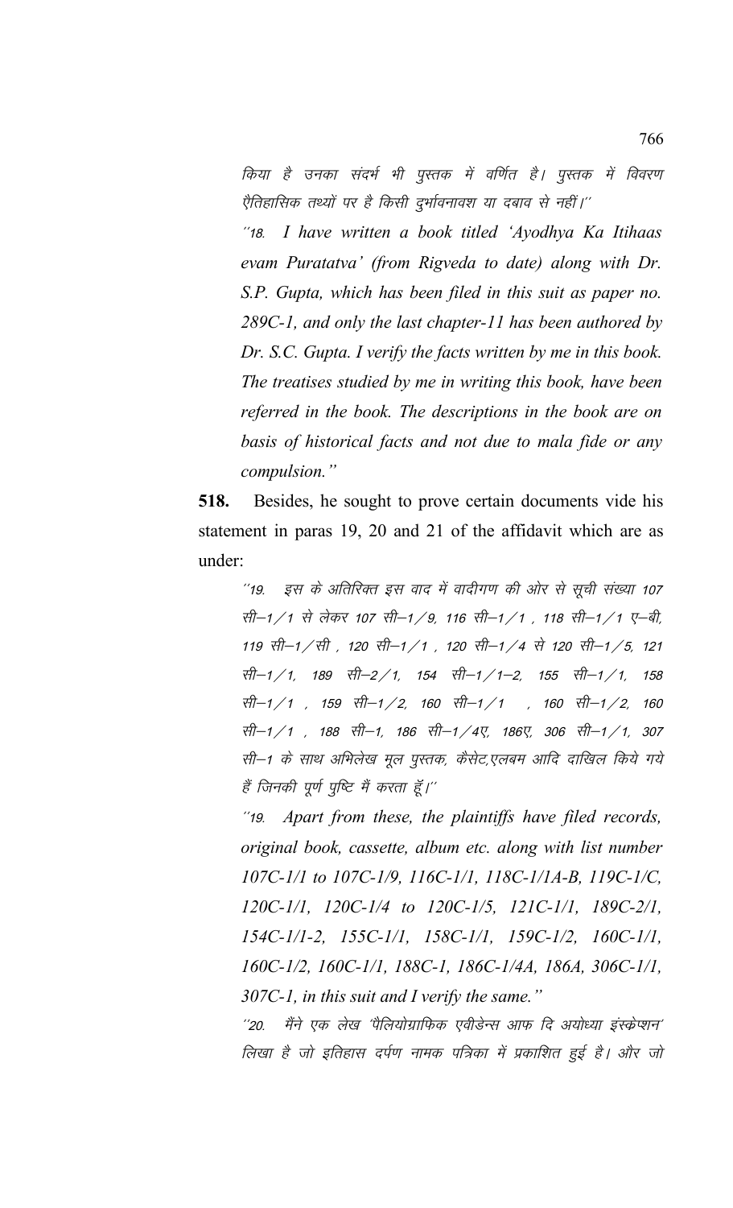किया है उनका संदर्भ भी पुस्तक में वर्णित है। पुस्तक में विवरण ऐतिहासिक तथ्यों पर है किसी दुर्भावनावश या दबाव से नहीं।''

*"18. I have written a book titled 'Ayodhya Ka Itihaas evam Puratatva' (from Rigveda to date) along with Dr. S.P. Gupta, which has been filed in this suit as paper no. 289C-1, and only the last chapter-11 has been authored by Dr. S.C. Gupta. I verify the facts written by me in this book. The treatises studied by me in writing this book, have been referred in the book. The descriptions in the book are on basis of historical facts and not due to mala fide or any compulsion."*

**518.** Besides, he sought to prove certain documents vide his statement in paras 19, 20 and 21 of the affidavit which are as under:

*''19. इस के अतिरिक्त इस वाद में वादीगण की ओर से सूची संख्या 107 सी–1/1 से लेकर 107 सी–1/9, 116 सी–1/1 , 118 सी–1/1 ए–बी, 119 सी–1/सी , 120 सी–1/1 , 120 सी–1/4 से 120 सी–1/5, 121 सी–1/1, 189 सी–2/1, 154 सी–1/1–2, 155 सी–1/1, 158 सी–1/1 , 159 सी–1/2, 160 सी–1/1 , 160 सी–1/2, 160 सी–1/1 , 188 सी–1, 186 सी–1/4ए, 186ए, 306 सी–1/1, 307 सी–1 के साथ अभिलेख मूल पुस्तक, कैसेट,एलबम आदि दाखिल किये गये हैं जिनकी पूर्ण पुष्टि मैं करता हूँ।''*

*"19. Apart from these, the plaintiffs have filed records, original book, cassette, album etc. along with list number 107C-1/1 to 107C-1/9, 116C-1/1, 118C-1/1A-B, 119C-1/C, 120C-1/1, 120C-1/4 to 120C-1/5, 121C-1/1, 189C-2/1, 154C-1/1-2, 155C-1/1, 158C-1/1, 159C-1/2, 160C-1/1, 160C-1/2, 160C-1/1, 188C-1, 186C-1/4A, 186A, 306C-1/1, 307C-1, in this suit and I verify the same."*

*''20. मैंने एक लेख 'पैलियोग्राफिक एवीडेन्स आफ दि अयोध्या इंस्क्रेप्शन' लिखा है जो इतिहास दर्पण नामक पत्रिका में प्रकाशित हुई है। और जो*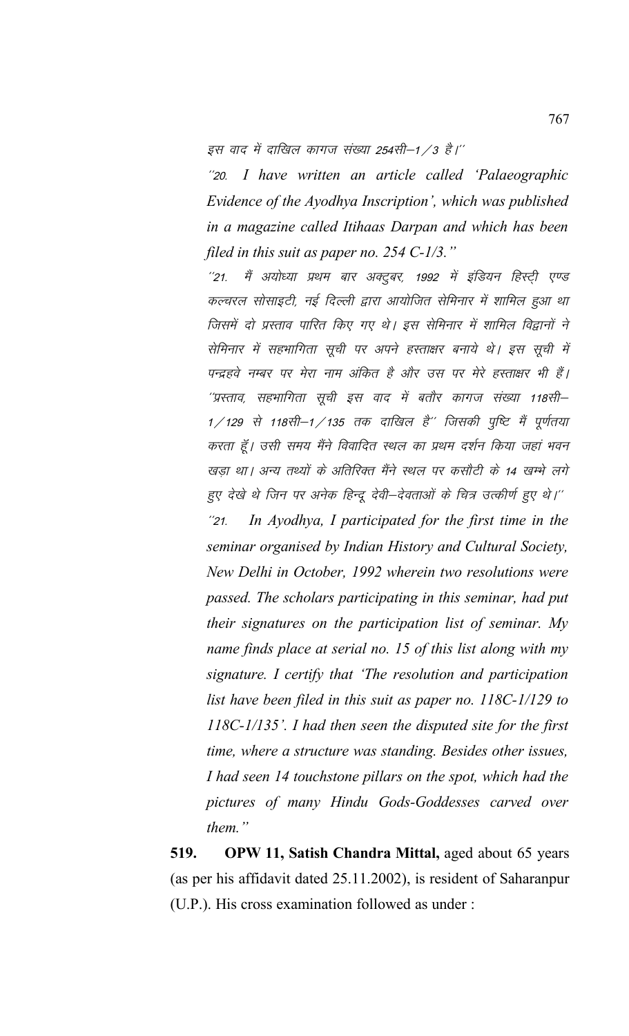इस वाद में दाखिल कागज संख्या 254सी–1/3 है।''

''20. *I have written an article called 'Palaeographic Evidence of the Ayodhya Inscription', which was published in a magazine called Itihaas Darpan and which has been filed in this suit as paper no. 254 C-1/3."*

''21. मैं अयोध्या प्रथम बार अक्टुबर, 1992 में इंडियन हिस्ट्री एण्ड कल्चरल सोसाइटी, नई दिल्ली द्वारा आयोजित सेमिनार में शामिल हुआ था जिसमें दो प्रस्ताव पारित किए गए थे। इस सेमिनार में शामिल विद्वानों ने सेमिनार में सहभागिता सूची पर अपने हस्ताक्षर बनाये थे। इस सूची में पन्द्रहवे नम्बर पर मेरा नाम अंकित है और उस पर मेरे हस्ताक्षर भी हैं। ''प्रस्ताव, सहभागिता सूची इस वाद में बतौर कागज संख्या 118सी–1/129 से 118सी–1/135 तक दाखिल है'' जिसकी पुष्टि मैं पूर्णतया करता हूँ। उसी समय मैंने विवादित स्थल का प्रथम दर्शन किया जहां भवन खड़ा था। अन्य तथ्यों के अतिरिक्त मैंने स्थल पर कसौटी के 14 खम्भे लगे हुए देखे थे जिन पर अनेक हिन्दू देवी–देवताओं के चित्र उत्कीर्ण हुए थे।''

''21. *In Ayodhya, I participated for the first time in the seminar organised by Indian History and Cultural Society, New Delhi in October, 1992 wherein two resolutions were passed. The scholars participating in this seminar, had put their signatures on the participation list of seminar. My name finds place at serial no. 15 of this list along with my signature. I certify that 'The resolution and participation list have been filed in this suit as paper no. 118C-1/129 to 118C-1/135'. I had then seen the disputed site for the first time, where a structure was standing. Besides other issues, I had seen 14 touchstone pillars on the spot, which had the pictures of many Hindu Gods-Goddesses carved over them."*

**519. OPW 11, Satish Chandra Mittal,** aged about 65 years (as per his affidavit dated 25.11.2002), is resident of Saharanpur (U.P.). His cross examination followed as under :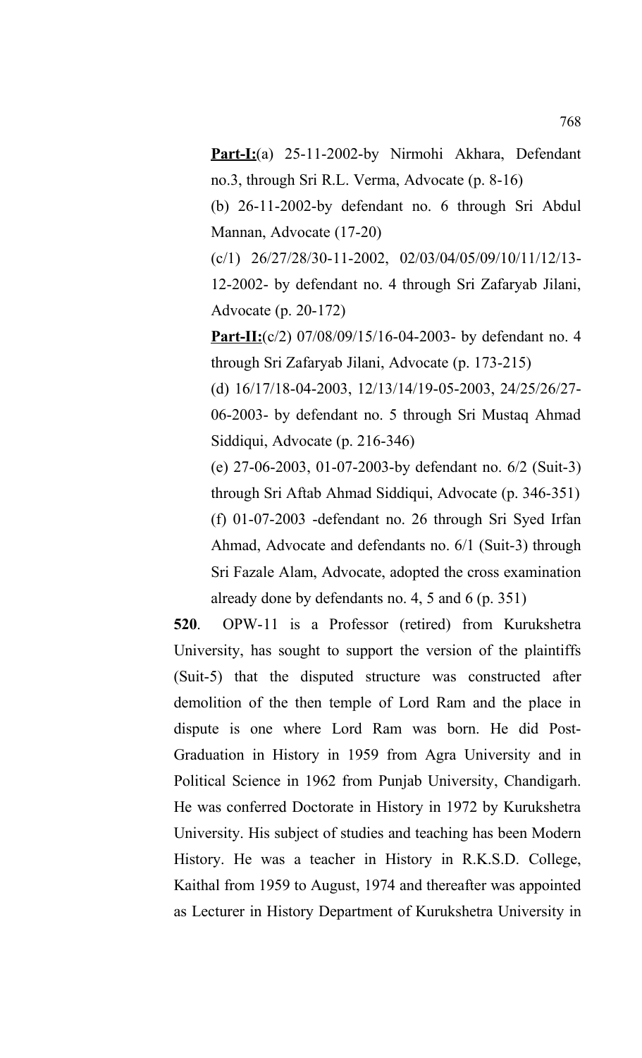**Part-I:**(a) 25-11-2002-by Nirmohi Akhara, Defendant no.3, through Sri R.L. Verma, Advocate (p. 8-16)

(b) 26-11-2002-by defendant no. 6 through Sri Abdul Mannan, Advocate (17-20)

(c/1) 26/27/28/30-11-2002, 02/03/04/05/09/10/11/12/13-12-2002- by defendant no. 4 through Sri Zafaryab Jilani, Advocate (p. 20-172)

**Part-II:**(c/2) 07/08/09/15/16-04-2003- by defendant no. 4 through Sri Zafaryab Jilani, Advocate (p. 173-215)

(d) 16/17/18-04-2003, 12/13/14/19-05-2003, 24/25/26/27-06-2003- by defendant no. 5 through Sri Mustaq Ahmad Siddiqui, Advocate (p. 216-346)

(e) 27-06-2003, 01-07-2003-by defendant no. 6/2 (Suit-3) through Sri Aftab Ahmad Siddiqui, Advocate (p. 346-351)

(f) 01-07-2003 -defendant no. 26 through Sri Syed Irfan Ahmad, Advocate and defendants no. 6/1 (Suit-3) through Sri Fazale Alam, Advocate, adopted the cross examination already done by defendants no. 4, 5 and 6 (p. 351)

**520**. OPW-11 is a Professor (retired) from Kurukshetra University, has sought to support the version of the plaintiffs (Suit-5) that the disputed structure was constructed after demolition of the then temple of Lord Ram and the place in dispute is one where Lord Ram was born. He did Post-Graduation in History in 1959 from Agra University and in Political Science in 1962 from Punjab University, Chandigarh. He was conferred Doctorate in History in 1972 by Kurukshetra University. His subject of studies and teaching has been Modern History. He was a teacher in History in R.K.S.D. College, Kaithal from 1959 to August, 1974 and thereafter was appointed as Lecturer in History Department of Kurukshetra University in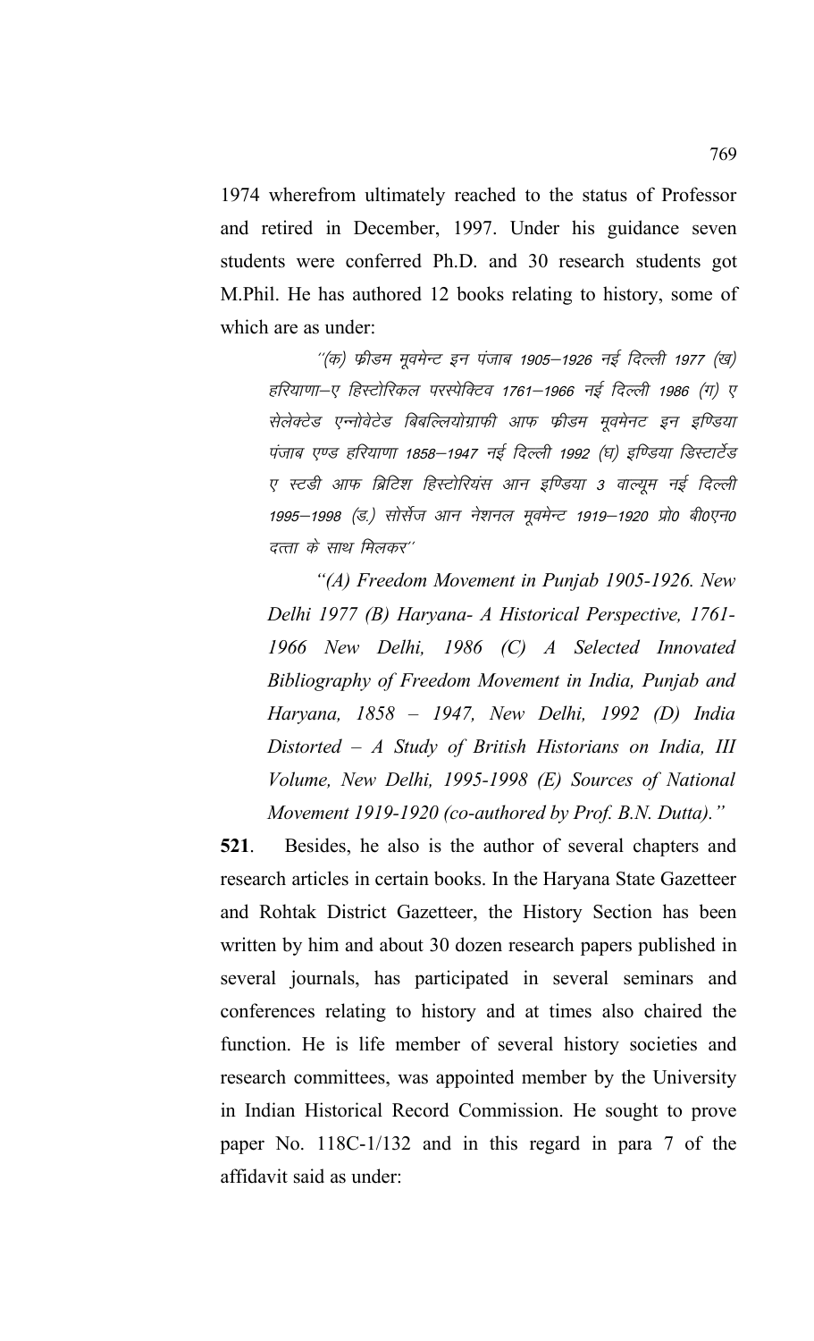1974 wherefrom ultimately reached to the status of Professor and retired in December, 1997. Under his guidance seven students were conferred Ph.D. and 30 research students got M.Phil. He has authored 12 books relating to history, some of which are as under:

> *''(क) फ्रीडम मूवमेन्ट इन पंजाब 1905—1926 नई दिल्ली 1977 (ख) हरियाणा—ए हिस्टोरिकल परस्पेक्टिव 1761—1966 नई दिल्ली 1986 (ग) ए सेलेक्टेड एन्नोवेटेड बिबल्लियोग्राफी आफ फ्रीडम मूवमेनट इन इण्डिया पंजाब एण्ड हरियाणा 1858—1947 नई दिल्ली 1992 (घ) इण्डिया डिस्टार्टेड ए स्टडी आफ ब्रिटिश हिस्टोरियंस आन इण्डिया 3 वाल्यूम नई दिल्ली 1995—1998 (ड.) सोर्सेज आन नेशनल मूवमेन्ट 1919—1920 प्रो0 बी0एन0 दत्ता के साथ मिलकर''*
>
> *"(A) Freedom Movement in Punjab 1905-1926. New Delhi 1977 (B) Haryana- A Historical Perspective, 1761-1966 New Delhi, 1986 (C) A Selected Innovated Bibliography of Freedom Movement in India, Punjab and Haryana, 1858 – 1947, New Delhi, 1992 (D) India Distorted – A Study of British Historians on India, III Volume, New Delhi, 1995-1998 (E) Sources of National Movement 1919-1920 (co-authored by Prof. B.N. Dutta)."*

**521**. Besides, he also is the author of several chapters and research articles in certain books. In the Haryana State Gazetteer and Rohtak District Gazetteer, the History Section has been written by him and about 30 dozen research papers published in several journals, has participated in several seminars and conferences relating to history and at times also chaired the function. He is life member of several history societies and research committees, was appointed member by the University in Indian Historical Record Commission. He sought to prove paper No. 118C-1/132 and in this regard in para 7 of the affidavit said as under: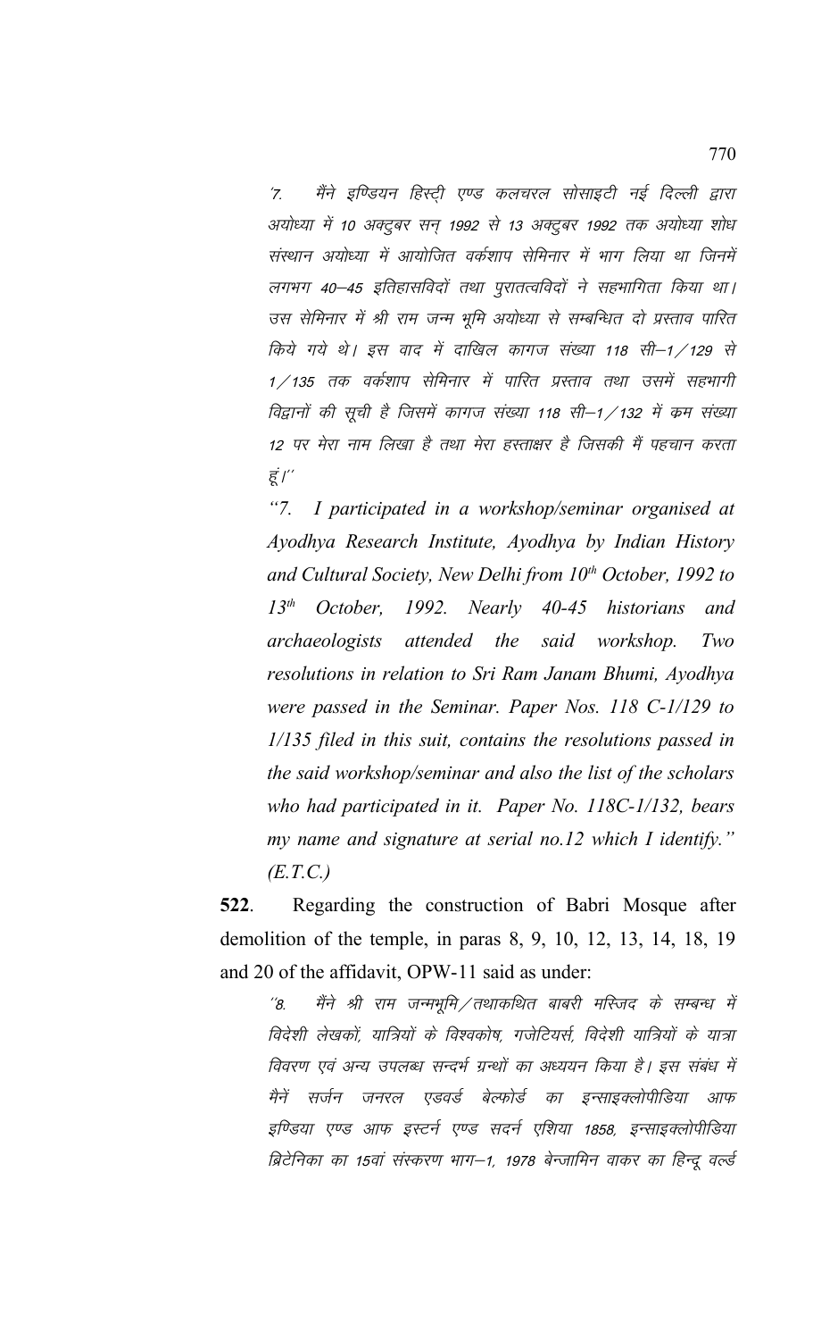"7. मैंने इण्डियन हिस्ट्री एण्ड कलचरल सोसाइटी नई दिल्ली द्वारा अयोध्या में 10 अक्टुबर सन् 1992 से 13 अक्टुबर 1992 तक अयोध्या शोध संस्थान अयोध्या में आयोजित वर्कशाप सेमिनार में भाग लिया था जिनमें लगभग 40–45 इतिहासविदों तथा पुरातत्वविदों ने सहभागिता किया था। उस सेमिनार में श्री राम जन्म भूमि अयोध्या से सम्बन्धित दो प्रस्ताव पारित किये गये थे। इस वाद में दाखिल कागज संख्या 118 सी–1/129 से 1/135 तक वर्कशाप सेमिनार में पारित प्रस्ताव तथा उसमें सहभागी विद्वानों की सूची है जिसमें कागज संख्या 118 सी–1/132 में क्रम संख्या 12 पर मेरा नाम लिखा है तथा मेरा हस्ताक्षर है जिसकी मैं पहचान करता हूं।"

*"7. I participated in a workshop/seminar organised at Ayodhya Research Institute, Ayodhya by Indian History and Cultural Society, New Delhi from 10th October, 1992 to 13th October, 1992. Nearly 40-45 historians and archaeologists attended the said workshop. Two resolutions in relation to Sri Ram Janam Bhumi, Ayodhya were passed in the Seminar. Paper Nos. 118 C-1/129 to 1/135 filed in this suit, contains the resolutions passed in the said workshop/seminar and also the list of the scholars who had participated in it. Paper No. 118C-1/132, bears my name and signature at serial no.12 which I identify." (E.T.C.)*

**522**. Regarding the construction of Babri Mosque after demolition of the temple, in paras 8, 9, 10, 12, 13, 14, 18, 19 and 20 of the affidavit, OPW-11 said as under:

"8. मैंने श्री राम जन्मभूमि/तथाकथित बाबरी मस्जिद के सम्बन्ध में विदेशी लेखकों, यात्रियों के विश्वकोष, गजेटियर्स, विदेशी यात्रियों के यात्रा विवरण एवं अन्य उपलब्ध सन्दर्भ ग्रन्थों का अध्ययन किया है। इस संबंध में मैनें सर्जन जनरल एडवर्ड बेल्फोर्ड का इन्साइक्लोपीडिया आफ इण्डिया एण्ड आफ इस्टर्न एण्ड सदर्न एशिया 1858, इन्साइक्लोपीडिया ब्रिटेनिका का 15वां संस्करण भाग–1, 1978 बेन्जामिन वाकर का हिन्दू वर्ल्ड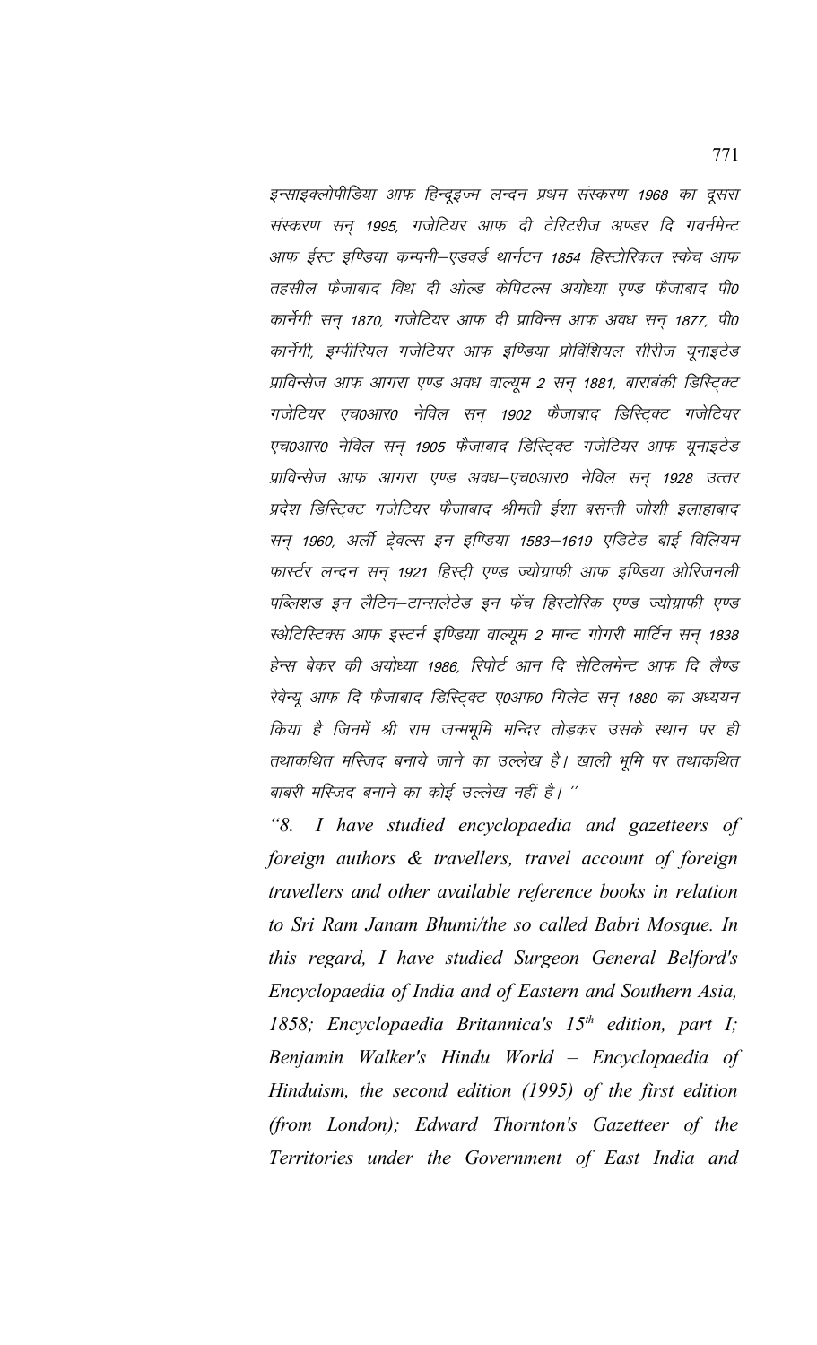*इन्साइक्लोपीडिया आफ हिन्दूइज्म लन्दन प्रथम संस्करण 1968 का दूसरा संस्करण सन् 1995, गजेटियर आफ दी टेरिटरीज अण्डर दि गवर्नमेन्ट आफ ईस्ट इण्डिया कम्पनी–एडवर्ड थार्नटन 1854 हिस्टोरिकल स्केच आफ तहसील फैजाबाद विथ दी ओल्ड केपिटल्स अयोध्या एण्ड फैजाबाद पी0 कार्नेगी सन् 1870, गजेटियर आफ दी प्राविन्स आफ अवध सन् 1877, पी0 कार्नेगी, इम्पीरियल गजेटियर आफ इण्डिया प्रोविंशियल सीरीज यूनाइटेड प्राविन्सेज आफ आगरा एण्ड अवध वाल्यूम 2 सन् 1881, बाराबंकी डिस्ट्रिक्ट गजेटियर एच0आर0 नेविल सन् 1902 फैजाबाद डिस्ट्रिक्ट गजेटियर एच0आर0 नेविल सन् 1905 फैजाबाद डिस्ट्रिक्ट गजेटियर आफ यूनाइटेड प्राविन्सेज आफ आगरा एण्ड अवध–एच0आर0 नेविल सन् 1928 उत्तर प्रदेश डिस्ट्रिक्ट गजेटियर फैजाबाद श्रीमती ईशा बसन्ती जोशी इलाहाबाद सन् 1960, अर्ली ट्रेवल्स इन इण्डिया 1583–1619 एडिटेड बाई विलियम फार्स्टर लन्दन सन् 1921 हिस्ट्री एण्ड ज्योग्राफी आफ इण्डिया ओरिजनली पब्लिशड इन लैटिन–टान्सलेटेड इन फेंच हिस्टोरिक एण्ड ज्योग्राफी एण्ड स्अेटिस्टिक्स आफ इस्टर्न इण्डिया वाल्यूम 2 मान्ट गोगरी मार्टिन सन् 1838 हेन्स बेकर की अयोध्या 1986, रिपोर्ट आन दि सेटिलमेन्ट आफ दि लैण्ड रेवेन्यू आफ दि फैजाबाद डिस्ट्रिक्ट ए0अफ0 गिलेट सन् 1880 का अध्ययन किया है जिनमें श्री राम जन्मभूमि मन्दिर तोड़कर उसके स्थान पर ही तथाकथित मस्जिद बनाये जाने का उल्लेख है। खाली भूमि पर तथाकथित बाबरी मस्जिद बनाने का कोई उल्लेख नहीं है। "*

*"8. I have studied encyclopaedia and gazetteers of foreign authors & travellers, travel account of foreign travellers and other available reference books in relation to Sri Ram Janam Bhumi/the so called Babri Mosque. In this regard, I have studied Surgeon General Belford's Encyclopaedia of India and of Eastern and Southern Asia, 1858; Encyclopaedia Britannica's 15th edition, part I; Benjamin Walker's Hindu World – Encyclopaedia of Hinduism, the second edition (1995) of the first edition (from London); Edward Thornton's Gazetteer of the Territories under the Government of East India and*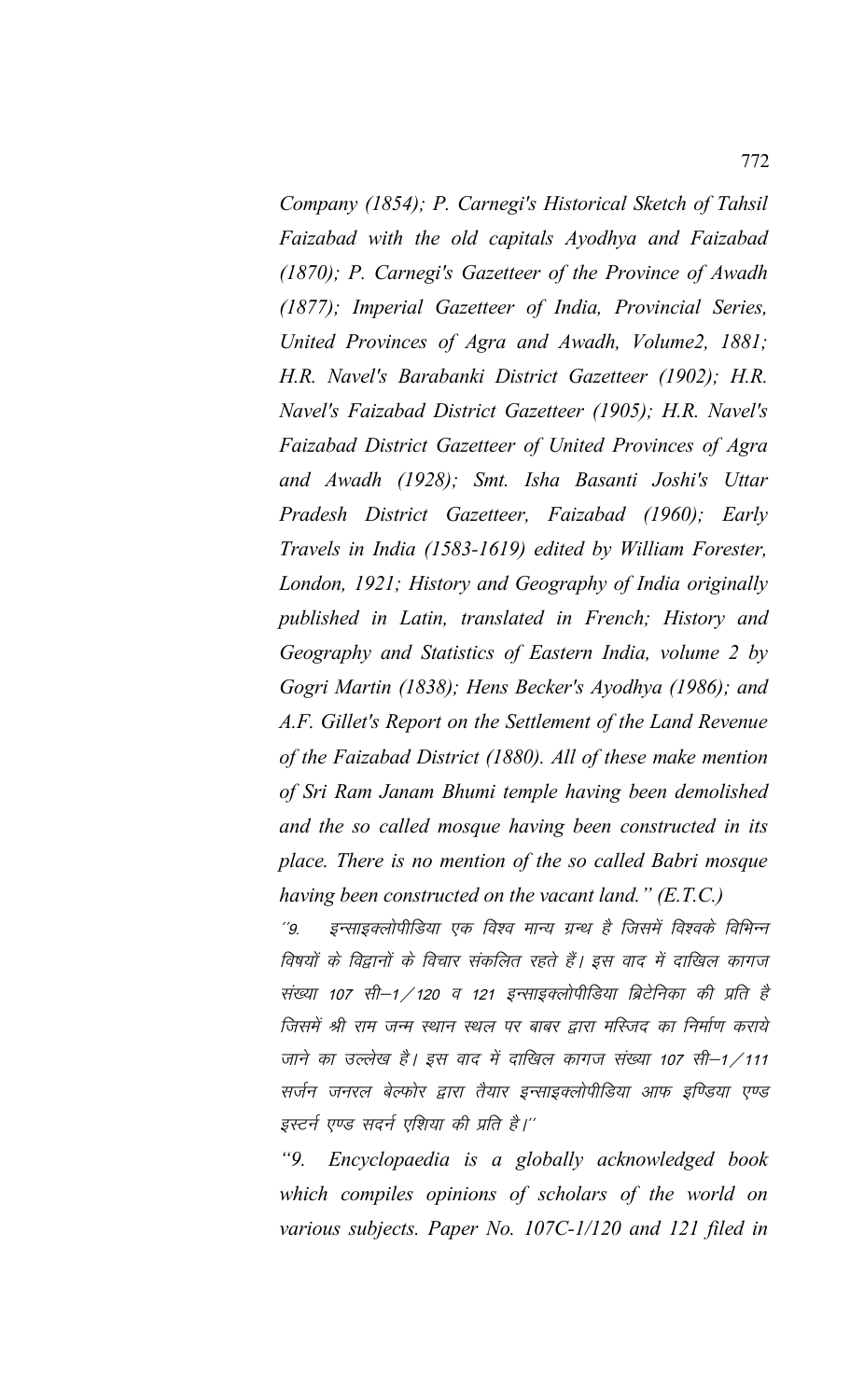*Company (1854); P. Carnegi's Historical Sketch of Tahsil Faizabad with the old capitals Ayodhya and Faizabad (1870); P. Carnegi's Gazetteer of the Province of Awadh (1877); Imperial Gazetteer of India, Provincial Series, United Provinces of Agra and Awadh, Volume2, 1881; H.R. Navel's Barabanki District Gazetteer (1902); H.R. Navel's Faizabad District Gazetteer (1905); H.R. Navel's Faizabad District Gazetteer of United Provinces of Agra and Awadh (1928); Smt. Isha Basanti Joshi's Uttar Pradesh District Gazetteer, Faizabad (1960); Early Travels in India (1583-1619) edited by William Forester, London, 1921; History and Geography of India originally published in Latin, translated in French; History and Geography and Statistics of Eastern India, volume 2 by Gogri Martin (1838); Hens Becker's Ayodhya (1986); and A.F. Gillet's Report on the Settlement of the Land Revenue of the Faizabad District (1880). All of these make mention of Sri Ram Janam Bhumi temple having been demolished and the so called mosque having been constructed in its place. There is no mention of the so called Babri mosque having been constructed on the vacant land." (E.T.C.)*

*"9. इन्साइक्लोपीडिया एक विश्व मान्य ग्रन्थ है जिसमें विश्वके विभिन्न विषयों के विद्वानों के विचार संकलित रहते हैं। इस वाद में दाखिल कागज संख्या 107 सी–1/120 व 121 इन्साइक्लोपीडिया ब्रिटेनिका की प्रति है जिसमें श्री राम जन्म स्थान स्थल पर बाबर द्वारा मस्जिद का निर्माण कराये जाने का उल्लेख है। इस वाद में दाखिल कागज संख्या 107 सी–1/111 सर्जन जनरल बेल्फोर द्वारा तैयार इन्साइक्लोपीडिया आफ इण्डिया एण्ड इस्टर्न एण्ड सदर्न एशिया की प्रति है।"*

*"9. Encyclopaedia is a globally acknowledged book which compiles opinions of scholars of the world on various subjects. Paper No. 107C-1/120 and 121 filed in*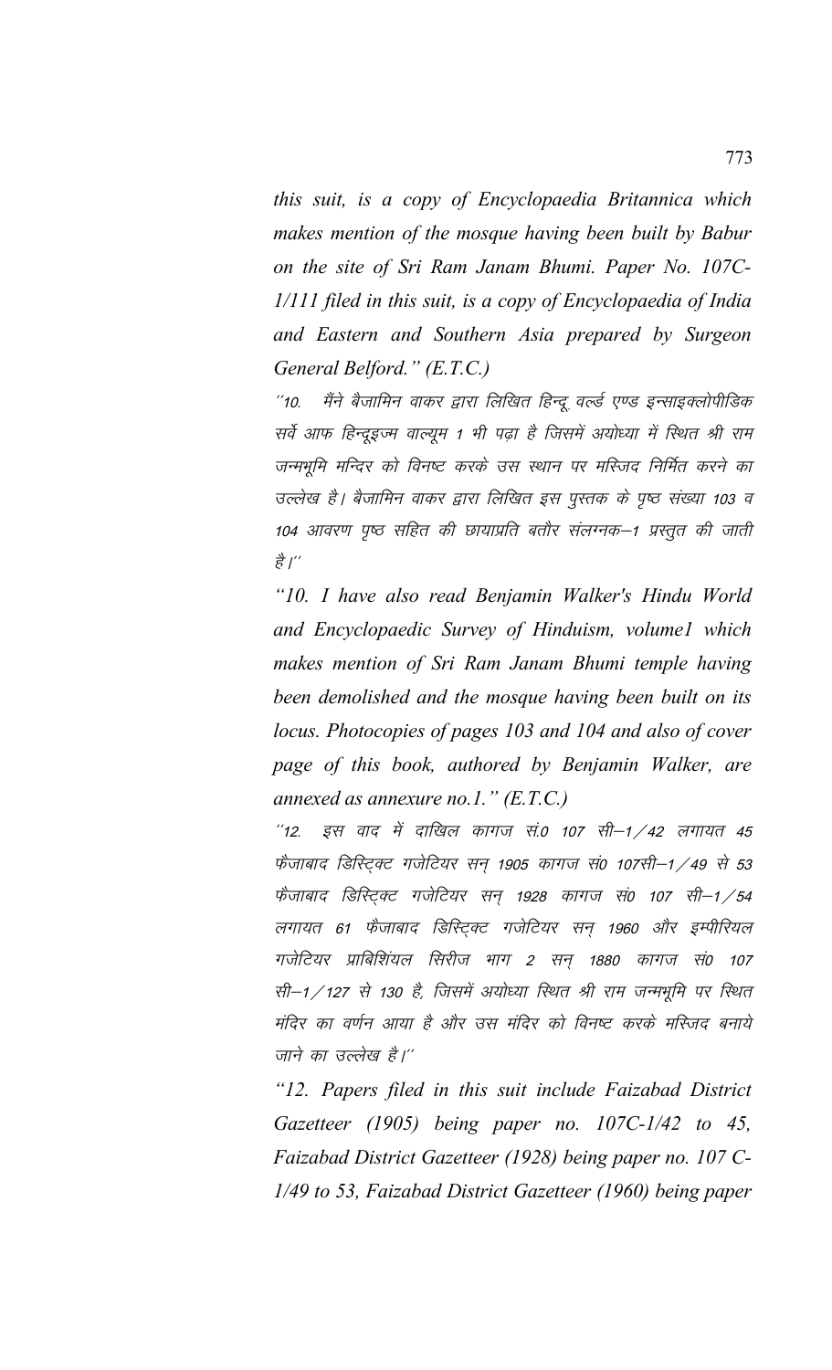*this suit, is a copy of Encyclopaedia Britannica which makes mention of the mosque having been built by Babur on the site of Sri Ram Janam Bhumi. Paper No. 107C-1/111 filed in this suit, is a copy of Encyclopaedia of India and Eastern and Southern Asia prepared by Surgeon General Belford." (E.T.C.)*

*''10. मैंने बैजामिन वाकर द्वारा लिखित हिन्दू वर्ल्ड एण्ड इन्साइक्लोपीडिक सर्वे आफ हिन्दूइज्म वाल्यूम 1 भी पढ़ा है जिसमें अयोध्या में स्थित श्री राम जन्मभूमि मन्दिर को विनष्ट करके उस स्थान पर मस्जिद निर्मित करने का उल्लेख है। बैजामिन वाकर द्वारा लिखित इस पुस्तक के पृष्ठ संख्या 103 व 104 आवरण पृष्ठ सहित की छायाप्रति बतौर संलग्नक–1 प्रस्तुत की जाती है।''*

*"10. I have also read Benjamin Walker's Hindu World and Encyclopaedic Survey of Hinduism, volume1 which makes mention of Sri Ram Janam Bhumi temple having been demolished and the mosque having been built on its locus. Photocopies of pages 103 and 104 and also of cover page of this book, authored by Benjamin Walker, are annexed as annexure no.1." (E.T.C.)*

*''12. इस वाद में दाखिल कागज सं.0 107 सी–1/42 लगायत 45 फैजाबाद डिस्ट्रिक्ट गजेटियर सन् 1905 कागज सं0 107सी–1/49 से 53 फैजाबाद डिस्ट्रिक्ट गजेटियर सन् 1928 कागज सं0 107 सी–1/54 लगायत 61 फैजाबाद डिस्ट्रिक्ट गजेटियर सन् 1960 और इम्पीरियल गजेटियर प्राबिशियंल सिरीज भाग 2 सन् 1880 कागज सं0 107 सी–1/127 से 130 है, जिसमें अयोध्या स्थित श्री राम जन्मभूमि पर स्थित मंदिर का वर्णन आया है और उस मंदिर को विनष्ट करके मस्जिद बनाये जाने का उल्लेख है।''*

*"12. Papers filed in this suit include Faizabad District Gazetteer (1905) being paper no. 107C-1/42 to 45, Faizabad District Gazetteer (1928) being paper no. 107 C-1/49 to 53, Faizabad District Gazetteer (1960) being paper*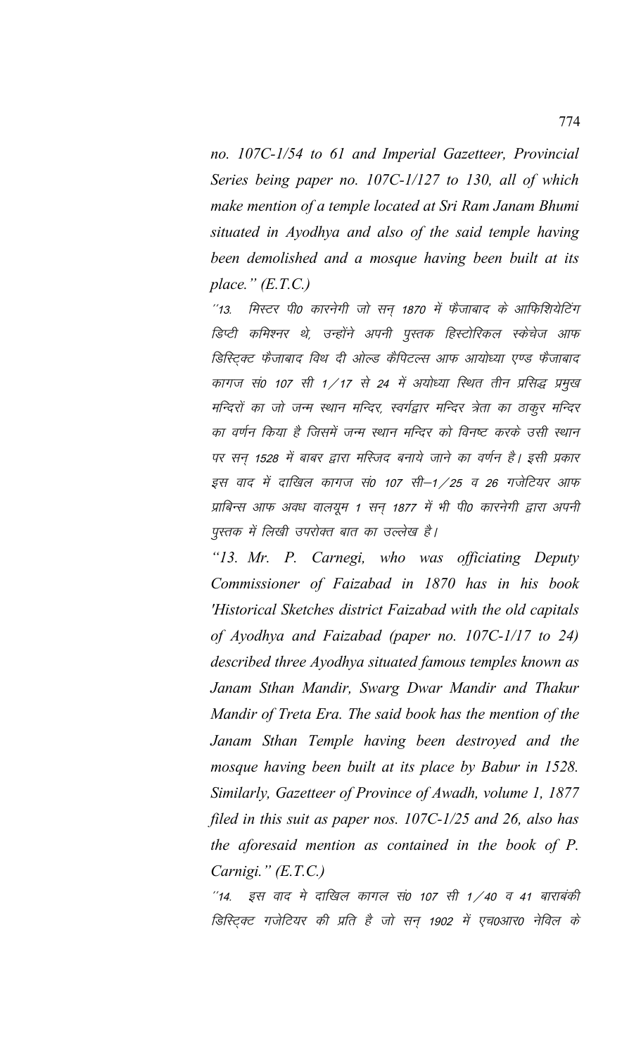*no. 107C-1/54 to 61 and Imperial Gazetteer, Provincial Series being paper no. 107C-1/127 to 130, all of which make mention of a temple located at Sri Ram Janam Bhumi situated in Ayodhya and also of the said temple having been demolished and a mosque having been built at its place." (E.T.C.)*

*"13. मिस्टर पी0 कारनेगी जो सन् 1870 में फैजाबाद के आफिशियेटिंग डिप्टी कमिश्नर थे, उन्होंने अपनी पुस्तक हिस्टोरिकल स्केचेज आफ डिस्ट्रिक्ट फैजाबाद विथ दी ओल्ड कैपिटल्स आफ आयोध्या एण्ड फैजाबाद कागज सं0 107 सी 1/17 से 24 में अयोध्या स्थित तीन प्रसिद्ध प्रमुख मन्दिरों का जो जन्म स्थान मन्दिर, स्वर्गद्वार मन्दिर त्रेता का ठाकुर मन्दिर का वर्णन किया है जिसमें जन्म स्थान मन्दिर को विनष्ट करके उसी स्थान पर सन् 1528 में बाबर द्वारा मस्जिद बनाये जाने का वर्णन है। इसी प्रकार इस वाद में दाखिल कागज सं0 107 सी–1/25 व 26 गजेटियर आफ प्राबिन्स आफ अवध वालयूम 1 सन् 1877 में भी पी0 कारनेगी द्वारा अपनी पुस्तक में लिखी उपरोक्त बात का उल्लेख है।*

*"13. Mr. P. Carnegi, who was officiating Deputy Commissioner of Faizabad in 1870 has in his book 'Historical Sketches district Faizabad with the old capitals of Ayodhya and Faizabad (paper no. 107C-1/17 to 24) described three Ayodhya situated famous temples known as Janam Sthan Mandir, Swarg Dwar Mandir and Thakur Mandir of Treta Era. The said book has the mention of the Janam Sthan Temple having been destroyed and the mosque having been built at its place by Babur in 1528. Similarly, Gazetteer of Province of Awadh, volume 1, 1877 filed in this suit as paper nos. 107C-1/25 and 26, also has the aforesaid mention as contained in the book of P. Carnigi." (E.T.C.)*

*"14. इस वाद मे दाखिल कागल सं0 107 सी 1/40 व 41 बाराबंकी डिस्ट्रिक्ट गजेटियर की प्रति है जो सन् 1902 में एच0आर0 नेविल के*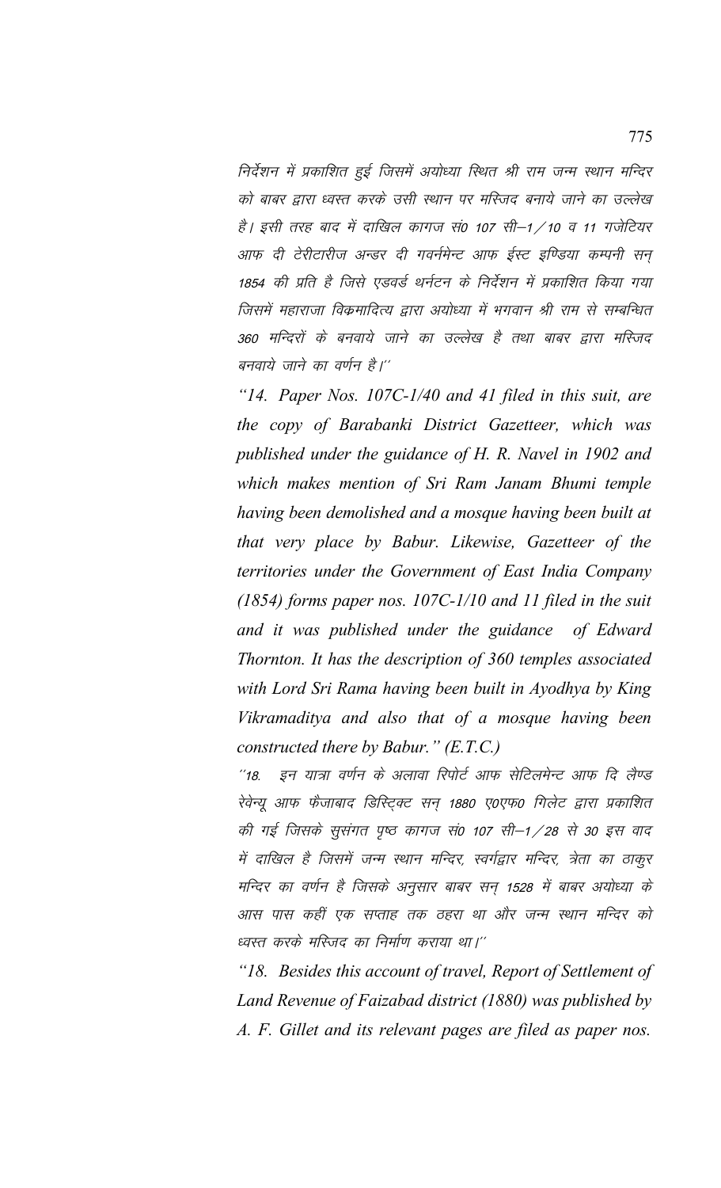निर्देशन में प्रकाशित हुई जिसमें अयोध्या स्थित श्री राम जन्म स्थान मन्दिर को बाबर द्वारा ध्वस्त करके उसी स्थान पर मस्जिद बनाये जाने का उल्लेख है। इसी तरह बाद में दाखिल कागज सं0 107 सी–1/10 व 11 गजेटियर आफ दी टेरीटारीज अन्डर दी गवर्नमेन्ट आफ ईस्ट इण्डिया कम्पनी सन् 1854 की प्रति है जिसे एडवर्ड थर्नटन के निर्देशन में प्रकाशित किया गया जिसमें महाराजा विक्रमादित्य द्वारा अयोध्या में भगवान श्री राम से सम्बन्धित 360 मन्दिरों के बनवाये जाने का उल्लेख है तथा बाबर द्वारा मस्जिद बनवाये जाने का वर्णन है।''

*"14. Paper Nos. 107C-1/40 and 41 filed in this suit, are the copy of Barabanki District Gazetteer, which was published under the guidance of H. R. Navel in 1902 and which makes mention of Sri Ram Janam Bhumi temple having been demolished and a mosque having been built at that very place by Babur. Likewise, Gazetteer of the territories under the Government of East India Company (1854) forms paper nos. 107C-1/10 and 11 filed in the suit and it was published under the guidance of Edward Thornton. It has the description of 360 temples associated with Lord Sri Rama having been built in Ayodhya by King Vikramaditya and also that of a mosque having been constructed there by Babur." (E.T.C.)*

''18. इन यात्रा वर्णन के अलावा रिपोर्ट आफ सेटिलमेन्ट आफ दि लैण्ड रेवेन्यू आफ फैजाबाद डिस्ट्रिक्ट सन् 1880 ए0एफ0 गिलेट द्वारा प्रकाशित की गई जिसके सुसंगत पृष्ठ कागज सं0 107 सी–1/28 से 30 इस वाद में दाखिल है जिसमें जन्म स्थान मन्दिर, स्वर्गद्वार मन्दिर, त्रेता का ठाकुर मन्दिर का वर्णन है जिसके अनुसार बाबर सन् 1528 में बाबर अयोध्या के आस पास कहीं एक सप्ताह तक ठहरा था और जन्म स्थान मन्दिर को ध्वस्त करके मस्जिद का निर्माण कराया था।''

*"18. Besides this account of travel, Report of Settlement of Land Revenue of Faizabad district (1880) was published by A. F. Gillet and its relevant pages are filed as paper nos.*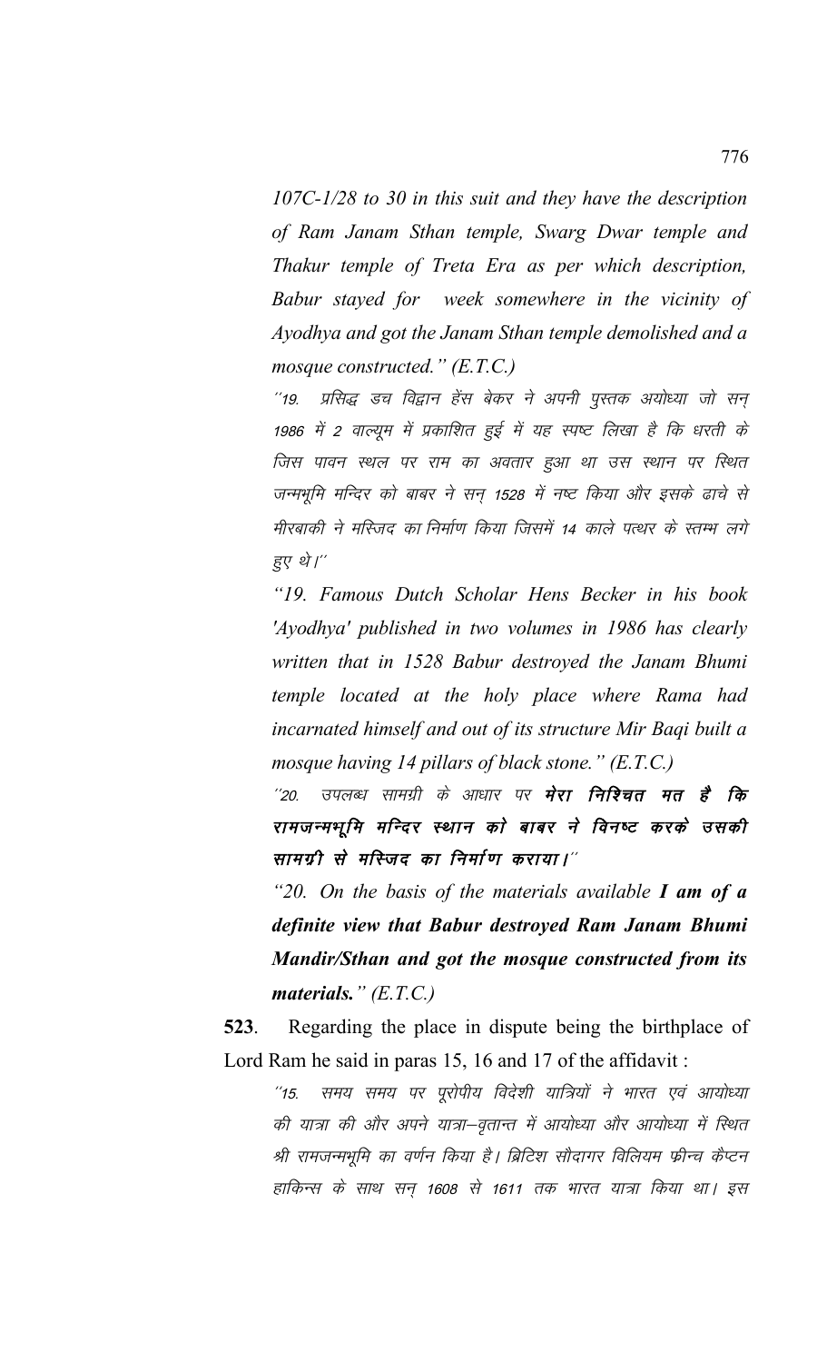*107C-1/28 to 30 in this suit and they have the description of Ram Janam Sthan temple, Swarg Dwar temple and Thakur temple of Treta Era as per which description, Babur stayed for week somewhere in the vicinity of Ayodhya and got the Janam Sthan temple demolished and a mosque constructed." (E.T.C.)*

*''19. प्रसिद्ध डच विद्वान हेंस बेकर ने अपनी पुस्तक अयोध्या जो सन् 1986 में 2 वाल्यूम में प्रकाशित हुई में यह स्पष्ट लिखा है कि धरती के जिस पावन स्थल पर राम का अवतार हुआ था उस स्थान पर स्थित जन्मभूमि मन्दिर को बाबर ने सन् 1528 में नष्ट किया और इसके ढाचे से मीरबाकी ने मस्जिद का निर्माण किया जिसमें 14 काले पत्थर के स्तम्भ लगे हुए थे।''*

*"19. Famous Dutch Scholar Hens Becker in his book 'Ayodhya' published in two volumes in 1986 has clearly written that in 1528 Babur destroyed the Janam Bhumi temple located at the holy place where Rama had incarnated himself and out of its structure Mir Baqi built a mosque having 14 pillars of black stone." (E.T.C.)*

*''20. उपलब्ध सामग्री के आधार पर* ***मेरा निश्चित मत है कि रामजन्मभूमि मन्दिर स्थान को बाबर ने विनष्ट करके उसकी सामग्री से मस्जिद का निर्माण कराया।''***

*"20. On the basis of the materials available* ***I am of a definite view that Babur destroyed Ram Janam Bhumi Mandir/Sthan and got the mosque constructed from its materials."*** *(E.T.C.)*

**523**. Regarding the place in dispute being the birthplace of Lord Ram he said in paras 15, 16 and 17 of the affidavit :

*''15. समय समय पर यूरोपीय विदेशी यात्रियों ने भारत एवं आयोध्या की यात्रा की और अपने यात्रा–वृतान्त में आयोध्या और आयोध्या में स्थित श्री रामजन्मभूमि का वर्णन किया है। ब्रिटिश सौदागर विलियम फ्रीन्च कैप्टन हाकिन्स के साथ सन् 1608 से 1611 तक भारत यात्रा किया था। इस*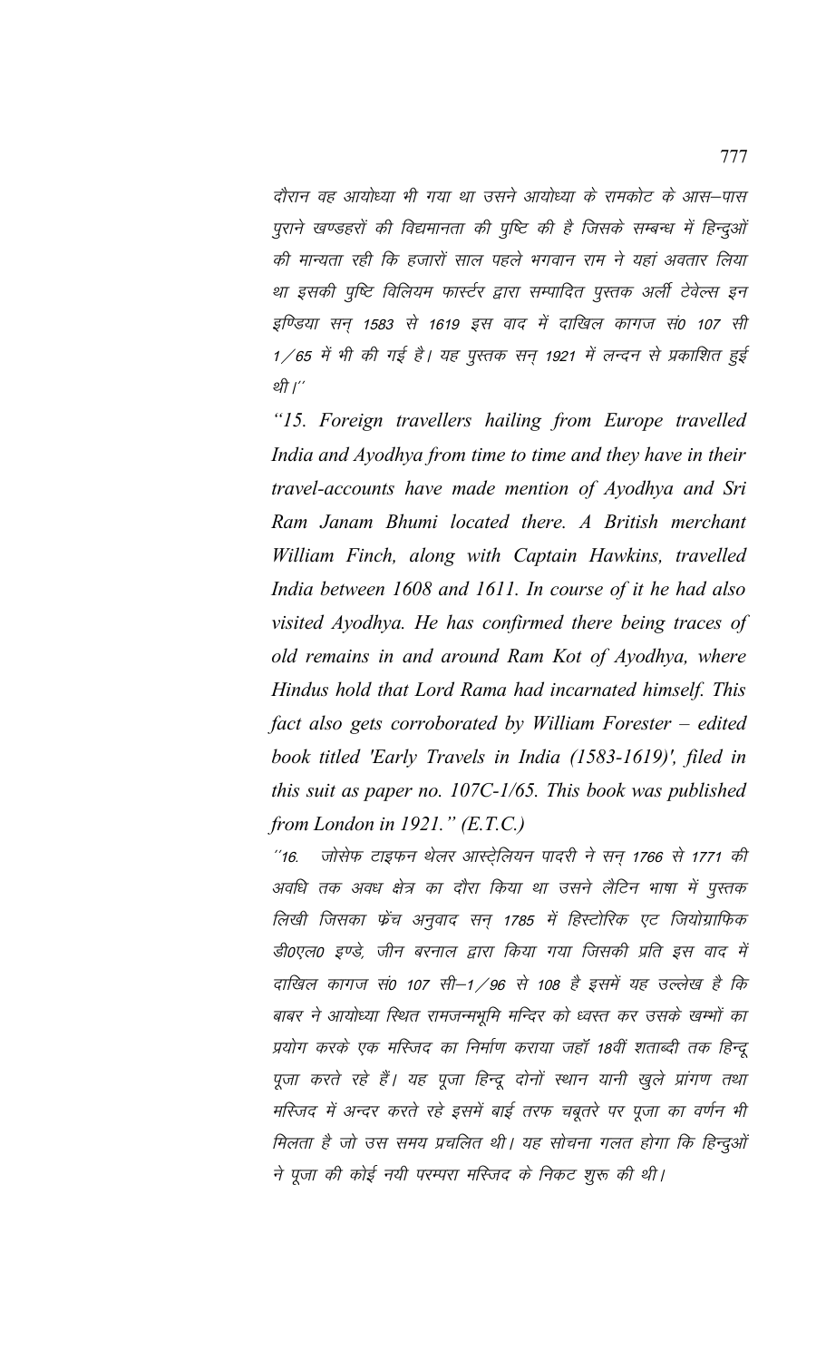*दौरान वह आयोध्या भी गया था उसने आयोध्या के रामकोट के आस–पास पुराने खण्डहरों की विद्यमानता की पुष्टि की है जिसके सम्बन्ध में हिन्दुओं की मान्यता रही कि हजारों साल पहले भगवान राम ने यहां अवतार लिया था इसकी पुष्टि विलियम फार्स्टर द्वारा सम्पादित पुस्तक अर्ली टेवेल्स इन इण्डिया सन् 1583 से 1619 इस वाद में दाखिल कागज सं0 107 सी 1/65 में भी की गई है। यह पुस्तक सन् 1921 में लन्दन से प्रकाशित हुई थी।''*

*"15. Foreign travellers hailing from Europe travelled India and Ayodhya from time to time and they have in their travel-accounts have made mention of Ayodhya and Sri Ram Janam Bhumi located there. A British merchant William Finch, along with Captain Hawkins, travelled India between 1608 and 1611. In course of it he had also visited Ayodhya. He has confirmed there being traces of old remains in and around Ram Kot of Ayodhya, where Hindus hold that Lord Rama had incarnated himself. This fact also gets corroborated by William Forester – edited book titled 'Early Travels in India (1583-1619)', filed in this suit as paper no. 107C-1/65. This book was published from London in 1921." (E.T.C.)*

*''16. जोसेफ टाइफन थेलर आस्ट्रेलियन पादरी ने सन् 1766 से 1771 की अवधि तक अवध क्षेत्र का दौरा किया था उसने लैटिन भाषा में पुस्तक लिखी जिसका फ्रेंच अनुवाद सन् 1785 में हिस्टोरिक एट जियोग्राफिक डी0एल0 इण्डे, जीन बरनाल द्वारा किया गया जिसकी प्रति इस वाद में दाखिल कागज सं0 107 सी–1/96 से 108 है इसमें यह उल्लेख है कि बाबर ने आयोध्या स्थित रामजन्मभूमि मन्दिर को ध्वस्त कर उसके खम्भों का प्रयोग करके एक मस्जिद का निर्माण कराया जहॉ 18वीं शताब्दी तक हिन्दू पूजा करते रहे हैं। यह पूजा हिन्दू दोनों स्थान यानी खुले प्रांगण तथा मस्जिद में अन्दर करते रहे इसमें बाईं तरफ चबूतरे पर पूजा का वर्णन भी मिलता है जो उस समय प्रचलित थी। यह सोचना गलत होगा कि हिन्दुओं ने पूजा की कोई नयी परम्परा मस्जिद के निकट शुरू की थी।*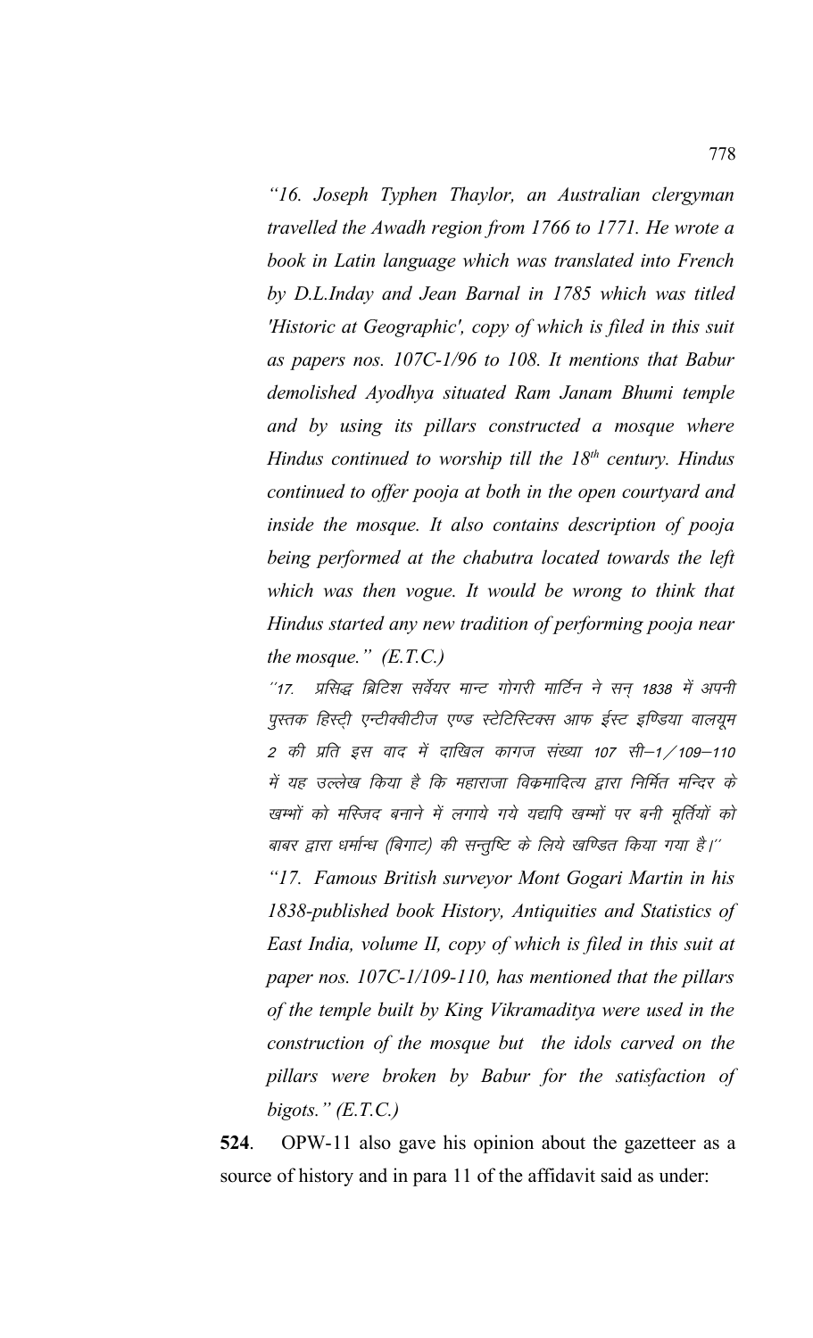*"16. Joseph Typhen Thaylor, an Australian clergyman travelled the Awadh region from 1766 to 1771. He wrote a book in Latin language which was translated into French by D.L.Inday and Jean Barnal in 1785 which was titled 'Historic at Geographic', copy of which is filed in this suit as papers nos. 107C-1/96 to 108. It mentions that Babur demolished Ayodhya situated Ram Janam Bhumi temple and by using its pillars constructed a mosque where Hindus continued to worship till the 18th century. Hindus continued to offer pooja at both in the open courtyard and inside the mosque. It also contains description of pooja being performed at the chabutra located towards the left which was then vogue. It would be wrong to think that Hindus started any new tradition of performing pooja near the mosque." (E.T.C.)*

*''17. प्रसिद्ध ब्रिटिश सर्वेयर मान्ट गोगरी मार्टिन ने सन् 1838 में अपनी पुस्तक हिस्ट्री एन्टीक्वीटीज एण्ड स्टेटिस्टिक्स आफ ईस्ट इण्डिया वालयूम 2 की प्रति इस वाद में दाखिल कागज संख्या 107 सी–1/109–110 में यह उल्लेख किया है कि महाराजा विक्रमादित्य द्वारा निर्मित मन्दिर के खम्भों को मस्जिद बनाने में लगाये गये यद्यपि खम्भों पर बनी मूर्तियों को बाबर द्वारा धर्मान्ध (बिगाट) की सन्तुष्टि के लिये खण्डित किया गया है।''*

*"17. Famous British surveyor Mont Gogari Martin in his 1838-published book History, Antiquities and Statistics of East India, volume II, copy of which is filed in this suit at paper nos. 107C-1/109-110, has mentioned that the pillars of the temple built by King Vikramaditya were used in the construction of the mosque but the idols carved on the pillars were broken by Babur for the satisfaction of bigots." (E.T.C.)*

**524**. OPW-11 also gave his opinion about the gazetteer as a source of history and in para 11 of the affidavit said as under: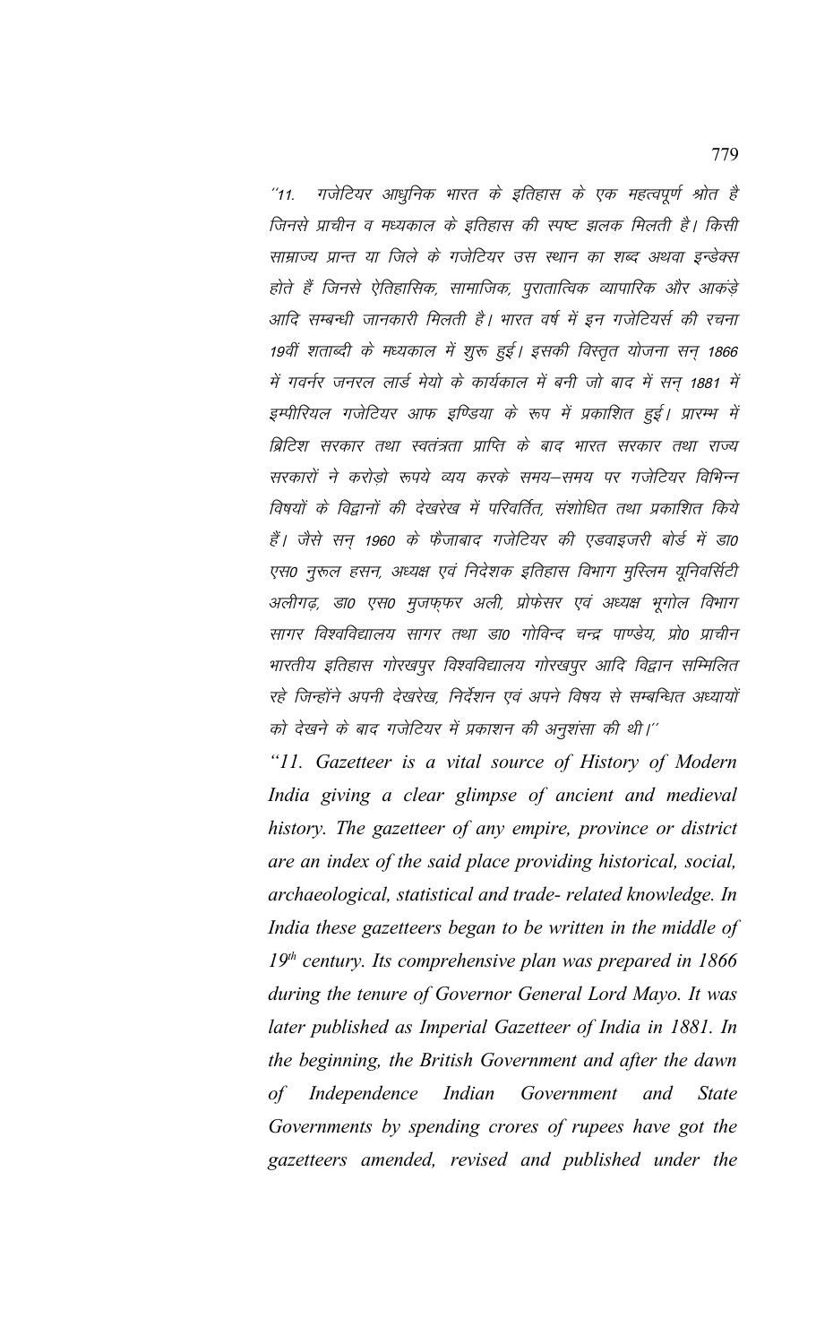*''11. गजेटियर आधुनिक भारत के इतिहास के एक महत्वपूर्ण श्रोत है जिनसे प्राचीन व मध्यकाल के इतिहास की स्पष्ट झलक मिलती है। किसी साम्राज्य प्रान्त या जिले के गजेटियर उस स्थान का शब्द अथवा इन्डेक्स होते हैं जिनसे ऐतिहासिक, सामाजिक, पुरातात्विक व्यापारिक और आकंड़े आदि सम्बन्धी जानकारी मिलती है। भारत वर्ष में इन गजेटियर्स की रचना 19वीं शताब्दी के मध्यकाल में शुरू हुई। इसकी विस्तृत योजना सन् 1866 में गवर्नर जनरल लार्ड मेयो के कार्यकाल में बनी जो बाद में सन् 1881 में इम्पीरियल गजेटियर आफ इण्डिया के रूप में प्रकाशित हुई। प्रारम्भ में ब्रिटिश सरकार तथा स्वतंत्रता प्राप्ति के बाद भारत सरकार तथा राज्य सरकारों ने करोड़ो रूपये व्यय करके समय–समय पर गजेटियर विभिन्न विषयों के विद्वानों की देखरेख में परिवर्तित, संशोधित तथा प्रकाशित किये हैं। जैसे सन् 1960 के फैजाबाद गजेटियर की एडवाइजरी बोर्ड में डा० एस० नुरूल हसन, अध्यक्ष एवं निदेशक इतिहास विभाग मुस्लिम यूनिवर्सिटी अलीगढ़, डा० एस० मुजफ्फर अली, प्रोफेसर एवं अध्यक्ष भूगोल विभाग सागर विश्वविद्यालय सागर तथा डा० गोविन्द चन्द्र पाण्डेय, प्रो० प्राचीन भारतीय इतिहास गोरखपुर विश्वविद्यालय गोरखपुर आदि विद्वान सम्मिलित रहे जिन्होंने अपनी देखरेख, निर्देशन एवं अपने विषय से सम्बन्धित अध्यायों को देखने के बाद गजेटियर में प्रकाशन की अनुशंसा की थी।''*

*"11. Gazetteer is a vital source of History of Modern India giving a clear glimpse of ancient and medieval history. The gazetteer of any empire, province or district are an index of the said place providing historical, social, archaeological, statistical and trade- related knowledge. In India these gazetteers began to be written in the middle of 19th century. Its comprehensive plan was prepared in 1866 during the tenure of Governor General Lord Mayo. It was later published as Imperial Gazetteer of India in 1881. In the beginning, the British Government and after the dawn of Independence Indian Government and State Governments by spending crores of rupees have got the gazetteers amended, revised and published under the*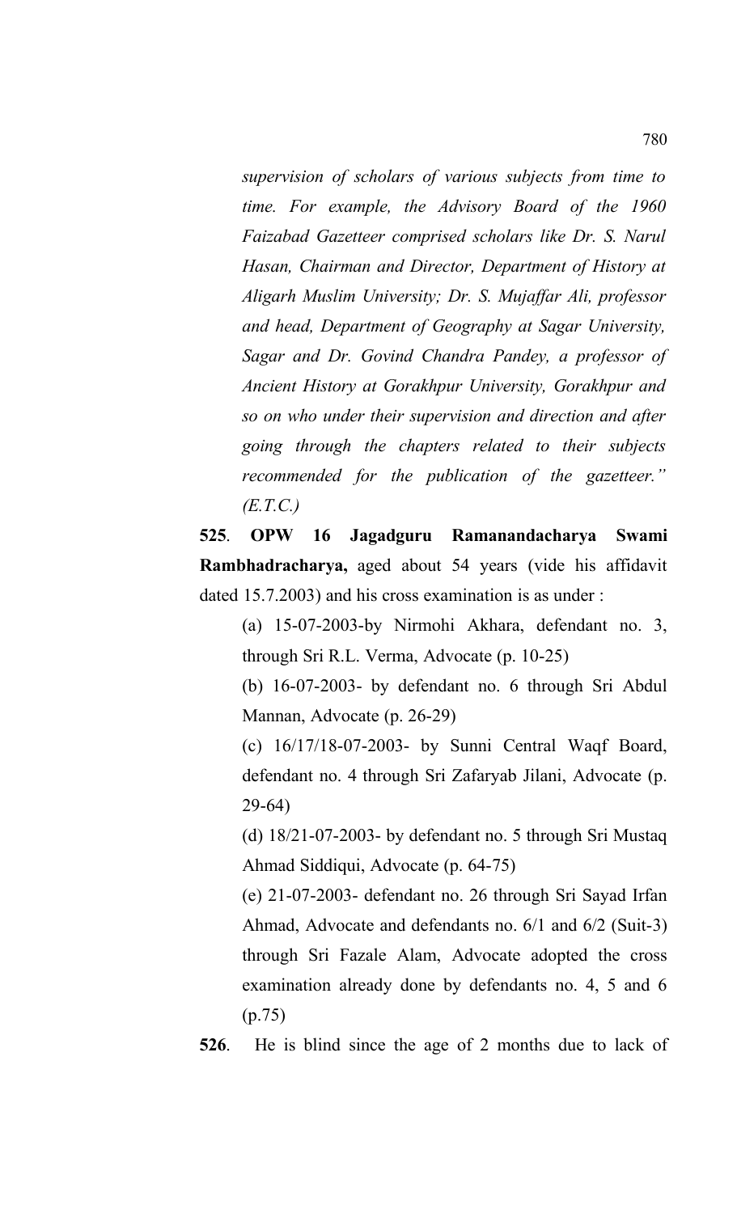*supervision of scholars of various subjects from time to time. For example, the Advisory Board of the 1960 Faizabad Gazetteer comprised scholars like Dr. S. Narul Hasan, Chairman and Director, Department of History at Aligarh Muslim University; Dr. S. Mujaffar Ali, professor and head, Department of Geography at Sagar University, Sagar and Dr. Govind Chandra Pandey, a professor of Ancient History at Gorakhpur University, Gorakhpur and so on who under their supervision and direction and after going through the chapters related to their subjects recommended for the publication of the gazetteer." (E.T.C.)*

**525**. **OPW 16 Jagadguru Ramanandacharya Swami Rambhadracharya,** aged about 54 years (vide his affidavit dated 15.7.2003) and his cross examination is as under :

(a) 15-07-2003-by Nirmohi Akhara, defendant no. 3, through Sri R.L. Verma, Advocate (p. 10-25)

(b) 16-07-2003- by defendant no. 6 through Sri Abdul Mannan, Advocate (p. 26-29)

(c) 16/17/18-07-2003- by Sunni Central Waqf Board, defendant no. 4 through Sri Zafaryab Jilani, Advocate (p. 29-64)

(d) 18/21-07-2003- by defendant no. 5 through Sri Mustaq Ahmad Siddiqui, Advocate (p. 64-75)

(e) 21-07-2003- defendant no. 26 through Sri Sayad Irfan Ahmad, Advocate and defendants no. 6/1 and 6/2 (Suit-3) through Sri Fazale Alam, Advocate adopted the cross examination already done by defendants no. 4, 5 and 6 (p.75)

**526**. He is blind since the age of 2 months due to lack of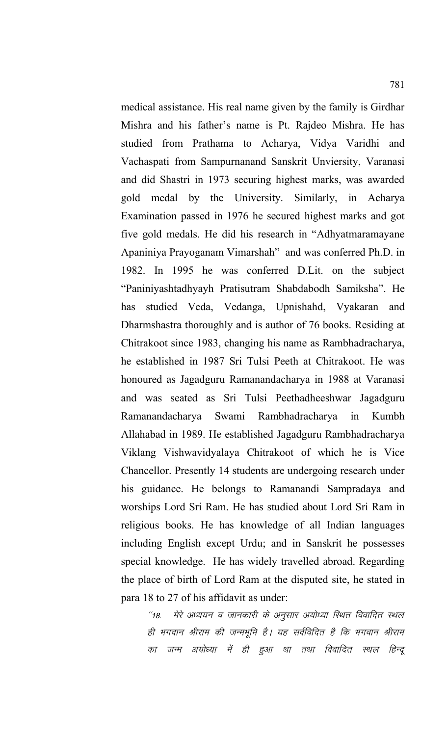medical assistance. His real name given by the family is Girdhar Mishra and his father's name is Pt. Rajdeo Mishra. He has studied from Prathama to Acharya, Vidya Varidhi and Vachaspati from Sampurnanand Sanskrit Unviersity, Varanasi and did Shastri in 1973 securing highest marks, was awarded gold medal by the University. Similarly, in Acharya Examination passed in 1976 he secured highest marks and got five gold medals. He did his research in "Adhyatmaramayane Apaniniya Prayoganam Vimarshah" and was conferred Ph.D. in 1982. In 1995 he was conferred D.Lit. on the subject "Paniniyashtadhyayh Pratisutram Shabdabodh Samiksha". He has studied Veda, Vedanga, Upnishahd, Vyakaran and Dharmshastra thoroughly and is author of 76 books. Residing at Chitrakoot since 1983, changing his name as Rambhadracharya, he established in 1987 Sri Tulsi Peeth at Chitrakoot. He was honoured as Jagadguru Ramanandacharya in 1988 at Varanasi and was seated as Sri Tulsi Peethadheeshwar Jagadguru Ramanandacharya Swami Rambhadracharya in Kumbh Allahabad in 1989. He established Jagadguru Rambhadracharya Viklang Vishwavidyalaya Chitrakoot of which he is Vice Chancellor. Presently 14 students are undergoing research under his guidance. He belongs to Ramanandi Sampradaya and worships Lord Sri Ram. He has studied about Lord Sri Ram in religious books. He has knowledge of all Indian languages including English except Urdu; and in Sanskrit he possesses special knowledge. He has widely travelled abroad. Regarding the place of birth of Lord Ram at the disputed site, he stated in para 18 to 27 of his affidavit as under:

> *"18. मेरे अध्ययन व जानकारी के अनुसार अयोध्या स्थित विवादित स्थल ही भगवान श्रीराम की जन्मभूमि है। यह सर्वविदित है कि भगवान श्रीराम का जन्म अयोध्या में ही हुआ था तथा विवादित स्थल हिन्दू*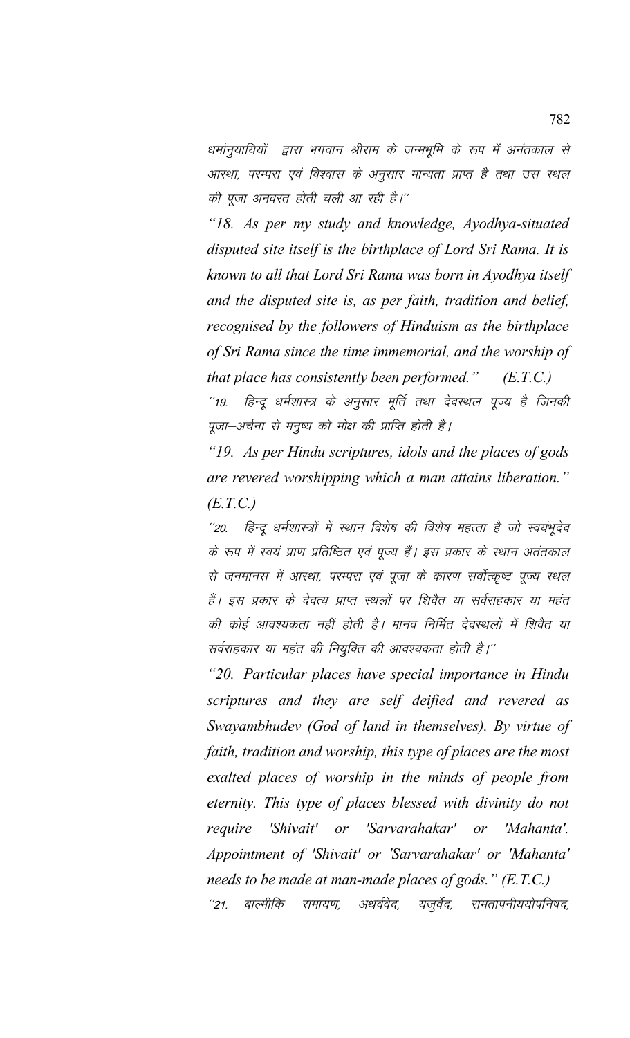धर्मानुयायियों द्वारा भगवान श्रीराम के जन्मभूमि के रूप में अनंतकाल से आस्था, परम्परा एवं विश्वास के अनुसार मान्यता प्राप्त है तथा उस स्थल की पूजा अनवरत होती चली आ रही है।''

*"18. As per my study and knowledge, Ayodhya-situated disputed site itself is the birthplace of Lord Sri Rama. It is known to all that Lord Sri Rama was born in Ayodhya itself and the disputed site is, as per faith, tradition and belief, recognised by the followers of Hinduism as the birthplace of Sri Rama since the time immemorial, and the worship of that place has consistently been performed." (E.T.C.)*

''19. हिन्दू धर्मशास्त्र के अनुसार मूर्ति तथा देवस्थल पूज्य है जिनकी पूजा–अर्चना से मनुष्य को मोक्ष की प्राप्ति होती है।

*"19. As per Hindu scriptures, idols and the places of gods are revered worshipping which a man attains liberation." (E.T.C.)*

''20. हिन्दू धर्मशास्त्रों में स्थान विशेष की विशेष महत्ता है जो स्वयंभूदेव के रूप में स्वयं प्राण प्रतिष्ठित एवं पूज्य हैं। इस प्रकार के स्थान अतंतकाल से जनमानस में आस्था, परम्परा एवं पूजा के कारण सर्वोत्कृष्ट पूज्य स्थल हैं। इस प्रकार के देवत्य प्राप्त स्थलों पर शिवैत या सर्वराहकार या महंत की कोई आवश्यकता नहीं होती है। मानव निर्मित देवस्थलों में शिवैत या सर्वराहकार या महंत की नियुक्ति की आवश्यकता होती है।''

*"20. Particular places have special importance in Hindu scriptures and they are self deified and revered as Swayambhudev (God of land in themselves). By virtue of faith, tradition and worship, this type of places are the most exalted places of worship in the minds of people from eternity. This type of places blessed with divinity do not require 'Shivait' or 'Sarvarahakar' or 'Mahanta'. Appointment of 'Shivait' or 'Sarvarahakar' or 'Mahanta' needs to be made at man-made places of gods." (E.T.C.)*

''21. बाल्मीकि रामायण, अथर्ववेद, यजुर्वेद, रामतापनीययोपनिषद,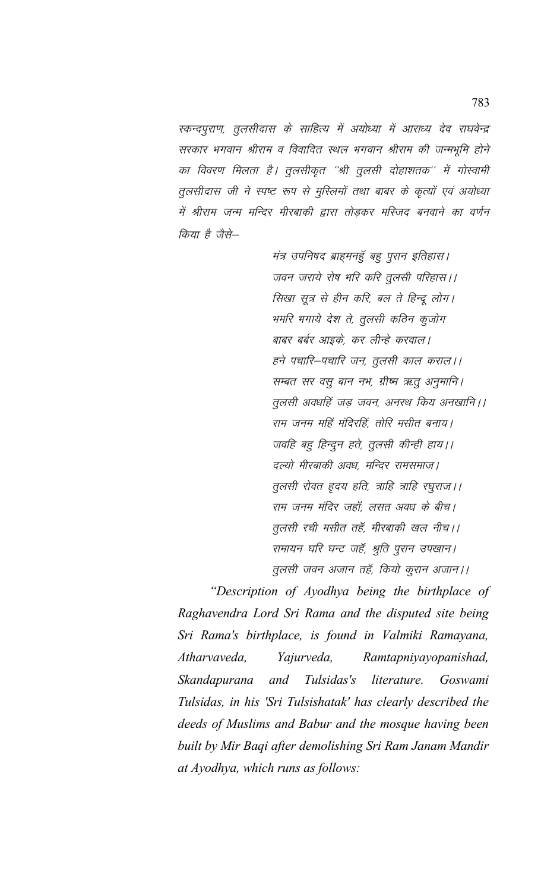स्कन्दपुराण, तुलसीदास के साहित्य में अयोध्या में आराध्य देव राघवेन्द्र सरकार भगवान श्रीराम व विवादित स्थल भगवान श्रीराम की जन्मभूमि होने का विवरण मिलता है। तुलसीकृत ''श्री तुलसी दोहाशतक'' में गोस्वामी तुलसीदास जी ने स्पष्ट रूप से मुस्लिमों तथा बाबर के कृत्यों एवं अयोध्या में श्रीराम जन्म मन्दिर मीरबाकी द्वारा तोड़कर मस्जिद बनवाने का वर्णन किया है जैसे–

> मंत्र उपनिषद ब्राहमनहुँ बहु पुरान इतिहास।
> जवन जराये रोष भरि करि तुलसी परिहास।।
> सिखा सूत्र से हीन करि, बल ते हिन्दू लोग।
> भमरि भगाये देश ते, तुलसी कठिन कुजोग
> बाबर बर्बर आइके, कर लीन्हे करवाल।
> हने पचारि–पचारि जन, तुलसी काल कराल।।
> सम्बत सर वसु बान नभ, ग्रीष्म ऋतु अनुमानि।
> तुलसी अवधहिं जड़ जवन, अनरथ किय अनखानि।।
> राम जनम महिं मंदिरहिं, तोरि मसीत बनाय।
> जवहि बहु हिन्दुन हते, तुलसी कीन्ही हाय।।
> दल्यो मीरबाकी अवध, मन्दिर रामसमाज।
> तुलसी रोवत हृदय हति, त्राहि त्राहि रघुराज।।
> राम जनम मंदिर जहाँ, लसत अवध के बीच।
> तुलसी रची मसीत तहँ, मीरबाकी खल नीच।।
> रामायन घरि घन्ट जहँ, श्रुति पुरान उपखान।
> तुलसी जवन अजान तहँ, कियो कुरान अजान।।

*"Description of Ayodhya being the birthplace of Raghavendra Lord Sri Rama and the disputed site being Sri Rama's birthplace, is found in Valmiki Ramayana, Atharvaveda, Yajurveda, Ramtapniyayopanishad, Skandapurana and Tulsidas's literature. Goswami Tulsidas, in his 'Sri Tulsishatak' has clearly described the deeds of Muslims and Babur and the mosque having been built by Mir Baqi after demolishing Sri Ram Janam Mandir at Ayodhya, which runs as follows:*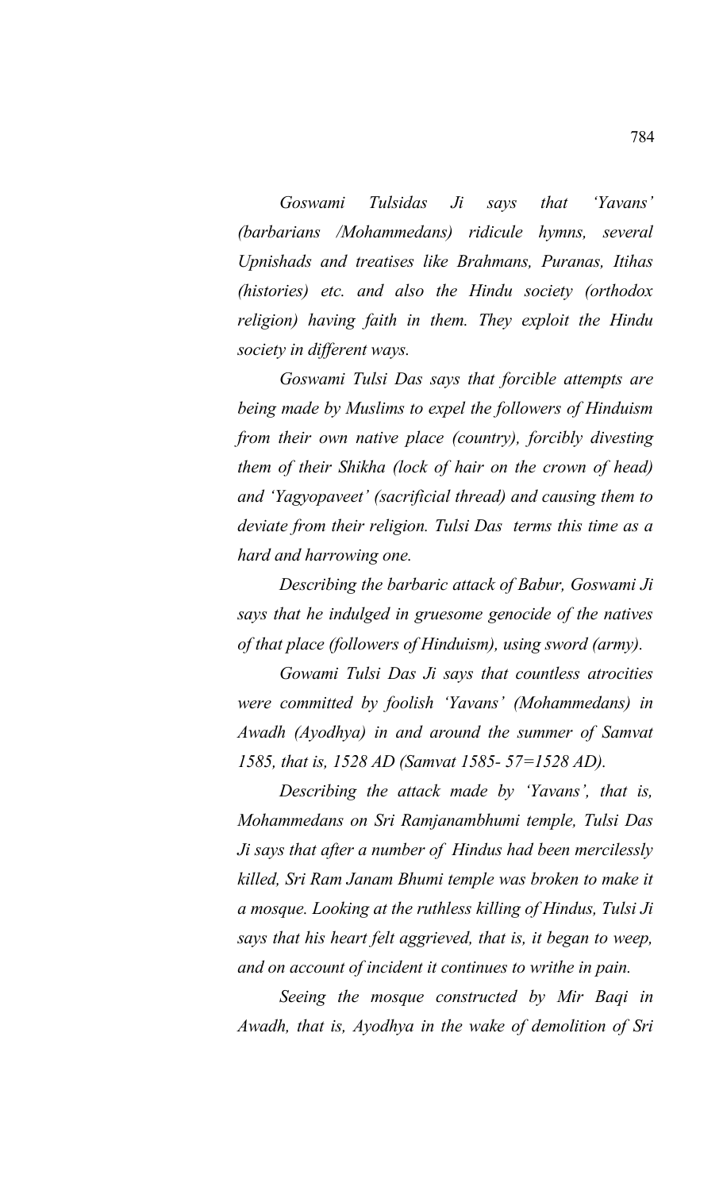*Goswami Tulsidas Ji says that 'Yavans' (barbarians /Mohammedans) ridicule hymns, several Upnishads and treatises like Brahmans, Puranas, Itihas (histories) etc. and also the Hindu society (orthodox religion) having faith in them. They exploit the Hindu society in different ways.*

*Goswami Tulsi Das says that forcible attempts are being made by Muslims to expel the followers of Hinduism from their own native place (country), forcibly divesting them of their Shikha (lock of hair on the crown of head) and 'Yagyopaveet' (sacrificial thread) and causing them to deviate from their religion. Tulsi Das terms this time as a hard and harrowing one.*

*Describing the barbaric attack of Babur, Goswami Ji says that he indulged in gruesome genocide of the natives of that place (followers of Hinduism), using sword (army).*

*Gowami Tulsi Das Ji says that countless atrocities were committed by foolish 'Yavans' (Mohammedans) in Awadh (Ayodhya) in and around the summer of Samvat 1585, that is, 1528 AD (Samvat 1585- 57=1528 AD).*

*Describing the attack made by 'Yavans', that is, Mohammedans on Sri Ramjanambhumi temple, Tulsi Das Ji says that after a number of Hindus had been mercilessly killed, Sri Ram Janam Bhumi temple was broken to make it a mosque. Looking at the ruthless killing of Hindus, Tulsi Ji says that his heart felt aggrieved, that is, it began to weep, and on account of incident it continues to writhe in pain.*

*Seeing the mosque constructed by Mir Baqi in Awadh, that is, Ayodhya in the wake of demolition of Sri*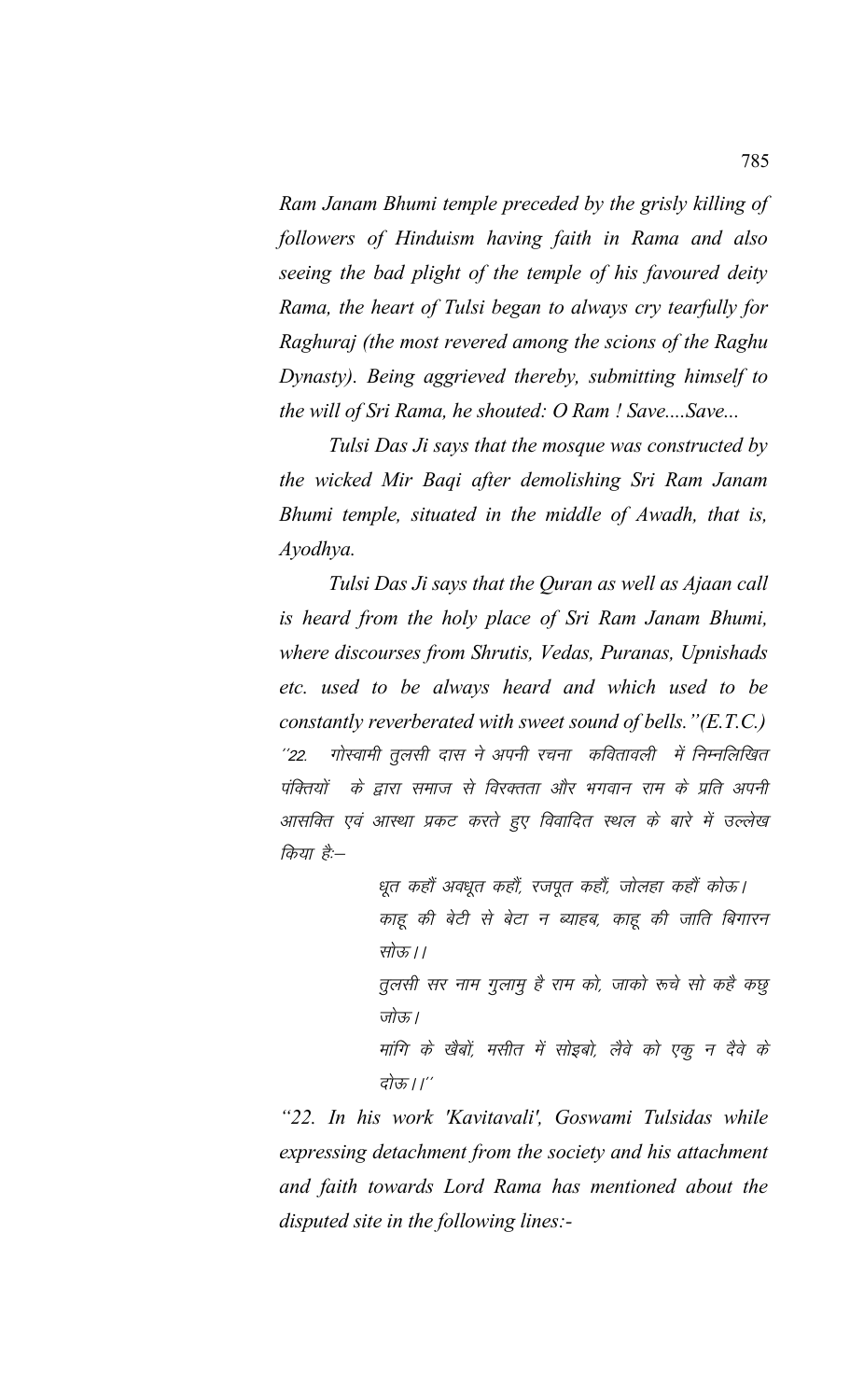*Ram Janam Bhumi temple preceded by the grisly killing of followers of Hinduism having faith in Rama and also seeing the bad plight of the temple of his favoured deity Rama, the heart of Tulsi began to always cry tearfully for Raghuraj (the most revered among the scions of the Raghu Dynasty). Being aggrieved thereby, submitting himself to the will of Sri Rama, he shouted: O Ram ! Save....Save...*

*Tulsi Das Ji says that the mosque was constructed by the wicked Mir Baqi after demolishing Sri Ram Janam Bhumi temple, situated in the middle of Awadh, that is, Ayodhya.*

*Tulsi Das Ji says that the Quran as well as Ajaan call is heard from the holy place of Sri Ram Janam Bhumi, where discourses from Shrutis, Vedas, Puranas, Upnishads etc. used to be always heard and which used to be constantly reverberated with sweet sound of bells."(E.T.C.)*

*"22. गोस्वामी तुलसी दास ने अपनी रचना कवितावली में निम्नलिखित पंक्तियों के द्वारा समाज से विरक्तता और भगवान राम के प्रति अपनी आसक्ति एवं आस्था प्रकट करते हुए विवादित स्थल के बारे में उल्लेख किया है:–*

> *धूत कहौं अवधूत कहौं, रजपूत कहौं, जोलहा कहौं कोऊ।*
> *काहू की बेटी से बेटा न ब्याहब, काहू की जाति बिगारन सोऊ।।*
> *तुलसी सर नाम गुलामु है राम को, जाको रूचे सो कहै कछु जोऊ।*
> *मांगि के खैबों, मसीत में सोइबो, लैवे को एकु न दैवे के दोऊ।।"*

*"22. In his work 'Kavitavali', Goswami Tulsidas while expressing detachment from the society and his attachment and faith towards Lord Rama has mentioned about the disputed site in the following lines:-*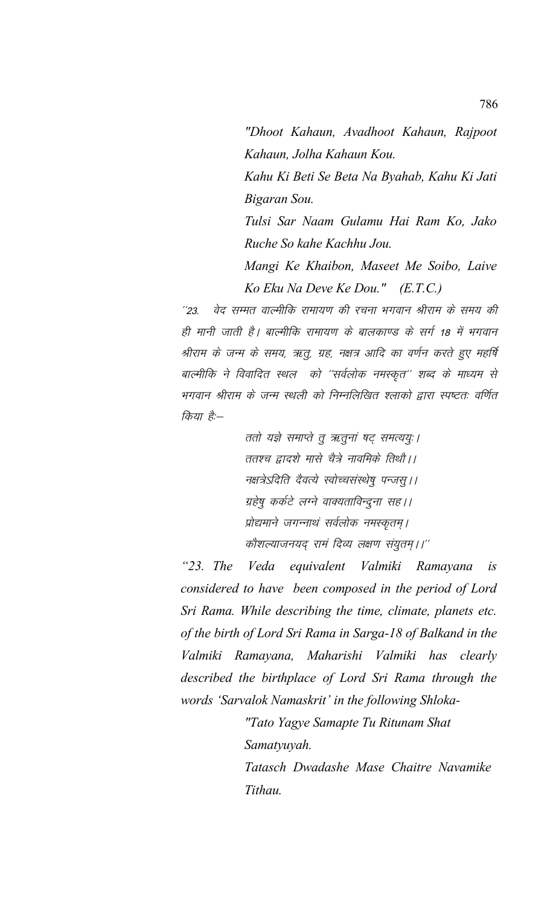*"Dhoot Kahaun, Avadhoot Kahaun, Rajpoot Kahaun, Jolha Kahaun Kou.*

*Kahu Ki Beti Se Beta Na Byahab, Kahu Ki Jati Bigaran Sou.*

*Tulsi Sar Naam Gulamu Hai Ram Ko, Jako Ruche So kahe Kachhu Jou.*

*Mangi Ke Khaibon, Maseet Me Soibo, Laive Ko Eku Na Deve Ke Dou."    (E.T.C.)*

*''23.  वेद सम्मत वाल्मीकि रामायण की रचना भगवान श्रीराम के समय की ही मानी जाती है। बाल्मीकि रामायण के बालकाण्ड के सर्ग 18 में भगवान श्रीराम के जन्म के समय, ऋतु, ग्रह, नक्षत्र आदि का वर्णन करते हुए महर्षि बाल्मीकि ने विवादित स्थल को ''सर्वलोक नमस्कृत'' शब्द के माध्यम से भगवान श्रीराम के जन्म स्थली को निम्नलिखित श्लाको द्वारा स्पष्टतः वर्णित किया हैः–*

> *ततो यज्ञे समाप्ते तु ऋतुनां षट् समत्ययुः।*
> *ततश्च द्वादशे मासे चैत्रे नावमिके तिथौ।।*
> *नक्षत्रेऽदिति दैवत्ये स्वोच्चसंस्थेषु पन्जसु।।*
> *ग्रहेषु कर्कटे लग्ने वाक्यताविन्दुना सह।।*
> *प्रोद्यमाने जगन्नाथं सर्वलोक नमस्कृतम्।*
> *कौशल्याजनयद् रामं दिव्य लक्षण संयुतम्।।''*

*"23. The Veda equivalent Valmiki Ramayana is considered to have been composed in the period of Lord Sri Rama. While describing the time, climate, planets etc. of the birth of Lord Sri Rama in Sarga-18 of Balkand in the Valmiki Ramayana, Maharishi Valmiki has clearly described the birthplace of Lord Sri Rama through the words 'Sarvalok Namaskrit' in the following Shloka-*

> *"Tato Yagye Samapte Tu Ritunam Shat Samatyuyah.*
> *Tatasch Dwadashe Mase Chaitre Navamike Tithau.*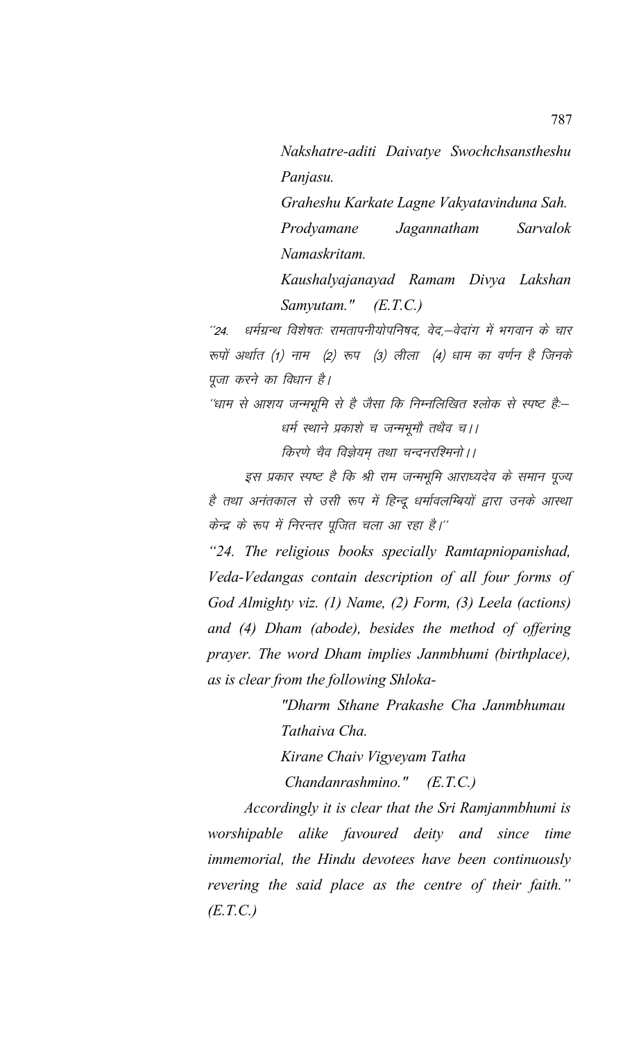*Nakshatre-aditi Daivatye Swochchsanstheshu Panjasu.*

*Graheshu Karkate Lagne Vakyatavinduna Sah.*

*Prodyamane Jagannatham Sarvalok Namaskritam.*

*Kaushalyajanayad Ramam Divya Lakshan Samyutam." (E.T.C.)*

*''24. धर्मग्रन्थ विशेषतः रामतापनीयोपनिषद, वेद,–वेदांग में भगवान के चार रूपों अर्थात (1) नाम (2) रूप (3) लीला (4) धाम का वर्णन है जिनके पूजा करने का विधान है।*

*''धाम से आशय जन्मभूमि से है जैसा कि निम्नलिखित श्लोक से स्पष्ट है:–*

*धर्म स्थाने प्रकाशे च जन्मभूमौ तथैव च।।*

*किरणे चैव विज्ञेयम् तथा चन्दनरश्मिनो।।*

*इस प्रकार स्पष्ट है कि श्री राम जन्मभूमि आराध्यदेव के समान पूज्य है तथा अनंतकाल से उसी रूप में हिन्दू धर्मावलम्बियों द्वारा उनके आस्था केन्द्र के रूप में निरन्तर पूजित चला आ रहा है।''*

*"24. The religious books specially Ramtapniopanishad, Veda-Vedangas contain description of all four forms of God Almighty viz. (1) Name, (2) Form, (3) Leela (actions) and (4) Dham (abode), besides the method of offering prayer. The word Dham implies Janmbhumi (birthplace), as is clear from the following Shloka-*

*"Dharm Sthane Prakashe Cha Janmbhumau Tathaiva Cha.*

*Kirane Chaiv Vigyeyam Tatha*

*Chandanrashmino." (E.T.C.)*

*Accordingly it is clear that the Sri Ramjanmbhumi is worshipable alike favoured deity and since time immemorial, the Hindu devotees have been continuously revering the said place as the centre of their faith." (E.T.C.)*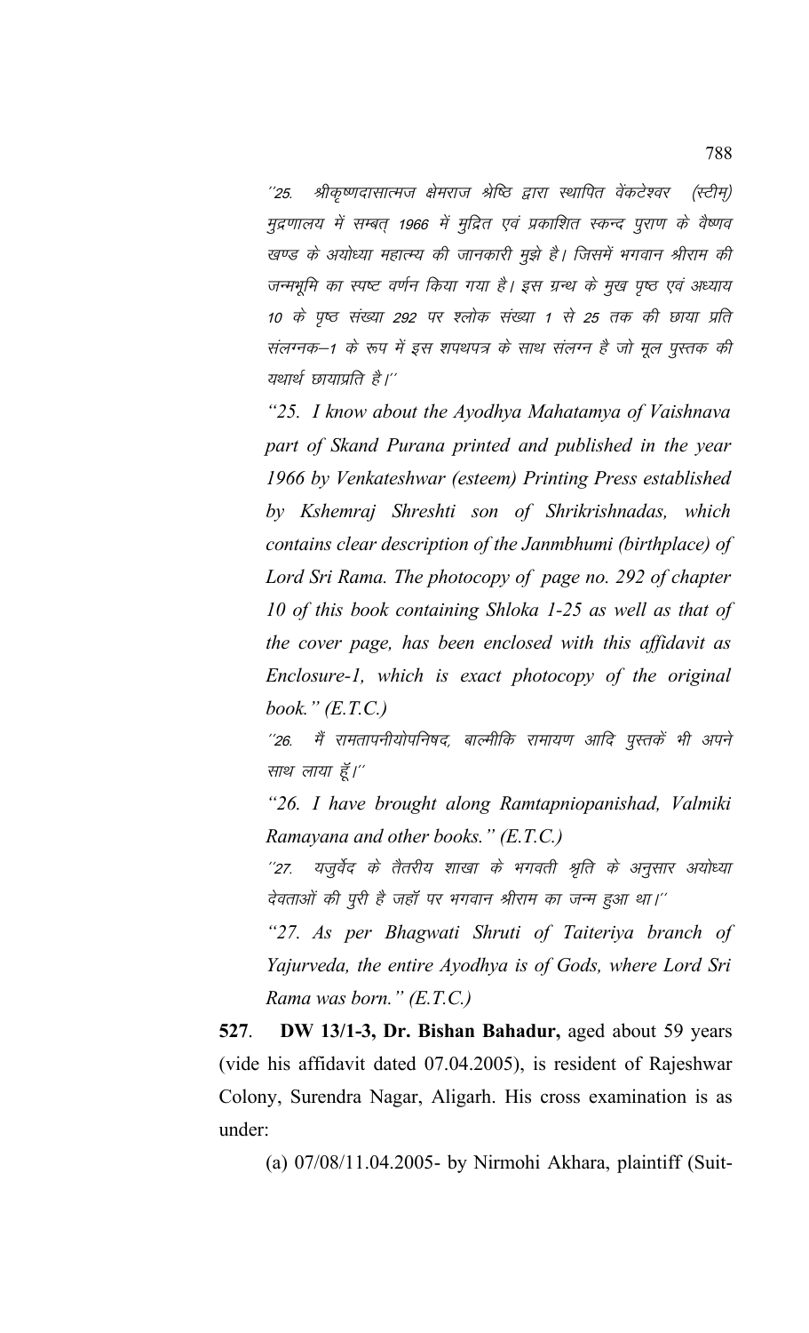*´´25. श्रीकृष्णदासात्मज क्षेमराज श्रेष्ठि द्वारा स्थापित वेंकटेश्वर (स्टीम) मुद्रणालय में सम्बत् 1966 में मुद्रित एवं प्रकाशित स्कन्द पुराण के वैष्णव खण्ड के अयोध्या महात्म्य की जानकारी मुझे है। जिसमें भगवान श्रीराम की जन्मभूमि का स्पष्ट वर्णन किया गया है। इस ग्रन्थ के मुख पृष्ठ एवं अध्याय 10 के पृष्ठ संख्या 292 पर श्लोक संख्या 1 से 25 तक की छाया प्रति संलग्नक–1 के रूप में इस शपथपत्र के साथ संलग्न है जो मूल पुस्तक की यथार्थ छायाप्रति है।´´*

*"25. I know about the Ayodhya Mahatamya of Vaishnava part of Skand Purana printed and published in the year 1966 by Venkateshwar (esteem) Printing Press established by Kshemraj Shreshti son of Shrikrishnadas, which contains clear description of the Janmbhumi (birthplace) of Lord Sri Rama. The photocopy of page no. 292 of chapter 10 of this book containing Shloka 1-25 as well as that of the cover page, has been enclosed with this affidavit as Enclosure-1, which is exact photocopy of the original book." (E.T.C.)*

*´´26. मैं रामतापनीयोपनिषद, बाल्मीकि रामायण आदि पुस्तकें भी अपने साथ लाया हूँ।´´*

*"26. I have brought along Ramtapniopanishad, Valmiki Ramayana and other books." (E.T.C.)*

*´´27. यजुर्वेद के तैतरीय शाखा के भगवती श्रृति के अनुसार अयोध्या देवताओं की पुरी है जहाँ पर भगवान श्रीराम का जन्म हुआ था।´´*

*"27. As per Bhagwati Shruti of Taiteriya branch of Yajurveda, the entire Ayodhya is of Gods, where Lord Sri Rama was born." (E.T.C.)*

**527**. **DW 13/1-3, Dr. Bishan Bahadur,** aged about 59 years (vide his affidavit dated 07.04.2005), is resident of Rajeshwar Colony, Surendra Nagar, Aligarh. His cross examination is as under:

(a) 07/08/11.04.2005- by Nirmohi Akhara, plaintiff (Suit-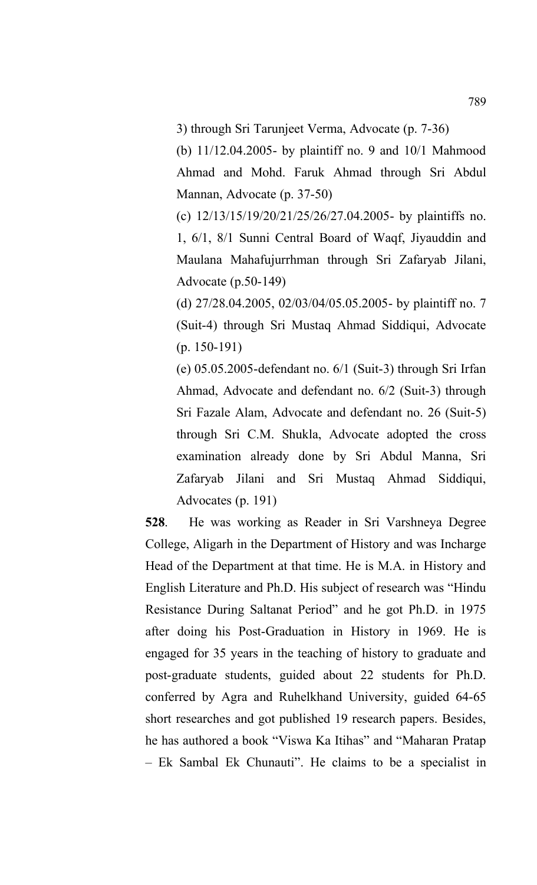3) through Sri Tarunjeet Verma, Advocate (p. 7-36)

(b) 11/12.04.2005- by plaintiff no. 9 and 10/1 Mahmood Ahmad and Mohd. Faruk Ahmad through Sri Abdul Mannan, Advocate (p. 37-50)

(c) 12/13/15/19/20/21/25/26/27.04.2005- by plaintiffs no. 1, 6/1, 8/1 Sunni Central Board of Waqf, Jiyauddin and Maulana Mahafujurrhman through Sri Zafaryab Jilani, Advocate (p.50-149)

(d) 27/28.04.2005, 02/03/04/05.05.2005- by plaintiff no. 7 (Suit-4) through Sri Mustaq Ahmad Siddiqui, Advocate (p. 150-191)

(e) 05.05.2005-defendant no. 6/1 (Suit-3) through Sri Irfan Ahmad, Advocate and defendant no. 6/2 (Suit-3) through Sri Fazale Alam, Advocate and defendant no. 26 (Suit-5) through Sri C.M. Shukla, Advocate adopted the cross examination already done by Sri Abdul Manna, Sri Zafaryab Jilani and Sri Mustaq Ahmad Siddiqui, Advocates (p. 191)

**528**. He was working as Reader in Sri Varshneya Degree College, Aligarh in the Department of History and was Incharge Head of the Department at that time. He is M.A. in History and English Literature and Ph.D. His subject of research was "Hindu Resistance During Saltanat Period" and he got Ph.D. in 1975 after doing his Post-Graduation in History in 1969. He is engaged for 35 years in the teaching of history to graduate and post-graduate students, guided about 22 students for Ph.D. conferred by Agra and Ruhelkhand University, guided 64-65 short researches and got published 19 research papers. Besides, he has authored a book "Viswa Ka Itihas" and "Maharan Pratap – Ek Sambal Ek Chunauti". He claims to be a specialist in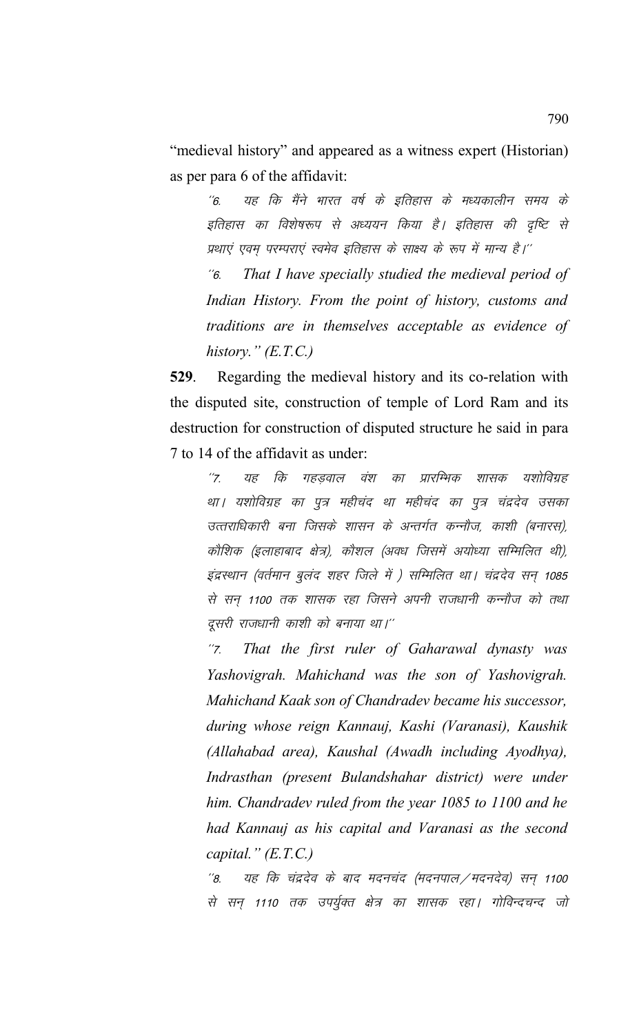"medieval history" and appeared as a witness expert (Historian) as per para 6 of the affidavit:

> ''6. यह कि मैंने भारत वर्ष के इतिहास के मध्यकालीन समय के इतिहास का विशेषरूप से अध्ययन किया है। इतिहास की दृष्टि से प्रथाएं एवम् परम्पराएं स्वमेव इतिहास के साक्ष्य के रूप में मान्य है।''
>
> *''6. That I have specially studied the medieval period of Indian History. From the point of history, customs and traditions are in themselves acceptable as evidence of history." (E.T.C.)*

**529**. Regarding the medieval history and its co-relation with the disputed site, construction of temple of Lord Ram and its destruction for construction of disputed structure he said in para 7 to 14 of the affidavit as under:

> ''7. यह कि गहड़वाल वंश का प्रारम्भिक शासक यशोविग्रह था। यशोविग्रह का पुत्र महीचंद था महीचंद का पुत्र चंद्रदेव उसका उत्तराधिकारी बना जिसके शासन के अन्तर्गत कन्नौज, काशी (बनारस), कौशिक (इलाहाबाद क्षेत्र), कौशल (अवध जिसमें अयोध्या सम्मिलित थी), इंद्रस्थान (वर्तमान बुलंद शहर जिले में ) सम्मिलित था। चंद्रदेव सन् 1085 से सन् 1100 तक शासक रहा जिसने अपनी राजधानी कन्नौज को तथा दूसरी राजधानी काशी को बनाया था।''
>
> *''7. That the first ruler of Gaharawal dynasty was Yashovigrah. Mahichand was the son of Yashovigrah. Mahichand Kaak son of Chandradev became his successor, during whose reign Kannauj, Kashi (Varanasi), Kaushik (Allahabad area), Kaushal (Awadh including Ayodhya), Indrasthan (present Bulandshahar district) were under him. Chandradev ruled from the year 1085 to 1100 and he had Kannauj as his capital and Varanasi as the second capital." (E.T.C.)*
>
> ''8. यह कि चंद्रदेव के बाद मदनचंद (मदनपाल/मदनदेव) सन् 1100 से सन् 1110 तक उपर्युक्त क्षेत्र का शासक रहा। गोविन्दचन्द जो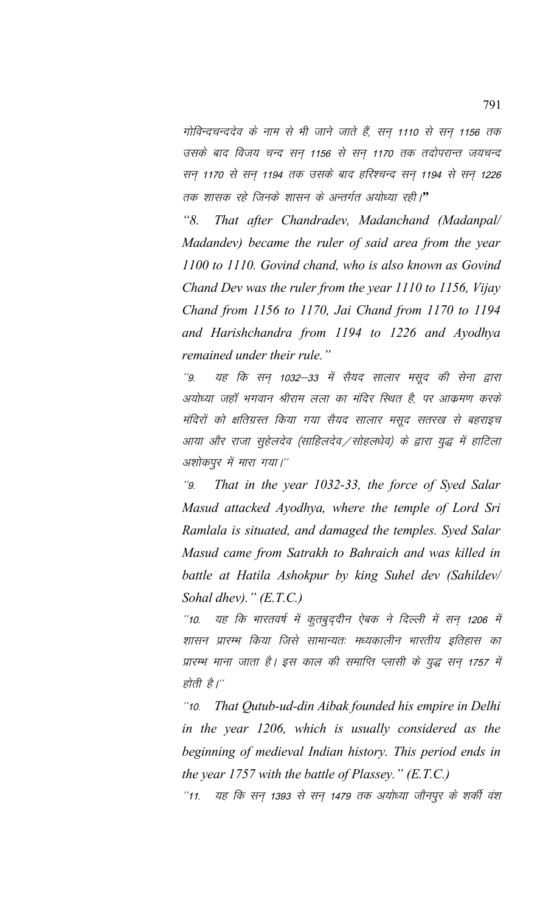गोविन्दचन्ददेव के नाम से भी जाने जाते हैं, सन् 1110 से सन् 1156 तक उसके बाद विजय चन्द सन् 1156 से सन् 1170 तक तदोपरान्त जयचन्द सन् 1170 से सन् 1194 तक उसके बाद हरिश्चन्द सन् 1194 से सन् 1226 तक शासक रहे जिनके शासन के अन्तर्गत अयोध्या रही।"

*"8. That after Chandradev, Madanchand (Madanpal/ Madandev) became the ruler of said area from the year 1100 to 1110. Govind chand, who is also known as Govind Chand Dev was the ruler from the year 1110 to 1156, Vijay Chand from 1156 to 1170, Jai Chand from 1170 to 1194 and Harishchandra from 1194 to 1226 and Ayodhya remained under their rule."*

"9. यह कि सन् 1032–33 में सैयद सालार मसूद की सेना द्वारा अयोध्या जहॉ भगवान श्रीराम लला का मंदिर स्थित है, पर आक्रमण करके मंदिरों को क्षतिग्रस्त किया गया सैयद सालार मसूद सतरख से बहराइच आया और राजा सुहेलदेव (साहिलदेव/सोहलधेव) के द्वारा युद्ध में हाटिला अशोकपुर में मारा गया।"

*"9. That in the year 1032-33, the force of Syed Salar Masud attacked Ayodhya, where the temple of Lord Sri Ramlala is situated, and damaged the temples. Syed Salar Masud came from Satrakh to Bahraich and was killed in battle at Hatila Ashokpur by king Suhel dev (Sahildev/ Sohal dhev)." (E.T.C.)*

"10. यह कि भारतवर्ष में कुतबुद्दीन ऐबक ने दिल्ली में सन् 1206 में शासन प्रारम्भ किया जिसे सामान्यतः मध्यकालीन भारतीय इतिहास का प्रारम्भ माना जाता है। इस काल की समाप्ति प्लासी के युद्ध सन् 1757 में होती है।"

*"10. That Qutub-ud-din Aibak founded his empire in Delhi in the year 1206, which is usually considered as the beginning of medieval Indian history. This period ends in the year 1757 with the battle of Plassey." (E.T.C.)*

"11. यह कि सन् 1393 से सन् 1479 तक अयोध्या जौनपुर के शर्की वंश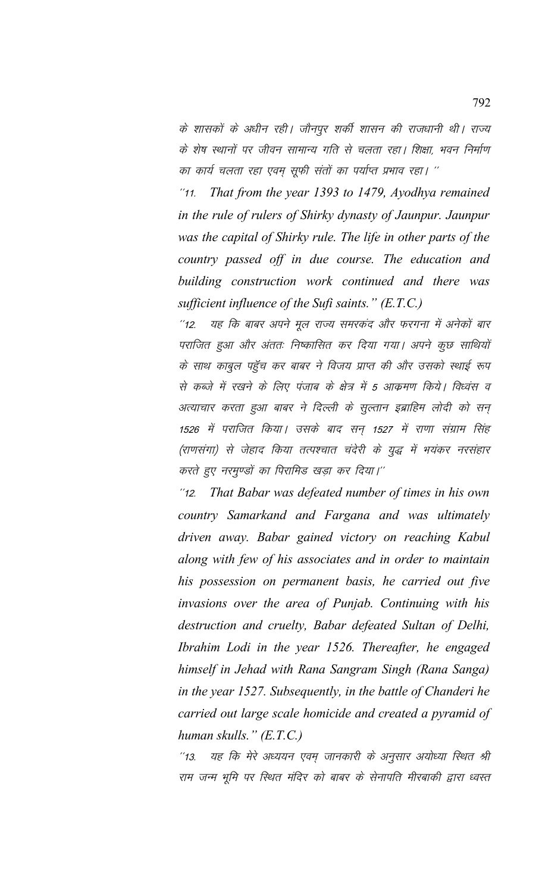के शासकों के अधीन रही। जौनपुर शर्की शासन की राजधानी थी। राज्य के शेष स्थानों पर जीवन सामान्य गति से चलता रहा। शिक्षा, भवन निर्माण का कार्य चलता रहा एवम् सूफी संतों का पर्याप्त प्रभाव रहा। ''

*''11. That from the year 1393 to 1479, Ayodhya remained in the rule of rulers of Shirky dynasty of Jaunpur. Jaunpur was the capital of Shirky rule. The life in other parts of the country passed off in due course. The education and building construction work continued and there was sufficient influence of the Sufi saints." (E.T.C.)*

''12. यह कि बाबर अपने मूल राज्य समरकंद और फरगना में अनेकों बार पराजित हुआ और अंततः निष्कासित कर दिया गया। अपने कुछ साथियों के साथ काबुल पहुँच कर बाबर ने विजय प्राप्त की और उसको स्थाई रूप से कब्जे में रखने के लिए पंजाब के क्षेत्र में 5 आक्रमण किये। विध्वंस व अत्याचार करता हुआ बाबर ने दिल्ली के सुल्तान इब्राहिम लोदी को सन् 1526 में पराजित किया। उसके बाद सन् 1527 में राणा संग्राम सिंह (राणसंगा) से जेहाद किया तत्पश्चात चंदेरी के युद्ध में भयंकर नरसंहार करते हुए नरमुण्डों का पिरामिड खड़ा कर दिया।''

*''12. That Babar was defeated number of times in his own country Samarkand and Fargana and was ultimately driven away. Babar gained victory on reaching Kabul along with few of his associates and in order to maintain his possession on permanent basis, he carried out five invasions over the area of Punjab. Continuing with his destruction and cruelty, Babar defeated Sultan of Delhi, Ibrahim Lodi in the year 1526. Thereafter, he engaged himself in Jehad with Rana Sangram Singh (Rana Sanga) in the year 1527. Subsequently, in the battle of Chanderi he carried out large scale homicide and created a pyramid of human skulls." (E.T.C.)*

''13. यह कि मेरे अध्ययन एवम् जानकारी के अनुसार अयोध्या स्थित श्री राम जन्म भूमि पर स्थित मंदिर को बाबर के सेनापति मीरबाकी द्वारा ध्वस्त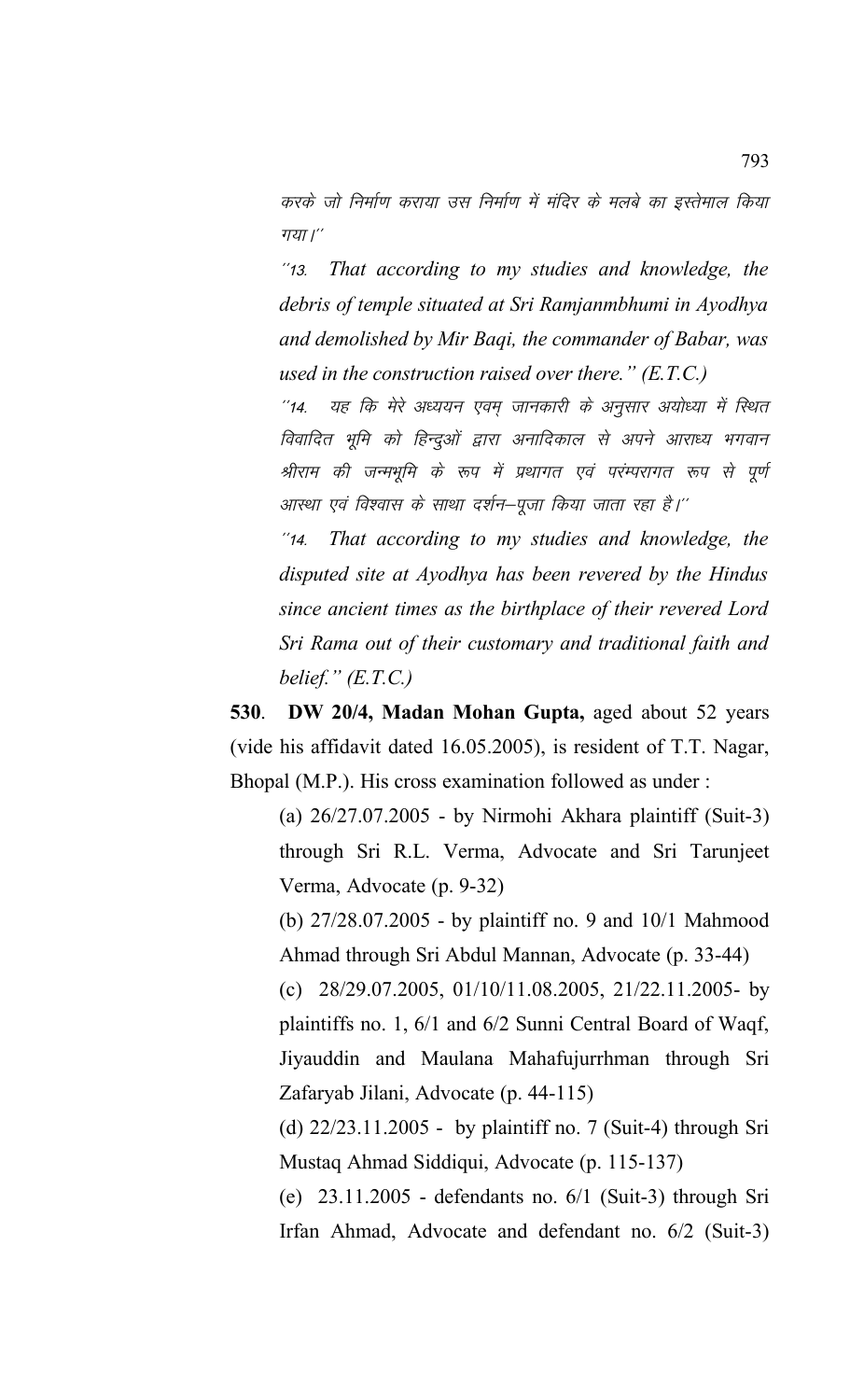*करके जो निर्माण कराया उस निर्माण में मंदिर के मलबे का इस्तेमाल किया गया।''*

*''13. That according to my studies and knowledge, the debris of temple situated at Sri Ramjanmbhumi in Ayodhya and demolished by Mir Baqi, the commander of Babar, was used in the construction raised over there." (E.T.C.)*

*''14. यह कि मेरे अध्ययन एवम् जानकारी के अनुसार अयोध्या में स्थित विवादित भूमि को हिन्दुओं द्वारा अनादिकाल से अपने आराध्य भगवान श्रीराम की जन्मभूमि के रूप में प्रथागत एवं परंम्परागत रूप से पूर्ण आस्था एवं विश्वास के साथा दर्शन–पूजा किया जाता रहा है।''*

*''14. That according to my studies and knowledge, the disputed site at Ayodhya has been revered by the Hindus since ancient times as the birthplace of their revered Lord Sri Rama out of their customary and traditional faith and belief." (E.T.C.)*

**530**. **DW 20/4, Madan Mohan Gupta,** aged about 52 years (vide his affidavit dated 16.05.2005), is resident of T.T. Nagar, Bhopal (M.P.). His cross examination followed as under :

(a) 26/27.07.2005 - by Nirmohi Akhara plaintiff (Suit-3) through Sri R.L. Verma, Advocate and Sri Tarunjeet Verma, Advocate (p. 9-32)

(b) 27/28.07.2005 - by plaintiff no. 9 and 10/1 Mahmood Ahmad through Sri Abdul Mannan, Advocate (p. 33-44)

(c) 28/29.07.2005, 01/10/11.08.2005, 21/22.11.2005- by plaintiffs no. 1, 6/1 and 6/2 Sunni Central Board of Waqf, Jiyauddin and Maulana Mahafujurrhman through Sri Zafaryab Jilani, Advocate (p. 44-115)

(d) 22/23.11.2005 - by plaintiff no. 7 (Suit-4) through Sri Mustaq Ahmad Siddiqui, Advocate (p. 115-137)

(e) 23.11.2005 - defendants no. 6/1 (Suit-3) through Sri Irfan Ahmad, Advocate and defendant no. 6/2 (Suit-3)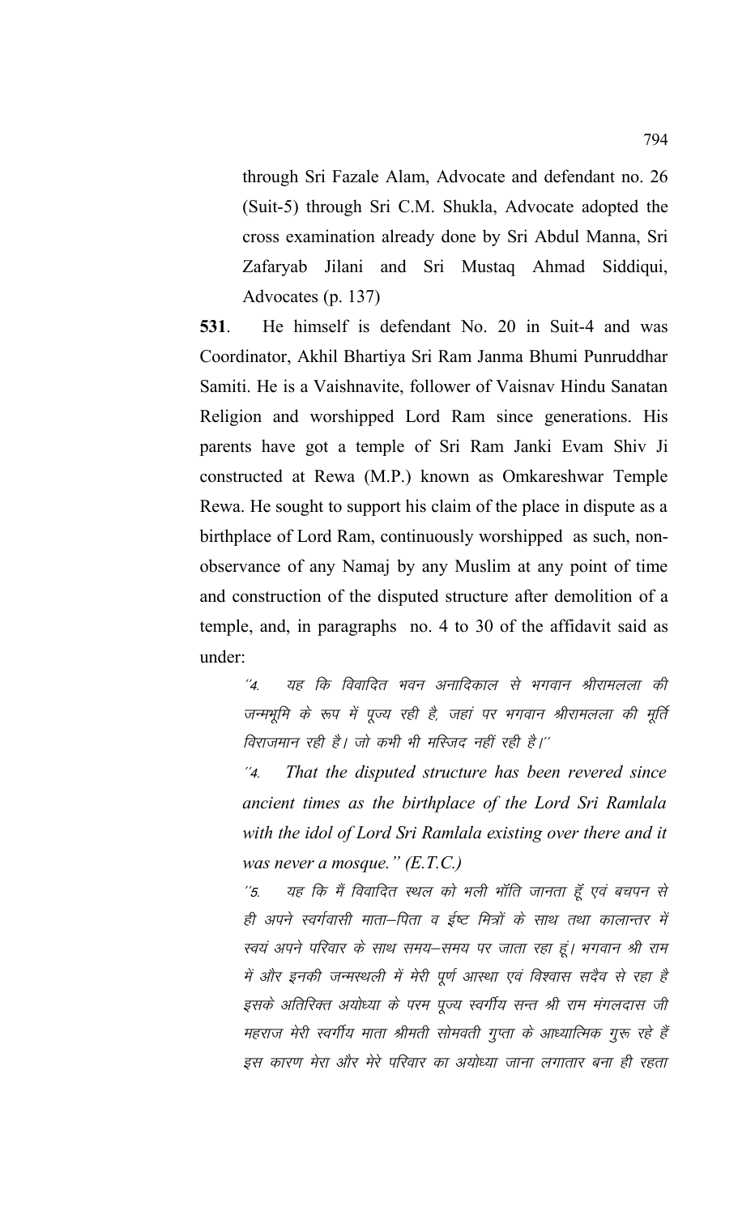through Sri Fazale Alam, Advocate and defendant no. 26 (Suit-5) through Sri C.M. Shukla, Advocate adopted the cross examination already done by Sri Abdul Manna, Sri Zafaryab Jilani and Sri Mustaq Ahmad Siddiqui, Advocates (p. 137)

**531**. He himself is defendant No. 20 in Suit-4 and was Coordinator, Akhil Bhartiya Sri Ram Janma Bhumi Punruddhar Samiti. He is a Vaishnavite, follower of Vaisnav Hindu Sanatan Religion and worshipped Lord Ram since generations. His parents have got a temple of Sri Ram Janki Evam Shiv Ji constructed at Rewa (M.P.) known as Omkareshwar Temple Rewa. He sought to support his claim of the place in dispute as a birthplace of Lord Ram, continuously worshipped as such, non-observance of any Namaj by any Muslim at any point of time and construction of the disputed structure after demolition of a temple, and, in paragraphs no. 4 to 30 of the affidavit said as under:

> ''4. यह कि विवादित भवन अनादिकाल से भगवान श्रीरामलला की जन्मभूमि के रूप में पूज्य रही है, जहां पर भगवान श्रीरामलला की मूर्ति विराजमान रही है। जो कभी भी मस्जिद नहीं रही है।''
>
> ''4. *That the disputed structure has been revered since ancient times as the birthplace of the Lord Sri Ramlala with the idol of Lord Sri Ramlala existing over there and it was never a mosque." (E.T.C.)*
>
> ''5. यह कि मैं विवादित स्थल को भली भॉति जानता हूँ एवं बचपन से ही अपने स्वर्गवासी माता–पिता व ईष्ट मित्रों के साथ तथा कालान्तर में स्वयं अपने परिवार के साथ समय–समय पर जाता रहा हूं। भगवान श्री राम में और इनकी जन्मस्थली में मेरी पूर्ण आस्था एवं विश्वास सदैव से रहा है इसके अतिरिक्त अयोध्या के परम पूज्य स्वर्गीय सन्त श्री राम मंगलदास जी महराज मेरी स्वर्गीय माता श्रीमती सोमवती गुप्ता के आध्यात्मिक गुरू रहे हैं इस कारण मेरा और मेरे परिवार का अयोध्या जाना लगातार बना ही रहता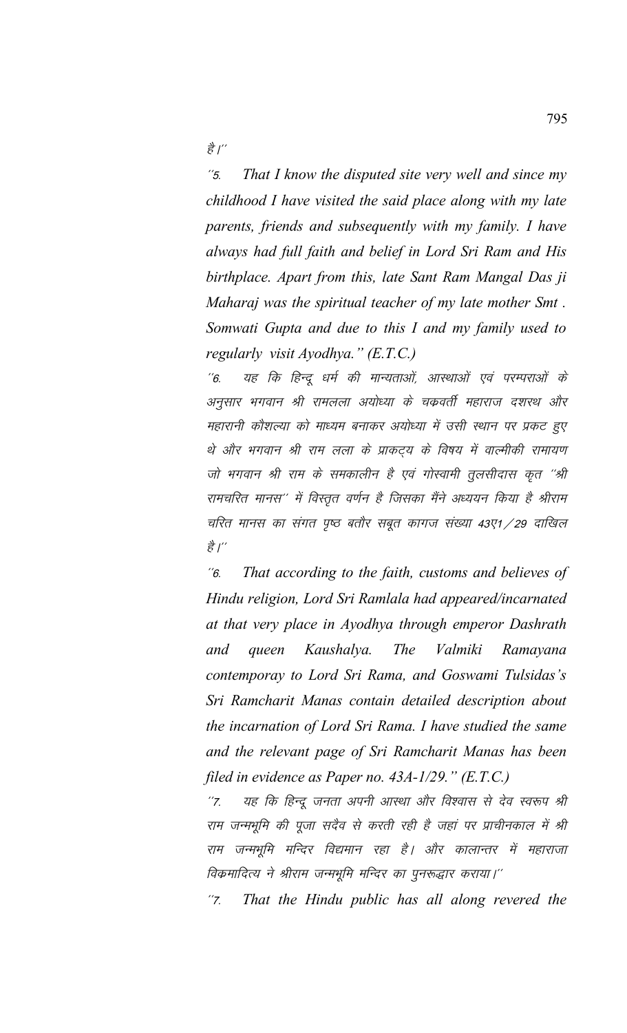है।''

''5. That I know the disputed site very well and since my childhood I have visited the said place along with my late parents, friends and subsequently with my family. I have always had full faith and belief in Lord Sri Ram and His birthplace. Apart from this, late Sant Ram Mangal Das ji Maharaj was the spiritual teacher of my late mother Smt . Somwati Gupta and due to this I and my family used to regularly visit Ayodhya." (E.T.C.)

''6. यह कि हिन्दू धर्म की मान्यताओं, आस्थाओं एवं परम्पराओं के अनुसार भगवान श्री रामलला अयोध्या के चक्रवर्ती महाराज दशरथ और महारानी कौशल्या को माध्यम बनाकर अयोध्या में उसी स्थान पर प्रकट हुए थे और भगवान श्री राम लला के प्राकट्य के विषय में वाल्मीकी रामायण जो भगवान श्री राम के समकालीन है एवं गोस्वामी तुलसीदास कृत ''श्री रामचरित मानस'' में विस्तृत वर्णन है जिसका मैंने अध्ययन किया है श्रीराम चरित मानस का संगत पृष्ठ बतौर सबूत कागज संख्या 43ए1/29 दाखिल है।''

''6. That according to the faith, customs and believes of Hindu religion, Lord Sri Ramlala had appeared/incarnated at that very place in Ayodhya through emperor Dashrath and queen Kaushalya. The Valmiki Ramayana contemporay to Lord Sri Rama, and Goswami Tulsidas's Sri Ramcharit Manas contain detailed description about the incarnation of Lord Sri Rama. I have studied the same and the relevant page of Sri Ramcharit Manas has been filed in evidence as Paper no. 43A-1/29." (E.T.C.)

''7. यह कि हिन्दू जनता अपनी आस्था और विश्वास से देव स्वरूप श्री राम जन्मभूमि की पूजा सदैव से करती रही है जहां पर प्राचीनकाल में श्री राम जन्मभूमि मन्दिर विद्यमान रहा है। और कालान्तर में महाराजा विक्रमादित्य ने श्रीराम जन्मभूमि मन्दिर का पुनरूद्धार कराया।''

''7. That the Hindu public has all along revered the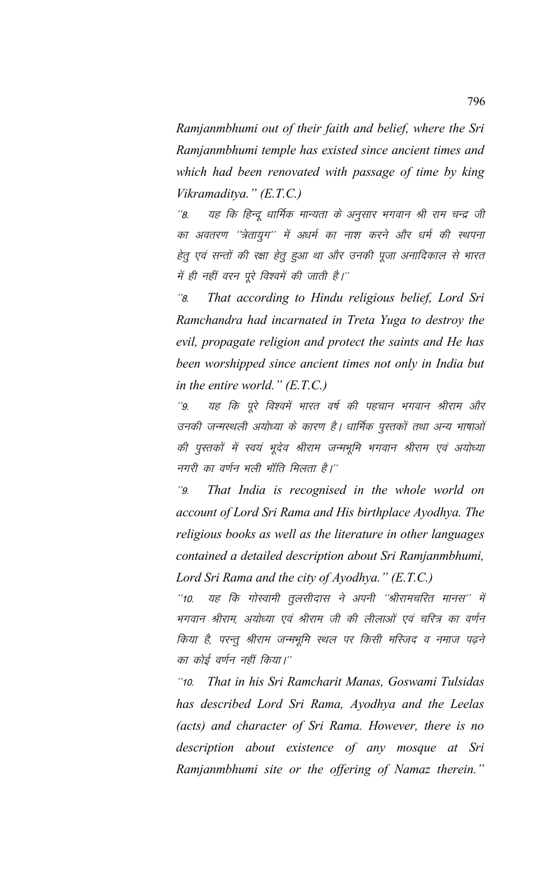*Ramjanmbhumi out of their faith and belief, where the Sri Ramjanmbhumi temple has existed since ancient times and which had been renovated with passage of time by king Vikramaditya." (E.T.C.)*

"8. यह कि हिन्दू धार्मिक मान्यता के अनुसार भगवान श्री राम चन्द्र जी का अवतरण "त्रेतायुग" में अधर्म का नाश करने और धर्म की स्थपना हेतु एवं सन्तों की रक्षा हेतु हुआ था और उनकी पूजा अनादिकाल से भारत में ही नहीं वरन पूरे विश्वमें की जाती है।"

*"8. That according to Hindu religious belief, Lord Sri Ramchandra had incarnated in Treta Yuga to destroy the evil, propagate religion and protect the saints and He has been worshipped since ancient times not only in India but in the entire world." (E.T.C.)*

"9. यह कि पूरे विश्वमें भारत वर्ष की पहचान भगवान श्रीराम और उनकी जन्मस्थली अयोध्या के कारण है। धार्मिक पुस्तकों तथा अन्य भाषाओं की पुस्तकों में स्वयं भूदेव श्रीराम जन्मभूमि भगवान श्रीराम एवं अयोध्या नगरी का वर्णन भली भाँति मिलता है।"

*"9. That India is recognised in the whole world on account of Lord Sri Rama and His birthplace Ayodhya. The religious books as well as the literature in other languages contained a detailed description about Sri Ramjanmbhumi, Lord Sri Rama and the city of Ayodhya." (E.T.C.)*

"10. यह कि गोस्वामी तुलसीदास ने अपनी "श्रीरामचरित मानस" में भगवान श्रीराम, अयोध्या एवं श्रीराम जी की लीलाओं एवं चरित्र का वर्णन किया है, परन्तु श्रीराम जन्मभूमि स्थल पर किसी मस्जिद व नमाज पढ़ने का कोई वर्णन नहीं किया।"

*"10. That in his Sri Ramcharit Manas, Goswami Tulsidas has described Lord Sri Rama, Ayodhya and the Leelas (acts) and character of Sri Rama. However, there is no description about existence of any mosque at Sri Ramjanmbhumi site or the offering of Namaz therein."*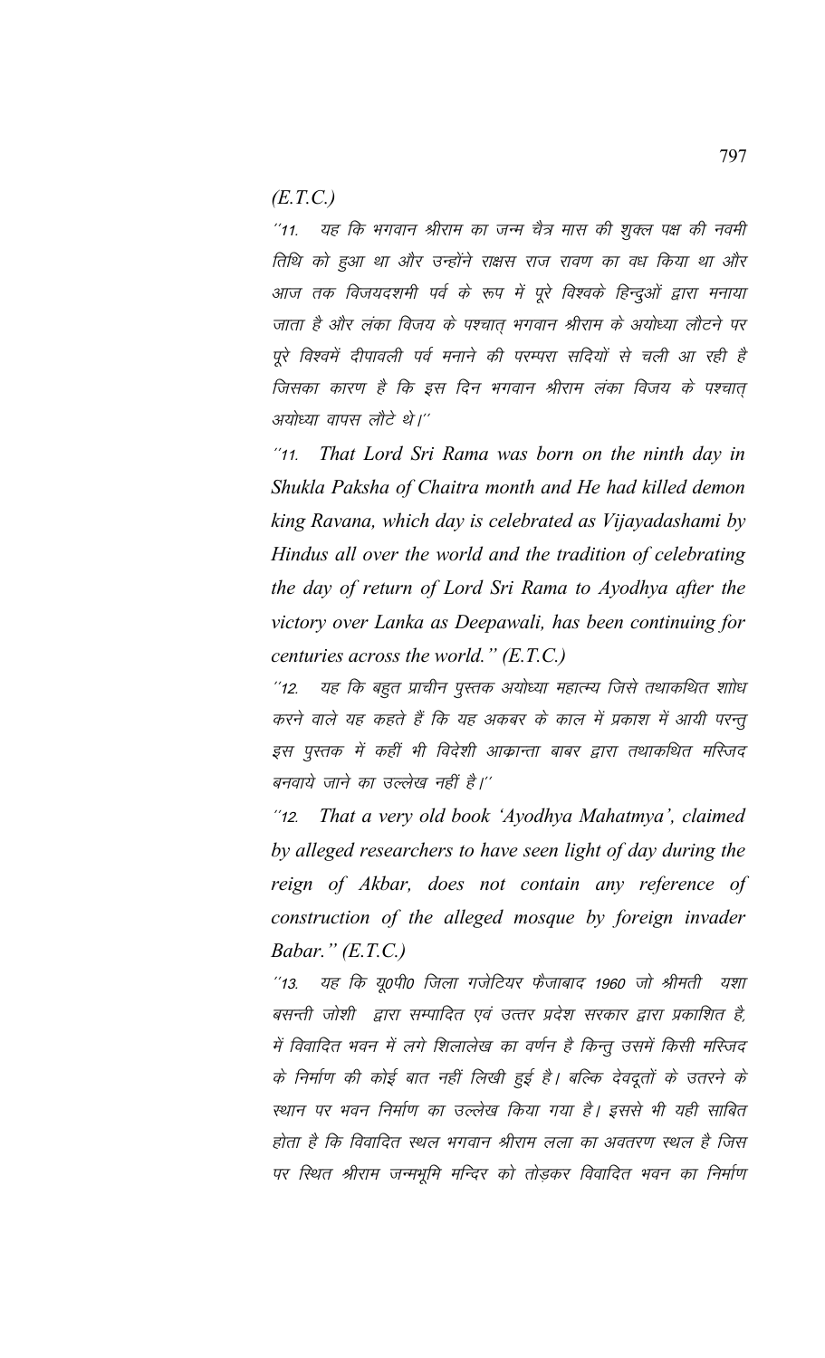*(E.T.C.)*

*''11. यह कि भगवान श्रीराम का जन्म चैत्र मास की शुक्ल पक्ष की नवमी तिथि को हुआ था और उन्होंने राक्षस राज रावण का वध किया था और आज तक विजयदशमी पर्व के रूप में पूरे विश्वके हिन्दुओं द्वारा मनाया जाता है और लंका विजय के पश्चात् भगवान श्रीराम के अयोध्या लौटने पर पूरे विश्वमें दीपावली पर्व मनाने की परम्परा सदियों से चली आ रही है जिसका कारण है कि इस दिन भगवान श्रीराम लंका विजय के पश्चात् अयोध्या वापस लौटे थे।''*

*''11. That Lord Sri Rama was born on the ninth day in Shukla Paksha of Chaitra month and He had killed demon king Ravana, which day is celebrated as Vijayadashami by Hindus all over the world and the tradition of celebrating the day of return of Lord Sri Rama to Ayodhya after the victory over Lanka as Deepawali, has been continuing for centuries across the world.'' (E.T.C.)*

*''12. यह कि बहुत प्राचीन पुस्तक अयोध्या महात्म्य जिसे तथाकथित शाोध करने वाले यह कहते हैं कि यह अकबर के काल में प्रकाश में आयी परन्तु इस पुस्तक में कहीं भी विदेशी आक्रान्ता बाबर द्वारा तथाकथित मस्जिद बनवाये जाने का उल्लेख नहीं है।''*

*''12. That a very old book 'Ayodhya Mahatmya', claimed by alleged researchers to have seen light of day during the reign of Akbar, does not contain any reference of construction of the alleged mosque by foreign invader Babar.'' (E.T.C.)*

*''13. यह कि यू0पी0 जिला गजेटियर फैजाबाद 1960 जो श्रीमती यशा बसन्ती जोशी द्वारा सम्पादित एवं उत्तर प्रदेश सरकार द्वारा प्रकाशित है, में विवादित भवन में लगे शिलालेख का वर्णन है किन्तु उसमें किसी मस्जिद के निर्माण की कोई बात नहीं लिखी हुई है। बल्कि देवदूतों के उतरने के स्थान पर भवन निर्माण का उल्लेख किया गया है। इससे भी यही साबित होता है कि विवादित स्थल भगवान श्रीराम लला का अवतरण स्थल है जिस पर स्थित श्रीराम जन्मभूमि मन्दिर को तोड़कर विवादित भवन का निर्माण*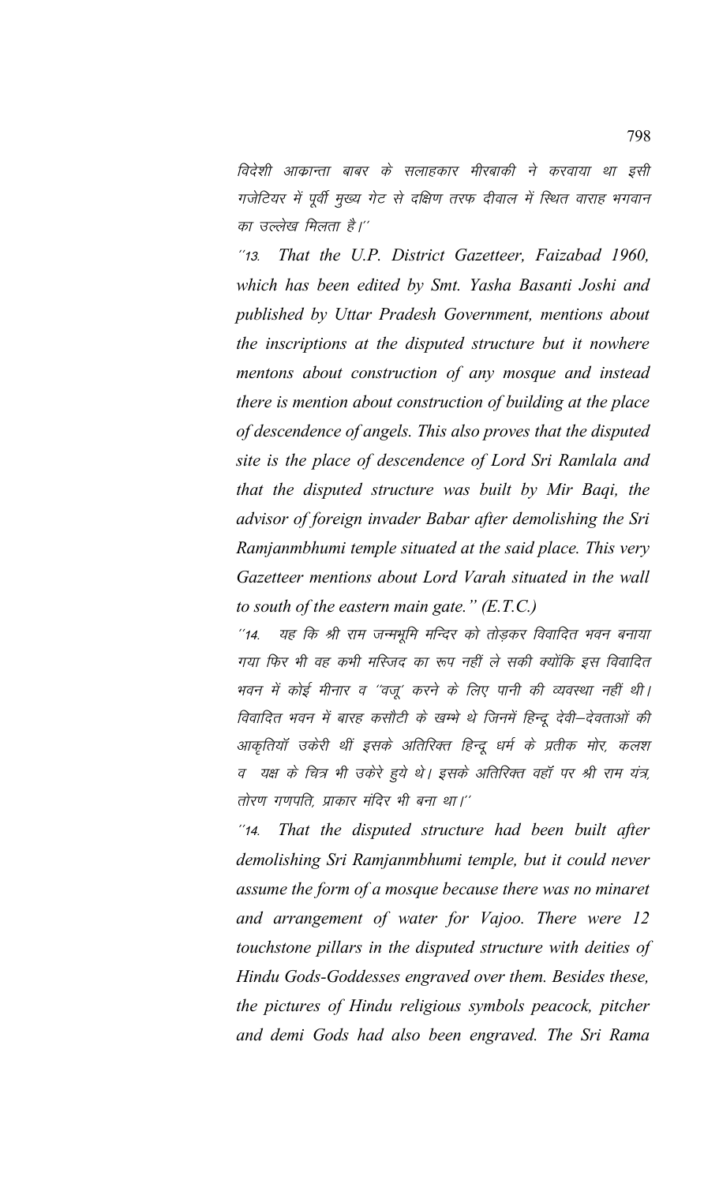विदेशी आकान्ता बाबर के सलाहकार मीरबाकी ने करवाया था इसी गजेटियर में पूर्वी मुख्य गेट से दक्षिण तरफ दीवाल में स्थित वाराह भगवान का उल्लेख मिलता है।''

*''13. That the U.P. District Gazetteer, Faizabad 1960, which has been edited by Smt. Yasha Basanti Joshi and published by Uttar Pradesh Government, mentions about the inscriptions at the disputed structure but it nowhere mentons about construction of any mosque and instead there is mention about construction of building at the place of descendence of angels. This also proves that the disputed site is the place of descendence of Lord Sri Ramlala and that the disputed structure was built by Mir Baqi, the advisor of foreign invader Babar after demolishing the Sri Ramjanmbhumi temple situated at the said place. This very Gazetteer mentions about Lord Varah situated in the wall to south of the eastern main gate." (E.T.C.)*

''14. यह कि श्री राम जन्मभूमि मन्दिर को तोड़कर विवादित भवन बनाया गया फिर भी वह कभी मस्जिद का रूप नहीं ले सकी क्योंकि इस विवादित भवन में कोई मीनार व ''वजू' करने के लिए पानी की व्यवस्था नहीं थी। विवादित भवन में बारह कसौटी के खम्भे थे जिनमें हिन्दू देवी–देवताओं की आकृतियॉ उकेरी थीं इसके अतिरिक्त हिन्दू धर्म के प्रतीक मोर, कलश व यक्ष के चित्र भी उकेरे हुये थे। इसके अतिरिक्त वहॉ पर श्री राम यंत्र, तोरण गणपति, प्राकार मंदिर भी बना था।''

*''14. That the disputed structure had been built after demolishing Sri Ramjanmbhumi temple, but it could never assume the form of a mosque because there was no minaret and arrangement of water for Vajoo. There were 12 touchstone pillars in the disputed structure with deities of Hindu Gods-Goddesses engraved over them. Besides these, the pictures of Hindu religious symbols peacock, pitcher and demi Gods had also been engraved. The Sri Rama*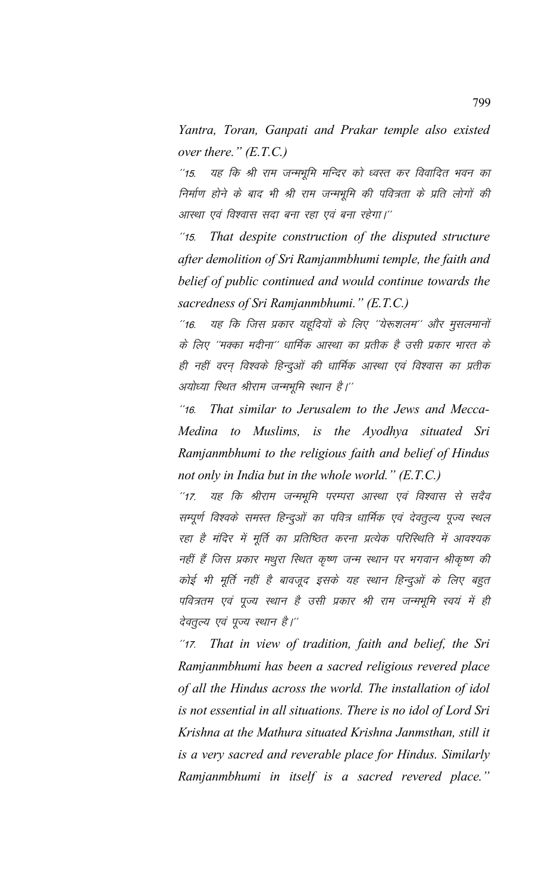*Yantra, Toran, Ganpati and Prakar temple also existed over there." (E.T.C.)*

"15. यह कि श्री राम जन्मभूमि मन्दिर को ध्वस्त कर विवादित भवन का निर्माण होने के बाद भी श्री राम जन्मभूमि की पवित्रता के प्रति लोगों की आस्था एवं विश्वास सदा बना रहा एवं बना रहेगा।"

*"15. That despite construction of the disputed structure after demolition of Sri Ramjanmbhumi temple, the faith and belief of public continued and would continue towards the sacredness of Sri Ramjanmbhumi." (E.T.C.)*

"16. यह कि जिस प्रकार यहूदियों के लिए "येरूशलम" और मुसलमानों के लिए "मक्का मदीना" धार्मिक आस्था का प्रतीक है उसी प्रकार भारत के ही नहीं वरन् विश्वके हिन्दुओं की धार्मिक आस्था एवं विश्वास का प्रतीक अयोध्या स्थित श्रीराम जन्मभूमि स्थान है।"

*"16. That similar to Jerusalem to the Jews and Mecca-Medina to Muslims, is the Ayodhya situated Sri Ramjanmbhumi to the religious faith and belief of Hindus not only in India but in the whole world." (E.T.C.)*

"17. यह कि श्रीराम जन्मभूमि परम्परा आस्था एवं विश्वास से सदैव सम्पूर्ण विश्वके समस्त हिन्दुओं का पवित्र धार्मिक एवं देवतुल्य पूज्य स्थल रहा है मंदिर में मूर्ति का प्रतिष्ठित करना प्रत्येक परिस्थिति में आवश्यक नहीं हैं जिस प्रकार मथुरा स्थित कृष्ण जन्म स्थान पर भगवान श्रीकृष्ण की कोई भी मूर्ति नहीं है बावजूद इसके यह स्थान हिन्दुओं के लिए बहुत पवित्रतम एवं पूज्य स्थान है उसी प्रकार श्री राम जन्मभूमि स्वयं में ही देवतुल्य एवं पूज्य स्थान है।"

*"17. That in view of tradition, faith and belief, the Sri Ramjanmbhumi has been a sacred religious revered place of all the Hindus across the world. The installation of idol is not essential in all situations. There is no idol of Lord Sri Krishna at the Mathura situated Krishna Janmsthan, still it is a very sacred and reverable place for Hindus. Similarly Ramjanmbhumi in itself is a sacred revered place."*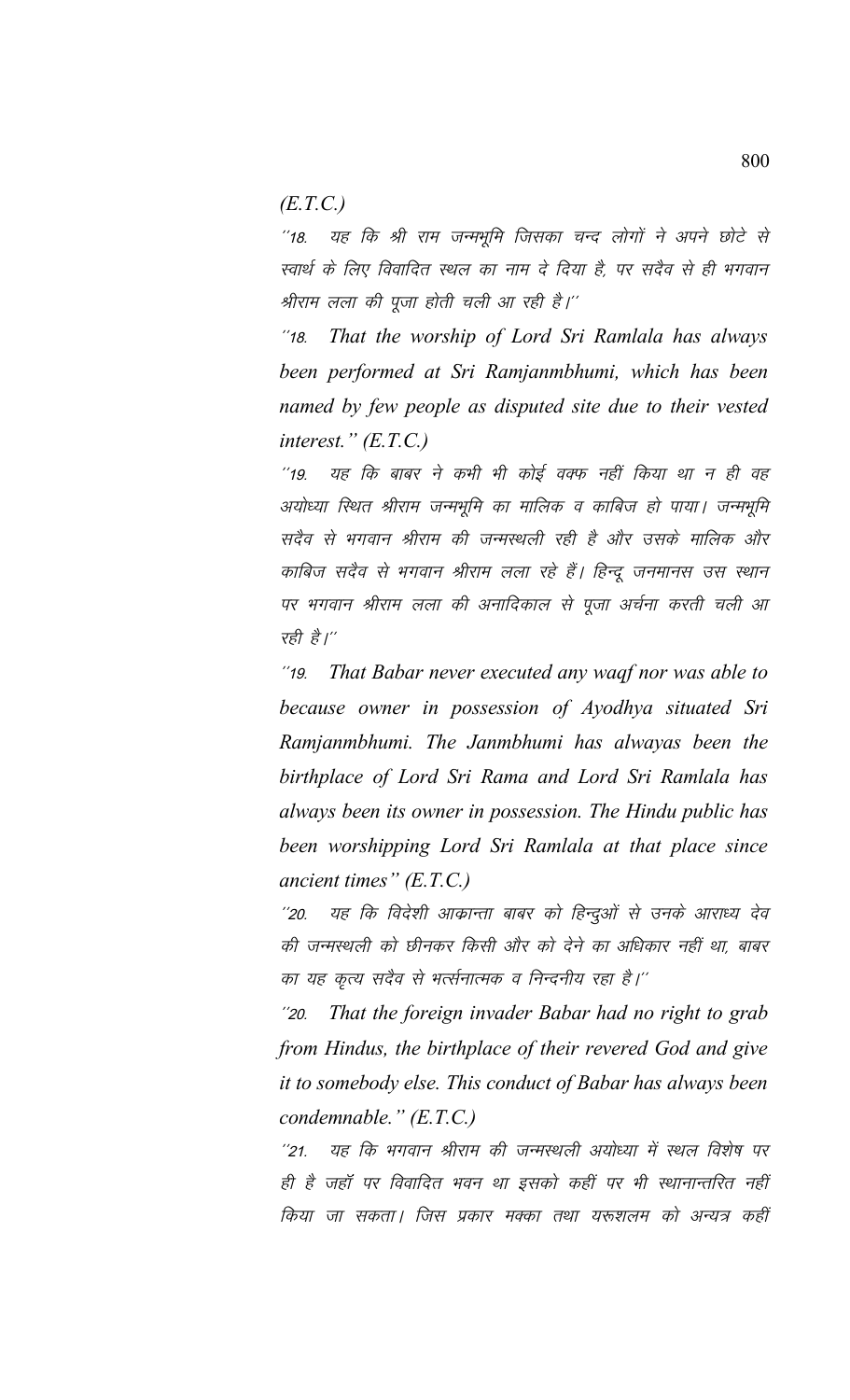(E.T.C.)

''18. यह कि श्री राम जन्मभूमि जिसका चन्द लोगों ने अपने छोटे से स्वार्थ के लिए विवादित स्थल का नाम दे दिया है, पर सदैव से ही भगवान श्रीराम लला की पूजा होती चली आ रही है।''

''18. *That the worship of Lord Sri Ramlala has always been performed at Sri Ramjanmbhumi, which has been named by few people as disputed site due to their vested interest.'' (E.T.C.)*

''19. यह कि बाबर ने कभी भी कोई वक्फ नहीं किया था न ही वह अयोध्या स्थित श्रीराम जन्मभूमि का मालिक व काबिज हो पाया। जन्मभूमि सदैव से भगवान श्रीराम की जन्मस्थली रही है और उसके मालिक और काबिज सदैव से भगवान श्रीराम लला रहे हैं। हिन्दू जनमानस उस स्थान पर भगवान श्रीराम लला की अनादिकाल से पूजा अर्चना करती चली आ रही है।''

''19. *That Babar never executed any waqf nor was able to because owner in possession of Ayodhya situated Sri Ramjanmbhumi. The Janmbhumi has alwayas been the birthplace of Lord Sri Rama and Lord Sri Ramlala has always been its owner in possession. The Hindu public has been worshipping Lord Sri Ramlala at that place since ancient times'' (E.T.C.)*

''20. यह कि विदेशी आक्रान्ता बाबर को हिन्दुओं से उनके आराध्य देव की जन्मस्थली को छीनकर किसी और को देने का अधिकार नहीं था, बाबर का यह कृत्य सदैव से भर्त्सनात्मक व निन्दनीय रहा है।''

''20. *That the foreign invader Babar had no right to grab from Hindus, the birthplace of their revered God and give it to somebody else. This conduct of Babar has always been condemnable.'' (E.T.C.)*

''21. यह कि भगवान श्रीराम की जन्मस्थली अयोध्या में स्थल विशेष पर ही है जहॉ पर विवादित भवन था इसको कहीं पर भी स्थानान्तरित नहीं किया जा सकता। जिस प्रकार मक्का तथा यरूशलम को अन्यत्र कहीं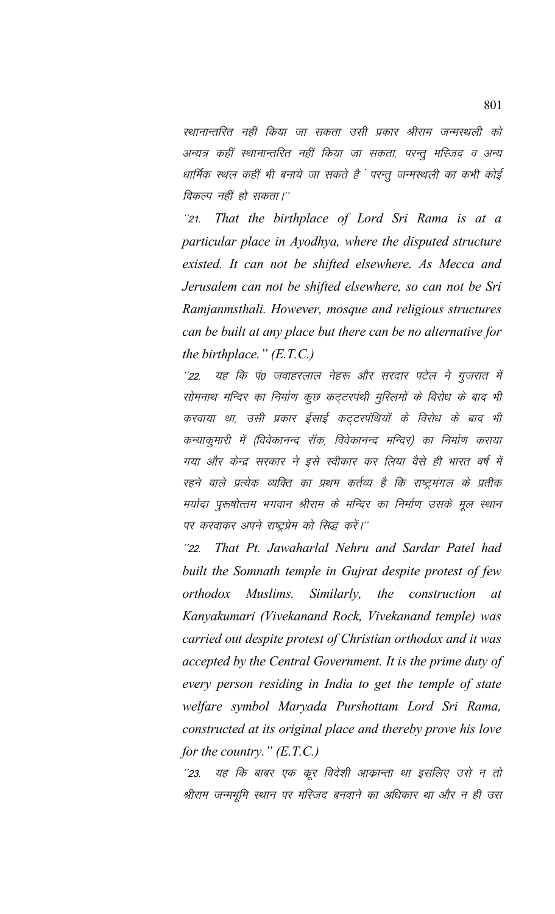स्थानान्तरित नहीं किया जा सकता उसी प्रकार श्रीराम जन्मस्थली को अन्यत्र कहीं स्थानान्तरित नहीं किया जा सकता, परन्तु मस्जिद व अन्य धार्मिक स्थल कहीं भी बनाये जा सकते है ं परन्तु जन्मस्थली का कभी कोई विकल्प नहीं हो सकता।''

''21. *That the birthplace of Lord Sri Rama is at a particular place in Ayodhya, where the disputed structure existed. It can not be shifted elsewhere. As Mecca and Jerusalem can not be shifted elsewhere, so can not be Sri Ramjanmsthali. However, mosque and religious structures can be built at any place but there can be no alternative for the birthplace." (E.T.C.)*

''22. यह कि पं0 जवाहरलाल नेहरू और सरदार पटेल ने गुजरात में सोमनाथ मन्दिर का निर्माण कुछ कट्टरपंथी मुस्लिमों के विरोध के बाद भी करवाया था, उसी प्रकार ईसाई कट्टरपंथियों के विरोध के बाद भी कन्याकुमारी में (विवेकानन्द रॉक, विवेकानन्द मन्दिर) का निर्माण कराया गया और केन्द्र सरकार ने इसे स्वीकार कर लिया वैसे ही भारत वर्ष में रहने वाले प्रत्येक व्यक्ति का प्रथम कर्तव्य है कि राष्ट्रमंगल के प्रतीक मर्यादा पुरूषोत्तम भगवान श्रीराम के मन्दिर का निर्माण उसके मूल स्थान पर करवाकर अपने राष्ट्रप्रेम को सिद्ध करें।''

''22. *That Pt. Jawaharlal Nehru and Sardar Patel had built the Somnath temple in Gujrat despite protest of few orthodox Muslims. Similarly, the construction at Kanyakumari (Vivekanand Rock, Vivekanand temple) was carried out despite protest of Christian orthodox and it was accepted by the Central Government. It is the prime duty of every person residing in India to get the temple of state welfare symbol Maryada Purshottam Lord Sri Rama, constructed at its original place and thereby prove his love for the country." (E.T.C.)*

''23. यह कि बाबर एक क्रूर विदेशी आक्रान्ता था इसलिए उसे न तो श्रीराम जन्मभूमि स्थान पर मस्जिद बनवाने का अधिकार था और न ही उस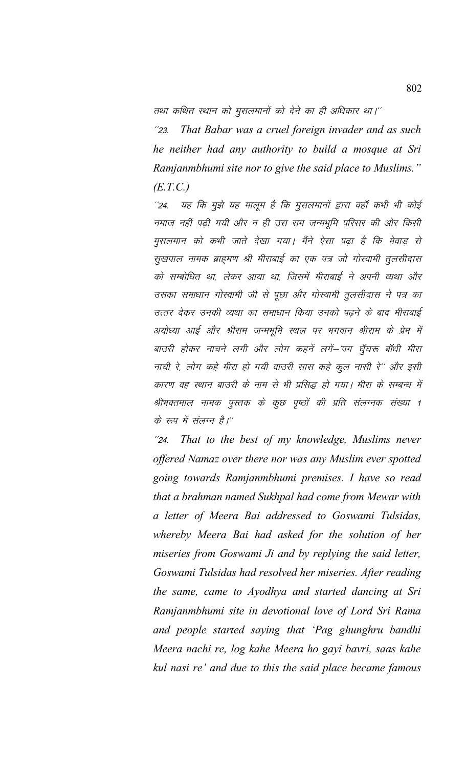तथा कथित स्थान को मुसलमानों को देने का ही अधिकार था।''

*''23. That Babar was a cruel foreign invader and as such he neither had any authority to build a mosque at Sri Ramjanmbhumi site nor to give the said place to Muslims." (E.T.C.)*

''24. यह कि मुझे यह मालूम है कि मुसलमानों द्वारा वहाँ कभी भी कोई नमाज नहीं पढ़ी गयी और न ही उस राम जन्मभूमि परिसर की ओर किसी मुसलमान को कभी जाते देखा गया। मैंने ऐसा पढ़ा है कि मेवाड़ से सुखपाल नामक ब्राह्मण श्री मीराबाई का एक पत्र जो गोस्वामी तुलसीदास को सम्बोधित था, लेकर आया था, जिसमें मीराबाई ने अपनी व्यथा और उसका समाधान गोस्वामी जी से पूछा और गोस्वामी तुलसीदास ने पत्र का उत्तर देकर उनकी व्यथा का समाधान किया उनको पढ़ने के बाद मीराबाई अयोध्या आई और श्रीराम जन्मभूमि स्थल पर भगवान श्रीराम के प्रेम में बाउरी होकर नाचने लगी और लोग कहनें लगें–'पग घुँघरू बाँधी मीरा नाची रे, लोग कहे मीरा हो गयी वाउरी सास कहे कुल नासी रे'' और इसी कारण वह स्थान बाउरी के नाम से भी प्रसिद्ध हो गया। मीरा के सम्बन्ध में श्रीभक्तमाल नामक पुस्तक के कुछ पृष्ठों की प्रति संलग्नक संख्या 1 के रूप में संलग्न है।''

*''24. That to the best of my knowledge, Muslims never offered Namaz over there nor was any Muslim ever spotted going towards Ramjanmbhumi premises. I have so read that a brahman named Sukhpal had come from Mewar with a letter of Meera Bai addressed to Goswami Tulsidas, whereby Meera Bai had asked for the solution of her miseries from Goswami Ji and by replying the said letter, Goswami Tulsidas had resolved her miseries. After reading the same, came to Ayodhya and started dancing at Sri Ramjanmbhumi site in devotional love of Lord Sri Rama and people started saying that 'Pag ghunghru bandhi Meera nachi re, log kahe Meera ho gayi bavri, saas kahe kul nasi re' and due to this the said place became famous*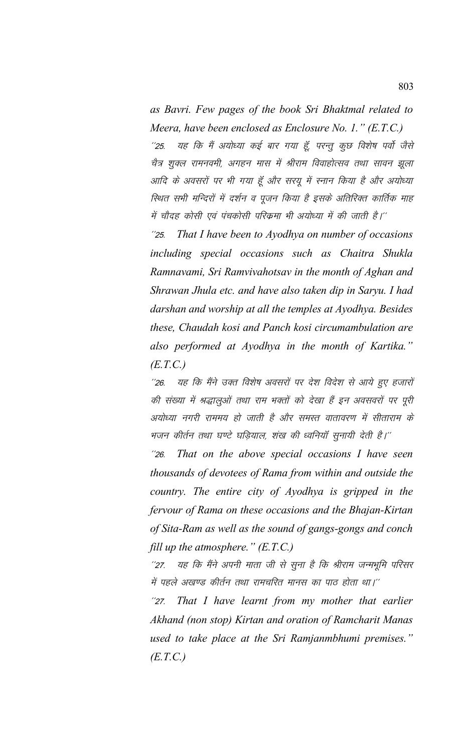*as Bavri. Few pages of the book Sri Bhaktmal related to Meera, have been enclosed as Enclosure No. 1." (E.T.C.)*

''25. यह कि मैं अयोध्या कई बार गया हूँ, परन्तु कुछ विशेष पर्वो जैसे चैत्र शुक्ल रामनवमी, अगहन मास में श्रीराम विवाहोत्सव तथा सावन झूला आदि के अवसरों पर भी गया हूँ और सरयू में स्नान किया है और अयोध्या स्थित सभी मन्दिरों में दर्शन व पूजन किया है इसके अतिरिक्त कार्तिक माह में चौदह कोसी एवं पंचकोसी परिक्रमा भी अयोध्या में की जाती है।''

*''25. That I have been to Ayodhya on number of occasions including special occasions such as Chaitra Shukla Ramnavami, Sri Ramvivahotsav in the month of Aghan and Shrawan Jhula etc. and have also taken dip in Saryu. I had darshan and worship at all the temples at Ayodhya. Besides these, Chaudah kosi and Panch kosi circumambulation are also performed at Ayodhya in the month of Kartika." (E.T.C.)*

''26. यह कि मैंने उक्त विशेष अवसरों पर देश विदेश से आये हुए हजारों की संख्या में श्रद्धालुओं तथा राम भक्तों को देखा हैं इन अवसवरों पर पूरी अयोध्या नगरी राममय हो जाती है और समस्त वातावरण में सीताराम के भजन कीर्तन तथा घण्टे घड़ियाल, शंख की ध्वनियॉ सुनायी देती है।''

*''26. That on the above special occasions I have seen thousands of devotees of Rama from within and outside the country. The entire city of Ayodhya is gripped in the fervour of Rama on these occasions and the Bhajan-Kirtan of Sita-Ram as well as the sound of gangs-gongs and conch fill up the atmosphere." (E.T.C.)*

''27. यह कि मैंने अपनी माता जी से सुना है कि श्रीराम जन्मभूमि परिसर में पहले अखण्ड कीर्तन तथा रामचरित मानस का पाठ होता था।''

*''27. That I have learnt from my mother that earlier Akhand (non stop) Kirtan and oration of Ramcharit Manas used to take place at the Sri Ramjanmbhumi premises." (E.T.C.)*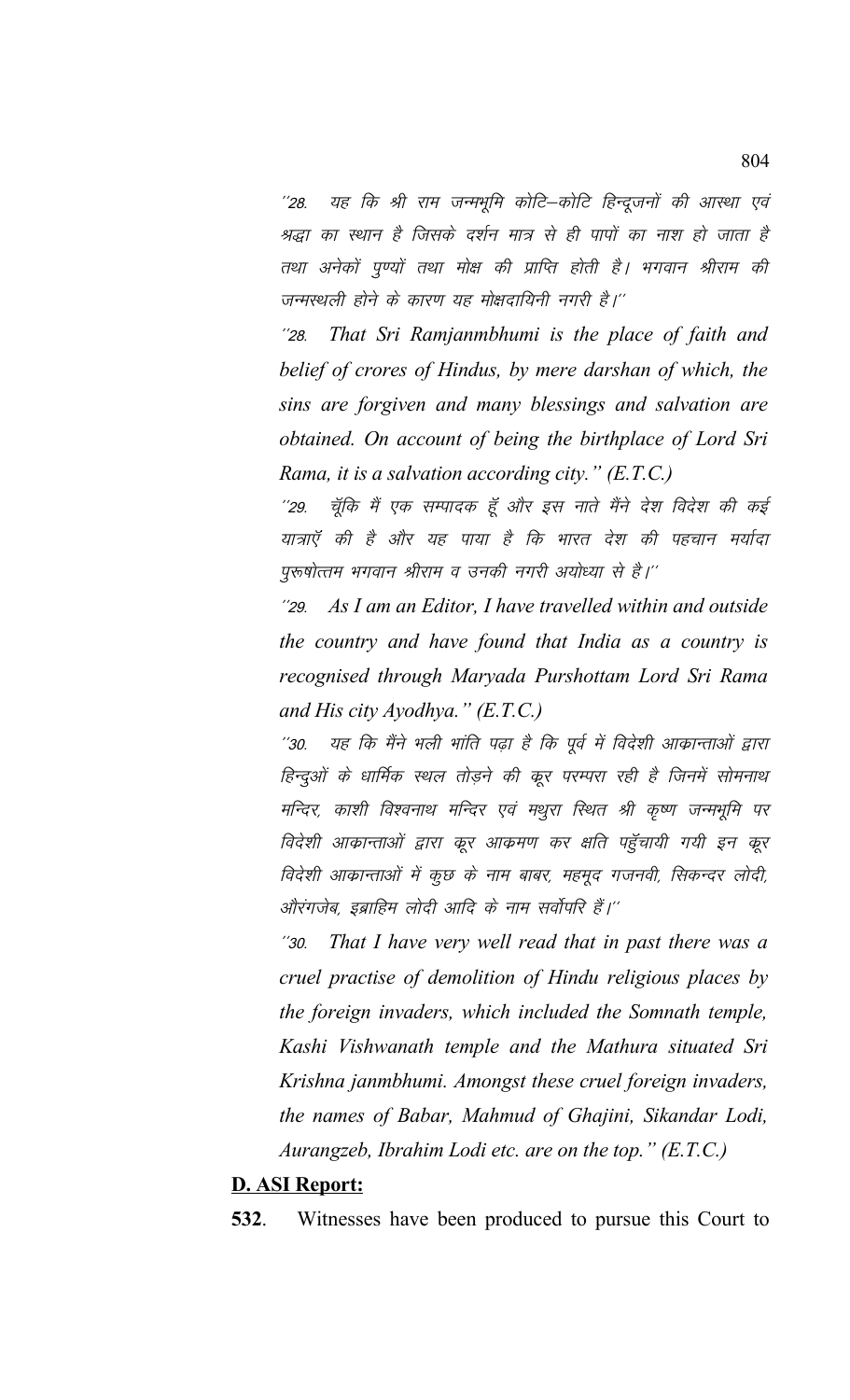''28. यह कि श्री राम जन्मभूमि कोटि–कोटि हिन्दूजनों की आस्था एवं श्रद्धा का स्थान है जिसके दर्शन मात्र से ही पापों का नाश हो जाता है तथा अनेकों पुण्यों तथा मोक्ष की प्राप्ति होती है। भगवान श्रीराम की जन्मस्थली होने के कारण यह मोक्षदायिनी नगरी है।''

*''28. That Sri Ramjanmbhumi is the place of faith and belief of crores of Hindus, by mere darshan of which, the sins are forgiven and many blessings and salvation are obtained. On account of being the birthplace of Lord Sri Rama, it is a salvation according city." (E.T.C.)*

''29. चूँकि मैं एक सम्पादक हूँ और इस नाते मैंने देश विदेश की कई यात्राएँ की है और यह पाया है कि भारत देश की पहचान मर्यादा पुरूषोत्तम भगवान श्रीराम व उनकी नगरी अयोध्या से है।''

*''29. As I am an Editor, I have travelled within and outside the country and have found that India as a country is recognised through Maryada Purshottam Lord Sri Rama and His city Ayodhya." (E.T.C.)*

''30. यह कि मैंने भली भांति पढ़ा है कि पूर्व में विदेशी आकान्ताओं द्वारा हिन्दुओं के धार्मिक स्थल तोड़ने की क्रूर परम्परा रही है जिनमें सोमनाथ मन्दिर, काशी विश्वनाथ मन्दिर एवं मथुरा स्थित श्री कृष्ण जन्मभूमि पर विदेशी आकान्ताओं द्वारा क्रूर आक्रमण कर क्षति पहुँचायी गयी इन क्रूर विदेशी आकान्ताओं में कुछ के नाम बाबर, महमूद गजनवी, सिकन्दर लोदी, औरंगजेब, इब्राहिम लोदी आदि के नाम सर्वोपरि हैं।''

*''30. That I have very well read that in past there was a cruel practise of demolition of Hindu religious places by the foreign invaders, which included the Somnath temple, Kashi Vishwanath temple and the Mathura situated Sri Krishna janmbhumi. Amongst these cruel foreign invaders, the names of Babar, Mahmud of Ghajini, Sikandar Lodi, Aurangzeb, Ibrahim Lodi etc. are on the top." (E.T.C.)*

**D. ASI Report:**

**532**. Witnesses have been produced to pursue this Court to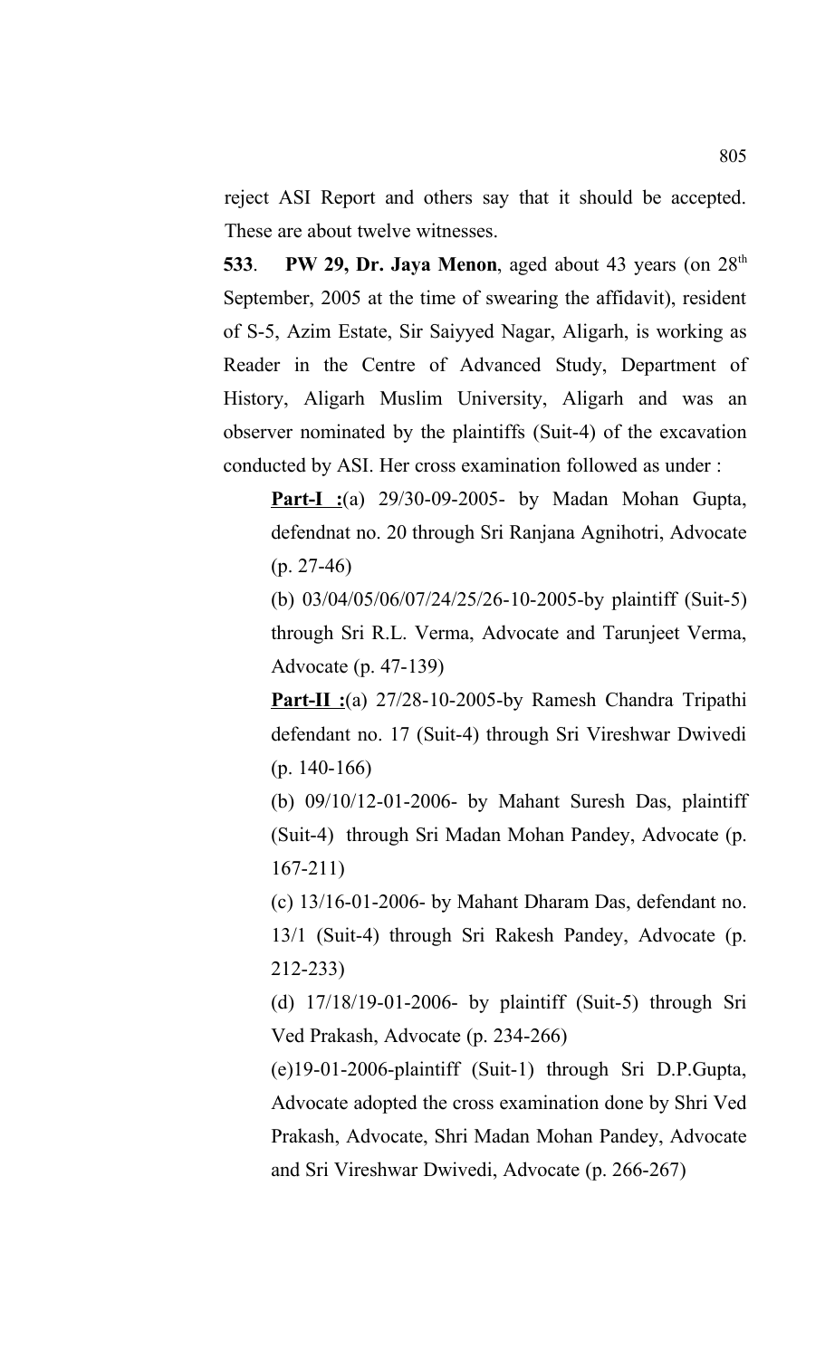reject ASI Report and others say that it should be accepted. These are about twelve witnesses.

**533**. **PW 29, Dr. Jaya Menon**, aged about 43 years (on 28th September, 2005 at the time of swearing the affidavit), resident of S-5, Azim Estate, Sir Saiyyed Nagar, Aligarh, is working as Reader in the Centre of Advanced Study, Department of History, Aligarh Muslim University, Aligarh and was an observer nominated by the plaintiffs (Suit-4) of the excavation conducted by ASI. Her cross examination followed as under :

**Part-I :**(a) 29/30-09-2005- by Madan Mohan Gupta, defendnat no. 20 through Sri Ranjana Agnihotri, Advocate (p. 27-46)

(b) 03/04/05/06/07/24/25/26-10-2005-by plaintiff (Suit-5) through Sri R.L. Verma, Advocate and Tarunjeet Verma, Advocate (p. 47-139)

**Part-II :**(a) 27/28-10-2005-by Ramesh Chandra Tripathi defendant no. 17 (Suit-4) through Sri Vireshwar Dwivedi (p. 140-166)

(b) 09/10/12-01-2006- by Mahant Suresh Das, plaintiff (Suit-4) through Sri Madan Mohan Pandey, Advocate (p. 167-211)

(c) 13/16-01-2006- by Mahant Dharam Das, defendant no. 13/1 (Suit-4) through Sri Rakesh Pandey, Advocate (p. 212-233)

(d) 17/18/19-01-2006- by plaintiff (Suit-5) through Sri Ved Prakash, Advocate (p. 234-266)

(e)19-01-2006-plaintiff (Suit-1) through Sri D.P.Gupta, Advocate adopted the cross examination done by Shri Ved Prakash, Advocate, Shri Madan Mohan Pandey, Advocate and Sri Vireshwar Dwivedi, Advocate (p. 266-267)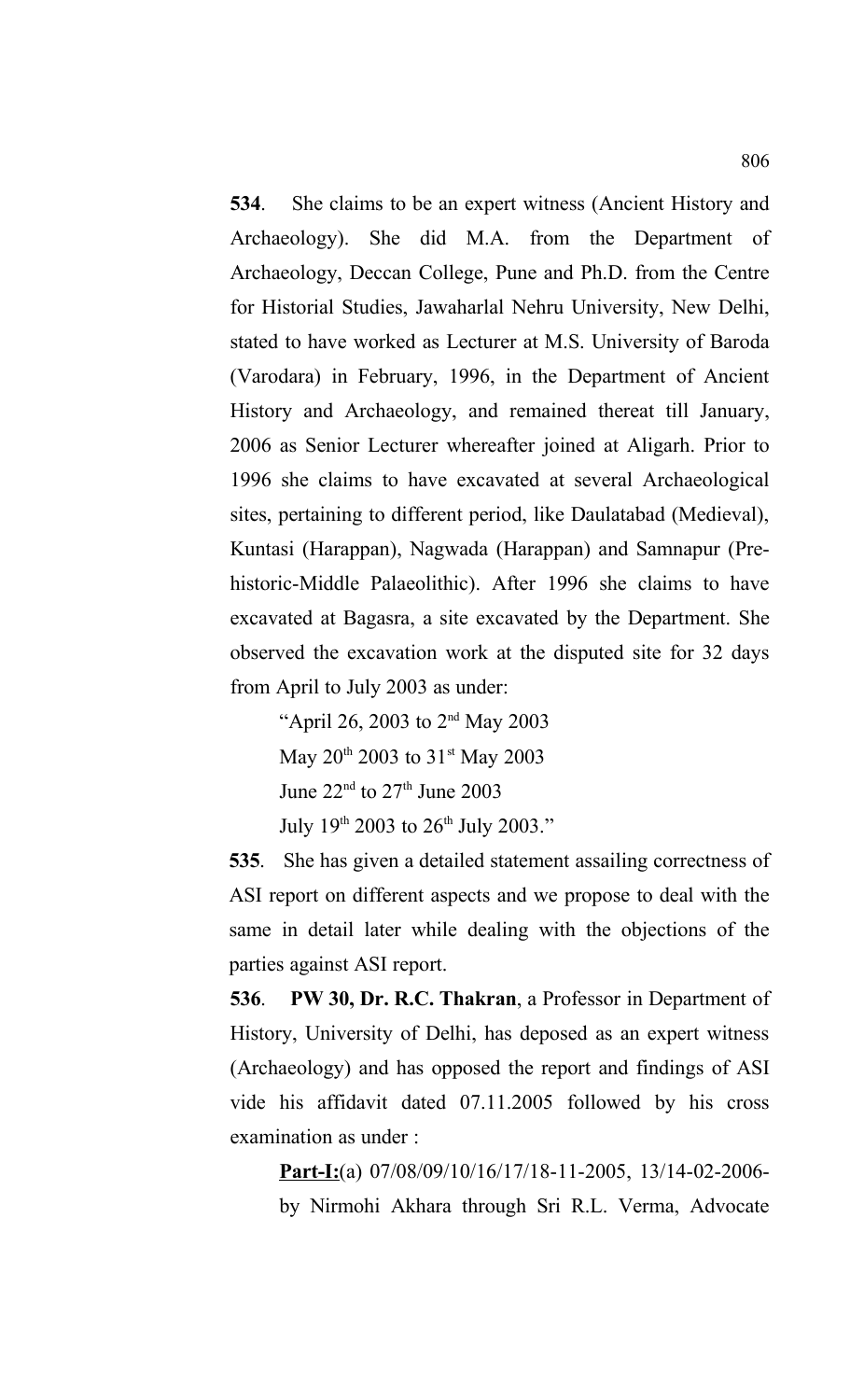**534**. She claims to be an expert witness (Ancient History and Archaeology). She did M.A. from the Department of Archaeology, Deccan College, Pune and Ph.D. from the Centre for Historial Studies, Jawaharlal Nehru University, New Delhi, stated to have worked as Lecturer at M.S. University of Baroda (Varodara) in February, 1996, in the Department of Ancient History and Archaeology, and remained thereat till January, 2006 as Senior Lecturer whereafter joined at Aligarh. Prior to 1996 she claims to have excavated at several Archaeological sites, pertaining to different period, like Daulatabad (Medieval), Kuntasi (Harappan), Nagwada (Harappan) and Samnapur (Pre-historic-Middle Palaeolithic). After 1996 she claims to have excavated at Bagasra, a site excavated by the Department. She observed the excavation work at the disputed site for 32 days from April to July 2003 as under:

> "April 26, 2003 to 2nd May 2003
>
> May 20th 2003 to 31st May 2003
>
> June 22nd to 27th June 2003
>
> July 19th 2003 to 26th July 2003."

**535**. She has given a detailed statement assailing correctness of ASI report on different aspects and we propose to deal with the same in detail later while dealing with the objections of the parties against ASI report.

**536**. **PW 30, Dr. R.C. Thakran**, a Professor in Department of History, University of Delhi, has deposed as an expert witness (Archaeology) and has opposed the report and findings of ASI vide his affidavit dated 07.11.2005 followed by his cross examination as under :

> **Part-I:**(a) 07/08/09/10/16/17/18-11-2005, 13/14-02-2006- by Nirmohi Akhara through Sri R.L. Verma, Advocate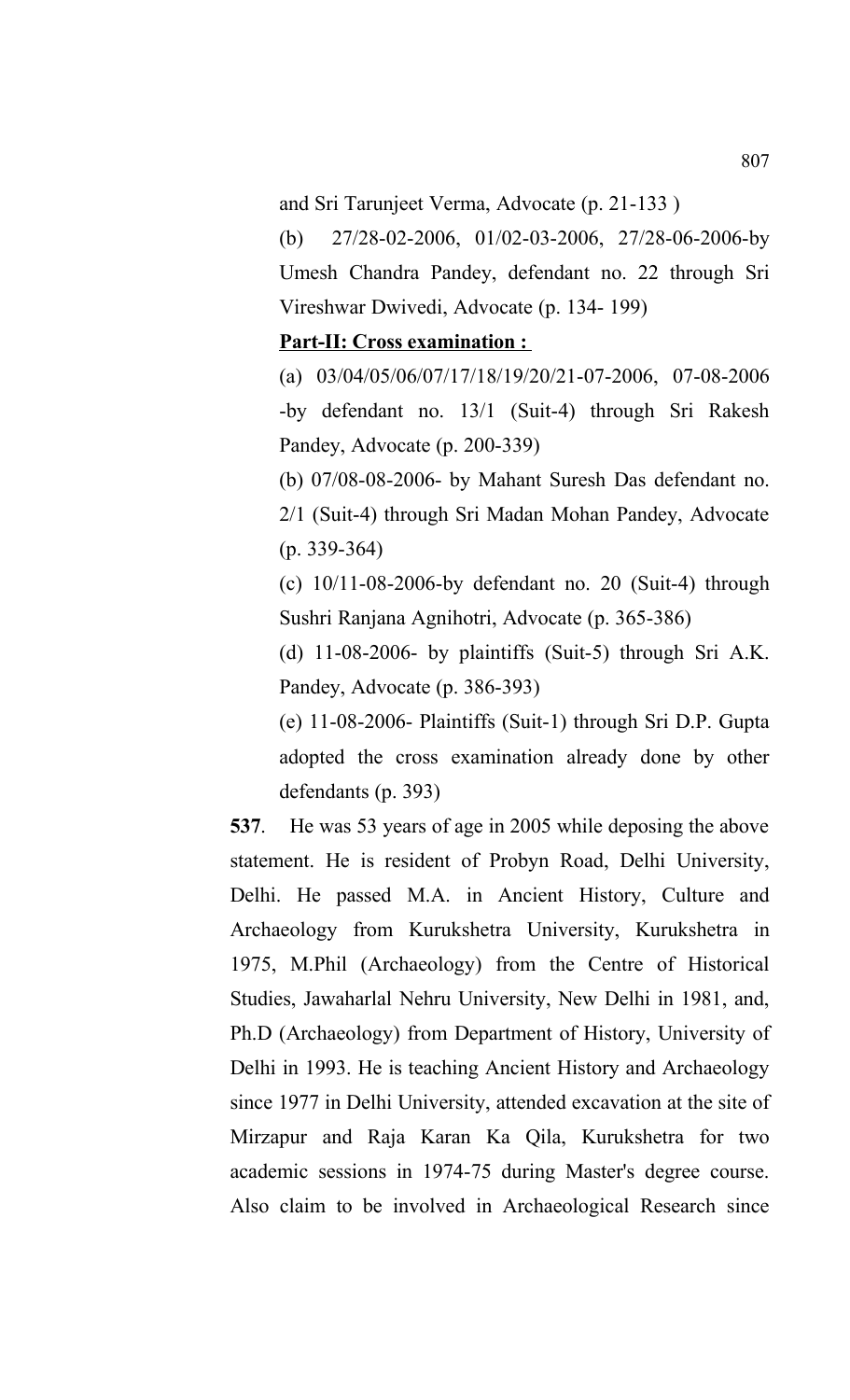and Sri Tarunjeet Verma, Advocate (p. 21-133 )

(b) 27/28-02-2006, 01/02-03-2006, 27/28-06-2006-by Umesh Chandra Pandey, defendant no. 22 through Sri Vireshwar Dwivedi, Advocate (p. 134- 199)

**Part-II: Cross examination :**

(a) 03/04/05/06/07/17/18/19/20/21-07-2006, 07-08-2006 -by defendant no. 13/1 (Suit-4) through Sri Rakesh Pandey, Advocate (p. 200-339)

(b) 07/08-08-2006- by Mahant Suresh Das defendant no. 2/1 (Suit-4) through Sri Madan Mohan Pandey, Advocate (p. 339-364)

(c) 10/11-08-2006-by defendant no. 20 (Suit-4) through Sushri Ranjana Agnihotri, Advocate (p. 365-386)

(d) 11-08-2006- by plaintiffs (Suit-5) through Sri A.K. Pandey, Advocate (p. 386-393)

(e) 11-08-2006- Plaintiffs (Suit-1) through Sri D.P. Gupta adopted the cross examination already done by other defendants (p. 393)

**537**. He was 53 years of age in 2005 while deposing the above statement. He is resident of Probyn Road, Delhi University, Delhi. He passed M.A. in Ancient History, Culture and Archaeology from Kurukshetra University, Kurukshetra in 1975, M.Phil (Archaeology) from the Centre of Historical Studies, Jawaharlal Nehru University, New Delhi in 1981, and, Ph.D (Archaeology) from Department of History, University of Delhi in 1993. He is teaching Ancient History and Archaeology since 1977 in Delhi University, attended excavation at the site of Mirzapur and Raja Karan Ka Qila, Kurukshetra for two academic sessions in 1974-75 during Master's degree course. Also claim to be involved in Archaeological Research since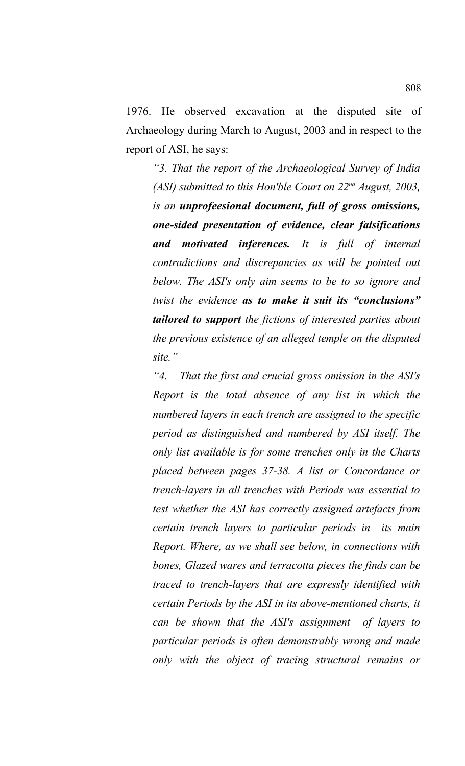1976. He observed excavation at the disputed site of Archaeology during March to August, 2003 and in respect to the report of ASI, he says:

> *"3. That the report of the Archaeological Survey of India (ASI) submitted to this Hon'ble Court on 22nd August, 2003, is an* ***unprofeesional document, full of gross omissions, one-sided presentation of evidence, clear falsifications and motivated inferences.*** *It is full of internal contradictions and discrepancies as will be pointed out below. The ASI's only aim seems to be to so ignore and twist the evidence* ***as to make it suit its "conclusions" tailored to support*** *the fictions of interested parties about the previous existence of an alleged temple on the disputed site."*

> *"4. That the first and crucial gross omission in the ASI's Report is the total absence of any list in which the numbered layers in each trench are assigned to the specific period as distinguished and numbered by ASI itself. The only list available is for some trenches only in the Charts placed between pages 37-38. A list or Concordance or trench-layers in all trenches with Periods was essential to test whether the ASI has correctly assigned artefacts from certain trench layers to particular periods in its main Report. Where, as we shall see below, in connections with bones, Glazed wares and terracotta pieces the finds can be traced to trench-layers that are expressly identified with certain Periods by the ASI in its above-mentioned charts, it can be shown that the ASI's assignment of layers to particular periods is often demonstrably wrong and made only with the object of tracing structural remains or*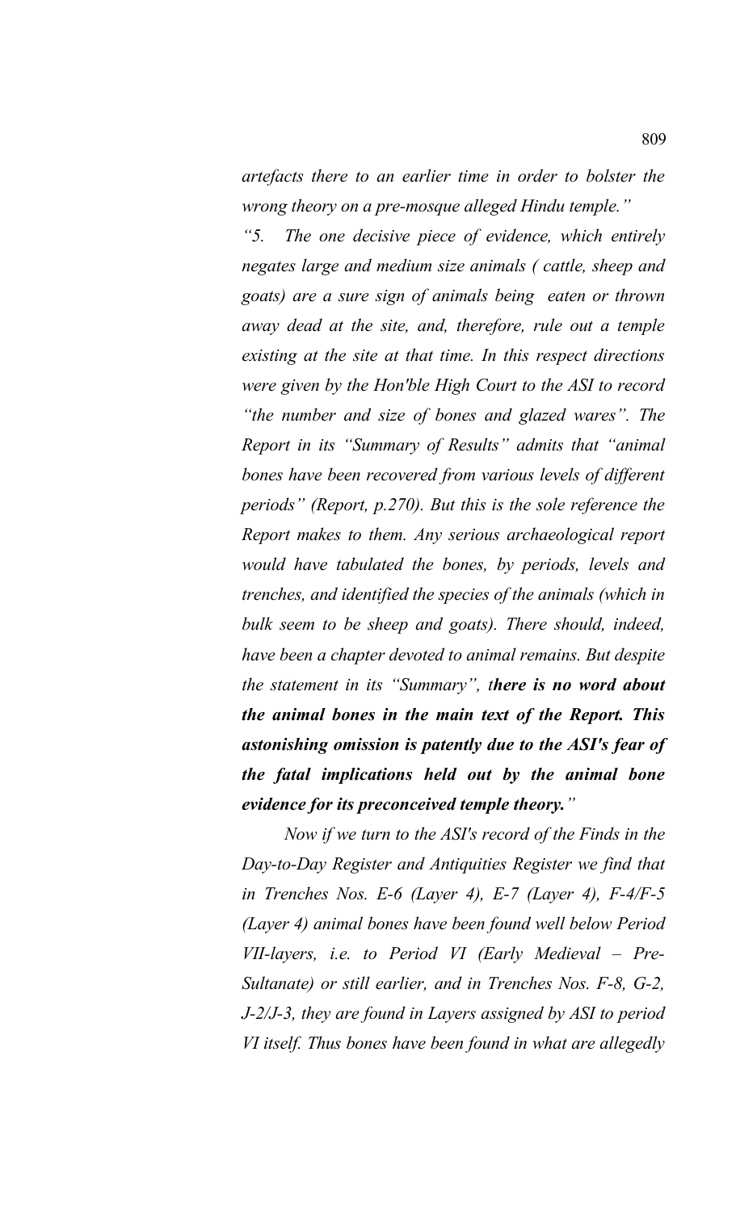*artefacts there to an earlier time in order to bolster the wrong theory on a pre-mosque alleged Hindu temple."*

*"5. The one decisive piece of evidence, which entirely negates large and medium size animals ( cattle, sheep and goats) are a sure sign of animals being eaten or thrown away dead at the site, and, therefore, rule out a temple existing at the site at that time. In this respect directions were given by the Hon'ble High Court to the ASI to record "the number and size of bones and glazed wares". The Report in its "Summary of Results" admits that "animal bones have been recovered from various levels of different periods" (Report, p.270). But this is the sole reference the Report makes to them. Any serious archaeological report would have tabulated the bones, by periods, levels and trenches, and identified the species of the animals (which in bulk seem to be sheep and goats). There should, indeed, have been a chapter devoted to animal remains. But despite the statement in its "Summary", t**here is no word about the animal bones in the main text of the Report. This astonishing omission is patently due to the ASI's fear of the fatal implications held out by the animal bone evidence for its preconceived temple theory.**"*

*Now if we turn to the ASI's record of the Finds in the Day-to-Day Register and Antiquities Register we find that in Trenches Nos. E-6 (Layer 4), E-7 (Layer 4), F-4/F-5 (Layer 4) animal bones have been found well below Period VII-layers, i.e. to Period VI (Early Medieval – Pre-Sultanate) or still earlier, and in Trenches Nos. F-8, G-2, J-2/J-3, they are found in Layers assigned by ASI to period VI itself. Thus bones have been found in what are allegedly*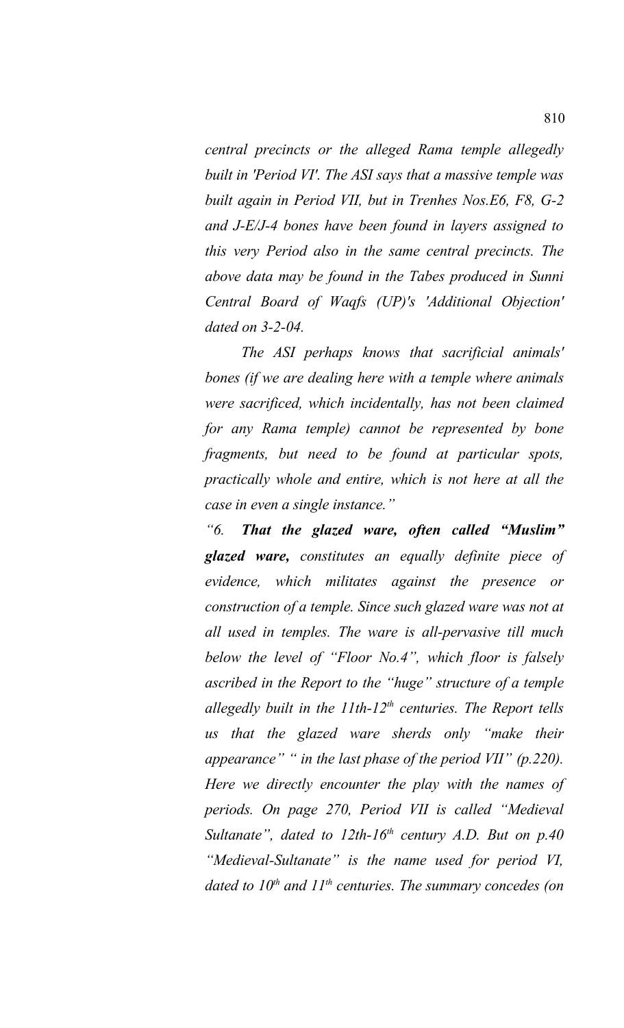*central precincts or the alleged Rama temple allegedly built in 'Period VI'. The ASI says that a massive temple was built again in Period VII, but in Trenhes Nos.E6, F8, G-2 and J-E/J-4 bones have been found in layers assigned to this very Period also in the same central precincts. The above data may be found in the Tabes produced in Sunni Central Board of Waqfs (UP)'s 'Additional Objection' dated on 3-2-04.*

*The ASI perhaps knows that sacrificial animals' bones (if we are dealing here with a temple where animals were sacrificed, which incidentally, has not been claimed for any Rama temple) cannot be represented by bone fragments, but need to be found at particular spots, practically whole and entire, which is not here at all the case in even a single instance."*

*"6. **That the glazed ware, often called "Muslim" glazed ware,** constitutes an equally definite piece of evidence, which militates against the presence or construction of a temple. Since such glazed ware was not at all used in temples. The ware is all-pervasive till much below the level of "Floor No.4", which floor is falsely ascribed in the Report to the "huge" structure of a temple allegedly built in the 11th-12th centuries. The Report tells us that the glazed ware sherds only "make their appearance" " in the last phase of the period VII" (p.220). Here we directly encounter the play with the names of periods. On page 270, Period VII is called "Medieval Sultanate", dated to 12th-16th century A.D. But on p.40 "Medieval-Sultanate" is the name used for period VI, dated to 10th and 11th centuries. The summary concedes (on*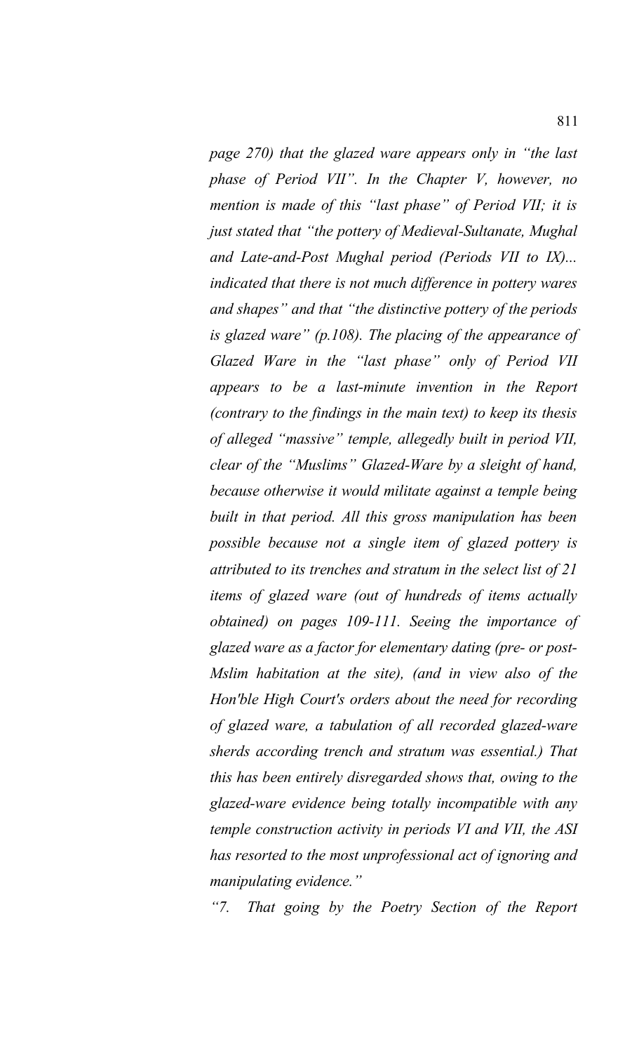*page 270) that the glazed ware appears only in "the last phase of Period VII". In the Chapter V, however, no mention is made of this "last phase" of Period VII; it is just stated that "the pottery of Medieval-Sultanate, Mughal and Late-and-Post Mughal period (Periods VII to IX)... indicated that there is not much difference in pottery wares and shapes" and that "the distinctive pottery of the periods is glazed ware" (p.108). The placing of the appearance of Glazed Ware in the "last phase" only of Period VII appears to be a last-minute invention in the Report (contrary to the findings in the main text) to keep its thesis of alleged "massive" temple, allegedly built in period VII, clear of the "Muslims" Glazed-Ware by a sleight of hand, because otherwise it would militate against a temple being built in that period. All this gross manipulation has been possible because not a single item of glazed pottery is attributed to its trenches and stratum in the select list of 21 items of glazed ware (out of hundreds of items actually obtained) on pages 109-111. Seeing the importance of glazed ware as a factor for elementary dating (pre- or post-Mslim habitation at the site), (and in view also of the Hon'ble High Court's orders about the need for recording of glazed ware, a tabulation of all recorded glazed-ware sherds according trench and stratum was essential.) That this has been entirely disregarded shows that, owing to the glazed-ware evidence being totally incompatible with any temple construction activity in periods VI and VII, the ASI has resorted to the most unprofessional act of ignoring and manipulating evidence."*

*"7. That going by the Poetry Section of the Report*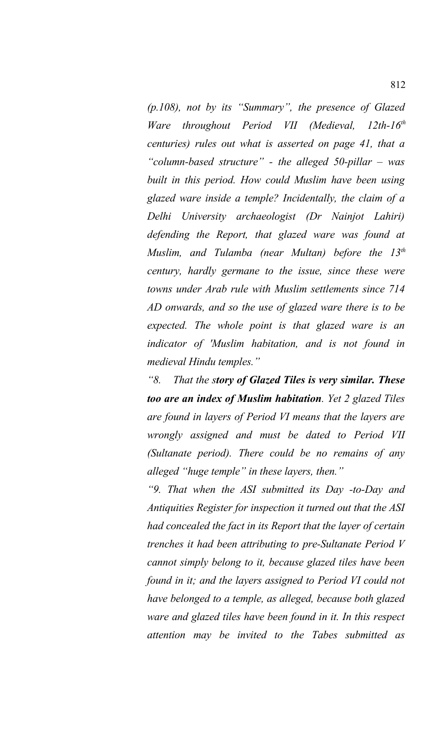*(p.108), not by its "Summary", the presence of Glazed Ware throughout Period VII (Medieval, 12th-16th centuries) rules out what is asserted on page 41, that a "column-based structure" - the alleged 50-pillar – was built in this period. How could Muslim have been using glazed ware inside a temple? Incidentally, the claim of a Delhi University archaeologist (Dr Nainjot Lahiri) defending the Report, that glazed ware was found at Muslim, and Tulamba (near Multan) before the 13th century, hardly germane to the issue, since these were towns under Arab rule with Muslim settlements since 714 AD onwards, and so the use of glazed ware there is to be expected. The whole point is that glazed ware is an indicator of 'Muslim habitation, and is not found in medieval Hindu temples."*

*"8. That the s**tory of Glazed Tiles is very similar. These too are an index of Muslim habitation**. Yet 2 glazed Tiles are found in layers of Period VI means that the layers are wrongly assigned and must be dated to Period VII (Sultanate period). There could be no remains of any alleged "huge temple" in these layers, then."*

*"9. That when the ASI submitted its Day -to-Day and Antiquities Register for inspection it turned out that the ASI had concealed the fact in its Report that the layer of certain trenches it had been attributing to pre-Sultanate Period V cannot simply belong to it, because glazed tiles have been found in it; and the layers assigned to Period VI could not have belonged to a temple, as alleged, because both glazed ware and glazed tiles have been found in it. In this respect attention may be invited to the Tabes submitted as*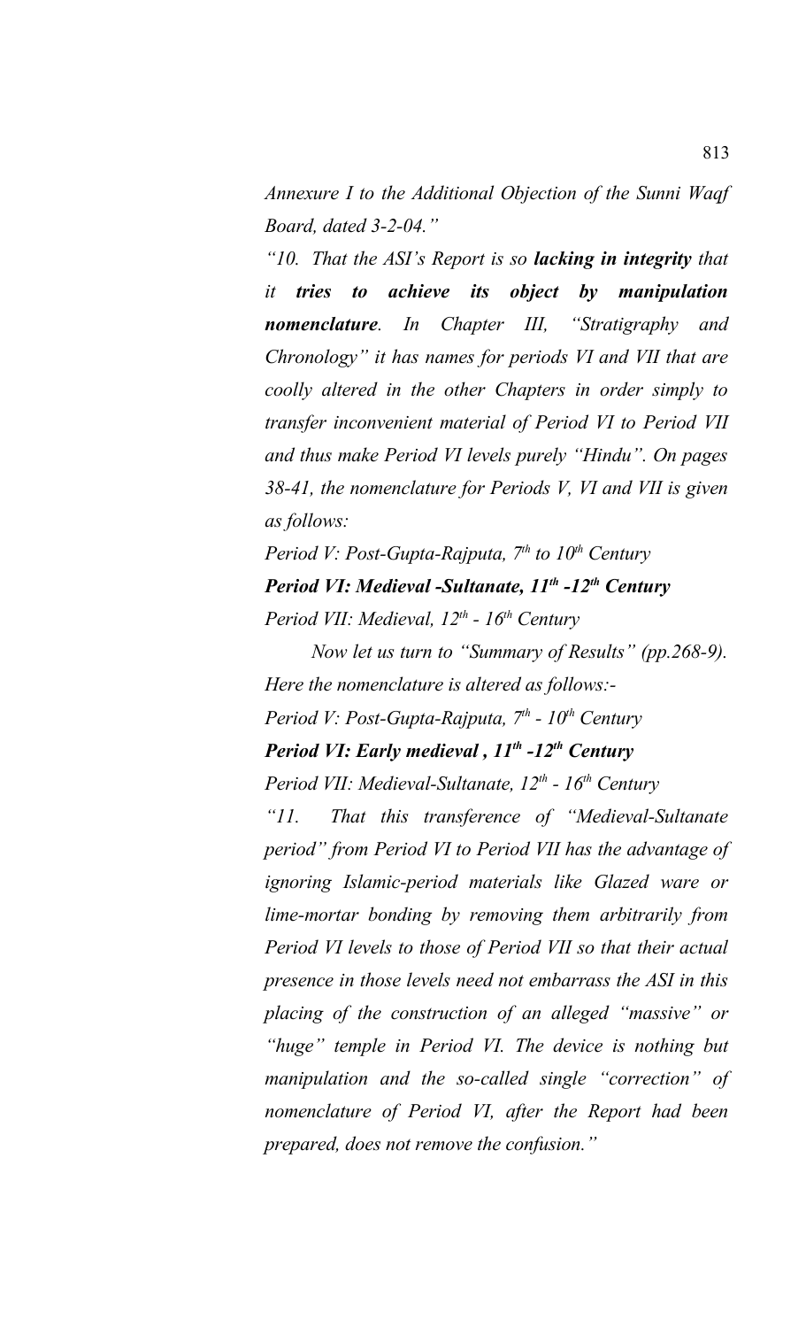*Annexure I to the Additional Objection of the Sunni Waqf Board, dated 3-2-04."*

*"10. That the ASI's Report is so **lacking in integrity** that it **tries to achieve its object by manipulation nomenclature**. In Chapter III, "Stratigraphy and Chronology" it has names for periods VI and VII that are coolly altered in the other Chapters in order simply to transfer inconvenient material of Period VI to Period VII and thus make Period VI levels purely "Hindu". On pages 38-41, the nomenclature for Periods V, VI and VII is given as follows:*

*Period V: Post-Gupta-Rajputa, 7th to 10th Century*

***Period VI: Medieval -Sultanate, 11th -12th Century***

*Period VII: Medieval, 12th - 16th Century*

*Now let us turn to "Summary of Results" (pp.268-9). Here the nomenclature is altered as follows:-*

*Period V: Post-Gupta-Rajputa, 7th - 10th Century*

***Period VI: Early medieval , 11th -12th Century***

*Period VII: Medieval-Sultanate, 12th - 16th Century*

*"11. That this transference of "Medieval-Sultanate period" from Period VI to Period VII has the advantage of ignoring Islamic-period materials like Glazed ware or lime-mortar bonding by removing them arbitrarily from Period VI levels to those of Period VII so that their actual presence in those levels need not embarrass the ASI in this placing of the construction of an alleged "massive" or "huge" temple in Period VI. The device is nothing but manipulation and the so-called single "correction" of nomenclature of Period VI, after the Report had been prepared, does not remove the confusion."*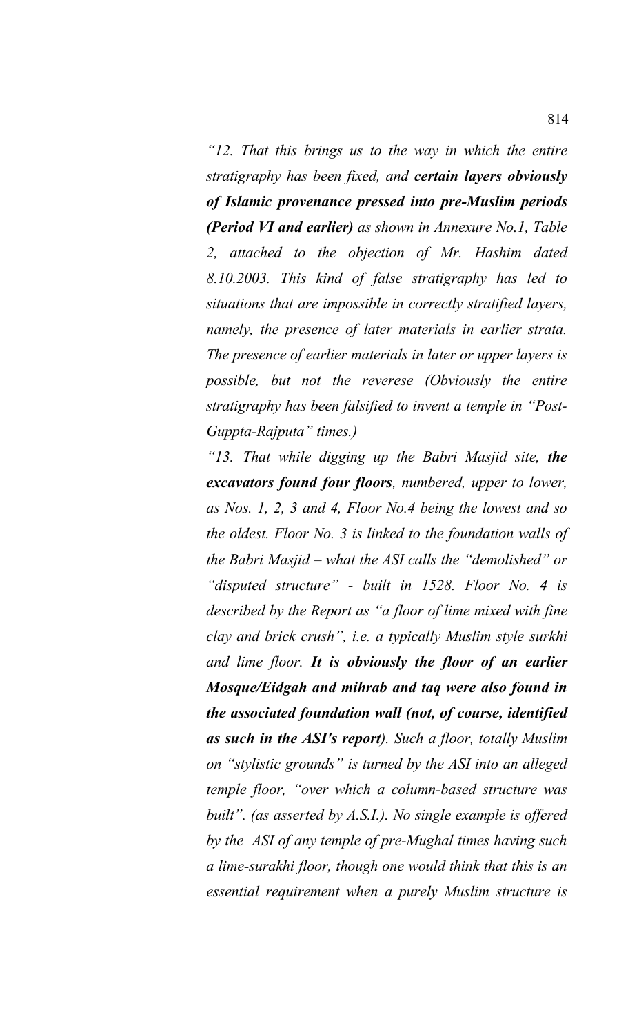*"12. That this brings us to the way in which the entire stratigraphy has been fixed, and **certain layers obviously of Islamic provenance pressed into pre-Muslim periods (Period VI and earlier)** as shown in Annexure No.1, Table 2, attached to the objection of Mr. Hashim dated 8.10.2003. This kind of false stratigraphy has led to situations that are impossible in correctly stratified layers, namely, the presence of later materials in earlier strata. The presence of earlier materials in later or upper layers is possible, but not the reverese (Obviously the entire stratigraphy has been falsified to invent a temple in "Post-Guppta-Rajputa" times.)*

*"13. That while digging up the Babri Masjid site, **the excavators found four floors**, numbered, upper to lower, as Nos. 1, 2, 3 and 4, Floor No.4 being the lowest and so the oldest. Floor No. 3 is linked to the foundation walls of the Babri Masjid – what the ASI calls the "demolished" or "disputed structure" - built in 1528. Floor No. 4 is described by the Report as "a floor of lime mixed with fine clay and brick crush", i.e. a typically Muslim style surkhi and lime floor. **It is obviously the floor of an earlier Mosque/Eidgah and mihrab and taq were also found in the associated foundation wall (not, of course, identified as such in the ASI's report**). Such a floor, totally Muslim on "stylistic grounds" is turned by the ASI into an alleged temple floor, "over which a column-based structure was built". (as asserted by A.S.I.). No single example is offered by the ASI of any temple of pre-Mughal times having such a lime-surakhi floor, though one would think that this is an essential requirement when a purely Muslim structure is*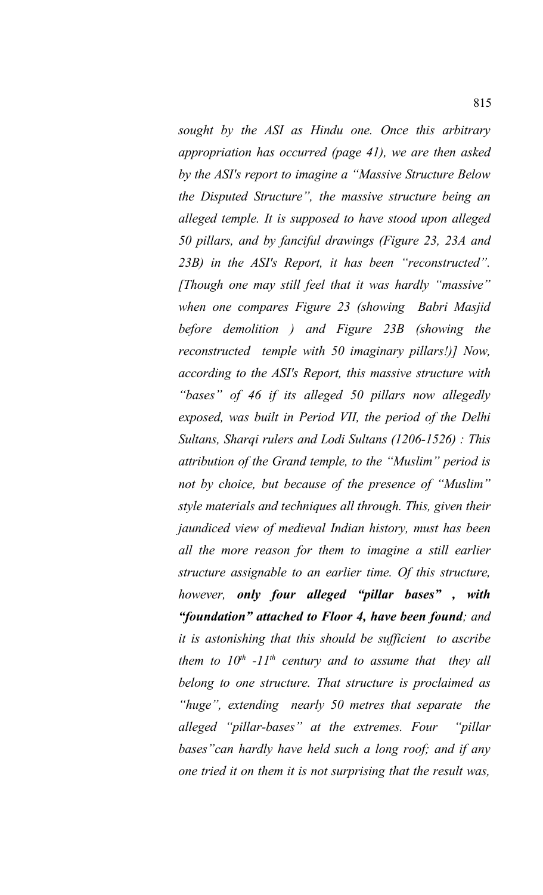*sought by the ASI as Hindu one. Once this arbitrary appropriation has occurred (page 41), we are then asked by the ASI's report to imagine a "Massive Structure Below the Disputed Structure", the massive structure being an alleged temple. It is supposed to have stood upon alleged 50 pillars, and by fanciful drawings (Figure 23, 23A and 23B) in the ASI's Report, it has been "reconstructed". [Though one may still feel that it was hardly "massive" when one compares Figure 23 (showing Babri Masjid before demolition ) and Figure 23B (showing the reconstructed temple with 50 imaginary pillars!)] Now, according to the ASI's Report, this massive structure with "bases" of 46 if its alleged 50 pillars now allegedly exposed, was built in Period VII, the period of the Delhi Sultans, Sharqi rulers and Lodi Sultans (1206-1526) : This attribution of the Grand temple, to the "Muslim" period is not by choice, but because of the presence of "Muslim" style materials and techniques all through. This, given their jaundiced view of medieval Indian history, must has been all the more reason for them to imagine a still earlier structure assignable to an earlier time. Of this structure, however,* ***only four alleged "pillar bases" , with "foundation" attached to Floor 4, have been found****; and it is astonishing that this should be sufficient to ascribe them to 10th -11th century and to assume that they all belong to one structure. That structure is proclaimed as "huge", extending nearly 50 metres that separate the alleged "pillar-bases" at the extremes. Four "pillar bases"can hardly have held such a long roof; and if any one tried it on them it is not surprising that the result was,*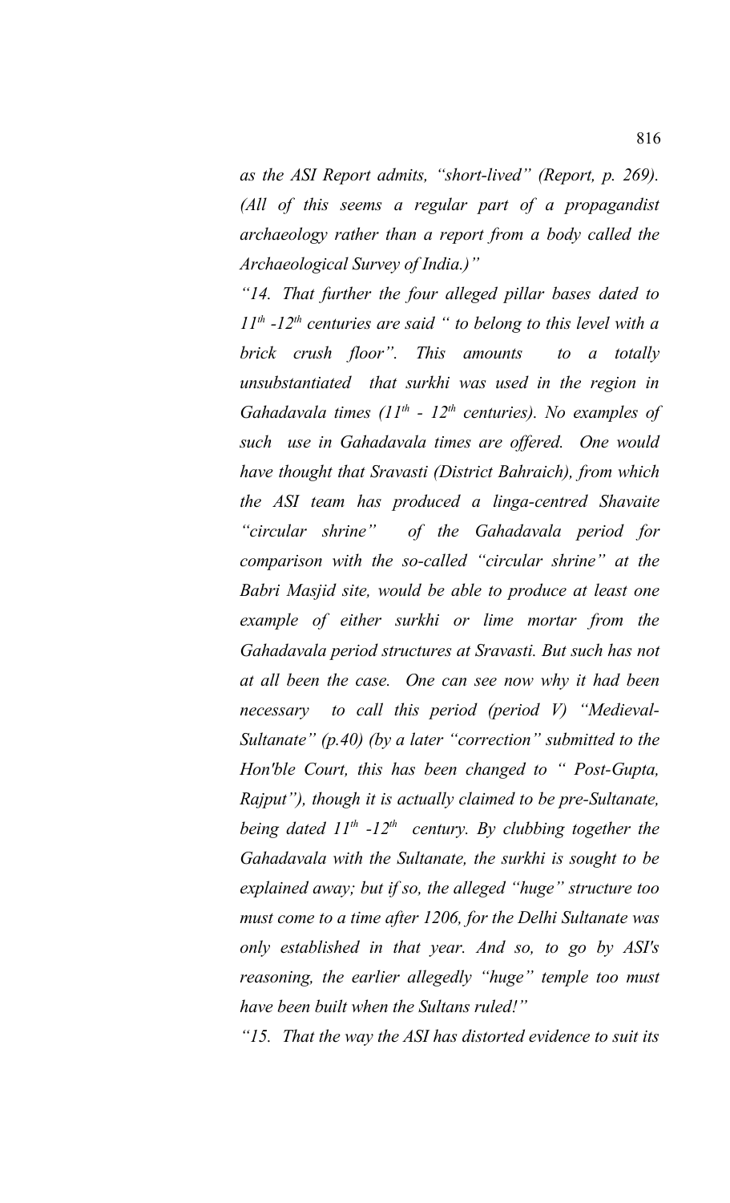*as the ASI Report admits, "short-lived" (Report, p. 269). (All of this seems a regular part of a propagandist archaeology rather than a report from a body called the Archaeological Survey of India.)"*

*"14. That further the four alleged pillar bases dated to $11^{th}$ -$12^{th}$ centuries are said " to belong to this level with a brick crush floor". This amounts to a totally unsubstantiated that surkhi was used in the region in Gahadavala times ($11^{th}$ - $12^{th}$ centuries). No examples of such use in Gahadavala times are offered. One would have thought that Sravasti (District Bahraich), from which the ASI team has produced a linga-centred Shavaite "circular shrine" of the Gahadavala period for comparison with the so-called "circular shrine" at the Babri Masjid site, would be able to produce at least one example of either surkhi or lime mortar from the Gahadavala period structures at Sravasti. But such has not at all been the case. One can see now why it had been necessary to call this period (period V) "Medieval-Sultanate" (p.40) (by a later "correction" submitted to the Hon'ble Court, this has been changed to " Post-Gupta, Rajput"), though it is actually claimed to be pre-Sultanate, being dated $11^{th}$ -$12^{th}$ century. By clubbing together the Gahadavala with the Sultanate, the surkhi is sought to be explained away; but if so, the alleged "huge" structure too must come to a time after 1206, for the Delhi Sultanate was only established in that year. And so, to go by ASI's reasoning, the earlier allegedly "huge" temple too must have been built when the Sultans ruled!"*

*"15. That the way the ASI has distorted evidence to suit its*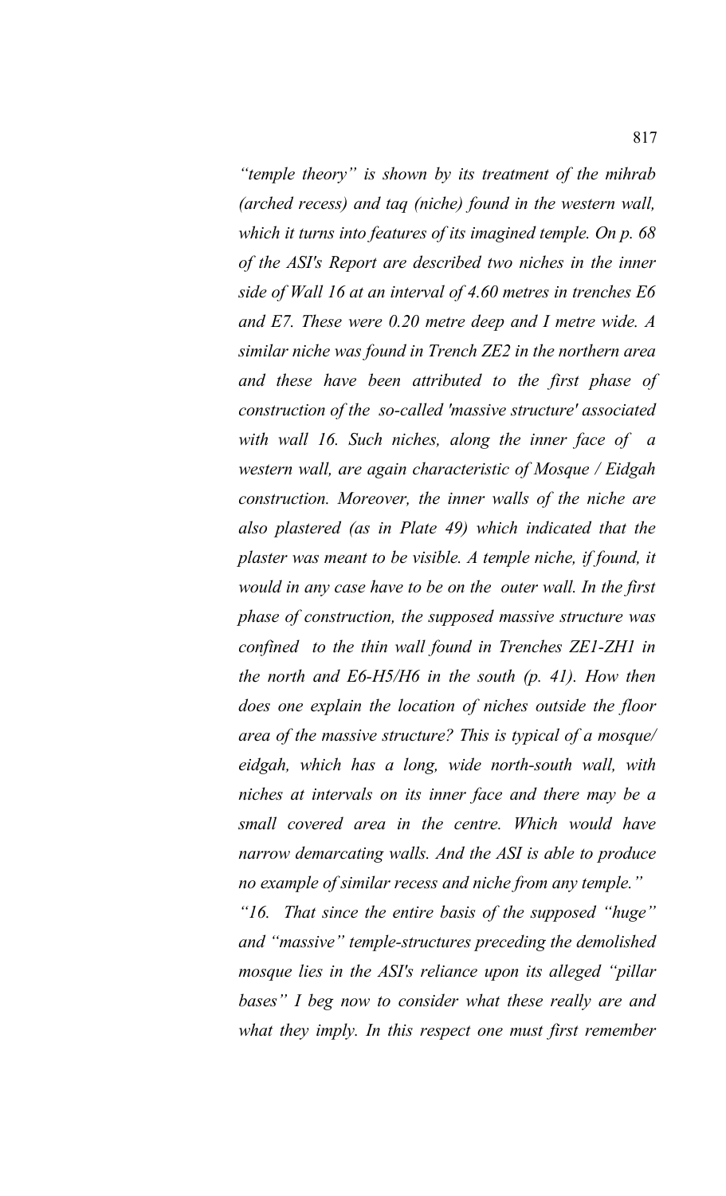*"temple theory" is shown by its treatment of the mihrab (arched recess) and taq (niche) found in the western wall, which it turns into features of its imagined temple. On p. 68 of the ASI's Report are described two niches in the inner side of Wall 16 at an interval of 4.60 metres in trenches E6 and E7. These were 0.20 metre deep and I metre wide. A similar niche was found in Trench ZE2 in the northern area and these have been attributed to the first phase of construction of the so-called 'massive structure' associated with wall 16. Such niches, along the inner face of a western wall, are again characteristic of Mosque / Eidgah construction. Moreover, the inner walls of the niche are also plastered (as in Plate 49) which indicated that the plaster was meant to be visible. A temple niche, if found, it would in any case have to be on the outer wall. In the first phase of construction, the supposed massive structure was confined to the thin wall found in Trenches ZE1-ZH1 in the north and E6-H5/H6 in the south (p. 41). How then does one explain the location of niches outside the floor area of the massive structure? This is typical of a mosque/ eidgah, which has a long, wide north-south wall, with niches at intervals on its inner face and there may be a small covered area in the centre. Which would have narrow demarcating walls. And the ASI is able to produce no example of similar recess and niche from any temple."*

*"16. That since the entire basis of the supposed "huge" and "massive" temple-structures preceding the demolished mosque lies in the ASI's reliance upon its alleged "pillar bases" I beg now to consider what these really are and what they imply. In this respect one must first remember*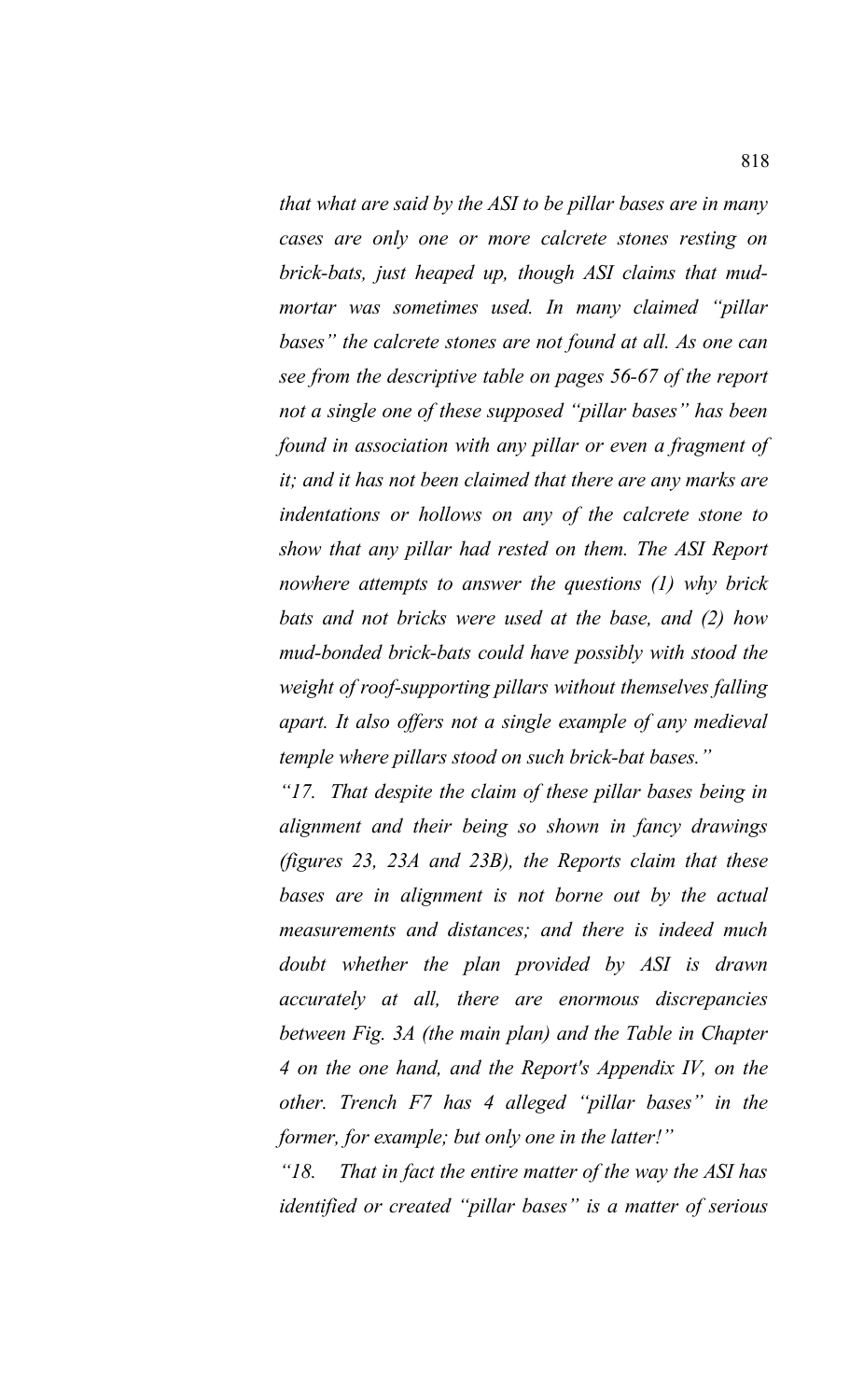*that what are said by the ASI to be pillar bases are in many cases are only one or more calcrete stones resting on brick-bats, just heaped up, though ASI claims that mud-mortar was sometimes used. In many claimed "pillar bases" the calcrete stones are not found at all. As one can see from the descriptive table on pages 56-67 of the report not a single one of these supposed "pillar bases" has been found in association with any pillar or even a fragment of it; and it has not been claimed that there are any marks are indentations or hollows on any of the calcrete stone to show that any pillar had rested on them. The ASI Report nowhere attempts to answer the questions (1) why brick bats and not bricks were used at the base, and (2) how mud-bonded brick-bats could have possibly with stood the weight of roof-supporting pillars without themselves falling apart. It also offers not a single example of any medieval temple where pillars stood on such brick-bat bases."*

*"17. That despite the claim of these pillar bases being in alignment and their being so shown in fancy drawings (figures 23, 23A and 23B), the Reports claim that these bases are in alignment is not borne out by the actual measurements and distances; and there is indeed much doubt whether the plan provided by ASI is drawn accurately at all, there are enormous discrepancies between Fig. 3A (the main plan) and the Table in Chapter 4 on the one hand, and the Report's Appendix IV, on the other. Trench F7 has 4 alleged "pillar bases" in the former, for example; but only one in the latter!"*

*"18. That in fact the entire matter of the way the ASI has identified or created "pillar bases" is a matter of serious*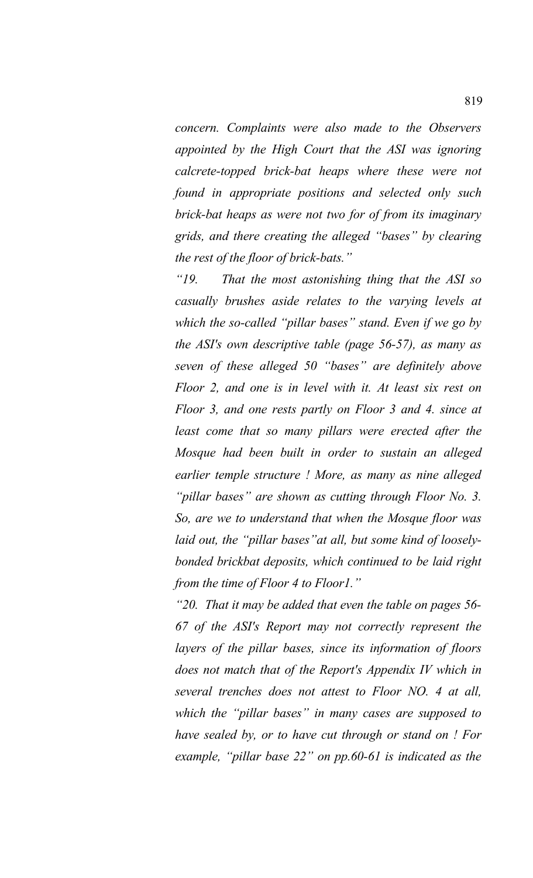*concern. Complaints were also made to the Observers appointed by the High Court that the ASI was ignoring calcrete-topped brick-bat heaps where these were not found in appropriate positions and selected only such brick-bat heaps as were not two for of from its imaginary grids, and there creating the alleged "bases" by clearing the rest of the floor of brick-bats."*

*"19. That the most astonishing thing that the ASI so casually brushes aside relates to the varying levels at which the so-called "pillar bases" stand. Even if we go by the ASI's own descriptive table (page 56-57), as many as seven of these alleged 50 "bases" are definitely above Floor 2, and one is in level with it. At least six rest on Floor 3, and one rests partly on Floor 3 and 4. since at least come that so many pillars were erected after the Mosque had been built in order to sustain an alleged earlier temple structure ! More, as many as nine alleged "pillar bases" are shown as cutting through Floor No. 3. So, are we to understand that when the Mosque floor was laid out, the "pillar bases"at all, but some kind of loosely-bonded brickbat deposits, which continued to be laid right from the time of Floor 4 to Floor1."*

*"20. That it may be added that even the table on pages 56-67 of the ASI's Report may not correctly represent the layers of the pillar bases, since its information of floors does not match that of the Report's Appendix IV which in several trenches does not attest to Floor NO. 4 at all, which the "pillar bases" in many cases are supposed to have sealed by, or to have cut through or stand on ! For example, "pillar base 22" on pp.60-61 is indicated as the*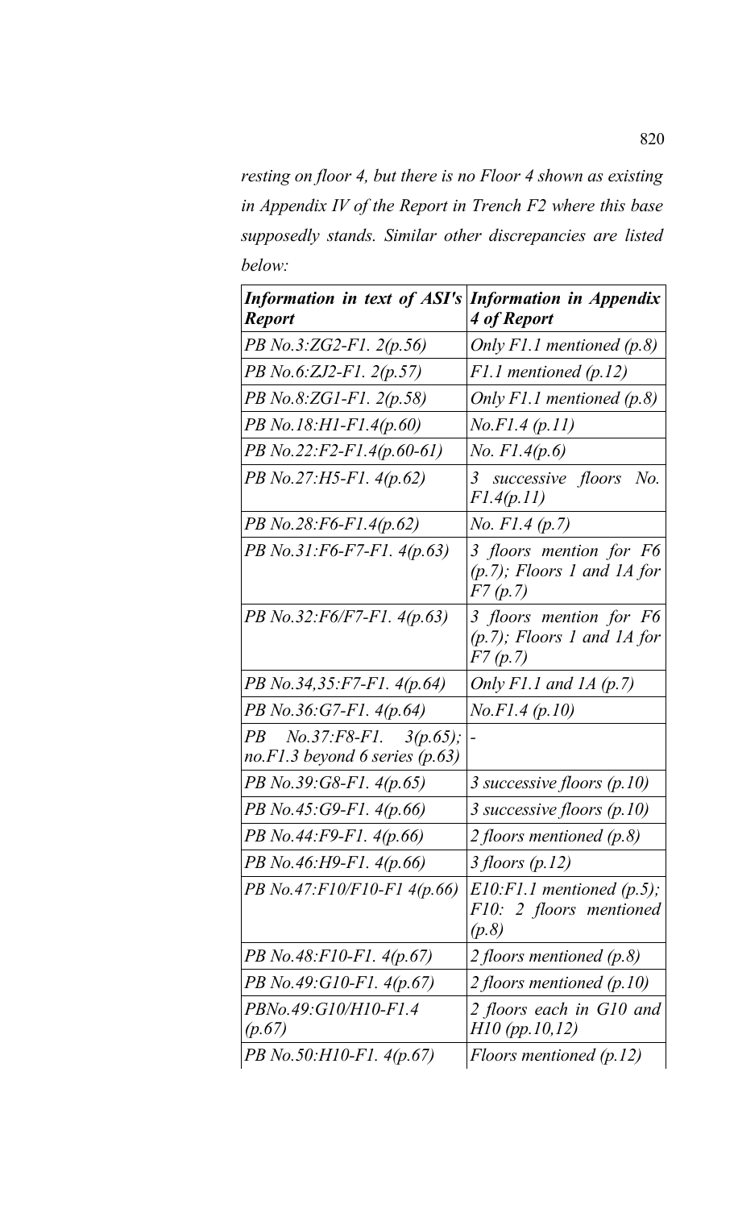*resting on floor 4, but there is no Floor 4 shown as existing in Appendix IV of the Report in Trench F2 where this base supposedly stands. Similar other discrepancies are listed below:*

| ***Information in text of ASI's Report*** | ***Information in Appendix 4 of Report*** |
|---|---|
| *PB No.3:ZG2-F1. 2(p.56)* | *Only F1.1 mentioned (p.8)* |
| *PB No.6:ZJ2-F1. 2(p.57)* | *F1.1 mentioned (p.12)* |
| *PB No.8:ZG1-F1. 2(p.58)* | *Only F1.1 mentioned (p.8)* |
| *PB No.18:H1-F1.4(p.60)* | *No.F1.4 (p.11)* |
| *PB No.22:F2-F1.4(p.60-61)* | *No. F1.4(p.6)* |
| *PB No.27:H5-F1. 4(p.62)* | *3 successive floors No. F1.4(p.11)* |
| *PB No.28:F6-F1.4(p.62)* | *No. F1.4 (p.7)* |
| *PB No.31:F6-F7-F1. 4(p.63)* | *3 floors mention for F6 (p.7); Floors 1 and 1A for F7 (p.7)* |
| *PB No.32:F6/F7-F1. 4(p.63)* | *3 floors mention for F6 (p.7); Floors 1 and 1A for F7 (p.7)* |
| *PB No.34,35:F7-F1. 4(p.64)* | *Only F1.1 and 1A (p.7)* |
| *PB No.36:G7-F1. 4(p.64)* | *No.F1.4 (p.10)* |
| *PB No.37:F8-F1. 3(p.65); no.F1.3 beyond 6 series (p.63)* | - |
| *PB No.39:G8-F1. 4(p.65)* | *3 successive floors (p.10)* |
| *PB No.45:G9-F1. 4(p.66)* | *3 successive floors (p.10)* |
| *PB No.44:F9-F1. 4(p.66)* | *2 floors mentioned (p.8)* |
| *PB No.46:H9-F1. 4(p.66)* | *3 floors (p.12)* |
| *PB No.47:F10/F10-F1 4(p.66)* | *E10:F1.1 mentioned (p.5); F10: 2 floors mentioned (p.8)* |
| *PB No.48:F10-F1. 4(p.67)* | *2 floors mentioned (p.8)* |
| *PB No.49:G10-F1. 4(p.67)* | *2 floors mentioned (p.10)* |
| *PBNo.49:G10/H10-F1.4 (p.67)* | *2 floors each in G10 and H10 (pp.10,12)* |
| *PB No.50:H10-F1. 4(p.67)* | *Floors mentioned (p.12)* |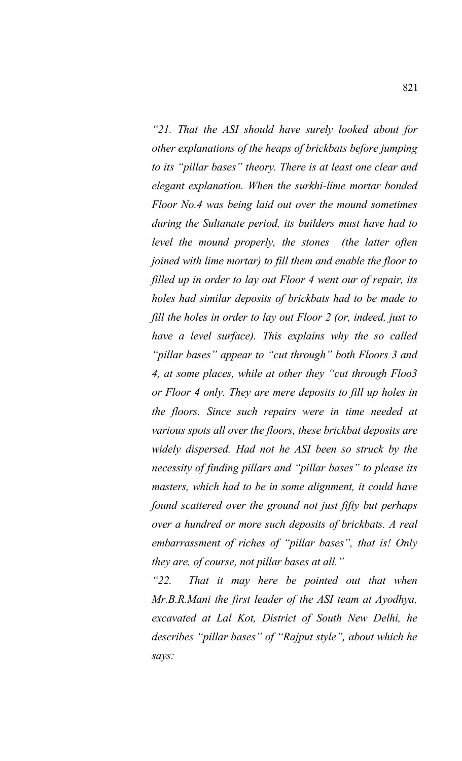*"21. That the ASI should have surely looked about for other explanations of the heaps of brickbats before jumping to its "pillar bases" theory. There is at least one clear and elegant explanation. When the surkhi-lime mortar bonded Floor No.4 was being laid out over the mound sometimes during the Sultanate period, its builders must have had to level the mound properly, the stones (the latter often joined with lime mortar) to fill them and enable the floor to filled up in order to lay out Floor 4 went our of repair, its holes had similar deposits of brickbats had to be made to fill the holes in order to lay out Floor 2 (or, indeed, just to have a level surface). This explains why the so called "pillar bases" appear to "cut through" both Floors 3 and 4, at some places, while at other they "cut through Floo3 or Floor 4 only. They are mere deposits to fill up holes in the floors. Since such repairs were in time needed at various spots all over the floors, these brickbat deposits are widely dispersed. Had not he ASI been so struck by the necessity of finding pillars and "pillar bases" to please its masters, which had to be in some alignment, it could have found scattered over the ground not just fifty but perhaps over a hundred or more such deposits of brickbats. A real embarrassment of riches of "pillar bases", that is! Only they are, of course, not pillar bases at all."*

*"22. That it may here be pointed out that when Mr.B.R.Mani the first leader of the ASI team at Ayodhya, excavated at Lal Kot, District of South New Delhi, he describes "pillar bases" of "Rajput style", about which he says:*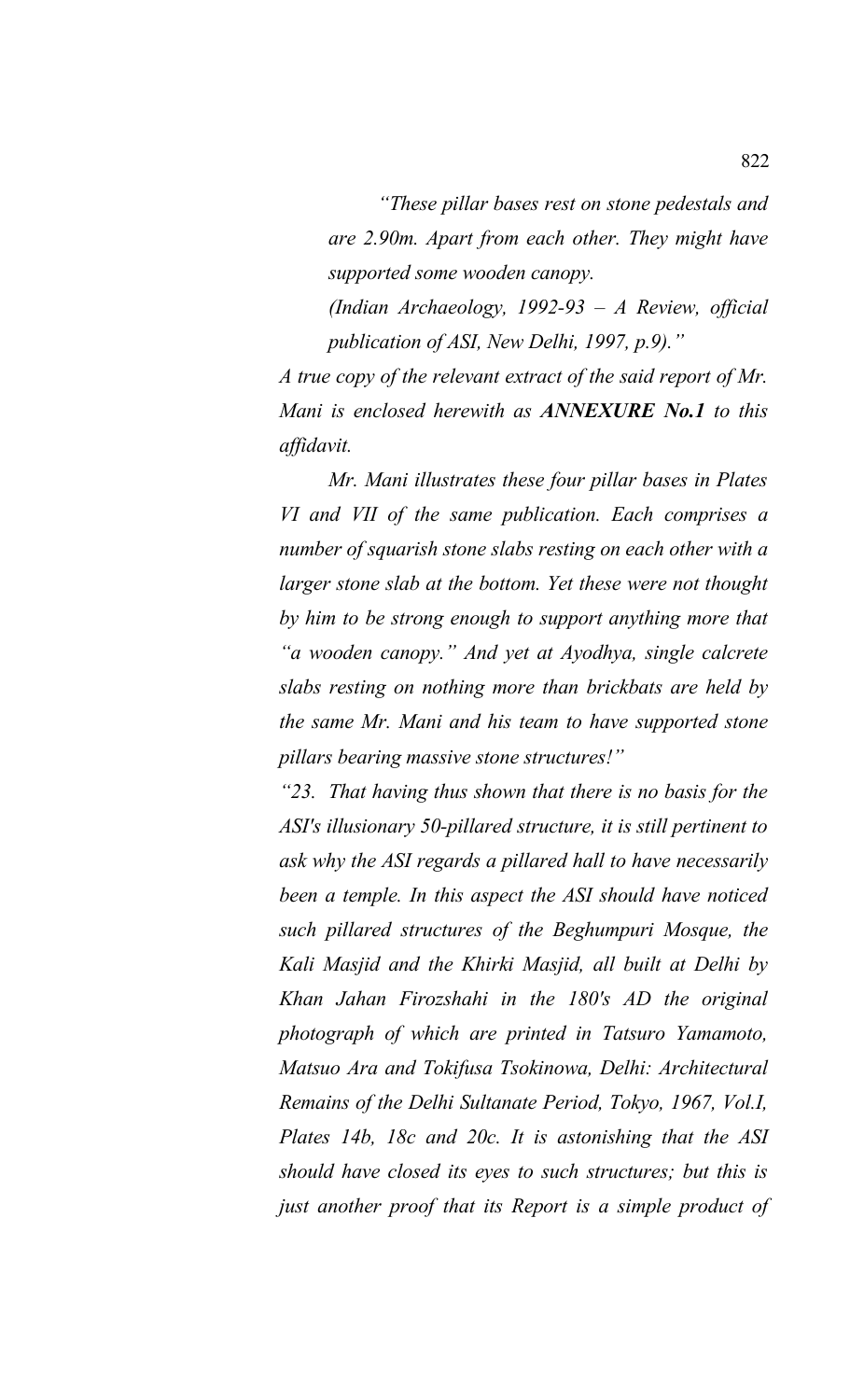*"These pillar bases rest on stone pedestals and are 2.90m. Apart from each other. They might have supported some wooden canopy.*

*(Indian Archaeology, 1992-93 – A Review, official publication of ASI, New Delhi, 1997, p.9)."*

*A true copy of the relevant extract of the said report of Mr. Mani is enclosed herewith as **ANNEXURE No.1** to this affidavit.*

*Mr. Mani illustrates these four pillar bases in Plates VI and VII of the same publication. Each comprises a number of squarish stone slabs resting on each other with a larger stone slab at the bottom. Yet these were not thought by him to be strong enough to support anything more that "a wooden canopy." And yet at Ayodhya, single calcrete slabs resting on nothing more than brickbats are held by the same Mr. Mani and his team to have supported stone pillars bearing massive stone structures!"*

*"23. That having thus shown that there is no basis for the ASI's illusionary 50-pillared structure, it is still pertinent to ask why the ASI regards a pillared hall to have necessarily been a temple. In this aspect the ASI should have noticed such pillared structures of the Beghumpuri Mosque, the Kali Masjid and the Khirki Masjid, all built at Delhi by Khan Jahan Firozshahi in the 180's AD the original photograph of which are printed in Tatsuro Yamamoto, Matsuo Ara and Tokifusa Tsokinowa, Delhi: Architectural Remains of the Delhi Sultanate Period, Tokyo, 1967, Vol.I, Plates 14b, 18c and 20c. It is astonishing that the ASI should have closed its eyes to such structures; but this is just another proof that its Report is a simple product of*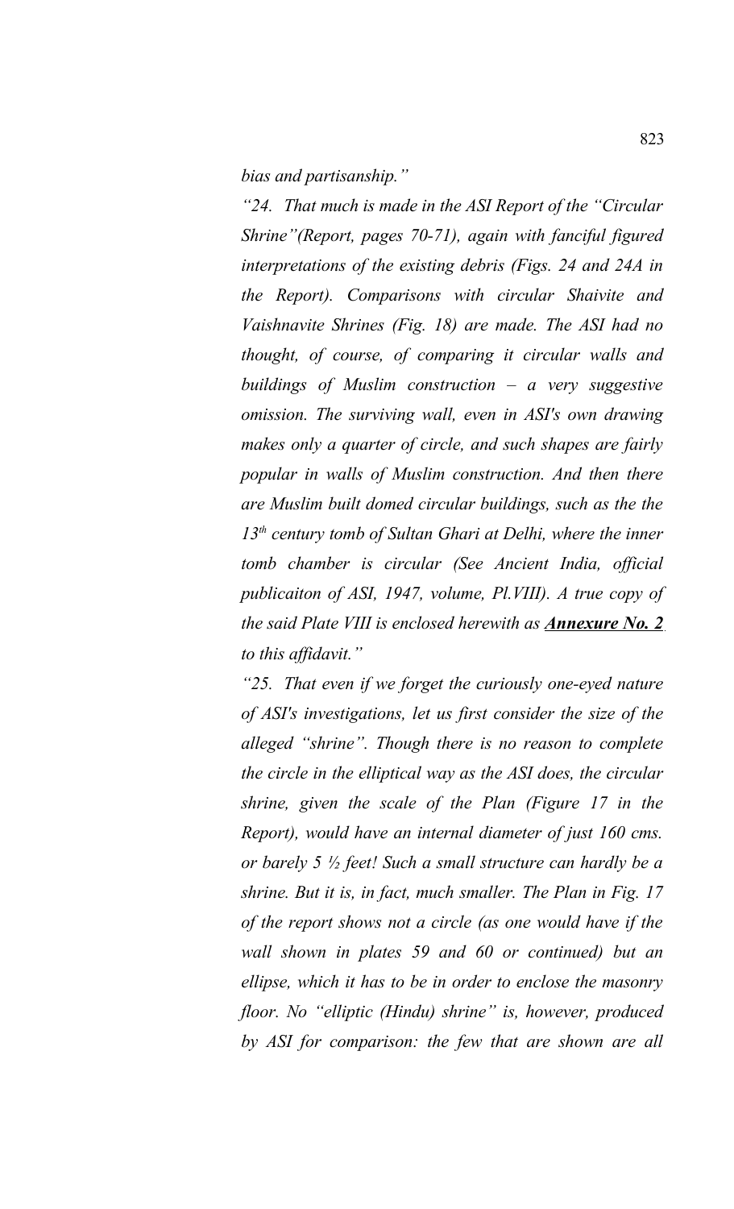*bias and partisanship."*

*"24. That much is made in the ASI Report of the "Circular Shrine"(Report, pages 70-71), again with fanciful figured interpretations of the existing debris (Figs. 24 and 24A in the Report). Comparisons with circular Shaivite and Vaishnavite Shrines (Fig. 18) are made. The ASI had no thought, of course, of comparing it circular walls and buildings of Muslim construction – a very suggestive omission. The surviving wall, even in ASI's own drawing makes only a quarter of circle, and such shapes are fairly popular in walls of Muslim construction. And then there are Muslim built domed circular buildings, such as the the 13th century tomb of Sultan Ghari at Delhi, where the inner tomb chamber is circular (See Ancient India, official publicaiton of ASI, 1947, volume, Pl.VIII). A true copy of the said Plate VIII is enclosed herewith as* ***Annexure No. 2*** *to this affidavit."*

*"25. That even if we forget the curiously one-eyed nature of ASI's investigations, let us first consider the size of the alleged "shrine". Though there is no reason to complete the circle in the elliptical way as the ASI does, the circular shrine, given the scale of the Plan (Figure 17 in the Report), would have an internal diameter of just 160 cms. or barely 5 ½ feet! Such a small structure can hardly be a shrine. But it is, in fact, much smaller. The Plan in Fig. 17 of the report shows not a circle (as one would have if the wall shown in plates 59 and 60 or continued) but an ellipse, which it has to be in order to enclose the masonry floor. No "elliptic (Hindu) shrine" is, however, produced by ASI for comparison: the few that are shown are all*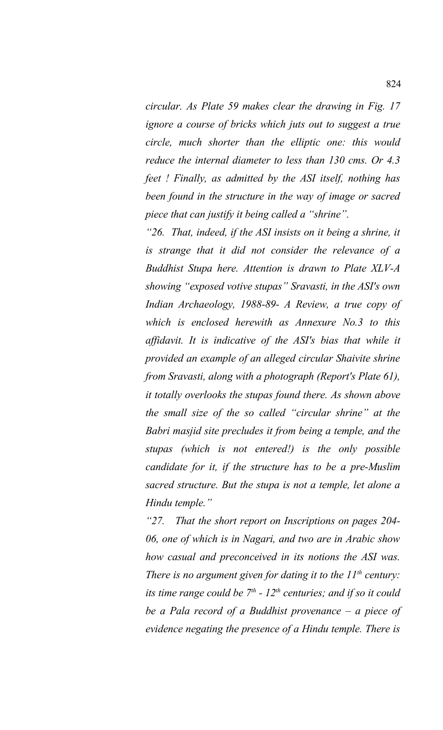*circular. As Plate 59 makes clear the drawing in Fig. 17 ignore a course of bricks which juts out to suggest a true circle, much shorter than the elliptic one: this would reduce the internal diameter to less than 130 cms. Or 4.3 feet ! Finally, as admitted by the ASI itself, nothing has been found in the structure in the way of image or sacred piece that can justify it being called a "shrine".*

*"26. That, indeed, if the ASI insists on it being a shrine, it is strange that it did not consider the relevance of a Buddhist Stupa here. Attention is drawn to Plate XLV-A showing "exposed votive stupas" Sravasti, in the ASI's own Indian Archaeology, 1988-89- A Review, a true copy of which is enclosed herewith as Annexure No.3 to this affidavit. It is indicative of the ASI's bias that while it provided an example of an alleged circular Shaivite shrine from Sravasti, along with a photograph (Report's Plate 61), it totally overlooks the stupas found there. As shown above the small size of the so called "circular shrine" at the Babri masjid site precludes it from being a temple, and the stupas (which is not entered!) is the only possible candidate for it, if the structure has to be a pre-Muslim sacred structure. But the stupa is not a temple, let alone a Hindu temple."*

*"27. That the short report on Inscriptions on pages 204-06, one of which is in Nagari, and two are in Arabic show how casual and preconceived in its notions the ASI was. There is no argument given for dating it to the 11th century: its time range could be 7th - 12th centuries; and if so it could be a Pala record of a Buddhist provenance – a piece of evidence negating the presence of a Hindu temple. There is*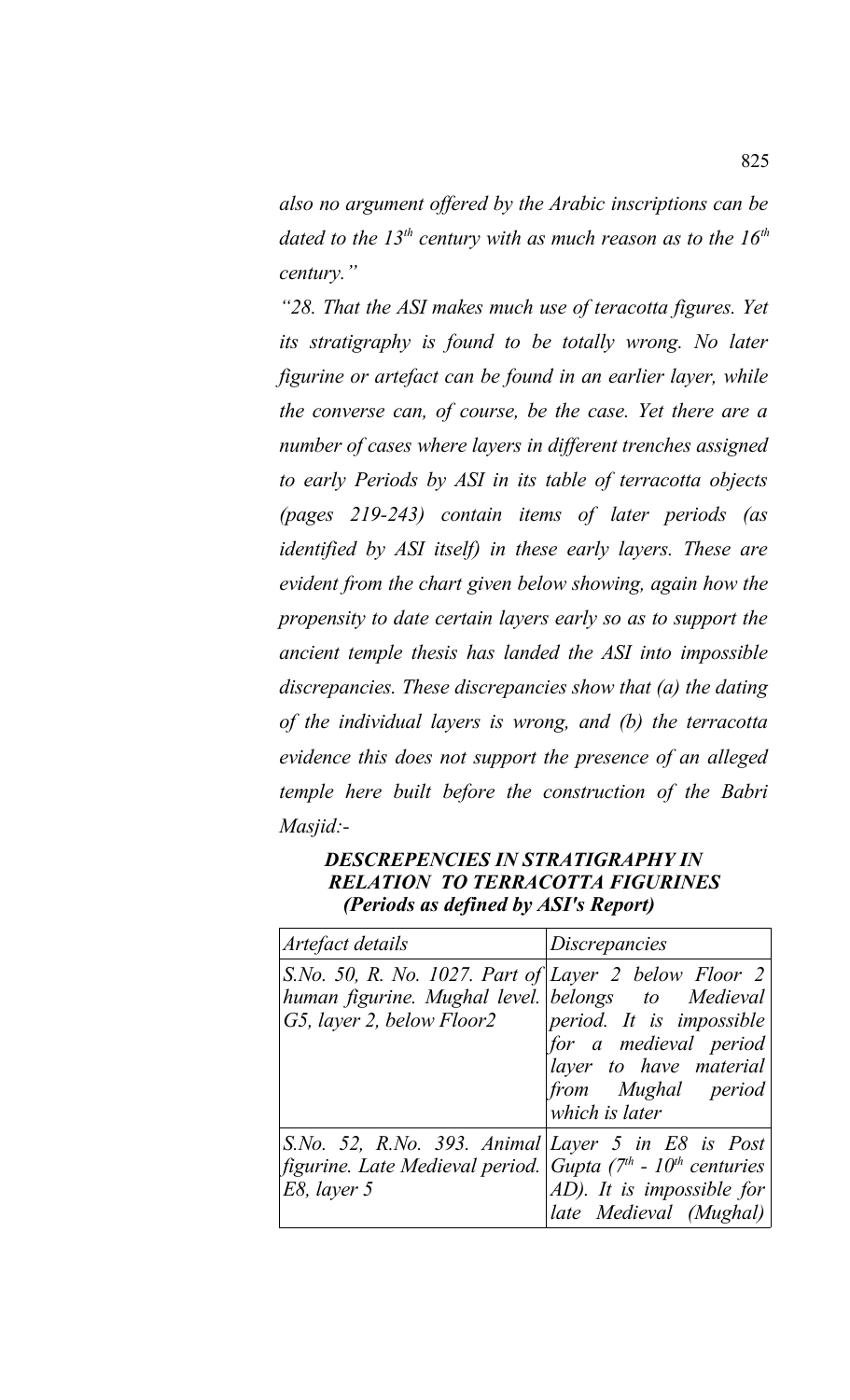*also no argument offered by the Arabic inscriptions can be dated to the 13th century with as much reason as to the 16th century."*

*"28. That the ASI makes much use of teracotta figures. Yet its stratigraphy is found to be totally wrong. No later figurine or artefact can be found in an earlier layer, while the converse can, of course, be the case. Yet there are a number of cases where layers in different trenches assigned to early Periods by ASI in its table of terracotta objects (pages 219-243) contain items of later periods (as identified by ASI itself) in these early layers. These are evident from the chart given below showing, again how the propensity to date certain layers early so as to support the ancient temple thesis has landed the ASI into impossible discrepancies. These discrepancies show that (a) the dating of the individual layers is wrong, and (b) the terracotta evidence this does not support the presence of an alleged temple here built before the construction of the Babri Masjid:-*

***DESCREPENCIES IN STRATIGRAPHY IN RELATION TO TERRACOTTA FIGURINES (Periods as defined by ASI's Report)***

| *Artefact details* | *Discrepancies* |
|---|---|
| *S.No. 50, R. No. 1027. Part of human figurine. Mughal level. G5, layer 2, below Floor2* | *Layer 2 below Floor 2 belongs to Medieval period. It is impossible for a medieval period layer to have material from Mughal period which is later* |
| *S.No. 52, R.No. 393. Animal figurine. Late Medieval period. E8, layer 5* | *Layer 5 in E8 is Post Gupta (7th - 10th centuries AD). It is impossible for late Medieval (Mughal)* |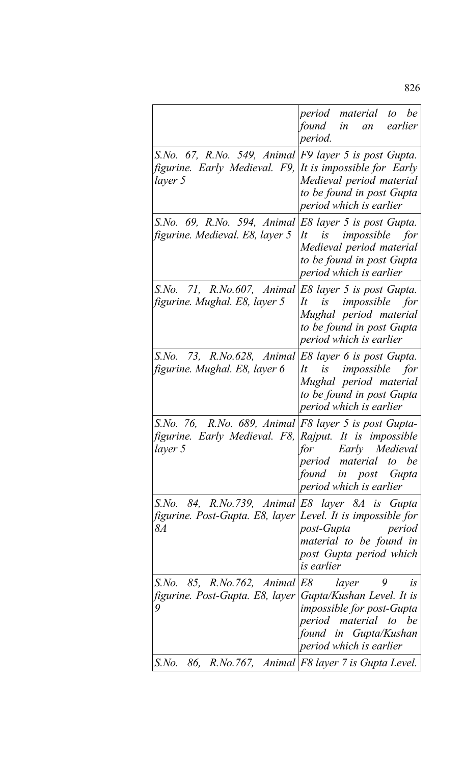| | |
|---|---|
| | *period material to be found in an earlier period.* |
| *S.No. 67, R.No. 549, Animal figurine. Early Medieval. F9, layer 5* | *F9 layer 5 is post Gupta. It is impossible for Early Medieval period material to be found in post Gupta period which is earlier* |
| *S.No. 69, R.No. 594, Animal figurine. Medieval. E8, layer 5* | *E8 layer 5 is post Gupta. It is impossible for Medieval period material to be found in post Gupta period which is earlier* |
| *S.No. 71, R.No.607, Animal figurine. Mughal. E8, layer 5* | *E8 layer 5 is post Gupta. It is impossible for Mughal period material to be found in post Gupta period which is earlier* |
| *S.No. 73, R.No.628, Animal figurine. Mughal. E8, layer 6* | *E8 layer 6 is post Gupta. It is impossible for Mughal period material to be found in post Gupta period which is earlier* |
| *S.No. 76, R.No. 689, Animal figurine. Early Medieval. F8, layer 5* | *F8 layer 5 is post Gupta-Rajput. It is impossible for Early Medieval period material to be found in post Gupta period which is earlier* |
| *S.No. 84, R.No.739, Animal figurine. Post-Gupta. E8, layer 8A* | *E8 layer 8A is Gupta Level. It is impossible for post-Gupta period material to be found in post Gupta period which is earlier* |
| *S.No. 85, R.No.762, Animal figurine. Post-Gupta. E8, layer 9* | *E8 layer 9 is Gupta/Kushan Level. It is impossible for post-Gupta period material to be found in Gupta/Kushan period which is earlier* |
| *S.No. 86, R.No.767, Animal* | *F8 layer 7 is Gupta Level.* |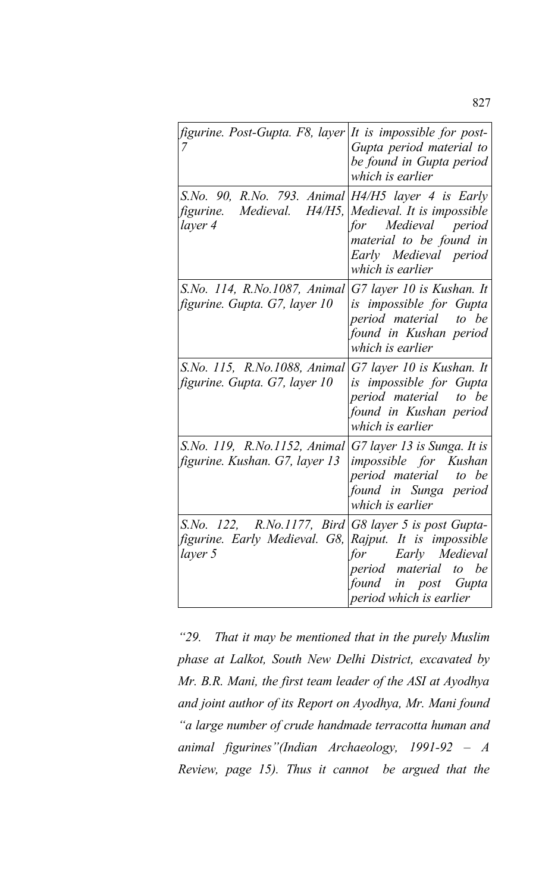| | |
|---|---|
| *figurine. Post-Gupta. F8, layer 7* | *It is impossible for post-Gupta period material to be found in Gupta period which is earlier* |
| *S.No. 90, R.No. 793. Animal figurine. Medieval. H4/H5, layer 4* | *H4/H5 layer 4 is Early Medieval. It is impossible for Medieval period material to be found in Early Medieval period which is earlier* |
| *S.No. 114, R.No.1087, Animal figurine. Gupta. G7, layer 10* | *G7 layer 10 is Kushan. It is impossible for Gupta period material to be found in Kushan period which is earlier* |
| *S.No. 115, R.No.1088, Animal figurine. Gupta. G7, layer 10* | *G7 layer 10 is Kushan. It is impossible for Gupta period material to be found in Kushan period which is earlier* |
| *S.No. 119, R.No.1152, Animal figurine. Kushan. G7, layer 13* | *G7 layer 13 is Sunga. It is impossible for Kushan period material to be found in Sunga period which is earlier* |
| *S.No. 122, R.No.1177, Bird figurine. Early Medieval. G8, layer 5* | *G8 layer 5 is post Gupta-Rajput. It is impossible for Early Medieval period material to be found in post Gupta period which is earlier* |

*"29. That it may be mentioned that in the purely Muslim phase at Lalkot, South New Delhi District, excavated by Mr. B.R. Mani, the first team leader of the ASI at Ayodhya and joint author of its Report on Ayodhya, Mr. Mani found "a large number of crude handmade terracotta human and animal figurines"(Indian Archaeology, 1991-92 – A Review, page 15). Thus it cannot be argued that the*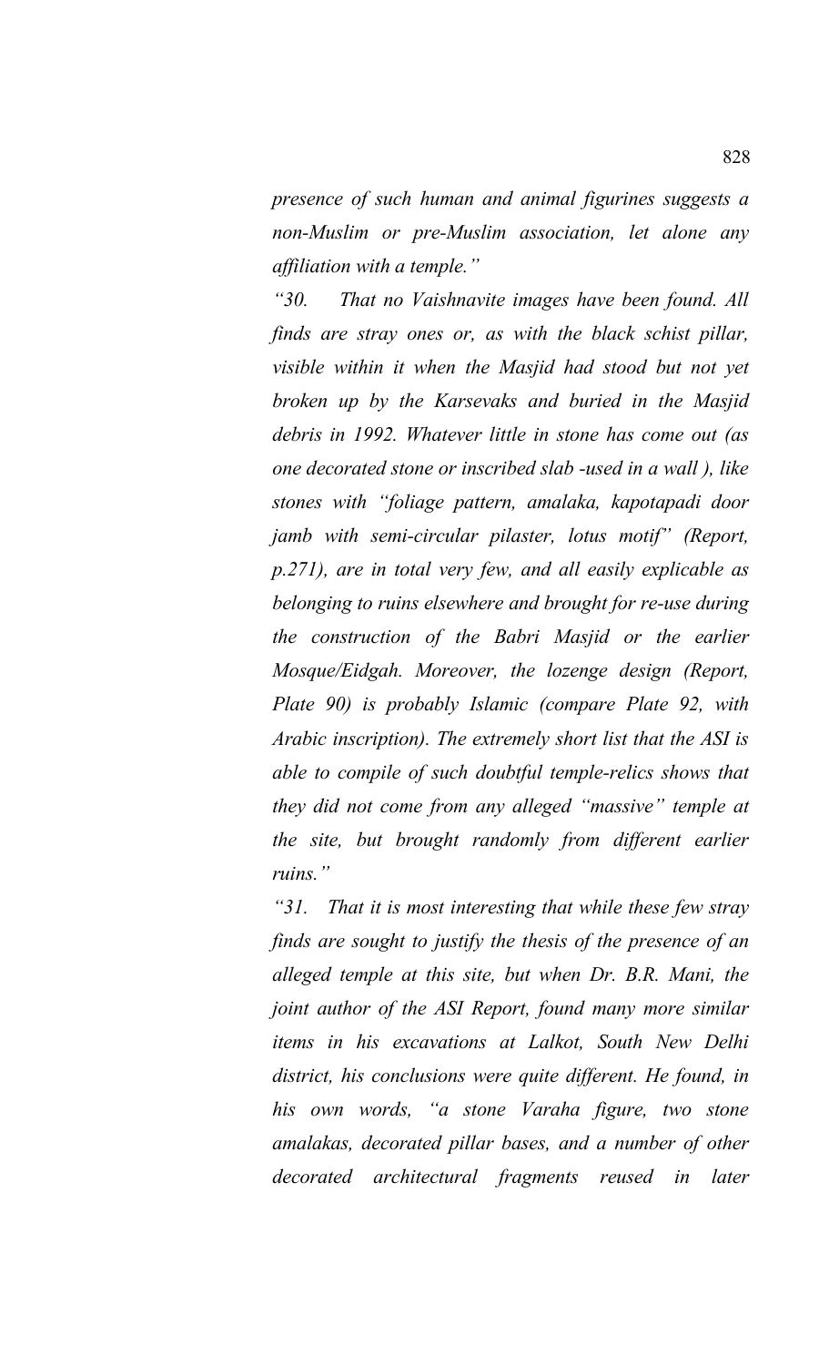*presence of such human and animal figurines suggests a non-Muslim or pre-Muslim association, let alone any affiliation with a temple."*

*"30. That no Vaishnavite images have been found. All finds are stray ones or, as with the black schist pillar, visible within it when the Masjid had stood but not yet broken up by the Karsevaks and buried in the Masjid debris in 1992. Whatever little in stone has come out (as one decorated stone or inscribed slab -used in a wall ), like stones with "foliage pattern, amalaka, kapotapadi door jamb with semi-circular pilaster, lotus motif" (Report, p.271), are in total very few, and all easily explicable as belonging to ruins elsewhere and brought for re-use during the construction of the Babri Masjid or the earlier Mosque/Eidgah. Moreover, the lozenge design (Report, Plate 90) is probably Islamic (compare Plate 92, with Arabic inscription). The extremely short list that the ASI is able to compile of such doubtful temple-relics shows that they did not come from any alleged "massive" temple at the site, but brought randomly from different earlier ruins."*

*"31. That it is most interesting that while these few stray finds are sought to justify the thesis of the presence of an alleged temple at this site, but when Dr. B.R. Mani, the joint author of the ASI Report, found many more similar items in his excavations at Lalkot, South New Delhi district, his conclusions were quite different. He found, in his own words, "a stone Varaha figure, two stone amalakas, decorated pillar bases, and a number of other decorated architectural fragments reused in later*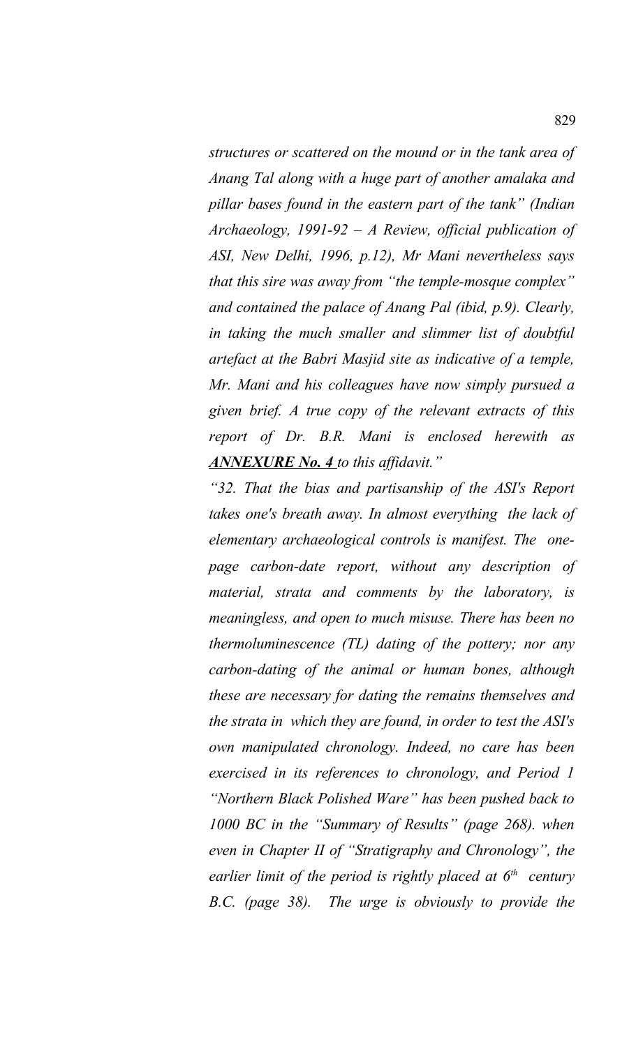*structures or scattered on the mound or in the tank area of Anang Tal along with a huge part of another amalaka and pillar bases found in the eastern part of the tank" (Indian Archaeology, 1991-92 – A Review, official publication of ASI, New Delhi, 1996, p.12), Mr Mani nevertheless says that this sire was away from "the temple-mosque complex" and contained the palace of Anang Pal (ibid, p.9). Clearly, in taking the much smaller and slimmer list of doubtful artefact at the Babri Masjid site as indicative of a temple, Mr. Mani and his colleagues have now simply pursued a given brief. A true copy of the relevant extracts of this report of Dr. B.R. Mani is enclosed herewith as* ***ANNEXURE No. 4*** *to this affidavit."*

*"32. That the bias and partisanship of the ASI's Report takes one's breath away. In almost everything the lack of elementary archaeological controls is manifest. The one-page carbon-date report, without any description of material, strata and comments by the laboratory, is meaningless, and open to much misuse. There has been no thermoluminescence (TL) dating of the pottery; nor any carbon-dating of the animal or human bones, although these are necessary for dating the remains themselves and the strata in which they are found, in order to test the ASI's own manipulated chronology. Indeed, no care has been exercised in its references to chronology, and Period 1 "Northern Black Polished Ware" has been pushed back to 1000 BC in the "Summary of Results" (page 268). when even in Chapter II of "Stratigraphy and Chronology", the earlier limit of the period is rightly placed at 6th century B.C. (page 38). The urge is obviously to provide the*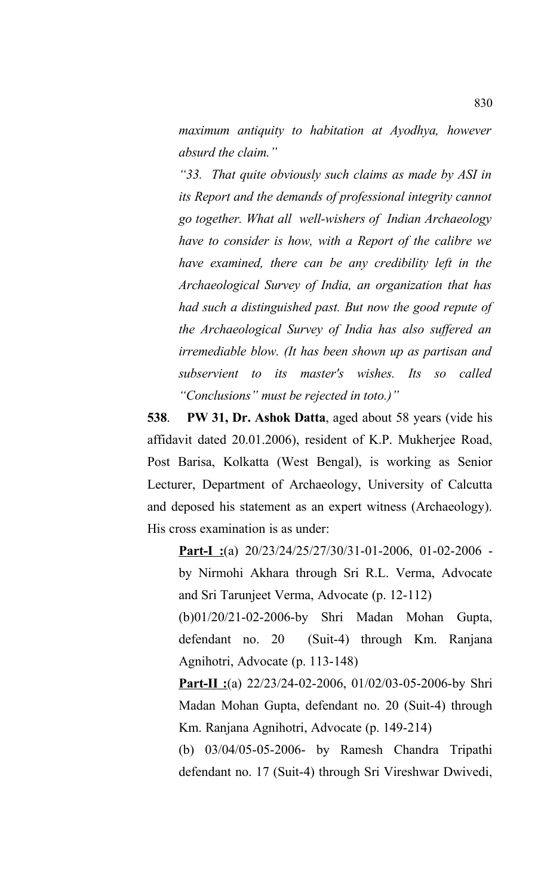*maximum antiquity to habitation at Ayodhya, however absurd the claim."*

*"33. That quite obviously such claims as made by ASI in its Report and the demands of professional integrity cannot go together. What all well-wishers of Indian Archaeology have to consider is how, with a Report of the calibre we have examined, there can be any credibility left in the Archaeological Survey of India, an organization that has had such a distinguished past. But now the good repute of the Archaeological Survey of India has also suffered an irremediable blow. (It has been shown up as partisan and subservient to its master's wishes. Its so called "Conclusions" must be rejected in toto.)"*

**538**. **PW 31, Dr. Ashok Datta**, aged about 58 years (vide his affidavit dated 20.01.2006), resident of K.P. Mukherjee Road, Post Barisa, Kolkatta (West Bengal), is working as Senior Lecturer, Department of Archaeology, University of Calcutta and deposed his statement as an expert witness (Archaeology). His cross examination is as under:

**Part-I :**(a) 20/23/24/25/27/30/31-01-2006, 01-02-2006 - by Nirmohi Akhara through Sri R.L. Verma, Advocate and Sri Tarunjeet Verma, Advocate (p. 12-112)

(b)01/20/21-02-2006-by Shri Madan Mohan Gupta, defendant no. 20 (Suit-4) through Km. Ranjana Agnihotri, Advocate (p. 113-148)

**Part-II :**(a) 22/23/24-02-2006, 01/02/03-05-2006-by Shri Madan Mohan Gupta, defendant no. 20 (Suit-4) through Km. Ranjana Agnihotri, Advocate (p. 149-214)

(b) 03/04/05-05-2006- by Ramesh Chandra Tripathi defendant no. 17 (Suit-4) through Sri Vireshwar Dwivedi,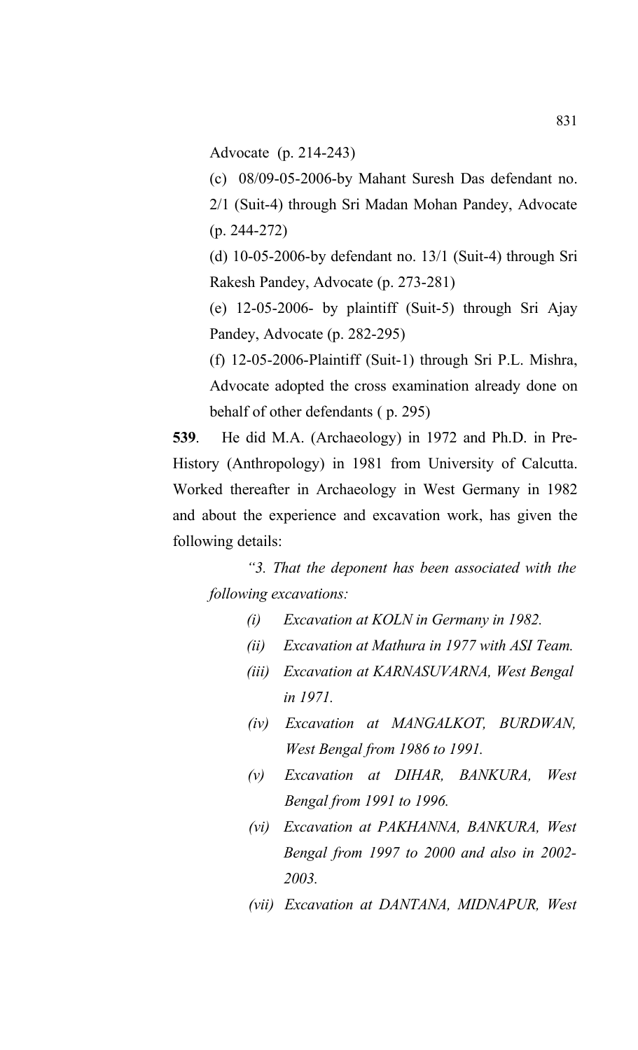Advocate (p. 214-243)

(c) 08/09-05-2006-by Mahant Suresh Das defendant no. 2/1 (Suit-4) through Sri Madan Mohan Pandey, Advocate (p. 244-272)

(d) 10-05-2006-by defendant no. 13/1 (Suit-4) through Sri Rakesh Pandey, Advocate (p. 273-281)

(e) 12-05-2006- by plaintiff (Suit-5) through Sri Ajay Pandey, Advocate (p. 282-295)

(f) 12-05-2006-Plaintiff (Suit-1) through Sri P.L. Mishra, Advocate adopted the cross examination already done on behalf of other defendants ( p. 295)

**539**. He did M.A. (Archaeology) in 1972 and Ph.D. in Pre-History (Anthropology) in 1981 from University of Calcutta. Worked thereafter in Archaeology in West Germany in 1982 and about the experience and excavation work, has given the following details:

> *"3. That the deponent has been associated with the following excavations:*
>
> *(i) Excavation at KOLN in Germany in 1982.*
>
> *(ii) Excavation at Mathura in 1977 with ASI Team.*
>
> *(iii) Excavation at KARNASUVARNA, West Bengal in 1971.*
>
> *(iv) Excavation at MANGALKOT, BURDWAN, West Bengal from 1986 to 1991.*
>
> *(v) Excavation at DIHAR, BANKURA, West Bengal from 1991 to 1996.*
>
> *(vi) Excavation at PAKHANNA, BANKURA, West Bengal from 1997 to 2000 and also in 2002-2003.*
>
> *(vii) Excavation at DANTANA, MIDNAPUR, West*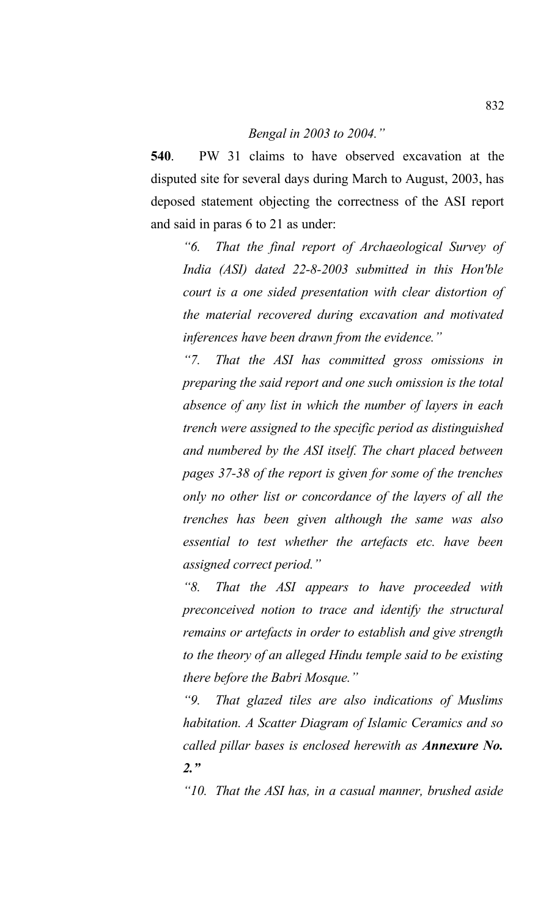*Bengal in 2003 to 2004."*

**540**. PW 31 claims to have observed excavation at the disputed site for several days during March to August, 2003, has deposed statement objecting the correctness of the ASI report and said in paras 6 to 21 as under:

> *"6. That the final report of Archaeological Survey of India (ASI) dated 22-8-2003 submitted in this Hon'ble court is a one sided presentation with clear distortion of the material recovered during excavation and motivated inferences have been drawn from the evidence."*
>
> *"7. That the ASI has committed gross omissions in preparing the said report and one such omission is the total absence of any list in which the number of layers in each trench were assigned to the specific period as distinguished and numbered by the ASI itself. The chart placed between pages 37-38 of the report is given for some of the trenches only no other list or concordance of the layers of all the trenches has been given although the same was also essential to test whether the artefacts etc. have been assigned correct period."*
>
> *"8. That the ASI appears to have proceeded with preconceived notion to trace and identify the structural remains or artefacts in order to establish and give strength to the theory of an alleged Hindu temple said to be existing there before the Babri Mosque."*
>
> *"9. That glazed tiles are also indications of Muslims habitation. A Scatter Diagram of Islamic Ceramics and so called pillar bases is enclosed herewith as **Annexure No. 2.**"*
>
> *"10. That the ASI has, in a casual manner, brushed aside*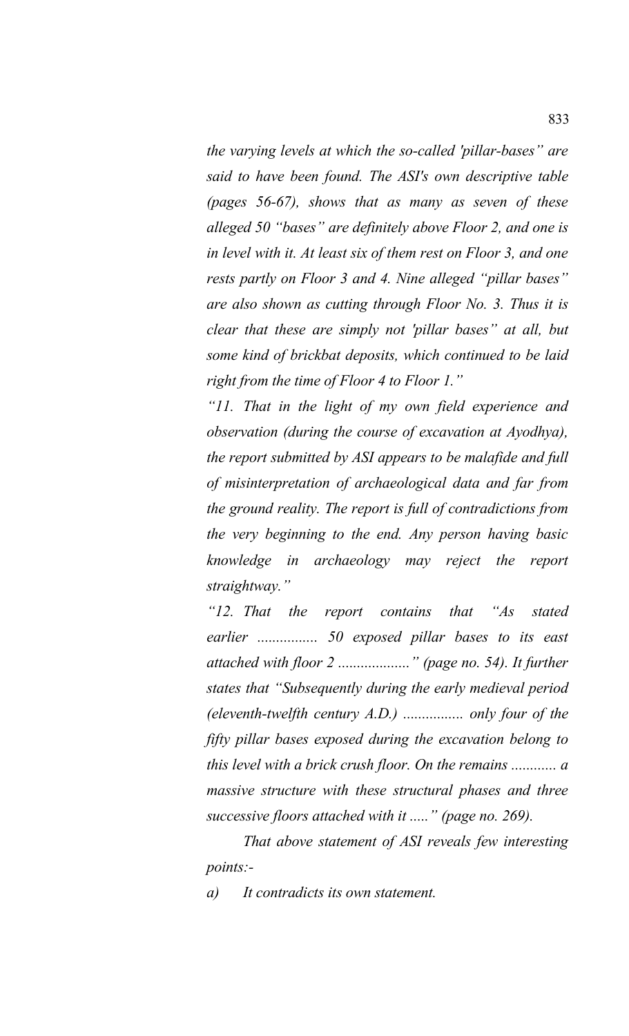*the varying levels at which the so-called 'pillar-bases" are said to have been found. The ASI's own descriptive table (pages 56-67), shows that as many as seven of these alleged 50 "bases" are definitely above Floor 2, and one is in level with it. At least six of them rest on Floor 3, and one rests partly on Floor 3 and 4. Nine alleged "pillar bases" are also shown as cutting through Floor No. 3. Thus it is clear that these are simply not 'pillar bases" at all, but some kind of brickbat deposits, which continued to be laid right from the time of Floor 4 to Floor 1."*

*"11. That in the light of my own field experience and observation (during the course of excavation at Ayodhya), the report submitted by ASI appears to be malafide and full of misinterpretation of archaeological data and far from the ground reality. The report is full of contradictions from the very beginning to the end. Any person having basic knowledge in archaeology may reject the report straightway."*

*"12. That the report contains that "As stated earlier ................ 50 exposed pillar bases to its east attached with floor 2 .................." (page no. 54). It further states that "Subsequently during the early medieval period (eleventh-twelfth century A.D.) ................ only four of the fifty pillar bases exposed during the excavation belong to this level with a brick crush floor. On the remains ............ a massive structure with these structural phases and three successive floors attached with it ....." (page no. 269).*

*That above statement of ASI reveals few interesting points:-*

*a) It contradicts its own statement.*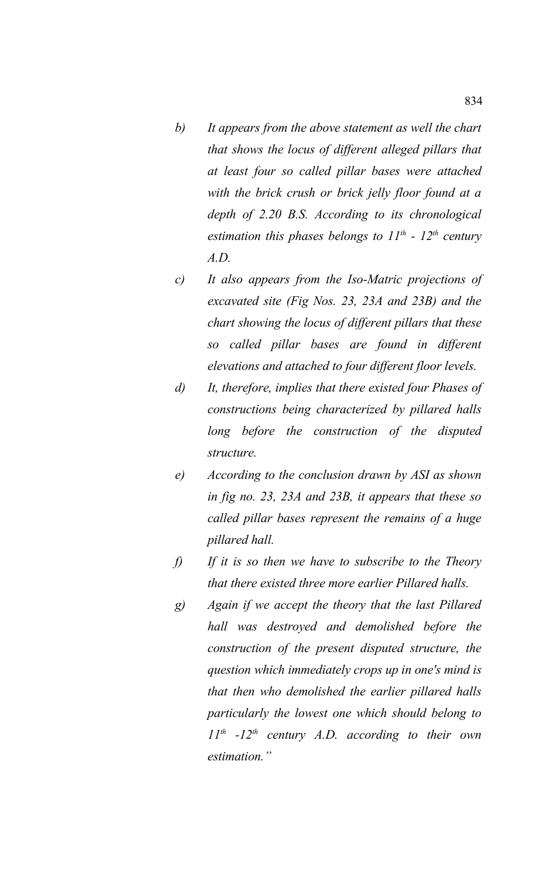- *b)* *It appears from the above statement as well the chart that shows the locus of different alleged pillars that at least four so called pillar bases were attached with the brick crush or brick jelly floor found at a depth of 2.20 B.S. According to its chronological estimation this phases belongs to 11th - 12th century A.D.*
- *c)* *It also appears from the Iso-Matric projections of excavated site (Fig Nos. 23, 23A and 23B) and the chart showing the locus of different pillars that these so called pillar bases are found in different elevations and attached to four different floor levels.*
- *d)* *It, therefore, implies that there existed four Phases of constructions being characterized by pillared halls long before the construction of the disputed structure.*
- *e)* *According to the conclusion drawn by ASI as shown in fig no. 23, 23A and 23B, it appears that these so called pillar bases represent the remains of a huge pillared hall.*
- *f)* *If it is so then we have to subscribe to the Theory that there existed three more earlier Pillared halls.*
- *g)* *Again if we accept the theory that the last Pillared hall was destroyed and demolished before the construction of the present disputed structure, the question which immediately crops up in one's mind is that then who demolished the earlier pillared halls particularly the lowest one which should belong to 11th -12th century A.D. according to their own estimation."*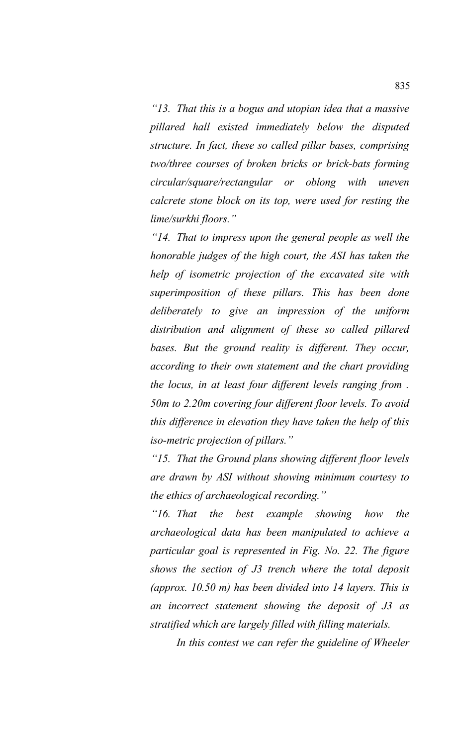*"13. That this is a bogus and utopian idea that a massive pillared hall existed immediately below the disputed structure. In fact, these so called pillar bases, comprising two/three courses of broken bricks or brick-bats forming circular/square/rectangular or oblong with uneven calcrete stone block on its top, were used for resting the lime/surkhi floors."*

*"14. That to impress upon the general people as well the honorable judges of the high court, the ASI has taken the help of isometric projection of the excavated site with superimposition of these pillars. This has been done deliberately to give an impression of the uniform distribution and alignment of these so called pillared bases. But the ground reality is different. They occur, according to their own statement and the chart providing the locus, in at least four different levels ranging from . 50m to 2.20m covering four different floor levels. To avoid this difference in elevation they have taken the help of this iso-metric projection of pillars."*

*"15. That the Ground plans showing different floor levels are drawn by ASI without showing minimum courtesy to the ethics of archaeological recording."*

*"16. That the best example showing how the archaeological data has been manipulated to achieve a particular goal is represented in Fig. No. 22. The figure shows the section of J3 trench where the total deposit (approx. 10.50 m) has been divided into 14 layers. This is an incorrect statement showing the deposit of J3 as stratified which are largely filled with filling materials.*

*In this contest we can refer the guideline of Wheeler*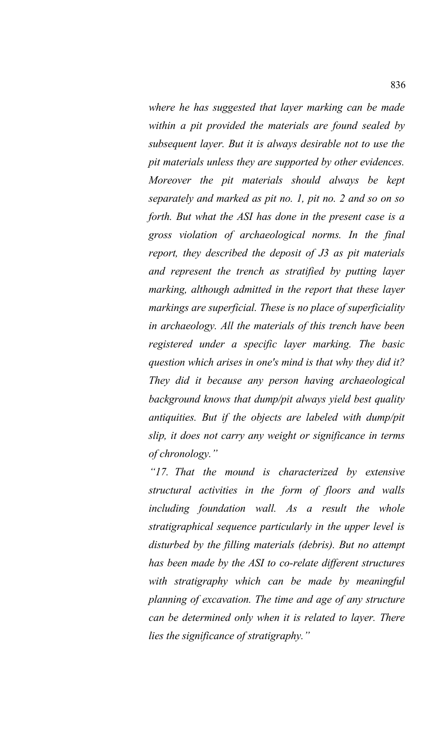*where he has suggested that layer marking can be made within a pit provided the materials are found sealed by subsequent layer. But it is always desirable not to use the pit materials unless they are supported by other evidences. Moreover the pit materials should always be kept separately and marked as pit no. 1, pit no. 2 and so on so forth. But what the ASI has done in the present case is a gross violation of archaeological norms. In the final report, they described the deposit of J3 as pit materials and represent the trench as stratified by putting layer marking, although admitted in the report that these layer markings are superficial. These is no place of superficiality in archaeology. All the materials of this trench have been registered under a specific layer marking. The basic question which arises in one's mind is that why they did it? They did it because any person having archaeological background knows that dump/pit always yield best quality antiquities. But if the objects are labeled with dump/pit slip, it does not carry any weight or significance in terms of chronology."*

*"17. That the mound is characterized by extensive structural activities in the form of floors and walls including foundation wall. As a result the whole stratigraphical sequence particularly in the upper level is disturbed by the filling materials (debris). But no attempt has been made by the ASI to co-relate different structures with stratigraphy which can be made by meaningful planning of excavation. The time and age of any structure can be determined only when it is related to layer. There lies the significance of stratigraphy."*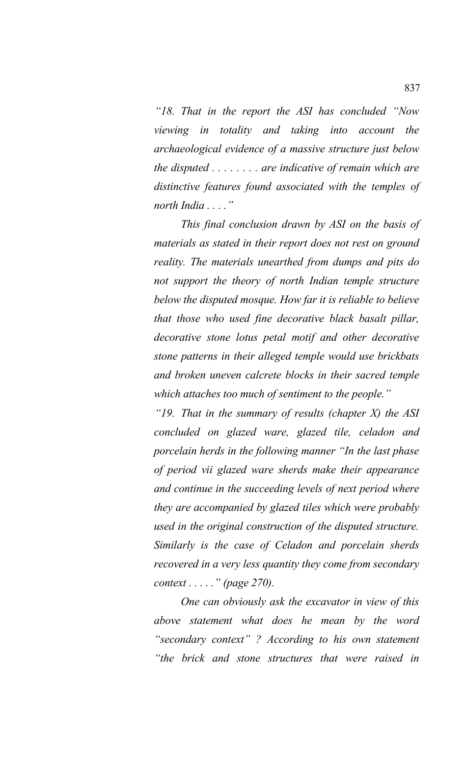*"18. That in the report the ASI has concluded "Now viewing in totality and taking into account the archaeological evidence of a massive structure just below the disputed . . . . . . . . are indicative of remain which are distinctive features found associated with the temples of north India . . . ."*

*This final conclusion drawn by ASI on the basis of materials as stated in their report does not rest on ground reality. The materials unearthed from dumps and pits do not support the theory of north Indian temple structure below the disputed mosque. How far it is reliable to believe that those who used fine decorative black basalt pillar, decorative stone lotus petal motif and other decorative stone patterns in their alleged temple would use brickbats and broken uneven calcrete blocks in their sacred temple which attaches too much of sentiment to the people."*

*"19. That in the summary of results (chapter X) the ASI concluded on glazed ware, glazed tile, celadon and porcelain herds in the following manner "In the last phase of period vii glazed ware sherds make their appearance and continue in the succeeding levels of next period where they are accompanied by glazed tiles which were probably used in the original construction of the disputed structure. Similarly is the case of Celadon and porcelain sherds recovered in a very less quantity they come from secondary context . . . . ." (page 270).*

*One can obviously ask the excavator in view of this above statement what does he mean by the word "secondary context" ? According to his own statement "the brick and stone structures that were raised in*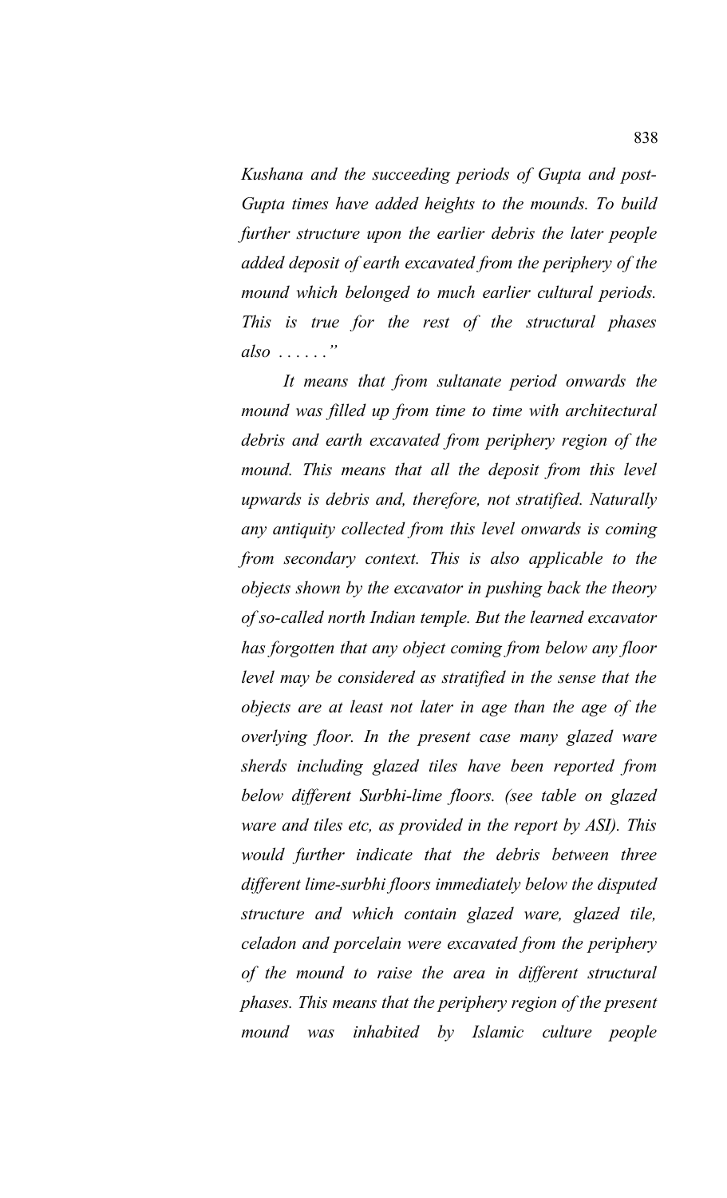*Kushana and the succeeding periods of Gupta and post-Gupta times have added heights to the mounds. To build further structure upon the earlier debris the later people added deposit of earth excavated from the periphery of the mound which belonged to much earlier cultural periods. This is true for the rest of the structural phases also . . . . . ."*

*It means that from sultanate period onwards the mound was filled up from time to time with architectural debris and earth excavated from periphery region of the mound. This means that all the deposit from this level upwards is debris and, therefore, not stratified. Naturally any antiquity collected from this level onwards is coming from secondary context. This is also applicable to the objects shown by the excavator in pushing back the theory of so-called north Indian temple. But the learned excavator has forgotten that any object coming from below any floor level may be considered as stratified in the sense that the objects are at least not later in age than the age of the overlying floor. In the present case many glazed ware sherds including glazed tiles have been reported from below different Surbhi-lime floors. (see table on glazed ware and tiles etc, as provided in the report by ASI). This would further indicate that the debris between three different lime-surbhi floors immediately below the disputed structure and which contain glazed ware, glazed tile, celadon and porcelain were excavated from the periphery of the mound to raise the area in different structural phases. This means that the periphery region of the present mound was inhabited by Islamic culture people*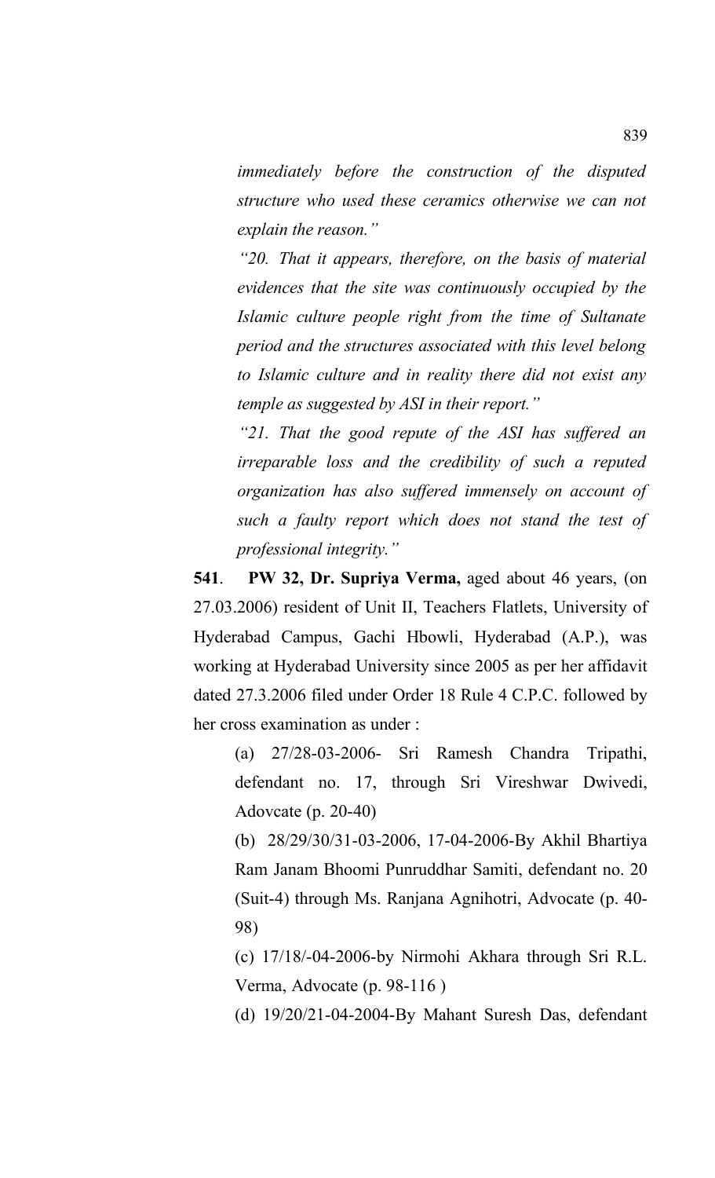*immediately before the construction of the disputed structure who used these ceramics otherwise we can not explain the reason."*

*"20. That it appears, therefore, on the basis of material evidences that the site was continuously occupied by the Islamic culture people right from the time of Sultanate period and the structures associated with this level belong to Islamic culture and in reality there did not exist any temple as suggested by ASI in their report."*

*"21. That the good repute of the ASI has suffered an irreparable loss and the credibility of such a reputed organization has also suffered immensely on account of such a faulty report which does not stand the test of professional integrity."*

**541**. **PW 32, Dr. Supriya Verma,** aged about 46 years, (on 27.03.2006) resident of Unit II, Teachers Flatlets, University of Hyderabad Campus, Gachi Hbowli, Hyderabad (A.P.), was working at Hyderabad University since 2005 as per her affidavit dated 27.3.2006 filed under Order 18 Rule 4 C.P.C. followed by her cross examination as under :

(a) 27/28-03-2006- Sri Ramesh Chandra Tripathi, defendant no. 17, through Sri Vireshwar Dwivedi, Adovcate (p. 20-40)

(b) 28/29/30/31-03-2006, 17-04-2006-By Akhil Bhartiya Ram Janam Bhoomi Punruddhar Samiti, defendant no. 20 (Suit-4) through Ms. Ranjana Agnihotri, Advocate (p. 40-98)

(c) 17/18/-04-2006-by Nirmohi Akhara through Sri R.L. Verma, Advocate (p. 98-116 )

(d) 19/20/21-04-2004-By Mahant Suresh Das, defendant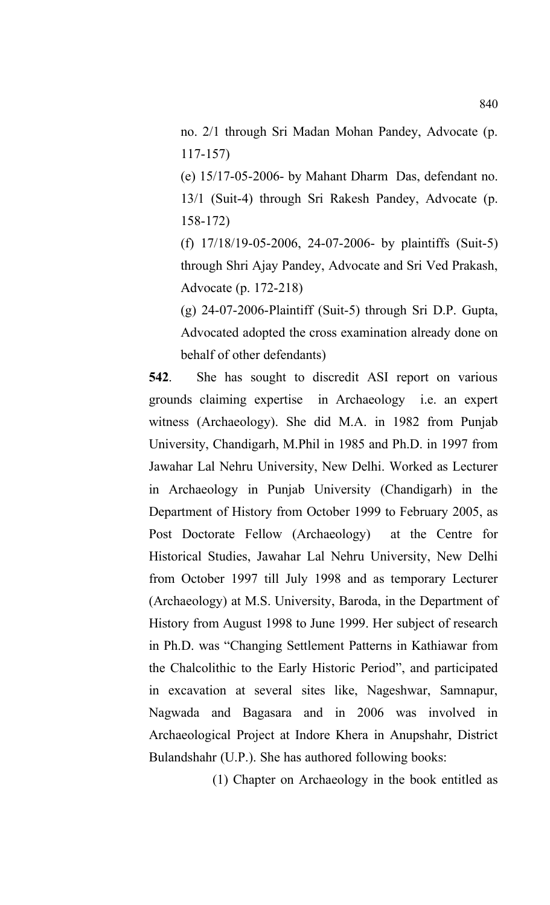no. 2/1 through Sri Madan Mohan Pandey, Advocate (p. 117-157)

(e) 15/17-05-2006- by Mahant Dharm Das, defendant no. 13/1 (Suit-4) through Sri Rakesh Pandey, Advocate (p. 158-172)

(f) 17/18/19-05-2006, 24-07-2006- by plaintiffs (Suit-5) through Shri Ajay Pandey, Advocate and Sri Ved Prakash, Advocate (p. 172-218)

(g) 24-07-2006-Plaintiff (Suit-5) through Sri D.P. Gupta, Advocated adopted the cross examination already done on behalf of other defendants)

**542**. She has sought to discredit ASI report on various grounds claiming expertise in Archaeology i.e. an expert witness (Archaeology). She did M.A. in 1982 from Punjab University, Chandigarh, M.Phil in 1985 and Ph.D. in 1997 from Jawahar Lal Nehru University, New Delhi. Worked as Lecturer in Archaeology in Punjab University (Chandigarh) in the Department of History from October 1999 to February 2005, as Post Doctorate Fellow (Archaeology) at the Centre for Historical Studies, Jawahar Lal Nehru University, New Delhi from October 1997 till July 1998 and as temporary Lecturer (Archaeology) at M.S. University, Baroda, in the Department of History from August 1998 to June 1999. Her subject of research in Ph.D. was "Changing Settlement Patterns in Kathiawar from the Chalcolithic to the Early Historic Period", and participated in excavation at several sites like, Nageshwar, Samnapur, Nagwada and Bagasara and in 2006 was involved in Archaeological Project at Indore Khera in Anupshahr, District Bulandshahr (U.P.). She has authored following books:

(1) Chapter on Archaeology in the book entitled as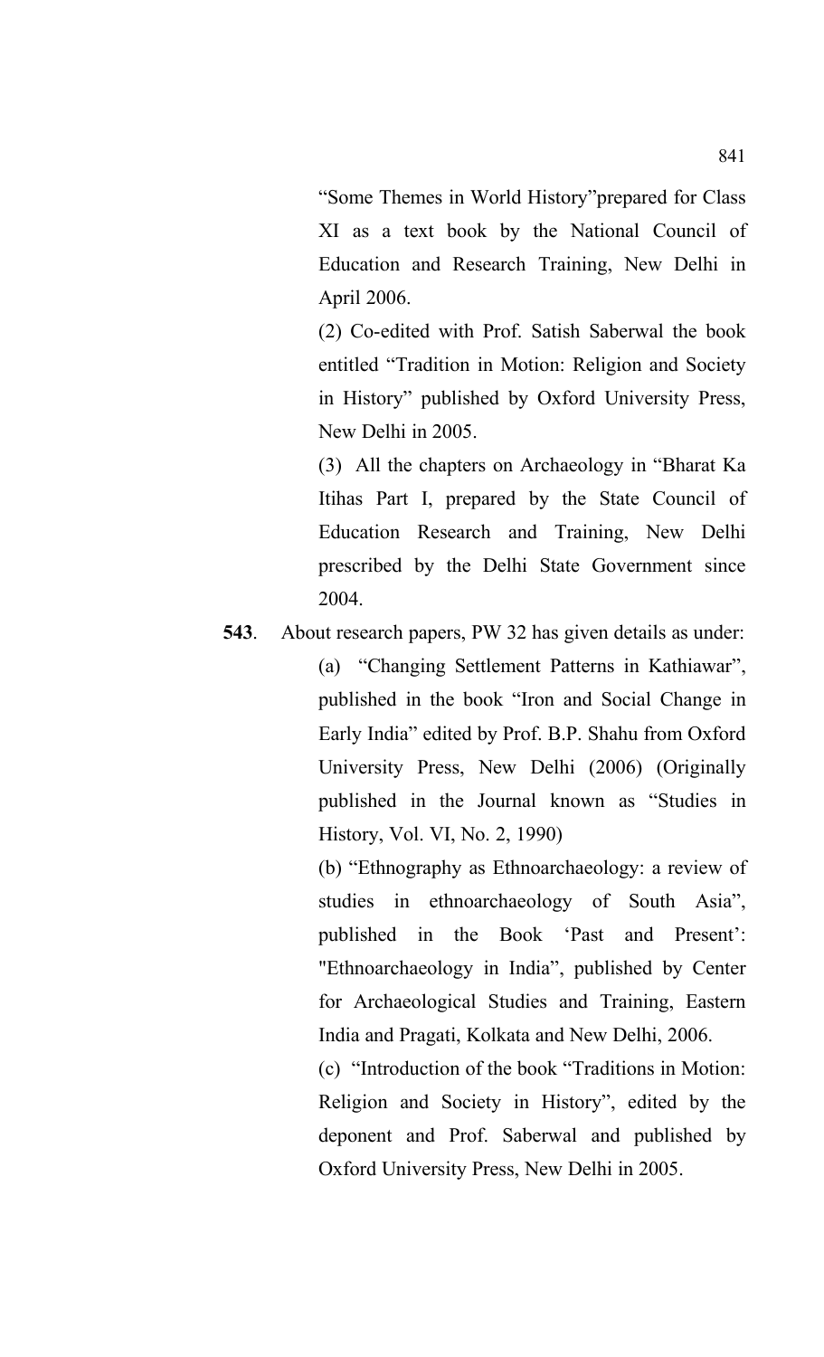"Some Themes in World History"prepared for Class XI as a text book by the National Council of Education and Research Training, New Delhi in April 2006.

(2) Co-edited with Prof. Satish Saberwal the book entitled "Tradition in Motion: Religion and Society in History" published by Oxford University Press, New Delhi in 2005.

(3) All the chapters on Archaeology in "Bharat Ka Itihas Part I, prepared by the State Council of Education Research and Training, New Delhi prescribed by the Delhi State Government since 2004.

**543**. About research papers, PW 32 has given details as under:

(a) "Changing Settlement Patterns in Kathiawar", published in the book "Iron and Social Change in Early India" edited by Prof. B.P. Shahu from Oxford University Press, New Delhi (2006) (Originally published in the Journal known as "Studies in History, Vol. VI, No. 2, 1990)

(b) "Ethnography as Ethnoarchaeology: a review of studies in ethnoarchaeology of South Asia", published in the Book 'Past and Present': "Ethnoarchaeology in India", published by Center for Archaeological Studies and Training, Eastern India and Pragati, Kolkata and New Delhi, 2006.

(c) "Introduction of the book "Traditions in Motion: Religion and Society in History", edited by the deponent and Prof. Saberwal and published by Oxford University Press, New Delhi in 2005.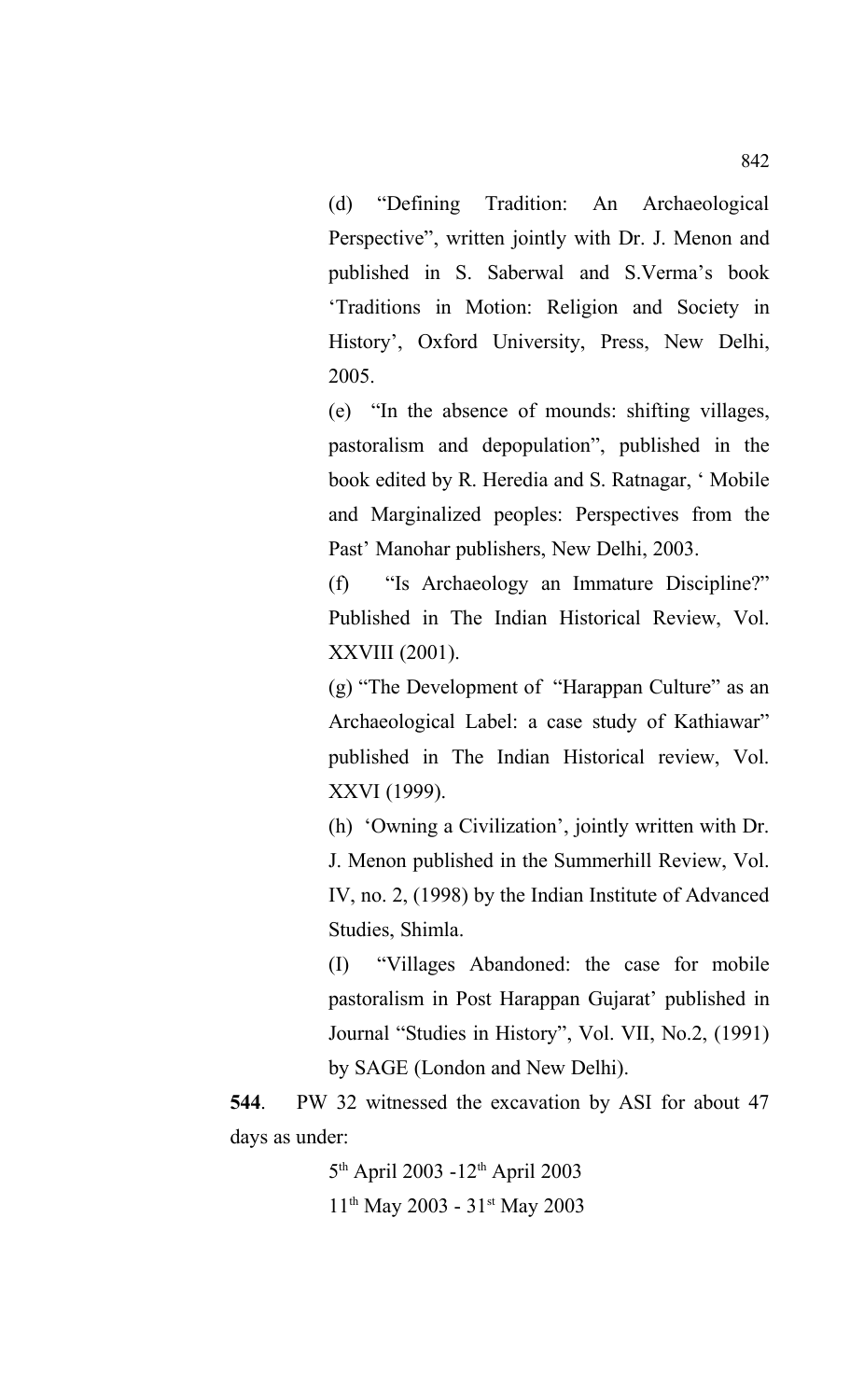(d) "Defining Tradition: An Archaeological Perspective", written jointly with Dr. J. Menon and published in S. Saberwal and S.Verma's book 'Traditions in Motion: Religion and Society in History', Oxford University, Press, New Delhi, 2005.

(e) "In the absence of mounds: shifting villages, pastoralism and depopulation", published in the book edited by R. Heredia and S. Ratnagar, ' Mobile and Marginalized peoples: Perspectives from the Past' Manohar publishers, New Delhi, 2003.

(f) "Is Archaeology an Immature Discipline?" Published in The Indian Historical Review, Vol. XXVIII (2001).

(g) "The Development of "Harappan Culture" as an Archaeological Label: a case study of Kathiawar" published in The Indian Historical review, Vol. XXVI (1999).

(h) 'Owning a Civilization', jointly written with Dr. J. Menon published in the Summerhill Review, Vol. IV, no. 2, (1998) by the Indian Institute of Advanced Studies, Shimla.

(I) "Villages Abandoned: the case for mobile pastoralism in Post Harappan Gujarat' published in Journal "Studies in History", Vol. VII, No.2, (1991) by SAGE (London and New Delhi).

**544**. PW 32 witnessed the excavation by ASI for about 47 days as under:

5th April 2003 -12th April 2003

11th May 2003 - 31st May 2003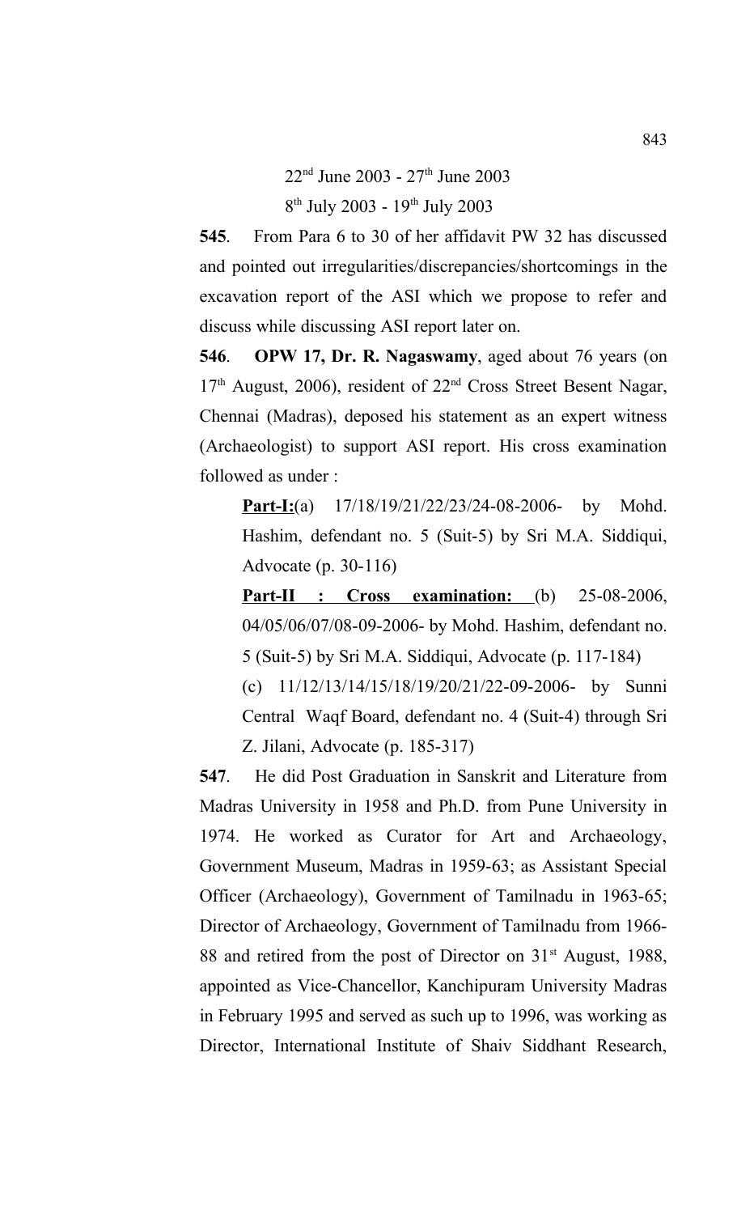22nd June 2003 - 27th June 2003

8th July 2003 - 19th July 2003

**545**. From Para 6 to 30 of her affidavit PW 32 has discussed and pointed out irregularities/discrepancies/shortcomings in the excavation report of the ASI which we propose to refer and discuss while discussing ASI report later on.

**546**. **OPW 17, Dr. R. Nagaswamy**, aged about 76 years (on 17th August, 2006), resident of 22nd Cross Street Besent Nagar, Chennai (Madras), deposed his statement as an expert witness (Archaeologist) to support ASI report. His cross examination followed as under :

> **Part-I:**(a) 17/18/19/21/22/23/24-08-2006- by Mohd. Hashim, defendant no. 5 (Suit-5) by Sri M.A. Siddiqui, Advocate (p. 30-116)
>
> **Part-II : Cross examination:** (b) 25-08-2006, 04/05/06/07/08-09-2006- by Mohd. Hashim, defendant no. 5 (Suit-5) by Sri M.A. Siddiqui, Advocate (p. 117-184)
>
> (c) 11/12/13/14/15/18/19/20/21/22-09-2006- by Sunni Central Waqf Board, defendant no. 4 (Suit-4) through Sri Z. Jilani, Advocate (p. 185-317)

**547**. He did Post Graduation in Sanskrit and Literature from Madras University in 1958 and Ph.D. from Pune University in 1974. He worked as Curator for Art and Archaeology, Government Museum, Madras in 1959-63; as Assistant Special Officer (Archaeology), Government of Tamilnadu in 1963-65; Director of Archaeology, Government of Tamilnadu from 1966-88 and retired from the post of Director on 31st August, 1988, appointed as Vice-Chancellor, Kanchipuram University Madras in February 1995 and served as such up to 1996, was working as Director, International Institute of Shaiv Siddhant Research,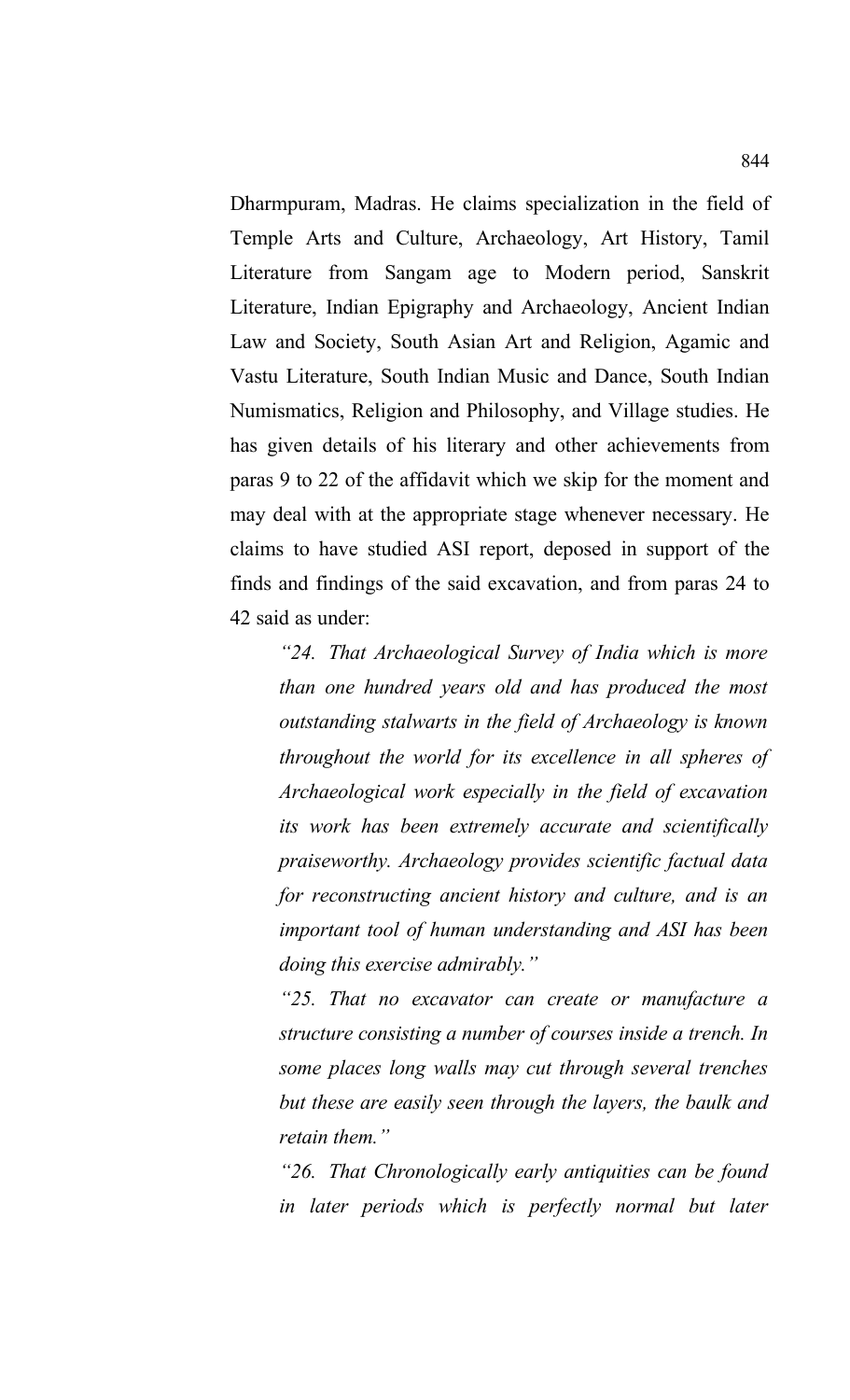Dharmpuram, Madras. He claims specialization in the field of Temple Arts and Culture, Archaeology, Art History, Tamil Literature from Sangam age to Modern period, Sanskrit Literature, Indian Epigraphy and Archaeology, Ancient Indian Law and Society, South Asian Art and Religion, Agamic and Vastu Literature, South Indian Music and Dance, South Indian Numismatics, Religion and Philosophy, and Village studies. He has given details of his literary and other achievements from paras 9 to 22 of the affidavit which we skip for the moment and may deal with at the appropriate stage whenever necessary. He claims to have studied ASI report, deposed in support of the finds and findings of the said excavation, and from paras 24 to 42 said as under:

> *"24. That Archaeological Survey of India which is more than one hundred years old and has produced the most outstanding stalwarts in the field of Archaeology is known throughout the world for its excellence in all spheres of Archaeological work especially in the field of excavation its work has been extremely accurate and scientifically praiseworthy. Archaeology provides scientific factual data for reconstructing ancient history and culture, and is an important tool of human understanding and ASI has been doing this exercise admirably."*
>
> *"25. That no excavator can create or manufacture a structure consisting a number of courses inside a trench. In some places long walls may cut through several trenches but these are easily seen through the layers, the baulk and retain them."*
>
> *"26. That Chronologically early antiquities can be found in later periods which is perfectly normal but later*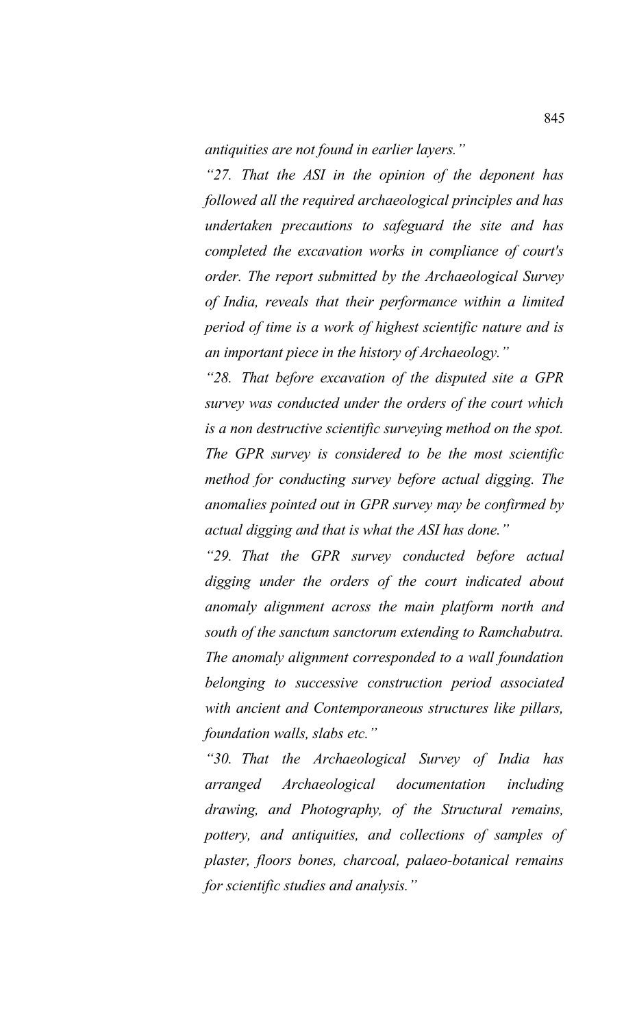*antiquities are not found in earlier layers."*

*"27. That the ASI in the opinion of the deponent has followed all the required archaeological principles and has undertaken precautions to safeguard the site and has completed the excavation works in compliance of court's order. The report submitted by the Archaeological Survey of India, reveals that their performance within a limited period of time is a work of highest scientific nature and is an important piece in the history of Archaeology."*

*"28. That before excavation of the disputed site a GPR survey was conducted under the orders of the court which is a non destructive scientific surveying method on the spot. The GPR survey is considered to be the most scientific method for conducting survey before actual digging. The anomalies pointed out in GPR survey may be confirmed by actual digging and that is what the ASI has done."*

*"29. That the GPR survey conducted before actual digging under the orders of the court indicated about anomaly alignment across the main platform north and south of the sanctum sanctorum extending to Ramchabutra. The anomaly alignment corresponded to a wall foundation belonging to successive construction period associated with ancient and Contemporaneous structures like pillars, foundation walls, slabs etc."*

*"30. That the Archaeological Survey of India has arranged Archaeological documentation including drawing, and Photography, of the Structural remains, pottery, and antiquities, and collections of samples of plaster, floors bones, charcoal, palaeo-botanical remains for scientific studies and analysis."*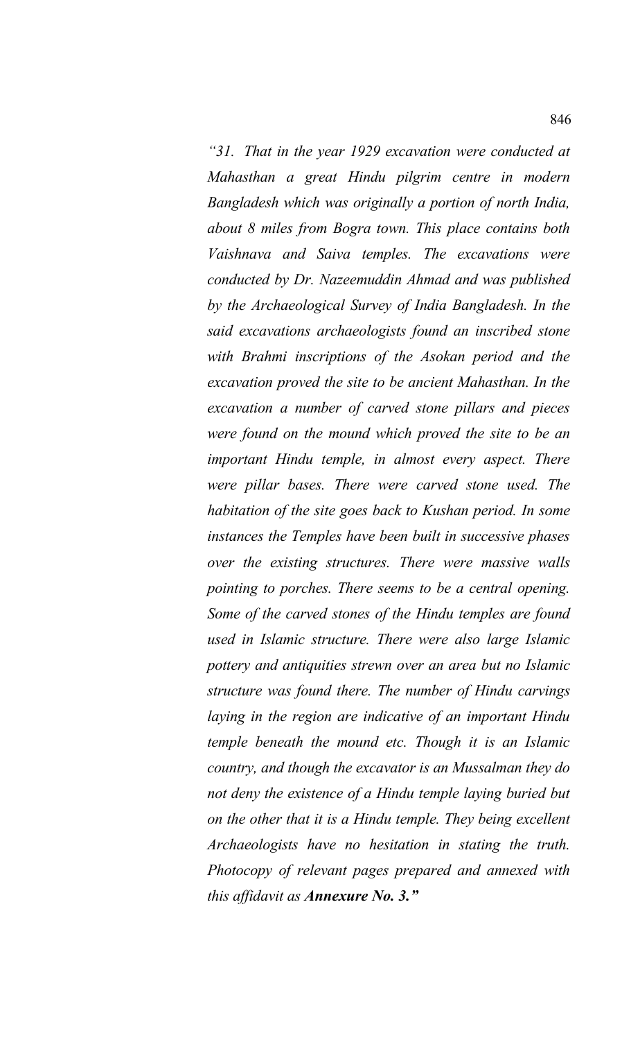*"31. That in the year 1929 excavation were conducted at Mahasthan a great Hindu pilgrim centre in modern Bangladesh which was originally a portion of north India, about 8 miles from Bogra town. This place contains both Vaishnava and Saiva temples. The excavations were conducted by Dr. Nazeemuddin Ahmad and was published by the Archaeological Survey of India Bangladesh. In the said excavations archaeologists found an inscribed stone with Brahmi inscriptions of the Asokan period and the excavation proved the site to be ancient Mahasthan. In the excavation a number of carved stone pillars and pieces were found on the mound which proved the site to be an important Hindu temple, in almost every aspect. There were pillar bases. There were carved stone used. The habitation of the site goes back to Kushan period. In some instances the Temples have been built in successive phases over the existing structures. There were massive walls pointing to porches. There seems to be a central opening. Some of the carved stones of the Hindu temples are found used in Islamic structure. There were also large Islamic pottery and antiquities strewn over an area but no Islamic structure was found there. The number of Hindu carvings laying in the region are indicative of an important Hindu temple beneath the mound etc. Though it is an Islamic country, and though the excavator is an Mussalman they do not deny the existence of a Hindu temple laying buried but on the other that it is a Hindu temple. They being excellent Archaeologists have no hesitation in stating the truth. Photocopy of relevant pages prepared and annexed with this affidavit as* ***Annexure No. 3."***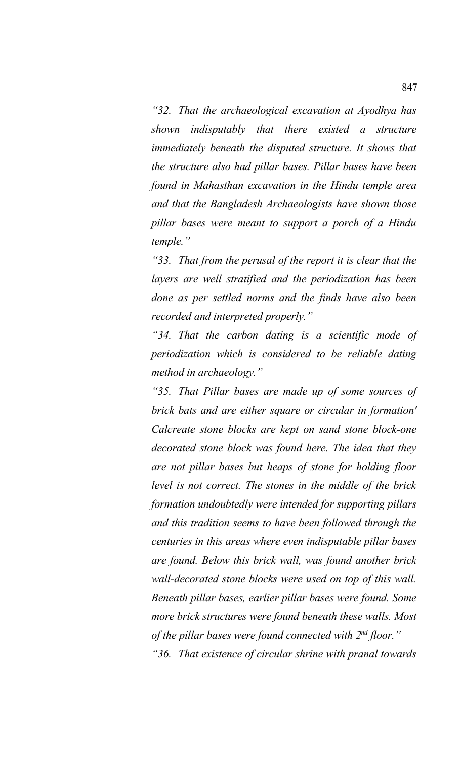*"32. That the archaeological excavation at Ayodhya has shown indisputably that there existed a structure immediately beneath the disputed structure. It shows that the structure also had pillar bases. Pillar bases have been found in Mahasthan excavation in the Hindu temple area and that the Bangladesh Archaeologists have shown those pillar bases were meant to support a porch of a Hindu temple."*

*"33. That from the perusal of the report it is clear that the layers are well stratified and the periodization has been done as per settled norms and the finds have also been recorded and interpreted properly."*

*"34. That the carbon dating is a scientific mode of periodization which is considered to be reliable dating method in archaeology."*

*"35. That Pillar bases are made up of some sources of brick bats and are either square or circular in formation' Calcreate stone blocks are kept on sand stone block-one decorated stone block was found here. The idea that they are not pillar bases but heaps of stone for holding floor level is not correct. The stones in the middle of the brick formation undoubtedly were intended for supporting pillars and this tradition seems to have been followed through the centuries in this areas where even indisputable pillar bases are found. Below this brick wall, was found another brick wall-decorated stone blocks were used on top of this wall. Beneath pillar bases, earlier pillar bases were found. Some more brick structures were found beneath these walls. Most of the pillar bases were found connected with 2nd floor."*

*"36. That existence of circular shrine with pranal towards*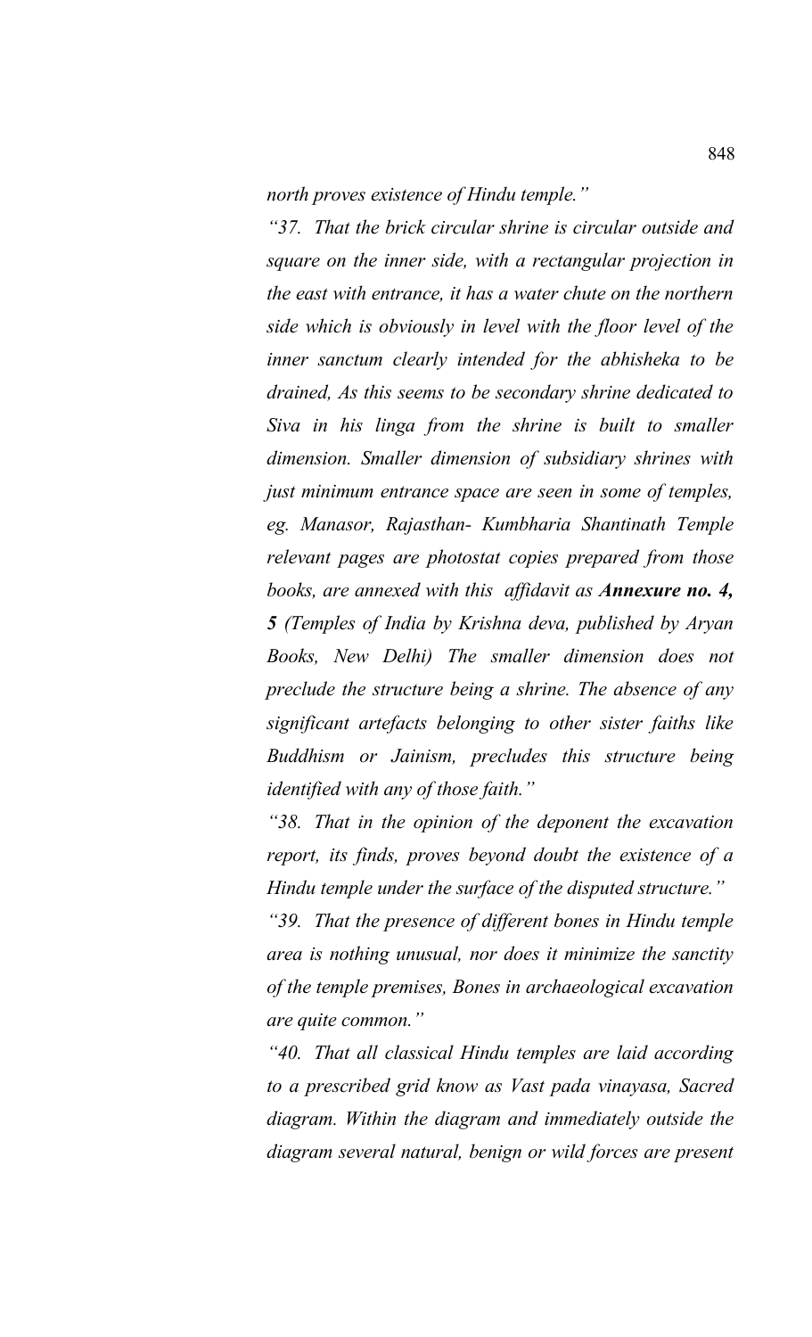*north proves existence of Hindu temple."*

*"37. That the brick circular shrine is circular outside and square on the inner side, with a rectangular projection in the east with entrance, it has a water chute on the northern side which is obviously in level with the floor level of the inner sanctum clearly intended for the abhisheka to be drained, As this seems to be secondary shrine dedicated to Siva in his linga from the shrine is built to smaller dimension. Smaller dimension of subsidiary shrines with just minimum entrance space are seen in some of temples, eg. Manasor, Rajasthan- Kumbharia Shantinath Temple relevant pages are photostat copies prepared from those books, are annexed with this affidavit as* ***Annexure no. 4, 5*** *(Temples of India by Krishna deva, published by Aryan Books, New Delhi) The smaller dimension does not preclude the structure being a shrine. The absence of any significant artefacts belonging to other sister faiths like Buddhism or Jainism, precludes this structure being identified with any of those faith."*

*"38. That in the opinion of the deponent the excavation report, its finds, proves beyond doubt the existence of a Hindu temple under the surface of the disputed structure."*

*"39. That the presence of different bones in Hindu temple area is nothing unusual, nor does it minimize the sanctity of the temple premises, Bones in archaeological excavation are quite common."*

*"40. That all classical Hindu temples are laid according to a prescribed grid know as Vast pada vinayasa, Sacred diagram. Within the diagram and immediately outside the diagram several natural, benign or wild forces are present*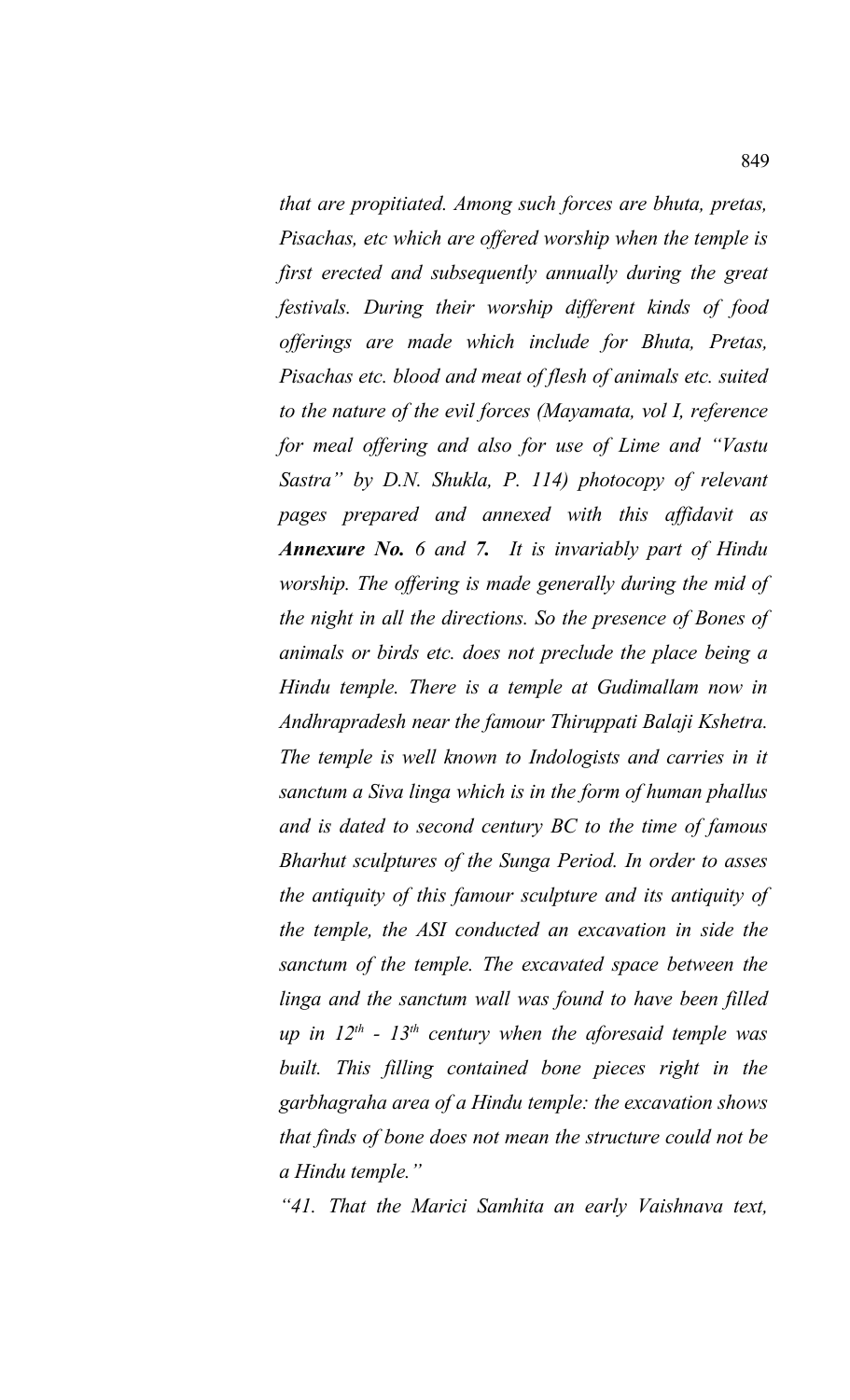*that are propitiated. Among such forces are bhuta, pretas, Pisachas, etc which are offered worship when the temple is first erected and subsequently annually during the great festivals. During their worship different kinds of food offerings are made which include for Bhuta, Pretas, Pisachas etc. blood and meat of flesh of animals etc. suited to the nature of the evil forces (Mayamata, vol I, reference for meal offering and also for use of Lime and "Vastu Sastra" by D.N. Shukla, P. 114) photocopy of relevant pages prepared and annexed with this affidavit as **Annexure No.** 6 and **7.** It is invariably part of Hindu worship. The offering is made generally during the mid of the night in all the directions. So the presence of Bones of animals or birds etc. does not preclude the place being a Hindu temple. There is a temple at Gudimallam now in Andhrapradesh near the famour Thiruppati Balaji Kshetra. The temple is well known to Indologists and carries in it sanctum a Siva linga which is in the form of human phallus and is dated to second century BC to the time of famous Bharhut sculptures of the Sunga Period. In order to asses the antiquity of this famour sculpture and its antiquity of the temple, the ASI conducted an excavation in side the sanctum of the temple. The excavated space between the linga and the sanctum wall was found to have been filled up in 12th - 13th century when the aforesaid temple was built. This filling contained bone pieces right in the garbhagraha area of a Hindu temple: the excavation shows that finds of bone does not mean the structure could not be a Hindu temple."*

*"41. That the Marici Samhita an early Vaishnava text,*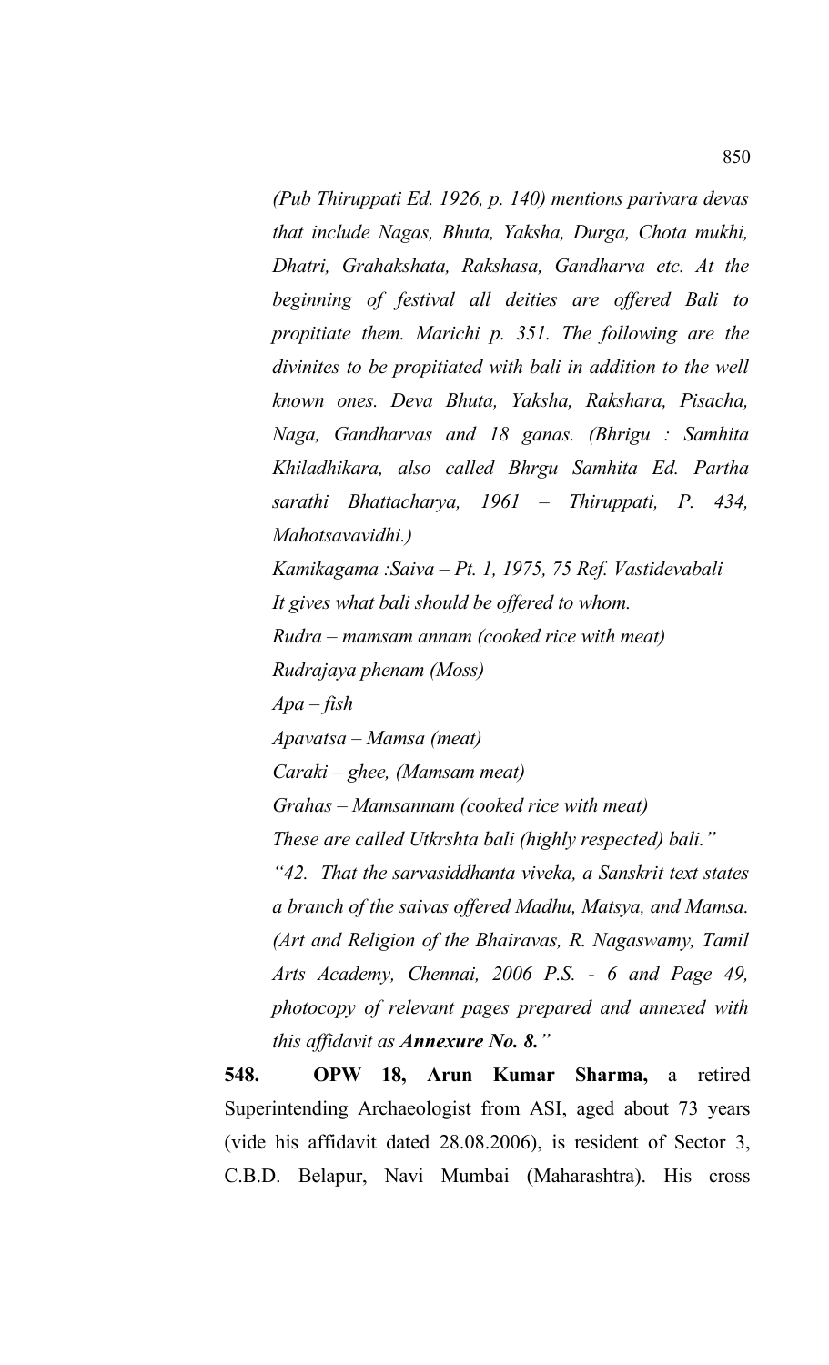*(Pub Thiruppati Ed. 1926, p. 140) mentions parivara devas that include Nagas, Bhuta, Yaksha, Durga, Chota mukhi, Dhatri, Grahakshata, Rakshasa, Gandharva etc. At the beginning of festival all deities are offered Bali to propitiate them. Marichi p. 351. The following are the divinites to be propitiated with bali in addition to the well known ones. Deva Bhuta, Yaksha, Rakshara, Pisacha, Naga, Gandharvas and 18 ganas. (Bhrigu : Samhita Khiladhikara, also called Bhrgu Samhita Ed. Partha sarathi Bhattacharya, 1961 – Thiruppati, P. 434, Mahotsavavidhi.)*

*Kamikagama :Saiva – Pt. 1, 1975, 75 Ref. Vastidevabali*

*It gives what bali should be offered to whom.*

*Rudra – mamsam annam (cooked rice with meat)*

*Rudrajaya phenam (Moss)*

*Apa – fish*

*Apavatsa – Mamsa (meat)*

*Caraki – ghee, (Mamsam meat)*

*Grahas – Mamsannam (cooked rice with meat)*

*These are called Utkrshta bali (highly respected) bali."*

*"42. That the sarvasiddhanta viveka, a Sanskrit text states a branch of the saivas offered Madhu, Matsya, and Mamsa. (Art and Religion of the Bhairavas, R. Nagaswamy, Tamil Arts Academy, Chennai, 2006 P.S. - 6 and Page 49, photocopy of relevant pages prepared and annexed with this affidavit as* ***Annexure No. 8.****"*

**548. OPW 18, Arun Kumar Sharma,** a retired Superintending Archaeologist from ASI, aged about 73 years (vide his affidavit dated 28.08.2006), is resident of Sector 3, C.B.D. Belapur, Navi Mumbai (Maharashtra). His cross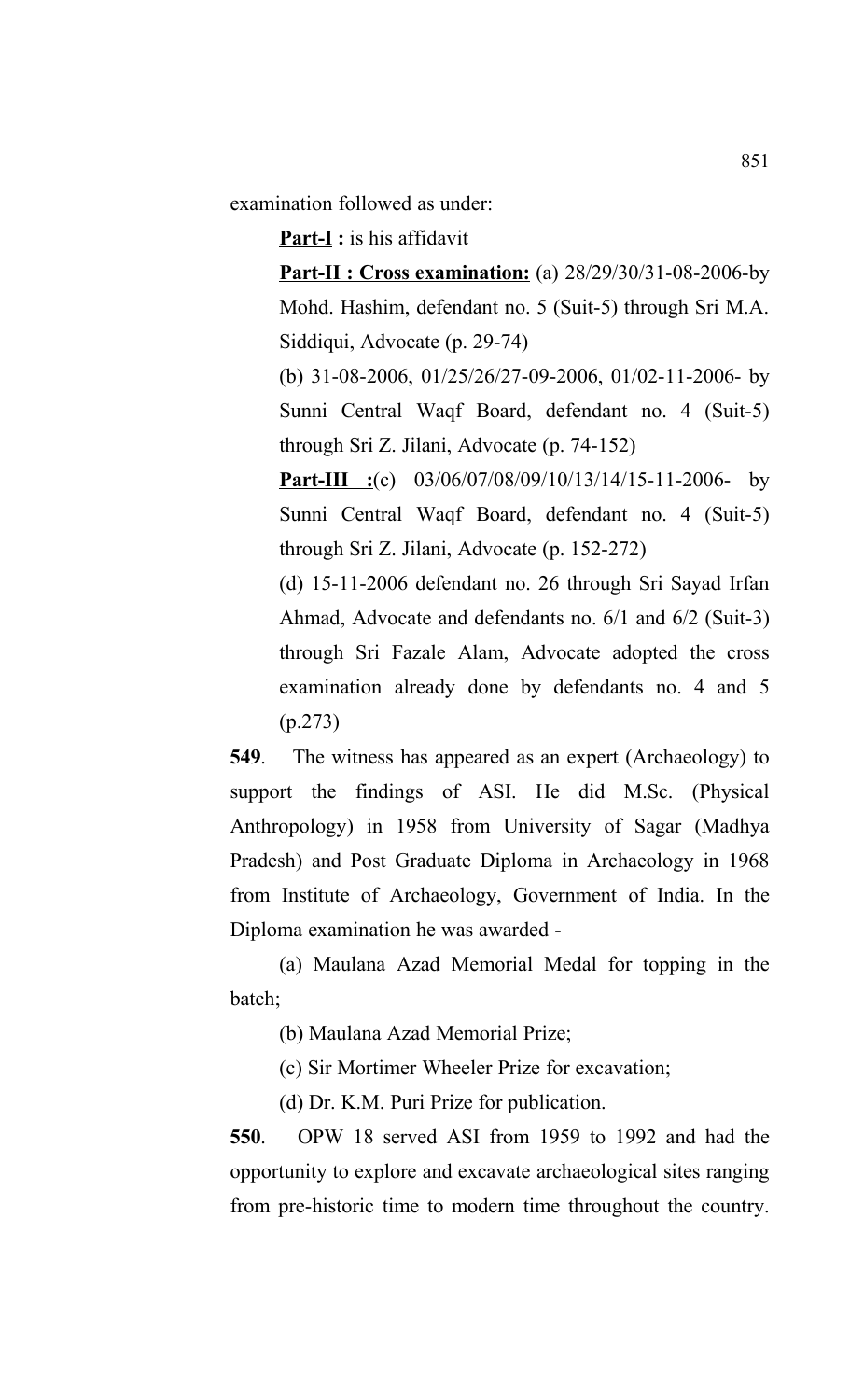examination followed as under:

**Part-I :** is his affidavit

**Part-II : Cross examination:** (a) 28/29/30/31-08-2006-by Mohd. Hashim, defendant no. 5 (Suit-5) through Sri M.A. Siddiqui, Advocate (p. 29-74)

(b) 31-08-2006, 01/25/26/27-09-2006, 01/02-11-2006- by Sunni Central Waqf Board, defendant no. 4 (Suit-5) through Sri Z. Jilani, Advocate (p. 74-152)

**Part-III :**(c) 03/06/07/08/09/10/13/14/15-11-2006- by Sunni Central Waqf Board, defendant no. 4 (Suit-5) through Sri Z. Jilani, Advocate (p. 152-272)

(d) 15-11-2006 defendant no. 26 through Sri Sayad Irfan Ahmad, Advocate and defendants no. 6/1 and 6/2 (Suit-3) through Sri Fazale Alam, Advocate adopted the cross examination already done by defendants no. 4 and 5 (p.273)

**549**. The witness has appeared as an expert (Archaeology) to support the findings of ASI. He did M.Sc. (Physical Anthropology) in 1958 from University of Sagar (Madhya Pradesh) and Post Graduate Diploma in Archaeology in 1968 from Institute of Archaeology, Government of India. In the Diploma examination he was awarded -

(a) Maulana Azad Memorial Medal for topping in the batch;

(b) Maulana Azad Memorial Prize;

(c) Sir Mortimer Wheeler Prize for excavation;

(d) Dr. K.M. Puri Prize for publication.

**550**. OPW 18 served ASI from 1959 to 1992 and had the opportunity to explore and excavate archaeological sites ranging from pre-historic time to modern time throughout the country.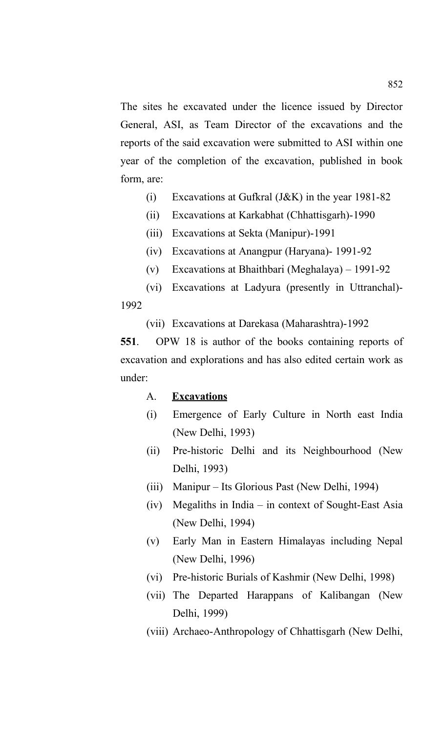The sites he excavated under the licence issued by Director General, ASI, as Team Director of the excavations and the reports of the said excavation were submitted to ASI within one year of the completion of the excavation, published in book form, are:

(i) Excavations at Gufkral (J&K) in the year 1981-82

(ii) Excavations at Karkabhat (Chhattisgarh)-1990

(iii) Excavations at Sekta (Manipur)-1991

(iv) Excavations at Anangpur (Haryana)- 1991-92

(v) Excavations at Bhaithbari (Meghalaya) – 1991-92

(vi) Excavations at Ladyura (presently in Uttranchal)-1992

(vii) Excavations at Darekasa (Maharashtra)-1992

**551**. OPW 18 is author of the books containing reports of excavation and explorations and has also edited certain work as under:

A. **Excavations**

(i) Emergence of Early Culture in North east India (New Delhi, 1993)

(ii) Pre-historic Delhi and its Neighbourhood (New Delhi, 1993)

(iii) Manipur – Its Glorious Past (New Delhi, 1994)

(iv) Megaliths in India – in context of Sought-East Asia (New Delhi, 1994)

(v) Early Man in Eastern Himalayas including Nepal (New Delhi, 1996)

(vi) Pre-historic Burials of Kashmir (New Delhi, 1998)

(vii) The Departed Harappans of Kalibangan (New Delhi, 1999)

(viii) Archaeo-Anthropology of Chhattisgarh (New Delhi,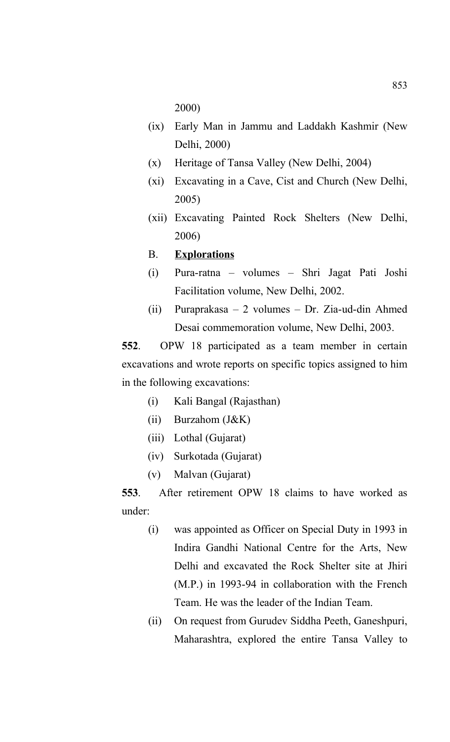2000)

(ix) Early Man in Jammu and Laddakh Kashmir (New Delhi, 2000)

(x) Heritage of Tansa Valley (New Delhi, 2004)

(xi) Excavating in a Cave, Cist and Church (New Delhi, 2005)

(xii) Excavating Painted Rock Shelters (New Delhi, 2006)

B. **Explorations**

(i) Pura-ratna – volumes – Shri Jagat Pati Joshi Facilitation volume, New Delhi, 2002.

(ii) Puraprakasa – 2 volumes – Dr. Zia-ud-din Ahmed Desai commemoration volume, New Delhi, 2003.

**552**. OPW 18 participated as a team member in certain excavations and wrote reports on specific topics assigned to him in the following excavations:

(i) Kali Bangal (Rajasthan)

(ii) Burzahom (J&K)

(iii) Lothal (Gujarat)

(iv) Surkotada (Gujarat)

(v) Malvan (Gujarat)

**553**. After retirement OPW 18 claims to have worked as under:

(i) was appointed as Officer on Special Duty in 1993 in Indira Gandhi National Centre for the Arts, New Delhi and excavated the Rock Shelter site at Jhiri (M.P.) in 1993-94 in collaboration with the French Team. He was the leader of the Indian Team.

(ii) On request from Gurudev Siddha Peeth, Ganeshpuri, Maharashtra, explored the entire Tansa Valley to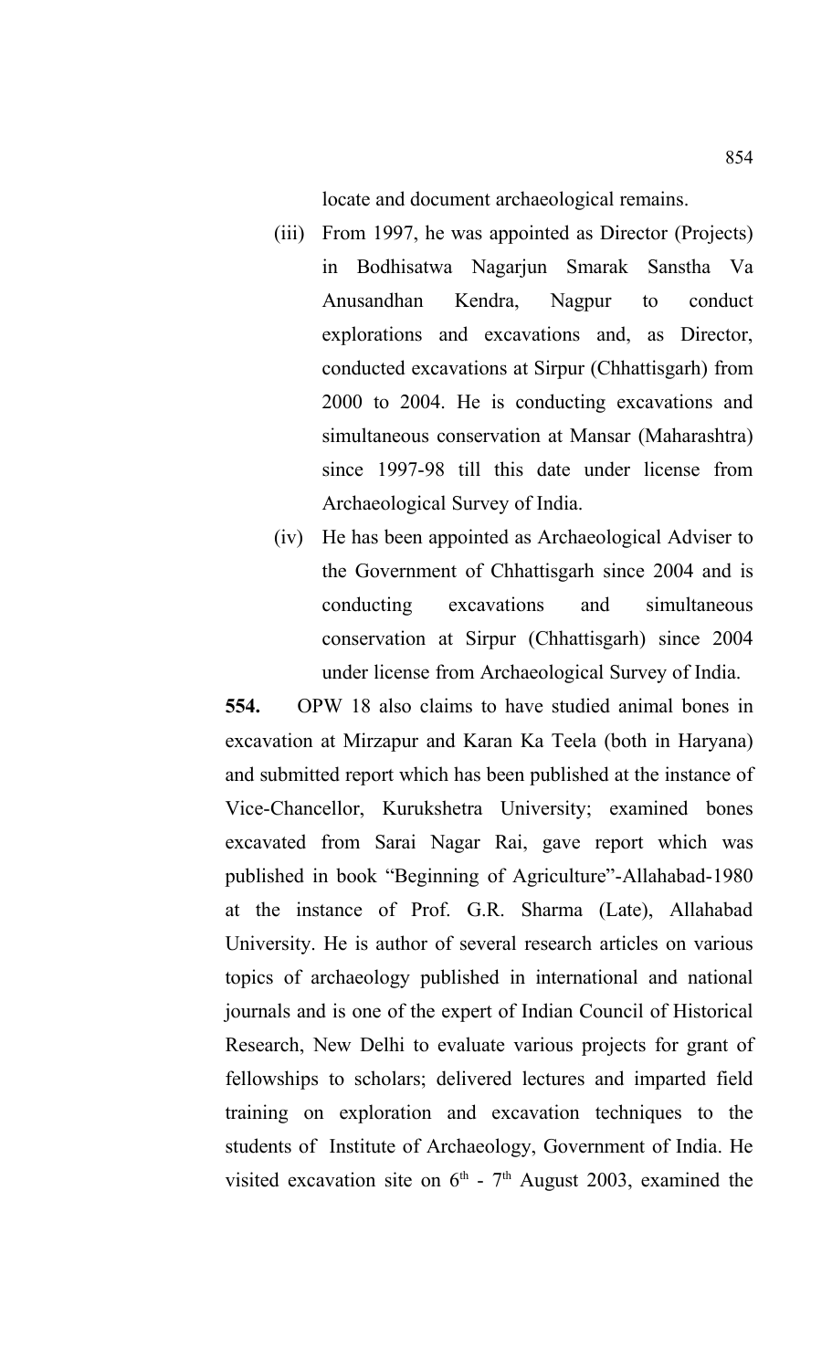locate and document archaeological remains.

(iii) From 1997, he was appointed as Director (Projects) in Bodhisatwa Nagarjun Smarak Sanstha Va Anusandhan Kendra, Nagpur to conduct explorations and excavations and, as Director, conducted excavations at Sirpur (Chhattisgarh) from 2000 to 2004. He is conducting excavations and simultaneous conservation at Mansar (Maharashtra) since 1997-98 till this date under license from Archaeological Survey of India.

(iv) He has been appointed as Archaeological Adviser to the Government of Chhattisgarh since 2004 and is conducting excavations and simultaneous conservation at Sirpur (Chhattisgarh) since 2004 under license from Archaeological Survey of India.

**554.** OPW 18 also claims to have studied animal bones in excavation at Mirzapur and Karan Ka Teela (both in Haryana) and submitted report which has been published at the instance of Vice-Chancellor, Kurukshetra University; examined bones excavated from Sarai Nagar Rai, gave report which was published in book "Beginning of Agriculture"-Allahabad-1980 at the instance of Prof. G.R. Sharma (Late), Allahabad University. He is author of several research articles on various topics of archaeology published in international and national journals and is one of the expert of Indian Council of Historical Research, New Delhi to evaluate various projects for grant of fellowships to scholars; delivered lectures and imparted field training on exploration and excavation techniques to the students of Institute of Archaeology, Government of India. He visited excavation site on 6th - 7th August 2003, examined the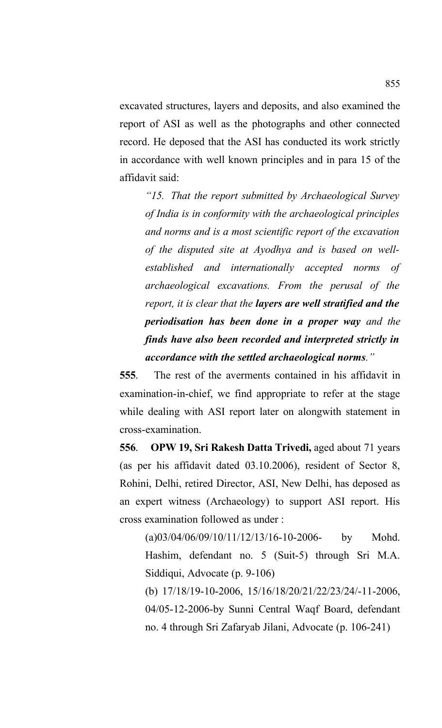excavated structures, layers and deposits, and also examined the report of ASI as well as the photographs and other connected record. He deposed that the ASI has conducted its work strictly in accordance with well known principles and in para 15 of the affidavit said:

> *"15. That the report submitted by Archaeological Survey of India is in conformity with the archaeological principles and norms and is a most scientific report of the excavation of the disputed site at Ayodhya and is based on well-established and internationally accepted norms of archaeological excavations. From the perusal of the report, it is clear that the **layers are well stratified and the periodisation has been done in a proper way** and the **finds have also been recorded and interpreted strictly in accordance with the settled archaeological norms**."*

**555**. The rest of the averments contained in his affidavit in examination-in-chief, we find appropriate to refer at the stage while dealing with ASI report later on alongwith statement in cross-examination.

**556**. **OPW 19, Sri Rakesh Datta Trivedi,** aged about 71 years (as per his affidavit dated 03.10.2006), resident of Sector 8, Rohini, Delhi, retired Director, ASI, New Delhi, has deposed as an expert witness (Archaeology) to support ASI report. His cross examination followed as under :

(a)03/04/06/09/10/11/12/13/16-10-2006- by Mohd. Hashim, defendant no. 5 (Suit-5) through Sri M.A. Siddiqui, Advocate (p. 9-106)

(b) 17/18/19-10-2006, 15/16/18/20/21/22/23/24/-11-2006, 04/05-12-2006-by Sunni Central Waqf Board, defendant no. 4 through Sri Zafaryab Jilani, Advocate (p. 106-241)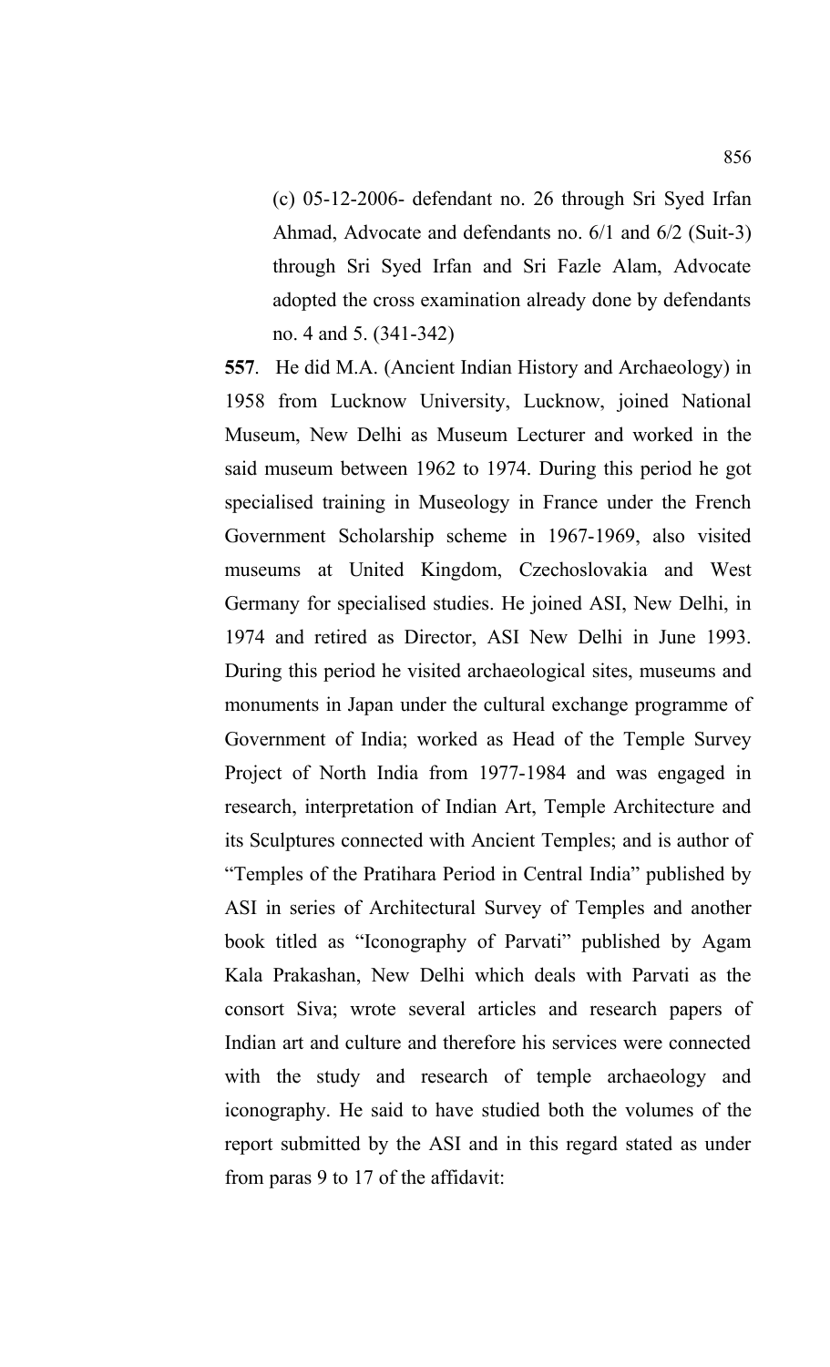(c) 05-12-2006- defendant no. 26 through Sri Syed Irfan Ahmad, Advocate and defendants no. 6/1 and 6/2 (Suit-3) through Sri Syed Irfan and Sri Fazle Alam, Advocate adopted the cross examination already done by defendants no. 4 and 5. (341-342)

**557**. He did M.A. (Ancient Indian History and Archaeology) in 1958 from Lucknow University, Lucknow, joined National Museum, New Delhi as Museum Lecturer and worked in the said museum between 1962 to 1974. During this period he got specialised training in Museology in France under the French Government Scholarship scheme in 1967-1969, also visited museums at United Kingdom, Czechoslovakia and West Germany for specialised studies. He joined ASI, New Delhi, in 1974 and retired as Director, ASI New Delhi in June 1993. During this period he visited archaeological sites, museums and monuments in Japan under the cultural exchange programme of Government of India; worked as Head of the Temple Survey Project of North India from 1977-1984 and was engaged in research, interpretation of Indian Art, Temple Architecture and its Sculptures connected with Ancient Temples; and is author of "Temples of the Pratihara Period in Central India" published by ASI in series of Architectural Survey of Temples and another book titled as "Iconography of Parvati" published by Agam Kala Prakashan, New Delhi which deals with Parvati as the consort Siva; wrote several articles and research papers of Indian art and culture and therefore his services were connected with the study and research of temple archaeology and iconography. He said to have studied both the volumes of the report submitted by the ASI and in this regard stated as under from paras 9 to 17 of the affidavit: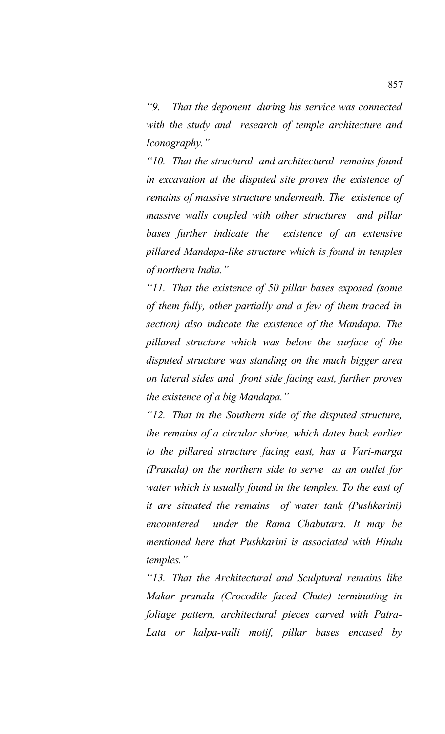*“9. That the deponent during his service was connected with the study and research of temple architecture and Iconography.”*

*“10. That the structural and architectural remains found in excavation at the disputed site proves the existence of remains of massive structure underneath. The existence of massive walls coupled with other structures and pillar bases further indicate the existence of an extensive pillared Mandapa-like structure which is found in temples of northern India.”*

*“11. That the existence of 50 pillar bases exposed (some of them fully, other partially and a few of them traced in section) also indicate the existence of the Mandapa. The pillared structure which was below the surface of the disputed structure was standing on the much bigger area on lateral sides and front side facing east, further proves the existence of a big Mandapa.”*

*“12. That in the Southern side of the disputed structure, the remains of a circular shrine, which dates back earlier to the pillared structure facing east, has a Vari-marga (Pranala) on the northern side to serve as an outlet for water which is usually found in the temples. To the east of it are situated the remains of water tank (Pushkarini) encountered under the Rama Chabutara. It may be mentioned here that Pushkarini is associated with Hindu temples.”*

*“13. That the Architectural and Sculptural remains like Makar pranala (Crocodile faced Chute) terminating in foliage pattern, architectural pieces carved with Patra-Lata or kalpa-valli motif, pillar bases encased by*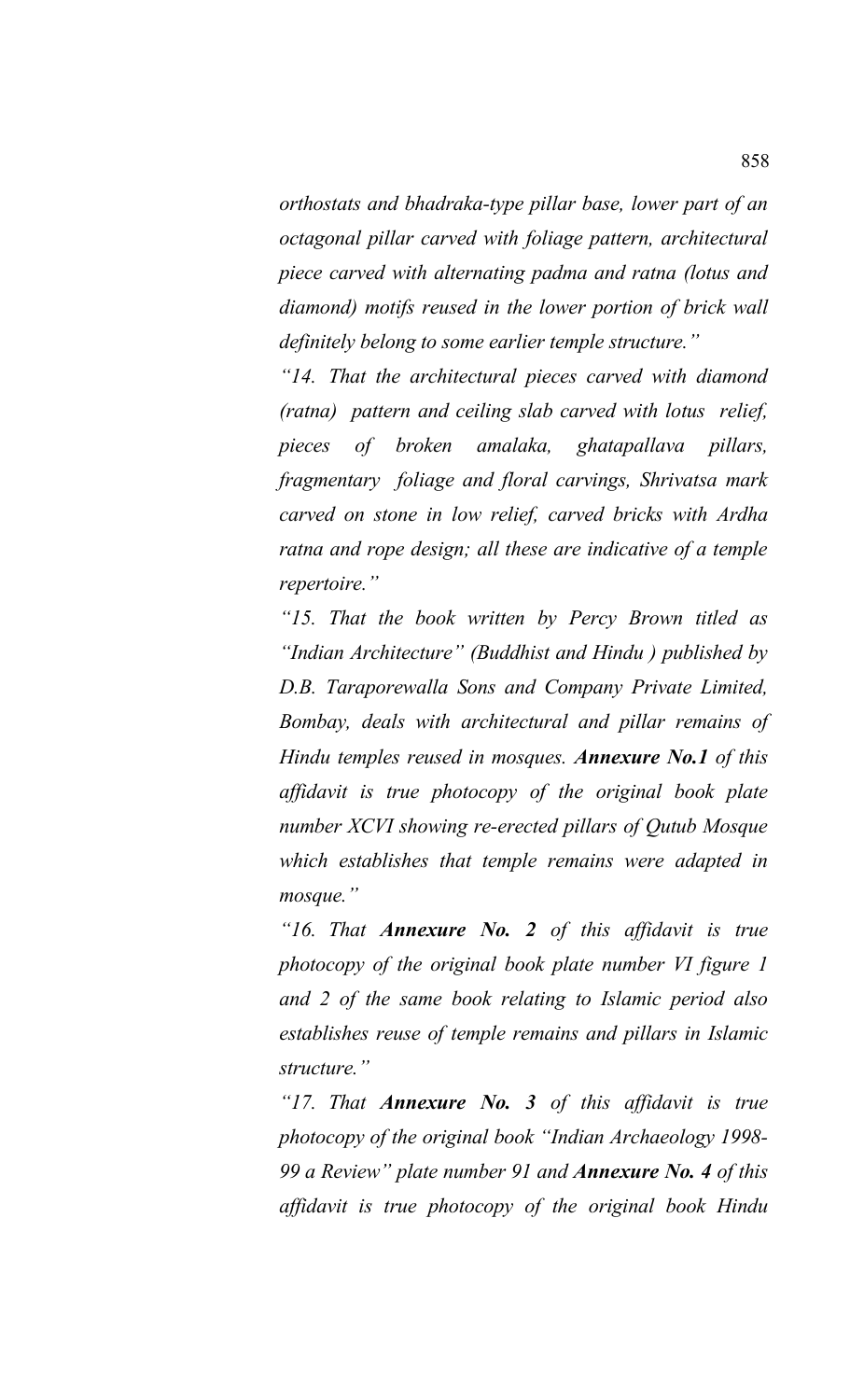*orthostats and bhadraka-type pillar base, lower part of an octagonal pillar carved with foliage pattern, architectural piece carved with alternating padma and ratna (lotus and diamond) motifs reused in the lower portion of brick wall definitely belong to some earlier temple structure."*

*"14. That the architectural pieces carved with diamond (ratna) pattern and ceiling slab carved with lotus relief, pieces of broken amalaka, ghatapallava pillars, fragmentary foliage and floral carvings, Shrivatsa mark carved on stone in low relief, carved bricks with Ardha ratna and rope design; all these are indicative of a temple repertoire."*

*"15. That the book written by Percy Brown titled as "Indian Architecture" (Buddhist and Hindu ) published by D.B. Taraporewalla Sons and Company Private Limited, Bombay, deals with architectural and pillar remains of Hindu temples reused in mosques.* ***Annexure No.1*** *of this affidavit is true photocopy of the original book plate number XCVI showing re-erected pillars of Qutub Mosque which establishes that temple remains were adapted in mosque."*

*"16. That* ***Annexure No. 2*** *of this affidavit is true photocopy of the original book plate number VI figure 1 and 2 of the same book relating to Islamic period also establishes reuse of temple remains and pillars in Islamic structure."*

*"17. That* ***Annexure No. 3*** *of this affidavit is true photocopy of the original book "Indian Archaeology 1998-99 a Review" plate number 91 and* ***Annexure No. 4*** *of this affidavit is true photocopy of the original book Hindu*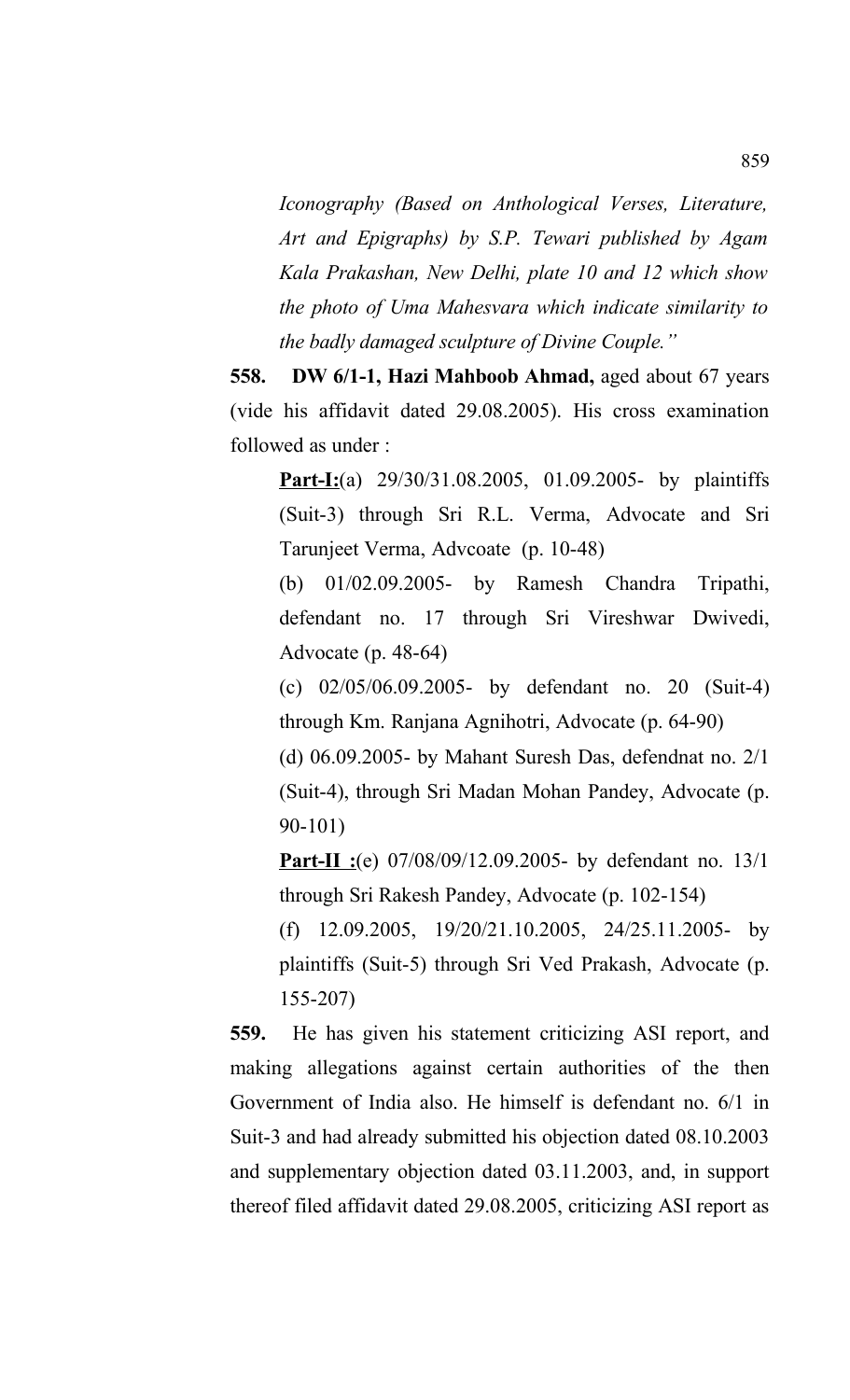*Iconography (Based on Anthological Verses, Literature, Art and Epigraphs) by S.P. Tewari published by Agam Kala Prakashan, New Delhi, plate 10 and 12 which show the photo of Uma Mahesvara which indicate similarity to the badly damaged sculpture of Divine Couple."*

**558. DW 6/1-1, Hazi Mahboob Ahmad,** aged about 67 years (vide his affidavit dated 29.08.2005). His cross examination followed as under :

**<u>Part-I:</u>**(a) 29/30/31.08.2005, 01.09.2005- by plaintiffs (Suit-3) through Sri R.L. Verma, Advocate and Sri Tarunjeet Verma, Advcoate (p. 10-48)

(b) 01/02.09.2005- by Ramesh Chandra Tripathi, defendant no. 17 through Sri Vireshwar Dwivedi, Advocate (p. 48-64)

(c) 02/05/06.09.2005- by defendant no. 20 (Suit-4) through Km. Ranjana Agnihotri, Advocate (p. 64-90)

(d) 06.09.2005- by Mahant Suresh Das, defendnat no. 2/1 (Suit-4), through Sri Madan Mohan Pandey, Advocate (p. 90-101)

**<u>Part-II :</u>**(e) 07/08/09/12.09.2005- by defendant no. 13/1 through Sri Rakesh Pandey, Advocate (p. 102-154)

(f) 12.09.2005, 19/20/21.10.2005, 24/25.11.2005- by plaintiffs (Suit-5) through Sri Ved Prakash, Advocate (p. 155-207)

**559.** He has given his statement criticizing ASI report, and making allegations against certain authorities of the then Government of India also. He himself is defendant no. 6/1 in Suit-3 and had already submitted his objection dated 08.10.2003 and supplementary objection dated 03.11.2003, and, in support thereof filed affidavit dated 29.08.2005, criticizing ASI report as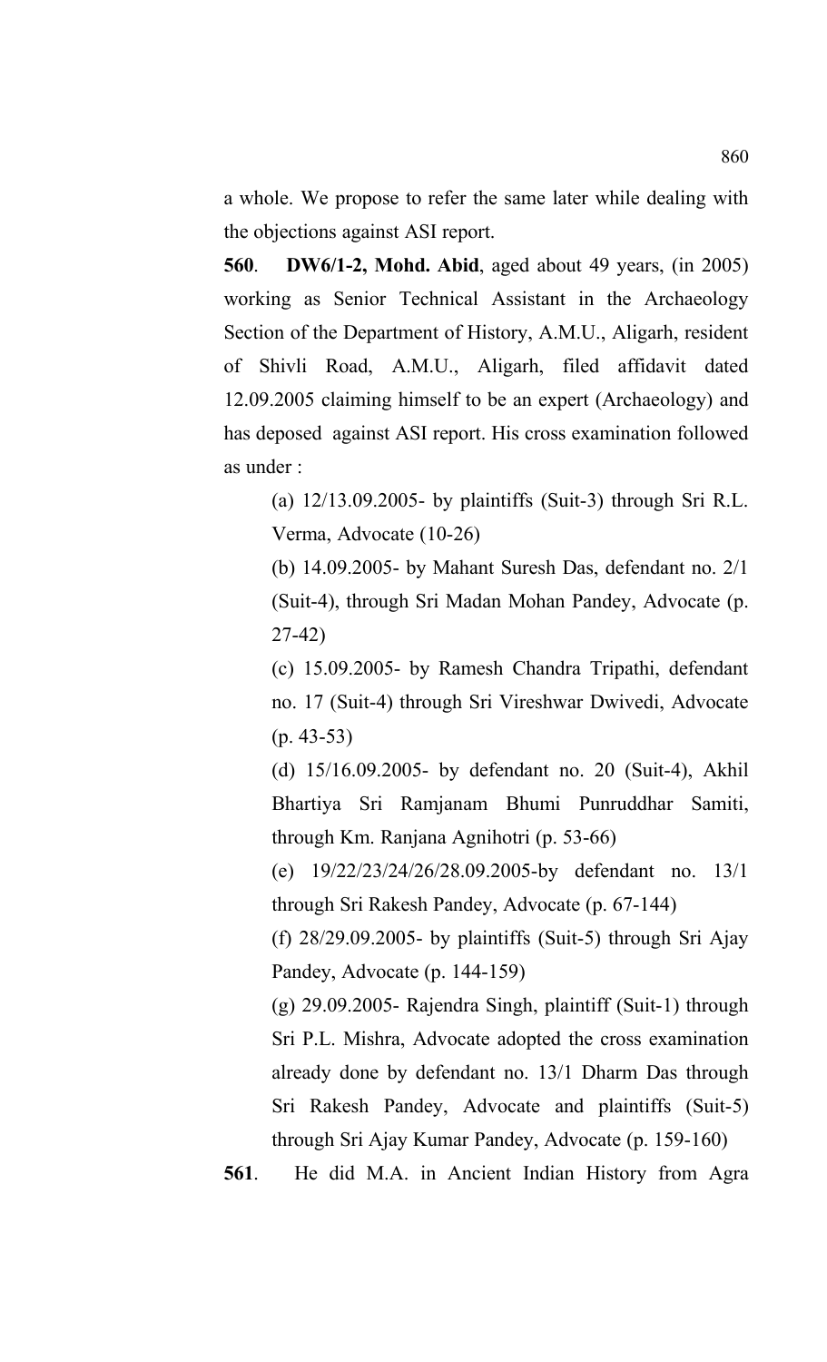a whole. We propose to refer the same later while dealing with the objections against ASI report.

**560**. **DW6/1-2, Mohd. Abid**, aged about 49 years, (in 2005) working as Senior Technical Assistant in the Archaeology Section of the Department of History, A.M.U., Aligarh, resident of Shivli Road, A.M.U., Aligarh, filed affidavit dated 12.09.2005 claiming himself to be an expert (Archaeology) and has deposed against ASI report. His cross examination followed as under :

(a) 12/13.09.2005- by plaintiffs (Suit-3) through Sri R.L. Verma, Advocate (10-26)

(b) 14.09.2005- by Mahant Suresh Das, defendant no. 2/1 (Suit-4), through Sri Madan Mohan Pandey, Advocate (p. 27-42)

(c) 15.09.2005- by Ramesh Chandra Tripathi, defendant no. 17 (Suit-4) through Sri Vireshwar Dwivedi, Advocate (p. 43-53)

(d) 15/16.09.2005- by defendant no. 20 (Suit-4), Akhil Bhartiya Sri Ramjanam Bhumi Punruddhar Samiti, through Km. Ranjana Agnihotri (p. 53-66)

(e) 19/22/23/24/26/28.09.2005-by defendant no. 13/1 through Sri Rakesh Pandey, Advocate (p. 67-144)

(f) 28/29.09.2005- by plaintiffs (Suit-5) through Sri Ajay Pandey, Advocate (p. 144-159)

(g) 29.09.2005- Rajendra Singh, plaintiff (Suit-1) through Sri P.L. Mishra, Advocate adopted the cross examination already done by defendant no. 13/1 Dharm Das through Sri Rakesh Pandey, Advocate and plaintiffs (Suit-5) through Sri Ajay Kumar Pandey, Advocate (p. 159-160)

**561**. He did M.A. in Ancient Indian History from Agra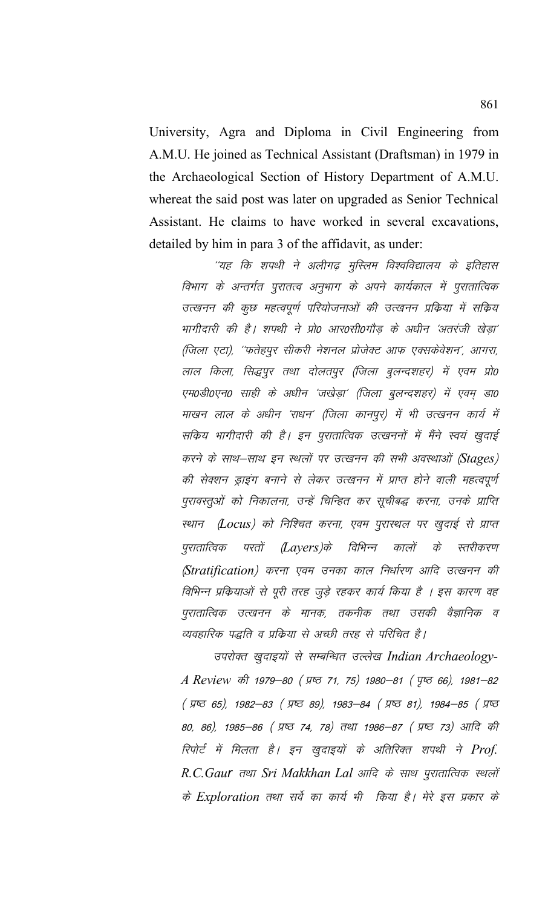University, Agra and Diploma in Civil Engineering from A.M.U. He joined as Technical Assistant (Draftsman) in 1979 in the Archaeological Section of History Department of A.M.U. whereat the said post was later on upgraded as Senior Technical Assistant. He claims to have worked in several excavations, detailed by him in para 3 of the affidavit, as under:

> ''यह कि शपथी ने अलीगढ़ मुस्लिम विश्वविद्यालय के इतिहास विभाग के अन्तर्गत पुरातत्व अनुभाग के अपने कार्यकाल में पुरातात्विक उत्खनन की कुछ महत्वपूर्ण परियोजनाओं की उत्खनन प्रक्रिया में सक्रिय भागीदारी की है। शपथी ने प्रो0 आर0सी0गौड़ के अधीन 'अतरंजी खेड़ा' (जिला एटा), ''फतेहपुर सीकरी नेशनल प्रोजेक्ट आफ एक्सकेवेशन', आगरा, लाल किला, सिद्धपुर तथा दोलतपुर (जिला बुलन्दशहर) में एवम प्रो0 एम0डी0एन0 साही के अधीन 'जखेड़ा' (जिला बुलन्दशहर) में एवम् डा0 माखन लाल के अधीन 'राधन' (जिला कानपुर) में भी उत्खनन कार्य में सक्रिय भागीदारी की है। इन पुरातात्विक उत्खननों में मैंने स्वयं खुदाई करने के साथ–साथ इन स्थलों पर उत्खनन की सभी अवस्थाओं (Stages) की सेक्शन ड्राइंग बनाने से लेकर उत्खनन में प्राप्त होने वाली महत्वपूर्ण पुरावस्तुओं को निकालना, उन्हें चिन्हित कर सूचीबद्ध करना, उनके प्राप्ति स्थान (Locus) को निश्चित करना, एवम पुरास्थल पर खुदाई से प्राप्त पुरातात्विक परतों (Layers) के विभिन्न कालों के स्तरीकरण (Stratification) करना एवम उनका काल निर्धारण आदि उत्खनन की विभिन्न प्रक्रियाओं से पूरी तरह जुड़े रहकर कार्य किया है । इस कारण वह पुरातात्विक उत्खनन के मानक, तकनीक तथा उसकी वैज्ञानिक व व्यवहारिक पद्धति व प्रक्रिया से अच्छी तरह से परिचित है।
>
> उपरोक्त खुदाइयों से सम्बन्धित उल्लेख *Indian Archaeology-A Review* की 1979–80 ( प्रष्ठ 71, 75) 1980–81 ( पृष्ठ 66), 1981–82 ( प्रष्ठ 65), 1982–83 ( प्रष्ठ 89), 1983–84 ( प्रष्ठ 81), 1984–85 ( प्रष्ठ 80, 86), 1985–86 ( प्रष्ठ 74, 78) तथा 1986–87 ( प्रष्ठ 73) आदि की रिपोर्ट में मिलता है। इन खुदाइयों के अतिरिक्त शपथी ने *Prof. R.C.Gaur* तथा *Sri Makkhan Lal* आदि के साथ पुरातात्विक स्थलों के *Exploration* तथा सर्वे का कार्य भी किया है। मेरे इस प्रकार के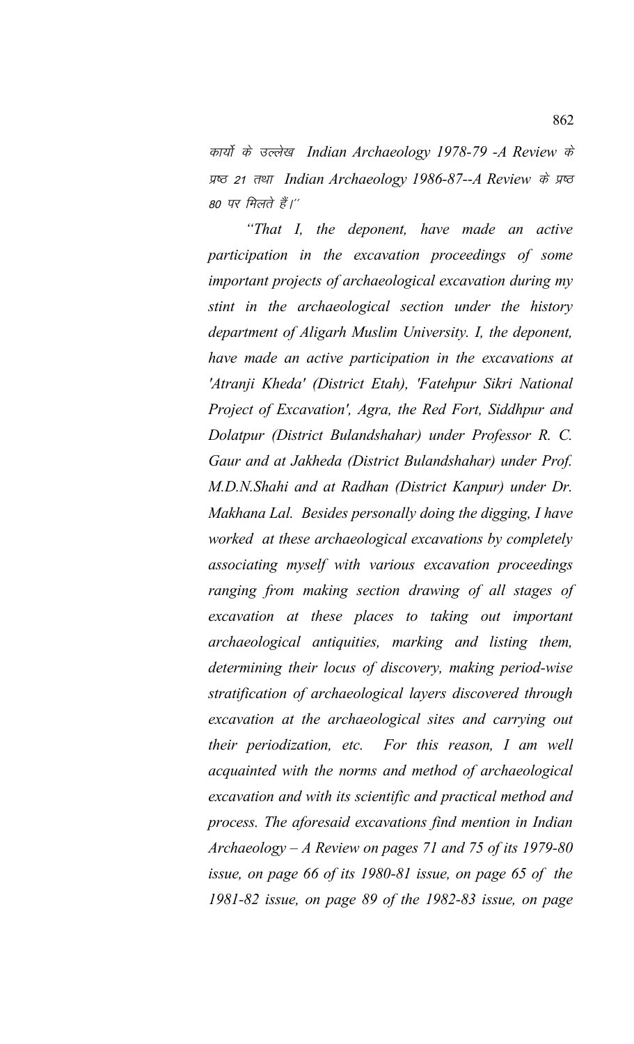*कार्यों के उल्लेख Indian Archaeology 1978-79 -A Review के प्रष्ठ 21 तथा Indian Archaeology 1986-87--A Review के प्रष्ठ 80 पर मिलते हैं।''*

*"That I, the deponent, have made an active participation in the excavation proceedings of some important projects of archaeological excavation during my stint in the archaeological section under the history department of Aligarh Muslim University. I, the deponent, have made an active participation in the excavations at 'Atranji Kheda' (District Etah), 'Fatehpur Sikri National Project of Excavation', Agra, the Red Fort, Siddhpur and Dolatpur (District Bulandshahar) under Professor R. C. Gaur and at Jakheda (District Bulandshahar) under Prof. M.D.N.Shahi and at Radhan (District Kanpur) under Dr. Makhana Lal. Besides personally doing the digging, I have worked at these archaeological excavations by completely associating myself with various excavation proceedings ranging from making section drawing of all stages of excavation at these places to taking out important archaeological antiquities, marking and listing them, determining their locus of discovery, making period-wise stratification of archaeological layers discovered through excavation at the archaeological sites and carrying out their periodization, etc. For this reason, I am well acquainted with the norms and method of archaeological excavation and with its scientific and practical method and process. The aforesaid excavations find mention in Indian Archaeology – A Review on pages 71 and 75 of its 1979-80 issue, on page 66 of its 1980-81 issue, on page 65 of the 1981-82 issue, on page 89 of the 1982-83 issue, on page*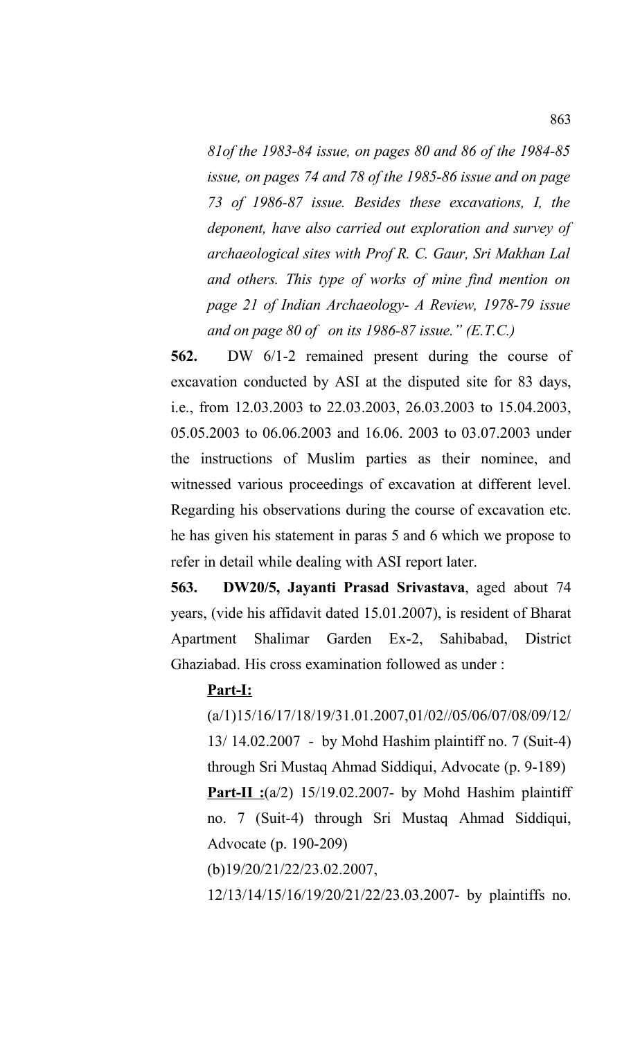*81of the 1983-84 issue, on pages 80 and 86 of the 1984-85 issue, on pages 74 and 78 of the 1985-86 issue and on page 73 of 1986-87 issue. Besides these excavations, I, the deponent, have also carried out exploration and survey of archaeological sites with Prof R. C. Gaur, Sri Makhan Lal and others. This type of works of mine find mention on page 21 of Indian Archaeology- A Review, 1978-79 issue and on page 80 of on its 1986-87 issue." (E.T.C.)*

**562.** DW 6/1-2 remained present during the course of excavation conducted by ASI at the disputed site for 83 days, i.e., from 12.03.2003 to 22.03.2003, 26.03.2003 to 15.04.2003, 05.05.2003 to 06.06.2003 and 16.06. 2003 to 03.07.2003 under the instructions of Muslim parties as their nominee, and witnessed various proceedings of excavation at different level. Regarding his observations during the course of excavation etc. he has given his statement in paras 5 and 6 which we propose to refer in detail while dealing with ASI report later.

**563. DW20/5, Jayanti Prasad Srivastava**, aged about 74 years, (vide his affidavit dated 15.01.2007), is resident of Bharat Apartment Shalimar Garden Ex-2, Sahibabad, District Ghaziabad. His cross examination followed as under :

**Part-I:**

(a/1)15/16/17/18/19/31.01.2007,01/02//05/06/07/08/09/12/ 13/ 14.02.2007 - by Mohd Hashim plaintiff no. 7 (Suit-4) through Sri Mustaq Ahmad Siddiqui, Advocate (p. 9-189)

**Part-II :**(a/2) 15/19.02.2007- by Mohd Hashim plaintiff no. 7 (Suit-4) through Sri Mustaq Ahmad Siddiqui, Advocate (p. 190-209)

(b)19/20/21/22/23.02.2007,

12/13/14/15/16/19/20/21/22/23.03.2007- by plaintiffs no.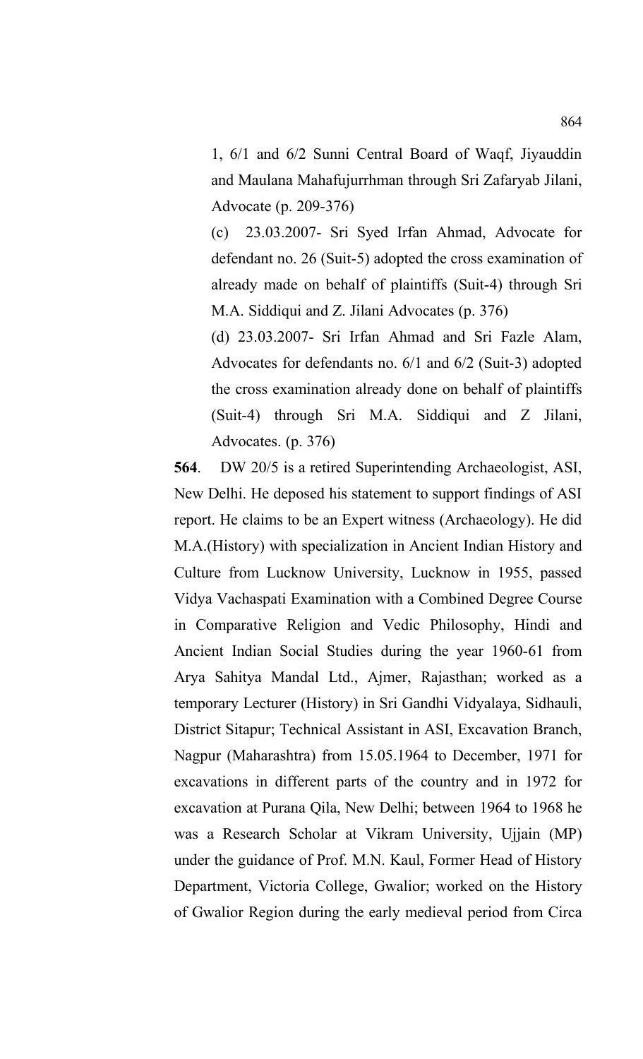1, 6/1 and 6/2 Sunni Central Board of Waqf, Jiyauddin and Maulana Mahafujurrhman through Sri Zafaryab Jilani, Advocate (p. 209-376)

(c) 23.03.2007- Sri Syed Irfan Ahmad, Advocate for defendant no. 26 (Suit-5) adopted the cross examination of already made on behalf of plaintiffs (Suit-4) through Sri M.A. Siddiqui and Z. Jilani Advocates (p. 376)

(d) 23.03.2007- Sri Irfan Ahmad and Sri Fazle Alam, Advocates for defendants no. 6/1 and 6/2 (Suit-3) adopted the cross examination already done on behalf of plaintiffs (Suit-4) through Sri M.A. Siddiqui and Z Jilani, Advocates. (p. 376)

**564**. DW 20/5 is a retired Superintending Archaeologist, ASI, New Delhi. He deposed his statement to support findings of ASI report. He claims to be an Expert witness (Archaeology). He did M.A.(History) with specialization in Ancient Indian History and Culture from Lucknow University, Lucknow in 1955, passed Vidya Vachaspati Examination with a Combined Degree Course in Comparative Religion and Vedic Philosophy, Hindi and Ancient Indian Social Studies during the year 1960-61 from Arya Sahitya Mandal Ltd., Ajmer, Rajasthan; worked as a temporary Lecturer (History) in Sri Gandhi Vidyalaya, Sidhauli, District Sitapur; Technical Assistant in ASI, Excavation Branch, Nagpur (Maharashtra) from 15.05.1964 to December, 1971 for excavations in different parts of the country and in 1972 for excavation at Purana Qila, New Delhi; between 1964 to 1968 he was a Research Scholar at Vikram University, Ujjain (MP) under the guidance of Prof. M.N. Kaul, Former Head of History Department, Victoria College, Gwalior; worked on the History of Gwalior Region during the early medieval period from Circa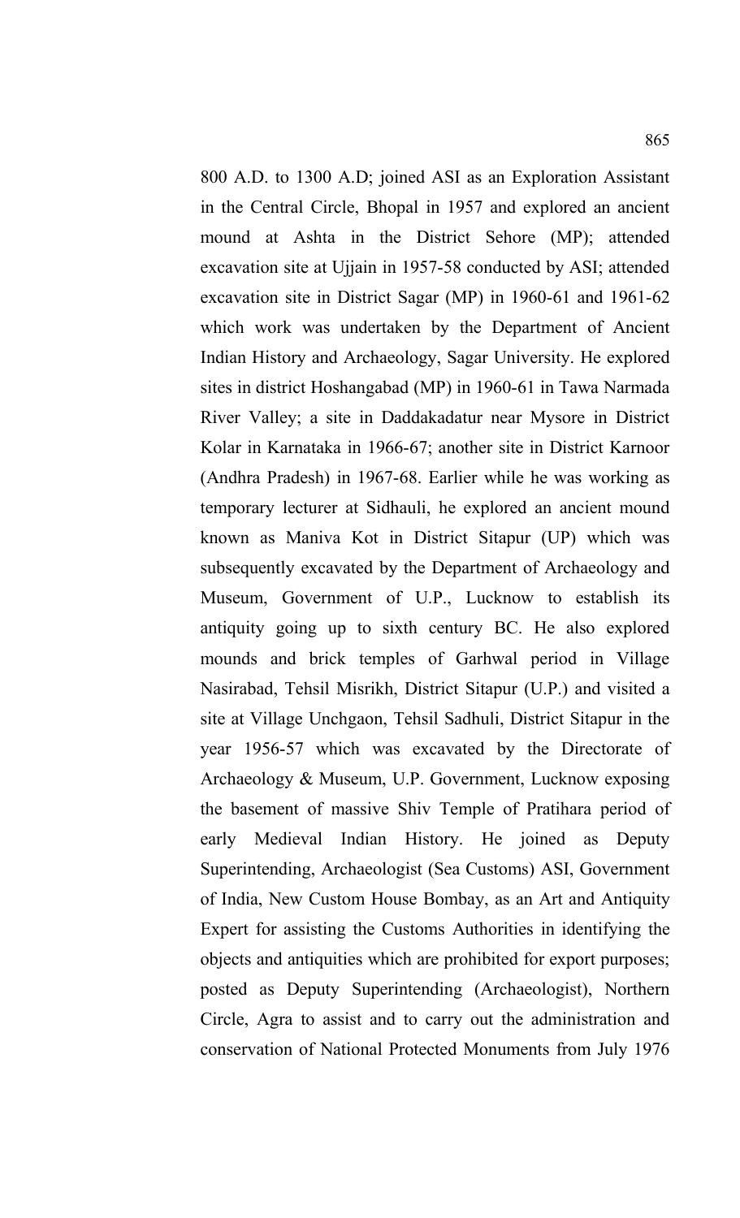800 A.D. to 1300 A.D; joined ASI as an Exploration Assistant in the Central Circle, Bhopal in 1957 and explored an ancient mound at Ashta in the District Sehore (MP); attended excavation site at Ujjain in 1957-58 conducted by ASI; attended excavation site in District Sagar (MP) in 1960-61 and 1961-62 which work was undertaken by the Department of Ancient Indian History and Archaeology, Sagar University. He explored sites in district Hoshangabad (MP) in 1960-61 in Tawa Narmada River Valley; a site in Daddakadatur near Mysore in District Kolar in Karnataka in 1966-67; another site in District Karnoor (Andhra Pradesh) in 1967-68. Earlier while he was working as temporary lecturer at Sidhauli, he explored an ancient mound known as Maniva Kot in District Sitapur (UP) which was subsequently excavated by the Department of Archaeology and Museum, Government of U.P., Lucknow to establish its antiquity going up to sixth century BC. He also explored mounds and brick temples of Garhwal period in Village Nasirabad, Tehsil Misrikh, District Sitapur (U.P.) and visited a site at Village Unchgaon, Tehsil Sadhuli, District Sitapur in the year 1956-57 which was excavated by the Directorate of Archaeology & Museum, U.P. Government, Lucknow exposing the basement of massive Shiv Temple of Pratihara period of early Medieval Indian History. He joined as Deputy Superintending, Archaeologist (Sea Customs) ASI, Government of India, New Custom House Bombay, as an Art and Antiquity Expert for assisting the Customs Authorities in identifying the objects and antiquities which are prohibited for export purposes; posted as Deputy Superintending (Archaeologist), Northern Circle, Agra to assist and to carry out the administration and conservation of National Protected Monuments from July 1976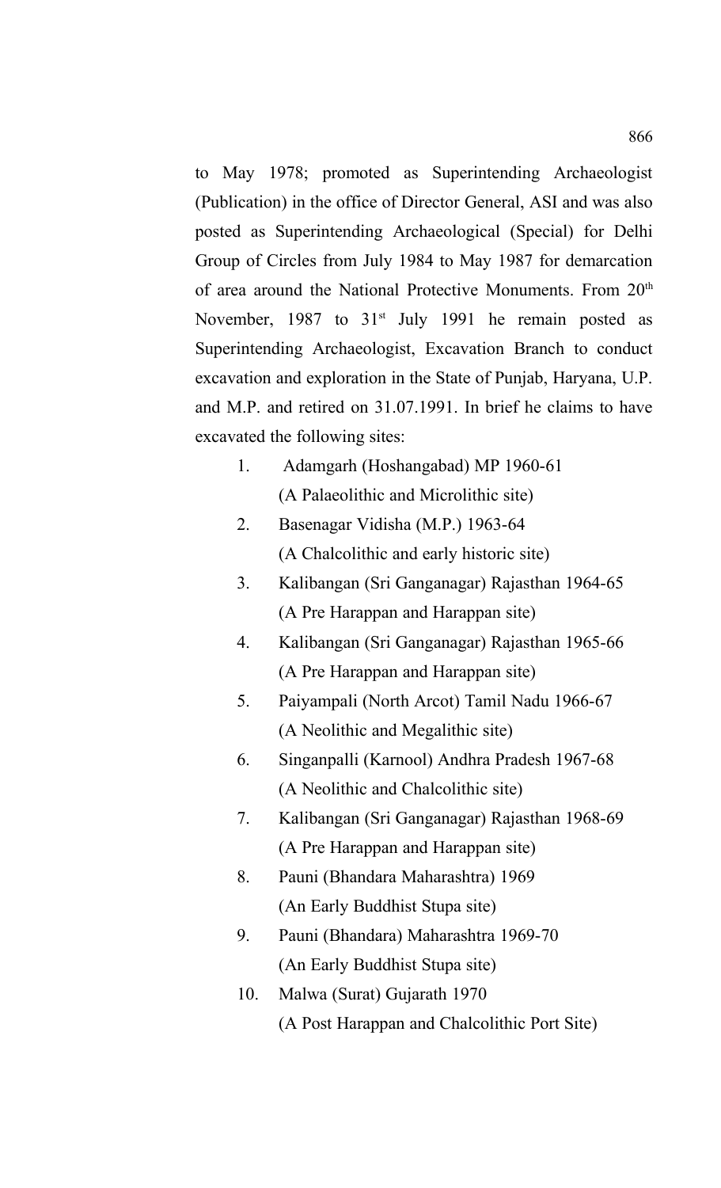to May 1978; promoted as Superintending Archaeologist (Publication) in the office of Director General, ASI and was also posted as Superintending Archaeological (Special) for Delhi Group of Circles from July 1984 to May 1987 for demarcation of area around the National Protective Monuments. From 20th November, 1987 to 31st July 1991 he remain posted as Superintending Archaeologist, Excavation Branch to conduct excavation and exploration in the State of Punjab, Haryana, U.P. and M.P. and retired on 31.07.1991. In brief he claims to have excavated the following sites:

1. Adamgarh (Hoshangabad) MP 1960-61
   (A Palaeolithic and Microlithic site)
2. Basenagar Vidisha (M.P.) 1963-64
   (A Chalcolithic and early historic site)
3. Kalibangan (Sri Ganganagar) Rajasthan 1964-65
   (A Pre Harappan and Harappan site)
4. Kalibangan (Sri Ganganagar) Rajasthan 1965-66
   (A Pre Harappan and Harappan site)
5. Paiyampali (North Arcot) Tamil Nadu 1966-67
   (A Neolithic and Megalithic site)
6. Singanpalli (Karnool) Andhra Pradesh 1967-68
   (A Neolithic and Chalcolithic site)
7. Kalibangan (Sri Ganganagar) Rajasthan 1968-69
   (A Pre Harappan and Harappan site)
8. Pauni (Bhandara Maharashtra) 1969
   (An Early Buddhist Stupa site)
9. Pauni (Bhandara) Maharashtra 1969-70
   (An Early Buddhist Stupa site)
10. Malwa (Surat) Gujarath 1970
    (A Post Harappan and Chalcolithic Port Site)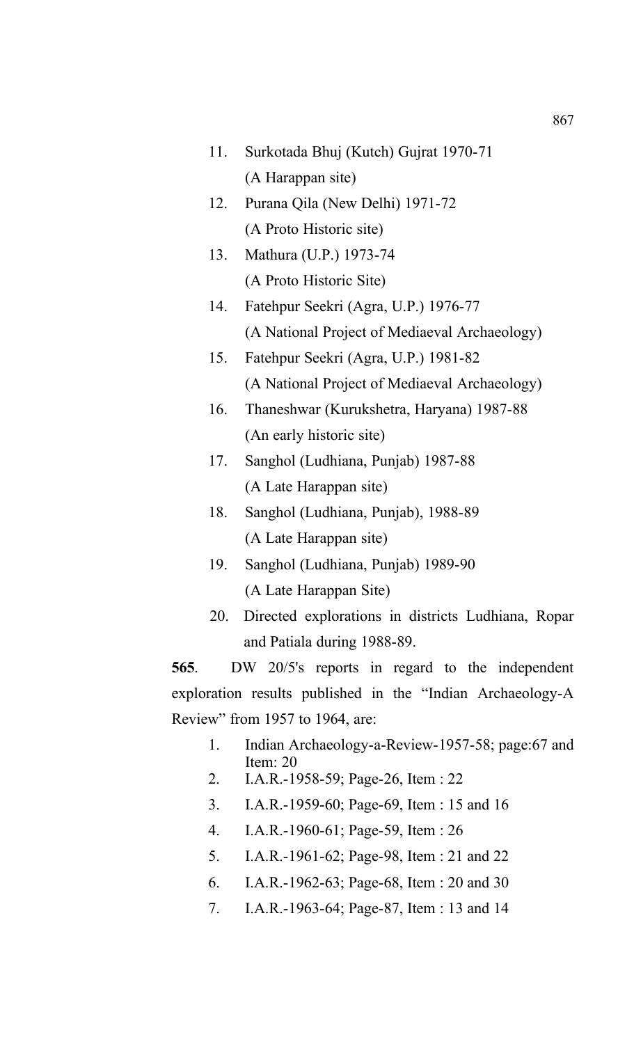11. Surkotada Bhuj (Kutch) Gujrat 1970-71
    (A Harappan site)
12. Purana Qila (New Delhi) 1971-72
    (A Proto Historic site)
13. Mathura (U.P.) 1973-74
    (A Proto Historic Site)
14. Fatehpur Seekri (Agra, U.P.) 1976-77
    (A National Project of Mediaeval Archaeology)
15. Fatehpur Seekri (Agra, U.P.) 1981-82
    (A National Project of Mediaeval Archaeology)
16. Thaneshwar (Kurukshetra, Haryana) 1987-88
    (An early historic site)
17. Sanghol (Ludhiana, Punjab) 1987-88
    (A Late Harappan site)
18. Sanghol (Ludhiana, Punjab), 1988-89
    (A Late Harappan site)
19. Sanghol (Ludhiana, Punjab) 1989-90
    (A Late Harappan Site)
20. Directed explorations in districts Ludhiana, Ropar and Patiala during 1988-89.

**565**. DW 20/5's reports in regard to the independent exploration results published in the "Indian Archaeology-A Review" from 1957 to 1964, are:

1. Indian Archaeology-a-Review-1957-58; page:67 and Item: 20
2. I.A.R.-1958-59; Page-26, Item : 22
3. I.A.R.-1959-60; Page-69, Item : 15 and 16
4. I.A.R.-1960-61; Page-59, Item : 26
5. I.A.R.-1961-62; Page-98, Item : 21 and 22
6. I.A.R.-1962-63; Page-68, Item : 20 and 30
7. I.A.R.-1963-64; Page-87, Item : 13 and 14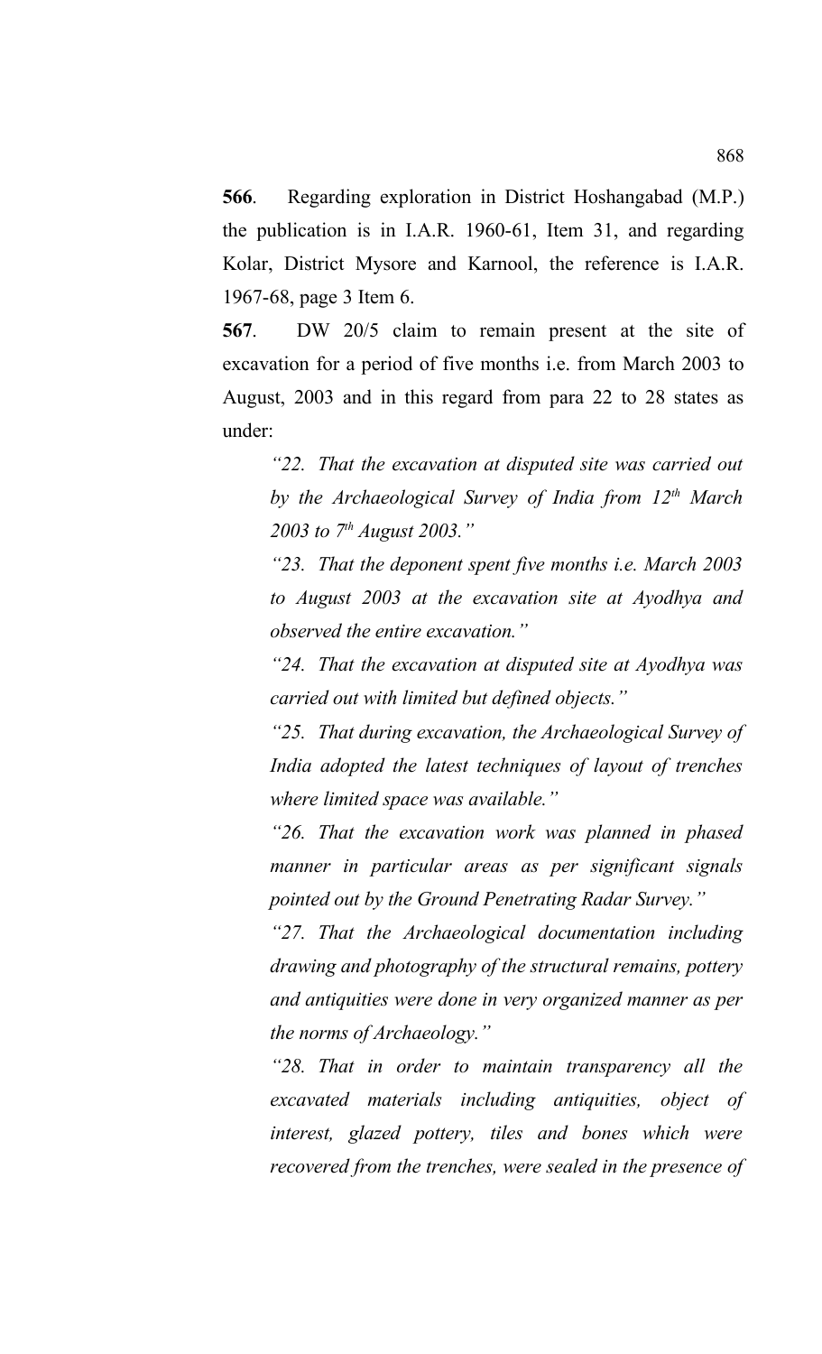**566**. Regarding exploration in District Hoshangabad (M.P.) the publication is in I.A.R. 1960-61, Item 31, and regarding Kolar, District Mysore and Karnool, the reference is I.A.R. 1967-68, page 3 Item 6.

**567**. DW 20/5 claim to remain present at the site of excavation for a period of five months i.e. from March 2003 to August, 2003 and in this regard from para 22 to 28 states as under:

> *"22. That the excavation at disputed site was carried out by the Archaeological Survey of India from 12th March 2003 to 7th August 2003."*
>
> *"23. That the deponent spent five months i.e. March 2003 to August 2003 at the excavation site at Ayodhya and observed the entire excavation."*
>
> *"24. That the excavation at disputed site at Ayodhya was carried out with limited but defined objects."*
>
> *"25. That during excavation, the Archaeological Survey of India adopted the latest techniques of layout of trenches where limited space was available."*
>
> *"26. That the excavation work was planned in phased manner in particular areas as per significant signals pointed out by the Ground Penetrating Radar Survey."*
>
> *"27. That the Archaeological documentation including drawing and photography of the structural remains, pottery and antiquities were done in very organized manner as per the norms of Archaeology."*
>
> *"28. That in order to maintain transparency all the excavated materials including antiquities, object of interest, glazed pottery, tiles and bones which were recovered from the trenches, were sealed in the presence of*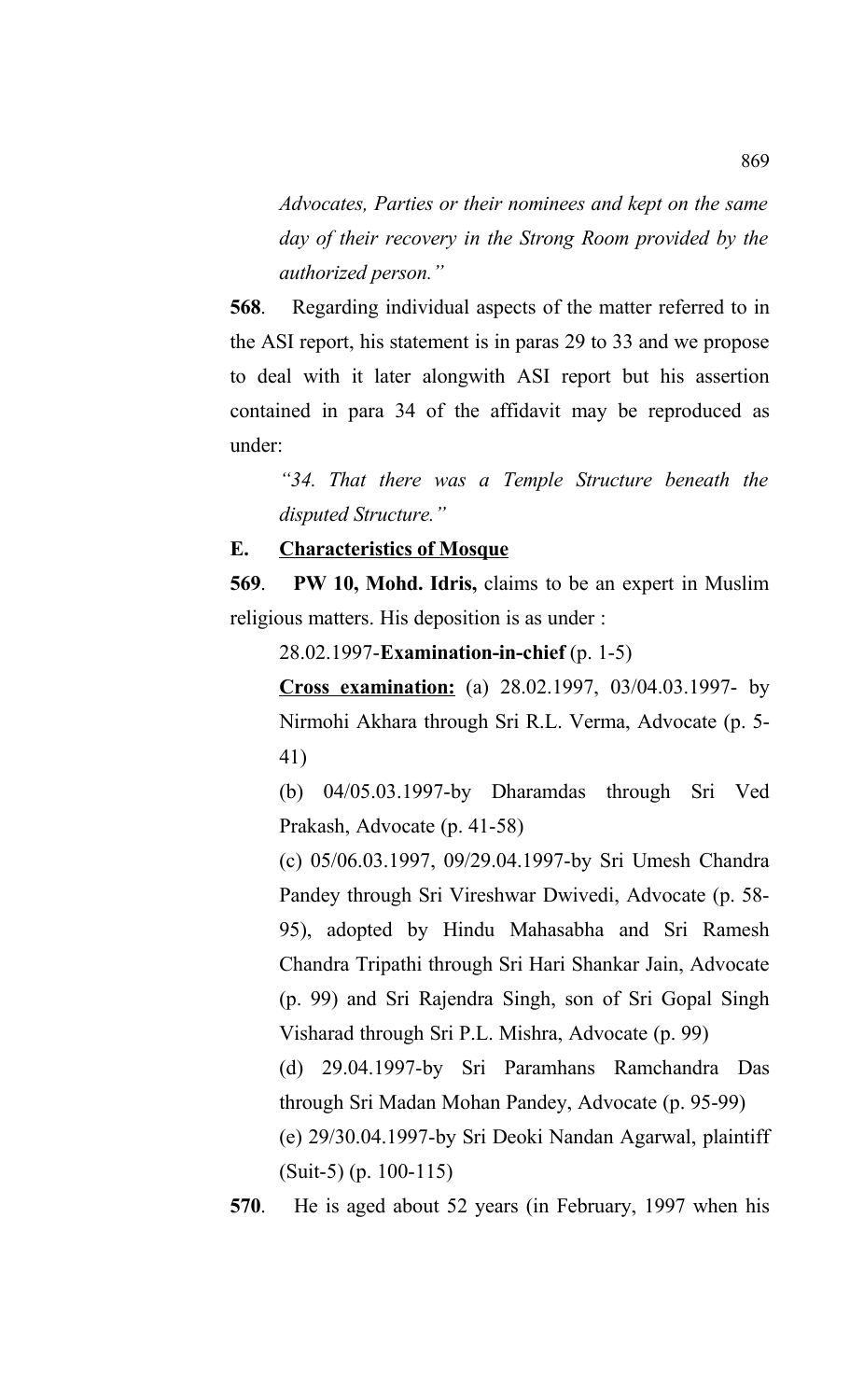*Advocates, Parties or their nominees and kept on the same day of their recovery in the Strong Room provided by the authorized person."*

**568**. Regarding individual aspects of the matter referred to in the ASI report, his statement is in paras 29 to 33 and we propose to deal with it later alongwith ASI report but his assertion contained in para 34 of the affidavit may be reproduced as under:

*"34. That there was a Temple Structure beneath the disputed Structure."*

**E. Characteristics of Mosque**

**569**. **PW 10, Mohd. Idris,** claims to be an expert in Muslim religious matters. His deposition is as under :

28.02.1997-**Examination-in-chief** (p. 1-5)

**Cross examination:** (a) 28.02.1997, 03/04.03.1997- by Nirmohi Akhara through Sri R.L. Verma, Advocate (p. 5-41)

(b) 04/05.03.1997-by Dharamdas through Sri Ved Prakash, Advocate (p. 41-58)

(c) 05/06.03.1997, 09/29.04.1997-by Sri Umesh Chandra Pandey through Sri Vireshwar Dwivedi, Advocate (p. 58-95), adopted by Hindu Mahasabha and Sri Ramesh Chandra Tripathi through Sri Hari Shankar Jain, Advocate (p. 99) and Sri Rajendra Singh, son of Sri Gopal Singh Visharad through Sri P.L. Mishra, Advocate (p. 99)

(d) 29.04.1997-by Sri Paramhans Ramchandra Das through Sri Madan Mohan Pandey, Advocate (p. 95-99)

(e) 29/30.04.1997-by Sri Deoki Nandan Agarwal, plaintiff (Suit-5) (p. 100-115)

**570**. He is aged about 52 years (in February, 1997 when his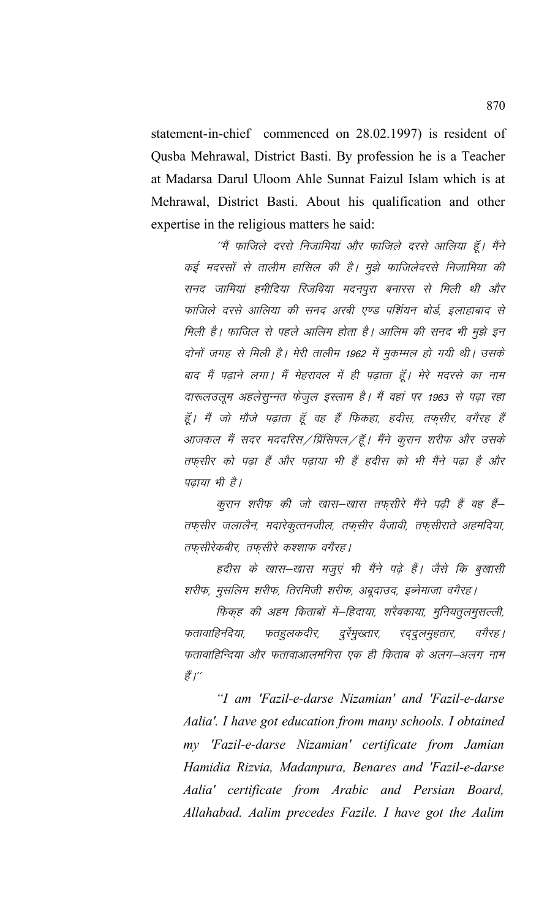statement-in-chief commenced on 28.02.1997) is resident of Qusba Mehrawal, District Basti. By profession he is a Teacher at Madarsa Darul Uloom Ahle Sunnat Faizul Islam which is at Mehrawal, District Basti. About his qualification and other expertise in the religious matters he said:

> *"मैं फाजिले दरसे निजामियां और फाजिले दरसे आलिया हूँ। मैंने कई मदरसों से तालीम हासिल की है। मुझे फाजिलेदरसे निजामिया की सनद जामियां हमीदिया रिजविया मदनपुरा बनारस से मिली थी और फाजिले दरसे आलिया की सनद अरबी एण्ड पर्शियन बोर्ड, इलाहाबाद से मिली है। फाजिल से पहले आलिम होता है। आलिम की सनद भी मुझे इन दोनों जगह से मिली है। मेरी तालीम 1962 में मुकम्मल हो गयी थी। उसके बाद मैं पढ़ाने लगा। मैं मेहरावल में ही पढ़ाता हूँ। मेरे मदरसे का नाम दारूलउलूम अहलेसुन्नत फेजुल इस्लाम है। मैं वहां पर 1963 से पढ़ा रहा हूँ। मैं जो मौजे पढ़ाता हूँ वह हैं फिकहा, हदीस, तफ़सीर, वगैरह हैं आजकल मैं सदर मददरिस/प्रिंसिपल/हूँ। मैंने कुरान शरीफ और उसके तफ़सीर को पढ़ा हैं और पढ़ाया भी हैं हदीस को भी मैंने पढ़ा है और पढ़ाया भी है।*
>
> *कुरान शरीफ की जो खास–खास तफ़सीरे मैंने पढ़ी हैं वह हैं– तफ़सीर जलालैन, मदारेकुत्तनजील, तफ़सीर वैजावी, तफ़सीराते अहमदिया, तफ़सीरेकबीर, तफ़सीरे कश्शाफ वगैरह।*
>
> *हदीस के खास–खास मजुएं भी मैंने पढ़े हैं। जैसे कि बुखासी शरीफ, मुसलिम शरीफ, तिरमिजी शरीफ, अबूदाउद, इब्नेमाजा वगैरह।*
>
> *फिक्ह की अहम किताबों में–हिदाया, शरैवकाया, मुनियतुलमुसल्ली, फतावाहिन्दिया, फतहुलकदीर, दुर्रेमुख्तार, रद्दुलमुहतार, वगैरह। फतावाहिन्दिया और फतावाआलमगिरा एक ही किताब के अलग–अलग नाम हैं।"*
>
> *"I am 'Fazil-e-darse Nizamian' and 'Fazil-e-darse Aalia'. I have got education from many schools. I obtained my 'Fazil-e-darse Nizamian' certificate from Jamian Hamidia Rizvia, Madanpura, Benares and 'Fazil-e-darse Aalia' certificate from Arabic and Persian Board, Allahabad. Aalim precedes Fazile. I have got the Aalim*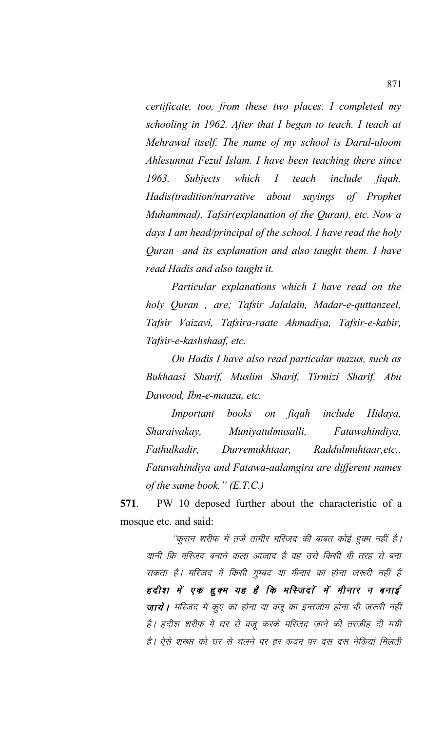*certificate, too, from these two places. I completed my schooling in 1962. After that I began to teach. I teach at Mehrawal itself. The name of my school is Darul-uloom Ahlesunnat Fezul Islam. I have been teaching there since 1963. Subjects which I teach include fiqah, Hadis(tradition/narrative about sayings of Prophet Muhammad), Tafsir(explanation of the Quran), etc. Now a days I am head/principal of the school. I have read the holy Quran and its explanation and also taught them. I have read Hadis and also taught it.*

*Particular explanations which I have read on the holy Quran , are; Tafsir Jalalain, Madar-e-quttanzeel, Tafsir Vaizavi, Tafsira-raate Ahmadiya, Tafsir-e-kabir, Tafsir-e-kashshaaf, etc.*

*On Hadis I have also read particular mazus, such as Bukhaasi Sharif, Muslim Sharif, Tirmizi Sharif, Abu Dawood, Ibn-e-maaza, etc.*

*Important books on fiqah include Hidaya, Sharaivakay, Muniyatulmusalli, Fatawahindiya, Fathulkadir, Durremukhtaar, Raddulmuhtaar,etc.. Fatawahindiya and Fatawa-aalamgira are different names of the same book." (E.T.C.)*

**571**. PW 10 deposed further about the characteristic of a mosque etc. and said:

*"कुरान शरीफ में तर्जे तामीर मस्जिद की बाबत कोई हुक्म नहीं है। यानी कि मस्जिद बनाने वाला आजाद है वह उसे किसी भी तरह से बना सकता है। मस्जिद में किसी गुम्बद या मीनार का होना जरूरी नहीं हैं* ***हदीश में एक हुक्म यह है कि मस्जिदों में मीनार न बनाई जाये।*** *मस्जिद में कुएं का होना या वजू का इन्तजाम होना भी जरूरी नहीं है। हदीश शरीफ में घर से वजू करके मस्जिद जाने की तरजीह दी गयी है। ऐसे शख्स को घर से चलने पर हर कदम पर दस दस नेकियां मिलती*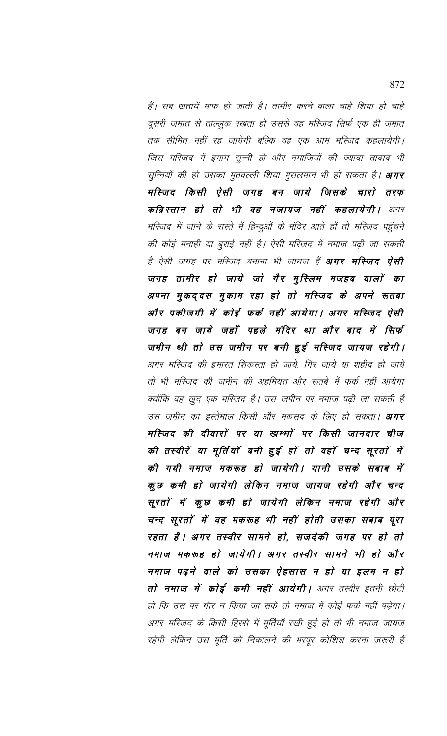हैं। सब खतायें माफ हो जाती हैं। तामीर करने वाला चाहे शिया हो चाहे दूसरी जमात से ताल्लुक रखता हो उससे वह मस्जिद सिर्फ एक ही जमात तक सीमित नहीं रह जायेगी बल्कि वह एक आम मस्जिद कहलायेगी। जिस मस्जिद में इमाम सुन्नी हो और नमाजियों की ज्यादा तादाद भी सुन्नियों की हो उसका मुतवल्ली शिया मुसलमान भी हो सकता है। ***अगर मस्जिद किसी ऐसी जगह बन जाये जिसके चारो तरफ कब्रिस्तान हो तो भी वह नजायज नहीं कहलायेगी।*** अगर मस्जिद में जाने के रास्ते में हिन्दुओं के मंदिर आते हों तो मस्जिद पहुँचने की कोई मनाही या बुराई नहीं है। ऐसी मस्जिद में नमाज पढ़ी जा सकती है ऐसी जगह पर मस्जिद बनाना भी जायज हैं ***अगर मस्जिद ऐसी जगह तामीर हो जाये जो गैर मुस्लिम मजहब वालों का अपना मुकद्दस मुकाम रहा हो तो मस्जिद के अपने रूतबा और पकीजगी में कोई फर्क नहीं आयेगा। अगर मस्जिद ऐसी जगह बन जाये जहाँ पहले मंदिर था और बाद में सिर्फ जमीन थी तो उस जमीन पर बनी हुई मस्जिद जायज रहेगी।*** अगर मस्जिद की इमारत शिकस्ता हो जाये, गिर जाये या शहीद हो जाये तो भी मस्जिद की जमीन की अहमियत और रूतबे में फर्क नहीं आयेगा क्योंकि वह खुद एक मस्जिद है। उस जमीन पर नमाज पढ़ी जा सकती हैं उस जमीन का इस्तेमाल किसी और मकसद के लिए हो सकता। ***अगर मस्जिद की दीवारों पर या खम्भों पर किसी जानदार चीज की तस्वीरें या मूर्तियाँ बनी हुई हों तो वहाँ चन्द सूरतों में की गयी नमाज मकरूह हो जायेगी। यानी उसके सबाब में कुछ कमी हो जायेगी लेकिन नमाज जायज रहेगी और चन्द सूरतों में कुछ कमी हो जायेगी लेकिन नमाज रहेगी और चन्द सूरतों में वह मकरूह भी नहीं होती उसका सबाब पूरा रहता है। अगर तस्वीर सामने हो, सजदेकी जगह पर हो तो नमाज मकरूह हो जायेगी। अगर तस्वीर सामने भी हो और नमाज पढ़ने वाले को उसका ऐहसास न हो या इलम न हो तो नमाज में कोई कमी नहीं आयेगी।*** अगर तस्वीर इतनी छोटी हो कि उस पर गौर न किया जा सके तो नमाज में कोई फर्क नहीं पड़ेगा। अगर मस्जिद के किसी हिस्से में मूर्तियाँ रखी हुई हो तो भी नमाज जायज रहेगी लेकिन उस मूर्ति को निकालने की भरपूर कोशिश करना जरूरी हैं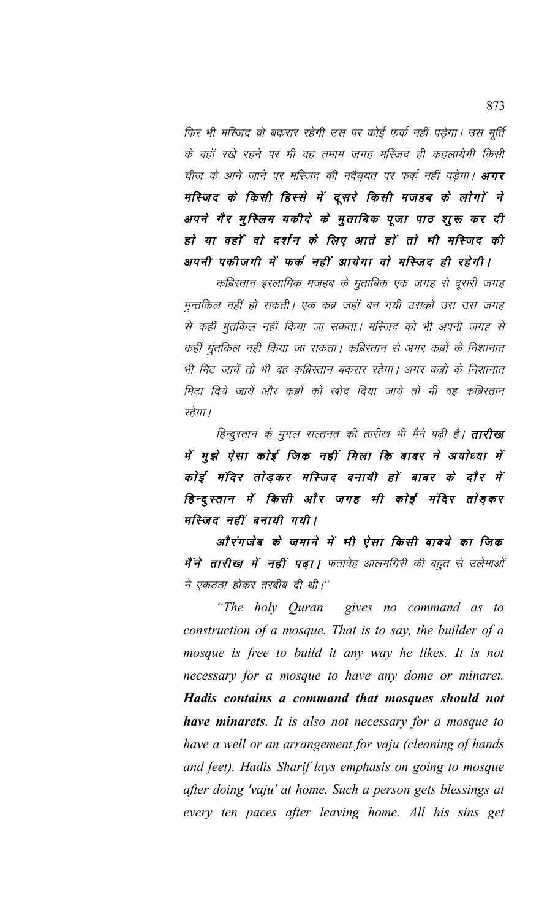फिर भी मस्जिद वो बकरार रहेगी उस पर कोई फर्क नहीं पड़ेगा। उस मूर्ति के वहाँ रखे रहने पर भी वह तमाम जगह मस्जिद ही कहलायेगी किसी चीज के आने जाने पर मस्जिद की नवैयत पर फर्क नहीं पड़ेगा। ***अगर मस्जिद के किसी हिस्से में दूसरे किसी मजहब के लोगों ने अपने गैर मुस्लिम यकीदे के मुताबिक पूजा पाठ शुरू कर दी हो या वहाँ वो दर्शन के लिए आते हों तो भी मस्जिद की अपनी पकीजगी में फर्क नहीं आयेगा वो मस्जिद ही रहेगी।***

कब्रिस्तान इस्लामिक मजहब के मुताबिक एक जगह से दूसरी जगह मुन्तकिल नहीं हो सकती। एक कब्र जहाँ बन गयी उसको उस उस जगह से कहीं मुंतकिल नहीं किया जा सकता। मस्जिद को भी अपनी जगह से कहीं मुंतकिल नहीं किया जा सकता। कब्रिस्तान से अगर कब्रों के निशानात भी मिट जायें तो भी वह कब्रिस्तान बकरार रहेगा। अगर कब्रो के निशानात मिटा दिये जायें और कब्रों को खोद दिया जाये तो भी वह कब्रिस्तान रहेगा।

हिन्दुस्तान के मुगल सल्तनत की तारीख भी मैने पढ़ी है। ***तारीख में मुझे ऐसा कोई जिक नहीं मिला कि बाबर ने अयोध्या में कोई मंदिर तोड़कर मस्जिद बनायी हों बाबर के दौर में हिन्दुस्तान में किसी और जगह भी कोई मंदिर तोड़कर मस्जिद नहीं बनायी गयी।***

***औरंगजेब के जमाने में भी ऐसा किसी वाक्ये का जिक मैंने तारीख में नहीं पढ़ा।*** फतावेह आलमगिरी की बहुत से उलेमाओं ने एकठठा होकर तरबीब दी थी।''

*"The holy Quran gives no command as to construction of a mosque. That is to say, the builder of a mosque is free to build it any way he likes. It is not necessary for a mosque to have any dome or minaret.* ***Hadis contains a command that mosques should not have minarets****. It is also not necessary for a mosque to have a well or an arrangement for vaju (cleaning of hands and feet). Hadis Sharif lays emphasis on going to mosque after doing 'vaju' at home. Such a person gets blessings at every ten paces after leaving home. All his sins get*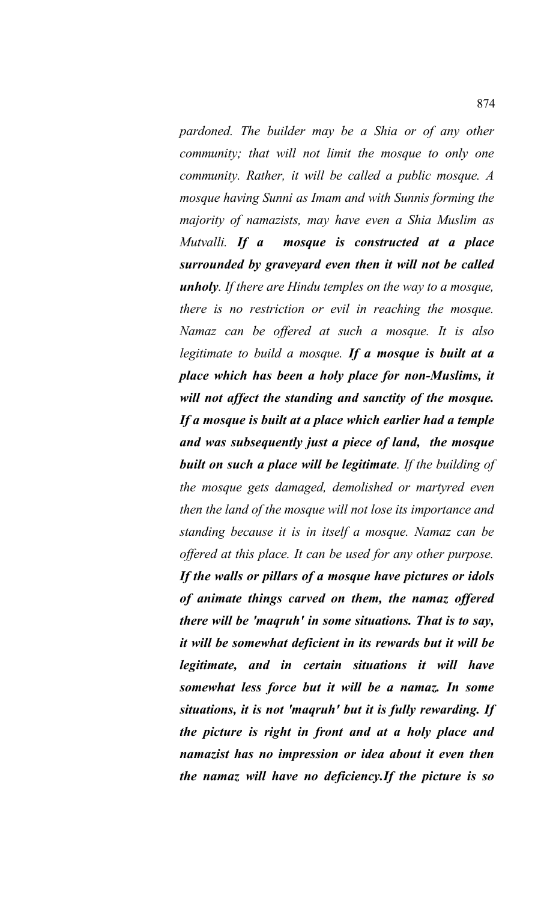*pardoned. The builder may be a Shia or of any other community; that will not limit the mosque to only one community. Rather, it will be called a public mosque. A mosque having Sunni as Imam and with Sunnis forming the majority of namazists, may have even a Shia Muslim as Mutvalli.* ***If a mosque is constructed at a place surrounded by graveyard even then it will not be called unholy****. If there are Hindu temples on the way to a mosque, there is no restriction or evil in reaching the mosque. Namaz can be offered at such a mosque. It is also legitimate to build a mosque.* ***If a mosque is built at a place which has been a holy place for non-Muslims, it will not affect the standing and sanctity of the mosque. If a mosque is built at a place which earlier had a temple and was subsequently just a piece of land, the mosque built on such a place will be legitimate****. If the building of the mosque gets damaged, demolished or martyred even then the land of the mosque will not lose its importance and standing because it is in itself a mosque. Namaz can be offered at this place. It can be used for any other purpose.* ***If the walls or pillars of a mosque have pictures or idols of animate things carved on them, the namaz offered there will be 'maqruh' in some situations. That is to say, it will be somewhat deficient in its rewards but it will be legitimate, and in certain situations it will have somewhat less force but it will be a namaz. In some situations, it is not 'maqruh' but it is fully rewarding. If the picture is right in front and at a holy place and namazist has no impression or idea about it even then the namaz will have no deficiency.If the picture is so***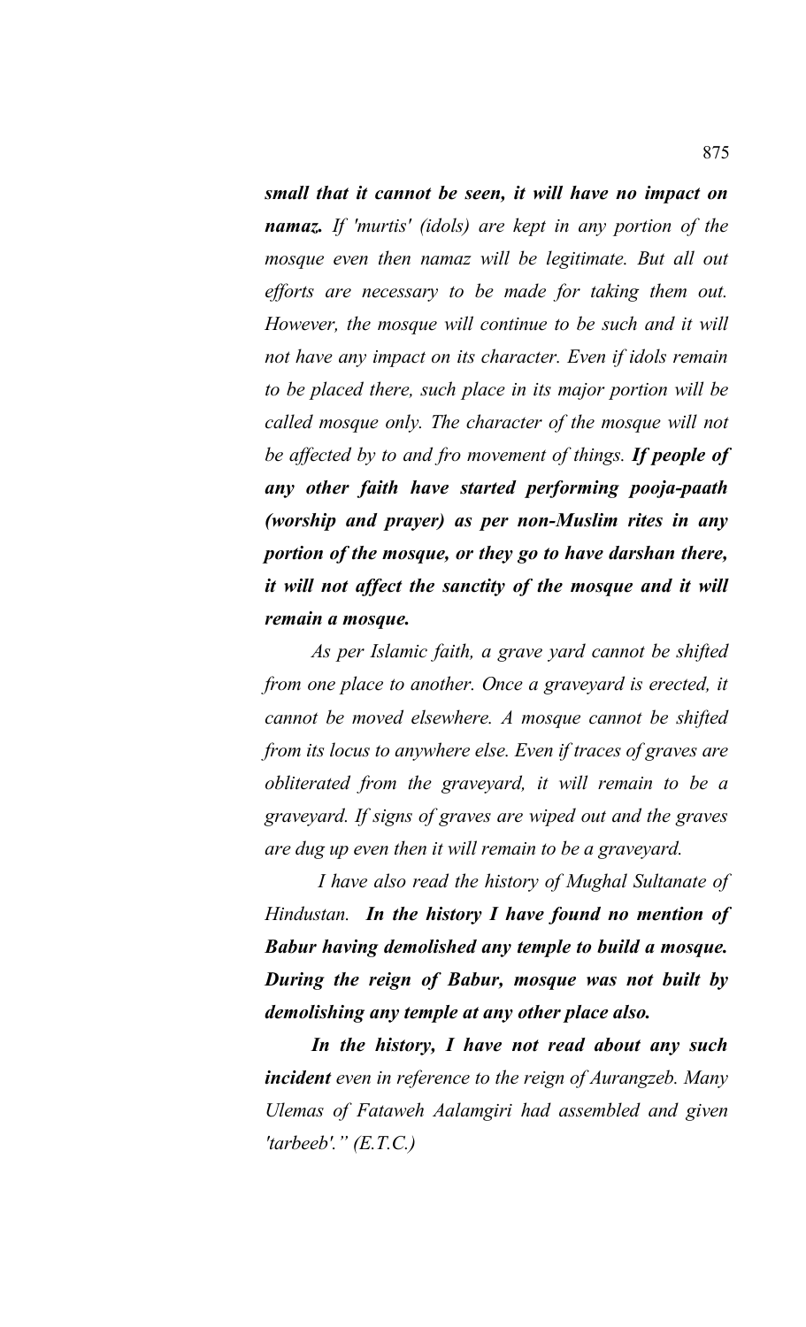***small that it cannot be seen, it will have no impact on namaz.*** *If 'murtis' (idols) are kept in any portion of the mosque even then namaz will be legitimate. But all out efforts are necessary to be made for taking them out. However, the mosque will continue to be such and it will not have any impact on its character. Even if idols remain to be placed there, such place in its major portion will be called mosque only. The character of the mosque will not be affected by to and fro movement of things.* ***If people of any other faith have started performing pooja-paath (worship and prayer) as per non-Muslim rites in any portion of the mosque, or they go to have darshan there, it will not affect the sanctity of the mosque and it will remain a mosque.***

*As per Islamic faith, a grave yard cannot be shifted from one place to another. Once a graveyard is erected, it cannot be moved elsewhere. A mosque cannot be shifted from its locus to anywhere else. Even if traces of graves are obliterated from the graveyard, it will remain to be a graveyard. If signs of graves are wiped out and the graves are dug up even then it will remain to be a graveyard.*

*I have also read the history of Mughal Sultanate of Hindustan.* ***In the history I have found no mention of Babur having demolished any temple to build a mosque. During the reign of Babur, mosque was not built by demolishing any temple at any other place also.***

***In the history, I have not read about any such incident*** *even in reference to the reign of Aurangzeb. Many Ulemas of Fataweh Aalamgiri had assembled and given 'tarbeeb'." (E.T.C.)*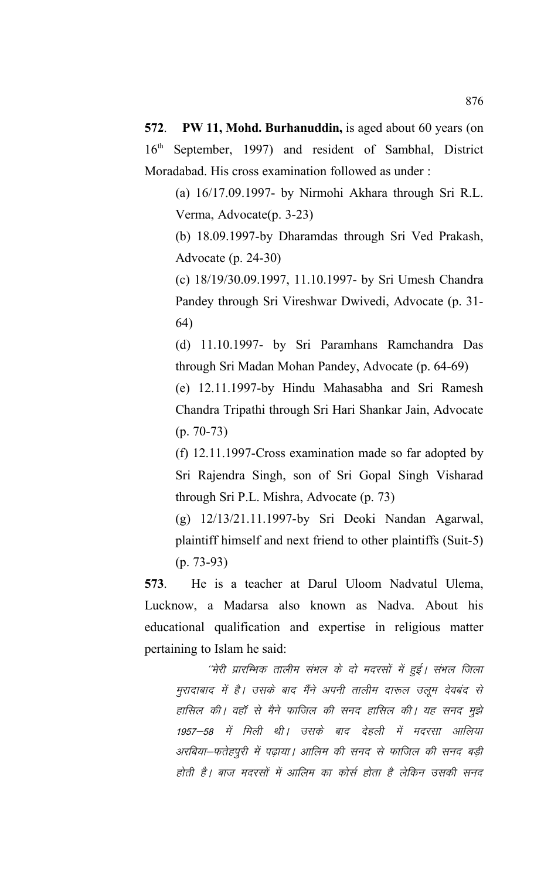**572**. **PW 11, Mohd. Burhanuddin,** is aged about 60 years (on 16th September, 1997) and resident of Sambhal, District Moradabad. His cross examination followed as under :

(a) 16/17.09.1997- by Nirmohi Akhara through Sri R.L. Verma, Advocate(p. 3-23)

(b) 18.09.1997-by Dharamdas through Sri Ved Prakash, Advocate (p. 24-30)

(c) 18/19/30.09.1997, 11.10.1997- by Sri Umesh Chandra Pandey through Sri Vireshwar Dwivedi, Advocate (p. 31-64)

(d) 11.10.1997- by Sri Paramhans Ramchandra Das through Sri Madan Mohan Pandey, Advocate (p. 64-69)

(e) 12.11.1997-by Hindu Mahasabha and Sri Ramesh Chandra Tripathi through Sri Hari Shankar Jain, Advocate (p. 70-73)

(f) 12.11.1997-Cross examination made so far adopted by Sri Rajendra Singh, son of Sri Gopal Singh Visharad through Sri P.L. Mishra, Advocate (p. 73)

(g) 12/13/21.11.1997-by Sri Deoki Nandan Agarwal, plaintiff himself and next friend to other plaintiffs (Suit-5) (p. 73-93)

**573**. He is a teacher at Darul Uloom Nadvatul Ulema, Lucknow, a Madarsa also known as Nadva. About his educational qualification and expertise in religious matter pertaining to Islam he said:

> *"मेरी प्रारम्भिक तालीम संभल के दो मदरसों में हुई। संभल जिला मुरादाबाद में है। उसके बाद मैंने अपनी तालीम दारूल उलूम देवबंद से हासिल की। वहॉ से मैने फाजिल की सनद हासिल की। यह सनद मुझे 1957–58 में मिली थी। उसके बाद देहली में मदरसा आलिया अरबिया–फतेहपुरी में पढ़ाया। आलिम की सनद से फाजिल की सनद बड़ी होती है। बाज मदरसों में आलिम का कोर्स होता है लेकिन उसकी सनद*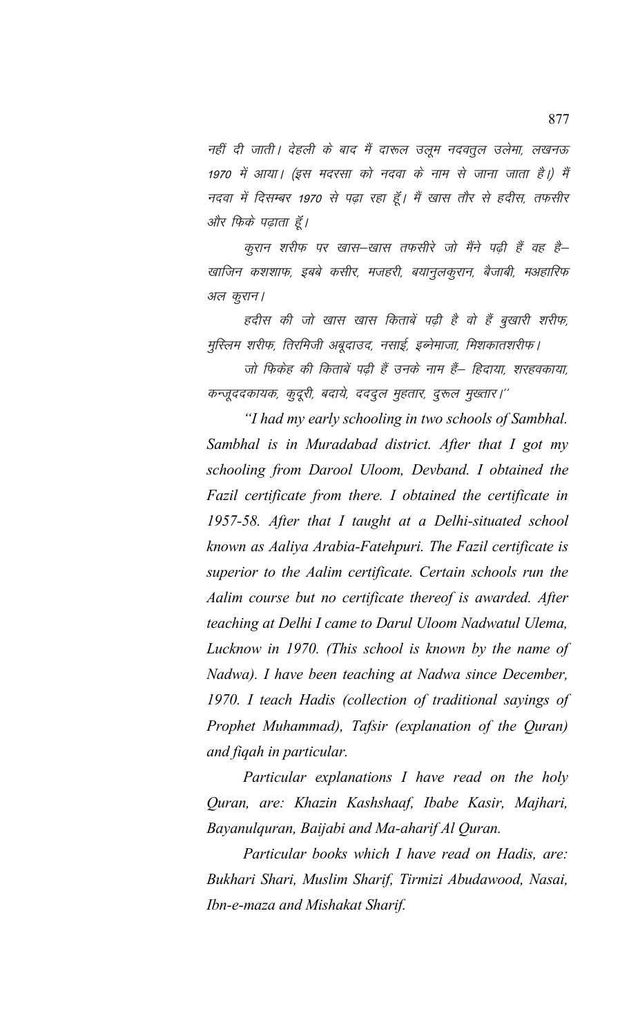नहीं दी जाती। देहली के बाद मैं दारूल उलूम नदवतुल उलेमा, लखनऊ 1970 में आया। (इस मदरसा को नदवा के नाम से जाना जाता है।) मैं नदवा में दिसम्बर 1970 से पढ़ा रहा हूँ। मैं खास तौर से हदीस, तफसीर और फिके पढ़ाता हूँ।

कुरान शरीफ पर खास–खास तफसीरे जो मैंने पढ़ी हैं वह है– खाजिन कशशाफ, इबबे कसीर, मजहरी, बयानुलकुरान, बैजाबी, मअहारिफ अल कुरान।

हदीस की जो खास खास किताबें पढ़ी है वो हैं बुखारी शरीफ, मुस्लिम शरीफ, तिरमिजी अबूदाउद, नसाई, इब्नेमाजा, मिशकातशरीफ।

जो फिकेह की किताबें पढ़ी हैं उनके नाम हैं– हिदाया, शरहवकाया, कन्जूददकायक, कुदूरी, बदाये, ददुल मुहतार, दुरूल मुख्तार।''

*"I had my early schooling in two schools of Sambhal. Sambhal is in Muradabad district. After that I got my schooling from Darool Uloom, Devband. I obtained the Fazil certificate from there. I obtained the certificate in 1957-58. After that I taught at a Delhi-situated school known as Aaliya Arabia-Fatehpuri. The Fazil certificate is superior to the Aalim certificate. Certain schools run the Aalim course but no certificate thereof is awarded. After teaching at Delhi I came to Darul Uloom Nadwatul Ulema, Lucknow in 1970. (This school is known by the name of Nadwa). I have been teaching at Nadwa since December, 1970. I teach Hadis (collection of traditional sayings of Prophet Muhammad), Tafsir (explanation of the Quran) and fiqah in particular.*

*Particular explanations I have read on the holy Quran, are: Khazin Kashshaaf, Ibabe Kasir, Majhari, Bayanulquran, Baijabi and Ma-aharif Al Quran.*

*Particular books which I have read on Hadis, are: Bukhari Shari, Muslim Sharif, Tirmizi Abudawood, Nasai, Ibn-e-maza and Mishakat Sharif.*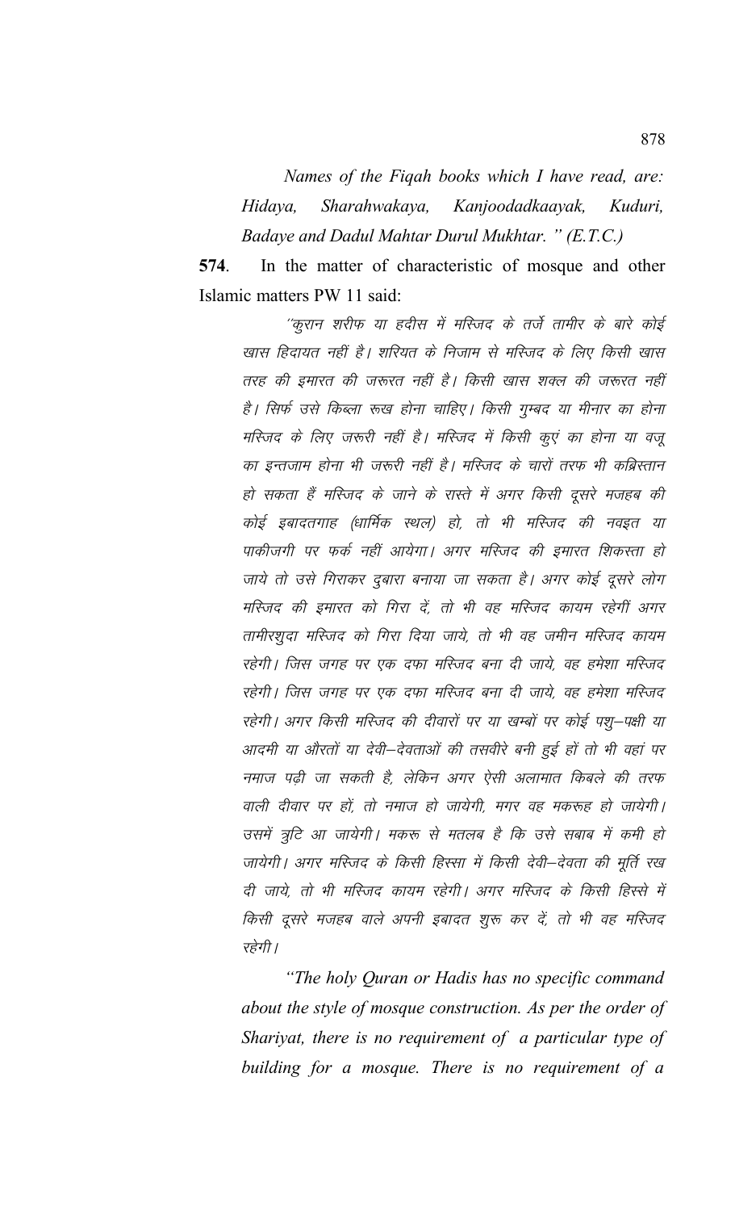*Names of the Fiqah books which I have read, are: Hidaya, Sharahwakaya, Kanjoodadkaayak, Kuduri, Badaye and Dadul Mahtar Durul Mukhtar. " (E.T.C.)*

**574**. In the matter of characteristic of mosque and other Islamic matters PW 11 said:

"कुरान शरीफ या हदीस में मस्जिद के तर्जे तामीर के बारे कोई खास हिदायत नहीं है। शरियत के निजाम से मस्जिद के लिए किसी खास तरह की इमारत की जरूरत नहीं है। किसी खास शक्ल की जरूरत नहीं है। सिर्फ उसे किब्ला रूख होना चाहिए। किसी गुम्बद या मीनार का होना मस्जिद के लिए जरूरी नहीं है। मस्जिद में किसी कुएं का होना या वजू का इन्तजाम होना भी जरूरी नहीं है। मस्जिद के चारों तरफ भी कब्रिस्तान हो सकता हैं मस्जिद के जाने के रास्ते में अगर किसी दूसरे मजहब की कोई इबादतगाह (धार्मिक स्थल) हो, तो भी मस्जिद की नवइत या पाकीजगी पर फर्क नहीं आयेगा। अगर मस्जिद की इमारत शिकस्ता हो जाये तो उसे गिराकर दुबारा बनाया जा सकता है। अगर कोई दूसरे लोग मस्जिद की इमारत को गिरा दें, तो भी वह मस्जिद कायम रहेगीं अगर तामीरशुदा मस्जिद को गिरा दिया जाये, तो भी वह जमीन मस्जिद कायम रहेगी। जिस जगह पर एक दफा मस्जिद बना दी जाये, वह हमेशा मस्जिद रहेगी। जिस जगह पर एक दफा मस्जिद बना दी जाये, वह हमेशा मस्जिद रहेगी। अगर किसी मस्जिद की दीवारों पर या खम्बों पर कोई पशु–पक्षी या आदमी या औरतों या देवी–देवताओं की तसवीरे बनी हुई हों तो भी वहां पर नमाज पढ़ी जा सकती है, लेकिन अगर ऐसी अलामात किबले की तरफ वाली दीवार पर हों, तो नमाज हो जायेगी, मगर वह मकरूह हो जायेगी। उसमें त्रुटि आ जायेगी। मकरू से मतलब है कि उसे सबाब में कमी हो जायेगी। अगर मस्जिद के किसी हिस्सा में किसी देवी–देवता की मूर्ति रख दी जाये, तो भी मस्जिद कायम रहेगी। अगर मस्जिद के किसी हिस्से में किसी दूसरे मजहब वाले अपनी इबादत शुरू कर दें, तो भी वह मस्जिद रहेगी।

*"The holy Quran or Hadis has no specific command about the style of mosque construction. As per the order of Shariyat, there is no requirement of a particular type of building for a mosque. There is no requirement of a*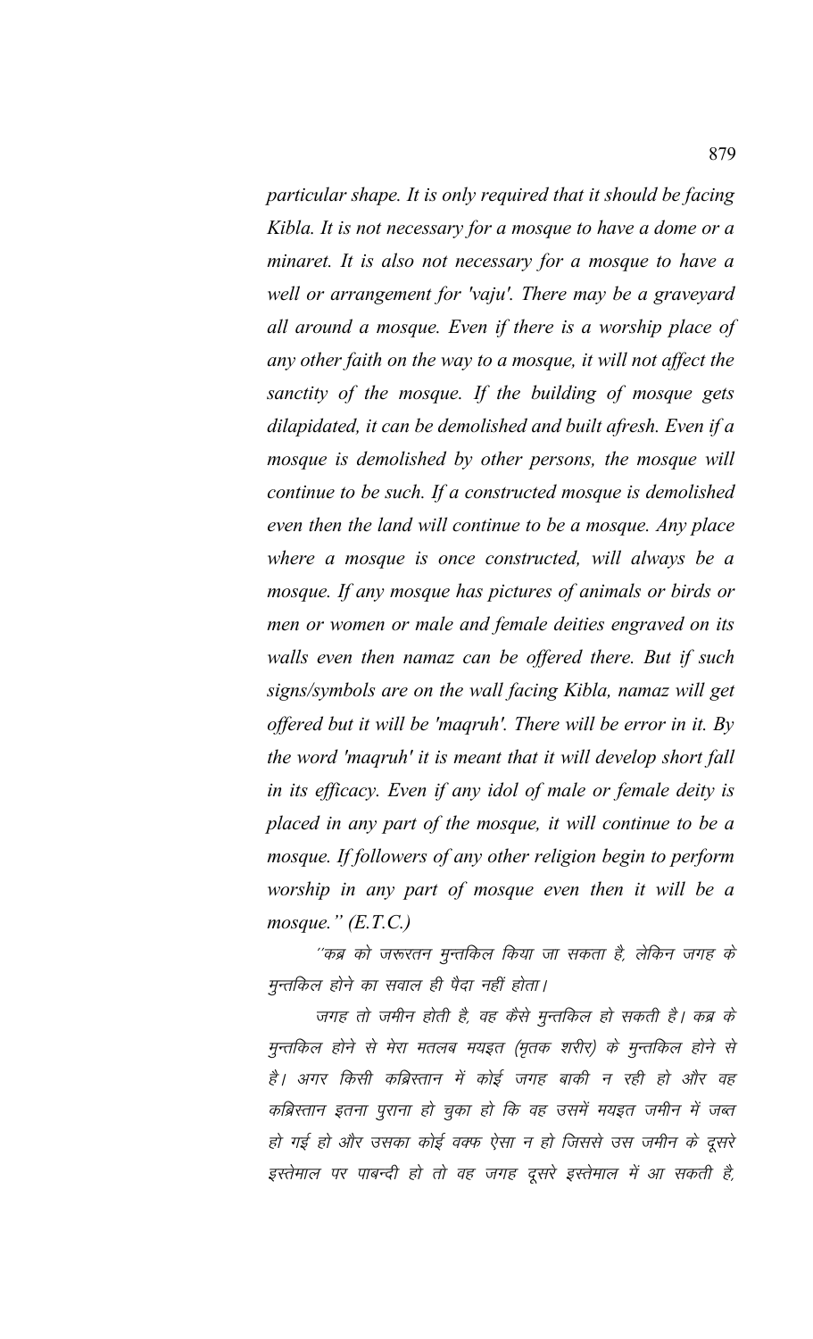*particular shape. It is only required that it should be facing Kibla. It is not necessary for a mosque to have a dome or a minaret. It is also not necessary for a mosque to have a well or arrangement for 'vaju'. There may be a graveyard all around a mosque. Even if there is a worship place of any other faith on the way to a mosque, it will not affect the sanctity of the mosque. If the building of mosque gets dilapidated, it can be demolished and built afresh. Even if a mosque is demolished by other persons, the mosque will continue to be such. If a constructed mosque is demolished even then the land will continue to be a mosque. Any place where a mosque is once constructed, will always be a mosque. If any mosque has pictures of animals or birds or men or women or male and female deities engraved on its walls even then namaz can be offered there. But if such signs/symbols are on the wall facing Kibla, namaz will get offered but it will be 'maqruh'. There will be error in it. By the word 'maqruh' it is meant that it will develop short fall in its efficacy. Even if any idol of male or female deity is placed in any part of the mosque, it will continue to be a mosque. If followers of any other religion begin to perform worship in any part of mosque even then it will be a mosque." (E.T.C.)*

*''कब्र को जरूरतन मुन्तकिल किया जा सकता है, लेकिन जगह के मुन्तकिल होने का सवाल ही पैदा नहीं होता।*

*जगह तो जमीन होती है, वह कैसे मुन्तकिल हो सकती है। कब्र के मुन्तकिल होने से मेरा मतलब मयइत (मृतक शरीर) के मुन्तकिल होने से है। अगर किसी कब्रिस्तान में कोई जगह बाकी न रही हो और वह कब्रिस्तान इतना पुराना हो चुका हो कि वह उसमें मयइत जमीन में जब्त हो गई हो और उसका कोई वक्फ ऐसा न हो जिससे उस जमीन के दूसरे इस्तेमाल पर पाबन्दी हो तो वह जगह दूसरे इस्तेमाल में आ सकती है,*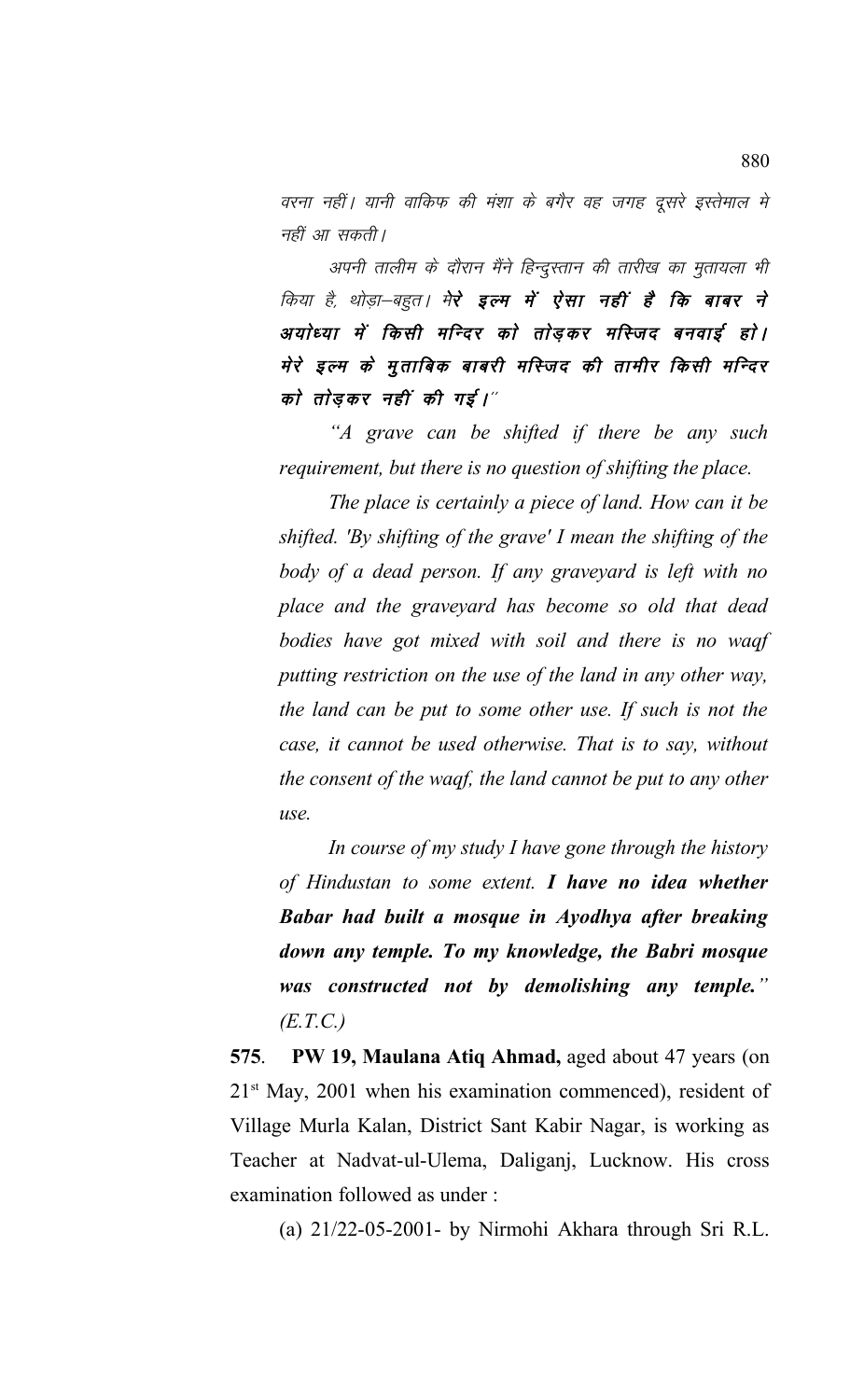वरना नहीं। यानी वाकिफ की मंशा के बगैर वह जगह दूसरे इस्तेमाल मे नहीं आ सकती।

अपनी तालीम के दौरान मैंने हिन्दुस्तान की तारीख का मुतायला भी किया है, थोड़ा–बहुत। **मेरे इल्म में ऐसा नहीं है कि बाबर ने अयोध्या में किसी मन्दिर को तोड़कर मस्जिद बनवाई हो। मेरे इल्म के मुताबिक बाबरी मस्जिद की तामीर किसी मन्दिर को तोड़कर नहीं की गई।**"

*"A grave can be shifted if there be any such requirement, but there is no question of shifting the place.*

*The place is certainly a piece of land. How can it be shifted. 'By shifting of the grave' I mean the shifting of the body of a dead person. If any graveyard is left with no place and the graveyard has become so old that dead bodies have got mixed with soil and there is no waqf putting restriction on the use of the land in any other way, the land can be put to some other use. If such is not the case, it cannot be used otherwise. That is to say, without the consent of the waqf, the land cannot be put to any other use.*

*In course of my study I have gone through the history of Hindustan to some extent.* ***I have no idea whether Babar had built a mosque in Ayodhya after breaking down any temple. To my knowledge, the Babri mosque was constructed not by demolishing any temple.****" (E.T.C.)*

**575**. **PW 19, Maulana Atiq Ahmad,** aged about 47 years (on 21st May, 2001 when his examination commenced), resident of Village Murla Kalan, District Sant Kabir Nagar, is working as Teacher at Nadvat-ul-Ulema, Daliganj, Lucknow. His cross examination followed as under :

(a) 21/22-05-2001- by Nirmohi Akhara through Sri R.L.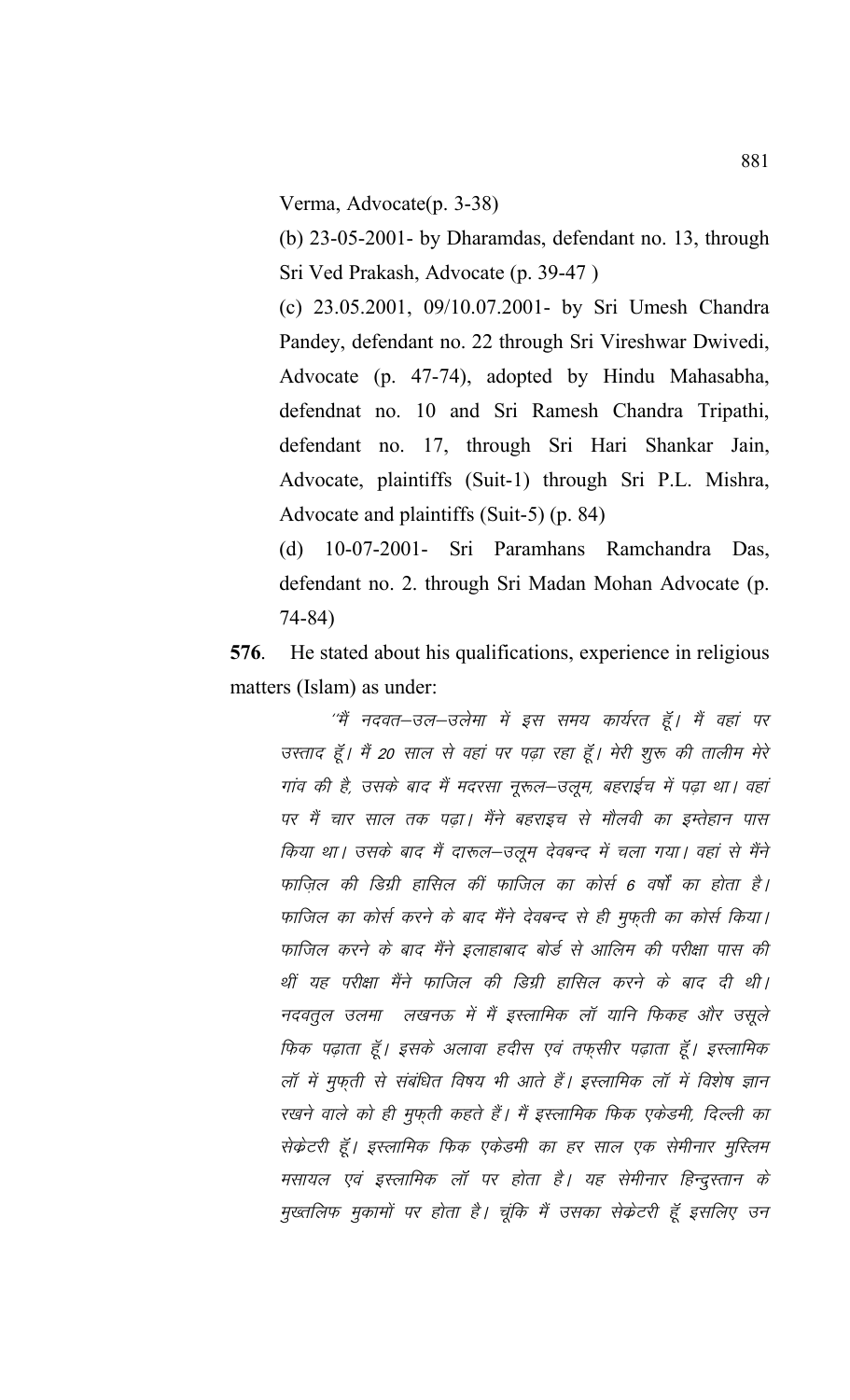Verma, Advocate(p. 3-38)

(b) 23-05-2001- by Dharamdas, defendant no. 13, through Sri Ved Prakash, Advocate (p. 39-47 )

(c) 23.05.2001, 09/10.07.2001- by Sri Umesh Chandra Pandey, defendant no. 22 through Sri Vireshwar Dwivedi, Advocate (p. 47-74), adopted by Hindu Mahasabha, defendnat no. 10 and Sri Ramesh Chandra Tripathi, defendant no. 17, through Sri Hari Shankar Jain, Advocate, plaintiffs (Suit-1) through Sri P.L. Mishra, Advocate and plaintiffs (Suit-5) (p. 84)

(d) 10-07-2001- Sri Paramhans Ramchandra Das, defendant no. 2. through Sri Madan Mohan Advocate (p. 74-84)

**576**. He stated about his qualifications, experience in religious matters (Islam) as under:

*"मैं नदवत–उल–उलेमा में इस समय कार्यरत हूँ। मैं वहां पर उस्ताद हूँ। मैं 20 साल से वहां पर पढ़ा रहा हूँ। मेरी शुरू की तालीम मेरे गांव की है, उसके बाद मैं मदरसा नूरूल–उलूम, बहराईच में पढ़ा था। वहां पर मैं चार साल तक पढ़ा। मैंने बहराइच से मौलवी का इम्तेहान पास किया था। उसके बाद मैं दारूल–उलूम देवबन्द में चला गया। वहां से मैंने फाज़िल की डिग्री हासिल कीं फाजिल का कोर्स 6 वर्षों का होता है। फाजिल का कोर्स करने के बाद मैंने देवबन्द से ही मुफ़्ती का कोर्स किया। फाजिल करने के बाद मैंने इलाहाबाद बोर्ड से आलिम की परीक्षा पास की थीं यह परीक्षा मैंने फाजिल की डिग्री हासिल करने के बाद दी थी। नदवतुल उलमा लखनऊ में मैं इस्लामिक लॉ यानि फिकह और उसूले फिक पढ़ाता हूँ। इसके अलावा हदीस एवं तफ़सीर पढ़ाता हूँ। इस्लामिक लॉ में मुफ़्ती से संबंधित विषय भी आते हैं। इस्लामिक लॉ में विशेष ज्ञान रखने वाले को ही मुफ़्ती कहते हैं। मैं इस्लामिक फिक एकेडमी, दिल्ली का सेक्रेटरी हूँ। इस्लामिक फिक एकेडमी का हर साल एक सेमीनार मुस्लिम मसायल एवं इस्लामिक लॉ पर होता है। यह सेमीनार हिन्दुस्तान के मुख्तलिफ मुकामों पर होता है। चूंकि मैं उसका सेक्रेटरी हूँ इसलिए उन*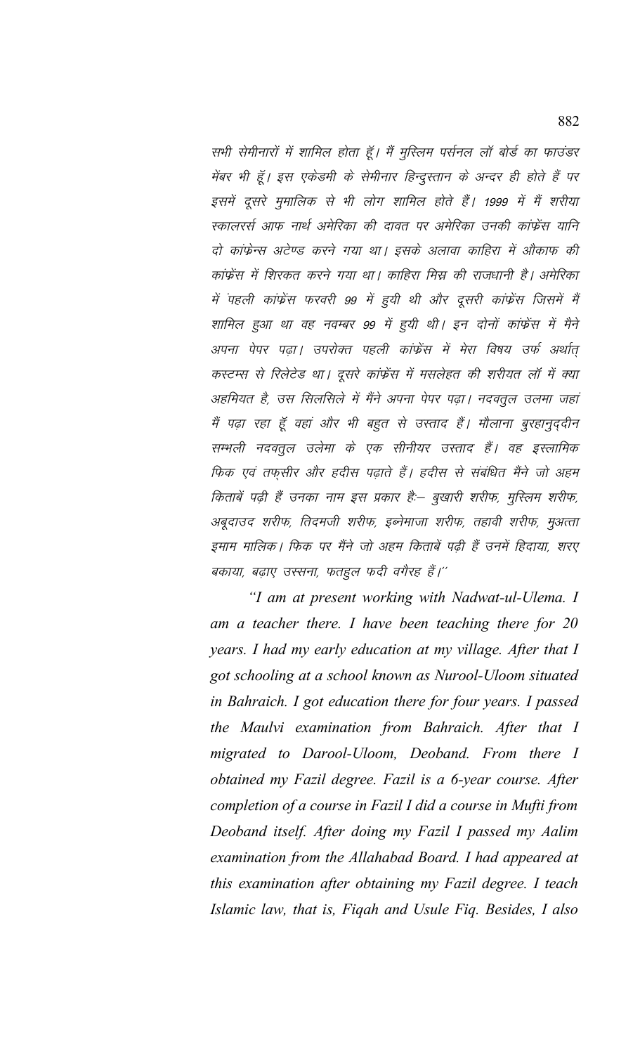सभी सेमीनारों में शामिल होता हूँ। मैं मुस्लिम पर्सनल लॉ बोर्ड का फाउंडर मेंबर भी हूँ। इस एकेडमी के सेमीनार हिन्दुस्तान के अन्दर ही होते हैं पर इसमें दूसरे मुमालिक से भी लोग शामिल होते हैं। 1999 में मैं शरीया स्कालरर्स आफ नार्थ अमेरिका की दावत पर अमेरिका उनकी कांफ्रेंस यानि दो कांफ्रेन्स अटेण्ड करने गया था। इसके अलावा काहिरा में औकाफ की कांफ्रेंस में शिरकत करने गया था। काहिरा मिस्र की राजधानी है। अमेरिका में पहली कांफ्रेंस फरवरी 99 में हुयी थी और दूसरी कांफ्रेंस जिसमें मैं शामिल हुआ था वह नवम्बर 99 में हुयी थी। इन दोनों कांफ्रेंस में मैने अपना पेपर पढ़ा। उपरोक्त पहली कांफ्रेंस में मेरा विषय उर्फ अर्थात् कस्टम्स से रिलेटेड था। दूसरे कांफ्रेंस में मसलेहत की शरीयत लॉ में क्या अहमियत है, उस सिलसिले में मैंने अपना पेपर पढ़ा। नदवतुल उलमा जहां मैं पढ़ा रहा हूँ वहां और भी बहुत से उस्ताद हैं। मौलाना बुरहानुद्दीन सम्भली नदवतुल उलेमा के एक सीनीयर उस्ताद हैं। वह इस्लामिक फिक एवं तफ्सीर और हदीस पढ़ाते हैं। हदीस से संबंधित मैंने जो अहम किताबें पढ़ी हैं उनका नाम इस प्रकार हैः– बुखारी शरीफ, मुस्लिम शरीफ, अबूदाउद शरीफ, तिदमजी शरीफ, इब्नेमाजा शरीफ, तहावी शरीफ, मुअत्ता इमाम मालिक। फिक पर मैंने जो अहम किताबें पढ़ी हैं उनमें हिदाया, शरए बकाया, बढ़ाए उस्सना, फतहुल फदी वगैरह हैं।''

*"I am at present working with Nadwat-ul-Ulema. I am a teacher there. I have been teaching there for 20 years. I had my early education at my village. After that I got schooling at a school known as Nurool-Uloom situated in Bahraich. I got education there for four years. I passed the Maulvi examination from Bahraich. After that I migrated to Darool-Uloom, Deoband. From there I obtained my Fazil degree. Fazil is a 6-year course. After completion of a course in Fazil I did a course in Mufti from Deoband itself. After doing my Fazil I passed my Aalim examination from the Allahabad Board. I had appeared at this examination after obtaining my Fazil degree. I teach Islamic law, that is, Fiqah and Usule Fiq. Besides, I also*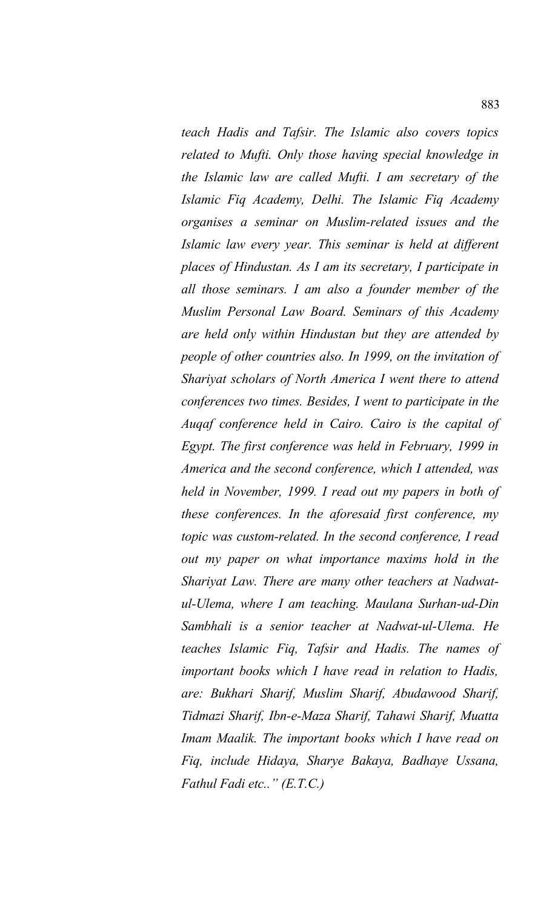*teach Hadis and Tafsir. The Islamic also covers topics related to Mufti. Only those having special knowledge in the Islamic law are called Mufti. I am secretary of the Islamic Fiq Academy, Delhi. The Islamic Fiq Academy organises a seminar on Muslim-related issues and the Islamic law every year. This seminar is held at different places of Hindustan. As I am its secretary, I participate in all those seminars. I am also a founder member of the Muslim Personal Law Board. Seminars of this Academy are held only within Hindustan but they are attended by people of other countries also. In 1999, on the invitation of Shariyat scholars of North America I went there to attend conferences two times. Besides, I went to participate in the Auqaf conference held in Cairo. Cairo is the capital of Egypt. The first conference was held in February, 1999 in America and the second conference, which I attended, was held in November, 1999. I read out my papers in both of these conferences. In the aforesaid first conference, my topic was custom-related. In the second conference, I read out my paper on what importance maxims hold in the Shariyat Law. There are many other teachers at Nadwat-ul-Ulema, where I am teaching. Maulana Surhan-ud-Din Sambhali is a senior teacher at Nadwat-ul-Ulema. He teaches Islamic Fiq, Tafsir and Hadis. The names of important books which I have read in relation to Hadis, are: Bukhari Sharif, Muslim Sharif, Abudawood Sharif, Tidmazi Sharif, Ibn-e-Maza Sharif, Tahawi Sharif, Muatta Imam Maalik. The important books which I have read on Fiq, include Hidaya, Sharye Bakaya, Badhaye Ussana, Fathul Fadi etc.." (E.T.C.)*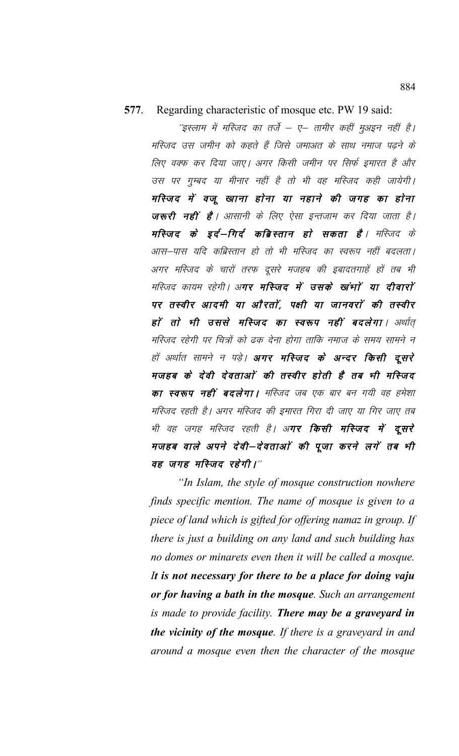**577**. Regarding characteristic of mosque etc. PW 19 said:

"इस्लाम में मस्जिद का तर्जे – ए– तामीर कहीं मुअइन नहीं है। मस्जिद उस जमीन को कहते हैं जिसे जमाअत के साथ नमाज पढ़ने के लिए वक्फ कर दिया जाए। अगर किसी जमीन पर सिर्फ इमारत है और उस पर गुम्बद या मीनार नहीं है तो भी वह मस्जिद कही जायेगी। **मस्जिद में वजू खाना होना या नहाने की जगह का होना जरूरी नहीं है**। आसानी के लिए ऐसा इन्तजाम कर दिया जाता है। **मस्जिद के इर्द–गिर्द कब्रिस्तान हो सकता है**। मस्जिद के आस–पास यदि कब्रिस्तान हो तो भी मस्जिद का स्वरूप नहीं बदलता। अगर मस्जिद के चारों तरफ दूसरे मजहब की इबादतगाहें हों तब भी मस्जिद कायम रहेगी। अ**गर मस्जिद में उसके खंभों या दीवारों पर तस्वीर आदमी या औरतों, पक्षी या जानवरों की तस्वीर हों तो भी उससे मस्जिद का स्वरूप नहीं बदलेगा**। अर्थात् मस्जिद रहेगी पर चित्रों को ढक देना होगा ताकि नमाज के समय सामने न हों अर्थात सामने न पड़े। **अगर मस्जिद के अन्दर किसी दूसरे मजहब के देवी देवताओं की तस्वीर होती है तब भी मस्जिद का स्वरूप नहीं बदलेगा।** मस्जिद जब एक बार बन गयी वह हमेशा मस्जिद रहती है। अगर मस्जिद की इमारत गिरा दी जाए या गिर जाए तब भी वह जगह मस्जिद रहती है। अ**गर किसी मस्जिद में दूसरे मजहब वाले अपने देवी–देवताओं की पूजा करने लगें तब भी वह जगह मस्जिद रहेगी।**"

*"In Islam, the style of mosque construction nowhere finds specific mention. The name of mosque is given to a piece of land which is gifted for offering namaz in group. If there is just a building on any land and such building has no domes or minarets even then it will be called a mosque.* ***It is not necessary for there to be a place for doing vaju or for having a bath in the mosque****. Such an arrangement is made to provide facility.* ***There may be a graveyard in the vicinity of the mosque****. If there is a graveyard in and around a mosque even then the character of the mosque*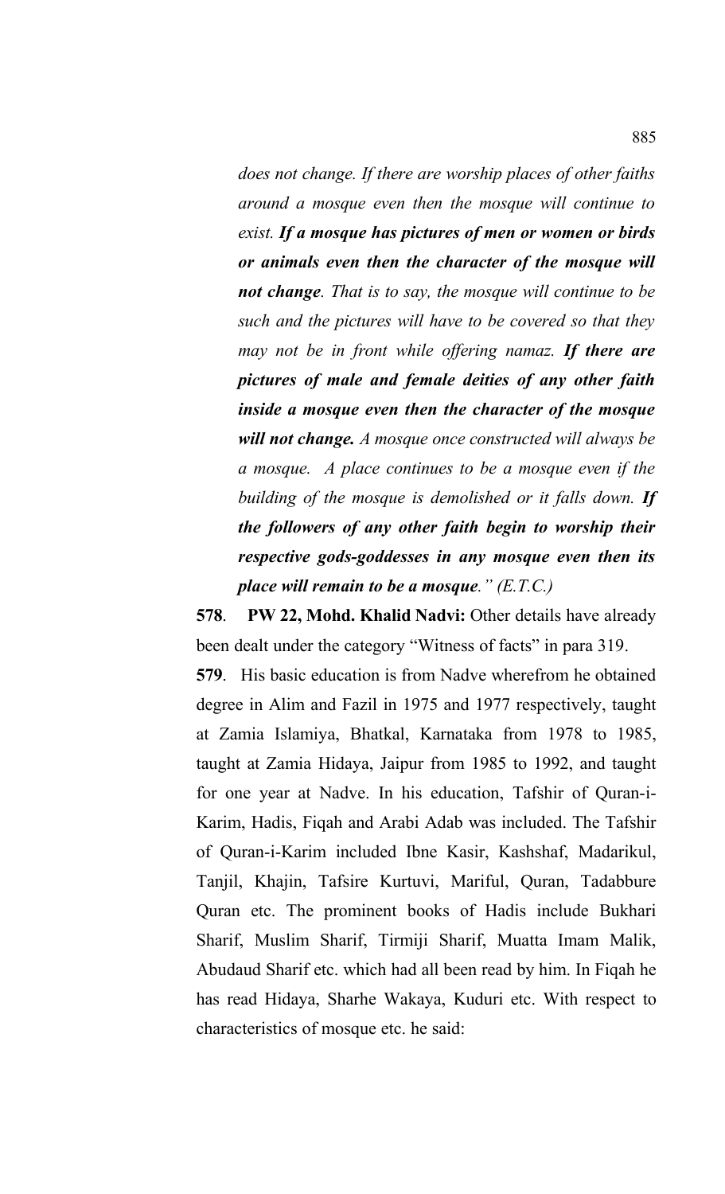*does not change. If there are worship places of other faiths around a mosque even then the mosque will continue to exist.* ***If a mosque has pictures of men or women or birds or animals even then the character of the mosque will not change****. That is to say, the mosque will continue to be such and the pictures will have to be covered so that they may not be in front while offering namaz.* ***If there are pictures of male and female deities of any other faith inside a mosque even then the character of the mosque will not change.*** *A mosque once constructed will always be a mosque. A place continues to be a mosque even if the building of the mosque is demolished or it falls down.* ***If the followers of any other faith begin to worship their respective gods-goddesses in any mosque even then its place will remain to be a mosque****." (E.T.C.)*

**578**. **PW 22, Mohd. Khalid Nadvi:** Other details have already been dealt under the category "Witness of facts" in para 319.

**579**. His basic education is from Nadve wherefrom he obtained degree in Alim and Fazil in 1975 and 1977 respectively, taught at Zamia Islamiya, Bhatkal, Karnataka from 1978 to 1985, taught at Zamia Hidaya, Jaipur from 1985 to 1992, and taught for one year at Nadve. In his education, Tafshir of Quran-i-Karim, Hadis, Fiqah and Arabi Adab was included. The Tafshir of Quran-i-Karim included Ibne Kasir, Kashshaf, Madarikul, Tanjil, Khajin, Tafsire Kurtuvi, Mariful, Quran, Tadabbure Quran etc. The prominent books of Hadis include Bukhari Sharif, Muslim Sharif, Tirmiji Sharif, Muatta Imam Malik, Abudaud Sharif etc. which had all been read by him. In Fiqah he has read Hidaya, Sharhe Wakaya, Kuduri etc. With respect to characteristics of mosque etc. he said: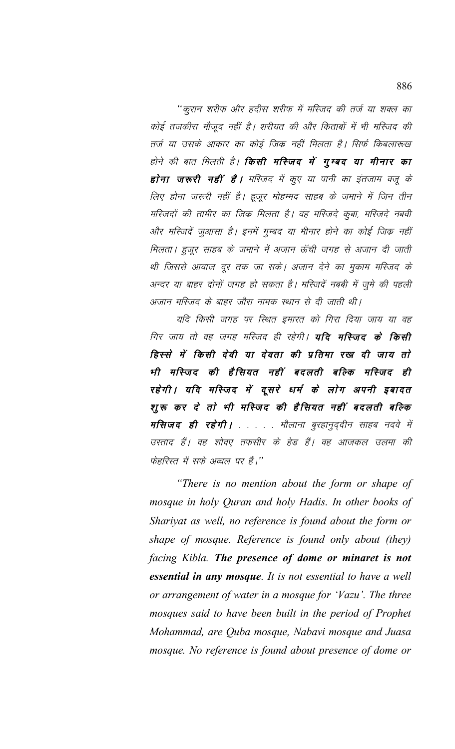"कुरान शरीफ और हदीस शरीफ में मस्जिद की तर्ज या शक्ल का कोई तजकीरा मौजूद नहीं है। शरीयत की और किताबों में भी मस्जिद की तर्ज या उसके आकार का कोई जिक्र नहीं मिलता है। सिर्फ किबलारूख होने की बात मिलती है। ***किसी मस्जिद में गुम्बद या मीनार का होना जरूरी नहीं है।*** मस्जिद में कुए या पानी का इंतजाम वजू के लिए होना जरूरी नहीं है। हूजूर मोहम्मद साहब के जमाने में जिन तीन मस्जिदों की तामीर का जिक्र मिलता है। वह मस्जिदे कुबा, मस्जिदे नबवी और मस्जिदें जुआसा है। इनमें गुम्बद या मीनार होने का कोई जिक्र नहीं मिलता। हुजूर साहब के जमाने में अजान ऊँची जगह से अजान दी जाती थी जिससे आवाज दूर तक जा सके। अजान देने का मुकाम मस्जिद के अन्दर या बाहर दोनों जगह हो सकता है। मस्जिदें नबवी में जुमे की पहली अजान मस्जिद के बाहर जौरा नामक स्थान से दी जाती थी।

यदि किसी जगह पर स्थित इमारत को गिरा दिया जाय या वह गिर जाय तो वह जगह मस्जिद ही रहेगी। ***यदि मस्जिद के किसी हिस्से में किसी देवी या देवता की प्रतिमा रख दी जाय तो भी मस्जिद की हैसियत नहीं बदलती बल्कि मस्जिद ही रहेगी। यदि मस्जिद में दूसरे धर्म के लोग अपनी इबादत शुरू कर दे तो भी मस्जिद की हैसियत नहीं बदलती बल्कि मसिजद ही रहेगी।*** . . . . . मौलाना बुरहानुद्दीन साहब नदवे में उस्ताद हैं। वह शोवए तफसीर के हेड हैं। वह आजकल उलमा की फेहरिस्त में सफे अव्वल पर हैं।"

*"There is no mention about the form or shape of mosque in holy Quran and holy Hadis. In other books of Shariyat as well, no reference is found about the form or shape of mosque. Reference is found only about (they) facing Kibla.* ***The presence of dome or minaret is not essential in any mosque****. It is not essential to have a well or arrangement of water in a mosque for 'Vazu'. The three mosques said to have been built in the period of Prophet Mohammad, are Quba mosque, Nabavi mosque and Juasa mosque. No reference is found about presence of dome or*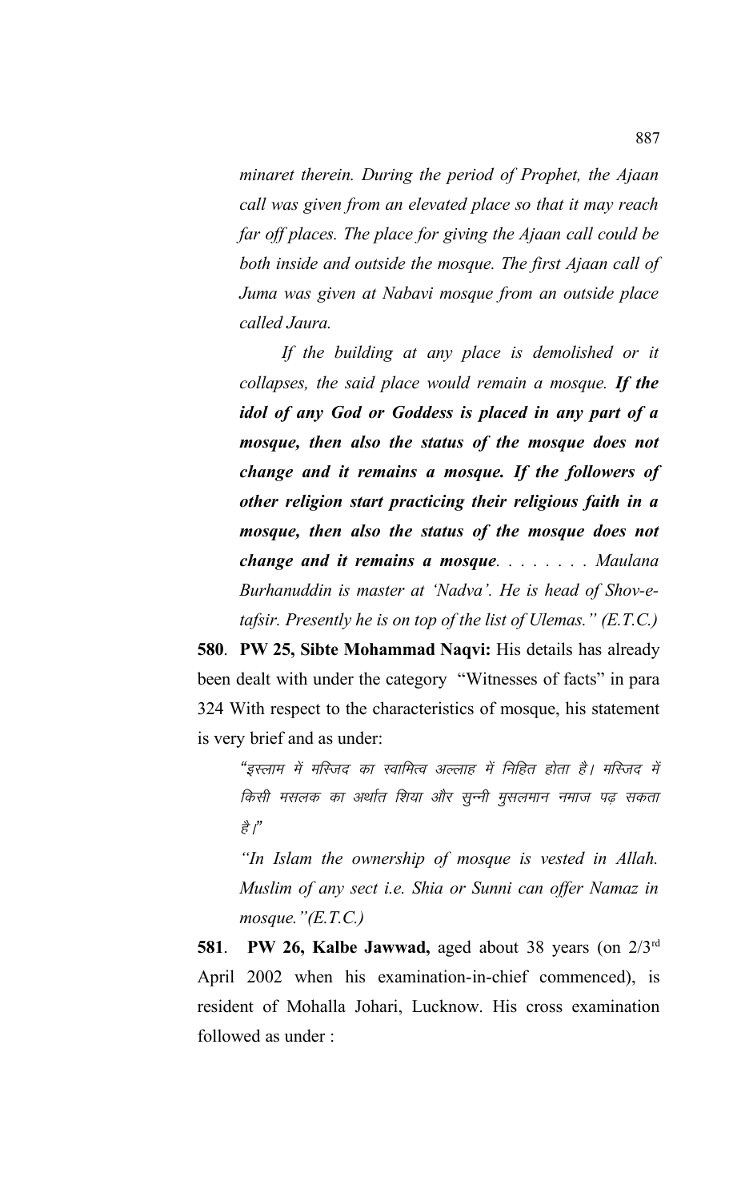*minaret therein. During the period of Prophet, the Ajaan call was given from an elevated place so that it may reach far off places. The place for giving the Ajaan call could be both inside and outside the mosque. The first Ajaan call of Juma was given at Nabavi mosque from an outside place called Jaura.*

*If the building at any place is demolished or it collapses, the said place would remain a mosque. **If the idol of any God or Goddess is placed in any part of a mosque, then also the status of the mosque does not change and it remains a mosque. If the followers of other religion start practicing their religious faith in a mosque, then also the status of the mosque does not change and it remains a mosque**. . . . . . . . Maulana Burhanuddin is master at 'Nadva'. He is head of Shov-e-tafsir. Presently he is on top of the list of Ulemas." (E.T.C.)*

**580**. **PW 25, Sibte Mohammad Naqvi:** His details has already been dealt with under the category "Witnesses of facts" in para 324 With respect to the characteristics of mosque, his statement is very brief and as under:

> "इस्लाम में मस्जिद का स्वामित्व अल्लाह में निहित होता है। मस्जिद में किसी मसलक का अर्थात शिया और सुन्नी मुसलमान नमाज पढ़ सकता है।"
>
> *"In Islam the ownership of mosque is vested in Allah. Muslim of any sect i.e. Shia or Sunni can offer Namaz in mosque."(E.T.C.)*

**581**. **PW 26, Kalbe Jawwad,** aged about 38 years (on 2/3rd April 2002 when his examination-in-chief commenced), is resident of Mohalla Johari, Lucknow. His cross examination followed as under :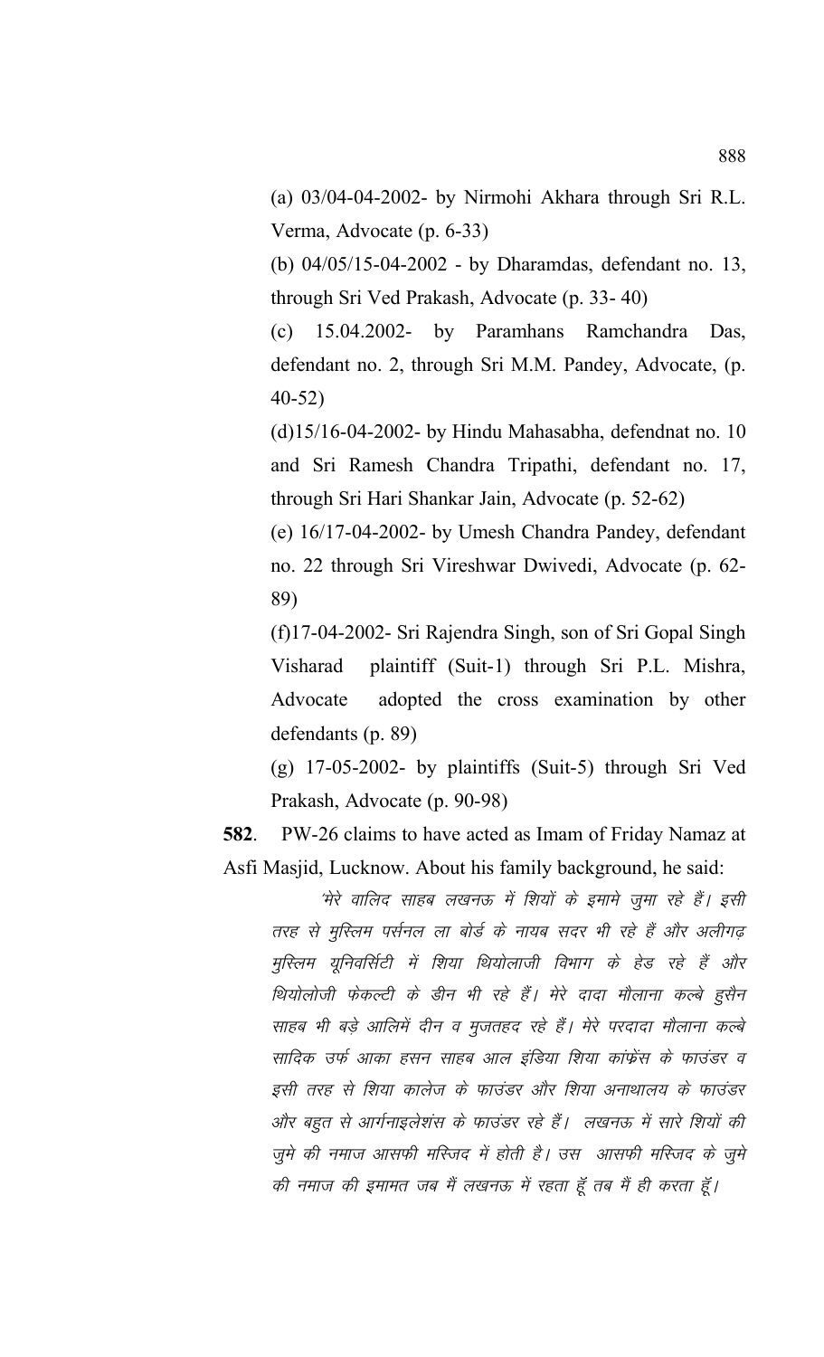(a) 03/04-04-2002- by Nirmohi Akhara through Sri R.L. Verma, Advocate (p. 6-33)

(b) 04/05/15-04-2002 - by Dharamdas, defendant no. 13, through Sri Ved Prakash, Advocate (p. 33- 40)

(c) 15.04.2002- by Paramhans Ramchandra Das, defendant no. 2, through Sri M.M. Pandey, Advocate, (p. 40-52)

(d)15/16-04-2002- by Hindu Mahasabha, defendnat no. 10 and Sri Ramesh Chandra Tripathi, defendant no. 17, through Sri Hari Shankar Jain, Advocate (p. 52-62)

(e) 16/17-04-2002- by Umesh Chandra Pandey, defendant no. 22 through Sri Vireshwar Dwivedi, Advocate (p. 62-89)

(f)17-04-2002- Sri Rajendra Singh, son of Sri Gopal Singh Visharad plaintiff (Suit-1) through Sri P.L. Mishra, Advocate adopted the cross examination by other defendants (p. 89)

(g) 17-05-2002- by plaintiffs (Suit-5) through Sri Ved Prakash, Advocate (p. 90-98)

**582**. PW-26 claims to have acted as Imam of Friday Namaz at Asfi Masjid, Lucknow. About his family background, he said:

*"मेरे वालिद साहब लखनऊ में शियों के इमामे जुमा रहे हैं। इसी तरह से मुस्लिम पर्सनल ला बोर्ड के नायब सदर भी रहे हैं और अलीगढ़ मुस्लिम यूनिवर्सिटी में शिया थियोलाजी विभाग के हेड रहे हैं और थियोलोजी फेकल्टी के डीन भी रहे हैं। मेरे दादा मौलाना कल्बे हुसैन साहब भी बड़े आलिमें दीन व मुजतहद रहे हैं। मेरे परदादा मौलाना कल्बे सादिक उर्फ आका हसन साहब आल इंडिया शिया कांफ्रेंस के फाउंडर व इसी तरह से शिया कालेज के फाउंडर और शिया अनाथालय के फाउंडर और बहुत से आर्गनाइलेशंस के फाउंडर रहे हैं। लखनऊ में सारे शियों की जुमे की नमाज आसफी मस्जिद में होती है। उस आसफी मस्जिद के जुमे की नमाज की इमामत जब मैं लखनऊ में रहता हूँ तब मैं ही करता हूँ।*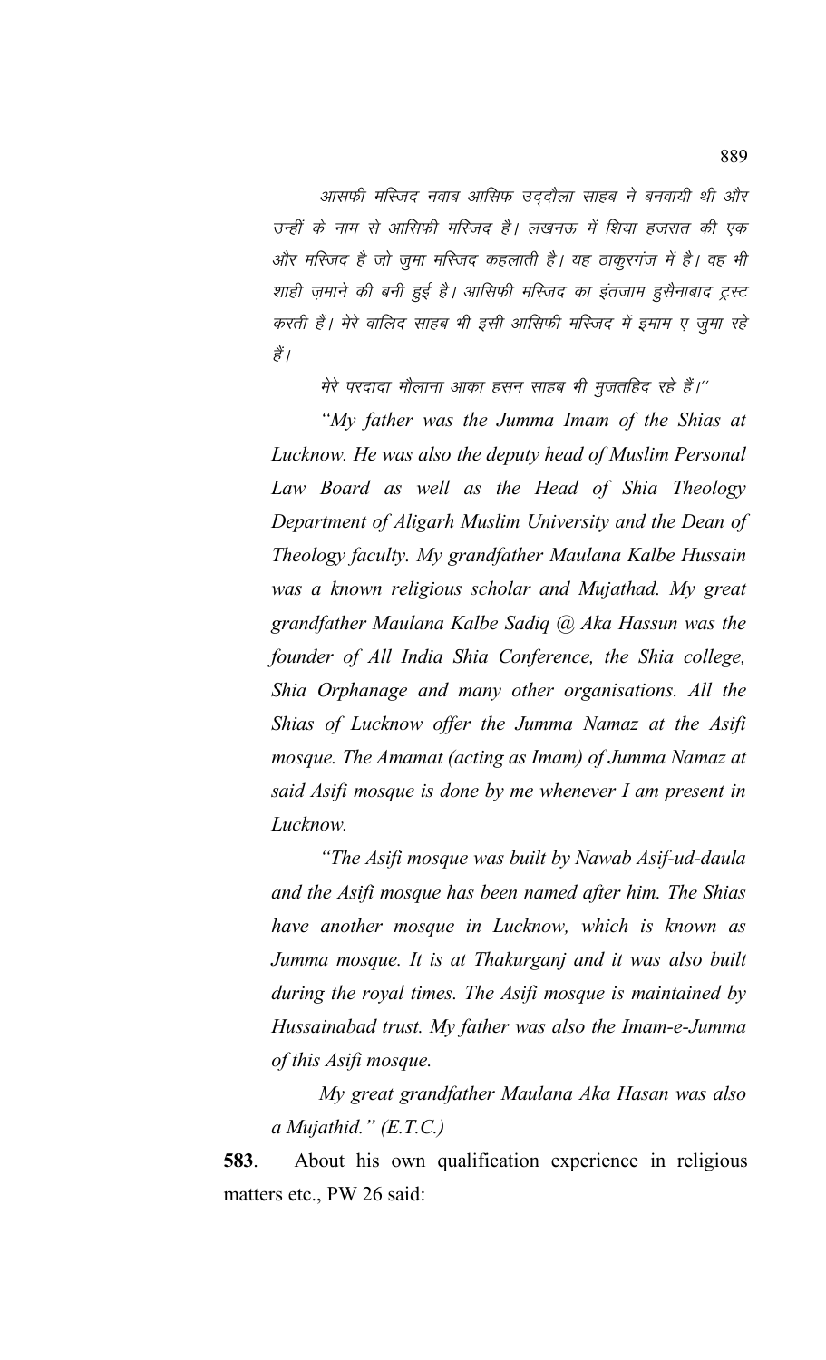*आसफी मस्जिद नवाब आसिफ उद्दौला साहब ने बनवायी थी और उन्हीं के नाम से आसिफी मस्जिद है। लखनऊ में शिया हजरात की एक और मस्जिद है जो जुमा मस्जिद कहलाती है। यह ठाकुरगंज में है। वह भी शाही ज़माने की बनी हुई है। आसिफी मस्जिद का इंतजाम हुसैनाबाद ट्रस्ट करती हैं। मेरे वालिद साहब भी इसी आसिफी मस्जिद में इमाम ए जुमा रहे हैं।*

*मेरे परदादा मौलाना आका हसन साहब भी मुजतहिद रहे हैं।''*

*"My father was the Jumma Imam of the Shias at Lucknow. He was also the deputy head of Muslim Personal Law Board as well as the Head of Shia Theology Department of Aligarh Muslim University and the Dean of Theology faculty. My grandfather Maulana Kalbe Hussain was a known religious scholar and Mujathad. My great grandfather Maulana Kalbe Sadiq @ Aka Hassun was the founder of All India Shia Conference, the Shia college, Shia Orphanage and many other organisations. All the Shias of Lucknow offer the Jumma Namaz at the Asifi mosque. The Amamat (acting as Imam) of Jumma Namaz at said Asifi mosque is done by me whenever I am present in Lucknow.*

*"The Asifi mosque was built by Nawab Asif-ud-daula and the Asifi mosque has been named after him. The Shias have another mosque in Lucknow, which is known as Jumma mosque. It is at Thakurganj and it was also built during the royal times. The Asifi mosque is maintained by Hussainabad trust. My father was also the Imam-e-Jumma of this Asifi mosque.*

*My great grandfather Maulana Aka Hasan was also a Mujathid." (E.T.C.)*

**583**. About his own qualification experience in religious matters etc., PW 26 said: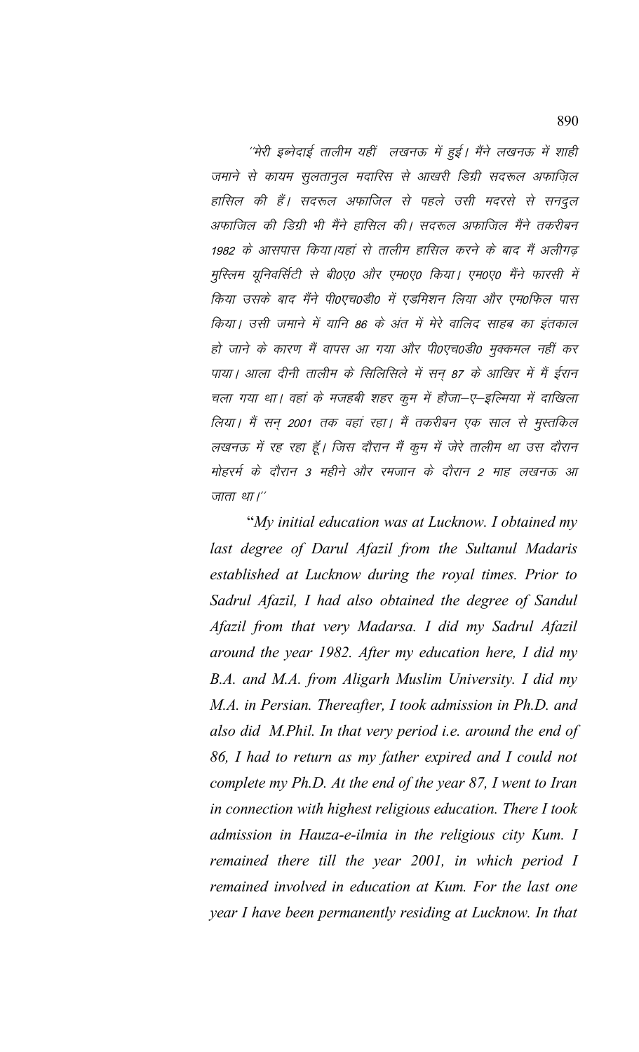''मेरी इब्नेदाई तालीम यहीं लखनऊ में हुई। मैंने लखनऊ में शाही जमाने से कायम सुलतानुल मदारिस से आखरी डिग्री सदरूल अफाज़िल हासिल की हैं। सदरूल अफाजिल से पहले उसी मदरसे से सनदुल अफाजिल की डिग्री भी मैंने हासिल की। सदरूल अफाजिल मैंने तकरीबन 1982 के आसपास किया।यहां से तालीम हासिल करने के बाद मैं अलीगढ़ मुस्लिम यूनिवर्सिटी से बी0ए0 और एम0ए0 किया। एम0ए0 मैंने फारसी में किया उसके बाद मैंने पी0एच0डी0 में एडमिशन लिया और एम0फिल पास किया। उसी जमाने में यानि 86 के अंत में मेरे वालिद साहब का इंतकाल हो जाने के कारण मैं वापस आ गया और पी0एच0डी0 मुक्कमल नहीं कर पाया। आला दीनी तालीम के सिलिसिले में सन् 87 के आखिर में मैं ईरान चला गया था। वहां के मजहबी शहर कुम में हौजा–ए–इल्मिया में दाखिला लिया। मैं सन् 2001 तक वहां रहा। मैं तकरीबन एक साल से मुस्तकिल लखनऊ में रह रहा हूँ। जिस दौरान मैं कुम में जेरे तालीम था उस दौरान मोहरर्म के दौरान 3 महीने और रमजान के दौरान 2 माह लखनऊ आ जाता था।''

"*My initial education was at Lucknow. I obtained my last degree of Darul Afazil from the Sultanul Madaris established at Lucknow during the royal times. Prior to Sadrul Afazil, I had also obtained the degree of Sandul Afazil from that very Madarsa. I did my Sadrul Afazil around the year 1982. After my education here, I did my B.A. and M.A. from Aligarh Muslim University. I did my M.A. in Persian. Thereafter, I took admission in Ph.D. and also did M.Phil. In that very period i.e. around the end of 86, I had to return as my father expired and I could not complete my Ph.D. At the end of the year 87, I went to Iran in connection with highest religious education. There I took admission in Hauza-e-ilmia in the religious city Kum. I remained there till the year 2001, in which period I remained involved in education at Kum. For the last one year I have been permanently residing at Lucknow. In that*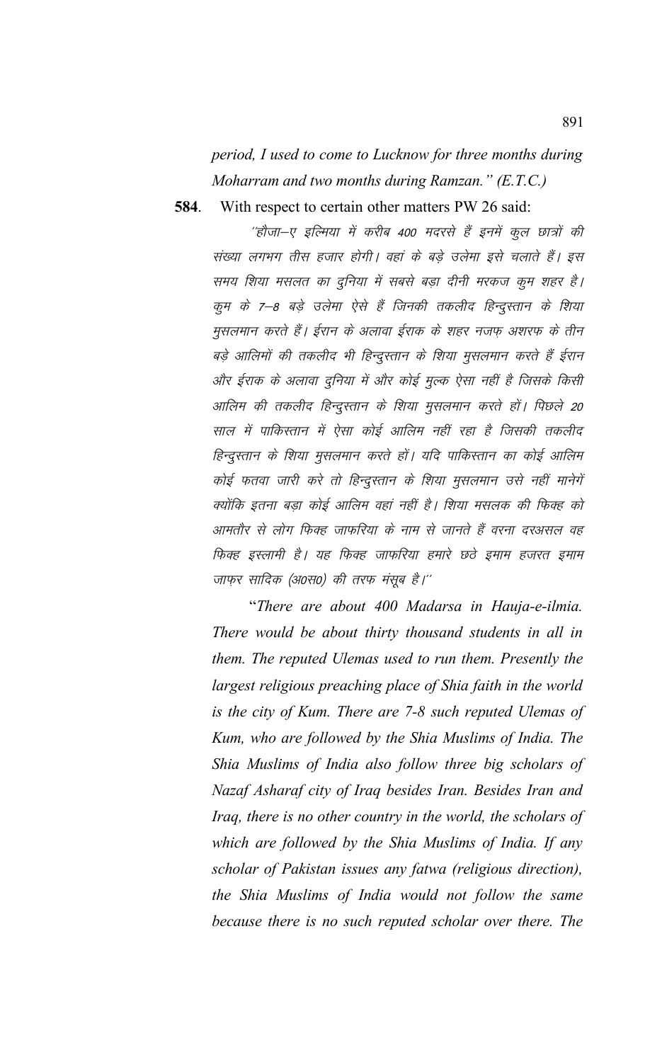*period, I used to come to Lucknow for three months during Moharram and two months during Ramzan." (E.T.C.)*

**584**. With respect to certain other matters PW 26 said:

*''हौजा–ए इल्मिया में करीब 400 मदरसे हैं इनमें कुल छात्रों की संख्या लगभग तीस हजार होगी। वहां के बड़े उलेमा इसे चलाते हैं। इस समय शिया मसलत का दुनिया में सबसे बड़ा दीनी मरकज कुम शहर है। कुम के 7–8 बड़े उलेमा ऐसे हैं जिनकी तकलीद हिन्दुस्तान के शिया मुसलमान करते हैं। ईरान के अलावा ईराक के शहर नजफ़ अशरफ के तीन बड़े आलिमों की तकलीद भी हिन्दुस्तान के शिया मुसलमान करते हैं ईरान और ईराक के अलावा दुनिया में और कोई मुल्क ऐसा नहीं है जिसके किसी आलिम की तकलीद हिन्दुस्तान के शिया मुसलमान करते हों। पिछले 20 साल में पाकिस्तान में ऐसा कोई आलिम नहीं रहा है जिसकी तकलीद हिन्दुस्तान के शिया मुसलमान करते हों। यदि पाकिस्तान का कोई आलिम कोई फतवा जारी करे तो हिन्दुस्तान के शिया मुसलमान उसे नहीं मानेगें क्योंकि इतना बड़ा कोई आलिम वहां नहीं है। शिया मसलक की फिक्ह को आमतौर से लोग फिक्ह जाफरिया के नाम से जानते हैं वरना दरअसल वह फिक्ह इस्लामी है। यह फिक्ह जाफरिया हमारे छठे इमाम हजरत इमाम जाफ़र सादिक (अ0स0) की तरफ मंसूब है।''*

"*There are about 400 Madarsa in Hauja-e-ilmia. There would be about thirty thousand students in all in them. The reputed Ulemas used to run them. Presently the largest religious preaching place of Shia faith in the world is the city of Kum. There are 7-8 such reputed Ulemas of Kum, who are followed by the Shia Muslims of India. The Shia Muslims of India also follow three big scholars of Nazaf Asharaf city of Iraq besides Iran. Besides Iran and Iraq, there is no other country in the world, the scholars of which are followed by the Shia Muslims of India. If any scholar of Pakistan issues any fatwa (religious direction), the Shia Muslims of India would not follow the same because there is no such reputed scholar over there. The*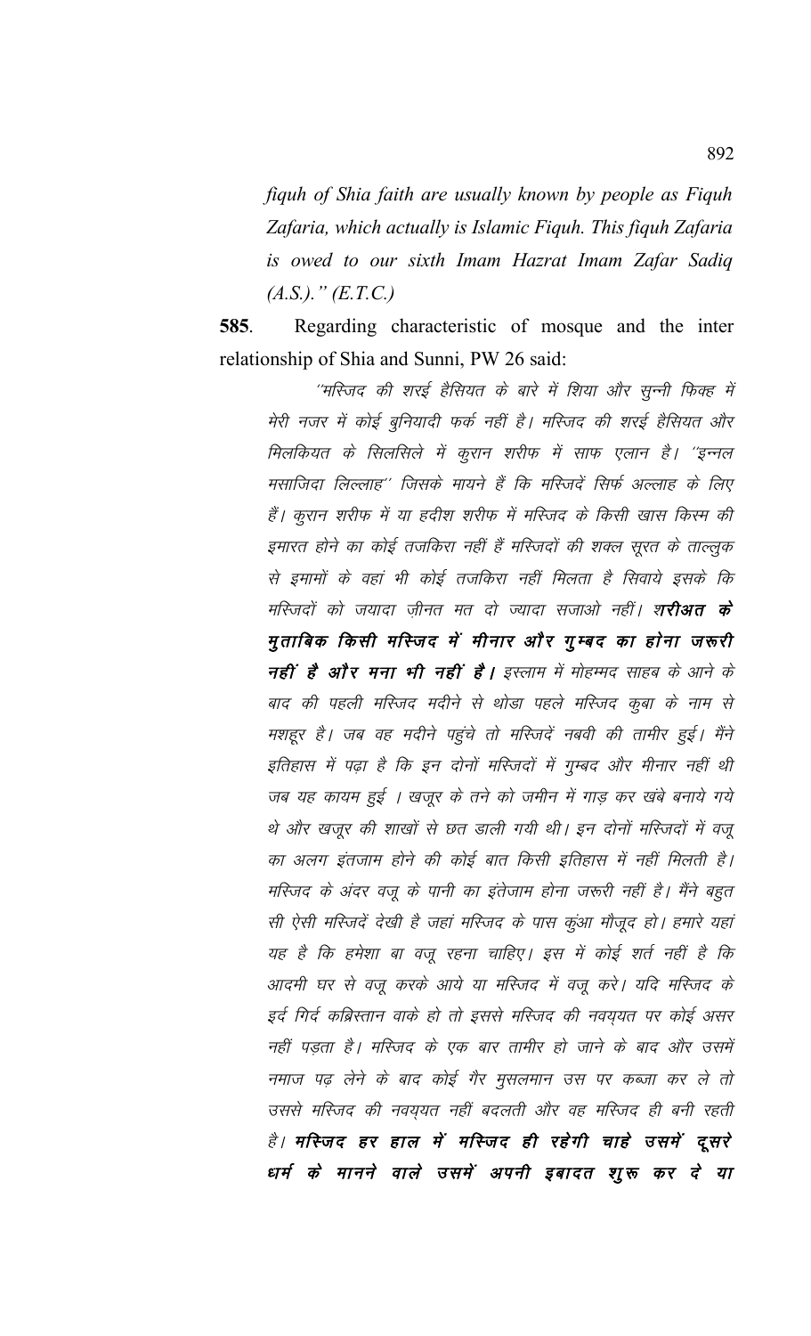*fiquh of Shia faith are usually known by people as Fiquh Zafaria, which actually is Islamic Fiquh. This fiquh Zafaria is owed to our sixth Imam Hazrat Imam Zafar Sadiq (A.S.)." (E.T.C.)*

**585**. Regarding characteristic of mosque and the inter relationship of Shia and Sunni, PW 26 said:

*"मस्जिद की शरई हैसियत के बारे में शिया और सुन्नी फिक्ह में मेरी नजर में कोई बुनियादी फर्क नहीं है। मस्जिद की शरई हैसियत और मिलकियत के सिलसिले में कुरान शरीफ में साफ एलान है। "इन्नल मसाजिदा लिल्लाह" जिसके मायने हैं कि मस्जिदें सिर्फ अल्लाह के लिए हैं। कुरान शरीफ में या हदीश शरीफ में मस्जिद के किसी खास किस्म की इमारत होने का कोई तजकिरा नहीं हैं मस्जिदों की शक्ल सूरत के ताल्लुक से इमामों के वहां भी कोई तजकिरा नहीं मिलता है सिवाये इसके कि मस्जिदों को जयादा ज़ीनत मत दो ज्यादा सजाओ नहीं। **शरीअत के मुताबिक किसी मस्जिद में मीनार और गुम्बद का होना जरूरी नहीं है और मना भी नहीं है।** इस्लाम में मोहम्मद साहब के आने के बाद की पहली मस्जिद मदीने से थोडा पहले मस्जिद कुबा के नाम से मशहूर है। जब वह मदीने पहुंचे तो मस्जिदें नबवी की तामीर हुई। मैंने इतिहास में पढ़ा है कि इन दोनों मस्जिदों में गुम्बद और मीनार नहीं थी जब यह कायम हुई । खजूर के तने को जमीन में गाड़ कर खंबे बनाये गये थे और खजूर की शाखों से छत डाली गयी थी। इन दोनों मस्जिदों में वजू का अलग इंतजाम होने की कोई बात किसी इतिहास में नहीं मिलती है। मस्जिद के अंदर वजू के पानी का इंतेजाम होना जरूरी नहीं है। मैंने बहुत सी ऐसी मस्जिदें देखी है जहां मस्जिद के पास कुंआ मौजूद हो। हमारे यहां यह है कि हमेशा बा वजू रहना चाहिए। इस में कोई शर्त नहीं है कि आदमी घर से वजू करके आये या मस्जिद में वजू करे। यदि मस्जिद के इर्द गिर्द कब्रिस्तान वाके हो तो इससे मस्जिद की नवयुयत पर कोई असर नहीं पड़ता है। मस्जिद के एक बार तामीर हो जाने के बाद और उसमें नमाज पढ़ लेने के बाद कोई गैर मुसलमान उस पर कब्जा कर ले तो उससे मस्जिद की नवयुयत नहीं बदलती और वह मस्जिद ही बनी रहती है। **मस्जिद हर हाल में मस्जिद ही रहेगी चाहे उसमें दूसरे धर्म के मानने वाले उसमें अपनी इबादत शुरू कर दे या***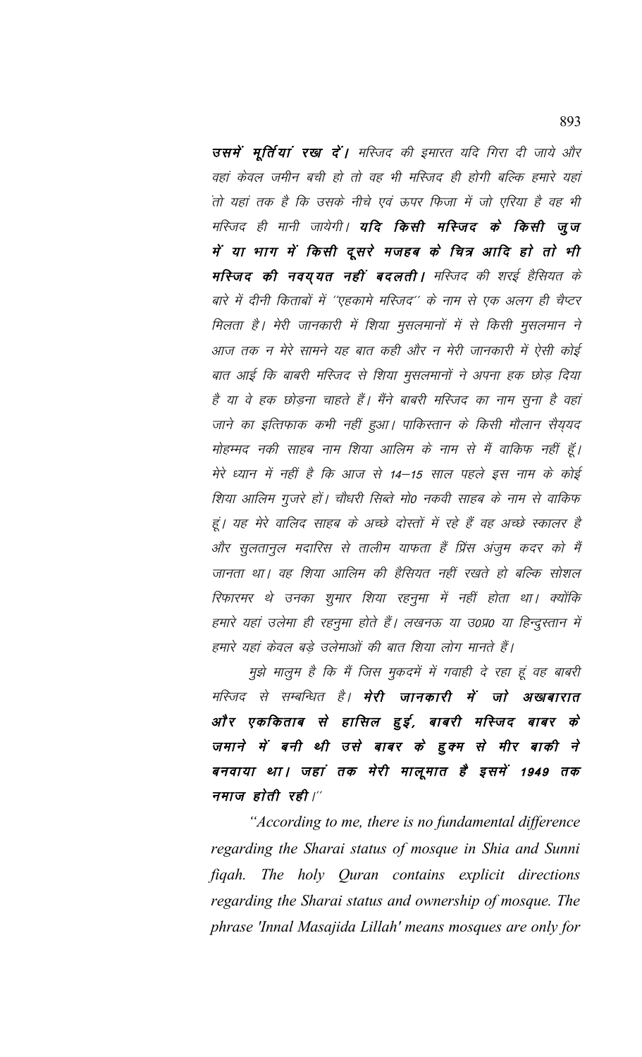***उसमें मूर्तियां रख दें।*** *मस्जिद की इमारत यदि गिरा दी जाये और वहां केवल जमीन बची हो तो वह भी मस्जिद ही होगी बल्कि हमारे यहां तो यहां तक है कि उसके नीचे एवं ऊपर फिजा में जो एरिया है वह भी मस्जिद ही मानी जायेगी।* ***यदि किसी मस्जिद के किसी जुज में या भाग में किसी दूसरे मजहब के चित्र आदि हो तो भी मस्जिद की नवय्यत नहीं बदलती।*** *मस्जिद की शरई हैसियत के बारे में दीनी किताबों में ''एहकामे मस्जिद'' के नाम से एक अलग ही चैप्टर मिलता है। मेरी जानकारी में शिया मुसलमानों में से किसी मुसलमान ने आज तक न मेरे सामने यह बात कही और न मेरी जानकारी में ऐसी कोई बात आई कि बाबरी मस्जिद से शिया मुसलमानों ने अपना हक छोड़ दिया है या वे हक छोड़ना चाहते हैं। मैंने बाबरी मस्जिद का नाम सुना है वहां जाने का इत्तिफाक कभी नहीं हुआ। पाकिस्तान के किसी मौलान सैय्यद मोहम्मद नकी साहब नाम शिया आलिम के नाम से मैं वाकिफ नहीं हूँ। मेरे ध्यान में नहीं है कि आज से 14–15 साल पहले इस नाम के कोई शिया आलिम गुजरे हों। चौधरी सिब्ते मो0 नकवी साहब के नाम से वाकिफ हूं। यह मेरे वालिद साहब के अच्छे दोस्तों में रहे हैं वह अच्छे स्कालर है और सुलतानुल मदारिस से तालीम याफता हैं प्रिंस अंजुम कदर को मैं जानता था। वह शिया आलिम की हैसियत नहीं रखते हो बल्कि सोशल रिफारमर थे उनका शुमार शिया रहनुमा में नहीं होता था। क्योंकि हमारे यहां उलेमा ही रहनुमा होते हैं। लखनऊ या उ0प्र0 या हिन्दुस्तान में हमारे यहां केवल बड़े उलेमाओं की बात शिया लोग मानते हैं।*

*मुझे मालुम है कि मैं जिस मुकदमें में गवाही दे रहा हूं वह बाबरी मस्जिद से सम्बन्धित है।* ***मेरी जानकारी में जो अखबारात और एककिताब से हासिल हुई, बाबरी मस्जिद बाबर के जमाने में बनी थी उसे बाबर के हुक्म से मीर बाकी ने बनवाया था। जहां तक मेरी मालूमात है इसमें 1949 तक नमाज होती रही।''***

*"According to me, there is no fundamental difference regarding the Sharai status of mosque in Shia and Sunni fiqah. The holy Quran contains explicit directions regarding the Sharai status and ownership of mosque. The phrase 'Innal Masajida Lillah' means mosques are only for*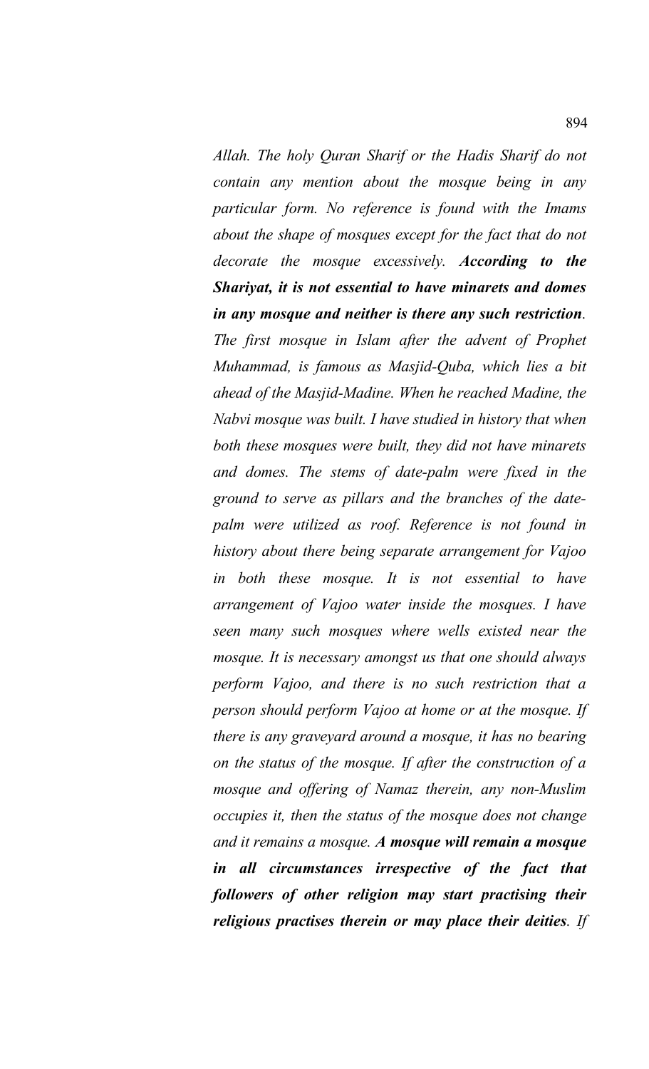*Allah. The holy Quran Sharif or the Hadis Sharif do not contain any mention about the mosque being in any particular form. No reference is found with the Imams about the shape of mosques except for the fact that do not decorate the mosque excessively.* ***According to the Shariyat, it is not essential to have minarets and domes in any mosque and neither is there any such restriction****. The first mosque in Islam after the advent of Prophet Muhammad, is famous as Masjid-Quba, which lies a bit ahead of the Masjid-Madine. When he reached Madine, the Nabvi mosque was built. I have studied in history that when both these mosques were built, they did not have minarets and domes. The stems of date-palm were fixed in the ground to serve as pillars and the branches of the date-palm were utilized as roof. Reference is not found in history about there being separate arrangement for Vajoo in both these mosque. It is not essential to have arrangement of Vajoo water inside the mosques. I have seen many such mosques where wells existed near the mosque. It is necessary amongst us that one should always perform Vajoo, and there is no such restriction that a person should perform Vajoo at home or at the mosque. If there is any graveyard around a mosque, it has no bearing on the status of the mosque. If after the construction of a mosque and offering of Namaz therein, any non-Muslim occupies it, then the status of the mosque does not change and it remains a mosque.* ***A mosque will remain a mosque in all circumstances irrespective of the fact that followers of other religion may start practising their religious practises therein or may place their deities****. If*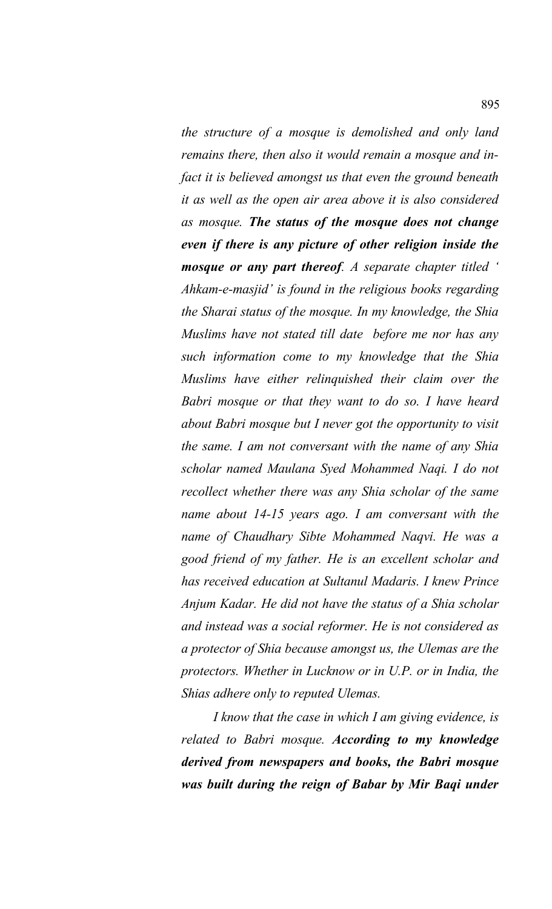*the structure of a mosque is demolished and only land remains there, then also it would remain a mosque and in-fact it is believed amongst us that even the ground beneath it as well as the open air area above it is also considered as mosque.* ***The status of the mosque does not change even if there is any picture of other religion inside the mosque or any part thereof****. A separate chapter titled ' Ahkam-e-masjid' is found in the religious books regarding the Sharai status of the mosque. In my knowledge, the Shia Muslims have not stated till date before me nor has any such information come to my knowledge that the Shia Muslims have either relinquished their claim over the Babri mosque or that they want to do so. I have heard about Babri mosque but I never got the opportunity to visit the same. I am not conversant with the name of any Shia scholar named Maulana Syed Mohammed Naqi. I do not recollect whether there was any Shia scholar of the same name about 14-15 years ago. I am conversant with the name of Chaudhary Sibte Mohammed Naqvi. He was a good friend of my father. He is an excellent scholar and has received education at Sultanul Madaris. I knew Prince Anjum Kadar. He did not have the status of a Shia scholar and instead was a social reformer. He is not considered as a protector of Shia because amongst us, the Ulemas are the protectors. Whether in Lucknow or in U.P. or in India, the Shias adhere only to reputed Ulemas.*

*I know that the case in which I am giving evidence, is related to Babri mosque.* ***According to my knowledge derived from newspapers and books, the Babri mosque was built during the reign of Babar by Mir Baqi under***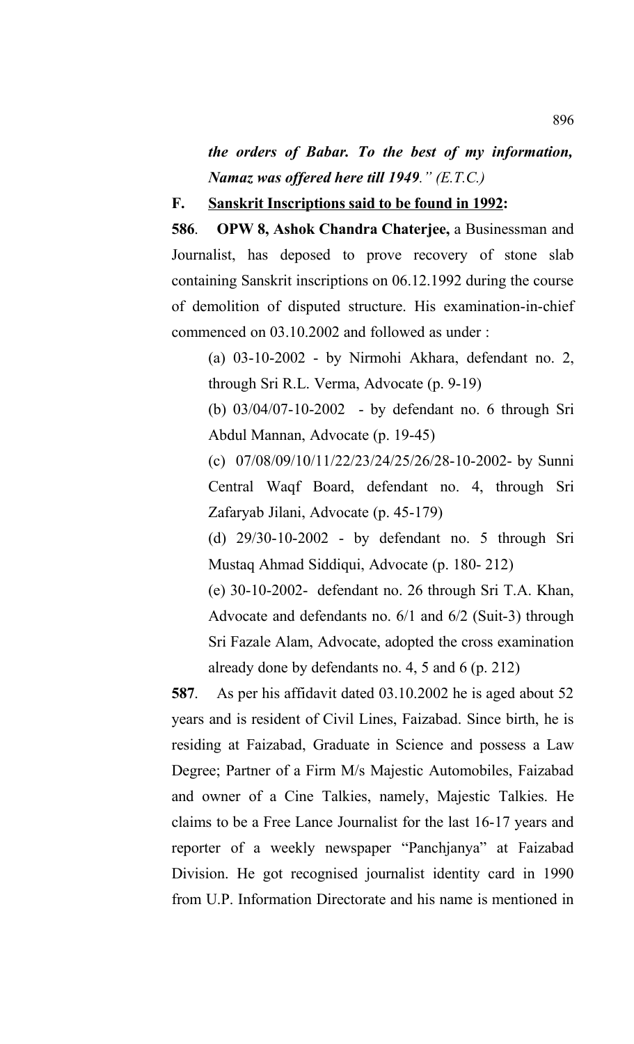*the orders of Babar. To the best of my information, Namaz was offered here till 1949." (E.T.C.)*

**F. <u>Sanskrit Inscriptions said to be found in 1992</u>:**

**586**. **OPW 8, Ashok Chandra Chaterjee,** a Businessman and Journalist, has deposed to prove recovery of stone slab containing Sanskrit inscriptions on 06.12.1992 during the course of demolition of disputed structure. His examination-in-chief commenced on 03.10.2002 and followed as under :

(a) 03-10-2002 - by Nirmohi Akhara, defendant no. 2, through Sri R.L. Verma, Advocate (p. 9-19)

(b) 03/04/07-10-2002 - by defendant no. 6 through Sri Abdul Mannan, Advocate (p. 19-45)

(c) 07/08/09/10/11/22/23/24/25/26/28-10-2002- by Sunni Central Waqf Board, defendant no. 4, through Sri Zafaryab Jilani, Advocate (p. 45-179)

(d) 29/30-10-2002 - by defendant no. 5 through Sri Mustaq Ahmad Siddiqui, Advocate (p. 180- 212)

(e) 30-10-2002- defendant no. 26 through Sri T.A. Khan, Advocate and defendants no. 6/1 and 6/2 (Suit-3) through Sri Fazale Alam, Advocate, adopted the cross examination already done by defendants no. 4, 5 and 6 (p. 212)

**587**. As per his affidavit dated 03.10.2002 he is aged about 52 years and is resident of Civil Lines, Faizabad. Since birth, he is residing at Faizabad, Graduate in Science and possess a Law Degree; Partner of a Firm M/s Majestic Automobiles, Faizabad and owner of a Cine Talkies, namely, Majestic Talkies. He claims to be a Free Lance Journalist for the last 16-17 years and reporter of a weekly newspaper "Panchjanya" at Faizabad Division. He got recognised journalist identity card in 1990 from U.P. Information Directorate and his name is mentioned in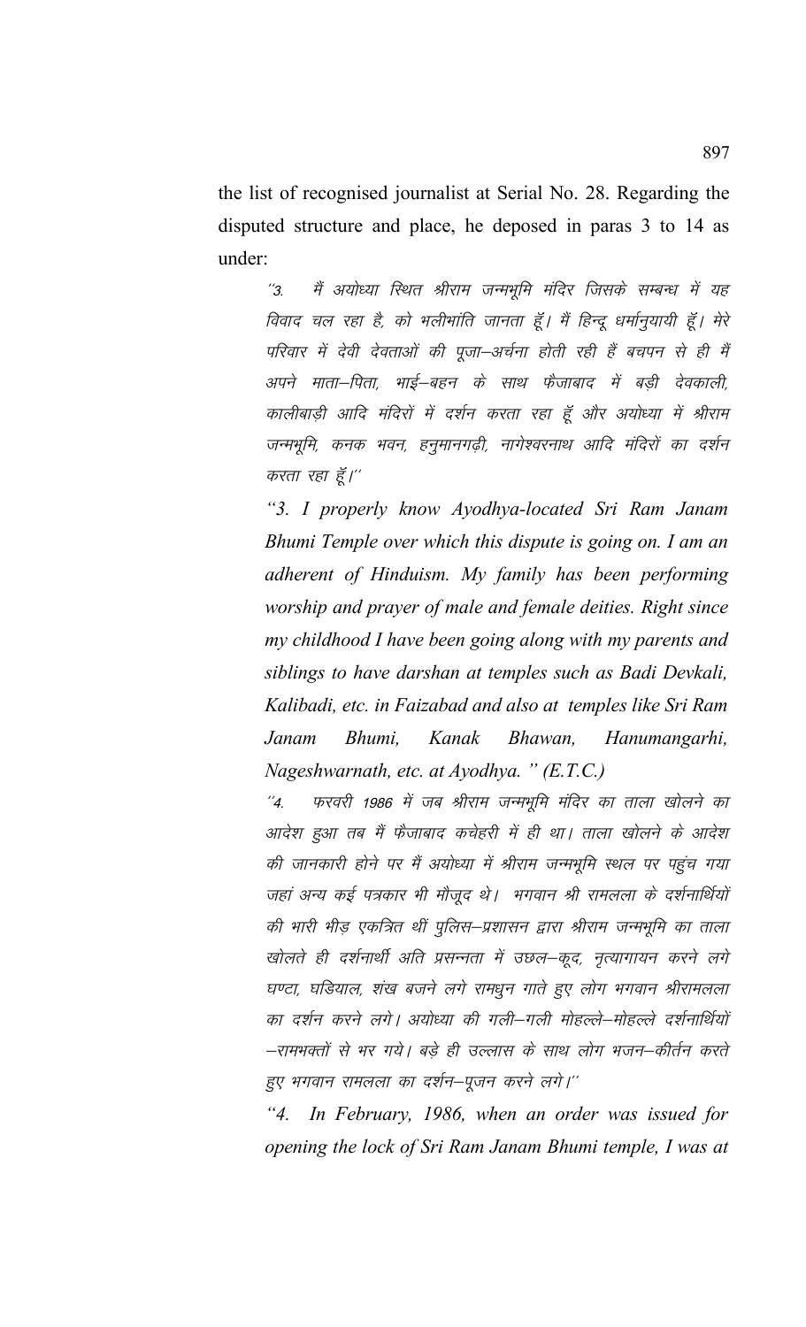the list of recognised journalist at Serial No. 28. Regarding the disputed structure and place, he deposed in paras 3 to 14 as under:

> ''3. मैं अयोध्या स्थित श्रीराम जन्मभूमि मंदिर जिसके सम्बन्ध में यह विवाद चल रहा है, को भलीभांति जानता हूँ। मैं हिन्दू धर्मानुयायी हूँ। मेरे परिवार में देवी देवताओं की पूजा–अर्चना होती रही हैं बचपन से ही मैं अपने माता–पिता, भाई–बहन के साथ फैजाबाद में बड़ी देवकाली, कालीबाड़ी आदि मंदिरों में दर्शन करता रहा हूँ और अयोध्या में श्रीराम जन्मभूमि, कनक भवन, हनुमानगढ़ी, नागेश्वरनाथ आदि मंदिरों का दर्शन करता रहा हूँ।''
>
> *"3. I properly know Ayodhya-located Sri Ram Janam Bhumi Temple over which this dispute is going on. I am an adherent of Hinduism. My family has been performing worship and prayer of male and female deities. Right since my childhood I have been going along with my parents and siblings to have darshan at temples such as Badi Devkali, Kalibadi, etc. in Faizabad and also at temples like Sri Ram Janam Bhumi, Kanak Bhawan, Hanumangarhi, Nageshwarnath, etc. at Ayodhya. " (E.T.C.)*
>
> ''4. फरवरी 1986 में जब श्रीराम जन्मभूमि मंदिर का ताला खोलने का आदेश हुआ तब मैं फैजाबाद कचेहरी में ही था। ताला खोलने के आदेश की जानकारी होने पर मैं अयोध्या में श्रीराम जन्मभूमि स्थल पर पहुंच गया जहां अन्य कई पत्रकार भी मौजूद थे। भगवान श्री रामलला के दर्शनार्थियों की भारी भीड़ एकत्रित थीं पुलिस–प्रशासन द्वारा श्रीराम जन्मभूमि का ताला खोलते ही दर्शनार्थी अति प्रसन्नता में उछल–कूद, नृत्यागायन करने लगे घण्टा, घड़ियाल, शंख बजने लगे रामधुन गाते हुए लोग भगवान श्रीरामलला का दर्शन करने लगे। अयोध्या की गली–गली मोहल्ले–मोहल्ले दर्शनार्थियों –रामभक्तों से भर गये। बड़े ही उल्लास के साथ लोग भजन–कीर्तन करते हुए भगवान रामलला का दर्शन–पूजन करने लगे।''
>
> *"4. In February, 1986, when an order was issued for opening the lock of Sri Ram Janam Bhumi temple, I was at*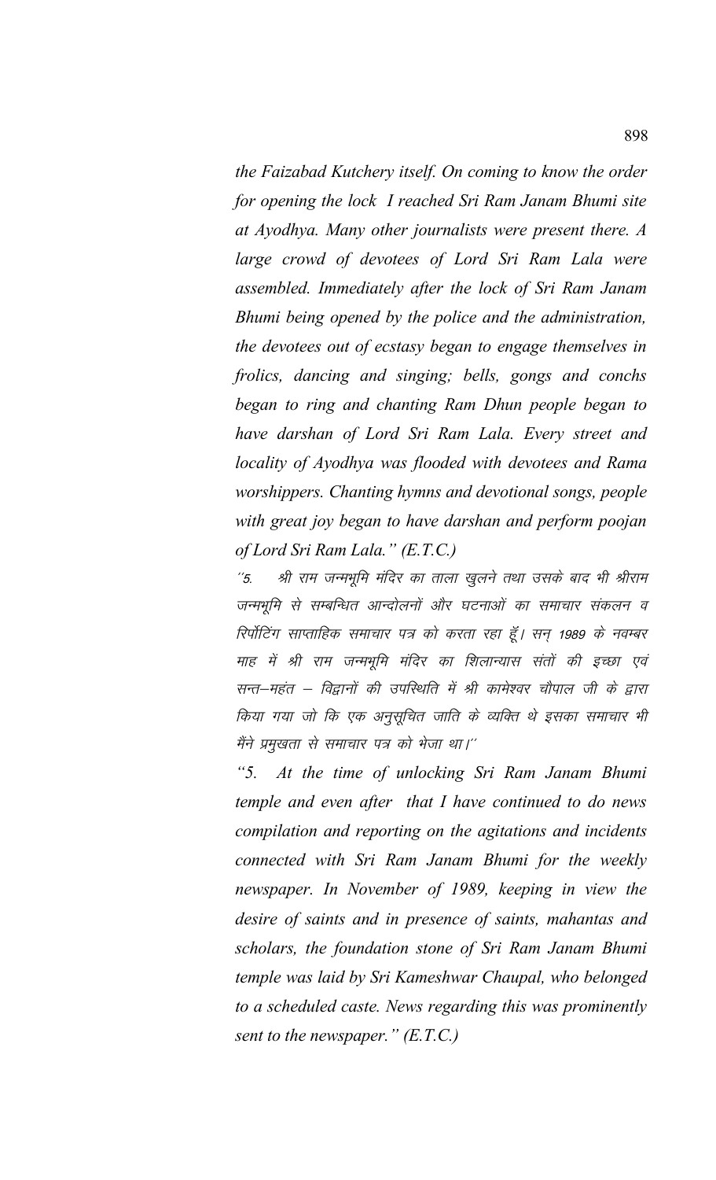*the Faizabad Kutchery itself. On coming to know the order for opening the lock I reached Sri Ram Janam Bhumi site at Ayodhya. Many other journalists were present there. A large crowd of devotees of Lord Sri Ram Lala were assembled. Immediately after the lock of Sri Ram Janam Bhumi being opened by the police and the administration, the devotees out of ecstasy began to engage themselves in frolics, dancing and singing; bells, gongs and conchs began to ring and chanting Ram Dhun people began to have darshan of Lord Sri Ram Lala. Every street and locality of Ayodhya was flooded with devotees and Rama worshippers. Chanting hymns and devotional songs, people with great joy began to have darshan and perform poojan of Lord Sri Ram Lala." (E.T.C.)*

*"5. श्री राम जन्मभूमि मंदिर का ताला खुलने तथा उसके बाद भी श्रीराम जन्मभूमि से सम्बन्धित आन्दोलनों और घटनाओं का समाचार संकलन व रिर्पोटिंग साप्ताहिक समाचार पत्र को करता रहा हूँ। सन् 1989 के नवम्बर माह में श्री राम जन्मभूमि मंदिर का शिलान्यास संतों की इच्छा एवं सन्त–महंत – विद्वानों की उपस्थिति में श्री कामेश्वर चौपाल जी के द्वारा किया गया जो कि एक अनुसूचित जाति के व्यक्ति थे इसका समाचार भी मैंने प्रमुखता से समाचार पत्र को भेजा था।"*

*"5. At the time of unlocking Sri Ram Janam Bhumi temple and even after that I have continued to do news compilation and reporting on the agitations and incidents connected with Sri Ram Janam Bhumi for the weekly newspaper. In November of 1989, keeping in view the desire of saints and in presence of saints, mahantas and scholars, the foundation stone of Sri Ram Janam Bhumi temple was laid by Sri Kameshwar Chaupal, who belonged to a scheduled caste. News regarding this was prominently sent to the newspaper." (E.T.C.)*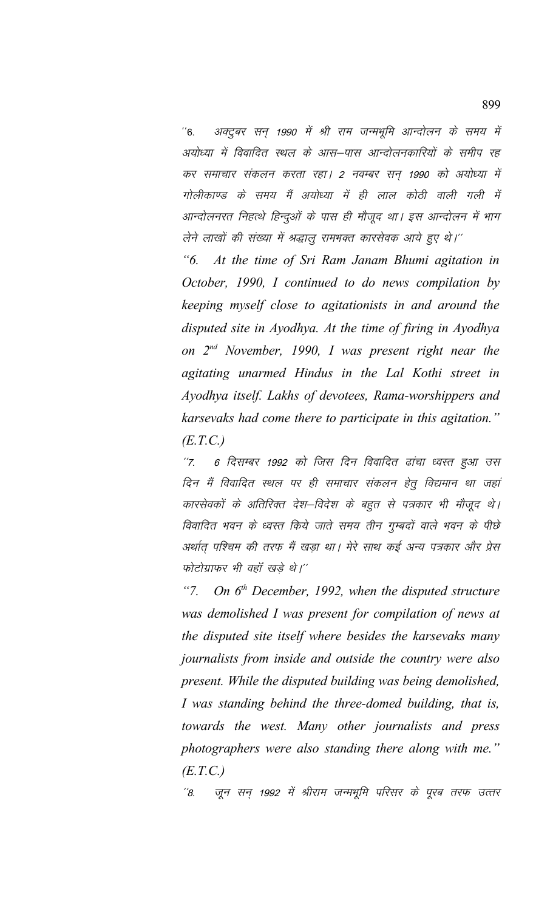''6. अक्टुबर सन् 1990 में श्री राम जन्मभूमि आन्दोलन के समय में अयोध्या में विवादित स्थल के आस–पास आन्दोलनकारियों के समीप रह कर समाचार संकलन करता रहा। 2 नवम्बर सन् 1990 को अयोध्या में गोलीकाण्ड के समय मैं अयोध्या में ही लाल कोठी वाली गली में आन्दोलनरत निहत्थे हिन्दुओं के पास ही मौजूद था। इस आन्दोलन में भाग लेने लाखों की संख्या में श्रद्धालु रामभक्त कारसेवक आये हुए थे।''

*"6. At the time of Sri Ram Janam Bhumi agitation in October, 1990, I continued to do news compilation by keeping myself close to agitationists in and around the disputed site in Ayodhya. At the time of firing in Ayodhya on 2nd November, 1990, I was present right near the agitating unarmed Hindus in the Lal Kothi street in Ayodhya itself. Lakhs of devotees, Rama-worshippers and karsevaks had come there to participate in this agitation." (E.T.C.)*

''7. 6 दिसम्बर 1992 को जिस दिन विवादित ढांचा ध्वस्त हुआ उस दिन मैं विवादित स्थल पर ही समाचार संकलन हेतु विद्यमान था जहां कारसेवकों के अतिरिक्त देश–विदेश के बहुत से पत्रकार भी मौजूद थे। विवादित भवन के ध्वस्त किये जाते समय तीन गुम्बदों वाले भवन के पीछे अर्थात् पश्चिम की तरफ मैं खड़ा था। मेरे साथ कई अन्य पत्रकार और प्रेस फोटोग्राफर भी वहॉ खड़े थे।''

*"7. On 6th December, 1992, when the disputed structure was demolished I was present for compilation of news at the disputed site itself where besides the karsevaks many journalists from inside and outside the country were also present. While the disputed building was being demolished, I was standing behind the three-domed building, that is, towards the west. Many other journalists and press photographers were also standing there along with me." (E.T.C.)*

''8. जून सन् 1992 में श्रीराम जन्मभूमि परिसर के पूरब तरफ उत्तर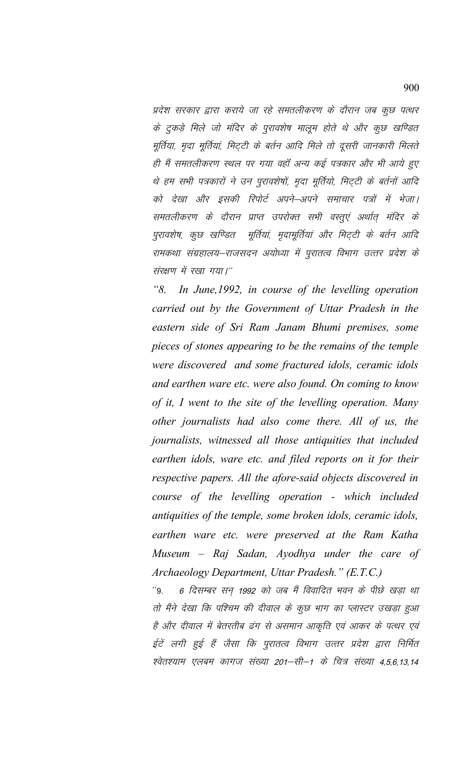प्रदेश सरकार द्वारा कराये जा रहे समतलीकरण के दौरान जब कुछ पत्थर के टुकड़े मिले जो मंदिर के पुरावशेष मालूम होते थे और कुछ खण्डित मूर्तियां, मृदा मूर्तियां, मिट्टी के बर्तन आदि मिले तो दूसरी जानकारी मिलते ही मैं समतलीकरण स्थल पर गया वहाँ अन्य कई पत्रकार और भी आये हुए थे हम सभी पत्रकारों ने उन पुरावशेषों, मृदा मूर्तियो, मिट्टी के बर्तनों आदि को देखा और इसकी रिपोर्ट अपने–अपने समाचार पत्रों में भेजा। समतलीकरण के दौरान प्राप्त उपरोक्त सभी वस्तुएं अर्थात् मंदिर के पुरावशेष, कुछ खण्डित मूर्तियां, मृदामूर्तियां और मिट्टी के बर्तन आदि रामकथा संग्रहालय–राजसदन अयोध्या में पुरातत्व विभाग उत्तर प्रदेश के संरक्षण में रखा गया।''

*"8. In June,1992, in course of the levelling operation carried out by the Government of Uttar Pradesh in the eastern side of Sri Ram Janam Bhumi premises, some pieces of stones appearing to be the remains of the temple were discovered and some fractured idols, ceramic idols and earthen ware etc. were also found. On coming to know of it, I went to the site of the levelling operation. Many other journalists had also come there. All of us, the journalists, witnessed all those antiquities that included earthen idols, ware etc. and filed reports on it for their respective papers. All the afore-said objects discovered in course of the levelling operation - which included antiquities of the temple, some broken idols, ceramic idols, earthen ware etc. were preserved at the Ram Katha Museum – Raj Sadan, Ayodhya under the care of Archaeology Department, Uttar Pradesh." (E.T.C.)*

''9. 6 दिसम्बर सन् 1992 को जब मैं विवादित भवन के पीछे खड़ा था तो मैंने देखा कि पश्चिम की दीवाल के कुछ भाग का प्लास्टर उखड़ा हुआ है और दीवाल में बेतरतीब ढंग से असमान आकृति एवं आकर के पत्थर एवं ईटें लगी हुई हैं जैसा कि पुरातत्व विभाग उत्तर प्रदेश द्वारा निर्मित श्वेतश्याम एलबम कागज संख्या 201–सी–1 के चित्र संख्या 4,5,6,13,14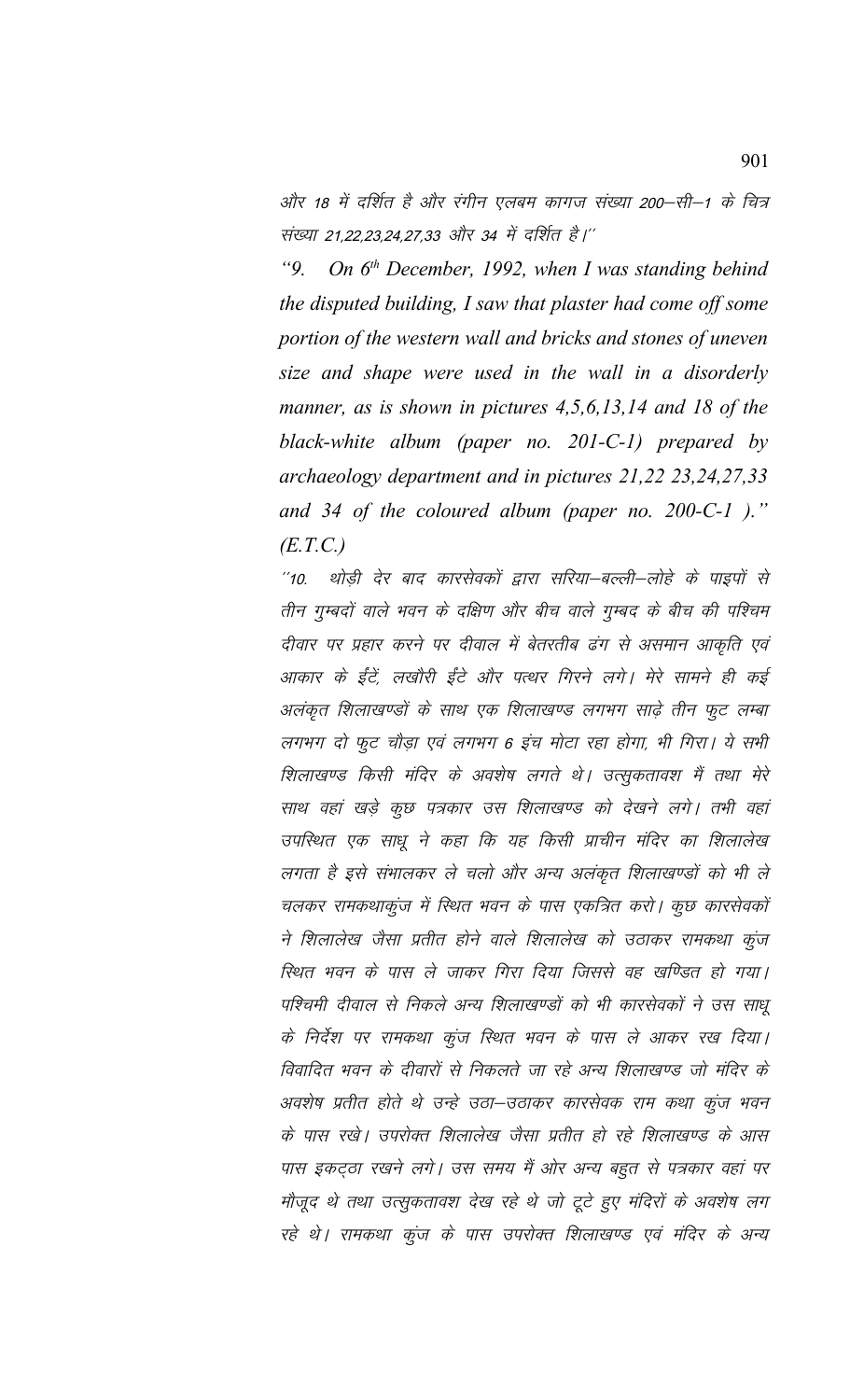*और 18 में दर्शित है और रंगीन एलबम कागज संख्या 200–सी–1 के चित्र संख्या 21,22,23,24,27,33 और 34 में दर्शित है।''*

*"9. On 6th December, 1992, when I was standing behind the disputed building, I saw that plaster had come off some portion of the western wall and bricks and stones of uneven size and shape were used in the wall in a disorderly manner, as is shown in pictures 4,5,6,13,14 and 18 of the black-white album (paper no. 201-C-1) prepared by archaeology department and in pictures 21,22 23,24,27,33 and 34 of the coloured album (paper no. 200-C-1 )." (E.T.C.)*

*''10. थोड़ी देर बाद कारसेवकों द्वारा सरिया–बल्ली–लोहे के पाइपों से तीन गुम्बदों वाले भवन के दक्षिण और बीच वाले गुम्बद के बीच की पश्चिम दीवाल पर प्रहार करने पर दीवाल में बेतरतीब ढंग से असमान आकृति एवं आकार के ईंटें, लखौरी ईंटे और पत्थर गिरने लगे। मेरे सामने ही कई अलंकृत शिलाखण्डों के साथ एक शिलाखण्ड लगभग साढ़े तीन फुट लम्बा लगभग दो फुट चौड़ा एवं लगभग 6 इंच मोटा रहा होगा, भी गिरा। ये सभी शिलाखण्ड किसी मंदिर के अवशेष लगते थे। उत्सुकतावश मैं तथा मेरे साथ वहां खड़े कुछ पत्रकार उस शिलाखण्ड को देखने लगे। तभी वहां उपस्थित एक साधू ने कहा कि यह किसी प्राचीन मंदिर का शिलालेख लगता है इसे संभालकर ले चलो और अन्य अलंकृत शिलाखण्डों को भी ले चलकर रामकथाकुंज में स्थित भवन के पास एकत्रित करो। कुछ कारसेवकों ने शिलालेख जैसा प्रतीत होने वाले शिलालेख को उठाकर रामकथा कुंज स्थित भवन के पास ले जाकर गिरा दिया जिससे वह खण्डित हो गया। पश्चिमी दीवाल से निकले अन्य शिलाखण्डों को भी कारसेवकों ने उस साधू के निर्देश पर रामकथा कुंज स्थित भवन के पास ले आकर रख दिया। विवादित भवन के दीवारों से निकलते जा रहे अन्य शिलाखण्ड जो मंदिर के अवशेष प्रतीत होते थे उन्हे उठा–उठाकर कारसेवक राम कथा कुंज भवन के पास रखे। उपरोक्त शिलालेख जैसा प्रतीत हो रहे शिलाखण्ड के आस पास इकट्ठा रखने लगे। उस समय मैं ओर अन्य बहुत से पत्रकार वहां पर मौजूद थे तथा उत्सुकतावश देख रहे थे जो टूटे हुए मंदिरों के अवशेष लग रहे थे। रामकथा कुंज के पास उपरोक्त शिलाखण्ड एवं मंदिर के अन्य*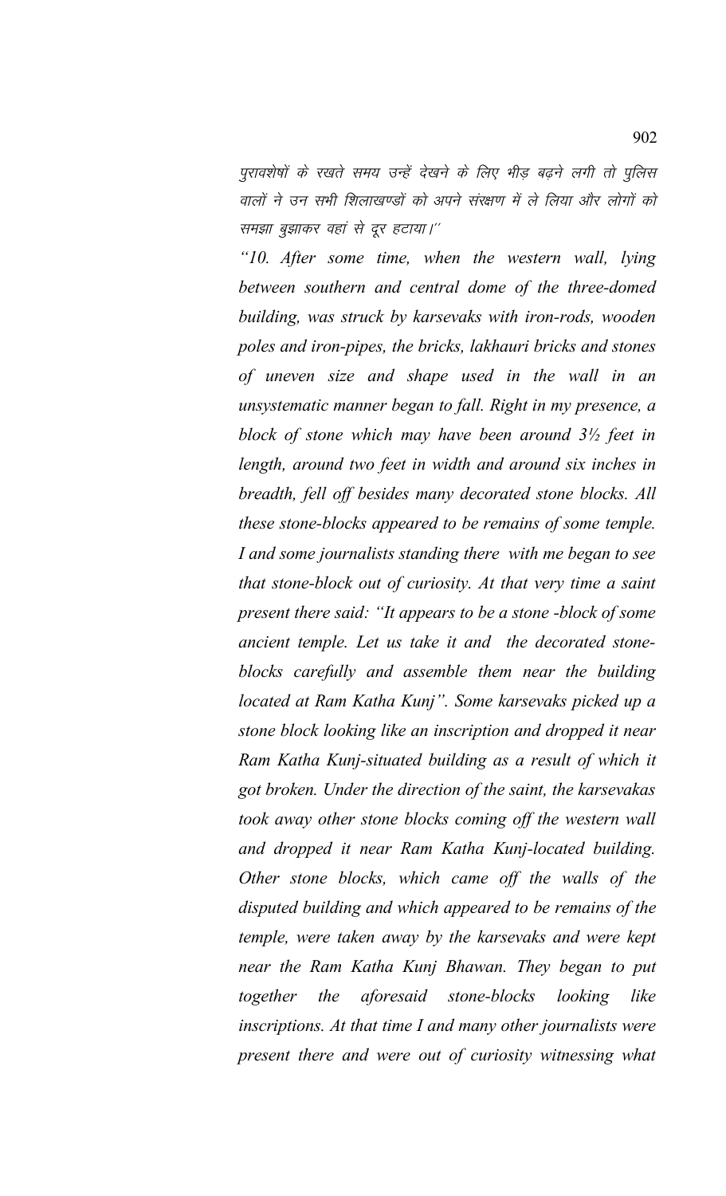*पुरावशेषों के रखते समय उन्हें देखने के लिए भीड़ बढ़ने लगी तो पुलिस वालों ने उन सभी शिलाखण्डों को अपने संरक्षण में ले लिया और लोगों को समझा बुझाकर वहां से दूर हटाया।''*

*"10. After some time, when the western wall, lying between southern and central dome of the three-domed building, was struck by karsevaks with iron-rods, wooden poles and iron-pipes, the bricks, lakhauri bricks and stones of uneven size and shape used in the wall in an unsystematic manner began to fall. Right in my presence, a block of stone which may have been around 3½ feet in length, around two feet in width and around six inches in breadth, fell off besides many decorated stone blocks. All these stone-blocks appeared to be remains of some temple. I and some journalists standing there with me began to see that stone-block out of curiosity. At that very time a saint present there said: "It appears to be a stone -block of some ancient temple. Let us take it and the decorated stone-blocks carefully and assemble them near the building located at Ram Katha Kunj". Some karsevaks picked up a stone block looking like an inscription and dropped it near Ram Katha Kunj-situated building as a result of which it got broken. Under the direction of the saint, the karsevakas took away other stone blocks coming off the western wall and dropped it near Ram Katha Kunj-located building. Other stone blocks, which came off the walls of the disputed building and which appeared to be remains of the temple, were taken away by the karsevaks and were kept near the Ram Katha Kunj Bhawan. They began to put together the aforesaid stone-blocks looking like inscriptions. At that time I and many other journalists were present there and were out of curiosity witnessing what*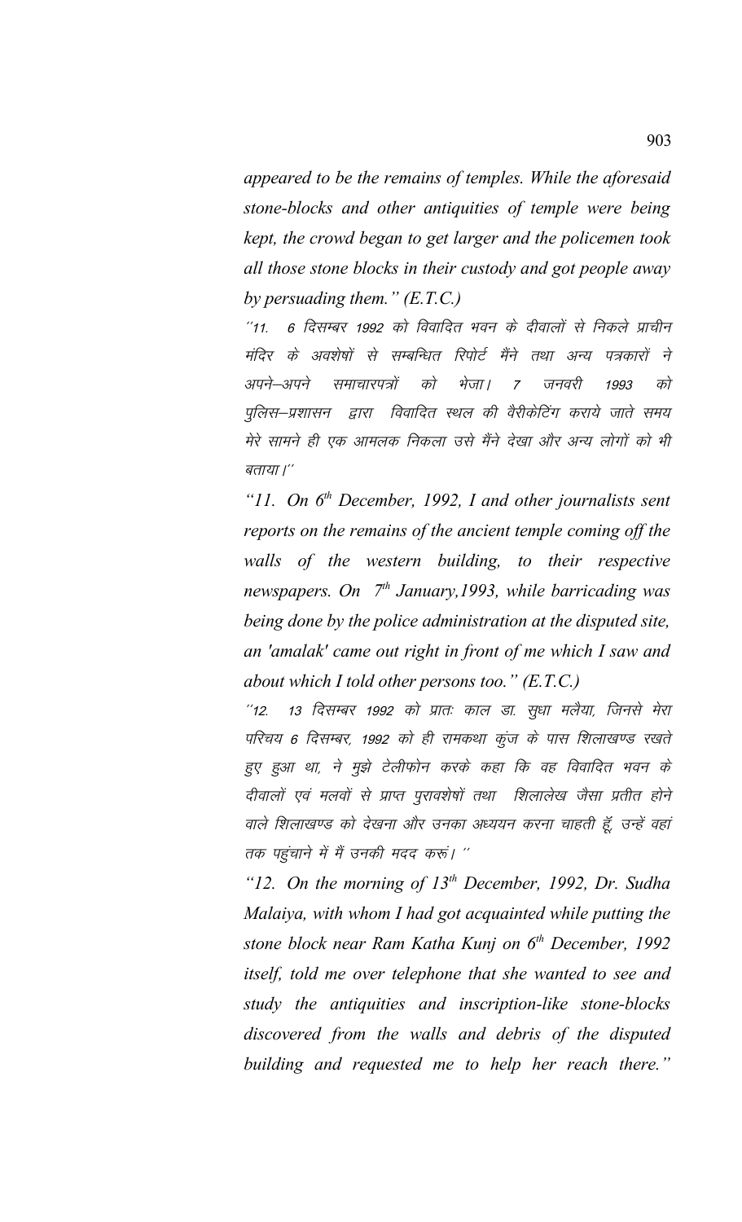*appeared to be the remains of temples. While the aforesaid stone-blocks and other antiquities of temple were being kept, the crowd began to get larger and the policemen took all those stone blocks in their custody and got people away by persuading them." (E.T.C.)*

''11. 6 दिसम्बर 1992 को विवादित भवन के दीवालों से निकले प्राचीन मंदिर के अवशेषों से सम्बन्धित रिपोर्ट मैंने तथा अन्य पत्रकारों ने अपने–अपने समाचारपत्रों को भेजा। 7 जनवरी 1993 को पुलिस–प्रशासन द्वारा विवादित स्थल की वैरीकेटिंग कराये जाते समय मेरे सामने ही एक आमलक निकला उसे मैंने देखा और अन्य लोगों को भी बताया।''

*"11. On 6th December, 1992, I and other journalists sent reports on the remains of the ancient temple coming off the walls of the western building, to their respective newspapers. On 7th January,1993, while barricading was being done by the police administration at the disputed site, an 'amalak' came out right in front of me which I saw and about which I told other persons too." (E.T.C.)*

''12. 13 दिसम्बर 1992 को प्रातः काल डा. सुधा मलैया, जिनसे मेरा परिचय 6 दिसम्बर, 1992 को ही रामकथा कुंज के पास शिलाखण्ड रखते हुए हुआ था, ने मुझे टेलीफोन करके कहा कि वह विवादित भवन के दीवालों एवं मलवों से प्राप्त पुरावशेषों तथा शिलालेख जैसा प्रतीत होने वाले शिलाखण्ड को देखना और उनका अध्ययन करना चाहती हूँ, उन्हें वहां तक पहुंचाने में मैं उनकी मदद करूं। ''

*"12. On the morning of 13th December, 1992, Dr. Sudha Malaiya, with whom I had got acquainted while putting the stone block near Ram Katha Kunj on 6th December, 1992 itself, told me over telephone that she wanted to see and study the antiquities and inscription-like stone-blocks discovered from the walls and debris of the disputed building and requested me to help her reach there."*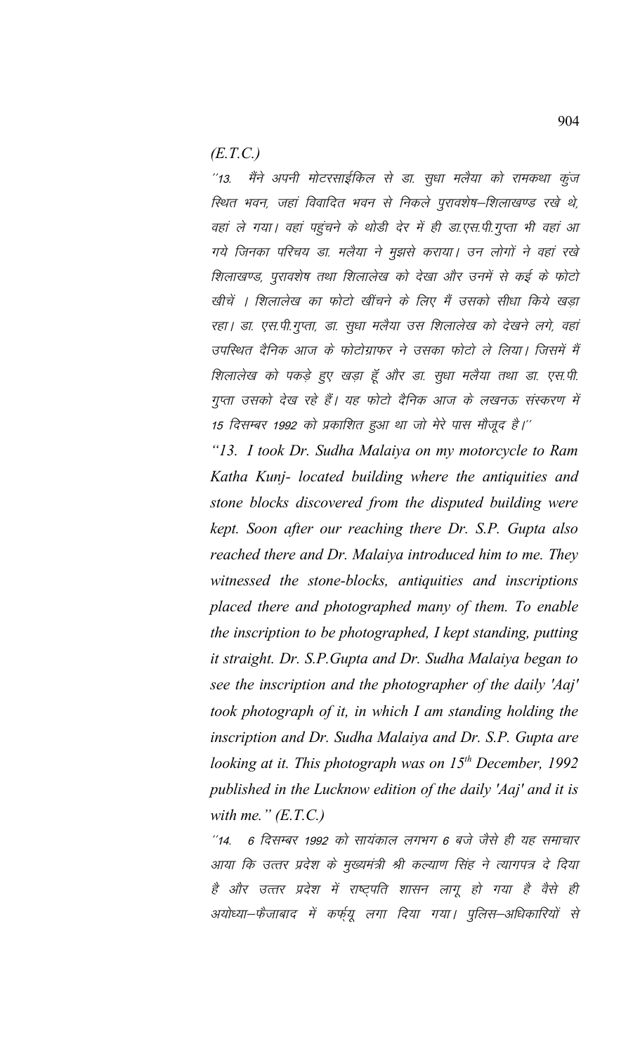(E.T.C.)

''13. मैंने अपनी मोटरसाईकिल से डा. सुधा मलैया को रामकथा कुंज स्थित भवन, जहां विवादित भवन से निकले पुरावशेष–शिलाखण्ड रखे थे, वहां ले गया। वहां पहुंचने के थोडी देर में ही डा.एस.पी.गुप्ता भी वहां आ गये जिनका परिचय डा. मलैया ने मुझसे कराया। उन लोगों ने वहां रखे शिलाखण्ड, पुरावशेष तथा शिलालेख को देखा और उनमें से कई के फोटो खीचें । शिलालेख का फोटो खींचने के लिए मैं उसको सीधा किये खड़ा रहा। डा. एस.पी.गुप्ता, डा. सुधा मलैया उस शिलालेख को देखने लगे, वहां उपस्थित दैनिक आज के फोटोग्राफर ने उसका फोटो ले लिया। जिसमें मैं शिलालेख को पकड़े हुए खड़ा हूँ और डा. सुधा मलैया तथा डा. एस.पी. गुप्ता उसको देख रहे हैं। यह फोटो दैनिक आज के लखनऊ संस्करण में 15 दिसम्बर 1992 को प्रकाशित हुआ था जो मेरे पास मौजूद है।''

"13. I took Dr. Sudha Malaiya on my motorcycle to Ram Katha Kunj- located building where the antiquities and stone blocks discovered from the disputed building were kept. Soon after our reaching there Dr. S.P. Gupta also reached there and Dr. Malaiya introduced him to me. They witnessed the stone-blocks, antiquities and inscriptions placed there and photographed many of them. To enable the inscription to be photographed, I kept standing, putting it straight. Dr. S.P.Gupta and Dr. Sudha Malaiya began to see the inscription and the photographer of the daily 'Aaj' took photograph of it, in which I am standing holding the inscription and Dr. Sudha Malaiya and Dr. S.P. Gupta are looking at it. This photograph was on 15th December, 1992 published in the Lucknow edition of the daily 'Aaj' and it is with me." (E.T.C.)

''14. 6 दिसम्बर 1992 को सायंकाल लगभग 6 बजे जैसे ही यह समाचार आया कि उत्तर प्रदेश के मुख्यमंत्री श्री कल्याण सिंह ने त्यागपत्र दे दिया है और उत्तर प्रदेश में राष्ट्पति शासन लागू हो गया है वैसे ही अयोध्या–फैजाबाद में कर्फ्यू लगा दिया गया। पुलिस–अधिकारियों से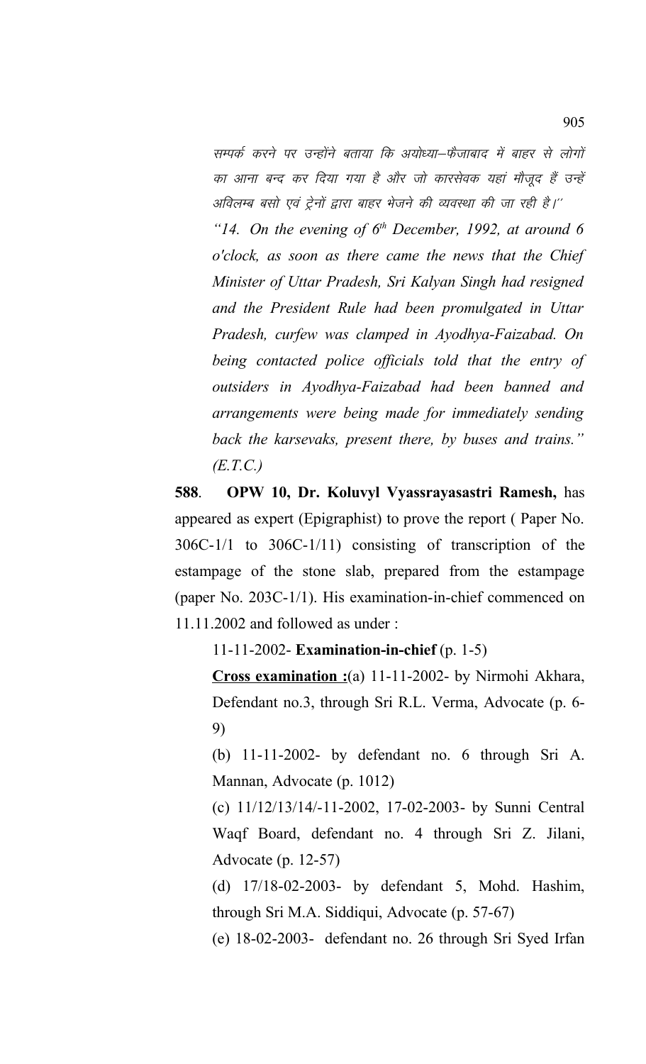सम्पर्क करने पर उन्होंने बताया कि अयोध्या–फैजाबाद में बाहर से लोगों का आना बन्द कर दिया गया है और जो कारसेवक यहां मौजूद हैं उन्हें अविलम्ब बसो एवं ट्रेनों द्वारा बाहर भेजने की व्यवस्था की जा रही है।''

*"14. On the evening of $6^{th}$ December, 1992, at around 6 o'clock, as soon as there came the news that the Chief Minister of Uttar Pradesh, Sri Kalyan Singh had resigned and the President Rule had been promulgated in Uttar Pradesh, curfew was clamped in Ayodhya-Faizabad. On being contacted police officials told that the entry of outsiders in Ayodhya-Faizabad had been banned and arrangements were being made for immediately sending back the karsevaks, present there, by buses and trains." (E.T.C.)*

**588**. **OPW 10, Dr. Koluvyl Vyassrayasastri Ramesh,** has appeared as expert (Epigraphist) to prove the report ( Paper No. 306C-1/1 to 306C-1/11) consisting of transcription of the estampage of the stone slab, prepared from the estampage (paper No. 203C-1/1). His examination-in-chief commenced on 11.11.2002 and followed as under :

11-11-2002- **Examination-in-chief** (p. 1-5)

**Cross examination :**(a) 11-11-2002- by Nirmohi Akhara, Defendant no.3, through Sri R.L. Verma, Advocate (p. 6-9)

(b) 11-11-2002- by defendant no. 6 through Sri A. Mannan, Advocate (p. 1012)

(c) 11/12/13/14/-11-2002, 17-02-2003- by Sunni Central Waqf Board, defendant no. 4 through Sri Z. Jilani, Advocate (p. 12-57)

(d) 17/18-02-2003- by defendant 5, Mohd. Hashim, through Sri M.A. Siddiqui, Advocate (p. 57-67)

(e) 18-02-2003- defendant no. 26 through Sri Syed Irfan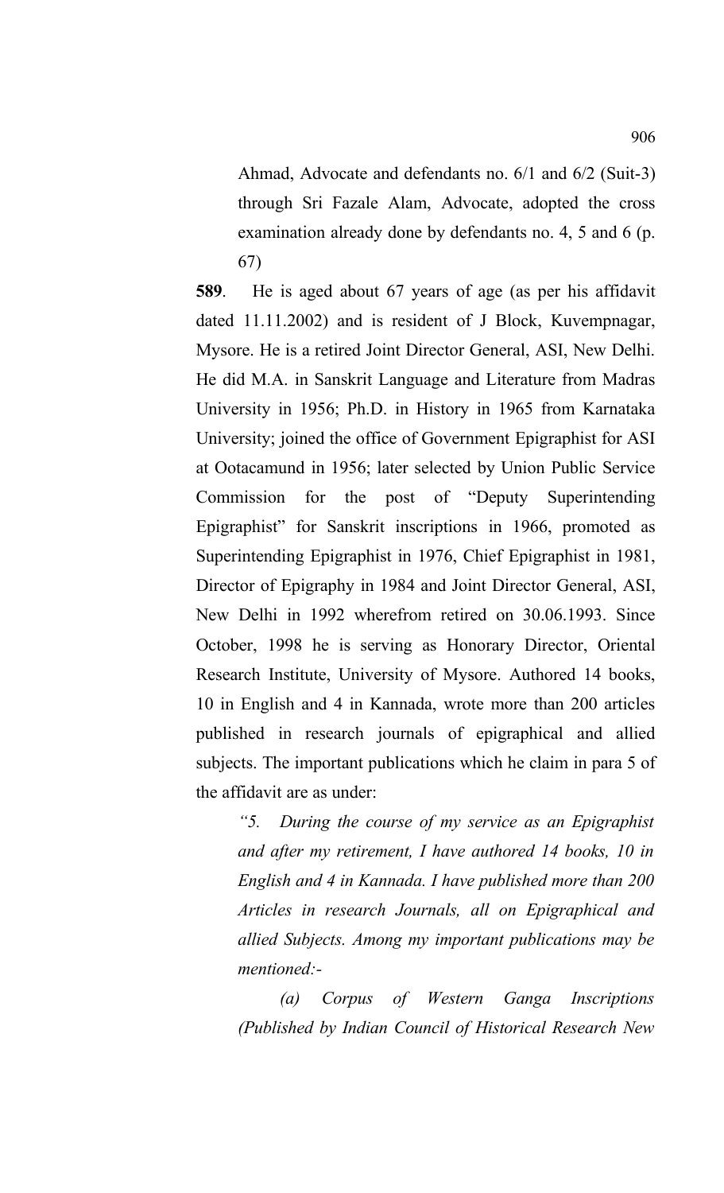Ahmad, Advocate and defendants no. 6/1 and 6/2 (Suit-3) through Sri Fazale Alam, Advocate, adopted the cross examination already done by defendants no. 4, 5 and 6 (p. 67)

**589**. He is aged about 67 years of age (as per his affidavit dated 11.11.2002) and is resident of J Block, Kuvempnagar, Mysore. He is a retired Joint Director General, ASI, New Delhi. He did M.A. in Sanskrit Language and Literature from Madras University in 1956; Ph.D. in History in 1965 from Karnataka University; joined the office of Government Epigraphist for ASI at Ootacamund in 1956; later selected by Union Public Service Commission for the post of "Deputy Superintending Epigraphist" for Sanskrit inscriptions in 1966, promoted as Superintending Epigraphist in 1976, Chief Epigraphist in 1981, Director of Epigraphy in 1984 and Joint Director General, ASI, New Delhi in 1992 wherefrom retired on 30.06.1993. Since October, 1998 he is serving as Honorary Director, Oriental Research Institute, University of Mysore. Authored 14 books, 10 in English and 4 in Kannada, wrote more than 200 articles published in research journals of epigraphical and allied subjects. The important publications which he claim in para 5 of the affidavit are as under:

*"5. During the course of my service as an Epigraphist and after my retirement, I have authored 14 books, 10 in English and 4 in Kannada. I have published more than 200 Articles in research Journals, all on Epigraphical and allied Subjects. Among my important publications may be mentioned:-*

*(a) Corpus of Western Ganga Inscriptions (Published by Indian Council of Historical Research New*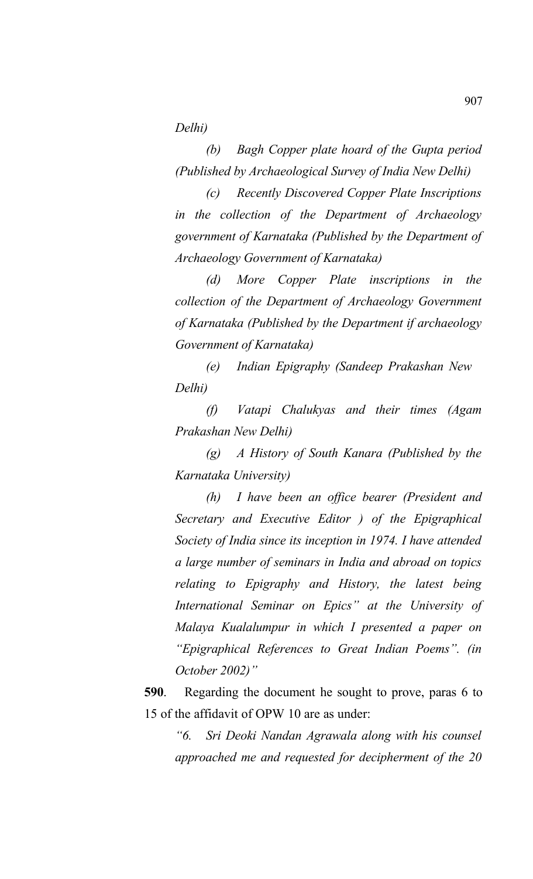*Delhi)*

*(b) Bagh Copper plate hoard of the Gupta period (Published by Archaeological Survey of India New Delhi)*

*(c) Recently Discovered Copper Plate Inscriptions in the collection of the Department of Archaeology government of Karnataka (Published by the Department of Archaeology Government of Karnataka)*

*(d) More Copper Plate inscriptions in the collection of the Department of Archaeology Government of Karnataka (Published by the Department if archaeology Government of Karnataka)*

*(e) Indian Epigraphy (Sandeep Prakashan New Delhi)*

*(f) Vatapi Chalukyas and their times (Agam Prakashan New Delhi)*

*(g) A History of South Kanara (Published by the Karnataka University)*

*(h) I have been an office bearer (President and Secretary and Executive Editor ) of the Epigraphical Society of India since its inception in 1974. I have attended a large number of seminars in India and abroad on topics relating to Epigraphy and History, the latest being International Seminar on Epics" at the University of Malaya Kualalumpur in which I presented a paper on "Epigraphical References to Great Indian Poems". (in October 2002)"*

**590**. Regarding the document he sought to prove, paras 6 to 15 of the affidavit of OPW 10 are as under:

*"6. Sri Deoki Nandan Agrawala along with his counsel approached me and requested for decipherment of the 20*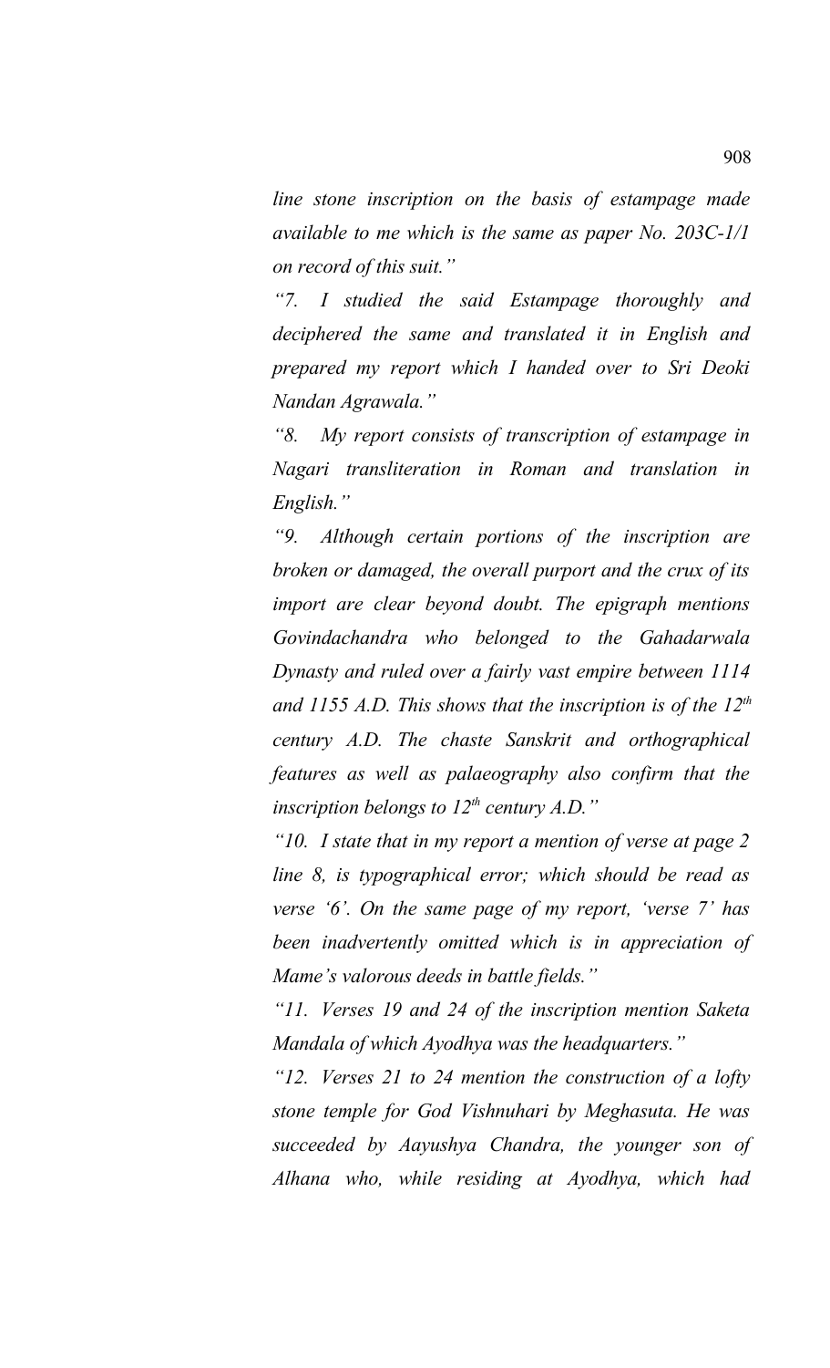*line stone inscription on the basis of estampage made available to me which is the same as paper No. 203C-1/1 on record of this suit."*

*"7. I studied the said Estampage thoroughly and deciphered the same and translated it in English and prepared my report which I handed over to Sri Deoki Nandan Agrawala."*

*"8. My report consists of transcription of estampage in Nagari transliteration in Roman and translation in English."*

*"9. Although certain portions of the inscription are broken or damaged, the overall purport and the crux of its import are clear beyond doubt. The epigraph mentions Govindachandra who belonged to the Gahadarwala Dynasty and ruled over a fairly vast empire between 1114 and 1155 A.D. This shows that the inscription is of the 12th century A.D. The chaste Sanskrit and orthographical features as well as palaeography also confirm that the inscription belongs to 12th century A.D."*

*"10. I state that in my report a mention of verse at page 2 line 8, is typographical error; which should be read as verse '6'. On the same page of my report, 'verse 7' has been inadvertently omitted which is in appreciation of Mame's valorous deeds in battle fields."*

*"11. Verses 19 and 24 of the inscription mention Saketa Mandala of which Ayodhya was the headquarters."*

*"12. Verses 21 to 24 mention the construction of a lofty stone temple for God Vishnuhari by Meghasuta. He was succeeded by Aayushya Chandra, the younger son of Alhana who, while residing at Ayodhya, which had*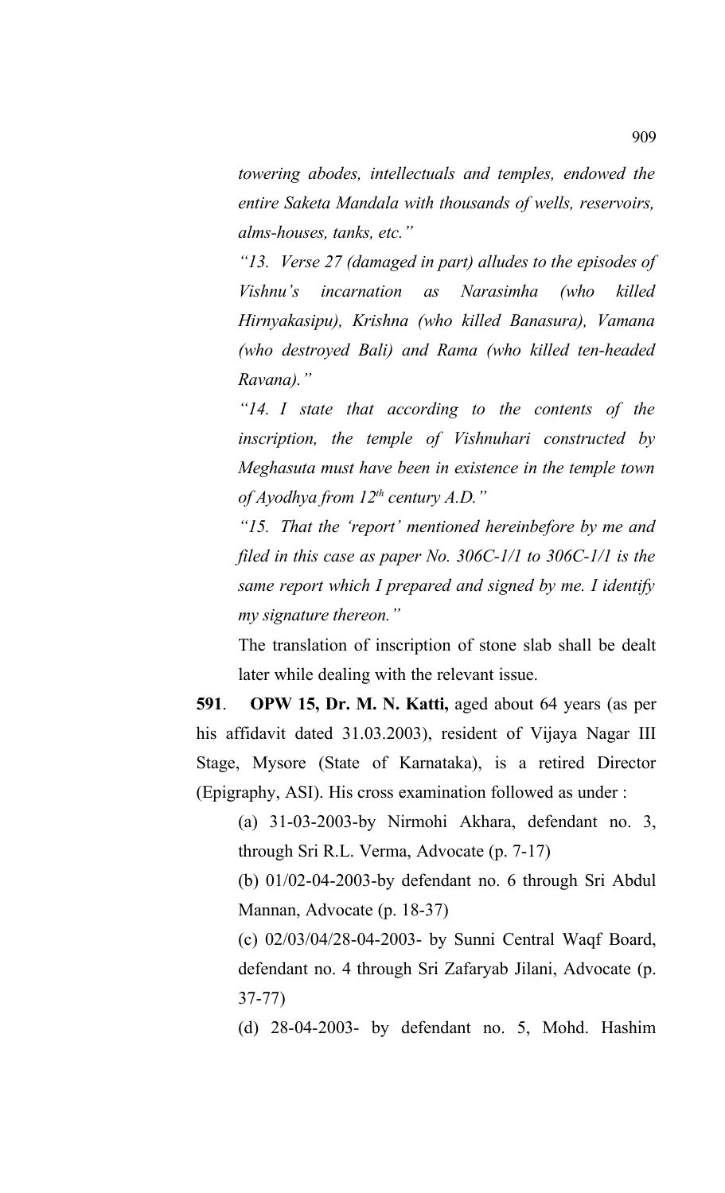*towering abodes, intellectuals and temples, endowed the entire Saketa Mandala with thousands of wells, reservoirs, alms-houses, tanks, etc."*

*"13. Verse 27 (damaged in part) alludes to the episodes of Vishnu's incarnation as Narasimha (who killed Hirnyakasipu), Krishna (who killed Banasura), Vamana (who destroyed Bali) and Rama (who killed ten-headed Ravana)."*

*"14. I state that according to the contents of the inscription, the temple of Vishnuhari constructed by Meghasuta must have been in existence in the temple town of Ayodhya from 12th century A.D."*

*"15. That the 'report' mentioned hereinbefore by me and filed in this case as paper No. 306C-1/1 to 306C-1/1 is the same report which I prepared and signed by me. I identify my signature thereon."*

The translation of inscription of stone slab shall be dealt later while dealing with the relevant issue.

**591**. **OPW 15, Dr. M. N. Katti,** aged about 64 years (as per his affidavit dated 31.03.2003), resident of Vijaya Nagar III Stage, Mysore (State of Karnataka), is a retired Director (Epigraphy, ASI). His cross examination followed as under :

(a) 31-03-2003-by Nirmohi Akhara, defendant no. 3, through Sri R.L. Verma, Advocate (p. 7-17)

(b) 01/02-04-2003-by defendant no. 6 through Sri Abdul Mannan, Advocate (p. 18-37)

(c) 02/03/04/28-04-2003- by Sunni Central Waqf Board, defendant no. 4 through Sri Zafaryab Jilani, Advocate (p. 37-77)

(d) 28-04-2003- by defendant no. 5, Mohd. Hashim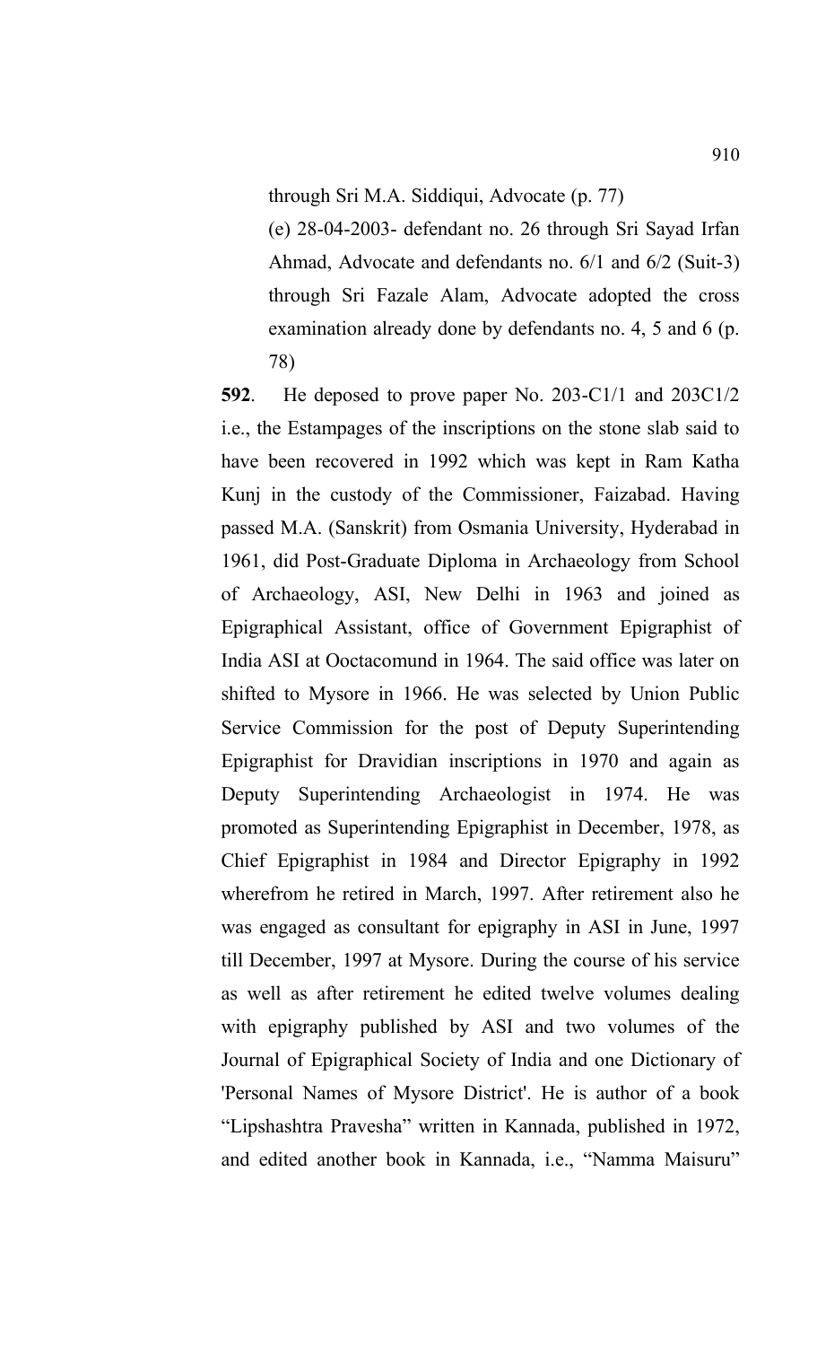through Sri M.A. Siddiqui, Advocate (p. 77)

(e) 28-04-2003- defendant no. 26 through Sri Sayad Irfan Ahmad, Advocate and defendants no. 6/1 and 6/2 (Suit-3) through Sri Fazale Alam, Advocate adopted the cross examination already done by defendants no. 4, 5 and 6 (p. 78)

**592**. He deposed to prove paper No. 203-C1/1 and 203C1/2 i.e., the Estampages of the inscriptions on the stone slab said to have been recovered in 1992 which was kept in Ram Katha Kunj in the custody of the Commissioner, Faizabad. Having passed M.A. (Sanskrit) from Osmania University, Hyderabad in 1961, did Post-Graduate Diploma in Archaeology from School of Archaeology, ASI, New Delhi in 1963 and joined as Epigraphical Assistant, office of Government Epigraphist of India ASI at Ooctacomund in 1964. The said office was later on shifted to Mysore in 1966. He was selected by Union Public Service Commission for the post of Deputy Superintending Epigraphist for Dravidian inscriptions in 1970 and again as Deputy Superintending Archaeologist in 1974. He was promoted as Superintending Epigraphist in December, 1978, as Chief Epigraphist in 1984 and Director Epigraphy in 1992 wherefrom he retired in March, 1997. After retirement also he was engaged as consultant for epigraphy in ASI in June, 1997 till December, 1997 at Mysore. During the course of his service as well as after retirement he edited twelve volumes dealing with epigraphy published by ASI and two volumes of the Journal of Epigraphical Society of India and one Dictionary of 'Personal Names of Mysore District'. He is author of a book “Lipshashtra Pravesha” written in Kannada, published in 1972, and edited another book in Kannada, i.e., “Namma Maisuru”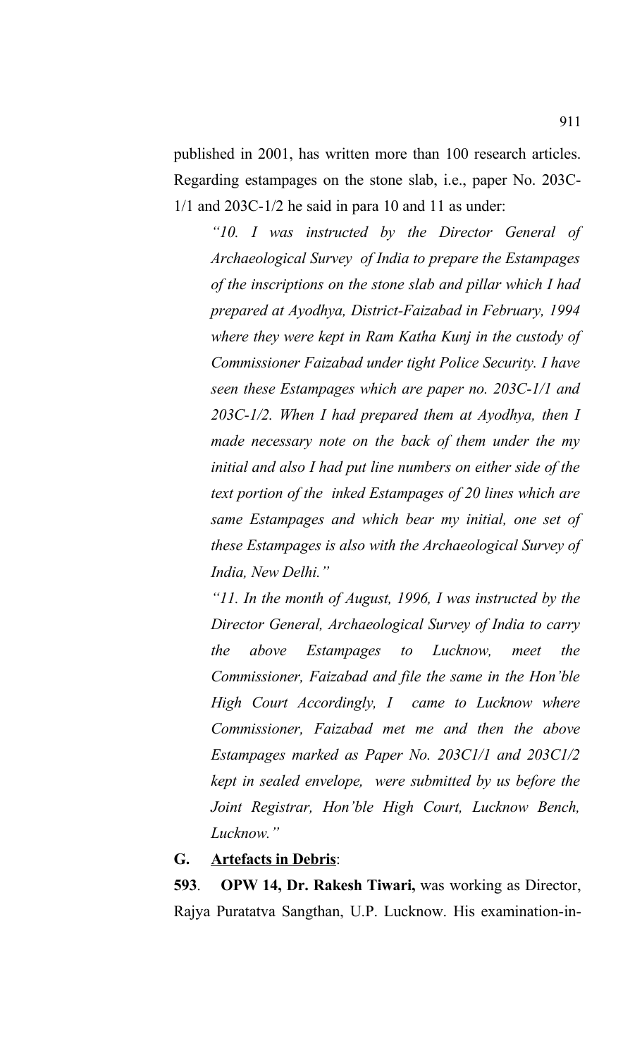published in 2001, has written more than 100 research articles. Regarding estampages on the stone slab, i.e., paper No. 203C-1/1 and 203C-1/2 he said in para 10 and 11 as under:

> *"10. I was instructed by the Director General of Archaeological Survey of India to prepare the Estampages of the inscriptions on the stone slab and pillar which I had prepared at Ayodhya, District-Faizabad in February, 1994 where they were kept in Ram Katha Kunj in the custody of Commissioner Faizabad under tight Police Security. I have seen these Estampages which are paper no. 203C-1/1 and 203C-1/2. When I had prepared them at Ayodhya, then I made necessary note on the back of them under the my initial and also I had put line numbers on either side of the text portion of the inked Estampages of 20 lines which are same Estampages and which bear my initial, one set of these Estampages is also with the Archaeological Survey of India, New Delhi."*

> *"11. In the month of August, 1996, I was instructed by the Director General, Archaeological Survey of India to carry the above Estampages to Lucknow, meet the Commissioner, Faizabad and file the same in the Hon'ble High Court Accordingly, I came to Lucknow where Commissioner, Faizabad met me and then the above Estampages marked as Paper No. 203C1/1 and 203C1/2 kept in sealed envelope, were submitted by us before the Joint Registrar, Hon'ble High Court, Lucknow Bench, Lucknow."*

**G. <u>Artefacts in Debris</u>**:

**593**. **OPW 14, Dr. Rakesh Tiwari,** was working as Director, Rajya Puratatva Sangthan, U.P. Lucknow. His examination-in-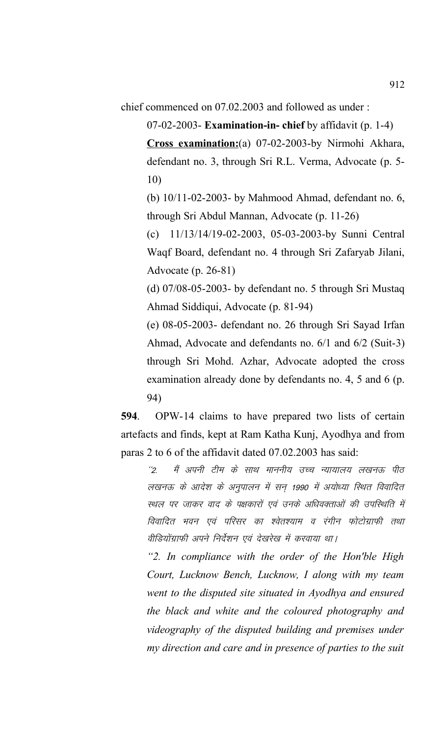chief commenced on 07.02.2003 and followed as under :

07-02-2003- **Examination-in- chief** by affidavit (p. 1-4)

**Cross examination:**(a) 07-02-2003-by Nirmohi Akhara, defendant no. 3, through Sri R.L. Verma, Advocate (p. 5-10)

(b) 10/11-02-2003- by Mahmood Ahmad, defendant no. 6, through Sri Abdul Mannan, Advocate (p. 11-26)

(c) 11/13/14/19-02-2003, 05-03-2003-by Sunni Central Waqf Board, defendant no. 4 through Sri Zafaryab Jilani, Advocate (p. 26-81)

(d) 07/08-05-2003- by defendant no. 5 through Sri Mustaq Ahmad Siddiqui, Advocate (p. 81-94)

(e) 08-05-2003- defendant no. 26 through Sri Sayad Irfan Ahmad, Advocate and defendants no. 6/1 and 6/2 (Suit-3) through Sri Mohd. Azhar, Advocate adopted the cross examination already done by defendants no. 4, 5 and 6 (p. 94)

**594**. OPW-14 claims to have prepared two lists of certain artefacts and finds, kept at Ram Katha Kunj, Ayodhya and from paras 2 to 6 of the affidavit dated 07.02.2003 has said:

*"2. मैं अपनी टीम के साथ माननीय उच्च न्यायालय लखनऊ पीठ लखनऊ के आदेश के अनुपालन में सन् 1990 में अयोध्या स्थित विवादित स्थल पर जाकर वाद के पक्षकारों एवं उनके अधिवक्ताओं की उपस्थिति में विवादित भवन एवं परिसर का श्वेतश्याम व रंगीन फोटोग्राफी तथा वीडियोग्राफी अपने निर्देशन एवं देखरेख में करवाया था।*

*"2. In compliance with the order of the Hon'ble High Court, Lucknow Bench, Lucknow, I along with my team went to the disputed site situated in Ayodhya and ensured the black and white and the coloured photography and videography of the disputed building and premises under my direction and care and in presence of parties to the suit*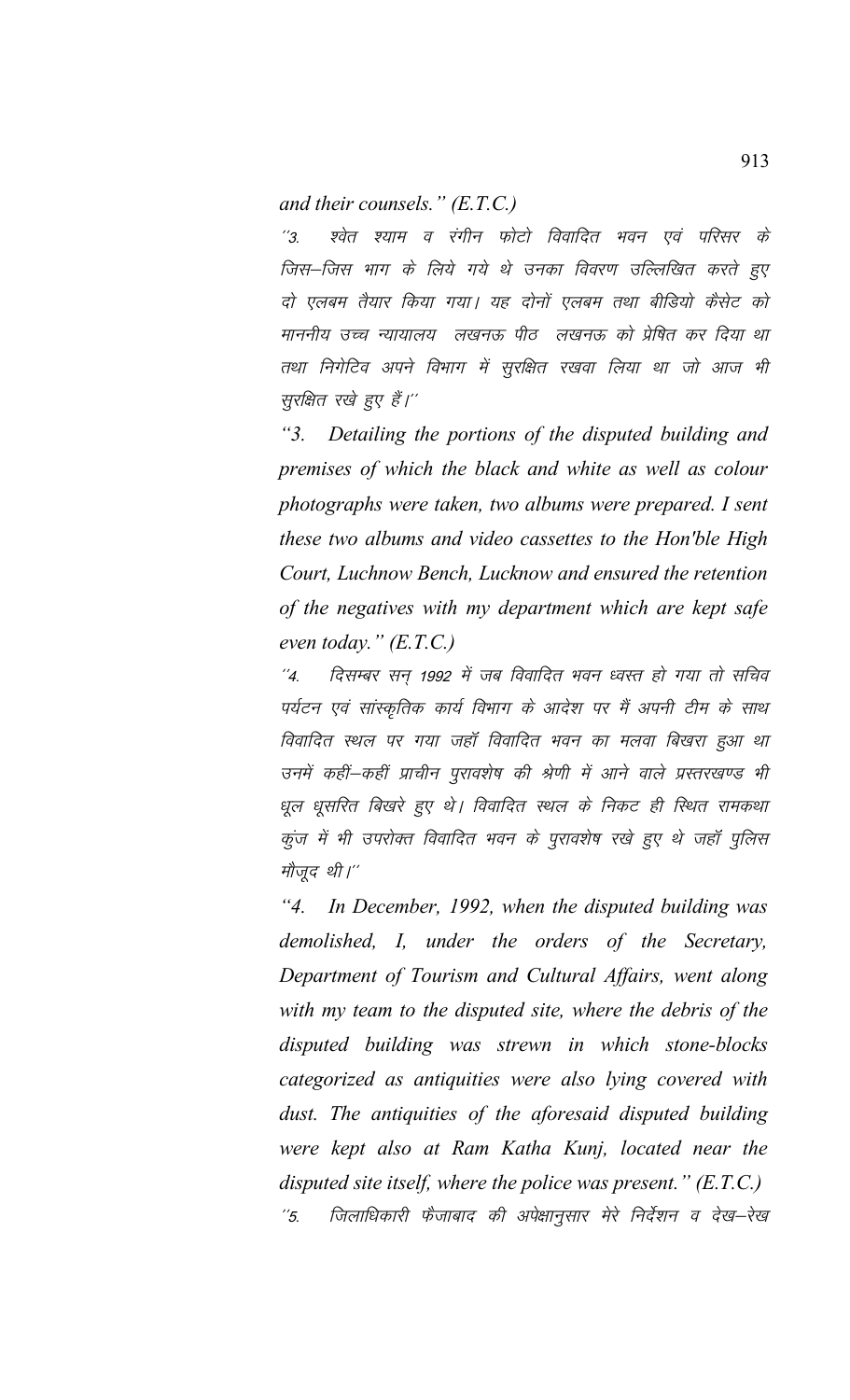*and their counsels." (E.T.C.)*

*"3. श्वेत श्याम व रंगीन फोटो विवादित भवन एवं परिसर के जिस–जिस भाग के लिये गये थे उनका विवरण उल्लिखित करते हुए दो एलबम तैयार किया गया। यह दोनों एलबम तथा वीडियो कैसेट को माननीय उच्च न्यायालय लखनऊ पीठ लखनऊ को प्रेषित कर दिया था तथा निगेटिव अपने विभाग में सुरक्षित रखवा लिया था जो आज भी सुरक्षित रखे हुए हैं।"*

*"3. Detailing the portions of the disputed building and premises of which the black and white as well as colour photographs were taken, two albums were prepared. I sent these two albums and video cassettes to the Hon'ble High Court, Luchnow Bench, Lucknow and ensured the retention of the negatives with my department which are kept safe even today." (E.T.C.)*

*"4. दिसम्बर सन् 1992 में जब विवादित भवन ध्वस्त हो गया तो सचिव पर्यटन एवं सांस्कृतिक कार्य विभाग के आदेश पर मैं अपनी टीम के साथ विवादित स्थल पर गया जहाँ विवादित भवन का मलवा बिखरा हुआ था उनमें कहीं–कहीं प्राचीन पुरावशेष की श्रेणी में आने वाले प्रस्तरखण्ड भी धूल धूसरित बिखरे हुए थे। विवादित स्थल के निकट ही स्थित रामकथा कुंज में भी उपरोक्त विवादित भवन के पुरावशेष रखे हुए थे जहाँ पुलिस मौजूद थी।"*

*"4. In December, 1992, when the disputed building was demolished, I, under the orders of the Secretary, Department of Tourism and Cultural Affairs, went along with my team to the disputed site, where the debris of the disputed building was strewn in which stone-blocks categorized as antiquities were also lying covered with dust. The antiquities of the aforesaid disputed building were kept also at Ram Katha Kunj, located near the disputed site itself, where the police was present." (E.T.C.)*

*"5. जिलाधिकारी फैजाबाद की अपेक्षानुसार मेरे निर्देशन व देख–रेख*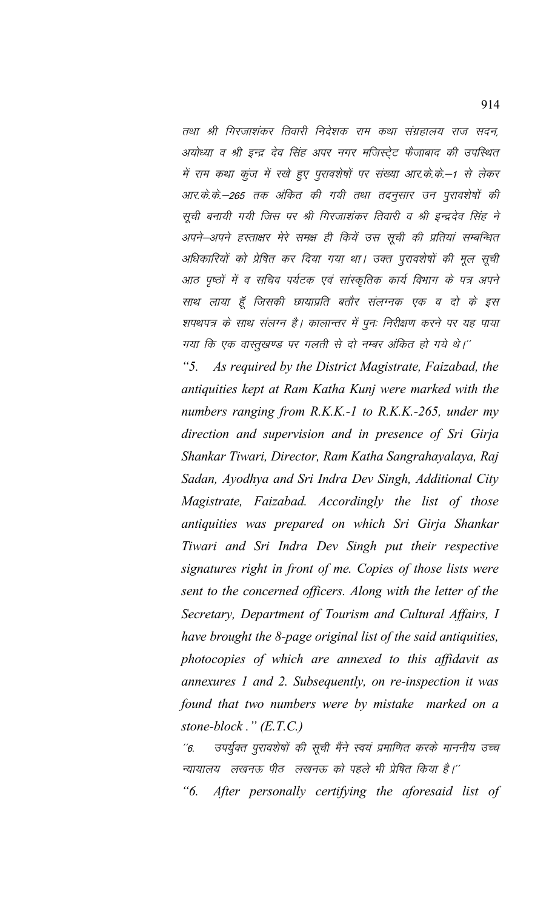तथा श्री गिरजाशंकर तिवारी निदेशक राम कथा संग्रहालय राज सदन, अयोध्या व श्री इन्द्र देव सिंह अपर नगर मजिस्ट्रेट फैजाबाद की उपस्थित में राम कथा कुंज में रखे हुए पुरावशेषों पर संख्या आर.के.के.–1 से लेकर आर.के.के.–265 तक अंकित की गयी तथा तदनुसार उन पुरावशेषों की सूची बनायी गयी जिस पर श्री गिरजाशंकर तिवारी व श्री इन्द्रदेव सिंह ने अपने–अपने हस्ताक्षर मेरे समक्ष ही कियें उस सूची की प्रतियां सम्बन्धित अधिकारियों को प्रेषित कर दिया गया था। उक्त पुरावशेषों की मूल सूची आठ पृष्ठों में व सचिव पर्यटक एवं सांस्कृतिक कार्य विभाग के पत्र अपने साथ लाया हूँ जिसकी छायाप्रति बतौर संलग्नक एक व दो के इस शपथपत्र के साथ संलग्न है। कालान्तर में पुनः निरीक्षण करने पर यह पाया गया कि एक वास्तुखण्ड पर गलती से दो नम्बर अंकित हो गये थे।''

*"5. As required by the District Magistrate, Faizabad, the antiquities kept at Ram Katha Kunj were marked with the numbers ranging from R.K.K.-1 to R.K.K.-265, under my direction and supervision and in presence of Sri Girja Shankar Tiwari, Director, Ram Katha Sangrahayalaya, Raj Sadan, Ayodhya and Sri Indra Dev Singh, Additional City Magistrate, Faizabad. Accordingly the list of those antiquities was prepared on which Sri Girja Shankar Tiwari and Sri Indra Dev Singh put their respective signatures right in front of me. Copies of those lists were sent to the concerned officers. Along with the letter of the Secretary, Department of Tourism and Cultural Affairs, I have brought the 8-page original list of the said antiquities, photocopies of which are annexed to this affidavit as annexures 1 and 2. Subsequently, on re-inspection it was found that two numbers were by mistake marked on a stone-block ." (E.T.C.)*

''6. उपर्युक्त पुरावशेषों की सूची मैंने स्वयं प्रमाणित करके माननीय उच्च न्यायालय लखनऊ पीठ लखनऊ को पहले भी प्रेषित किया है।''

*"6. After personally certifying the aforesaid list of*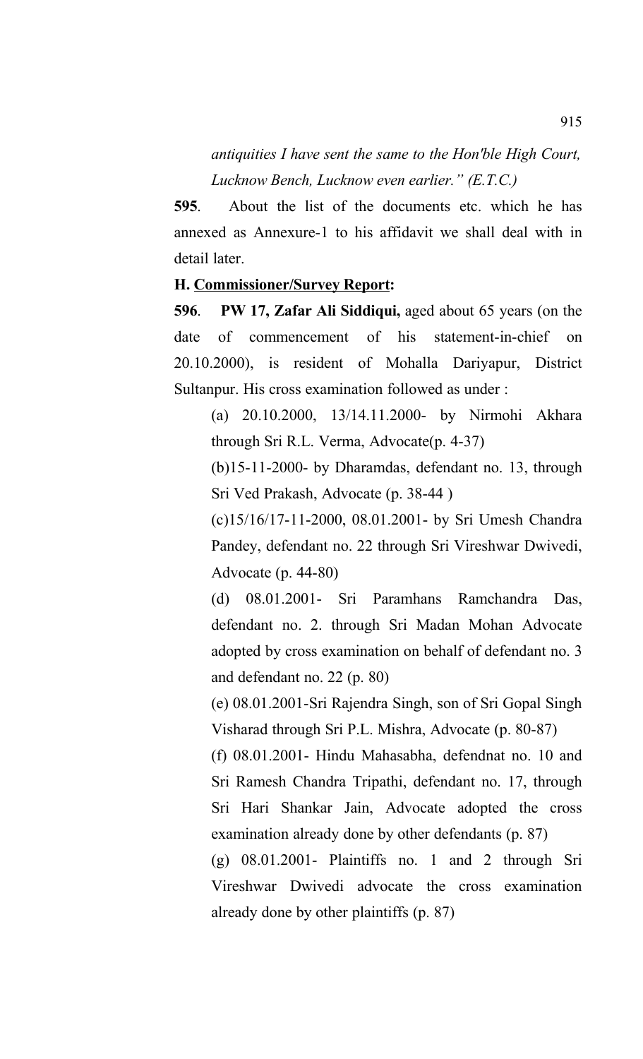*antiquities I have sent the same to the Hon'ble High Court, Lucknow Bench, Lucknow even earlier." (E.T.C.)*

**595**. About the list of the documents etc. which he has annexed as Annexure-1 to his affidavit we shall deal with in detail later.

**H. Commissioner/Survey Report:**

**596**. **PW 17, Zafar Ali Siddiqui,** aged about 65 years (on the date of commencement of his statement-in-chief on 20.10.2000), is resident of Mohalla Dariyapur, District Sultanpur. His cross examination followed as under :

(a) 20.10.2000, 13/14.11.2000- by Nirmohi Akhara through Sri R.L. Verma, Advocate(p. 4-37)

(b)15-11-2000- by Dharamdas, defendant no. 13, through Sri Ved Prakash, Advocate (p. 38-44 )

(c)15/16/17-11-2000, 08.01.2001- by Sri Umesh Chandra Pandey, defendant no. 22 through Sri Vireshwar Dwivedi, Advocate (p. 44-80)

(d) 08.01.2001- Sri Paramhans Ramchandra Das, defendant no. 2. through Sri Madan Mohan Advocate adopted by cross examination on behalf of defendant no. 3 and defendant no. 22 (p. 80)

(e) 08.01.2001-Sri Rajendra Singh, son of Sri Gopal Singh Visharad through Sri P.L. Mishra, Advocate (p. 80-87)

(f) 08.01.2001- Hindu Mahasabha, defendnat no. 10 and Sri Ramesh Chandra Tripathi, defendant no. 17, through Sri Hari Shankar Jain, Advocate adopted the cross examination already done by other defendants (p. 87)

(g) 08.01.2001- Plaintiffs no. 1 and 2 through Sri Vireshwar Dwivedi advocate the cross examination already done by other plaintiffs (p. 87)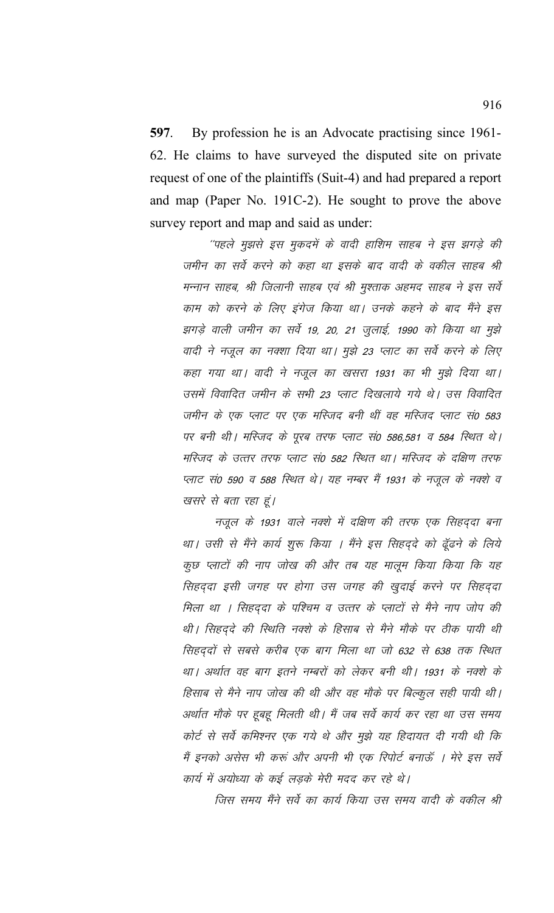**597**. By profession he is an Advocate practising since 1961-62. He claims to have surveyed the disputed site on private request of one of the plaintiffs (Suit-4) and had prepared a report and map (Paper No. 191C-2). He sought to prove the above survey report and map and said as under:

> *''पहले मुझसे इस मुकदमें के वादी हाशिम साहब ने इस झगड़े की जमीन का सर्वे करने को कहा था इसके बाद वादी के वकील साहब श्री मन्नान साहब, श्री जिलानी साहब एवं श्री मुश्ताक अहमद साहब ने इस सर्वे काम को करने के लिए इंगेज किया था। उनके कहने के बाद मैंने इस झगड़े वाली जमीन का सर्वे 19, 20, 21 जुलाई, 1990 को किया था मुझे वादी ने नजूल का नक्शा दिया था। मुझे 23 प्लाट का सर्वे करने के लिए कहा गया था। वादी ने नजूल का खसरा 1931 का भी मुझे दिया था। उसमें विवादित जमीन के सभी 23 प्लाट दिखलाये गये थे। उस विवादित जमीन के एक प्लाट पर एक मस्जिद बनी थीं वह मस्जिद प्लाट सं0 583 पर बनी थी। मस्जिद के पूरब तरफ प्लाट सं0 586,581 व 584 स्थित थे। मस्जिद के उत्तर तरफ प्लाट सं0 582 स्थित था। मस्जिद के दक्षिण तरफ प्लाट सं0 590 व 588 स्थित थे। यह नम्बर मैं 1931 के नजूल के नक्शे व खसरे से बता रहा हूं।*
>
> *नजूल के 1931 वाले नक्शे में दक्षिण की तरफ एक सिहद्दा बना था। उसी से मैंने कार्य शुरू किया । मैंने इस सिहद्दे को ढूँढने के लिये कुछ प्लाटों की नाप जोख की और तब यह मालूम किया किया कि यह सिहद्दा इसी जगह पर होगा उस जगह की खुदाई करने पर सिहद्दा मिला था । सिहद्दा के पश्चिम व उत्तर के प्लाटों से मैने नाप जोप की थी। सिहद्दे की स्थिति नक्शे के हिसाब से मैने मौके पर ठीक पायी थी सिहद्दों से सबसे करीब एक बाग मिला था जो 632 से 638 तक स्थित था। अर्थात वह बाग इतने नम्बरों को लेकर बनी थी। 1931 के नक्शे के हिसाब से मैने नाप जोख की थी और वह मौके पर बिल्कुल सही पायी थी। अर्थात मौके पर हूबहू मिलती थी। मैं जब सर्वे कार्य कर रहा था उस समय कोर्ट से सर्वे कमिश्नर एक गये थे और मुझे यह हिदायत दी गयी थी कि मैं इनको असेस भी करूं और अपनी भी एक रिपोर्ट बनाऊँ । मेरे इस सर्वे कार्य में अयोध्या के कई लड़के मेरी मदद कर रहे थे।*
>
> *जिस समय मैंने सर्वे का कार्य किया उस समय वादी के वकील श्री*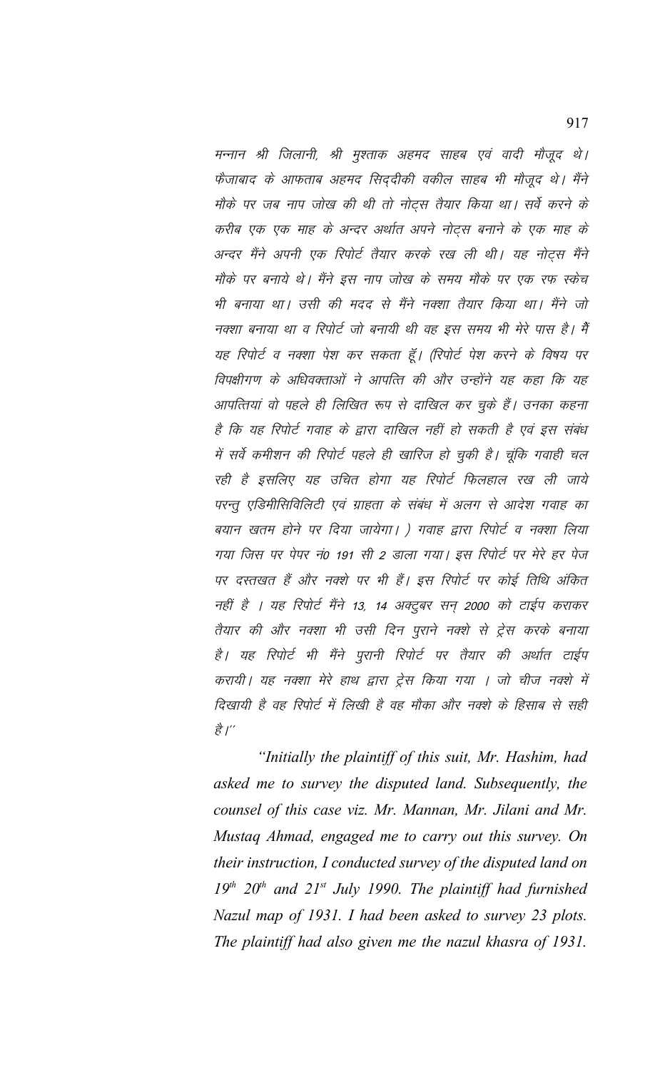*मन्नान श्री जिलानी, श्री मुश्ताक अहमद साहब एवं वादी मौजूद थे। फैजाबाद के आफताब अहमद सिद्दीकी वकील साहब भी मौजूद थे। मैंने मौके पर जब नाप जोख की थी तो नोट्स तैयार किया था। सर्वे करने के करीब एक एक माह के अन्दर अर्थात अपने नोट्स बनाने के एक माह के अन्दर मैंने अपनी एक रिपोर्ट तैयार करके रख ली थी। यह नोट्स मैंने मौके पर बनाये थे। मैंने इस नाप जोख के समय मौके पर एक रफ स्केच भी बनाया था। उसी की मदद से मैंने नक्शा तैयार किया था। मैंने जो नक्शा बनाया था व रिपोर्ट जो बनायी थी वह इस समय भी मेरे पास है। मैं यह रिपोर्ट व नक्शा पेश कर सकता हूँ। (रिपोर्ट पेश करने के विषय पर विपक्षीगण के अधिवक्ताओं ने आपत्ति की और उन्होंने यह कहा कि यह आपत्तियां वो पहले ही लिखित रूप से दाखिल कर चुके हैं। उनका कहना है कि यह रिपोर्ट गवाह के द्वारा दाखिल नहीं हो सकती है एवं इस संबंध में सर्वे कमीशन की रिपोर्ट पहले ही खारिज हो चुकी है। चूंकि गवाही चल रही है इसलिए यह उचित होगा यह रिपोर्ट फिलहाल रख ली जाये परन्तु एडिमीसिबिलिटी एवं ग्राहता के संबंध में अलग से आदेश गवाह का बयान खतम होने पर दिया जायेगा। ) गवाह द्वारा रिपोर्ट व नक्शा लिया गया जिस पर पेपर नं0 191 सी 2 डाला गया। इस रिपोर्ट पर मेरे हर पेज पर दस्तखत हैं और नक्शे पर भी हैं। इस रिपोर्ट पर कोई तिथि अंकित नहीं है । यह रिपोर्ट मैंने 13, 14 अक्टूबर सन् 2000 को टाईप कराकर तैयार की और नक्शा भी उसी दिन पुराने नक्शे से ट्रेस करके बनाया है। यह रिपोर्ट भी मैंने पुरानी रिपोर्ट पर तैयार की अर्थात टाईप करायी। यह नक्शा मेरे हाथ द्वारा ट्रेस किया गया । जो चीज नक्शे में दिखायी है वह रिपोर्ट में लिखी है वह मौका और नक्शे के हिसाब से सही है।"*

*"Initially the plaintiff of this suit, Mr. Hashim, had asked me to survey the disputed land. Subsequently, the counsel of this case viz. Mr. Mannan, Mr. Jilani and Mr. Mustaq Ahmad, engaged me to carry out this survey. On their instruction, I conducted survey of the disputed land on 19th 20th and 21st July 1990. The plaintiff had furnished Nazul map of 1931. I had been asked to survey 23 plots. The plaintiff had also given me the nazul khasra of 1931.*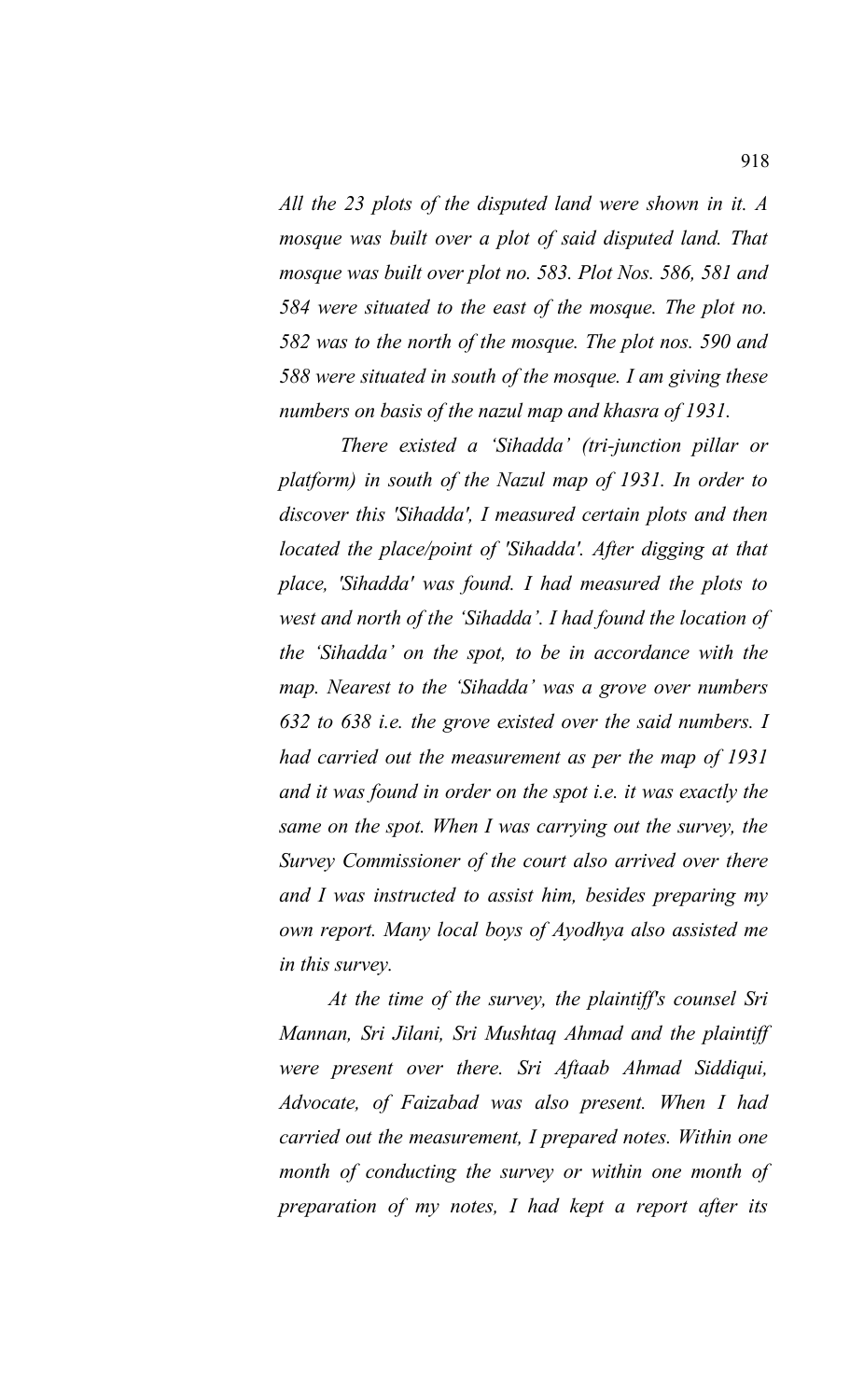*All the 23 plots of the disputed land were shown in it. A mosque was built over a plot of said disputed land. That mosque was built over plot no. 583. Plot Nos. 586, 581 and 584 were situated to the east of the mosque. The plot no. 582 was to the north of the mosque. The plot nos. 590 and 588 were situated in south of the mosque. I am giving these numbers on basis of the nazul map and khasra of 1931.*

*There existed a 'Sihadda' (tri-junction pillar or platform) in south of the Nazul map of 1931. In order to discover this 'Sihadda', I measured certain plots and then located the place/point of 'Sihadda'. After digging at that place, 'Sihadda' was found. I had measured the plots to west and north of the 'Sihadda'. I had found the location of the 'Sihadda' on the spot, to be in accordance with the map. Nearest to the 'Sihadda' was a grove over numbers 632 to 638 i.e. the grove existed over the said numbers. I had carried out the measurement as per the map of 1931 and it was found in order on the spot i.e. it was exactly the same on the spot. When I was carrying out the survey, the Survey Commissioner of the court also arrived over there and I was instructed to assist him, besides preparing my own report. Many local boys of Ayodhya also assisted me in this survey.*

*At the time of the survey, the plaintiff's counsel Sri Mannan, Sri Jilani, Sri Mushtaq Ahmad and the plaintiff were present over there. Sri Aftaab Ahmad Siddiqui, Advocate, of Faizabad was also present. When I had carried out the measurement, I prepared notes. Within one month of conducting the survey or within one month of preparation of my notes, I had kept a report after its*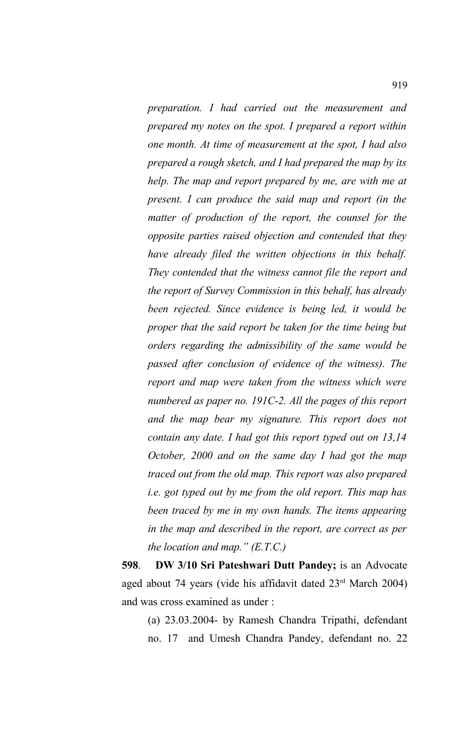*preparation. I had carried out the measurement and prepared my notes on the spot. I prepared a report within one month. At time of measurement at the spot, I had also prepared a rough sketch, and I had prepared the map by its help. The map and report prepared by me, are with me at present. I can produce the said map and report (in the matter of production of the report, the counsel for the opposite parties raised objection and contended that they have already filed the written objections in this behalf. They contended that the witness cannot file the report and the report of Survey Commission in this behalf, has already been rejected. Since evidence is being led, it would be proper that the said report be taken for the time being but orders regarding the admissibility of the same would be passed after conclusion of evidence of the witness). The report and map were taken from the witness which were numbered as paper no. 191C-2. All the pages of this report and the map bear my signature. This report does not contain any date. I had got this report typed out on 13,14 October, 2000 and on the same day I had got the map traced out from the old map. This report was also prepared i.e. got typed out by me from the old report. This map has been traced by me in my own hands. The items appearing in the map and described in the report, are correct as per the location and map." (E.T.C.)*

**598**. **DW 3/10 Sri Pateshwari Dutt Pandey;** is an Advocate aged about 74 years (vide his affidavit dated 23rd March 2004) and was cross examined as under :

(a) 23.03.2004- by Ramesh Chandra Tripathi, defendant no. 17 and Umesh Chandra Pandey, defendant no. 22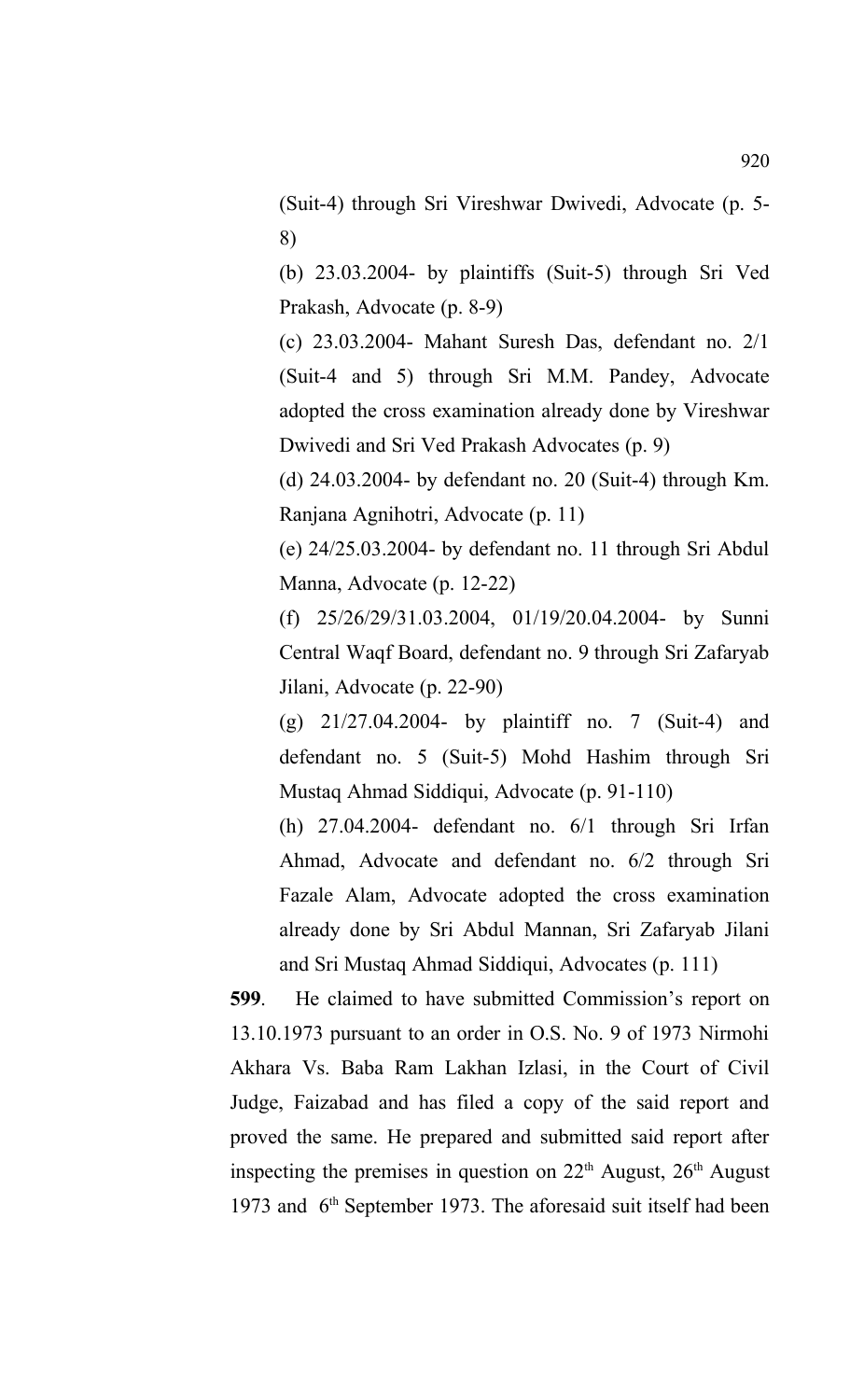(Suit-4) through Sri Vireshwar Dwivedi, Advocate (p. 5-8)

(b) 23.03.2004- by plaintiffs (Suit-5) through Sri Ved Prakash, Advocate (p. 8-9)

(c) 23.03.2004- Mahant Suresh Das, defendant no. 2/1 (Suit-4 and 5) through Sri M.M. Pandey, Advocate adopted the cross examination already done by Vireshwar Dwivedi and Sri Ved Prakash Advocates (p. 9)

(d) 24.03.2004- by defendant no. 20 (Suit-4) through Km. Ranjana Agnihotri, Advocate (p. 11)

(e) 24/25.03.2004- by defendant no. 11 through Sri Abdul Manna, Advocate (p. 12-22)

(f) 25/26/29/31.03.2004, 01/19/20.04.2004- by Sunni Central Waqf Board, defendant no. 9 through Sri Zafaryab Jilani, Advocate (p. 22-90)

(g) 21/27.04.2004- by plaintiff no. 7 (Suit-4) and defendant no. 5 (Suit-5) Mohd Hashim through Sri Mustaq Ahmad Siddiqui, Advocate (p. 91-110)

(h) 27.04.2004- defendant no. 6/1 through Sri Irfan Ahmad, Advocate and defendant no. 6/2 through Sri Fazale Alam, Advocate adopted the cross examination already done by Sri Abdul Mannan, Sri Zafaryab Jilani and Sri Mustaq Ahmad Siddiqui, Advocates (p. 111)

**599**. He claimed to have submitted Commission's report on 13.10.1973 pursuant to an order in O.S. No. 9 of 1973 Nirmohi Akhara Vs. Baba Ram Lakhan Izlasi, in the Court of Civil Judge, Faizabad and has filed a copy of the said report and proved the same. He prepared and submitted said report after inspecting the premises in question on 22nd August, 26th August 1973 and 6th September 1973. The aforesaid suit itself had been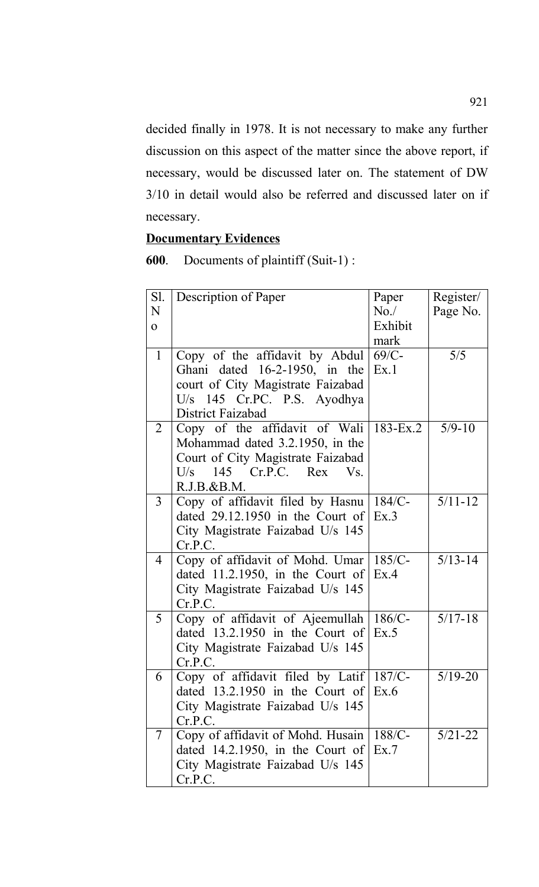decided finally in 1978. It is not necessary to make any further discussion on this aspect of the matter since the above report, if necessary, would be discussed later on. The statement of DW 3/10 in detail would also be referred and discussed later on if necessary.

**Documentary Evidences**

**600**. Documents of plaintiff (Suit-1) :

| Sl. No | Description of Paper | Paper No./ Exhibit mark | Register/ Page No. |
|---|---|---|---|
| 1 | Copy of the affidavit by Abdul Ghani dated 16-2-1950, in the court of City Magistrate Faizabad U/s 145 Cr.PC. P.S. Ayodhya District Faizabad | 69/C-Ex.1 | 5/5 |
| 2 | Copy of the affidavit of Wali Mohammad dated 3.2.1950, in the Court of City Magistrate Faizabad U/s 145 Cr.P.C. Rex Vs. R.J.B.&B.M. | 183-Ex.2 | 5/9-10 |
| 3 | Copy of affidavit filed by Hasnu dated 29.12.1950 in the Court of City Magistrate Faizabad U/s 145 Cr.P.C. | 184/C-Ex.3 | 5/11-12 |
| 4 | Copy of affidavit of Mohd. Umar dated 11.2.1950, in the Court of City Magistrate Faizabad U/s 145 Cr.P.C. | 185/C-Ex.4 | 5/13-14 |
| 5 | Copy of affidavit of Ajeemullah dated 13.2.1950 in the Court of City Magistrate Faizabad U/s 145 Cr.P.C. | 186/C-Ex.5 | 5/17-18 |
| 6 | Copy of affidavit filed by Latif dated 13.2.1950 in the Court of City Magistrate Faizabad U/s 145 Cr.P.C. | 187/C-Ex.6 | 5/19-20 |
| 7 | Copy of affidavit of Mohd. Husain dated 14.2.1950, in the Court of City Magistrate Faizabad U/s 145 Cr.P.C. | 188/C-Ex.7 | 5/21-22 |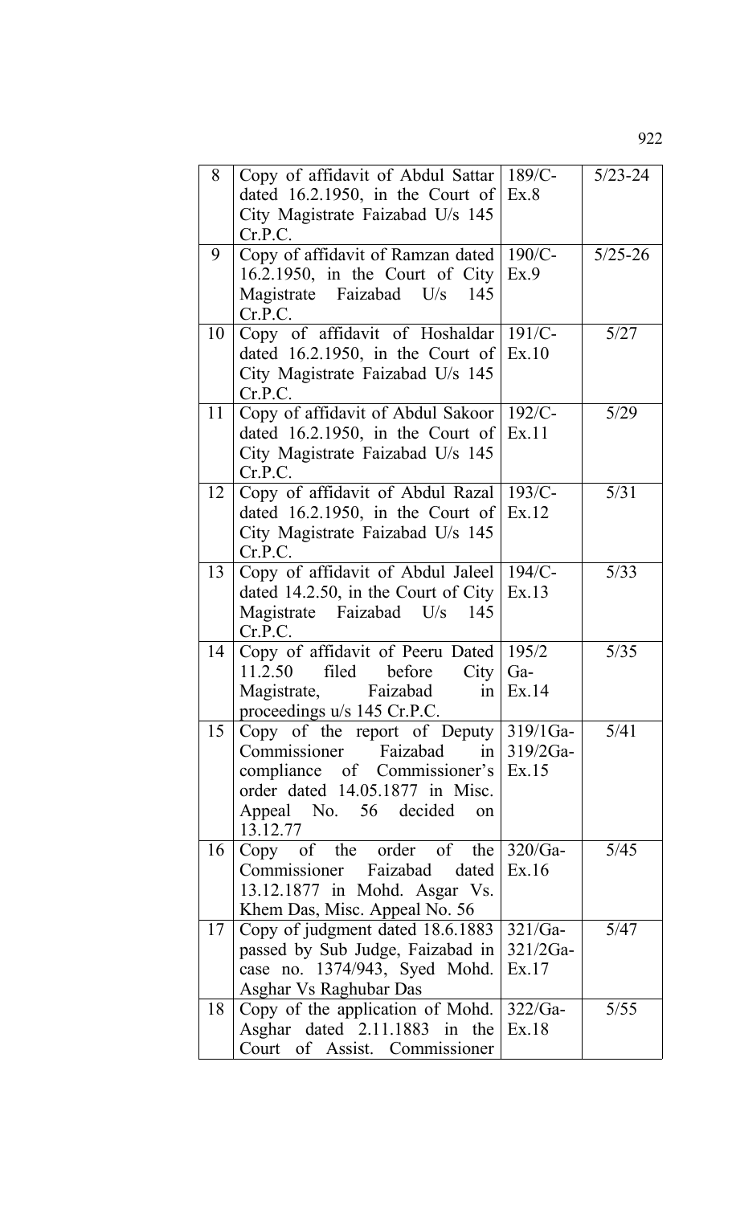| 8 | Copy of affidavit of Abdul Sattar dated 16.2.1950, in the Court of City Magistrate Faizabad U/s 145 Cr.P.C. | 189/C-Ex.8 | 5/23-24 |
|---|---|---|---|
| 9 | Copy of affidavit of Ramzan dated 16.2.1950, in the Court of City Magistrate Faizabad U/s 145 Cr.P.C. | 190/C-Ex.9 | 5/25-26 |
| 10 | Copy of affidavit of Hoshaldar dated 16.2.1950, in the Court of City Magistrate Faizabad U/s 145 Cr.P.C. | 191/C-Ex.10 | 5/27 |
| 11 | Copy of affidavit of Abdul Sakoor dated 16.2.1950, in the Court of City Magistrate Faizabad U/s 145 Cr.P.C. | 192/C-Ex.11 | 5/29 |
| 12 | Copy of affidavit of Abdul Razal dated 16.2.1950, in the Court of City Magistrate Faizabad U/s 145 Cr.P.C. | 193/C-Ex.12 | 5/31 |
| 13 | Copy of affidavit of Abdul Jaleel dated 14.2.50, in the Court of City Magistrate Faizabad U/s 145 Cr.P.C. | 194/C-Ex.13 | 5/33 |
| 14 | Copy of affidavit of Peeru Dated 11.2.50 filed before City Magistrate, Faizabad in proceedings u/s 145 Cr.P.C. | 195/2 Ga-Ex.14 | 5/35 |
| 15 | Copy of the report of Deputy Commissioner Faizabad in compliance of Commissioner's order dated 14.05.1877 in Misc. Appeal No. 56 decided on 13.12.77 | 319/1Ga-319/2Ga-Ex.15 | 5/41 |
| 16 | Copy of the order of the Commissioner Faizabad dated 13.12.1877 in Mohd. Asgar Vs. Khem Das, Misc. Appeal No. 56 | 320/Ga-Ex.16 | 5/45 |
| 17 | Copy of judgment dated 18.6.1883 passed by Sub Judge, Faizabad in case no. 1374/943, Syed Mohd. Asghar Vs Raghubar Das | 321/Ga-321/2Ga-Ex.17 | 5/47 |
| 18 | Copy of the application of Mohd. Asghar dated 2.11.1883 in the Court of Assist. Commissioner | 322/Ga-Ex.18 | 5/55 |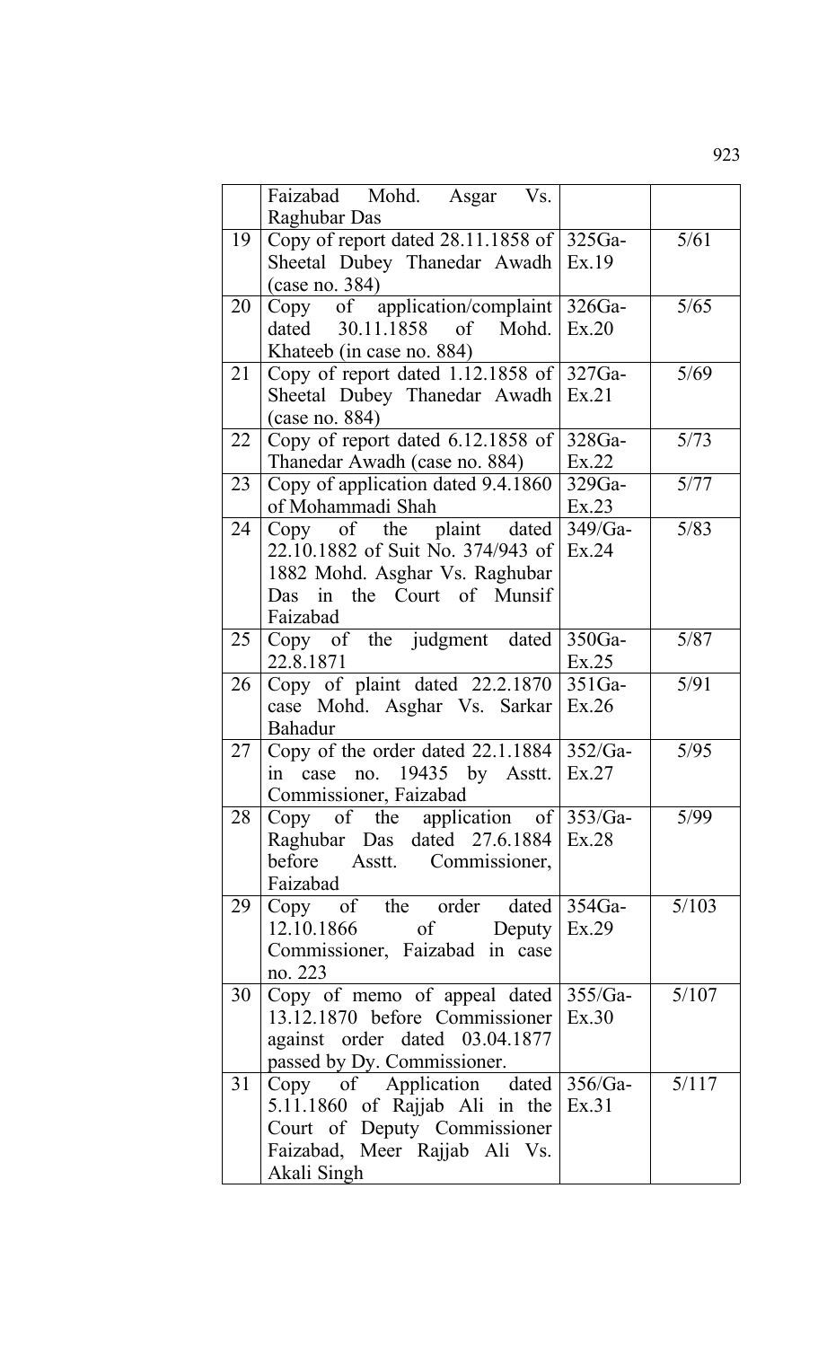|  |  |  |  |
|---|---|---|---|
|  | Faizabad Mohd. Asgar Vs. Raghubar Das |  |  |
| 19 | Copy of report dated 28.11.1858 of Sheetal Dubey Thanedar Awadh (case no. 384) | 325Ga-Ex.19 | 5/61 |
| 20 | Copy of application/complaint dated 30.11.1858 of Mohd. Khateeb (in case no. 884) | 326Ga-Ex.20 | 5/65 |
| 21 | Copy of report dated 1.12.1858 of Sheetal Dubey Thanedar Awadh (case no. 884) | 327Ga-Ex.21 | 5/69 |
| 22 | Copy of report dated 6.12.1858 of Thanedar Awadh (case no. 884) | 328Ga-Ex.22 | 5/73 |
| 23 | Copy of application dated 9.4.1860 of Mohammadi Shah | 329Ga-Ex.23 | 5/77 |
| 24 | Copy of the plaint dated 22.10.1882 of Suit No. 374/943 of 1882 Mohd. Asghar Vs. Raghubar Das in the Court of Munsif Faizabad | 349/Ga-Ex.24 | 5/83 |
| 25 | Copy of the judgment dated 22.8.1871 | 350Ga-Ex.25 | 5/87 |
| 26 | Copy of plaint dated 22.2.1870 case Mohd. Asghar Vs. Sarkar Bahadur | 351Ga-Ex.26 | 5/91 |
| 27 | Copy of the order dated 22.1.1884 in case no. 19435 by Asstt. Commissioner, Faizabad | 352/Ga-Ex.27 | 5/95 |
| 28 | Copy of the application of Raghubar Das dated 27.6.1884 before Asstt. Commissioner, Faizabad | 353/Ga-Ex.28 | 5/99 |
| 29 | Copy of the order dated 12.10.1866 of Deputy Commissioner, Faizabad in case no. 223 | 354Ga-Ex.29 | 5/103 |
| 30 | Copy of memo of appeal dated 13.12.1870 before Commissioner against order dated 03.04.1877 passed by Dy. Commissioner. | 355/Ga-Ex.30 | 5/107 |
| 31 | Copy of Application dated 5.11.1860 of Rajjab Ali in the Court of Deputy Commissioner Faizabad, Meer Rajjab Ali Vs. Akali Singh | 356/Ga-Ex.31 | 5/117 |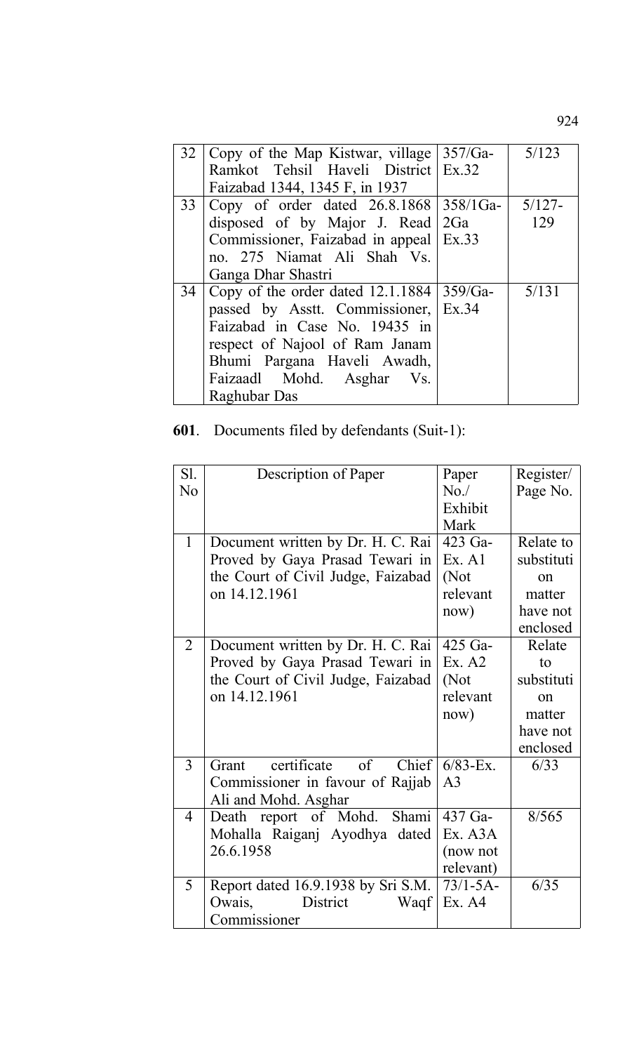| | | | |
|---|---|---|---|
| 32 | Copy of the Map Kistwar, village Ramkot Tehsil Haveli District Faizabad 1344, 1345 F, in 1937 | 357/Ga-Ex.32 | 5/123 |
| 33 | Copy of order dated 26.8.1868 disposed of by Major J. Read Commissioner, Faizabad in appeal no. 275 Niamat Ali Shah Vs. Ganga Dhar Shastri | 358/1Ga-2Ga Ex.33 | 5/127-129 |
| 34 | Copy of the order dated 12.1.1884 passed by Asstt. Commissioner, Faizabad in Case No. 19435 in respect of Najool of Ram Janam Bhumi Pargana Haveli Awadh, Faizaadl Mohd. Asghar Vs. Raghubar Das | 359/Ga-Ex.34 | 5/131 |

**601**. Documents filed by defendants (Suit-1):

| Sl. No | Description of Paper | Paper No./ Exhibit Mark | Register/ Page No. |
|---|---|---|---|
| 1 | Document written by Dr. H. C. Rai Proved by Gaya Prasad Tewari in the Court of Civil Judge, Faizabad on 14.12.1961 | 423 Ga-Ex. A1 (Not relevant now) | Relate to substitution matter have not enclosed |
| 2 | Document written by Dr. H. C. Rai Proved by Gaya Prasad Tewari in the Court of Civil Judge, Faizabad on 14.12.1961 | 425 Ga-Ex. A2 (Not relevant now) | Relate to substitution matter have not enclosed |
| 3 | Grant certificate of Chief Commissioner in favour of Rajjab Ali and Mohd. Asghar | 6/83-Ex. A3 | 6/33 |
| 4 | Death report of Mohd. Shami Mohalla Raiganj Ayodhya dated 26.6.1958 | 437 Ga-Ex. A3A (now not relevant) | 8/565 |
| 5 | Report dated 16.9.1938 by Sri S.M. Owais, District Waqf Commissioner | 73/1-5A-Ex. A4 | 6/35 |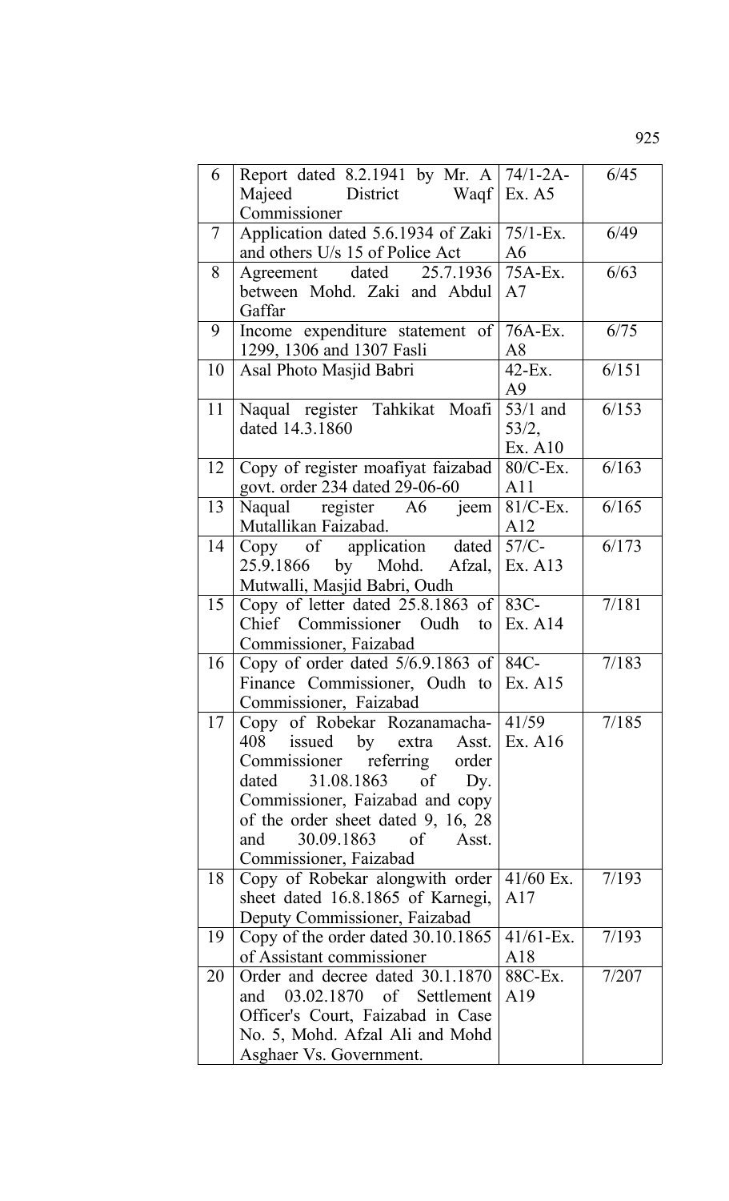| 6 | Report dated 8.2.1941 by Mr. A Majeed District Waqf Commissioner | 74/1-2A-Ex. A5 | 6/45 |
|---|---|---|---|
| 7 | Application dated 5.6.1934 of Zaki and others U/s 15 of Police Act | 75/1-Ex. A6 | 6/49 |
| 8 | Agreement dated 25.7.1936 between Mohd. Zaki and Abdul Gaffar | 75A-Ex. A7 | 6/63 |
| 9 | Income expenditure statement of 1299, 1306 and 1307 Fasli | 76A-Ex. A8 | 6/75 |
| 10 | Asal Photo Masjid Babri | 42-Ex. A9 | 6/151 |
| 11 | Naqual register Tahkikat Moafi dated 14.3.1860 | 53/1 and 53/2, Ex. A10 | 6/153 |
| 12 | Copy of register moafiyat faizabad govt. order 234 dated 29-06-60 | 80/C-Ex. A11 | 6/163 |
| 13 | Naqual register A6 jeem Mutallikan Faizabad. | 81/C-Ex. A12 | 6/165 |
| 14 | Copy of application dated 25.9.1866 by Mohd. Afzal, Mutwalli, Masjid Babri, Oudh | 57/C-Ex. A13 | 6/173 |
| 15 | Copy of letter dated 25.8.1863 of Chief Commissioner Oudh to Commissioner, Faizabad | 83C-Ex. A14 | 7/181 |
| 16 | Copy of order dated 5/6.9.1863 of Finance Commissioner, Oudh to Commissioner, Faizabad | 84C-Ex. A15 | 7/183 |
| 17 | Copy of Robekar Rozanamacha-408 issued by extra Asst. Commissioner referring order dated 31.08.1863 of Dy. Commissioner, Faizabad and copy of the order sheet dated 9, 16, 28 and 30.09.1863 of Asst. Commissioner, Faizabad | 41/59 Ex. A16 | 7/185 |
| 18 | Copy of Robekar alongwith order sheet dated 16.8.1865 of Karnegi, Deputy Commissioner, Faizabad | 41/60 Ex. A17 | 7/193 |
| 19 | Copy of the order dated 30.10.1865 of Assistant commissioner | 41/61-Ex. A18 | 7/193 |
| 20 | Order and decree dated 30.1.1870 and 03.02.1870 of Settlement Officer's Court, Faizabad in Case No. 5, Mohd. Afzal Ali and Mohd Asghaer Vs. Government. | 88C-Ex. A19 | 7/207 |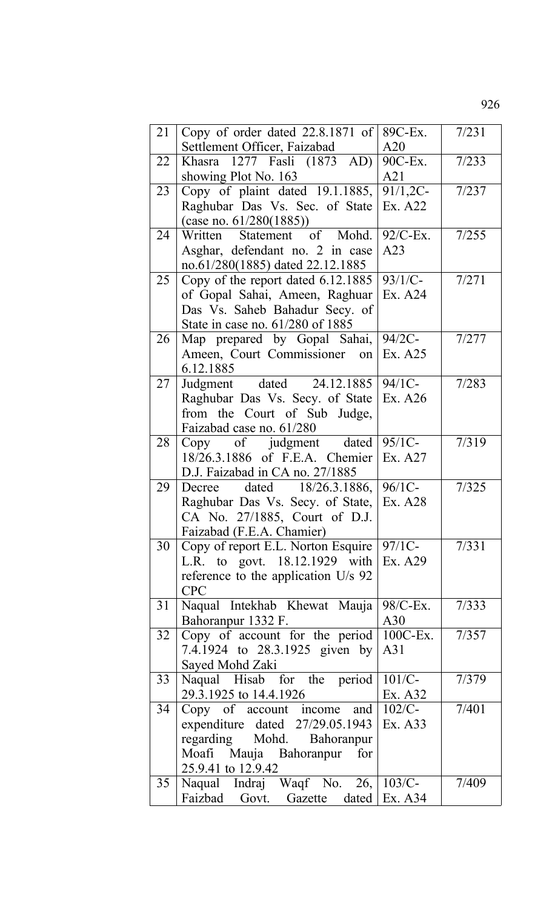| | | | |
|---|---|---|---|
| 21 | Copy of order dated 22.8.1871 of Settlement Officer, Faizabad | 89C-Ex. A20 | 7/231 |
| 22 | Khasra 1277 Fasli (1873 AD) showing Plot No. 163 | 90C-Ex. A21 | 7/233 |
| 23 | Copy of plaint dated 19.1.1885, Raghubar Das Vs. Sec. of State (case no. 61/280(1885)) | 91/1,2C-Ex. A22 | 7/237 |
| 24 | Written Statement of Mohd. Asghar, defendant no. 2 in case no.61/280(1885) dated 22.12.1885 | 92/C-Ex. A23 | 7/255 |
| 25 | Copy of the report dated 6.12.1885 of Gopal Sahai, Ameen, Raghuar Das Vs. Saheb Bahadur Secy. of State in case no. 61/280 of 1885 | 93/1/C-Ex. A24 | 7/271 |
| 26 | Map prepared by Gopal Sahai, Ameen, Court Commissioner on 6.12.1885 | 94/2C-Ex. A25 | 7/277 |
| 27 | Judgment dated 24.12.1885 Raghubar Das Vs. Secy. of State from the Court of Sub Judge, Faizabad case no. 61/280 | 94/1C-Ex. A26 | 7/283 |
| 28 | Copy of judgment dated 18/26.3.1886 of F.E.A. Chemier D.J. Faizabad in CA no. 27/1885 | 95/1C-Ex. A27 | 7/319 |
| 29 | Decree dated 18/26.3.1886, Raghubar Das Vs. Secy. of State, CA No. 27/1885, Court of D.J. Faizabad (F.E.A. Chamier) | 96/1C-Ex. A28 | 7/325 |
| 30 | Copy of report E.L. Norton Esquire L.R. to govt. 18.12.1929 with reference to the application U/s 92 CPC | 97/1C-Ex. A29 | 7/331 |
| 31 | Naqual Intekhab Khewat Mauja Bahoranpur 1332 F. | 98/C-Ex. A30 | 7/333 |
| 32 | Copy of account for the period 7.4.1924 to 28.3.1925 given by Sayed Mohd Zaki | 100C-Ex. A31 | 7/357 |
| 33 | Naqual Hisab for the period 29.3.1925 to 14.4.1926 | 101/C-Ex. A32 | 7/379 |
| 34 | Copy of account income and expenditure dated 27/29.05.1943 regarding Mohd. Bahoranpur Moafi Mauja Bahoranpur for 25.9.41 to 12.9.42 | 102/C-Ex. A33 | 7/401 |
| 35 | Naqual Indraj Waqf No. 26, Faizbad Govt. Gazette dated | 103/C-Ex. A34 | 7/409 |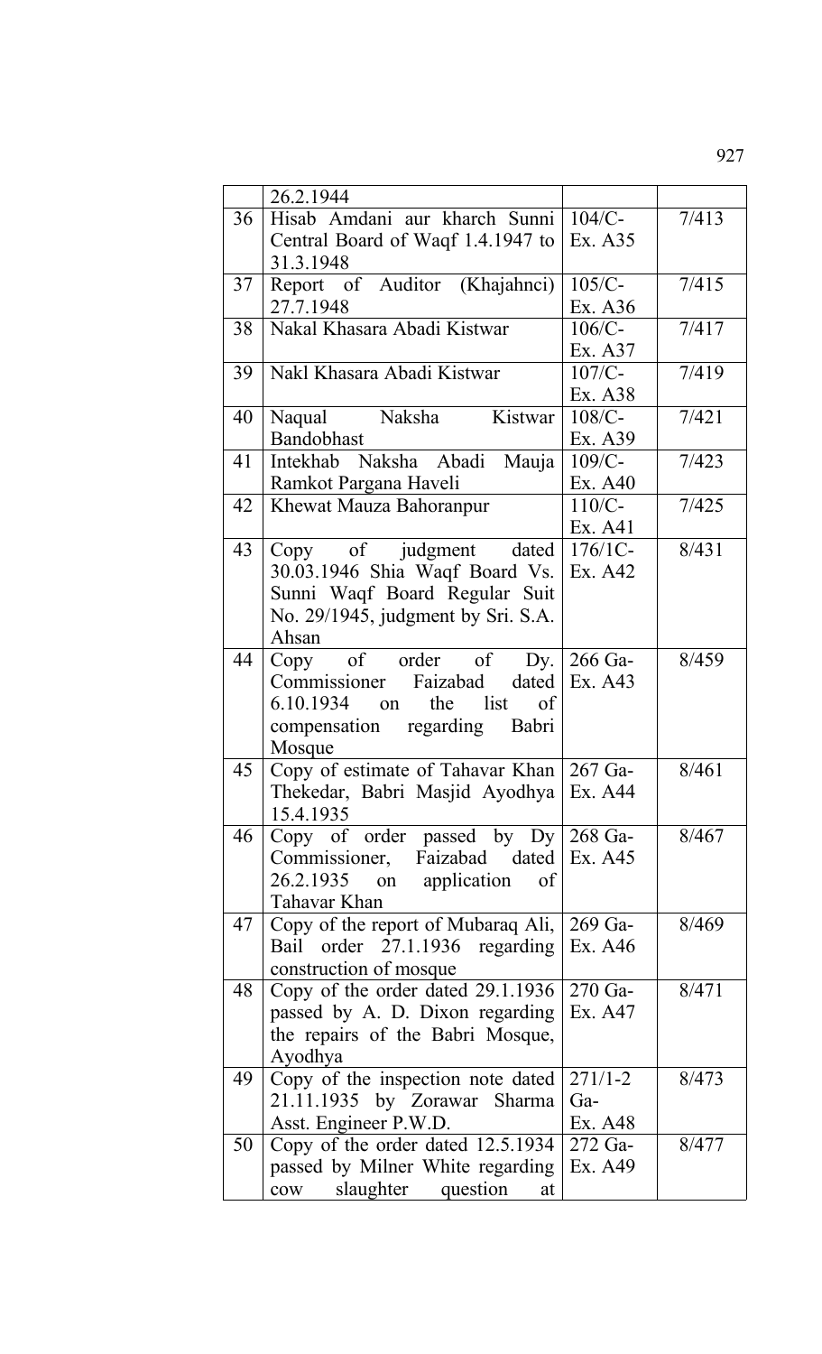| | | | |
|---|---|---|---|
| | 26.2.1944 | | |
| 36 | Hisab Amdani aur kharch Sunni Central Board of Waqf 1.4.1947 to 31.3.1948 | 104/C-Ex. A35 | 7/413 |
| 37 | Report of Auditor (Khajahnci) 27.7.1948 | 105/C-Ex. A36 | 7/415 |
| 38 | Nakal Khasara Abadi Kistwar | 106/C-Ex. A37 | 7/417 |
| 39 | Nakl Khasara Abadi Kistwar | 107/C-Ex. A38 | 7/419 |
| 40 | Naqual Naksha Kistwar Bandobhast | 108/C-Ex. A39 | 7/421 |
| 41 | Intekhab Naksha Abadi Mauja Ramkot Pargana Haveli | 109/C-Ex. A40 | 7/423 |
| 42 | Khewat Mauza Bahoranpur | 110/C-Ex. A41 | 7/425 |
| 43 | Copy of judgment dated 30.03.1946 Shia Waqf Board Vs. Sunni Waqf Board Regular Suit No. 29/1945, judgment by Sri. S.A. Ahsan | 176/1C-Ex. A42 | 8/431 |
| 44 | Copy of order of Dy. Commissioner Faizabad dated 6.10.1934 on the list of compensation regarding Babri Mosque | 266 Ga-Ex. A43 | 8/459 |
| 45 | Copy of estimate of Tahavar Khan Thekedar, Babri Masjid Ayodhya 15.4.1935 | 267 Ga-Ex. A44 | 8/461 |
| 46 | Copy of order passed by Dy Commissioner, Faizabad dated 26.2.1935 on application of Tahavar Khan | 268 Ga-Ex. A45 | 8/467 |
| 47 | Copy of the report of Mubaraq Ali, Bail order 27.1.1936 regarding construction of mosque | 269 Ga-Ex. A46 | 8/469 |
| 48 | Copy of the order dated 29.1.1936 passed by A. D. Dixon regarding the repairs of the Babri Mosque, Ayodhya | 270 Ga-Ex. A47 | 8/471 |
| 49 | Copy of the inspection note dated 21.11.1935 by Zorawar Sharma Asst. Engineer P.W.D. | 271/1-2 Ga-Ex. A48 | 8/473 |
| 50 | Copy of the order dated 12.5.1934 passed by Milner White regarding cow slaughter question at | 272 Ga-Ex. A49 | 8/477 |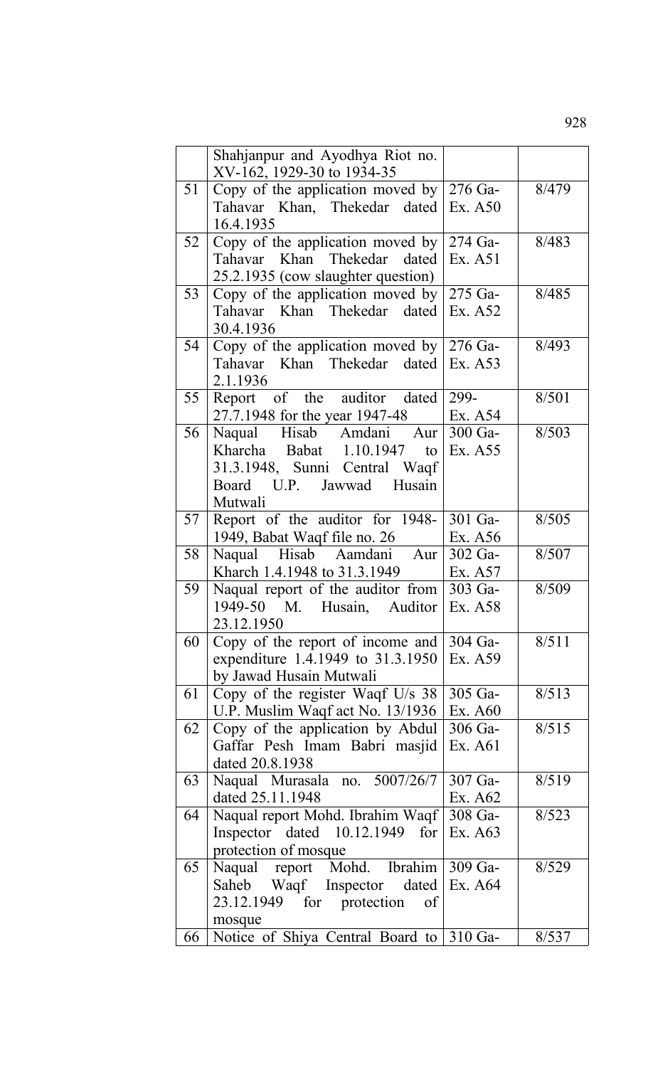| | | | |
|---|---|---|---|
| | Shahjanpur and Ayodhya Riot no. XV-162, 1929-30 to 1934-35 | | |
| 51 | Copy of the application moved by Tahavar Khan, Thekedar dated 16.4.1935 | 276 Ga-Ex. A50 | 8/479 |
| 52 | Copy of the application moved by Tahavar Khan Thekedar dated 25.2.1935 (cow slaughter question) | 274 Ga-Ex. A51 | 8/483 |
| 53 | Copy of the application moved by Tahavar Khan Thekedar dated 30.4.1936 | 275 Ga-Ex. A52 | 8/485 |
| 54 | Copy of the application moved by Tahavar Khan Thekedar dated 2.1.1936 | 276 Ga-Ex. A53 | 8/493 |
| 55 | Report of the auditor dated 27.7.1948 for the year 1947-48 | 299-Ex. A54 | 8/501 |
| 56 | Naqual Hisab Amdani Aur Kharcha Babat 1.10.1947 to 31.3.1948, Sunni Central Waqf Board U.P. Jawwad Husain Mutwali | 300 Ga-Ex. A55 | 8/503 |
| 57 | Report of the auditor for 1948-1949, Babat Waqf file no. 26 | 301 Ga-Ex. A56 | 8/505 |
| 58 | Naqual Hisab Aamdani Aur Kharch 1.4.1948 to 31.3.1949 | 302 Ga-Ex. A57 | 8/507 |
| 59 | Naqual report of the auditor from 1949-50 M. Husain, Auditor 23.12.1950 | 303 Ga-Ex. A58 | 8/509 |
| 60 | Copy of the report of income and expenditure 1.4.1949 to 31.3.1950 by Jawad Husain Mutwali | 304 Ga-Ex. A59 | 8/511 |
| 61 | Copy of the register Waqf U/s 38 U.P. Muslim Waqf act No. 13/1936 | 305 Ga-Ex. A60 | 8/513 |
| 62 | Copy of the application by Abdul Gaffar Pesh Imam Babri masjid dated 20.8.1938 | 306 Ga-Ex. A61 | 8/515 |
| 63 | Naqual Murasala no. 5007/26/7 dated 25.11.1948 | 307 Ga-Ex. A62 | 8/519 |
| 64 | Naqual report Mohd. Ibrahim Waqf Inspector dated 10.12.1949 for protection of mosque | 308 Ga-Ex. A63 | 8/523 |
| 65 | Naqual report Mohd. Ibrahim Saheb Waqf Inspector dated 23.12.1949 for protection of mosque | 309 Ga-Ex. A64 | 8/529 |
| 66 | Notice of Shiya Central Board to | 310 Ga- | 8/537 |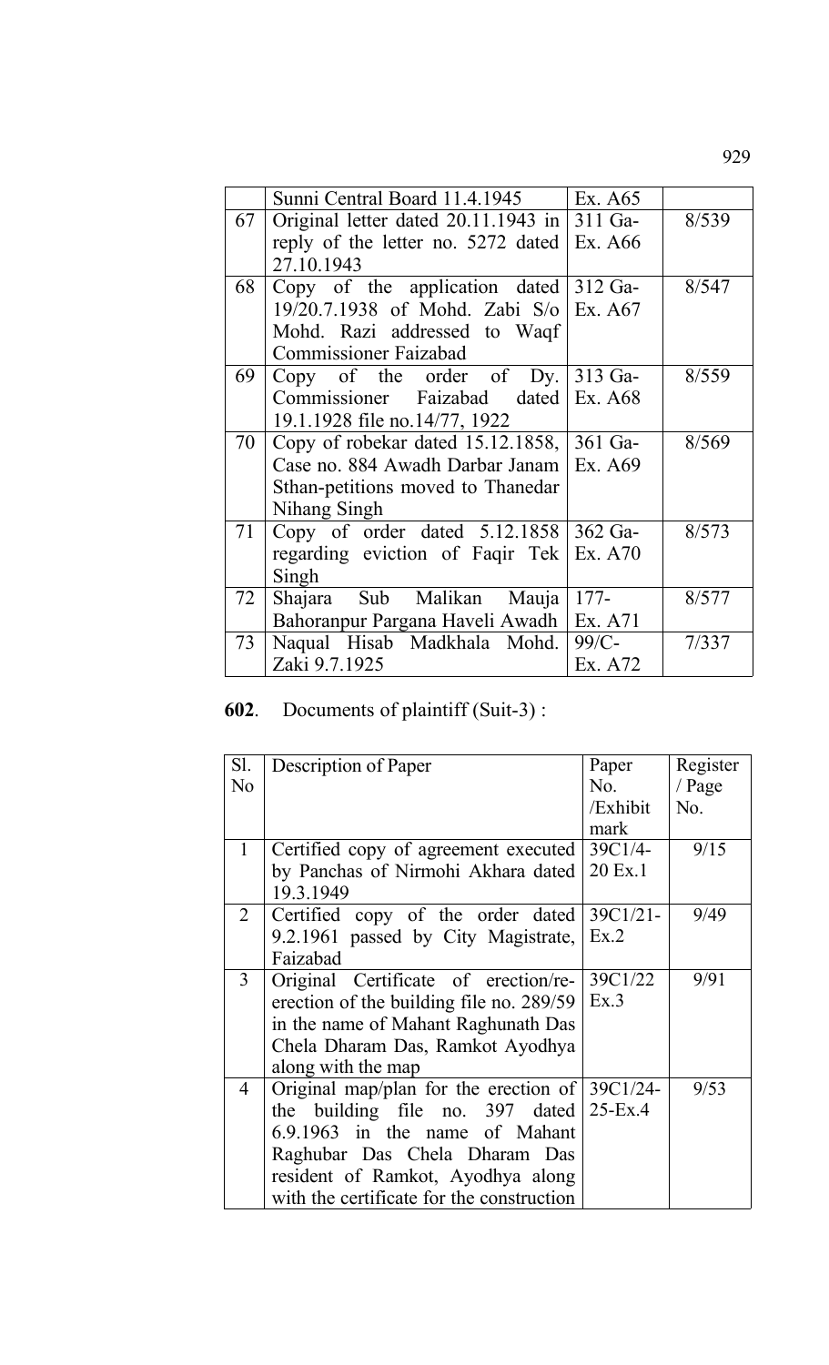|  | Sunni Central Board 11.4.1945 | Ex. A65 |  |
|---|---|---|---|
| 67 | Original letter dated 20.11.1943 in reply of the letter no. 5272 dated 27.10.1943 | 311 Ga-Ex. A66 | 8/539 |
| 68 | Copy of the application dated 19/20.7.1938 of Mohd. Zabi S/o Mohd. Razi addressed to Waqf Commissioner Faizabad | 312 Ga-Ex. A67 | 8/547 |
| 69 | Copy of the order of Dy. Commissioner Faizabad dated 19.1.1928 file no.14/77, 1922 | 313 Ga-Ex. A68 | 8/559 |
| 70 | Copy of robekar dated 15.12.1858, Case no. 884 Awadh Darbar Janam Sthan-petitions moved to Thanedar Nihang Singh | 361 Ga-Ex. A69 | 8/569 |
| 71 | Copy of order dated 5.12.1858 regarding eviction of Faqir Tek Singh | 362 Ga-Ex. A70 | 8/573 |
| 72 | Shajara Sub Malikan Mauja Bahoranpur Pargana Haveli Awadh | 177-Ex. A71 | 8/577 |
| 73 | Naqual Hisab Madkhala Mohd. Zaki 9.7.1925 | 99/C-Ex. A72 | 7/337 |

**602**. Documents of plaintiff (Suit-3) :

| Sl. No | Description of Paper | Paper No. /Exhibit mark | Register / Page No. |
|---|---|---|---|
| 1 | Certified copy of agreement executed by Panchas of Nirmohi Akhara dated 19.3.1949 | 39C1/4-20 Ex.1 | 9/15 |
| 2 | Certified copy of the order dated 9.2.1961 passed by City Magistrate, Faizabad | 39C1/21-Ex.2 | 9/49 |
| 3 | Original Certificate of erection/re-erection of the building file no. 289/59 in the name of Mahant Raghunath Das Chela Dharam Das, Ramkot Ayodhya along with the map | 39C1/22 Ex.3 | 9/91 |
| 4 | Original map/plan for the erection of the building file no. 397 dated 6.9.1963 in the name of Mahant Raghubar Das Chela Dharam Das resident of Ramkot, Ayodhya along with the certificate for the construction | 39C1/24-25-Ex.4 | 9/53 |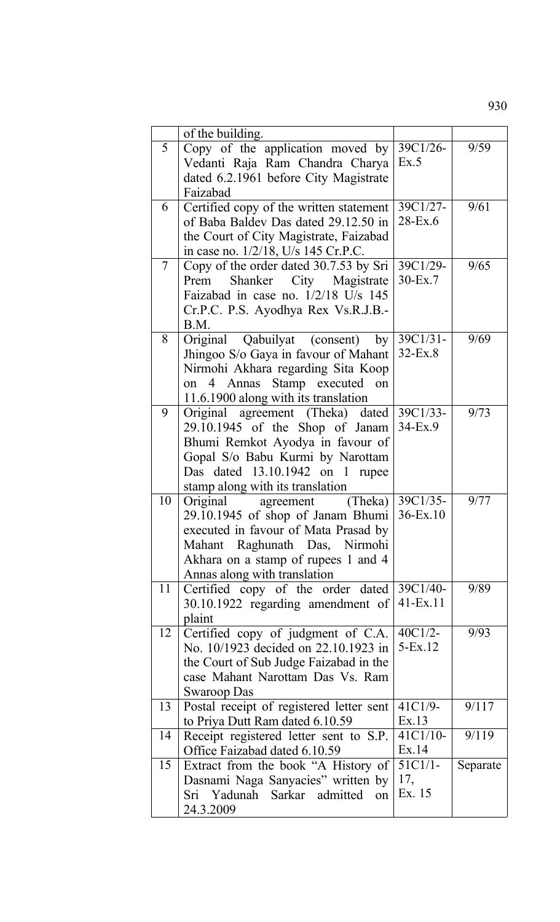| | | | |
|---|---|---|---|
| | of the building. | | |
| 5 | Copy of the application moved by Vedanti Raja Ram Chandra Charya dated 6.2.1961 before City Magistrate Faizabad | 39C1/26-Ex.5 | 9/59 |
| 6 | Certified copy of the written statement of Baba Baldev Das dated 29.12.50 in the Court of City Magistrate, Faizabad in case no. 1/2/18, U/s 145 Cr.P.C. | 39C1/27-28-Ex.6 | 9/61 |
| 7 | Copy of the order dated 30.7.53 by Sri Prem Shanker City Magistrate Faizabad in case no. 1/2/18 U/s 145 Cr.P.C. P.S. Ayodhya Rex Vs.R.J.B.-B.M. | 39C1/29-30-Ex.7 | 9/65 |
| 8 | Original Qabuilyat (consent) by Jhingoo S/o Gaya in favour of Mahant Nirmohi Akhara regarding Sita Koop on 4 Annas Stamp executed on 11.6.1900 along with its translation | 39C1/31-32-Ex.8 | 9/69 |
| 9 | Original agreement (Theka) dated 29.10.1945 of the Shop of Janam Bhumi Remkot Ayodya in favour of Gopal S/o Babu Kurmi by Narottam Das dated 13.10.1942 on 1 rupee stamp along with its translation | 39C1/33-34-Ex.9 | 9/73 |
| 10 | Original agreement (Theka) 29.10.1945 of shop of Janam Bhumi executed in favour of Mata Prasad by Mahant Raghunath Das, Nirmohi Akhara on a stamp of rupees 1 and 4 Annas along with translation | 39C1/35-36-Ex.10 | 9/77 |
| 11 | Certified copy of the order dated 30.10.1922 regarding amendment of plaint | 39C1/40-41-Ex.11 | 9/89 |
| 12 | Certified copy of judgment of C.A. No. 10/1923 decided on 22.10.1923 in the Court of Sub Judge Faizabad in the case Mahant Narottam Das Vs. Ram Swaroop Das | 40C1/2-5-Ex.12 | 9/93 |
| 13 | Postal receipt of registered letter sent to Priya Dutt Ram dated 6.10.59 | 41C1/9-Ex.13 | 9/117 |
| 14 | Receipt registered letter sent to S.P. Office Faizabad dated 6.10.59 | 41C1/10-Ex.14 | 9/119 |
| 15 | Extract from the book "A History of Dasnami Naga Sanyacies" written by Sri Yadunah Sarkar admitted on 24.3.2009 | 51C1/1-17, Ex. 15 | Separate |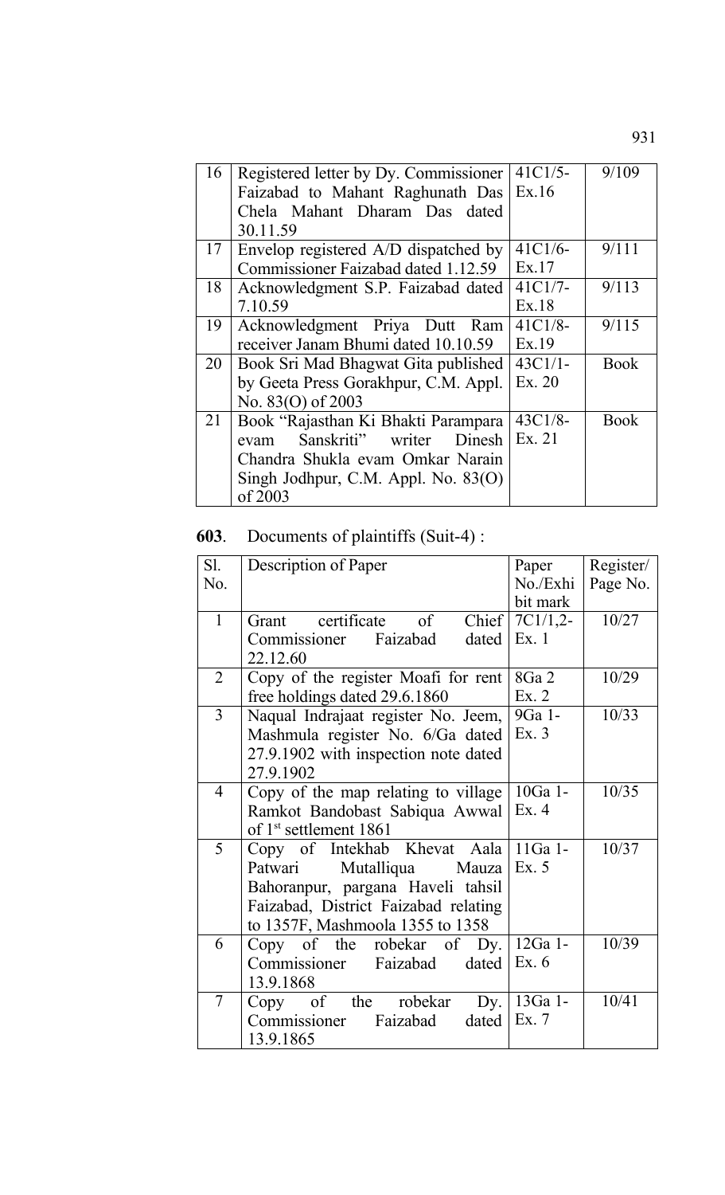| 16 | Registered letter by Dy. Commissioner Faizabad to Mahant Raghunath Das Chela Mahant Dharam Das dated 30.11.59 | 41C1/5- Ex.16 | 9/109 |
|---|---|---|---|
| 17 | Envelop registered A/D dispatched by Commissioner Faizabad dated 1.12.59 | 41C1/6- Ex.17 | 9/111 |
| 18 | Acknowledgment S.P. Faizabad dated 7.10.59 | 41C1/7- Ex.18 | 9/113 |
| 19 | Acknowledgment Priya Dutt Ram receiver Janam Bhumi dated 10.10.59 | 41C1/8- Ex.19 | 9/115 |
| 20 | Book Sri Mad Bhagwat Gita published by Geeta Press Gorakhpur, C.M. Appl. No. 83(O) of 2003 | 43C1/1- Ex. 20 | Book |
| 21 | Book "Rajasthan Ki Bhakti Parampara evam Sanskriti" writer Dinesh Chandra Shukla evam Omkar Narain Singh Jodhpur, C.M. Appl. No. 83(O) of 2003 | 43C1/8- Ex. 21 | Book |

**603**. Documents of plaintiffs (Suit-4) :

| Sl. No. | Description of Paper | Paper No./Exhibit mark | Register/ Page No. |
|---|---|---|---|
| 1 | Grant certificate of Chief Commissioner Faizabad dated 22.12.60 | 7C1/1,2- Ex. 1 | 10/27 |
| 2 | Copy of the register Moafi for rent free holdings dated 29.6.1860 | 8Ga 2 Ex. 2 | 10/29 |
| 3 | Naqual Indrajaat register No. Jeem, Mashmula register No. 6/Ga dated 27.9.1902 with inspection note dated 27.9.1902 | 9Ga 1- Ex. 3 | 10/33 |
| 4 | Copy of the map relating to village Ramkot Bandobast Sabiqua Awwal of 1st settlement 1861 | 10Ga 1- Ex. 4 | 10/35 |
| 5 | Copy of Intekhab Khevat Aala Patwari Mutalliqua Mauza Bahoranpur, pargana Haveli tahsil Faizabad, District Faizabad relating to 1357F, Mashmoola 1355 to 1358 | 11Ga 1- Ex. 5 | 10/37 |
| 6 | Copy of the robekar of Dy. Commissioner Faizabad dated 13.9.1868 | 12Ga 1- Ex. 6 | 10/39 |
| 7 | Copy of the robekar Dy. Commissioner Faizabad dated 13.9.1865 | 13Ga 1- Ex. 7 | 10/41 |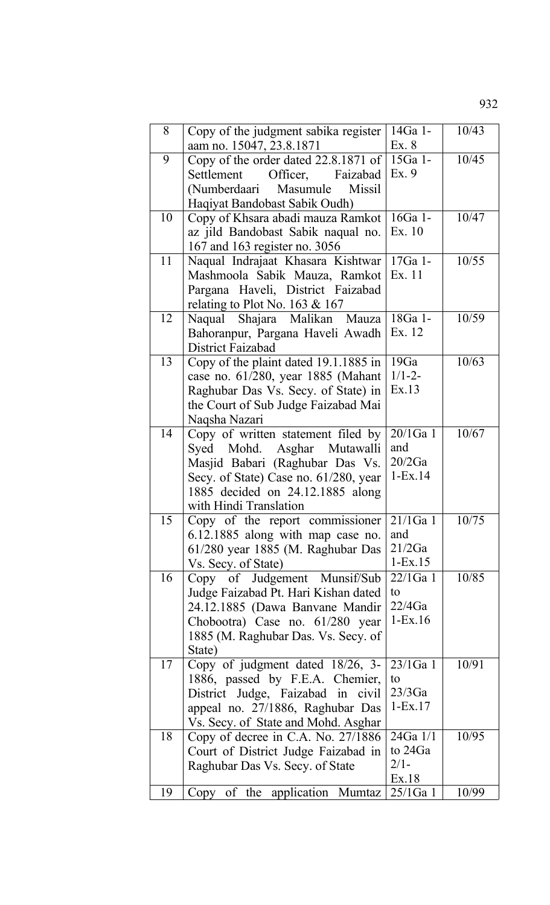| 8 | Copy of the judgment sabika register aam no. 15047, 23.8.1871 | 14Ga 1-Ex. 8 | 10/43 |
|---|---|---|---|
| 9 | Copy of the order dated 22.8.1871 of Settlement Officer, Faizabad (Numberdaari Masumule Missil Haqiyat Bandobast Sabik Oudh) | 15Ga 1-Ex. 9 | 10/45 |
| 10 | Copy of Khsara abadi mauza Ramkot az jild Bandobast Sabik naqual no. 167 and 163 register no. 3056 | 16Ga 1-Ex. 10 | 10/47 |
| 11 | Naqual Indrajaat Khasara Kishtwar Mashmoola Sabik Mauza, Ramkot Pargana Haveli, District Faizabad relating to Plot No. 163 & 167 | 17Ga 1-Ex. 11 | 10/55 |
| 12 | Naqual Shajara Malikan Mauza Bahoranpur, Pargana Haveli Awadh District Faizabad | 18Ga 1-Ex. 12 | 10/59 |
| 13 | Copy of the plaint dated 19.1.1885 in case no. 61/280, year 1885 (Mahant Raghubar Das Vs. Secy. of State) in the Court of Sub Judge Faizabad Mai Naqsha Nazari | 19Ga 1/1-2-Ex.13 | 10/63 |
| 14 | Copy of written statement filed by Syed Mohd. Asghar Mutawalli Masjid Babari (Raghubar Das Vs. Secy. of State) Case no. 61/280, year 1885 decided on 24.12.1885 along with Hindi Translation | 20/1Ga 1 and 20/2Ga 1-Ex.14 | 10/67 |
| 15 | Copy of the report commissioner 6.12.1885 along with map case no. 61/280 year 1885 (M. Raghubar Das Vs. Secy. of State) | 21/1Ga 1 and 21/2Ga 1-Ex.15 | 10/75 |
| 16 | Copy of Judgement Munsif/Sub Judge Faizabad Pt. Hari Kishan dated 24.12.1885 (Dawa Banvane Mandir Chobootra) Case no. 61/280 year 1885 (M. Raghubar Das. Vs. Secy. of State) | 22/1Ga 1 to 22/4Ga 1-Ex.16 | 10/85 |
| 17 | Copy of judgment dated 18/26, 3-1886, passed by F.E.A. Chemier, District Judge, Faizabad in civil appeal no. 27/1886, Raghubar Das Vs. Secy. of State and Mohd. Asghar | 23/1Ga 1 to 23/3Ga 1-Ex.17 | 10/91 |
| 18 | Copy of decree in C.A. No. 27/1886 Court of District Judge Faizabad in Raghubar Das Vs. Secy. of State | 24Ga 1/1 to 24Ga 2/1-Ex.18 | 10/95 |
| 19 | Copy of the application Mumtaz | 25/1Ga 1 | 10/99 |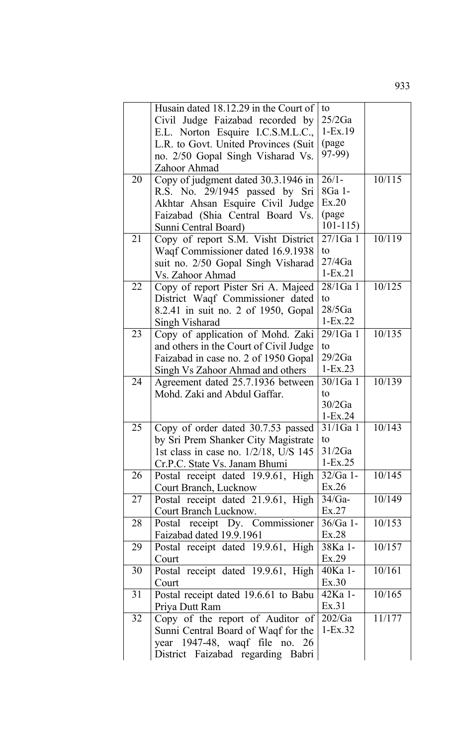| | | | |
|---|---|---|---|
| | Husain dated 18.12.29 in the Court of Civil Judge Faizabad recorded by E.L. Norton Esquire I.C.S.M.L.C., L.R. to Govt. United Provinces (Suit no. 2/50 Gopal Singh Visharad Vs. Zahoor Ahmad | to 25/2Ga 1-Ex.19 (page 97-99) | |
| 20 | Copy of judgment dated 30.3.1946 in R.S. No. 29/1945 passed by Sri Akhtar Ahsan Esquire Civil Judge Faizabad (Shia Central Board Vs. Sunni Central Board) | 26/1-8Ga 1-Ex.20 (page 101-115) | 10/115 |
| 21 | Copy of report S.M. Visht District Waqf Commissioner dated 16.9.1938 suit no. 2/50 Gopal Singh Visharad Vs. Zahoor Ahmad | 27/1Ga 1 to 27/4Ga 1-Ex.21 | 10/119 |
| 22 | Copy of report Pister Sri A. Majeed District Waqf Commissioner dated 8.2.41 in suit no. 2 of 1950, Gopal Singh Visharad | 28/1Ga 1 to 28/5Ga 1-Ex.22 | 10/125 |
| 23 | Copy of application of Mohd. Zaki and others in the Court of Civil Judge Faizabad in case no. 2 of 1950 Gopal Singh Vs Zahoor Ahmad and others | 29/1Ga 1 to 29/2Ga 1-Ex.23 | 10/135 |
| 24 | Agreement dated 25.7.1936 between Mohd. Zaki and Abdul Gaffar. | 30/1Ga 1 to 30/2Ga 1-Ex.24 | 10/139 |
| 25 | Copy of order dated 30.7.53 passed by Sri Prem Shanker City Magistrate 1st class in case no. 1/2/18, U/S 145 Cr.P.C. State Vs. Janam Bhumi | 31/1Ga 1 to 31/2Ga 1-Ex.25 | 10/143 |
| 26 | Postal receipt dated 19.9.61, High Court Branch, Lucknow | 32/Ga 1-Ex.26 | 10/145 |
| 27 | Postal receipt dated 21.9.61, High Court Branch Lucknow. | 34/Ga-Ex.27 | 10/149 |
| 28 | Postal receipt Dy. Commissioner Faizabad dated 19.9.1961 | 36/Ga 1-Ex.28 | 10/153 |
| 29 | Postal receipt dated 19.9.61, High Court | 38Ka 1-Ex.29 | 10/157 |
| 30 | Postal receipt dated 19.9.61, High Court | 40Ka 1-Ex.30 | 10/161 |
| 31 | Postal receipt dated 19.6.61 to Babu Priya Dutt Ram | 42Ka 1-Ex.31 | 10/165 |
| 32 | Copy of the report of Auditor of Sunni Central Board of Waqf for the year 1947-48, waqf file no. 26 District Faizabad regarding Babri | 202/Ga 1-Ex.32 | 11/177 |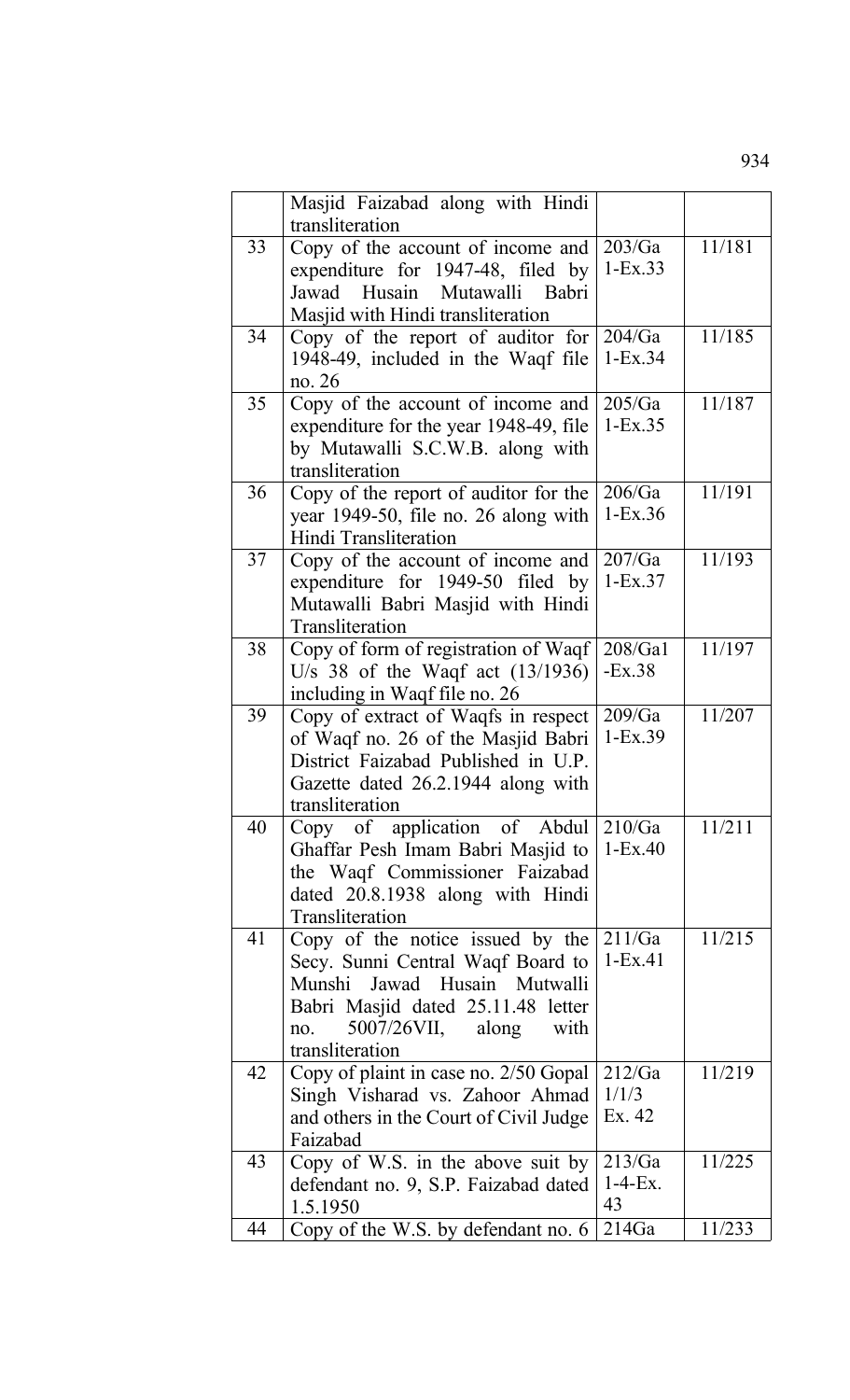|  |  |  |  |
|---|---|---|---|
|  | Masjid Faizabad along with Hindi transliteration |  |  |
| 33 | Copy of the account of income and expenditure for 1947-48, filed by Jawad Husain Mutawalli Babri Masjid with Hindi transliteration | 203/Ga 1-Ex.33 | 11/181 |
| 34 | Copy of the report of auditor for 1948-49, included in the Waqf file no. 26 | 204/Ga 1-Ex.34 | 11/185 |
| 35 | Copy of the account of income and expenditure for the year 1948-49, file by Mutawalli S.C.W.B. along with transliteration | 205/Ga 1-Ex.35 | 11/187 |
| 36 | Copy of the report of auditor for the year 1949-50, file no. 26 along with Hindi Transliteration | 206/Ga 1-Ex.36 | 11/191 |
| 37 | Copy of the account of income and expenditure for 1949-50 filed by Mutawalli Babri Masjid with Hindi Transliteration | 207/Ga 1-Ex.37 | 11/193 |
| 38 | Copy of form of registration of Waqf U/s 38 of the Waqf act (13/1936) including in Waqf file no. 26 | 208/Ga1 -Ex.38 | 11/197 |
| 39 | Copy of extract of Waqfs in respect of Waqf no. 26 of the Masjid Babri District Faizabad Published in U.P. Gazette dated 26.2.1944 along with transliteration | 209/Ga 1-Ex.39 | 11/207 |
| 40 | Copy of application of Abdul Ghaffar Pesh Imam Babri Masjid to the Waqf Commissioner Faizabad dated 20.8.1938 along with Hindi Transliteration | 210/Ga 1-Ex.40 | 11/211 |
| 41 | Copy of the notice issued by the Secy. Sunni Central Waqf Board to Munshi Jawad Husain Mutwalli Babri Masjid dated 25.11.48 letter no. 5007/26VII, along with transliteration | 211/Ga 1-Ex.41 | 11/215 |
| 42 | Copy of plaint in case no. 2/50 Gopal Singh Visharad vs. Zahoor Ahmad and others in the Court of Civil Judge Faizabad | 212/Ga 1/1/3 Ex. 42 | 11/219 |
| 43 | Copy of W.S. in the above suit by defendant no. 9, S.P. Faizabad dated 1.5.1950 | 213/Ga 1-4-Ex. 43 | 11/225 |
| 44 | Copy of the W.S. by defendant no. 6 | 214Ga | 11/233 |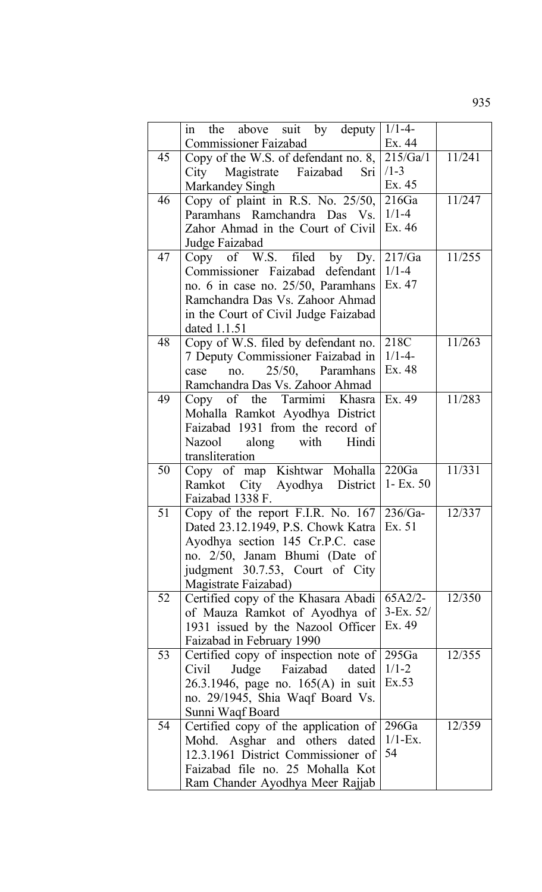| | | | |
|---|---|---|---|
| | in the above suit by deputy Commissioner Faizabad | 1/1-4-<br>Ex. 44 | |
| 45 | Copy of the W.S. of defendant no. 8, City Magistrate Faizabad Sri Markandey Singh | 215/Ga/1<br>/1-3<br>Ex. 45 | 11/241 |
| 46 | Copy of plaint in R.S. No. 25/50, Paramhans Ramchandra Das Vs. Zahor Ahmad in the Court of Civil Judge Faizabad | 216Ga<br>1/1-4<br>Ex. 46 | 11/247 |
| 47 | Copy of W.S. filed by Dy. Commissioner Faizabad defendant no. 6 in case no. 25/50, Paramhans Ramchandra Das Vs. Zahoor Ahmad in the Court of Civil Judge Faizabad dated 1.1.51 | 217/Ga<br>1/1-4<br>Ex. 47 | 11/255 |
| 48 | Copy of W.S. filed by defendant no. 7 Deputy Commissioner Faizabad in case no. 25/50, Paramhans Ramchandra Das Vs. Zahoor Ahmad | 218C<br>1/1-4-<br>Ex. 48 | 11/263 |
| 49 | Copy of the Tarmimi Khasra Mohalla Ramkot Ayodhya District Faizabad 1931 from the record of Nazool along with Hindi transliteration | Ex. 49 | 11/283 |
| 50 | Copy of map Kishtwar Mohalla Ramkot City Ayodhya District Faizabad 1338 F. | 220Ga<br>1- Ex. 50 | 11/331 |
| 51 | Copy of the report F.I.R. No. 167 Dated 23.12.1949, P.S. Chowk Katra Ayodhya section 145 Cr.P.C. case no. 2/50, Janam Bhumi (Date of judgment 30.7.53, Court of City Magistrate Faizabad) | 236/Ga-<br>Ex. 51 | 12/337 |
| 52 | Certified copy of the Khasara Abadi of Mauza Ramkot of Ayodhya of 1931 issued by the Nazool Officer Faizabad in February 1990 | 65A2/2-<br>3-Ex. 52/<br>Ex. 49 | 12/350 |
| 53 | Certified copy of inspection note of Civil Judge Faizabad dated 26.3.1946, page no. 165(A) in suit no. 29/1945, Shia Waqf Board Vs. Sunni Waqf Board | 295Ga<br>1/1-2<br>Ex.53 | 12/355 |
| 54 | Certified copy of the application of Mohd. Asghar and others dated 12.3.1961 District Commissioner of Faizabad file no. 25 Mohalla Kot Ram Chander Ayodhya Meer Rajjab | 296Ga<br>1/1-Ex.<br>54 | 12/359 |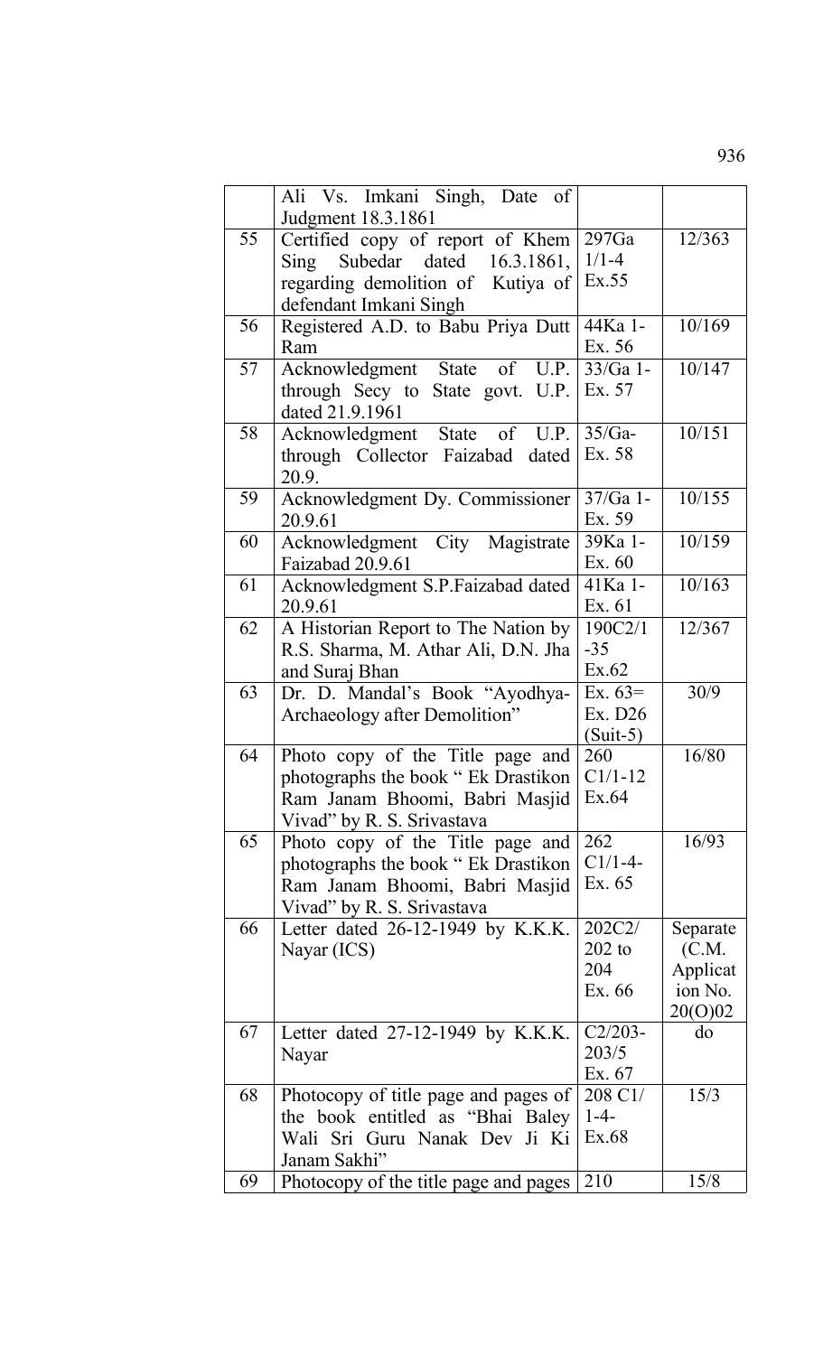| | | | |
|---|---|---|---|
| | Ali Vs. Imkani Singh, Date of Judgment 18.3.1861 | | |
| 55 | Certified copy of report of Khem Sing Subedar dated 16.3.1861, regarding demolition of Kutiya of defendant Imkani Singh | 297Ga 1/1-4 Ex.55 | 12/363 |
| 56 | Registered A.D. to Babu Priya Dutt Ram | 44Ka 1- Ex. 56 | 10/169 |
| 57 | Acknowledgment State of U.P. through Secy to State govt. U.P. dated 21.9.1961 | 33/Ga 1- Ex. 57 | 10/147 |
| 58 | Acknowledgment State of U.P. through Collector Faizabad dated 20.9. | 35/Ga- Ex. 58 | 10/151 |
| 59 | Acknowledgment Dy. Commissioner 20.9.61 | 37/Ga 1- Ex. 59 | 10/155 |
| 60 | Acknowledgment City Magistrate Faizabad 20.9.61 | 39Ka 1- Ex. 60 | 10/159 |
| 61 | Acknowledgment S.P.Faizabad dated 20.9.61 | 41Ka 1- Ex. 61 | 10/163 |
| 62 | A Historian Report to The Nation by R.S. Sharma, M. Athar Ali, D.N. Jha and Suraj Bhan | 190C2/1 -35 Ex.62 | 12/367 |
| 63 | Dr. D. Mandal's Book "Ayodhya- Archaeology after Demolition" | Ex. 63= Ex. D26 (Suit-5) | 30/9 |
| 64 | Photo copy of the Title page and photographs the book " Ek Drastikon Ram Janam Bhoomi, Babri Masjid Vivad" by R. S. Srivastava | 260 C1/1-12 Ex.64 | 16/80 |
| 65 | Photo copy of the Title page and photographs the book " Ek Drastikon Ram Janam Bhoomi, Babri Masjid Vivad" by R. S. Srivastava | 262 C1/1-4- Ex. 65 | 16/93 |
| 66 | Letter dated 26-12-1949 by K.K.K. Nayar (ICS) | 202C2/ 202 to 204 Ex. 66 | Separate (C.M. Application No. 20(O)02 |
| 67 | Letter dated 27-12-1949 by K.K.K. Nayar | C2/203- 203/5 Ex. 67 | do |
| 68 | Photocopy of title page and pages of the book entitled as "Bhai Baley Wali Sri Guru Nanak Dev Ji Ki Janam Sakhi" | 208 C1/ 1-4- Ex.68 | 15/3 |
| 69 | Photocopy of the title page and pages | 210 | 15/8 |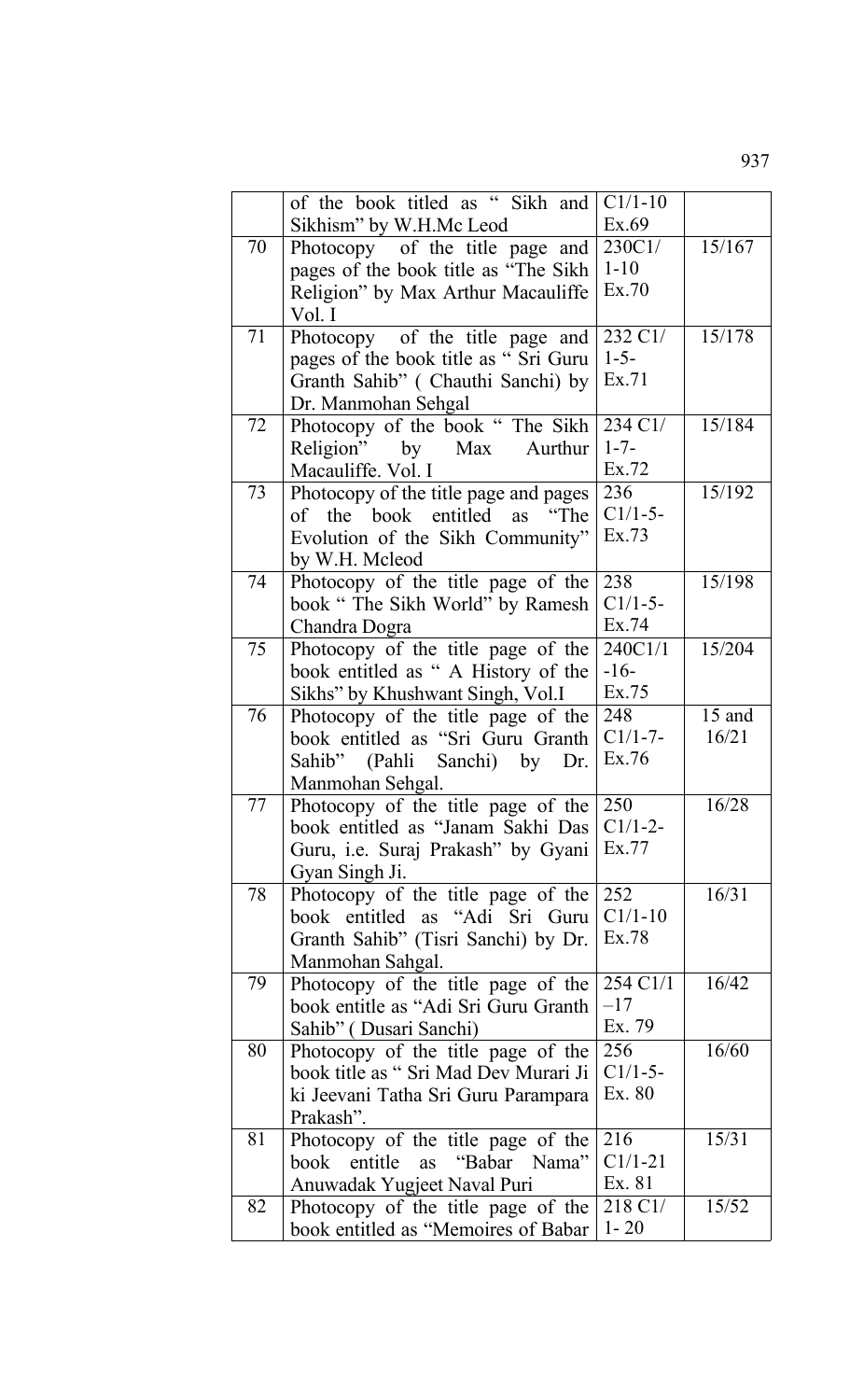| | | | |
|---|---|---|---|
| | of the book titled as " Sikh and Sikhism" by W.H.Mc Leod | C1/1-10 Ex.69 | |
| 70 | Photocopy of the title page and pages of the book title as "The Sikh Religion" by Max Arthur Macauliffe Vol. I | 230C1/ 1-10 Ex.70 | 15/167 |
| 71 | Photocopy of the title page and pages of the book title as " Sri Guru Granth Sahib" ( Chauthi Sanchi) by Dr. Manmohan Sehgal | 232 C1/ 1-5- Ex.71 | 15/178 |
| 72 | Photocopy of the book " The Sikh Religion" by Max Aurthur Macauliffe. Vol. I | 234 C1/ 1-7- Ex.72 | 15/184 |
| 73 | Photocopy of the title page and pages of the book entitled as "The Evolution of the Sikh Community" by W.H. Mcleod | 236 C1/1-5- Ex.73 | 15/192 |
| 74 | Photocopy of the title page of the book " The Sikh World" by Ramesh Chandra Dogra | 238 C1/1-5- Ex.74 | 15/198 |
| 75 | Photocopy of the title page of the book entitled as " A History of the Sikhs" by Khushwant Singh, Vol.I | 240C1/1 -16- Ex.75 | 15/204 |
| 76 | Photocopy of the title page of the book entitled as "Sri Guru Granth Sahib" (Pahli Sanchi) by Dr. Manmohan Sehgal. | 248 C1/1-7- Ex.76 | 15 and 16/21 |
| 77 | Photocopy of the title page of the book entitled as "Janam Sakhi Das Guru, i.e. Suraj Prakash" by Gyani Gyan Singh Ji. | 250 C1/1-2- Ex.77 | 16/28 |
| 78 | Photocopy of the title page of the book entitled as "Adi Sri Guru Granth Sahib" (Tisri Sanchi) by Dr. Manmohan Sahgal. | 252 C1/1-10 Ex.78 | 16/31 |
| 79 | Photocopy of the title page of the book entitle as "Adi Sri Guru Granth Sahib" ( Dusari Sanchi) | 254 C1/1 –17 Ex. 79 | 16/42 |
| 80 | Photocopy of the title page of the book title as " Sri Mad Dev Murari Ji ki Jeevani Tatha Sri Guru Parampara Prakash". | 256 C1/1-5- Ex. 80 | 16/60 |
| 81 | Photocopy of the title page of the book entitle as "Babar Nama" Anuwadak Yugjeet Naval Puri | 216 C1/1-21 Ex. 81 | 15/31 |
| 82 | Photocopy of the title page of the book entitled as "Memoires of Babar | 218 C1/ 1- 20 | 15/52 |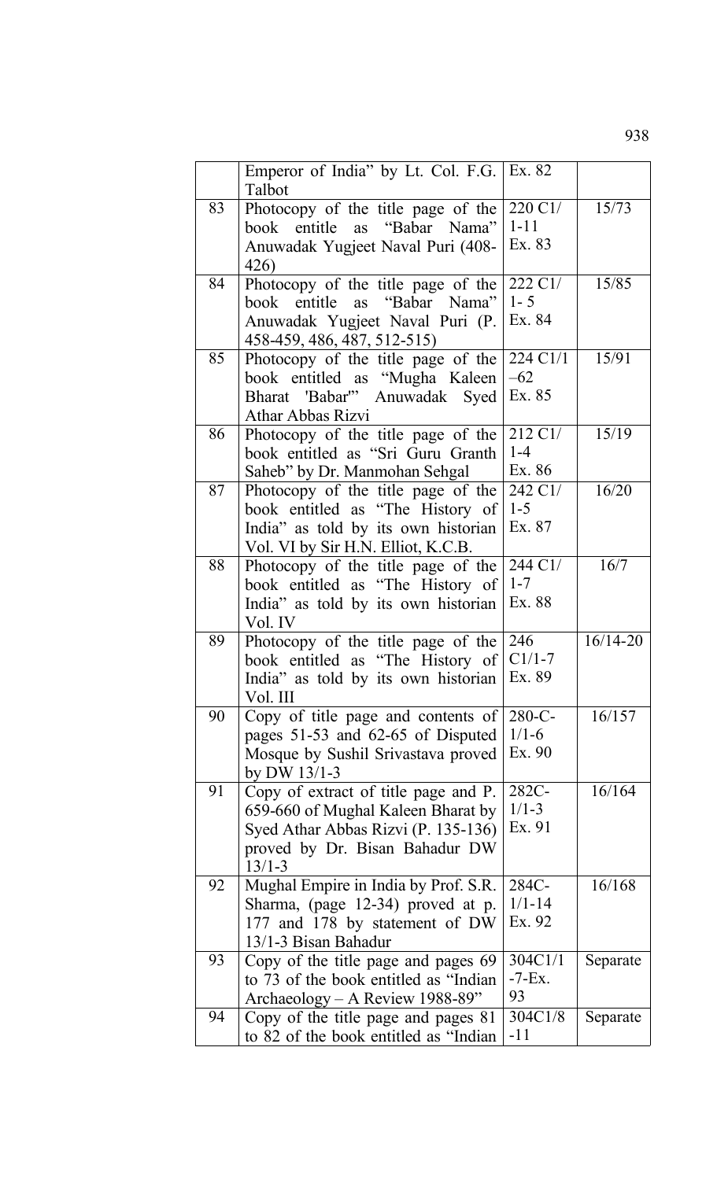| | | | |
|---|---|---|---|
| | Emperor of India" by Lt. Col. F.G. Talbot | Ex. 82 | |
| 83 | Photocopy of the title page of the book entitle as "Babar Nama" Anuwadak Yugjeet Naval Puri (408-426) | 220 C1/ 1-11 Ex. 83 | 15/73 |
| 84 | Photocopy of the title page of the book entitle as "Babar Nama" Anuwadak Yugjeet Naval Puri (P. 458-459, 486, 487, 512-515) | 222 C1/ 1- 5 Ex. 84 | 15/85 |
| 85 | Photocopy of the title page of the book entitled as "Mugha Kaleen Bharat 'Babar'" Anuwadak Syed Athar Abbas Rizvi | 224 C1/1 –62 Ex. 85 | 15/91 |
| 86 | Photocopy of the title page of the book entitled as "Sri Guru Granth Saheb" by Dr. Manmohan Sehgal | 212 C1/ 1-4 Ex. 86 | 15/19 |
| 87 | Photocopy of the title page of the book entitled as "The History of India" as told by its own historian Vol. VI by Sir H.N. Elliot, K.C.B. | 242 C1/ 1-5 Ex. 87 | 16/20 |
| 88 | Photocopy of the title page of the book entitled as "The History of India" as told by its own historian Vol. IV | 244 C1/ 1-7 Ex. 88 | 16/7 |
| 89 | Photocopy of the title page of the book entitled as "The History of India" as told by its own historian Vol. III | 246 C1/1-7 Ex. 89 | 16/14-20 |
| 90 | Copy of title page and contents of pages 51-53 and 62-65 of Disputed Mosque by Sushil Srivastava proved by DW 13/1-3 | 280-C-1/1-6 Ex. 90 | 16/157 |
| 91 | Copy of extract of title page and P. 659-660 of Mughal Kaleen Bharat by Syed Athar Abbas Rizvi (P. 135-136) proved by Dr. Bisan Bahadur DW 13/1-3 | 282C-1/1-3 Ex. 91 | 16/164 |
| 92 | Mughal Empire in India by Prof. S.R. Sharma, (page 12-34) proved at p. 177 and 178 by statement of DW 13/1-3 Bisan Bahadur | 284C-1/1-14 Ex. 92 | 16/168 |
| 93 | Copy of the title page and pages 69 to 73 of the book entitled as "Indian Archaeology – A Review 1988-89" | 304C1/1 -7-Ex. 93 | Separate |
| 94 | Copy of the title page and pages 81 to 82 of the book entitled as "Indian | 304C1/8 -11 | Separate |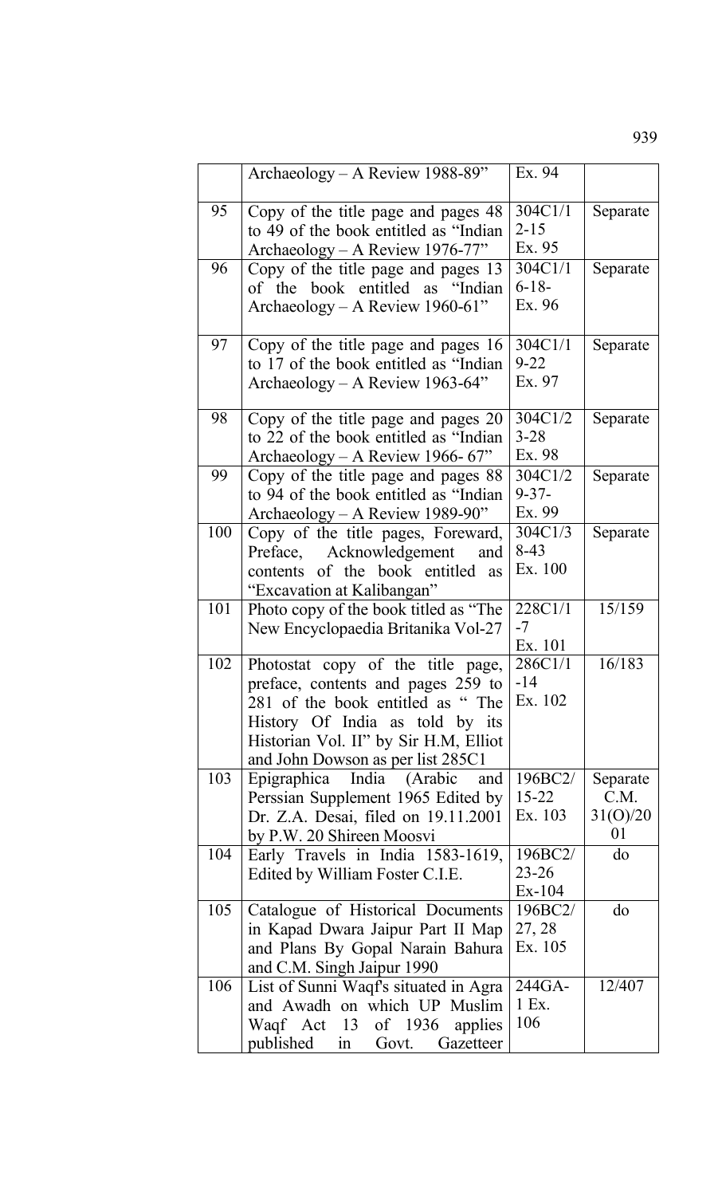| | | | |
|---|---|---|---|
| | Archaeology – A Review 1988-89" | Ex. 94 | |
| 95 | Copy of the title page and pages 48 to 49 of the book entitled as "Indian Archaeology – A Review 1976-77" | 304C1/12-15 Ex. 95 | Separate |
| 96 | Copy of the title page and pages 13 of the book entitled as "Indian Archaeology – A Review 1960-61" | 304C1/16-18- Ex. 96 | Separate |
| 97 | Copy of the title page and pages 16 to 17 of the book entitled as "Indian Archaeology – A Review 1963-64" | 304C1/19-22 Ex. 97 | Separate |
| 98 | Copy of the title page and pages 20 to 22 of the book entitled as "Indian Archaeology – A Review 1966- 67" | 304C1/23-28 Ex. 98 | Separate |
| 99 | Copy of the title page and pages 88 to 94 of the book entitled as "Indian Archaeology – A Review 1989-90" | 304C1/29-37- Ex. 99 | Separate |
| 100 | Copy of the title pages, Foreward, Preface, Acknowledgement and contents of the book entitled as "Excavation at Kalibangan" | 304C1/38-43 Ex. 100 | Separate |
| 101 | Photo copy of the book titled as "The New Encyclopaedia Britanika Vol-27 | 228C1/1-7 Ex. 101 | 15/159 |
| 102 | Photostat copy of the title page, preface, contents and pages 259 to 281 of the book entitled as " The History Of India as told by its Historian Vol. II" by Sir H.M, Elliot and John Dowson as per list 285C1 | 286C1/1-14 Ex. 102 | 16/183 |
| 103 | Epigraphica India (Arabic and Perssian Supplement 1965 Edited by Dr. Z.A. Desai, filed on 19.11.2001 by P.W. 20 Shireen Moosvi | 196BC2/15-22 Ex. 103 | Separate C.M. 31(O)/2001 |
| 104 | Early Travels in India 1583-1619, Edited by William Foster C.I.E. | 196BC2/23-26 Ex-104 | do |
| 105 | Catalogue of Historical Documents in Kapad Dwara Jaipur Part II Map and Plans By Gopal Narain Bahura and C.M. Singh Jaipur 1990 | 196BC2/27, 28 Ex. 105 | do |
| 106 | List of Sunni Waqf's situated in Agra and Awadh on which UP Muslim Waqf Act 13 of 1936 applies published in Govt. Gazetteer | 244GA-1 Ex. 106 | 12/407 |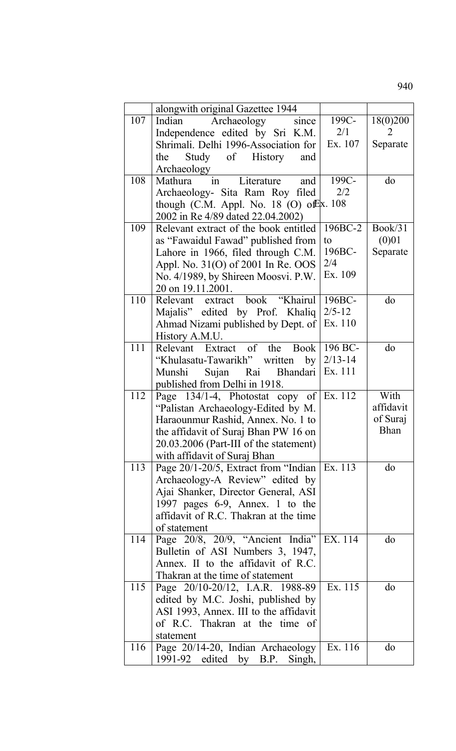|  |  |  |  |
|---|---|---|---|
|  | alongwith original Gazettee 1944 |  |  |
| 107 | Indian Archaeology since Independence edited by Sri K.M. Shrimali. Delhi 1996-Association for the Study of History and Archaeology | 199C-2/1 Ex. 107 | 18(0)2002 Separate |
| 108 | Mathura in Literature and Archaeology- Sita Ram Roy filed though (C.M. Appl. No. 18 (O) of 2002 in Re 4/89 dated 22.04.2002) | 199C-2/2 Ex. 108 | do |
| 109 | Relevant extract of the book entitled as "Fawaidul Fawad" published from Lahore in 1966, filed through C.M. Appl. No. 31(O) of 2001 In Re. OOS No. 4/1989, by Shireen Moosvi. P.W. 20 on 19.11.2001. | 196BC-2 to 196BC-2/4 Ex. 109 | Book/31 (0)01 Separate |
| 110 | Relevant extract book "Khairul Majalis" edited by Prof. Khaliq Ahmad Nizami published by Dept. of History A.M.U. | 196BC-2/5-12 Ex. 110 | do |
| 111 | Relevant Extract of the Book "Khulasatu-Tawarikh" written by Munshi Sujan Rai Bhandari published from Delhi in 1918. | 196 BC-2/13-14 Ex. 111 | do |
| 112 | Page 134/1-4, Photostat copy of "Palistan Archaeology-Edited by M. Haraounmur Rashid, Annex. No. 1 to the affidavit of Suraj Bhan PW 16 on 20.03.2006 (Part-III of the statement) with affidavit of Suraj Bhan | Ex. 112 | With affidavit of Suraj Bhan |
| 113 | Page 20/1-20/5, Extract from "Indian Archaeology-A Review" edited by Ajai Shanker, Director General, ASI 1997 pages 6-9, Annex. 1 to the affidavit of R.C. Thakran at the time of statement | Ex. 113 | do |
| 114 | Page 20/8, 20/9, "Ancient India" Bulletin of ASI Numbers 3, 1947, Annex. II to the affidavit of R.C. Thakran at the time of statement | EX. 114 | do |
| 115 | Page 20/10-20/12, I.A.R. 1988-89 edited by M.C. Joshi, published by ASI 1993, Annex. III to the affidavit of R.C. Thakran at the time of statement | Ex. 115 | do |
| 116 | Page 20/14-20, Indian Archaeology 1991-92 edited by B.P. Singh, | Ex. 116 | do |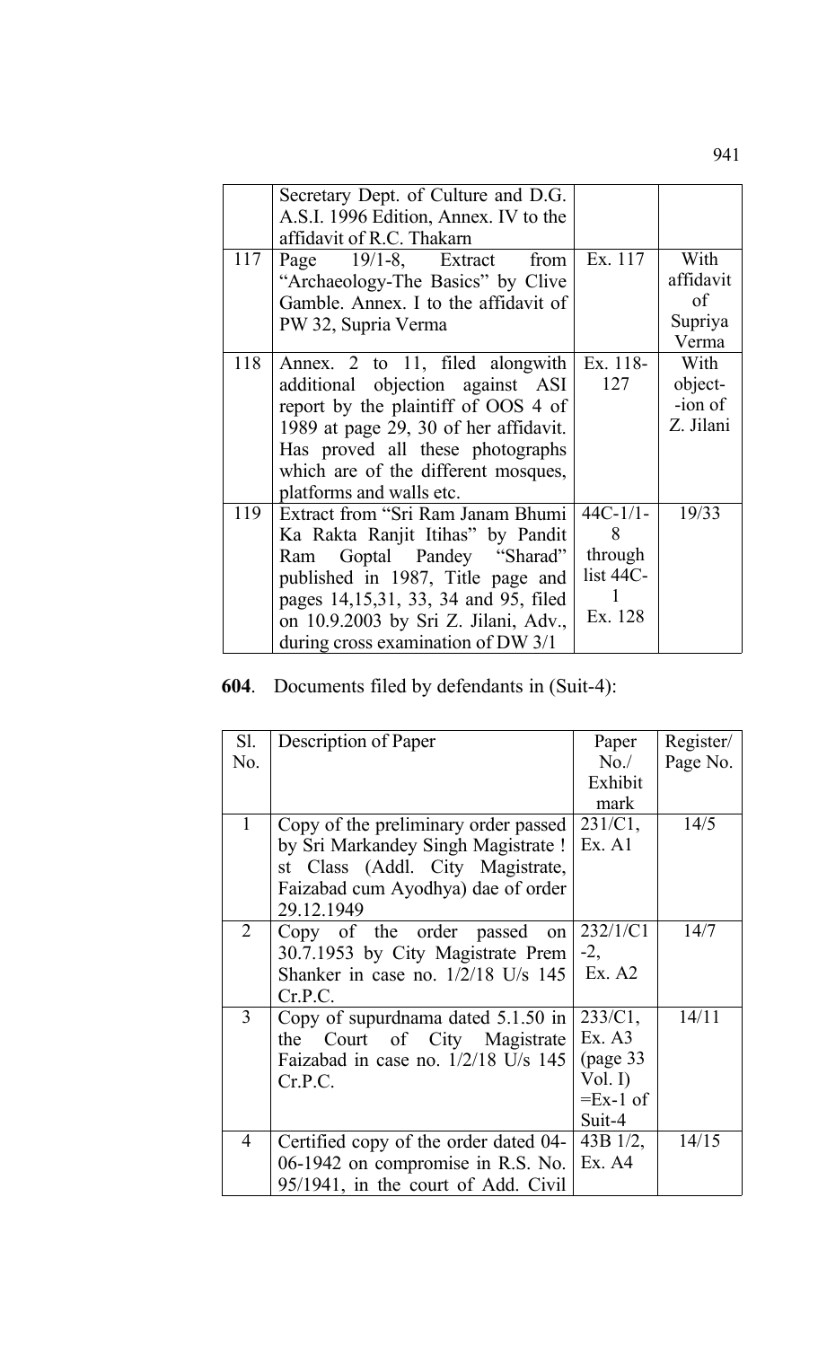| | | | |
|---|---|---|---|
| | Secretary Dept. of Culture and D.G. A.S.I. 1996 Edition, Annex. IV to the affidavit of R.C. Thakarn | | |
| 117 | Page 19/1-8, Extract from "Archaeology-The Basics" by Clive Gamble. Annex. I to the affidavit of PW 32, Supria Verma | Ex. 117 | With affidavit of Supriya Verma |
| 118 | Annex. 2 to 11, filed alongwith additional objection against ASI report by the plaintiff of OOS 4 of 1989 at page 29, 30 of her affidavit. Has proved all these photographs which are of the different mosques, platforms and walls etc. | Ex. 118-127 | With object- -ion of Z. Jilani |
| 119 | Extract from "Sri Ram Janam Bhumi Ka Rakta Ranjit Itihas" by Pandit Ram Goptal Pandey "Sharad" published in 1987, Title page and pages 14,15,31, 33, 34 and 95, filed on 10.9.2003 by Sri Z. Jilani, Adv., during cross examination of DW 3/1 | 44C-1/1-8 through list 44C-1 Ex. 128 | 19/33 |

**604**. Documents filed by defendants in (Suit-4):

| Sl. No. | Description of Paper | Paper No./ Exhibit mark | Register/ Page No. |
|---|---|---|---|
| 1 | Copy of the preliminary order passed by Sri Markandey Singh Magistrate ! st Class (Addl. City Magistrate, Faizabad cum Ayodhya) dae of order 29.12.1949 | 231/C1, Ex. A1 | 14/5 |
| 2 | Copy of the order passed on 30.7.1953 by City Magistrate Prem Shanker in case no. 1/2/18 U/s 145 Cr.P.C. | 232/1/C1 -2, Ex. A2 | 14/7 |
| 3 | Copy of supurdnama dated 5.1.50 in the Court of City Magistrate Faizabad in case no. 1/2/18 U/s 145 Cr.P.C. | 233/C1, Ex. A3 (page 33 Vol. I) =Ex-1 of Suit-4 | 14/11 |
| 4 | Certified copy of the order dated 04-06-1942 on compromise in R.S. No. 95/1941, in the court of Add. Civil | 43B 1/2, Ex. A4 | 14/15 |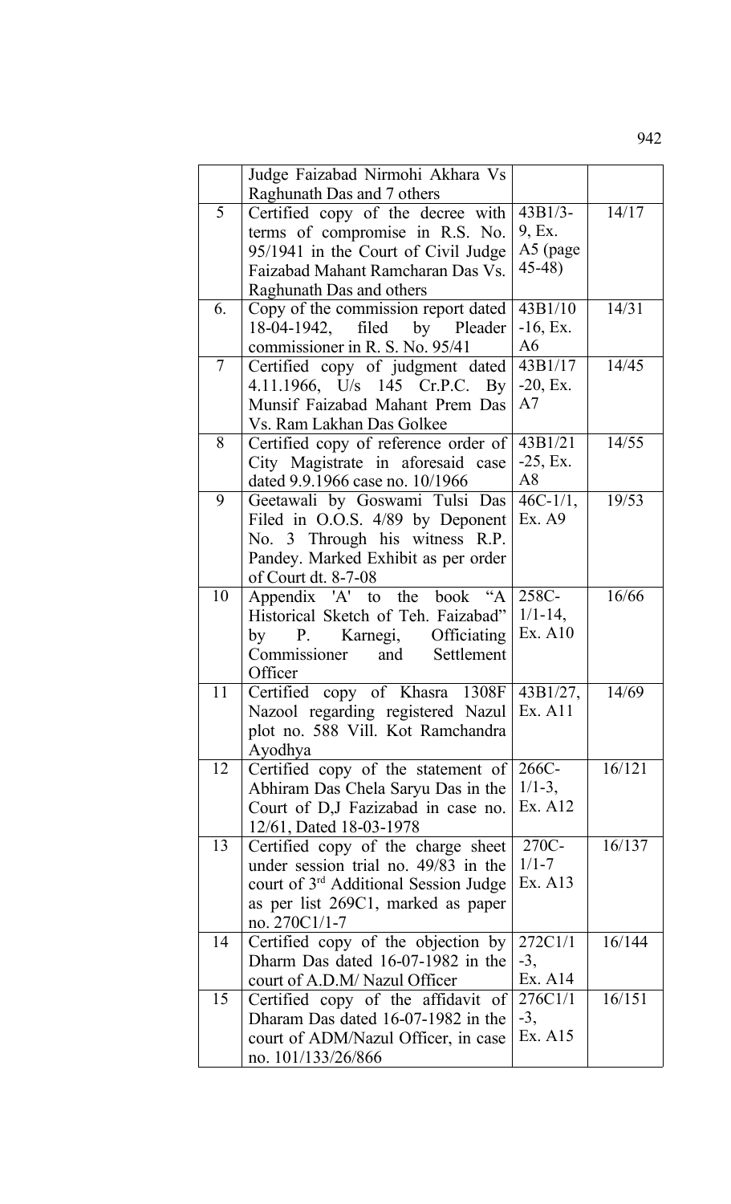| | | | |
|---|---|---|---|
| | Judge Faizabad Nirmohi Akhara Vs Raghunath Das and 7 others | | |
| 5 | Certified copy of the decree with terms of compromise in R.S. No. 95/1941 in the Court of Civil Judge Faizabad Mahant Ramcharan Das Vs. Raghunath Das and others | 43B1/3-9, Ex. A5 (page 45-48) | 14/17 |
| 6. | Copy of the commission report dated 18-04-1942, filed by Pleader commissioner in R. S. No. 95/41 | 43B1/10-16, Ex. A6 | 14/31 |
| 7 | Certified copy of judgment dated 4.11.1966, U/s 145 Cr.P.C. By Munsif Faizabad Mahant Prem Das Vs. Ram Lakhan Das Golkee | 43B1/17-20, Ex. A7 | 14/45 |
| 8 | Certified copy of reference order of City Magistrate in aforesaid case dated 9.9.1966 case no. 10/1966 | 43B1/21-25, Ex. A8 | 14/55 |
| 9 | Geetawali by Goswami Tulsi Das Filed in O.O.S. 4/89 by Deponent No. 3 Through his witness R.P. Pandey. Marked Exhibit as per order of Court dt. 8-7-08 | 46C-1/1, Ex. A9 | 19/53 |
| 10 | Appendix 'A' to the book "A Historical Sketch of Teh. Faizabad" by P. Karnegi, Officiating Commissioner and Settlement Officer | 258C-1/1-14, Ex. A10 | 16/66 |
| 11 | Certified copy of Khasra 1308F Nazool regarding registered Nazul plot no. 588 Vill. Kot Ramchandra Ayodhya | 43B1/27, Ex. A11 | 14/69 |
| 12 | Certified copy of the statement of Abhiram Das Chela Saryu Das in the Court of D,J Fazizabad in case no. 12/61, Dated 18-03-1978 | 266C-1/1-3, Ex. A12 | 16/121 |
| 13 | Certified copy of the charge sheet under session trial no. 49/83 in the court of 3rd Additional Session Judge as per list 269C1, marked as paper no. 270C1/1-7 | 270C-1/1-7 Ex. A13 | 16/137 |
| 14 | Certified copy of the objection by Dharm Das dated 16-07-1982 in the court of A.D.M/ Nazul Officer | 272C1/1-3, Ex. A14 | 16/144 |
| 15 | Certified copy of the affidavit of Dharam Das dated 16-07-1982 in the court of ADM/Nazul Officer, in case no. 101/133/26/866 | 276C1/1-3, Ex. A15 | 16/151 |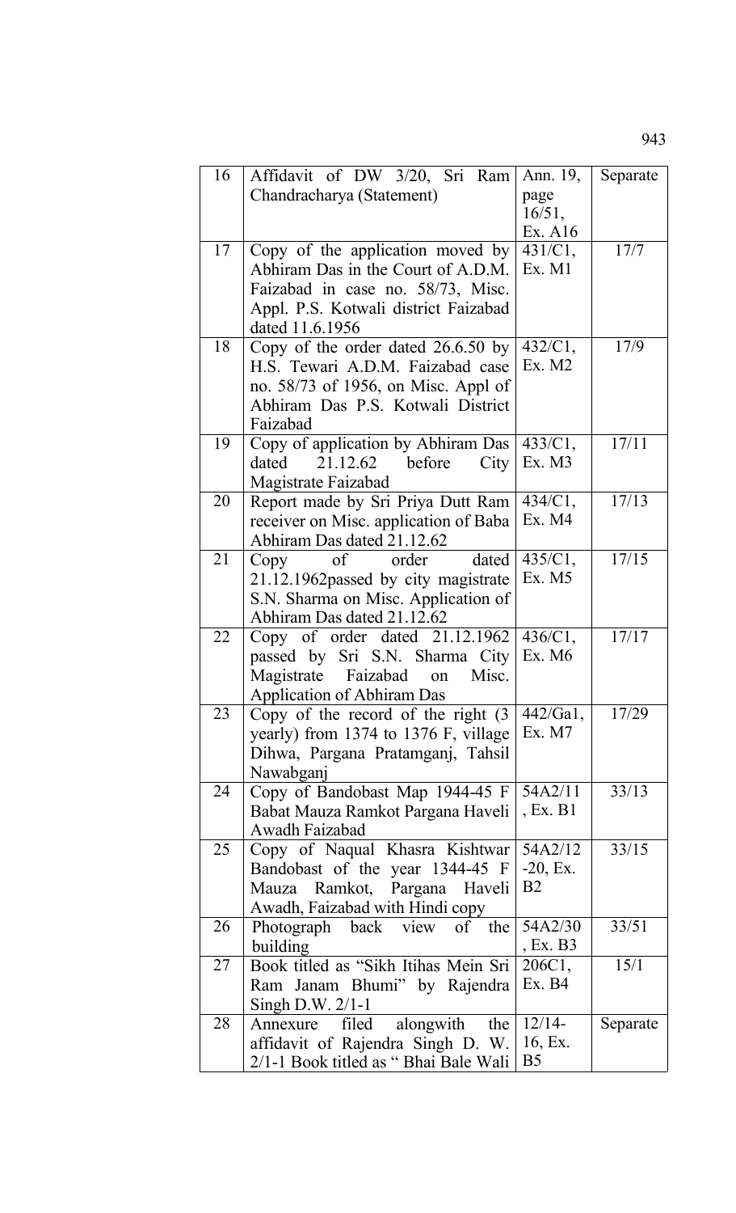| 16 | Affidavit of DW 3/20, Sri Ram Chandracharya (Statement) | Ann. 19, page 16/51, Ex. A16 | Separate |
|---|---|---|---|
| 17 | Copy of the application moved by Abhiram Das in the Court of A.D.M. Faizabad in case no. 58/73, Misc. Appl. P.S. Kotwali district Faizabad dated 11.6.1956 | 431/C1, Ex. M1 | 17/7 |
| 18 | Copy of the order dated 26.6.50 by H.S. Tewari A.D.M. Faizabad case no. 58/73 of 1956, on Misc. Appl of Abhiram Das P.S. Kotwali District Faizabad | 432/C1, Ex. M2 | 17/9 |
| 19 | Copy of application by Abhiram Das dated 21.12.62 before City Magistrate Faizabad | 433/C1, Ex. M3 | 17/11 |
| 20 | Report made by Sri Priya Dutt Ram receiver on Misc. application of Baba Abhiram Das dated 21.12.62 | 434/C1, Ex. M4 | 17/13 |
| 21 | Copy of order dated 21.12.1962passed by city magistrate S.N. Sharma on Misc. Application of Abhiram Das dated 21.12.62 | 435/C1, Ex. M5 | 17/15 |
| 22 | Copy of order dated 21.12.1962 passed by Sri S.N. Sharma City Magistrate Faizabad on Misc. Application of Abhiram Das | 436/C1, Ex. M6 | 17/17 |
| 23 | Copy of the record of the right (3 yearly) from 1374 to 1376 F, village Dihwa, Pargana Pratamganj, Tahsil Nawabganj | 442/Ga1, Ex. M7 | 17/29 |
| 24 | Copy of Bandobast Map 1944-45 F Babat Mauza Ramkot Pargana Haveli Awadh Faizabad | 54A2/11, Ex. B1 | 33/13 |
| 25 | Copy of Naqual Khasra Kishtwar Bandobast of the year 1344-45 F Mauza Ramkot, Pargana Haveli Awadh, Faizabad with Hindi copy | 54A2/12-20, Ex. B2 | 33/15 |
| 26 | Photograph back view of the building | 54A2/30, Ex. B3 | 33/51 |
| 27 | Book titled as "Sikh Itihas Mein Sri Ram Janam Bhumi" by Rajendra Singh D.W. 2/1-1 | 206C1, Ex. B4 | 15/1 |
| 28 | Annexure filed alongwith the affidavit of Rajendra Singh D. W. 2/1-1 Book titled as " Bhai Bale Wali | 12/14-16, Ex. B5 | Separate |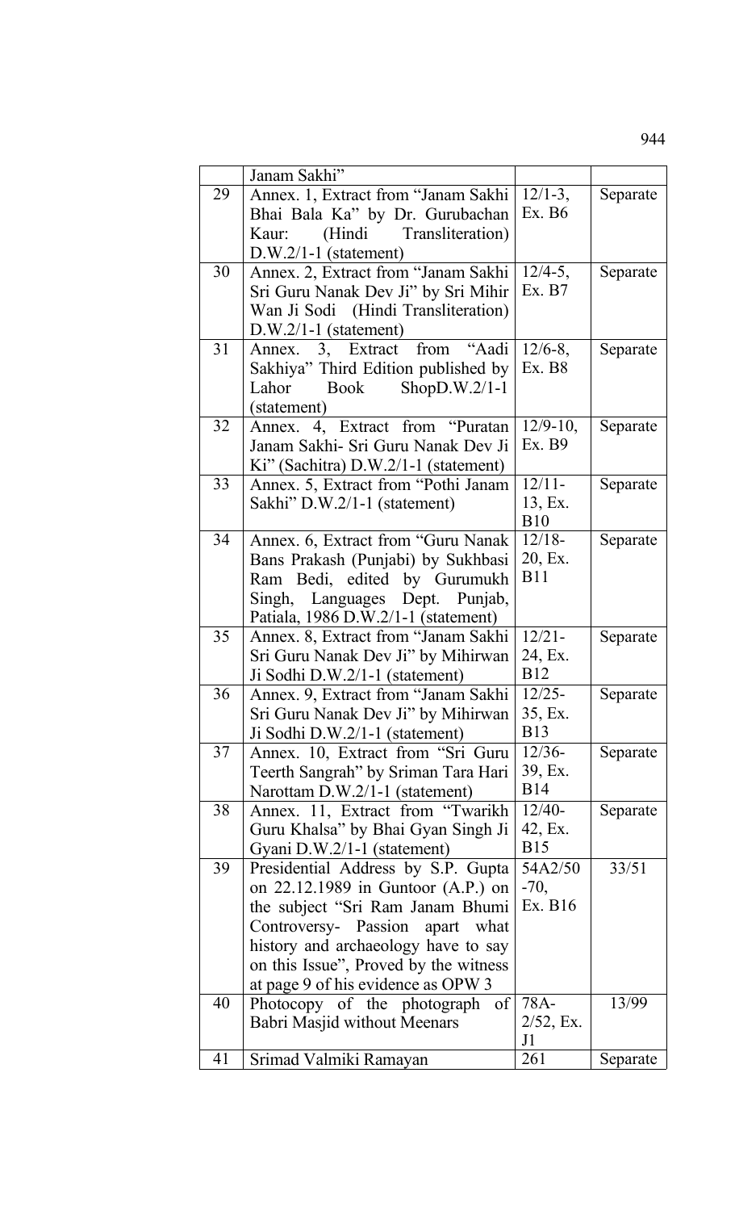| | Janam Sakhi" | | |
|---|---|---|---|
| 29 | Annex. 1, Extract from "Janam Sakhi Bhai Bala Ka" by Dr. Gurubachan Kaur: (Hindi Transliteration) D.W.2/1-1 (statement) | 12/1-3, Ex. B6 | Separate |
| 30 | Annex. 2, Extract from "Janam Sakhi Sri Guru Nanak Dev Ji" by Sri Mihir Wan Ji Sodi (Hindi Transliteration) D.W.2/1-1 (statement) | 12/4-5, Ex. B7 | Separate |
| 31 | Annex. 3, Extract from "Aadi Sakhiya" Third Edition published by Lahor Book ShopD.W.2/1-1 (statement) | 12/6-8, Ex. B8 | Separate |
| 32 | Annex. 4, Extract from "Puratan Janam Sakhi- Sri Guru Nanak Dev Ji Ki" (Sachitra) D.W.2/1-1 (statement) | 12/9-10, Ex. B9 | Separate |
| 33 | Annex. 5, Extract from "Pothi Janam Sakhi" D.W.2/1-1 (statement) | 12/11-13, Ex. B10 | Separate |
| 34 | Annex. 6, Extract from "Guru Nanak Bans Prakash (Punjabi) by Sukhbasi Ram Bedi, edited by Gurumukh Singh, Languages Dept. Punjab, Patiala, 1986 D.W.2/1-1 (statement) | 12/18-20, Ex. B11 | Separate |
| 35 | Annex. 8, Extract from "Janam Sakhi Sri Guru Nanak Dev Ji" by Mihirwan Ji Sodhi D.W.2/1-1 (statement) | 12/21-24, Ex. B12 | Separate |
| 36 | Annex. 9, Extract from "Janam Sakhi Sri Guru Nanak Dev Ji" by Mihirwan Ji Sodhi D.W.2/1-1 (statement) | 12/25-35, Ex. B13 | Separate |
| 37 | Annex. 10, Extract from "Sri Guru Teerth Sangrah" by Sriman Tara Hari Narottam D.W.2/1-1 (statement) | 12/36-39, Ex. B14 | Separate |
| 38 | Annex. 11, Extract from "Twarikh Guru Khalsa" by Bhai Gyan Singh Ji Gyani D.W.2/1-1 (statement) | 12/40-42, Ex. B15 | Separate |
| 39 | Presidential Address by S.P. Gupta on 22.12.1989 in Guntoor (A.P.) on the subject "Sri Ram Janam Bhumi Controversy- Passion apart what history and archaeology have to say on this Issue", Proved by the witness at page 9 of his evidence as OPW 3 | 54A2/50-70, Ex. B16 | 33/51 |
| 40 | Photocopy of the photograph of Babri Masjid without Meenars | 78A-2/52, Ex. J1 | 13/99 |
| 41 | Srimad Valmiki Ramayan | 261 | Separate |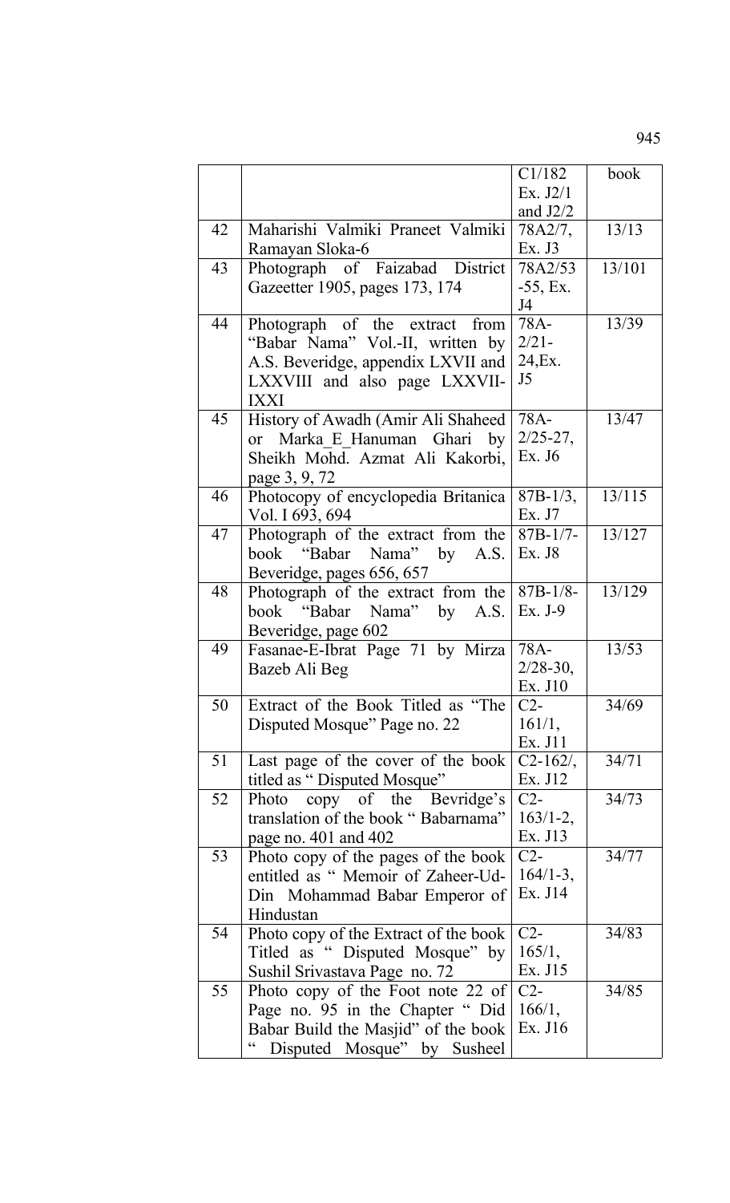| | | C1/182 Ex. J2/1 and J2/2 | book |
|---|---|---|---|
| 42 | Maharishi Valmiki Praneet Valmiki Ramayan Sloka-6 | 78A2/7, Ex. J3 | 13/13 |
| 43 | Photograph of Faizabad District Gazeetter 1905, pages 173, 174 | 78A2/53 -55, Ex. J4 | 13/101 |
| 44 | Photograph of the extract from "Babar Nama" Vol.-II, written by A.S. Beveridge, appendix LXVII and LXXVIII and also page LXXVII-IXXI | 78A-2/21-24,Ex. J5 | 13/39 |
| 45 | History of Awadh (Amir Ali Shaheed or Marka_E_Hanuman Ghari by Sheikh Mohd. Azmat Ali Kakorbi, page 3, 9, 72 | 78A-2/25-27, Ex. J6 | 13/47 |
| 46 | Photocopy of encyclopedia Britanica Vol. I 693, 694 | 87B-1/3, Ex. J7 | 13/115 |
| 47 | Photograph of the extract from the book "Babar Nama" by A.S. Beveridge, pages 656, 657 | 87B-1/7-Ex. J8 | 13/127 |
| 48 | Photograph of the extract from the book "Babar Nama" by A.S. Beveridge, page 602 | 87B-1/8-Ex. J-9 | 13/129 |
| 49 | Fasanae-E-Ibrat Page 71 by Mirza Bazeb Ali Beg | 78A-2/28-30, Ex. J10 | 13/53 |
| 50 | Extract of the Book Titled as "The Disputed Mosque" Page no. 22 | C2-161/1, Ex. J11 | 34/69 |
| 51 | Last page of the cover of the book titled as " Disputed Mosque" | C2-162/, Ex. J12 | 34/71 |
| 52 | Photo copy of the Bevridge's translation of the book " Babarnama" page no. 401 and 402 | C2-163/1-2, Ex. J13 | 34/73 |
| 53 | Photo copy of the pages of the book entitled as " Memoir of Zaheer-Ud-Din Mohammad Babar Emperor of Hindustan | C2-164/1-3, Ex. J14 | 34/77 |
| 54 | Photo copy of the Extract of the book Titled as " Disputed Mosque" by Sushil Srivastava Page no. 72 | C2-165/1, Ex. J15 | 34/83 |
| 55 | Photo copy of the Foot note 22 of Page no. 95 in the Chapter " Did Babar Build the Masjid" of the book " Disputed Mosque" by Susheel | C2-166/1, Ex. J16 | 34/85 |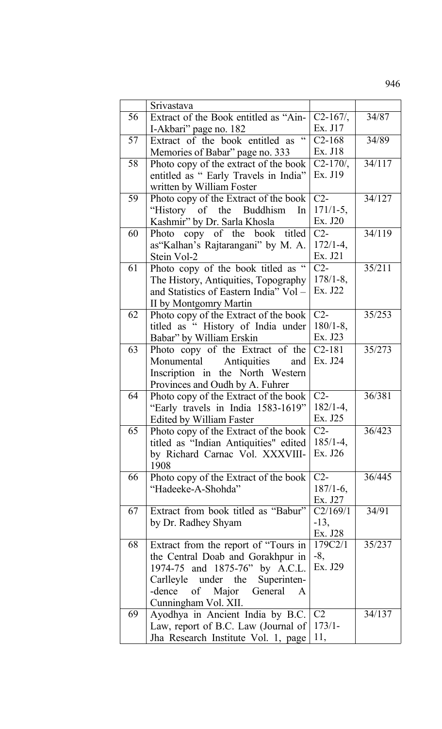|  | Srivastava |  |  |
|---|---|---|---|
| 56 | Extract of the Book entitled as "Ain-I-Akbari" page no. 182 | C2-167/, Ex. J17 | 34/87 |
| 57 | Extract of the book entitled as " Memories of Babar" page no. 333 | C2-168 Ex. J18 | 34/89 |
| 58 | Photo copy of the extract of the book entitled as " Early Travels in India" written by William Foster | C2-170/, Ex. J19 | 34/117 |
| 59 | Photo copy of the Extract of the book "History of the Buddhism In Kashmir" by Dr. Sarla Khosla | C2-171/1-5, Ex. J20 | 34/127 |
| 60 | Photo copy of the book titled as"Kalhan's Rajtarangani" by M. A. Stein Vol-2 | C2-172/1-4, Ex. J21 | 34/119 |
| 61 | Photo copy of the book titled as " The History, Antiquities, Topography and Statistics of Eastern India" Vol – II by Montgomry Martin | C2-178/1-8, Ex. J22 | 35/211 |
| 62 | Photo copy of the Extract of the book titled as " History of India under Babar" by William Erskin | C2-180/1-8, Ex. J23 | 35/253 |
| 63 | Photo copy of the Extract of the Monumental Antiquities and Inscription in the North Western Provinces and Oudh by A. Fuhrer | C2-181 Ex. J24 | 35/273 |
| 64 | Photo copy of the Extract of the book "Early travels in India 1583-1619" Edited by William Faster | C2-182/1-4, Ex. J25 | 36/381 |
| 65 | Photo copy of the Extract of the book titled as "Indian Antiquities" edited by Richard Carnac Vol. XXXVIII-1908 | C2-185/1-4, Ex. J26 | 36/423 |
| 66 | Photo copy of the Extract of the book "Hadeeke-A-Shohda" | C2-187/1-6, Ex. J27 | 36/445 |
| 67 | Extract from book titled as "Babur" by Dr. Radhey Shyam | C2/169/1-13, Ex. J28 | 34/91 |
| 68 | Extract from the report of "Tours in the Central Doab and Gorakhpur in 1974-75 and 1875-76" by A.C.L. Carlleyle under the Superinten--dence of Major General A Cunningham Vol. XII. | 179C2/1-8, Ex. J29 | 35/237 |
| 69 | Ayodhya in Ancient India by B.C. Law, report of B.C. Law (Journal of Jha Research Institute Vol. 1, page | C2 173/1-11, | 34/137 |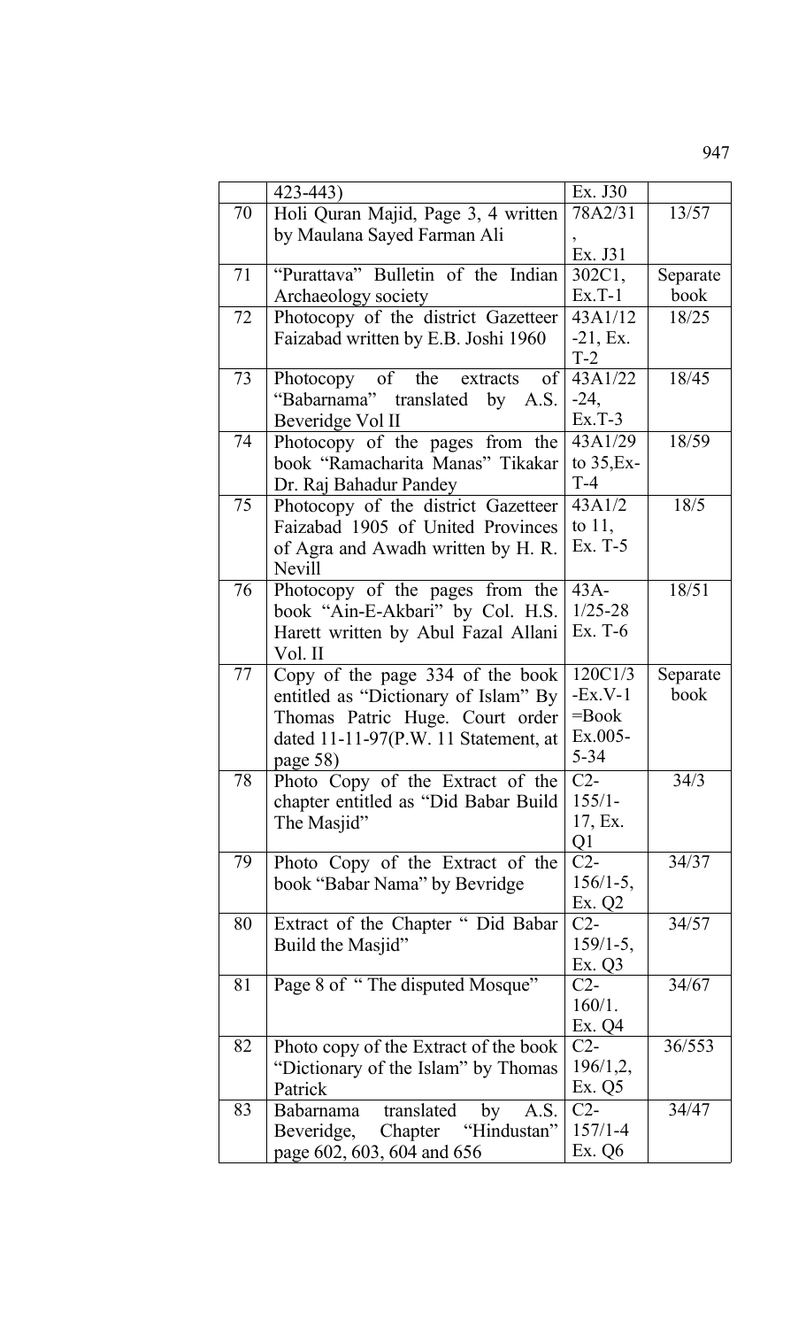| | | | |
|---|---|---|---|
| | 423-443) | Ex. J30 | |
| 70 | Holi Quran Majid, Page 3, 4 written by Maulana Sayed Farman Ali | 78A2/31 , Ex. J31 | 13/57 |
| 71 | "Purattava" Bulletin of the Indian Archaeology society | 302C1, Ex.T-1 | Separate book |
| 72 | Photocopy of the district Gazetteer Faizabad written by E.B. Joshi 1960 | 43A1/12 -21, Ex. T-2 | 18/25 |
| 73 | Photocopy of the extracts of "Babarnama" translated by A.S. Beveridge Vol II | 43A1/22 -24, Ex.T-3 | 18/45 |
| 74 | Photocopy of the pages from the book "Ramacharita Manas" Tikakar Dr. Raj Bahadur Pandey | 43A1/29 to 35,Ex-T-4 | 18/59 |
| 75 | Photocopy of the district Gazetteer Faizabad 1905 of United Provinces of Agra and Awadh written by H. R. Nevill | 43A1/2 to 11, Ex. T-5 | 18/5 |
| 76 | Photocopy of the pages from the book "Ain-E-Akbari" by Col. H.S. Harett written by Abul Fazal Allani Vol. II | 43A-1/25-28 Ex. T-6 | 18/51 |
| 77 | Copy of the page 334 of the book entitled as "Dictionary of Islam" By Thomas Patric Huge. Court order dated 11-11-97(P.W. 11 Statement, at page 58) | 120C1/3 -Ex.V-1 =Book Ex.005-5-34 | Separate book |
| 78 | Photo Copy of the Extract of the chapter entitled as "Did Babar Build The Masjid" | C2-155/1-17, Ex. Q1 | 34/3 |
| 79 | Photo Copy of the Extract of the book "Babar Nama" by Bevridge | C2-156/1-5, Ex. Q2 | 34/37 |
| 80 | Extract of the Chapter " Did Babar Build the Masjid" | C2-159/1-5, Ex. Q3 | 34/57 |
| 81 | Page 8 of " The disputed Mosque" | C2-160/1. Ex. Q4 | 34/67 |
| 82 | Photo copy of the Extract of the book "Dictionary of the Islam" by Thomas Patrick | C2-196/1,2, Ex. Q5 | 36/553 |
| 83 | Babarnama translated by A.S. Beveridge, Chapter "Hindustan" page 602, 603, 604 and 656 | C2-157/1-4 Ex. Q6 | 34/47 |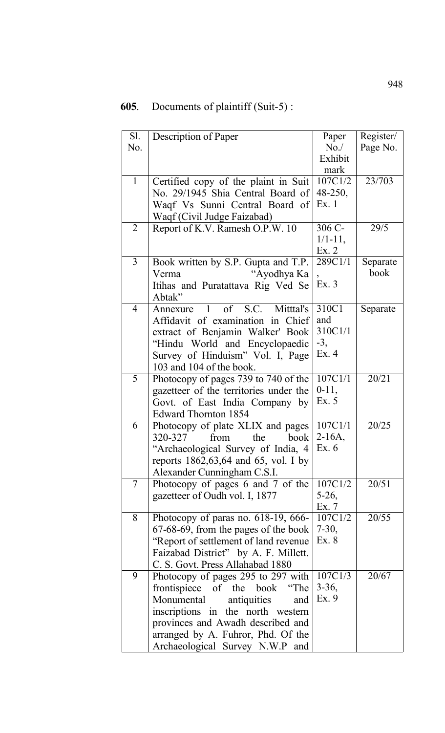**605**. Documents of plaintiff (Suit-5) :

| Sl. No. | Description of Paper | Paper No./ Exhibit mark | Register/ Page No. |
|---|---|---|---|
| 1 | Certified copy of the plaint in Suit No. 29/1945 Shia Central Board of Waqf Vs Sunni Central Board of Waqf (Civil Judge Faizabad) | 107C1/248-250, Ex. 1 | 23/703 |
| 2 | Report of K.V. Ramesh O.P.W. 10 | 306 C-1/1-11, Ex. 2 | 29/5 |
| 3 | Book written by S.P. Gupta and T.P. Verma "Ayodhya Ka Itihas and Puratattava Rig Ved Se Abtak" | 289C1/1, Ex. 3 | Separate book |
| 4 | Annexure 1 of S.C. Mitttal's Affidavit of examination in Chief extract of Benjamin Walker' Book "Hindu World and Encyclopaedic Survey of Hinduism" Vol. I, Page 103 and 104 of the book. | 310C1 and 310C1/1-3, Ex. 4 | Separate |
| 5 | Photocopy of pages 739 to 740 of the gazetteer of the territories under the Govt. of East India Company by Edward Thornton 1854 | 107C1/10-11, Ex. 5 | 20/21 |
| 6 | Photocopy of plate XLIX and pages 320-327 from the book "Archaeological Survey of India, 4 reports 1862,63,64 and 65, vol. I by Alexander Cunningham C.S.I. | 107C1/12-16A, Ex. 6 | 20/25 |
| 7 | Photocopy of pages 6 and 7 of the gazetteer of Oudh vol. I, 1877 | 107C1/25-26, Ex. 7 | 20/51 |
| 8 | Photocopy of paras no. 618-19, 666-67-68-69, from the pages of the book "Report of settlement of land revenue Faizabad District" by A. F. Millett. C. S. Govt. Press Allahabad 1880 | 107C1/27-30, Ex. 8 | 20/55 |
| 9 | Photocopy of pages 295 to 297 with frontispiece of the book "The Monumental antiquities and inscriptions in the north western provinces and Awadh described and arranged by A. Fuhror, Phd. Of the Archaeological Survey N.W.P and | 107C1/33-36, Ex. 9 | 20/67 |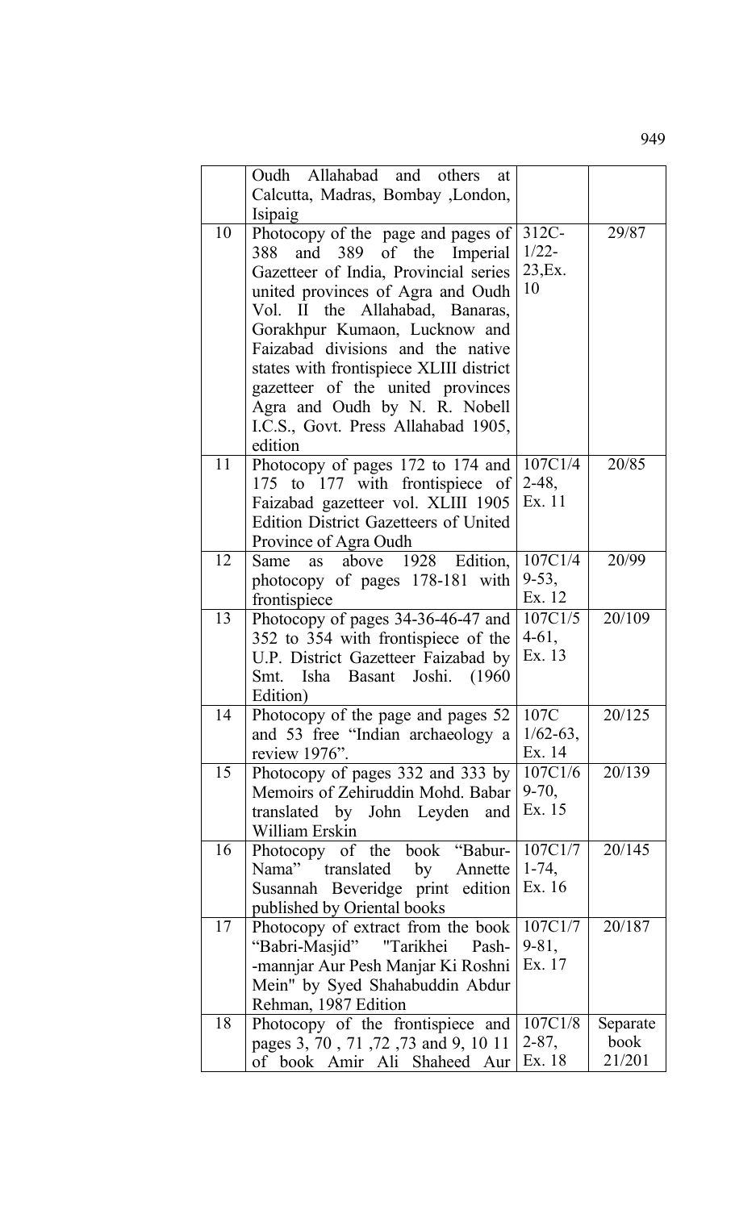|  |  |  |  |
|---|---|---|---|
|  | Oudh Allahabad and others at Calcutta, Madras, Bombay ,London, Isipaig |  |  |
| 10 | Photocopy of the page and pages of 388 and 389 of the Imperial Gazetteer of India, Provincial series united provinces of Agra and Oudh Vol. II the Allahabad, Banaras, Gorakhpur Kumaon, Lucknow and Faizabad divisions and the native states with frontispiece XLIII district gazetteer of the united provinces Agra and Oudh by N. R. Nobell I.C.S., Govt. Press Allahabad 1905, edition | 312C-1/22-23,Ex. 10 | 29/87 |
| 11 | Photocopy of pages 172 to 174 and 175 to 177 with frontispiece of Faizabad gazetteer vol. XLIII 1905 Edition District Gazetteers of United Province of Agra Oudh | 107C1/42-48, Ex. 11 | 20/85 |
| 12 | Same as above 1928 Edition, photocopy of pages 178-181 with frontispiece | 107C1/49-53, Ex. 12 | 20/99 |
| 13 | Photocopy of pages 34-36-46-47 and 352 to 354 with frontispiece of the U.P. District Gazetteer Faizabad by Smt. Isha Basant Joshi. (1960 Edition) | 107C1/54-61, Ex. 13 | 20/109 |
| 14 | Photocopy of the page and pages 52 and 53 free "Indian archaeology a review 1976". | 107C 1/62-63, Ex. 14 | 20/125 |
| 15 | Photocopy of pages 332 and 333 by Memoirs of Zehiruddin Mohd. Babar translated by John Leyden and William Erskin | 107C1/69-70, Ex. 15 | 20/139 |
| 16 | Photocopy of the book "Babur-Nama" translated by Annette Susannah Beveridge print edition published by Oriental books | 107C1/71-74, Ex. 16 | 20/145 |
| 17 | Photocopy of extract from the book "Babri-Masjid" "Tarikhei Pash--mannjar Aur Pesh Manjar Ki Roshni Mein" by Syed Shahabuddin Abdur Rehman, 1987 Edition | 107C1/79-81, Ex. 17 | 20/187 |
| 18 | Photocopy of the frontispiece and pages 3, 70 , 71 ,72 ,73 and 9, 10 11 of book Amir Ali Shaheed Aur | 107C1/82-87, Ex. 18 | Separate book 21/201 |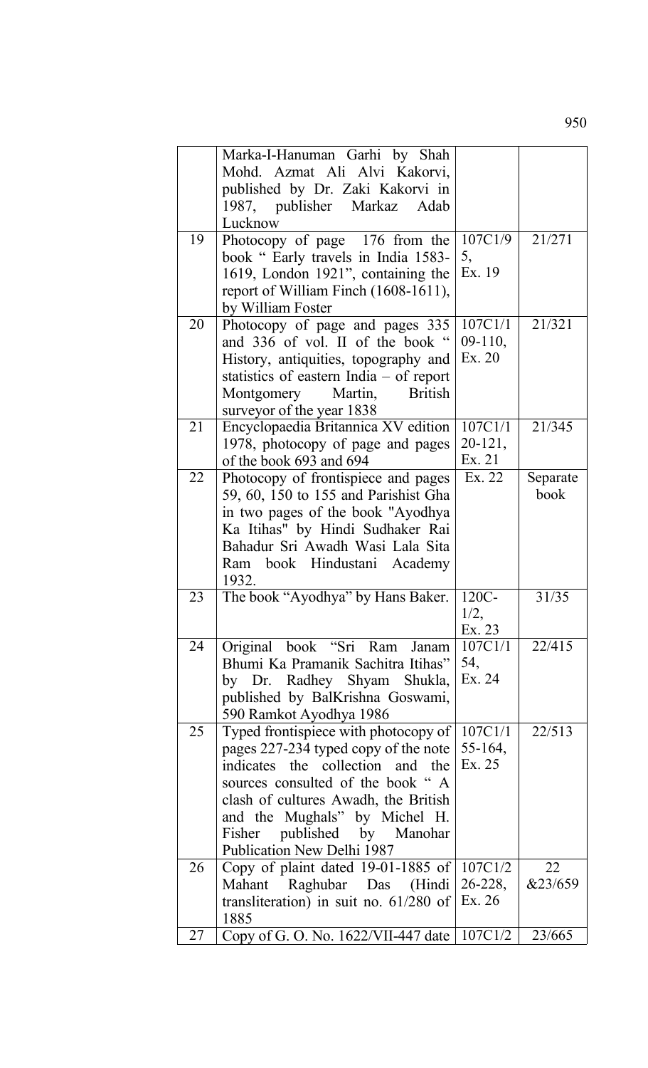| | | | |
|---|---|---|---|
| | Marka-I-Hanuman Garhi by Shah Mohd. Azmat Ali Alvi Kakorvi, published by Dr. Zaki Kakorvi in 1987, publisher Markaz Adab Lucknow | | |
| 19 | Photocopy of page 176 from the book " Early travels in India 1583-1619, London 1921", containing the report of William Finch (1608-1611), by William Foster | 107C1/95, Ex. 19 | 21/271 |
| 20 | Photocopy of page and pages 335 and 336 of vol. II of the book " History, antiquities, topography and statistics of eastern India – of report Montgomery Martin, British surveyor of the year 1838 | 107C1/109-110, Ex. 20 | 21/321 |
| 21 | Encyclopaedia Britannica XV edition 1978, photocopy of page and pages of the book 693 and 694 | 107C1/120-121, Ex. 21 | 21/345 |
| 22 | Photocopy of frontispiece and pages 59, 60, 150 to 155 and Parishist Gha in two pages of the book "Ayodhya Ka Itihas" by Hindi Sudhaker Rai Bahadur Sri Awadh Wasi Lala Sita Ram book Hindustani Academy 1932. | Ex. 22 | Separate book |
| 23 | The book "Ayodhya" by Hans Baker. | 120C-1/2, Ex. 23 | 31/35 |
| 24 | Original book "Sri Ram Janam Bhumi Ka Pramanik Sachitra Itihas" by Dr. Radhey Shyam Shukla, published by BalKrishna Goswami, 590 Ramkot Ayodhya 1986 | 107C1/154, Ex. 24 | 22/415 |
| 25 | Typed frontispiece with photocopy of pages 227-234 typed copy of the note indicates the collection and the sources consulted of the book " A clash of cultures Awadh, the British and the Mughals" by Michel H. Fisher published by Manohar Publication New Delhi 1987 | 107C1/155-164, Ex. 25 | 22/513 |
| 26 | Copy of plaint dated 19-01-1885 of Mahant Raghubar Das (Hindi transliteration) in suit no. 61/280 of 1885 | 107C1/226-228, Ex. 26 | 22 &23/659 |
| 27 | Copy of G. O. No. 1622/VII-447 date | 107C1/2 | 23/665 |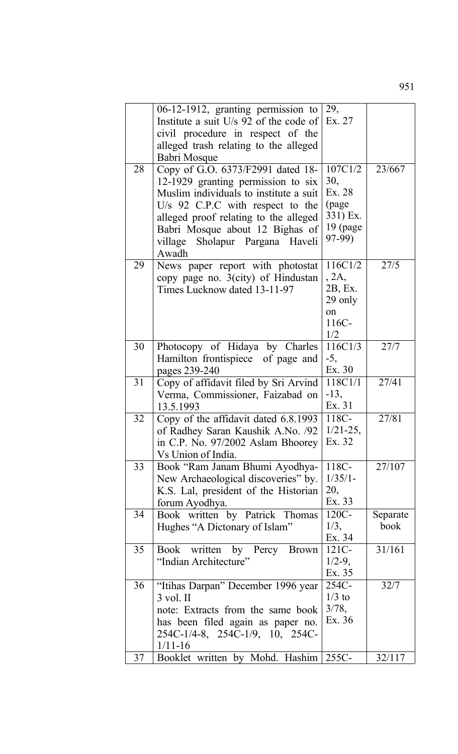|  |  |  |  |
|---|---|---|---|
|  | 06-12-1912, granting permission to Institute a suit U/s 92 of the code of civil procedure in respect of the alleged trash relating to the alleged Babri Mosque | 29, Ex. 27 |  |
| 28 | Copy of G.O. 6373/F2991 dated 18-12-1929 granting permission to six Muslim individuals to institute a suit U/s 92 C.P.C with respect to the alleged proof relating to the alleged Babri Mosque about 12 Bighas of village Sholapur Pargana Haveli Awadh | 107C1/230, Ex. 28 (page 331) Ex. 19 (page 97-99) | 23/667 |
| 29 | News paper report with photostat copy page no. 3(city) of Hindustan Times Lucknow dated 13-11-97 | 116C1/2, 2A, 2B, Ex. 29 only on 116C-1/2 | 27/5 |
| 30 | Photocopy of Hidaya by Charles Hamilton frontispiece of page and pages 239-240 | 116C1/3-5, Ex. 30 | 27/7 |
| 31 | Copy of affidavit filed by Sri Arvind Verma, Commissioner, Faizabad on 13.5.1993 | 118C1/1-13, Ex. 31 | 27/41 |
| 32 | Copy of the affidavit dated 6.8.1993 of Radhey Saran Kaushik A.No. /92 in C.P. No. 97/2002 Aslam Bhoorey Vs Union of India. | 118C-1/21-25, Ex. 32 | 27/81 |
| 33 | Book "Ram Janam Bhumi Ayodhya-New Archaeological discoveries" by. K.S. Lal, president of the Historian forum Ayodhya. | 118C-1/35/1-20, Ex. 33 | 27/107 |
| 34 | Book written by Patrick Thomas Hughes "A Dictonary of Islam" | 120C-1/3, Ex. 34 | Separate book |
| 35 | Book written by Percy Brown "Indian Architecture" | 121C-1/2-9, Ex. 35 | 31/161 |
| 36 | "Itihas Darpan" December 1996 year 3 vol. II<br>note: Extracts from the same book has been filed again as paper no. 254C-1/4-8, 254C-1/9, 10, 254C-1/11-16 | 254C-1/3 to 3/78, Ex. 36 | 32/7 |
| 37 | Booklet written by Mohd. Hashim | 255C- | 32/117 |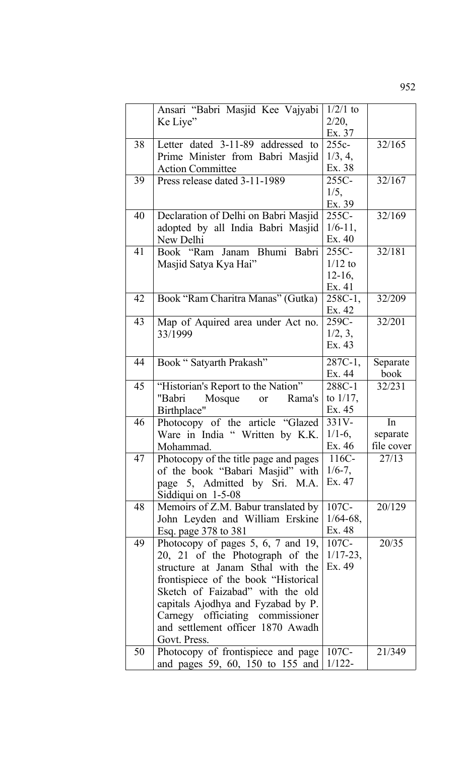| | | | |
|---|---|---|---|
| | Ansari "Babri Masjid Kee Vajyabi Ke Liye" | 1/2/1 to 2/20, Ex. 37 | |
| 38 | Letter dated 3-11-89 addressed to Prime Minister from Babri Masjid Action Committee | 255c-1/3, 4, Ex. 38 | 32/165 |
| 39 | Press release dated 3-11-1989 | 255C-1/5, Ex. 39 | 32/167 |
| 40 | Declaration of Delhi on Babri Masjid adopted by all India Babri Masjid New Delhi | 255C-1/6-11, Ex. 40 | 32/169 |
| 41 | Book "Ram Janam Bhumi Babri Masjid Satya Kya Hai" | 255C-1/12 to 12-16, Ex. 41 | 32/181 |
| 42 | Book "Ram Charitra Manas" (Gutka) | 258C-1, Ex. 42 | 32/209 |
| 43 | Map of Aquired area under Act no. 33/1999 | 259C-1/2, 3, Ex. 43 | 32/201 |
| 44 | Book " Satyarth Prakash" | 287C-1, Ex. 44 | Separate book |
| 45 | "Historian's Report to the Nation" "Babri Mosque or Rama's Birthplace" | 288C-1 to 1/17, Ex. 45 | 32/231 |
| 46 | Photocopy of the article "Glazed Ware in India " Written by K.K. Mohammad. | 331V-1/1-6, Ex. 46 | In separate file cover |
| 47 | Photocopy of the title page and pages of the book "Babari Masjid" with page 5, Admitted by Sri. M.A. Siddiqui on 1-5-08 | 116C-1/6-7, Ex. 47 | 27/13 |
| 48 | Memoirs of Z.M. Babur translated by John Leyden and William Erskine Esq. page 378 to 381 | 107C-1/64-68, Ex. 48 | 20/129 |
| 49 | Photocopy of pages 5, 6, 7 and 19, 20, 21 of the Photograph of the structure at Janam Sthal with the frontispiece of the book "Historical Sketch of Faizabad" with the old capitals Ajodhya and Fyzabad by P. Carnegy officiating commissioner and settlement officer 1870 Awadh Govt. Press. | 107C-1/17-23, Ex. 49 | 20/35 |
| 50 | Photocopy of frontispiece and page and pages 59, 60, 150 to 155 and | 107C-1/122- | 21/349 |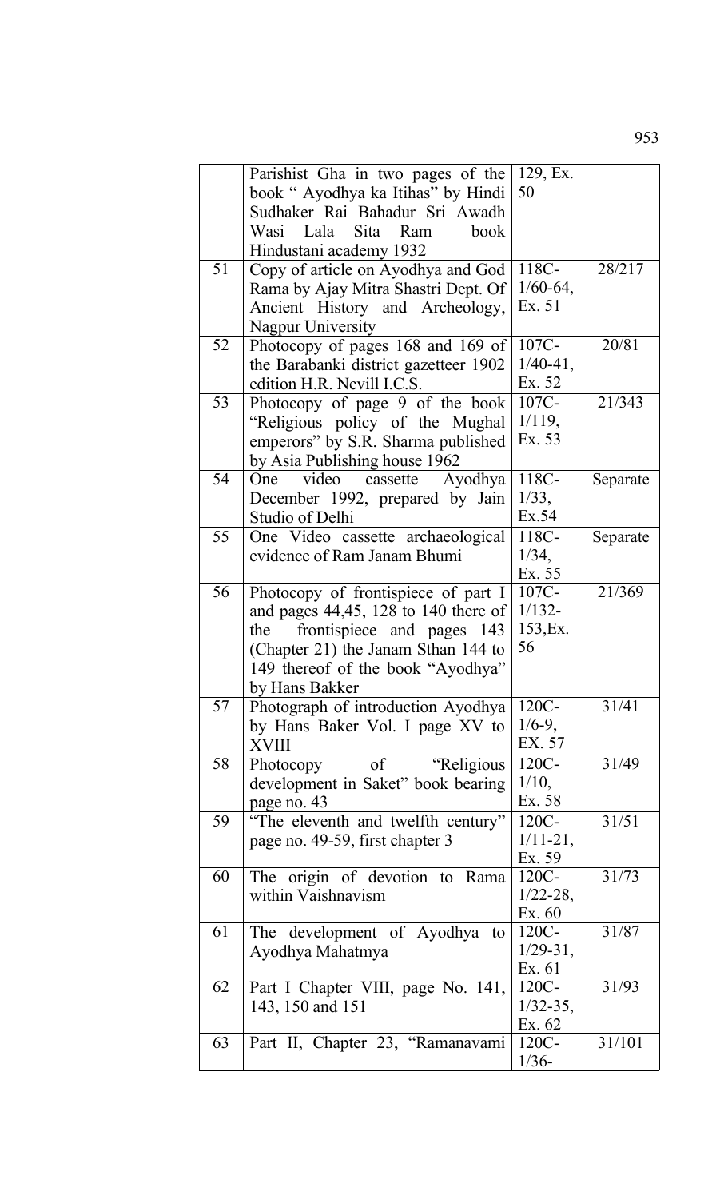| | | | |
|---|---|---|---|
| | Parishist Gha in two pages of the book " Ayodhya ka Itihas" by Hindi Sudhaker Rai Bahadur Sri Awadh Wasi Lala Sita Ram book Hindustani academy 1932 | 129, Ex. 50 | |
| 51 | Copy of article on Ayodhya and God Rama by Ajay Mitra Shastri Dept. Of Ancient History and Archeology, Nagpur University | 118C-1/60-64, Ex. 51 | 28/217 |
| 52 | Photocopy of pages 168 and 169 of the Barabanki district gazetteer 1902 edition H.R. Nevill I.C.S. | 107C-1/40-41, Ex. 52 | 20/81 |
| 53 | Photocopy of page 9 of the book "Religious policy of the Mughal emperors" by S.R. Sharma published by Asia Publishing house 1962 | 107C-1/119, Ex. 53 | 21/343 |
| 54 | One video cassette Ayodhya December 1992, prepared by Jain Studio of Delhi | 118C-1/33, Ex.54 | Separate |
| 55 | One Video cassette archaeological evidence of Ram Janam Bhumi | 118C-1/34, Ex. 55 | Separate |
| 56 | Photocopy of frontispiece of part I and pages 44,45, 128 to 140 there of the frontispiece and pages 143 (Chapter 21) the Janam Sthan 144 to 149 thereof of the book "Ayodhya" by Hans Bakker | 107C-1/132-153,Ex. 56 | 21/369 |
| 57 | Photograph of introduction Ayodhya by Hans Baker Vol. I page XV to XVIII | 120C-1/6-9, EX. 57 | 31/41 |
| 58 | Photocopy of "Religious development in Saket" book bearing page no. 43 | 120C-1/10, Ex. 58 | 31/49 |
| 59 | "The eleventh and twelfth century" page no. 49-59, first chapter 3 | 120C-1/11-21, Ex. 59 | 31/51 |
| 60 | The origin of devotion to Rama within Vaishnavism | 120C-1/22-28, Ex. 60 | 31/73 |
| 61 | The development of Ayodhya to Ayodhya Mahatmya | 120C-1/29-31, Ex. 61 | 31/87 |
| 62 | Part I Chapter VIII, page No. 141, 143, 150 and 151 | 120C-1/32-35, Ex. 62 | 31/93 |
| 63 | Part II, Chapter 23, "Ramanavami | 120C-1/36- | 31/101 |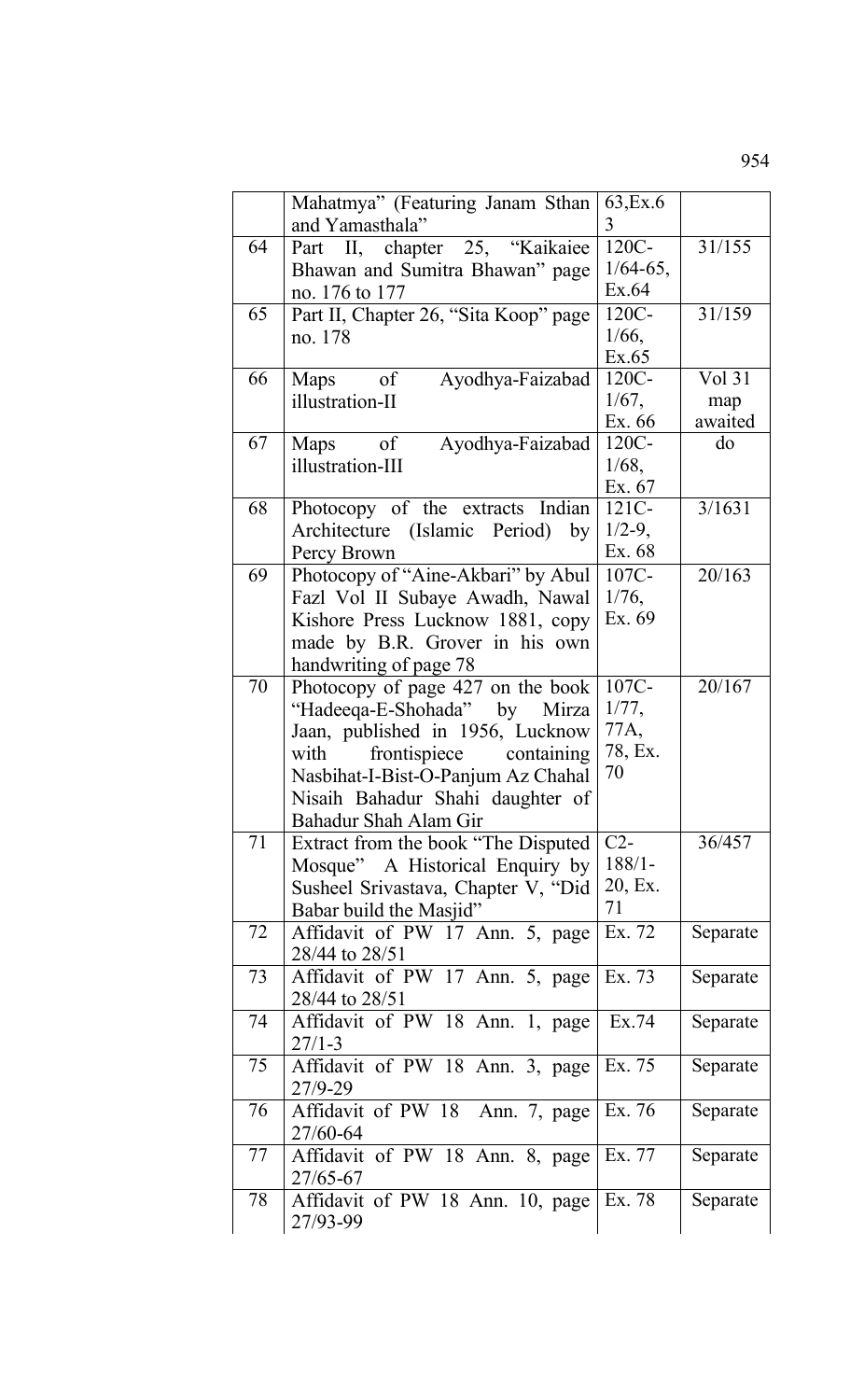|  | Mahatmya" (Featuring Janam Sthan and Yamasthala" | 63,Ex.63 |  |
|---|---|---|---|
| 64 | Part II, chapter 25, "Kaikaiee Bhawan and Sumitra Bhawan" page no. 176 to 177 | 120C-1/64-65, Ex.64 | 31/155 |
| 65 | Part II, Chapter 26, "Sita Koop" page no. 178 | 120C-1/66, Ex.65 | 31/159 |
| 66 | Maps of Ayodhya-Faizabad illustration-II | 120C-1/67, Ex. 66 | Vol 31 map awaited |
| 67 | Maps of Ayodhya-Faizabad illustration-III | 120C-1/68, Ex. 67 | do |
| 68 | Photocopy of the extracts Indian Architecture (Islamic Period) by Percy Brown | 121C-1/2-9, Ex. 68 | 3/1631 |
| 69 | Photocopy of "Aine-Akbari" by Abul Fazl Vol II Subaye Awadh, Nawal Kishore Press Lucknow 1881, copy made by B.R. Grover in his own handwriting of page 78 | 107C-1/76, Ex. 69 | 20/163 |
| 70 | Photocopy of page 427 on the book "Hadeeqa-E-Shohada" by Mirza Jaan, published in 1956, Lucknow with frontispiece containing Nasbihat-I-Bist-O-Panjum Az Chahal Nisaih Bahadur Shahi daughter of Bahadur Shah Alam Gir | 107C-1/77, 77A, 78, Ex. 70 | 20/167 |
| 71 | Extract from the book "The Disputed Mosque" A Historical Enquiry by Susheel Srivastava, Chapter V, "Did Babar build the Masjid" | C2-188/1-20, Ex. 71 | 36/457 |
| 72 | Affidavit of PW 17 Ann. 5, page 28/44 to 28/51 | Ex. 72 | Separate |
| 73 | Affidavit of PW 17 Ann. 5, page 28/44 to 28/51 | Ex. 73 | Separate |
| 74 | Affidavit of PW 18 Ann. 1, page 27/1-3 | Ex.74 | Separate |
| 75 | Affidavit of PW 18 Ann. 3, page 27/9-29 | Ex. 75 | Separate |
| 76 | Affidavit of PW 18 Ann. 7, page 27/60-64 | Ex. 76 | Separate |
| 77 | Affidavit of PW 18 Ann. 8, page 27/65-67 | Ex. 77 | Separate |
| 78 | Affidavit of PW 18 Ann. 10, page 27/93-99 | Ex. 78 | Separate |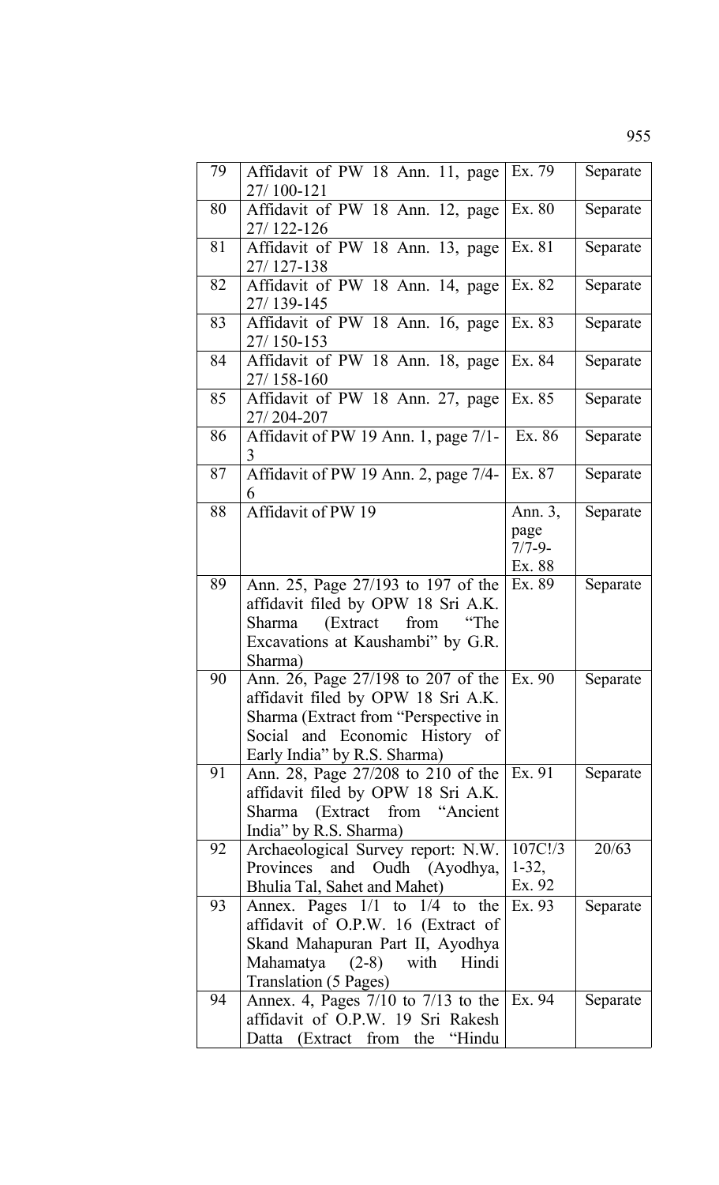| | | | |
|---|---|---|---|
| 79 | Affidavit of PW 18 Ann. 11, page 27/ 100-121 | Ex. 79 | Separate |
| 80 | Affidavit of PW 18 Ann. 12, page 27/ 122-126 | Ex. 80 | Separate |
| 81 | Affidavit of PW 18 Ann. 13, page 27/ 127-138 | Ex. 81 | Separate |
| 82 | Affidavit of PW 18 Ann. 14, page 27/ 139-145 | Ex. 82 | Separate |
| 83 | Affidavit of PW 18 Ann. 16, page 27/ 150-153 | Ex. 83 | Separate |
| 84 | Affidavit of PW 18 Ann. 18, page 27/ 158-160 | Ex. 84 | Separate |
| 85 | Affidavit of PW 18 Ann. 27, page 27/ 204-207 | Ex. 85 | Separate |
| 86 | Affidavit of PW 19 Ann. 1, page 7/1-3 | Ex. 86 | Separate |
| 87 | Affidavit of PW 19 Ann. 2, page 7/4-6 | Ex. 87 | Separate |
| 88 | Affidavit of PW 19 | Ann. 3, page 7/7-9- Ex. 88 | Separate |
| 89 | Ann. 25, Page 27/193 to 197 of the affidavit filed by OPW 18 Sri A.K. Sharma (Extract from "The Excavations at Kaushambi" by G.R. Sharma) | Ex. 89 | Separate |
| 90 | Ann. 26, Page 27/198 to 207 of the affidavit filed by OPW 18 Sri A.K. Sharma (Extract from "Perspective in Social and Economic History of Early India" by R.S. Sharma) | Ex. 90 | Separate |
| 91 | Ann. 28, Page 27/208 to 210 of the affidavit filed by OPW 18 Sri A.K. Sharma (Extract from "Ancient India" by R.S. Sharma) | Ex. 91 | Separate |
| 92 | Archaeological Survey report: N.W. Provinces and Oudh (Ayodhya, Bhulia Tal, Sahet and Mahet) | 107C!/3 1-32, Ex. 92 | 20/63 |
| 93 | Annex. Pages 1/1 to 1/4 to the affidavit of O.P.W. 16 (Extract of Skand Mahapuran Part II, Ayodhya Mahamatya (2-8) with Hindi Translation (5 Pages) | Ex. 93 | Separate |
| 94 | Annex. 4, Pages 7/10 to 7/13 to the affidavit of O.P.W. 19 Sri Rakesh Datta (Extract from the "Hindu | Ex. 94 | Separate |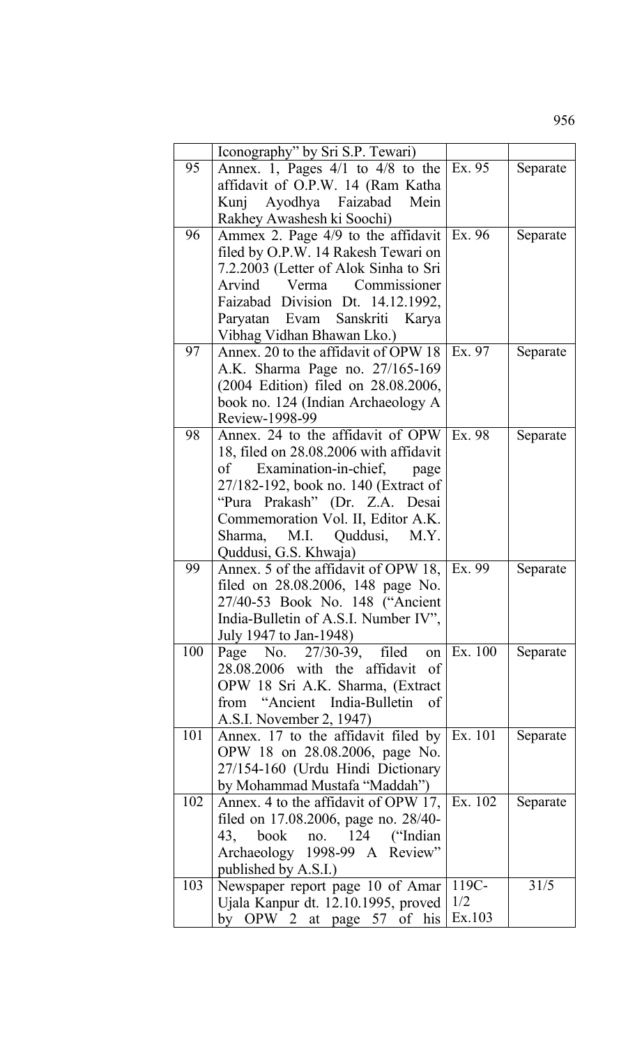| | | | |
|---|---|---|---|
| | Iconography" by Sri S.P. Tewari) | | |
| 95 | Annex. 1, Pages 4/1 to 4/8 to the affidavit of O.P.W. 14 (Ram Katha Kunj Ayodhya Faizabad Mein Rakhey Awashesh ki Soochi) | Ex. 95 | Separate |
| 96 | Ammex 2. Page 4/9 to the affidavit filed by O.P.W. 14 Rakesh Tewari on 7.2.2003 (Letter of Alok Sinha to Sri Arvind Verma Commissioner Faizabad Division Dt. 14.12.1992, Paryatan Evam Sanskriti Karya Vibhag Vidhan Bhawan Lko.) | Ex. 96 | Separate |
| 97 | Annex. 20 to the affidavit of OPW 18 A.K. Sharma Page no. 27/165-169 (2004 Edition) filed on 28.08.2006, book no. 124 (Indian Archaeology A Review-1998-99 | Ex. 97 | Separate |
| 98 | Annex. 24 to the affidavit of OPW 18, filed on 28.08.2006 with affidavit of Examination-in-chief, page 27/182-192, book no. 140 (Extract of "Pura Prakash" (Dr. Z.A. Desai Commemoration Vol. II, Editor A.K. Sharma, M.I. Quddusi, M.Y. Quddusi, G.S. Khwaja) | Ex. 98 | Separate |
| 99 | Annex. 5 of the affidavit of OPW 18, filed on 28.08.2006, 148 page No. 27/40-53 Book No. 148 ("Ancient India-Bulletin of A.S.I. Number IV", July 1947 to Jan-1948) | Ex. 99 | Separate |
| 100 | Page No. 27/30-39, filed on 28.08.2006 with the affidavit of OPW 18 Sri A.K. Sharma, (Extract from "Ancient India-Bulletin of A.S.I. November 2, 1947) | Ex. 100 | Separate |
| 101 | Annex. 17 to the affidavit filed by OPW 18 on 28.08.2006, page No. 27/154-160 (Urdu Hindi Dictionary by Mohammad Mustafa "Maddah") | Ex. 101 | Separate |
| 102 | Annex. 4 to the affidavit of OPW 17, filed on 17.08.2006, page no. 28/40-43, book no. 124 ("Indian Archaeology 1998-99 A Review" published by A.S.I.) | Ex. 102 | Separate |
| 103 | Newspaper report page 10 of Amar Ujala Kanpur dt. 12.10.1995, proved by OPW 2 at page 57 of his | 119C-1/2 Ex.103 | 31/5 |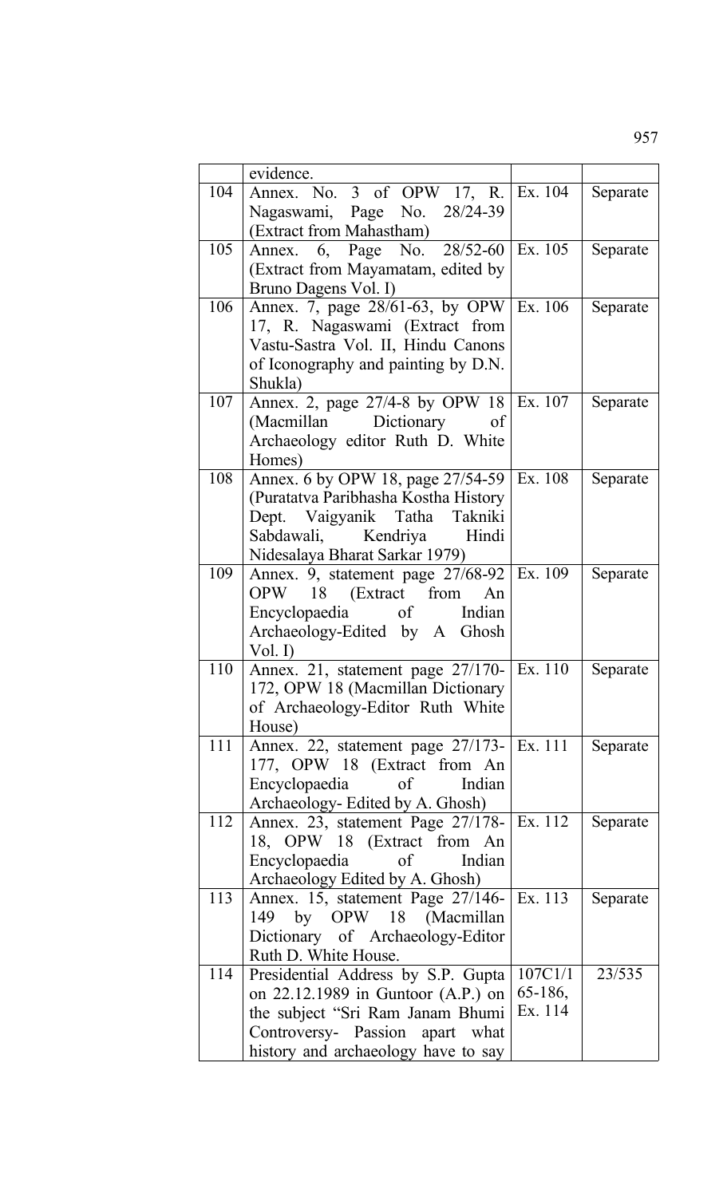| | | | |
|---|---|---|---|
| | evidence. | | |
| 104 | Annex. No. 3 of OPW 17, R. Nagaswami, Page No. 28/24-39 (Extract from Mahastham) | Ex. 104 | Separate |
| 105 | Annex. 6, Page No. 28/52-60 (Extract from Mayamatam, edited by Bruno Dagens Vol. I) | Ex. 105 | Separate |
| 106 | Annex. 7, page 28/61-63, by OPW 17, R. Nagaswami (Extract from Vastu-Sastra Vol. II, Hindu Canons of Iconography and painting by D.N. Shukla) | Ex. 106 | Separate |
| 107 | Annex. 2, page 27/4-8 by OPW 18 (Macmillan Dictionary of Archaeology editor Ruth D. White Homes) | Ex. 107 | Separate |
| 108 | Annex. 6 by OPW 18, page 27/54-59 (Puratatva Paribhasha Kostha History Dept. Vaigyanik Tatha Takniki Sabdawali, Kendriya Hindi Nidesalaya Bharat Sarkar 1979) | Ex. 108 | Separate |
| 109 | Annex. 9, statement page 27/68-92 OPW 18 (Extract from An Encyclopaedia of Indian Archaeology-Edited by A Ghosh Vol. I) | Ex. 109 | Separate |
| 110 | Annex. 21, statement page 27/170-172, OPW 18 (Macmillan Dictionary of Archaeology-Editor Ruth White House) | Ex. 110 | Separate |
| 111 | Annex. 22, statement page 27/173-177, OPW 18 (Extract from An Encyclopaedia of Indian Archaeology- Edited by A. Ghosh) | Ex. 111 | Separate |
| 112 | Annex. 23, statement Page 27/178-18, OPW 18 (Extract from An Encyclopaedia of Indian Archaeology Edited by A. Ghosh) | Ex. 112 | Separate |
| 113 | Annex. 15, statement Page 27/146-149 by OPW 18 (Macmillan Dictionary of Archaeology-Editor Ruth D. White House. | Ex. 113 | Separate |
| 114 | Presidential Address by S.P. Gupta on 22.12.1989 in Guntoor (A.P.) on the subject "Sri Ram Janam Bhumi Controversy- Passion apart what history and archaeology have to say | 107C1/1 65-186, Ex. 114 | 23/535 |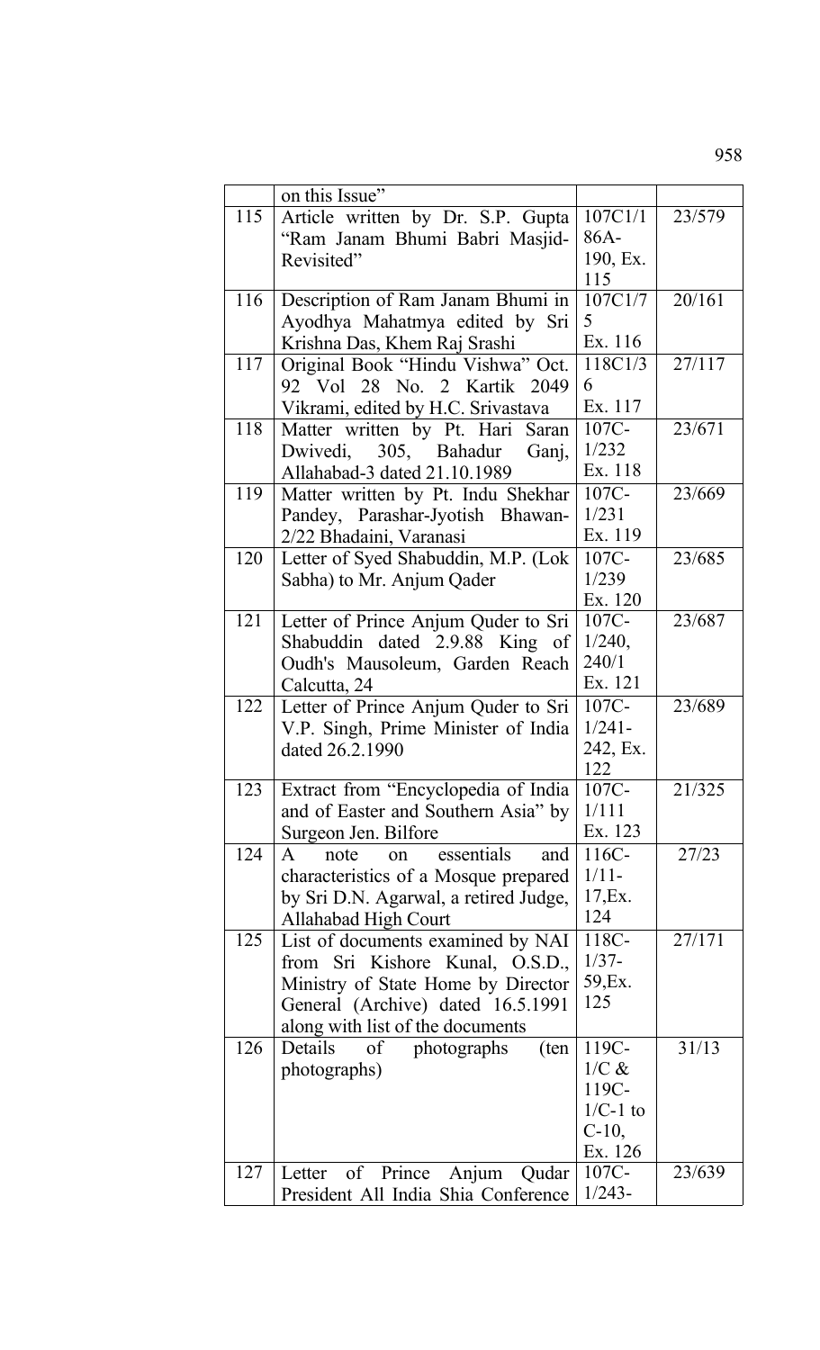| | | | |
|---|---|---|---|
| | on this Issue" | | |
| 115 | Article written by Dr. S.P. Gupta "Ram Janam Bhumi Babri Masjid-Revisited" | 107C1/186A-190, Ex. 115 | 23/579 |
| 116 | Description of Ram Janam Bhumi in Ayodhya Mahatmya edited by Sri Krishna Das, Khem Raj Srashi | 107C1/75 Ex. 116 | 20/161 |
| 117 | Original Book "Hindu Vishwa" Oct. 92 Vol 28 No. 2 Kartik 2049 Vikrami, edited by H.C. Srivastava | 118C1/36 Ex. 117 | 27/117 |
| 118 | Matter written by Pt. Hari Saran Dwivedi, 305, Bahadur Ganj, Allahabad-3 dated 21.10.1989 | 107C-1/232 Ex. 118 | 23/671 |
| 119 | Matter written by Pt. Indu Shekhar Pandey, Parashar-Jyotish Bhawan-2/22 Bhadaini, Varanasi | 107C-1/231 Ex. 119 | 23/669 |
| 120 | Letter of Syed Shabuddin, M.P. (Lok Sabha) to Mr. Anjum Qader | 107C-1/239 Ex. 120 | 23/685 |
| 121 | Letter of Prince Anjum Quder to Sri Shabuddin dated 2.9.88 King of Oudh's Mausoleum, Garden Reach Calcutta, 24 | 107C-1/240, 240/1 Ex. 121 | 23/687 |
| 122 | Letter of Prince Anjum Quder to Sri V.P. Singh, Prime Minister of India dated 26.2.1990 | 107C-1/241-242, Ex. 122 | 23/689 |
| 123 | Extract from "Encyclopedia of India and of Easter and Southern Asia" by Surgeon Jen. Bilfore | 107C-1/111 Ex. 123 | 21/325 |
| 124 | A note on essentials and characteristics of a Mosque prepared by Sri D.N. Agarwal, a retired Judge, Allahabad High Court | 116C-1/11-17,Ex. 124 | 27/23 |
| 125 | List of documents examined by NAI from Sri Kishore Kunal, O.S.D., Ministry of State Home by Director General (Archive) dated 16.5.1991 along with list of the documents | 118C-1/37-59,Ex. 125 | 27/171 |
| 126 | Details of photographs (ten photographs) | 119C-1/C & 119C-1/C-1 to C-10, Ex. 126 | 31/13 |
| 127 | Letter of Prince Anjum Qudar President All India Shia Conference | 107C-1/243- | 23/639 |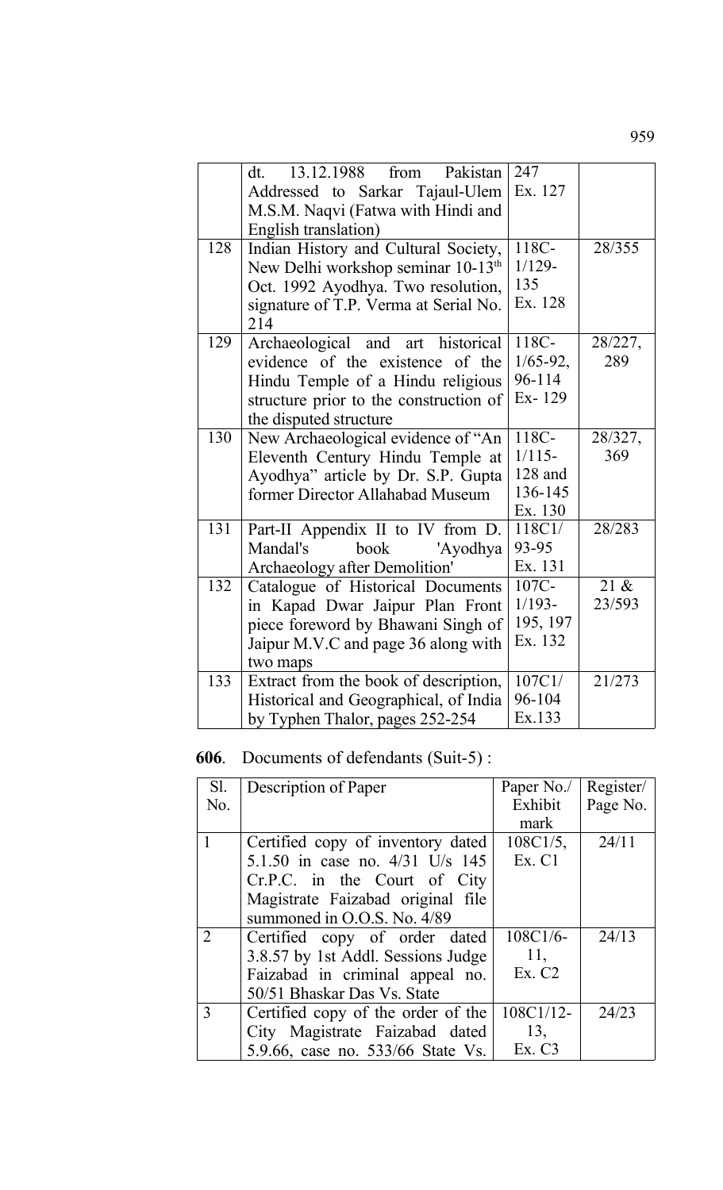| | dt. 13.12.1988 from Pakistan Addressed to Sarkar Tajaul-Ulem M.S.M. Naqvi (Fatwa with Hindi and English translation) | 247 Ex. 127 | |
|---|---|---|---|
| 128 | Indian History and Cultural Society, New Delhi workshop seminar 10-13th Oct. 1992 Ayodhya. Two resolution, signature of T.P. Verma at Serial No. 214 | 118C-1/129-135 Ex. 128 | 28/355 |
| 129 | Archaeological and art historical evidence of the existence of the Hindu Temple of a Hindu religious structure prior to the construction of the disputed structure | 118C-1/65-92, 96-114 Ex- 129 | 28/227, 289 |
| 130 | New Archaeological evidence of "An Eleventh Century Hindu Temple at Ayodhya" article by Dr. S.P. Gupta former Director Allahabad Museum | 118C-1/115-128 and 136-145 Ex. 130 | 28/327, 369 |
| 131 | Part-II Appendix II to IV from D. Mandal's book 'Ayodhya Archaeology after Demolition' | 118C1/93-95 Ex. 131 | 28/283 |
| 132 | Catalogue of Historical Documents in Kapad Dwar Jaipur Plan Front piece foreword by Bhawani Singh of Jaipur M.V.C and page 36 along with two maps | 107C-1/193-195, 197 Ex. 132 | 21 & 23/593 |
| 133 | Extract from the book of description, Historical and Geographical, of India by Typhen Thalor, pages 252-254 | 107C1/96-104 Ex.133 | 21/273 |

**606**. Documents of defendants (Suit-5) :

| Sl. No. | Description of Paper | Paper No./ Exhibit mark | Register/ Page No. |
|---|---|---|---|
| 1 | Certified copy of inventory dated 5.1.50 in case no. 4/31 U/s 145 Cr.P.C. in the Court of City Magistrate Faizabad original file summoned in O.O.S. No. 4/89 | 108C1/5, Ex. C1 | 24/11 |
| 2 | Certified copy of order dated 3.8.57 by 1st Addl. Sessions Judge Faizabad in criminal appeal no. 50/51 Bhaskar Das Vs. State | 108C1/6-11, Ex. C2 | 24/13 |
| 3 | Certified copy of the order of the City Magistrate Faizabad dated 5.9.66, case no. 533/66 State Vs. | 108C1/12-13, Ex. C3 | 24/23 |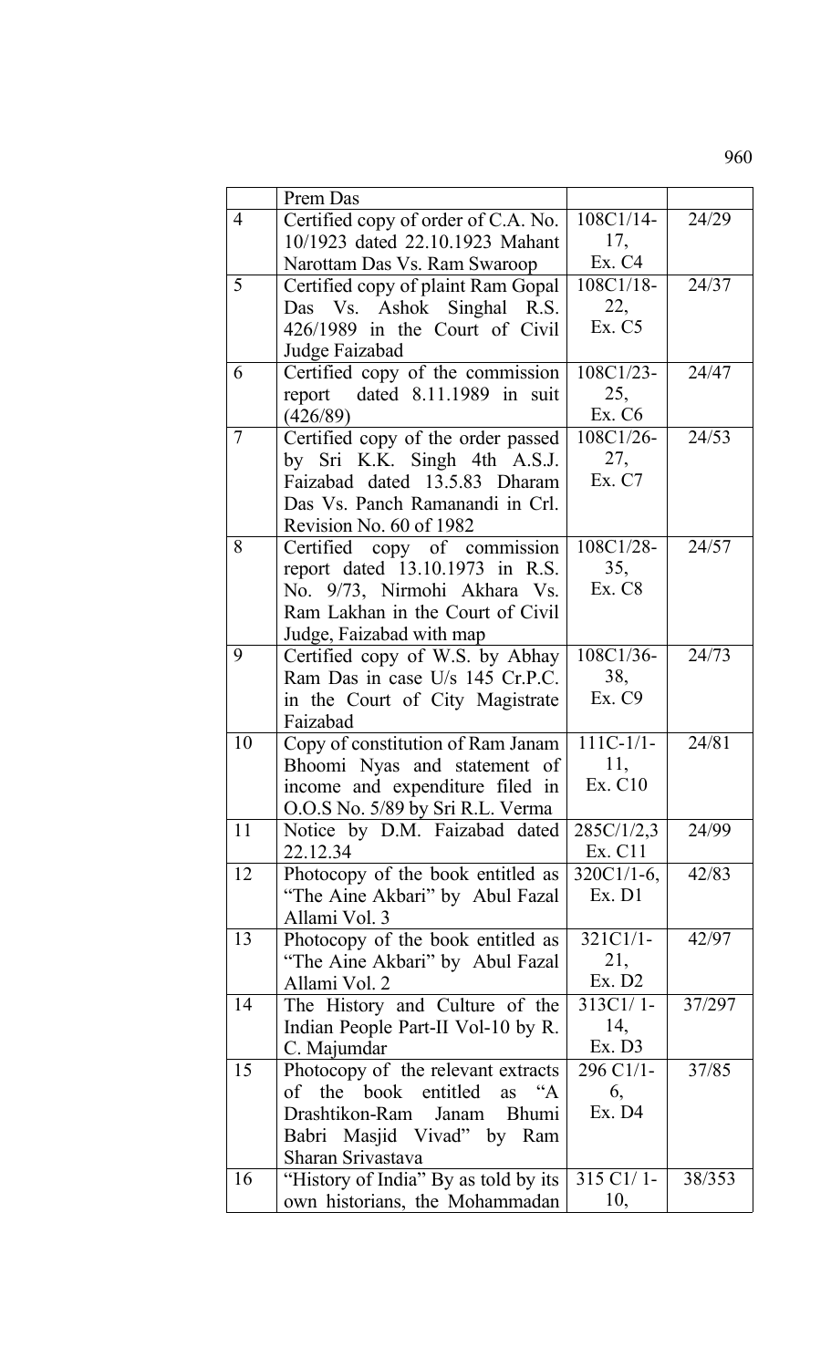| | | | |
|---|---|---|---|
| | Prem Das | | |
| 4 | Certified copy of order of C.A. No. 10/1923 dated 22.10.1923 Mahant Narottam Das Vs. Ram Swaroop | 108C1/14-17, Ex. C4 | 24/29 |
| 5 | Certified copy of plaint Ram Gopal Das Vs. Ashok Singhal R.S. 426/1989 in the Court of Civil Judge Faizabad | 108C1/18-22, Ex. C5 | 24/37 |
| 6 | Certified copy of the commission report dated 8.11.1989 in suit (426/89) | 108C1/23-25, Ex. C6 | 24/47 |
| 7 | Certified copy of the order passed by Sri K.K. Singh 4th A.S.J. Faizabad dated 13.5.83 Dharam Das Vs. Panch Ramanandi in Crl. Revision No. 60 of 1982 | 108C1/26-27, Ex. C7 | 24/53 |
| 8 | Certified copy of commission report dated 13.10.1973 in R.S. No. 9/73, Nirmohi Akhara Vs. Ram Lakhan in the Court of Civil Judge, Faizabad with map | 108C1/28-35, Ex. C8 | 24/57 |
| 9 | Certified copy of W.S. by Abhay Ram Das in case U/s 145 Cr.P.C. in the Court of City Magistrate Faizabad | 108C1/36-38, Ex. C9 | 24/73 |
| 10 | Copy of constitution of Ram Janam Bhoomi Nyas and statement of income and expenditure filed in O.O.S No. 5/89 by Sri R.L. Verma | 111C-1/1-11, Ex. C10 | 24/81 |
| 11 | Notice by D.M. Faizabad dated 22.12.34 | 285C/1/2,3 Ex. C11 | 24/99 |
| 12 | Photocopy of the book entitled as "The Aine Akbari" by Abul Fazal Allami Vol. 3 | 320C1/1-6, Ex. D1 | 42/83 |
| 13 | Photocopy of the book entitled as "The Aine Akbari" by Abul Fazal Allami Vol. 2 | 321C1/1-21, Ex. D2 | 42/97 |
| 14 | The History and Culture of the Indian People Part-II Vol-10 by R. C. Majumdar | 313C1/ 1-14, Ex. D3 | 37/297 |
| 15 | Photocopy of the relevant extracts of the book entitled as "A Drashtikon-Ram Janam Bhumi Babri Masjid Vivad" by Ram Sharan Srivastava | 296 C1/1-6, Ex. D4 | 37/85 |
| 16 | "History of India" By as told by its own historians, the Mohammadan | 315 C1/ 1-10, | 38/353 |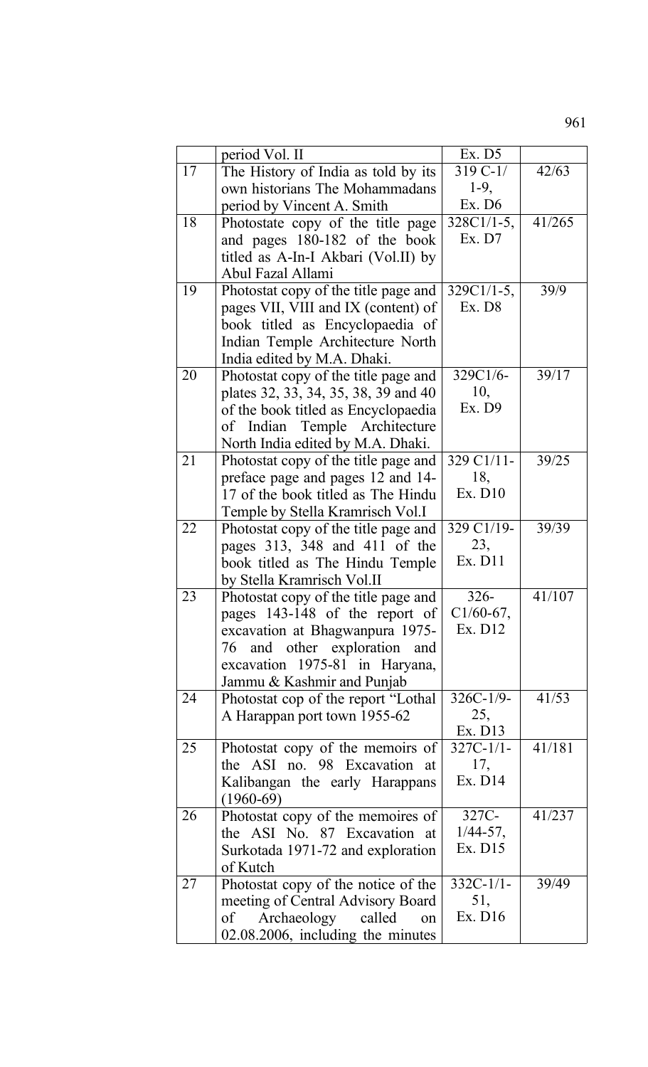| | | | |
|---|---|---|---|
| | period Vol. II | Ex. D5 | |
| 17 | The History of India as told by its own historians The Mohammadans period by Vincent A. Smith | 319 C-1/ 1-9, Ex. D6 | 42/63 |
| 18 | Photostate copy of the title page and pages 180-182 of the book titled as A-In-I Akbari (Vol.II) by Abul Fazal Allami | 328C1/1-5, Ex. D7 | 41/265 |
| 19 | Photostat copy of the title page and pages VII, VIII and IX (content) of book titled as Encyclopaedia of Indian Temple Architecture North India edited by M.A. Dhaki. | 329C1/1-5, Ex. D8 | 39/9 |
| 20 | Photostat copy of the title page and plates 32, 33, 34, 35, 38, 39 and 40 of the book titled as Encyclopaedia of Indian Temple Architecture North India edited by M.A. Dhaki. | 329C1/6-10, Ex. D9 | 39/17 |
| 21 | Photostat copy of the title page and preface page and pages 12 and 14-17 of the book titled as The Hindu Temple by Stella Kramrisch Vol.I | 329 C1/11-18, Ex. D10 | 39/25 |
| 22 | Photostat copy of the title page and pages 313, 348 and 411 of the book titled as The Hindu Temple by Stella Kramrisch Vol.II | 329 C1/19-23, Ex. D11 | 39/39 |
| 23 | Photostat copy of the title page and pages 143-148 of the report of excavation at Bhagwanpura 1975-76 and other exploration and excavation 1975-81 in Haryana, Jammu & Kashmir and Punjab | 326-C1/60-67, Ex. D12 | 41/107 |
| 24 | Photostat cop of the report "Lothal A Harappan port town 1955-62 | 326C-1/9-25, Ex. D13 | 41/53 |
| 25 | Photostat copy of the memoirs of the ASI no. 98 Excavation at Kalibangan the early Harappans (1960-69) | 327C-1/1-17, Ex. D14 | 41/181 |
| 26 | Photostat copy of the memoires of the ASI No. 87 Excavation at Surkotada 1971-72 and exploration of Kutch | 327C-1/44-57, Ex. D15 | 41/237 |
| 27 | Photostat copy of the notice of the meeting of Central Advisory Board of Archaeology called on 02.08.2006, including the minutes | 332C-1/1-51, Ex. D16 | 39/49 |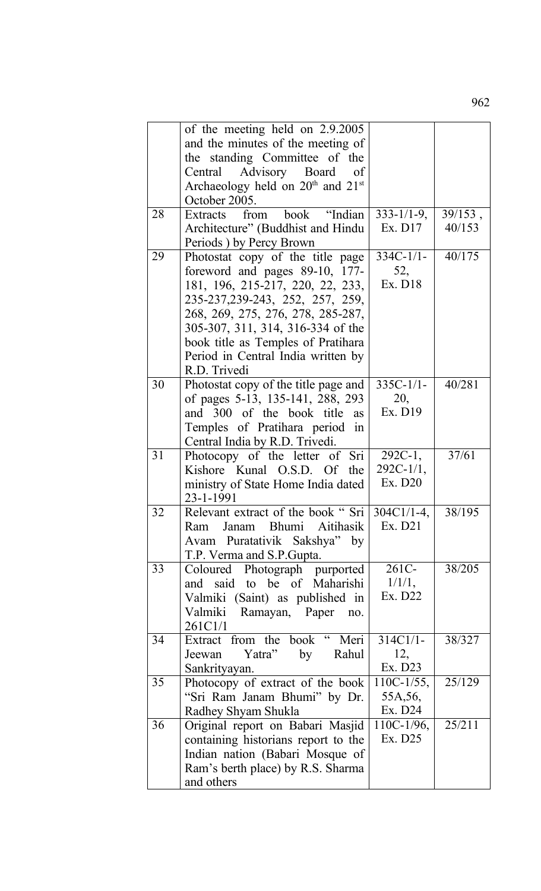| | | | |
|---|---|---|---|
| | of the meeting held on 2.9.2005 and the minutes of the meeting of the standing Committee of the Central Advisory Board of Archaeology held on 20th and 21st October 2005. | | |
| 28 | Extracts from book "Indian Architecture" (Buddhist and Hindu Periods ) by Percy Brown | 333-1/1-9, Ex. D17 | 39/153 , 40/153 |
| 29 | Photostat copy of the title page foreword and pages 89-10, 177-181, 196, 215-217, 220, 22, 233, 235-237,239-243, 252, 257, 259, 268, 269, 275, 276, 278, 285-287, 305-307, 311, 314, 316-334 of the book title as Temples of Pratihara Period in Central India written by R.D. Trivedi | 334C-1/1-52, Ex. D18 | 40/175 |
| 30 | Photostat copy of the title page and of pages 5-13, 135-141, 288, 293 and 300 of the book title as Temples of Pratihara period in Central India by R.D. Trivedi. | 335C-1/1-20, Ex. D19 | 40/281 |
| 31 | Photocopy of the letter of Sri Kishore Kunal O.S.D. Of the ministry of State Home India dated 23-1-1991 | 292C-1, 292C-1/1, Ex. D20 | 37/61 |
| 32 | Relevant extract of the book " Sri Ram Janam Bhumi Aitihasik Avam Puratativik Sakshya" by T.P. Verma and S.P.Gupta. | 304C1/1-4, Ex. D21 | 38/195 |
| 33 | Coloured Photograph purported and said to be of Maharishi Valmiki (Saint) as published in Valmiki Ramayan, Paper no. 261C1/1 | 261C-1/1/1, Ex. D22 | 38/205 |
| 34 | Extract from the book " Meri Jeewan Yatra" by Rahul Sankrityayan. | 314C1/1-12, Ex. D23 | 38/327 |
| 35 | Photocopy of extract of the book "Sri Ram Janam Bhumi" by Dr. Radhey Shyam Shukla | 110C-1/55, 55A,56, Ex. D24 | 25/129 |
| 36 | Original report on Babari Masjid containing historians report to the Indian nation (Babari Mosque of Ram's berth place) by R.S. Sharma and others | 110C-1/96, Ex. D25 | 25/211 |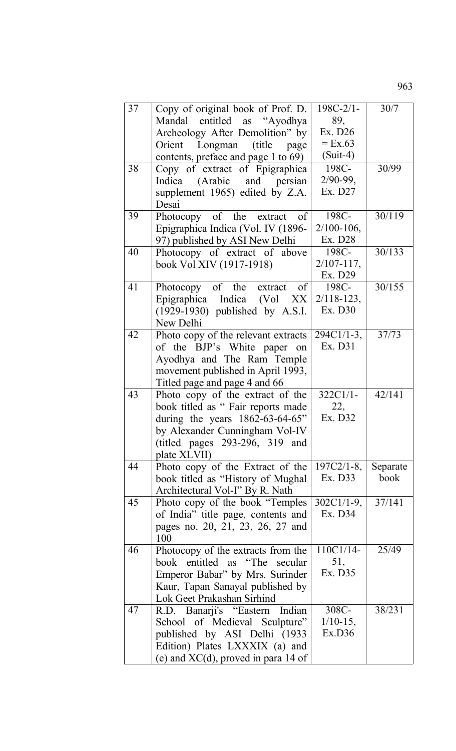| | | | |
|---|---|---|---|
| 37 | Copy of original book of Prof. D. Mandal entitled as "Ayodhya Archeology After Demolition" by Orient Longman (title page contents, preface and page 1 to 69) | 198C-2/1-89, Ex. D26 = Ex.63 (Suit-4) | 30/7 |
| 38 | Copy of extract of Epigraphica Indica (Arabic and persian supplement 1965) edited by Z.A. Desai | 198C-2/90-99, Ex. D27 | 30/99 |
| 39 | Photocopy of the extract of Epigraphica Indica (Vol. IV (1896-97) published by ASI New Delhi | 198C-2/100-106, Ex. D28 | 30/119 |
| 40 | Photocopy of extract of above book Vol XIV (1917-1918) | 198C-2/107-117, Ex. D29 | 30/133 |
| 41 | Photocopy of the extract of Epigraphica Indica (Vol XX (1929-1930) published by A.S.I. New Delhi | 198C-2/118-123, Ex. D30 | 30/155 |
| 42 | Photo copy of the relevant extracts of the BJP's White paper on Ayodhya and The Ram Temple movement published in April 1993, Titled page and page 4 and 66 | 294C1/1-3, Ex. D31 | 37/73 |
| 43 | Photo copy of the extract of the book titled as " Fair reports made during the years 1862-63-64-65" by Alexander Cunningham Vol-IV (titled pages 293-296, 319 and plate XLVII) | 322C1/1-22, Ex. D32 | 42/141 |
| 44 | Photo copy of the Extract of the book titled as "History of Mughal Architectural Vol-I" By R. Nath | 197C2/1-8, Ex. D33 | Separate book |
| 45 | Photo copy of the book "Temples of India" title page, contents and pages no. 20, 21, 23, 26, 27 and 100 | 302C1/1-9, Ex. D34 | 37/141 |
| 46 | Photocopy of the extracts from the book entitled as "The secular Emperor Babar" by Mrs. Surinder Kaur, Tapan Sanayal published by Lok Geet Prakashan Sirhind | 110C1/14-51, Ex. D35 | 25/49 |
| 47 | R.D. Banarji's "Eastern Indian School of Medieval Sculpture" published by ASI Delhi (1933 Edition) Plates LXXXIX (a) and (e) and XC(d), proved in para 14 of | 308C-1/10-15, Ex.D36 | 38/231 |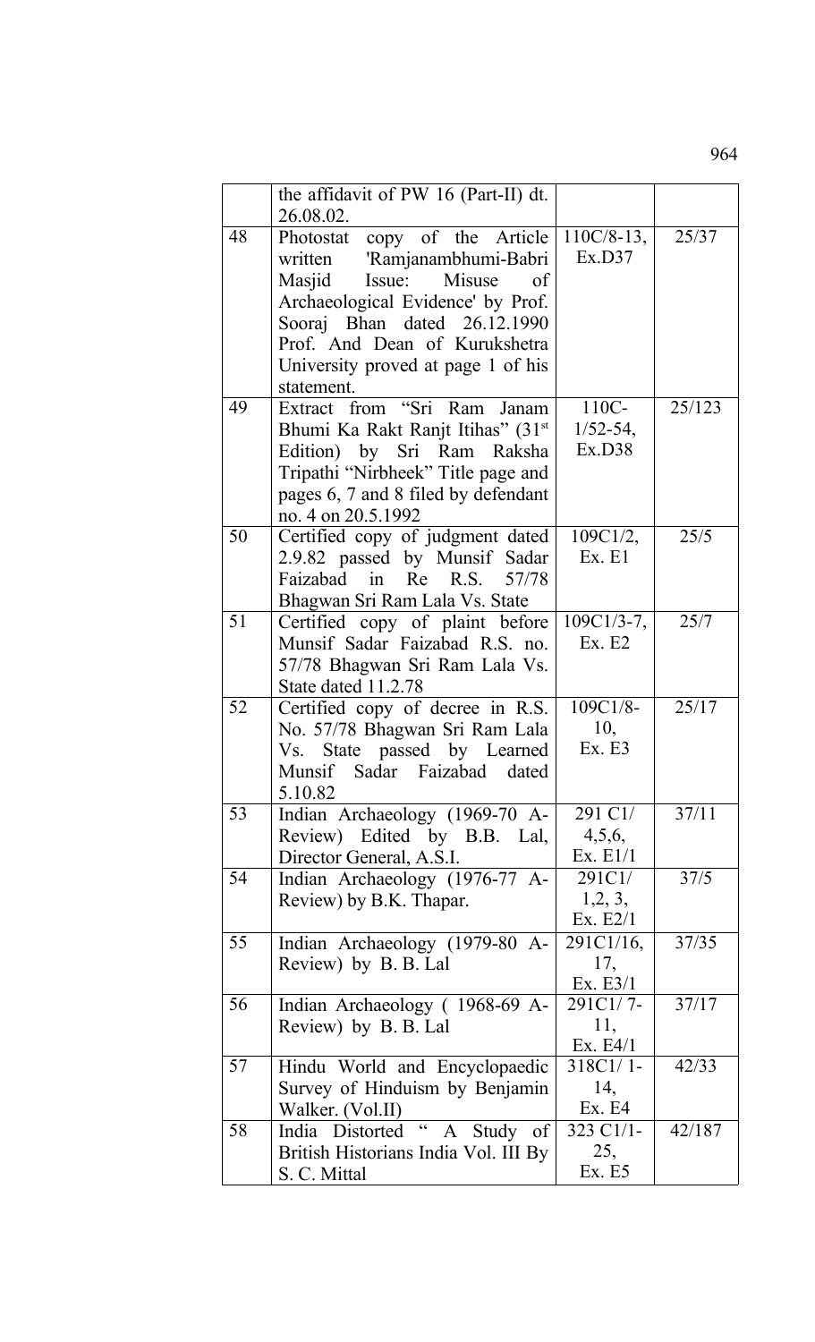| | | | |
|---|---|---|---|
| | the affidavit of PW 16 (Part-II) dt. 26.08.02. | | |
| 48 | Photostat copy of the Article written 'Ramjanambhumi-Babri Masjid Issue: Misuse of Archaeological Evidence' by Prof. Sooraj Bhan dated 26.12.1990 Prof. And Dean of Kurukshetra University proved at page 1 of his statement. | 110C/8-13, Ex.D37 | 25/37 |
| 49 | Extract from "Sri Ram Janam Bhumi Ka Rakt Ranjt Itihas" (31st Edition) by Sri Ram Raksha Tripathi "Nirbheek" Title page and pages 6, 7 and 8 filed by defendant no. 4 on 20.5.1992 | 110C-1/52-54, Ex.D38 | 25/123 |
| 50 | Certified copy of judgment dated 2.9.82 passed by Munsif Sadar Faizabad in Re R.S. 57/78 Bhagwan Sri Ram Lala Vs. State | 109C1/2, Ex. E1 | 25/5 |
| 51 | Certified copy of plaint before Munsif Sadar Faizabad R.S. no. 57/78 Bhagwan Sri Ram Lala Vs. State dated 11.2.78 | 109C1/3-7, Ex. E2 | 25/7 |
| 52 | Certified copy of decree in R.S. No. 57/78 Bhagwan Sri Ram Lala Vs. State passed by Learned Munsif Sadar Faizabad dated 5.10.82 | 109C1/8-10, Ex. E3 | 25/17 |
| 53 | Indian Archaeology (1969-70 A-Review) Edited by B.B. Lal, Director General, A.S.I. | 291 C1/ 4,5,6, Ex. E1/1 | 37/11 |
| 54 | Indian Archaeology (1976-77 A-Review) by B.K. Thapar. | 291C1/ 1,2, 3, Ex. E2/1 | 37/5 |
| 55 | Indian Archaeology (1979-80 A-Review) by B. B. Lal | 291C1/16, 17, Ex. E3/1 | 37/35 |
| 56 | Indian Archaeology ( 1968-69 A-Review) by B. B. Lal | 291C1/ 7-11, Ex. E4/1 | 37/17 |
| 57 | Hindu World and Encyclopaedic Survey of Hinduism by Benjamin Walker. (Vol.II) | 318C1/ 1-14, Ex. E4 | 42/33 |
| 58 | India Distorted " A Study of British Historians India Vol. III By S. C. Mittal | 323 C1/1-25, Ex. E5 | 42/187 |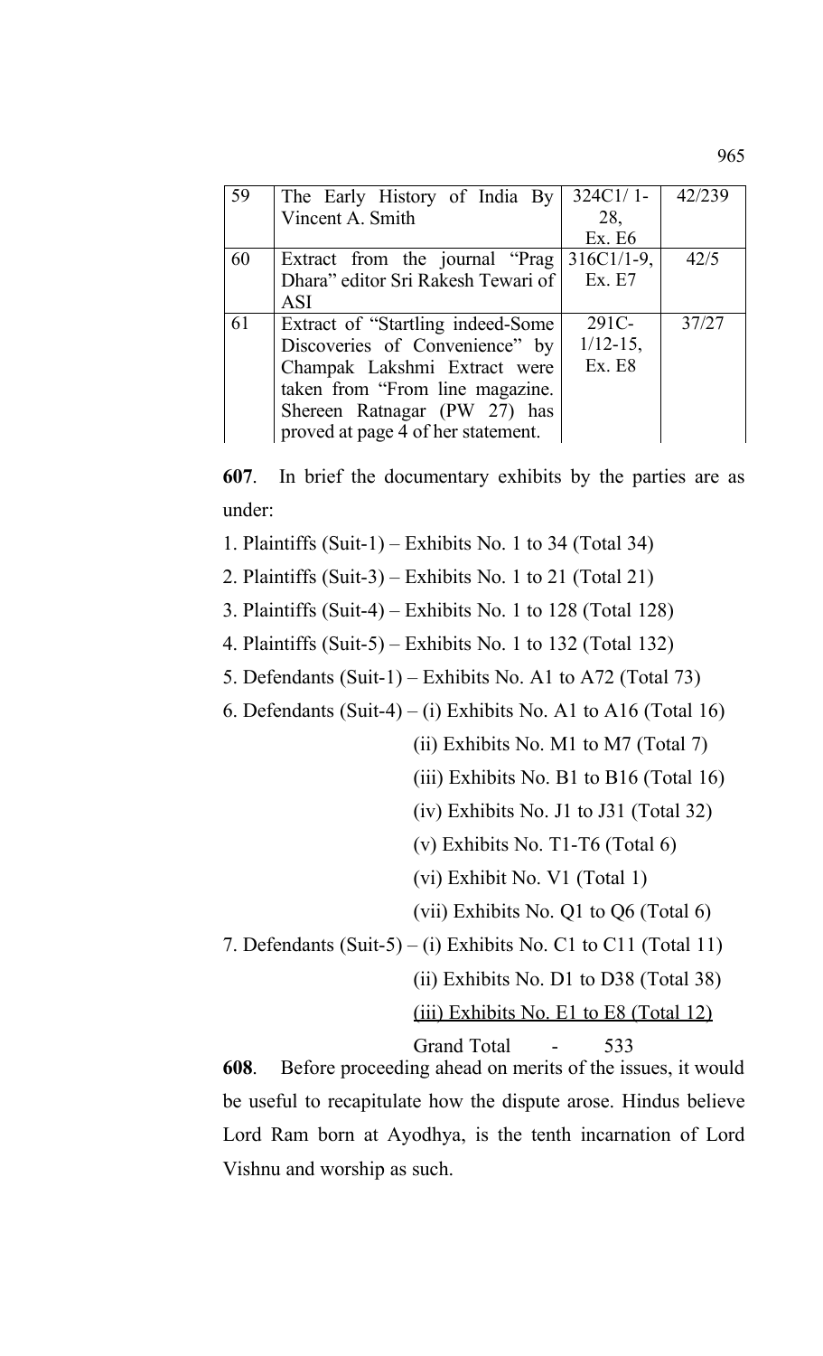| | | | |
|---|---|---|---|
| 59 | The Early History of India By Vincent A. Smith | 324C1/ 1-28, Ex. E6 | 42/239 |
| 60 | Extract from the journal "Prag Dhara" editor Sri Rakesh Tewari of ASI | 316C1/1-9, Ex. E7 | 42/5 |
| 61 | Extract of "Startling indeed-Some Discoveries of Convenience" by Champak Lakshmi Extract were taken from "From line magazine. Shereen Ratnagar (PW 27) has proved at page 4 of her statement. | 291C-1/12-15, Ex. E8 | 37/27 |

**607**. In brief the documentary exhibits by the parties are as under:

1. Plaintiffs (Suit-1) – Exhibits No. 1 to 34 (Total 34)
2. Plaintiffs (Suit-3) – Exhibits No. 1 to 21 (Total 21)
3. Plaintiffs (Suit-4) – Exhibits No. 1 to 128 (Total 128)
4. Plaintiffs (Suit-5) – Exhibits No. 1 to 132 (Total 132)
5. Defendants (Suit-1) – Exhibits No. A1 to A72 (Total 73)
6. Defendants (Suit-4) – (i) Exhibits No. A1 to A16 (Total 16)
   (ii) Exhibits No. M1 to M7 (Total 7)
   (iii) Exhibits No. B1 to B16 (Total 16)
   (iv) Exhibits No. J1 to J31 (Total 32)
   (v) Exhibits No. T1-T6 (Total 6)
   (vi) Exhibit No. V1 (Total 1)
   (vii) Exhibits No. Q1 to Q6 (Total 6)
7. Defendants (Suit-5) – (i) Exhibits No. C1 to C11 (Total 11)
   (ii) Exhibits No. D1 to D38 (Total 38)
   (iii) Exhibits No. E1 to E8 (Total 12)

Grand Total - 533

**608**. Before proceeding ahead on merits of the issues, it would be useful to recapitulate how the dispute arose. Hindus believe Lord Ram born at Ayodhya, is the tenth incarnation of Lord Vishnu and worship as such.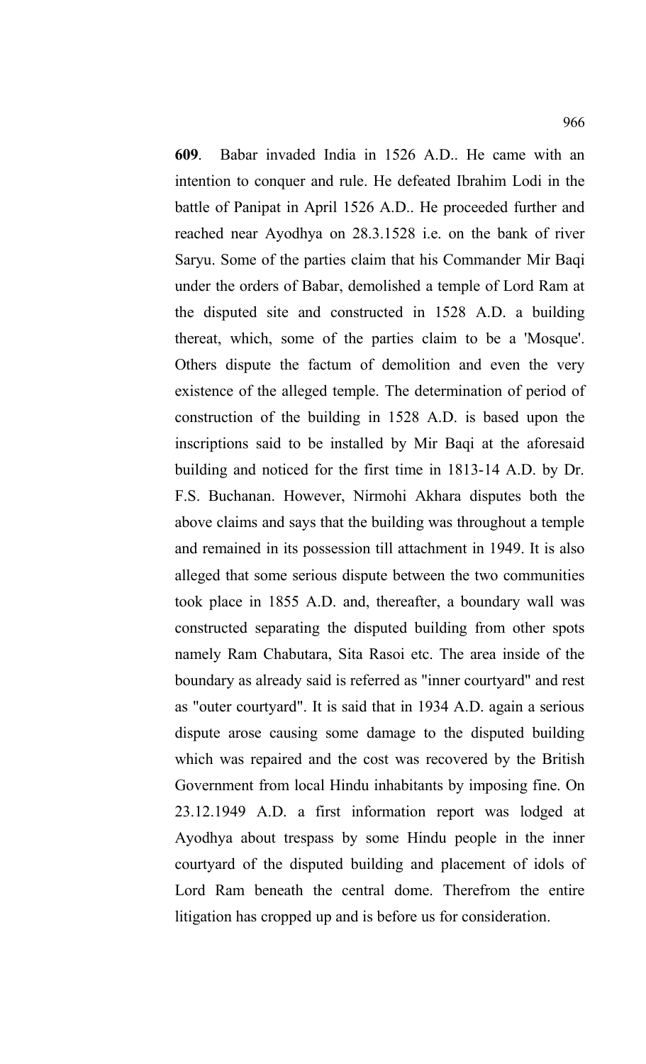**609**. Babar invaded India in 1526 A.D.. He came with an intention to conquer and rule. He defeated Ibrahim Lodi in the battle of Panipat in April 1526 A.D.. He proceeded further and reached near Ayodhya on 28.3.1528 i.e. on the bank of river Saryu. Some of the parties claim that his Commander Mir Baqi under the orders of Babar, demolished a temple of Lord Ram at the disputed site and constructed in 1528 A.D. a building thereat, which, some of the parties claim to be a 'Mosque'. Others dispute the factum of demolition and even the very existence of the alleged temple. The determination of period of construction of the building in 1528 A.D. is based upon the inscriptions said to be installed by Mir Baqi at the aforesaid building and noticed for the first time in 1813-14 A.D. by Dr. F.S. Buchanan. However, Nirmohi Akhara disputes both the above claims and says that the building was throughout a temple and remained in its possession till attachment in 1949. It is also alleged that some serious dispute between the two communities took place in 1855 A.D. and, thereafter, a boundary wall was constructed separating the disputed building from other spots namely Ram Chabutara, Sita Rasoi etc. The area inside of the boundary as already said is referred as "inner courtyard" and rest as "outer courtyard". It is said that in 1934 A.D. again a serious dispute arose causing some damage to the disputed building which was repaired and the cost was recovered by the British Government from local Hindu inhabitants by imposing fine. On 23.12.1949 A.D. a first information report was lodged at Ayodhya about trespass by some Hindu people in the inner courtyard of the disputed building and placement of idols of Lord Ram beneath the central dome. Therefrom the entire litigation has cropped up and is before us for consideration.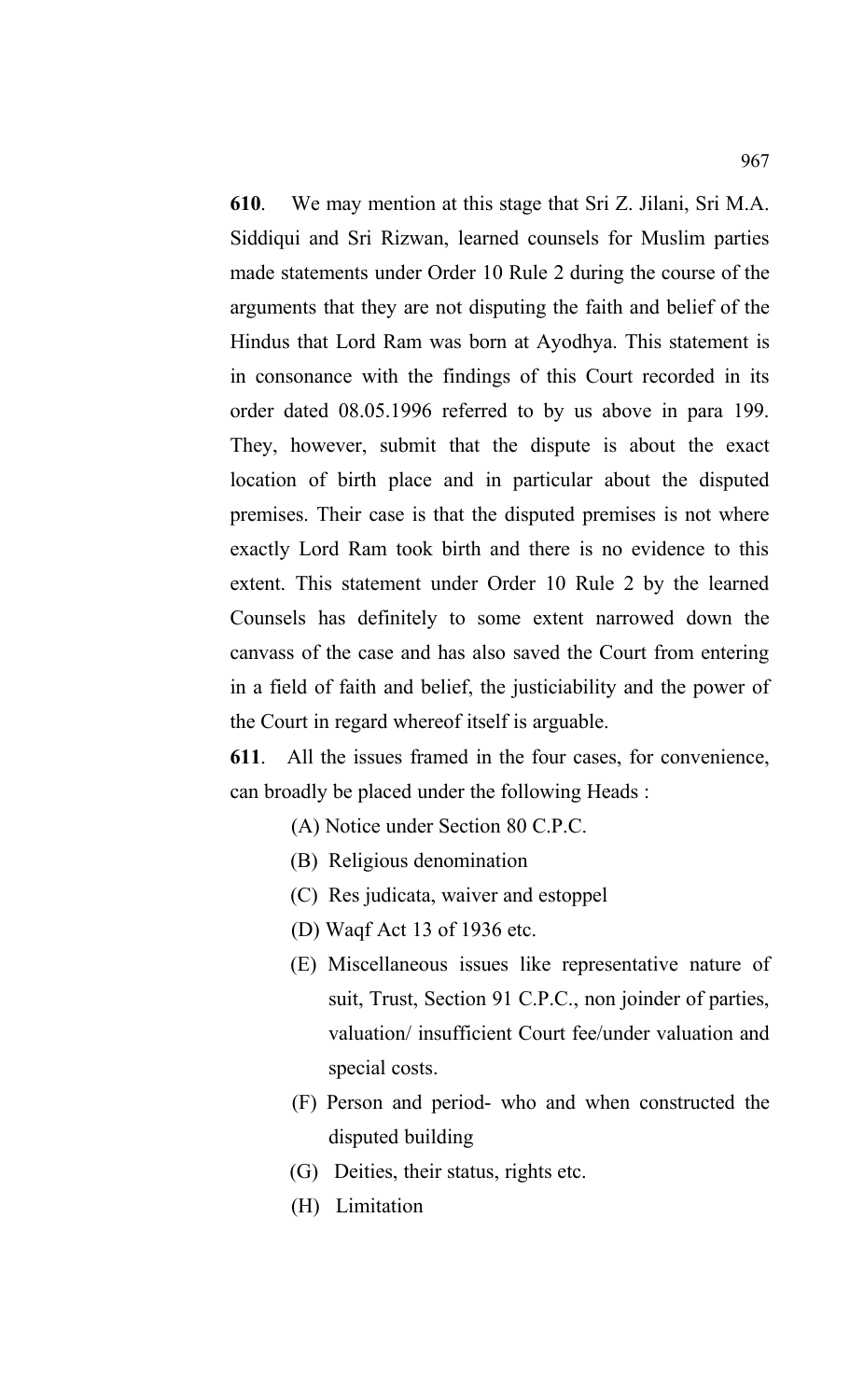**610**. We may mention at this stage that Sri Z. Jilani, Sri M.A. Siddiqui and Sri Rizwan, learned counsels for Muslim parties made statements under Order 10 Rule 2 during the course of the arguments that they are not disputing the faith and belief of the Hindus that Lord Ram was born at Ayodhya. This statement is in consonance with the findings of this Court recorded in its order dated 08.05.1996 referred to by us above in para 199. They, however, submit that the dispute is about the exact location of birth place and in particular about the disputed premises. Their case is that the disputed premises is not where exactly Lord Ram took birth and there is no evidence to this extent. This statement under Order 10 Rule 2 by the learned Counsels has definitely to some extent narrowed down the canvass of the case and has also saved the Court from entering in a field of faith and belief, the justiciability and the power of the Court in regard whereof itself is arguable.

**611**. All the issues framed in the four cases, for convenience, can broadly be placed under the following Heads :

(A) Notice under Section 80 C.P.C.

(B) Religious denomination

(C) Res judicata, waiver and estoppel

(D) Waqf Act 13 of 1936 etc.

(E) Miscellaneous issues like representative nature of suit, Trust, Section 91 C.P.C., non joinder of parties, valuation/ insufficient Court fee/under valuation and special costs.

(F) Person and period- who and when constructed the disputed building

(G) Deities, their status, rights etc.

(H) Limitation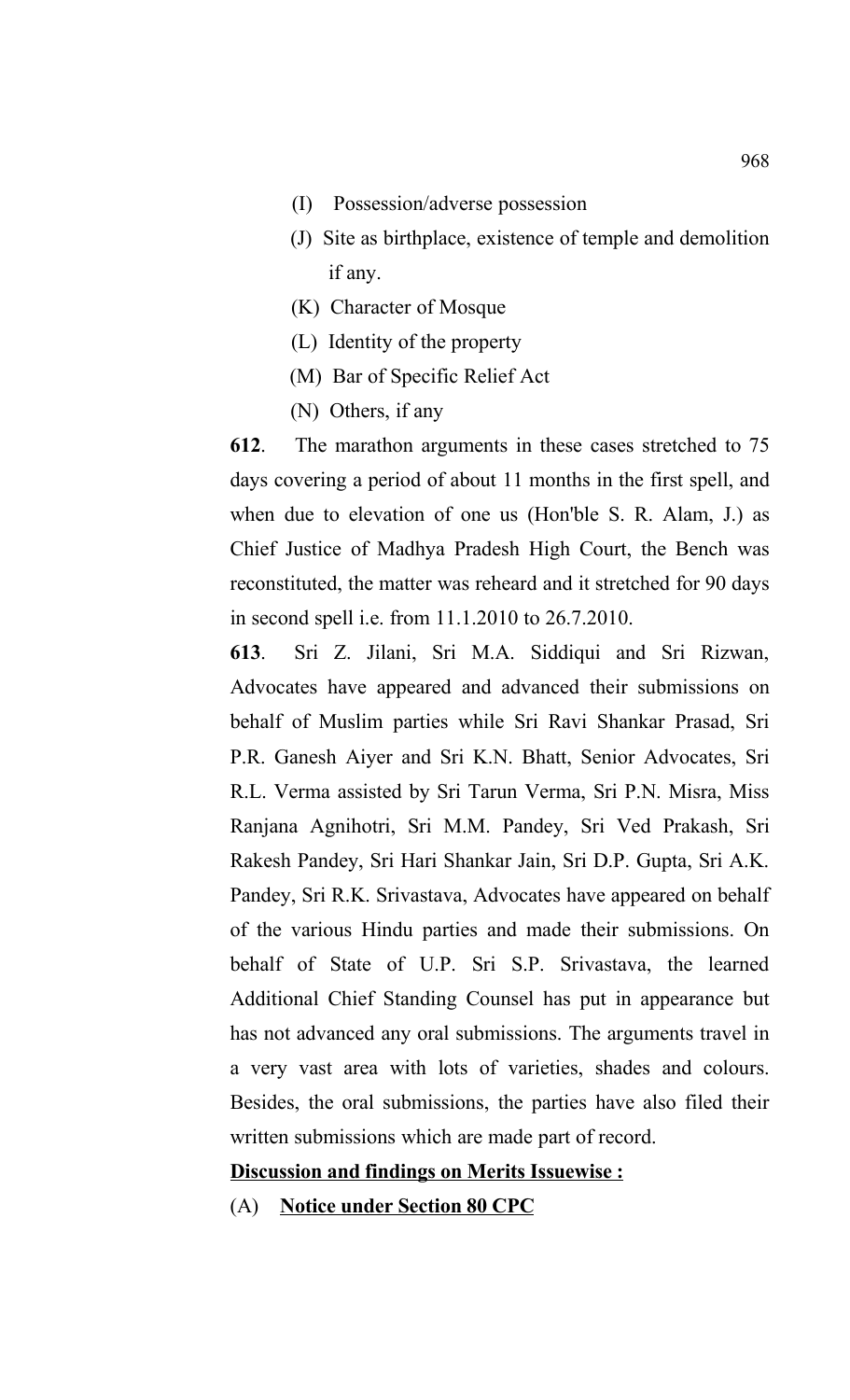(I) Possession/adverse possession

(J) Site as birthplace, existence of temple and demolition if any.

(K) Character of Mosque

(L) Identity of the property

(M) Bar of Specific Relief Act

(N) Others, if any

**612**. The marathon arguments in these cases stretched to 75 days covering a period of about 11 months in the first spell, and when due to elevation of one us (Hon'ble S. R. Alam, J.) as Chief Justice of Madhya Pradesh High Court, the Bench was reconstituted, the matter was reheard and it stretched for 90 days in second spell i.e. from 11.1.2010 to 26.7.2010.

**613**. Sri Z. Jilani, Sri M.A. Siddiqui and Sri Rizwan, Advocates have appeared and advanced their submissions on behalf of Muslim parties while Sri Ravi Shankar Prasad, Sri P.R. Ganesh Aiyer and Sri K.N. Bhatt, Senior Advocates, Sri R.L. Verma assisted by Sri Tarun Verma, Sri P.N. Misra, Miss Ranjana Agnihotri, Sri M.M. Pandey, Sri Ved Prakash, Sri Rakesh Pandey, Sri Hari Shankar Jain, Sri D.P. Gupta, Sri A.K. Pandey, Sri R.K. Srivastava, Advocates have appeared on behalf of the various Hindu parties and made their submissions. On behalf of State of U.P. Sri S.P. Srivastava, the learned Additional Chief Standing Counsel has put in appearance but has not advanced any oral submissions. The arguments travel in a very vast area with lots of varieties, shades and colours. Besides, the oral submissions, the parties have also filed their written submissions which are made part of record.

**<u>Discussion and findings on Merits Issuewise :</u>**

(A) **<u>Notice under Section 80 CPC</u>**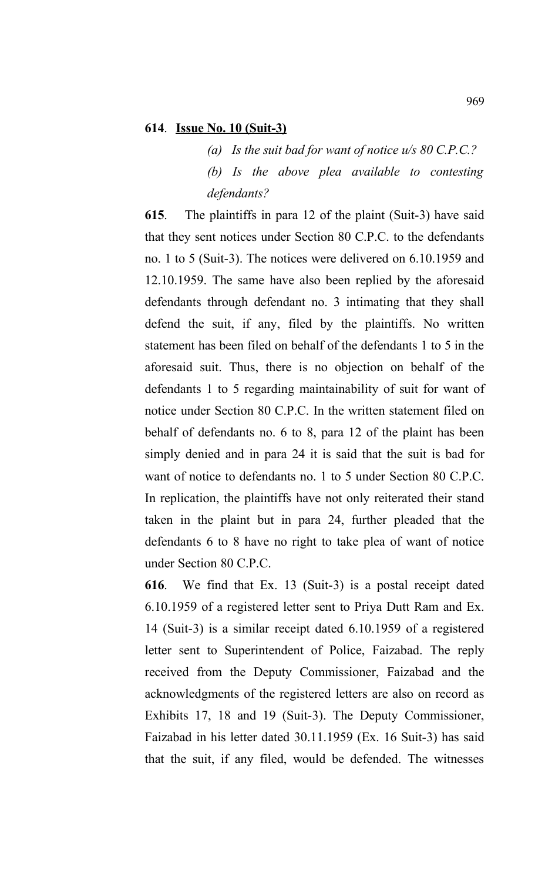**614**. **<u>Issue No. 10 (Suit-3)</u>**

*(a) Is the suit bad for want of notice u/s 80 C.P.C.?*

*(b) Is the above plea available to contesting defendants?*

**615**. The plaintiffs in para 12 of the plaint (Suit-3) have said that they sent notices under Section 80 C.P.C. to the defendants no. 1 to 5 (Suit-3). The notices were delivered on 6.10.1959 and 12.10.1959. The same have also been replied by the aforesaid defendants through defendant no. 3 intimating that they shall defend the suit, if any, filed by the plaintiffs. No written statement has been filed on behalf of the defendants 1 to 5 in the aforesaid suit. Thus, there is no objection on behalf of the defendants 1 to 5 regarding maintainability of suit for want of notice under Section 80 C.P.C. In the written statement filed on behalf of defendants no. 6 to 8, para 12 of the plaint has been simply denied and in para 24 it is said that the suit is bad for want of notice to defendants no. 1 to 5 under Section 80 C.P.C. In replication, the plaintiffs have not only reiterated their stand taken in the plaint but in para 24, further pleaded that the defendants 6 to 8 have no right to take plea of want of notice under Section 80 C.P.C.

**616**. We find that Ex. 13 (Suit-3) is a postal receipt dated 6.10.1959 of a registered letter sent to Priya Dutt Ram and Ex. 14 (Suit-3) is a similar receipt dated 6.10.1959 of a registered letter sent to Superintendent of Police, Faizabad. The reply received from the Deputy Commissioner, Faizabad and the acknowledgments of the registered letters are also on record as Exhibits 17, 18 and 19 (Suit-3). The Deputy Commissioner, Faizabad in his letter dated 30.11.1959 (Ex. 16 Suit-3) has said that the suit, if any filed, would be defended. The witnesses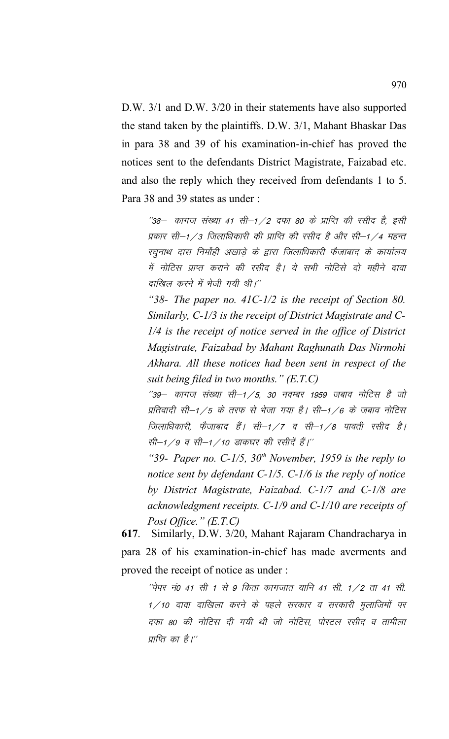D.W. 3/1 and D.W. 3/20 in their statements have also supported the stand taken by the plaintiffs. D.W. 3/1, Mahant Bhaskar Das in para 38 and 39 of his examination-in-chief has proved the notices sent to the defendants District Magistrate, Faizabad etc. and also the reply which they received from defendants 1 to 5. Para 38 and 39 states as under :

> ''38– कागज संख्या 41 सी–1/2 दफा 80 के प्राप्ति की रसीद है, इसी प्रकार सी–1/3 जिलाधिकारी की प्राप्ति की रसीद है और सी–1/4 महन्त रघुनाथ दास निर्मोही अखाड़े के द्वारा जिलाधिकारी फैजाबाद के कार्यालय में नोटिस प्राप्त कराने की रसीद है। ये सभी नोटिसे दो महीने दावा दाखिल करने में भेजी गयी थी।''
>
> *"38- The paper no. 41C-1/2 is the receipt of Section 80. Similarly, C-1/3 is the receipt of District Magistrate and C-1/4 is the receipt of notice served in the office of District Magistrate, Faizabad by Mahant Raghunath Das Nirmohi Akhara. All these notices had been sent in respect of the suit being filed in two months." (E.T.C)*
>
> ''39– कागज संख्या सी–1/5, 30 नवम्बर 1959 जबाव नोटिस है जो प्रतिवादी सी–1/5 के तरफ से भेजा गया है। सी–1/6 के जबाव नोटिस जिलाधिकारी, फैजाबाद हैं। सी–1/7 व सी–1/8 पावती रसीद है। सी–1/9 व सी–1/10 डाकघर की रसीदें हैं।''
>
> *"39- Paper no. C-1/5, 30th November, 1959 is the reply to notice sent by defendant C-1/5. C-1/6 is the reply of notice by District Magistrate, Faizabad. C-1/7 and C-1/8 are acknowledgment receipts. C-1/9 and C-1/10 are receipts of Post Office." (E.T.C)*

**617**. Similarly, D.W. 3/20, Mahant Rajaram Chandracharya in para 28 of his examination-in-chief has made averments and proved the receipt of notice as under :

> ''पेपर नं0 41 सी 1 से 9 किता कागजात यानि 41 सी. 1/2 ता 41 सी. 1/10 दावा दाखिला करने के पहले सरकार व सरकारी मुलाजिमों पर दफा 80 की नोटिस दी गयी थी जो नोटिस, पोस्टल रसीद व तामीला प्राप्ति का है।''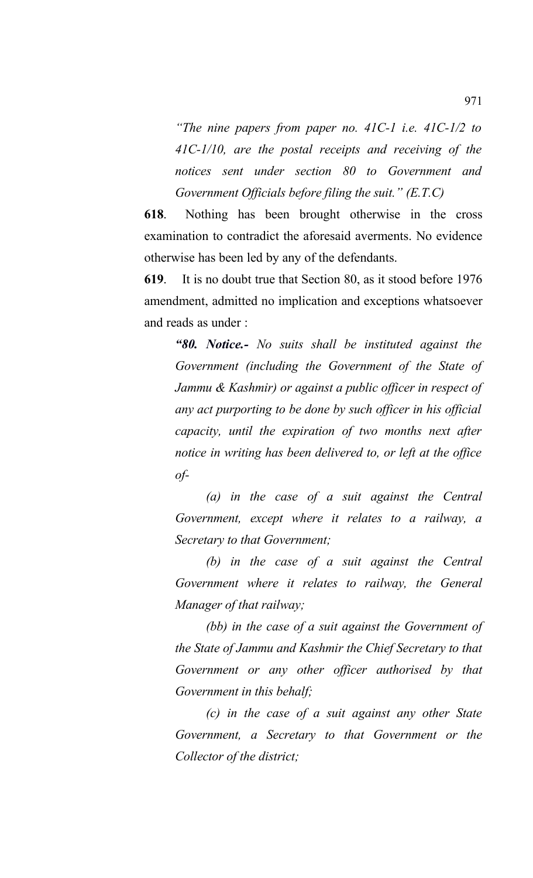*"The nine papers from paper no. 41C-1 i.e. 41C-1/2 to 41C-1/10, are the postal receipts and receiving of the notices sent under section 80 to Government and Government Officials before filing the suit." (E.T.C)*

**618**. Nothing has been brought otherwise in the cross examination to contradict the aforesaid averments. No evidence otherwise has been led by any of the defendants.

**619**. It is no doubt true that Section 80, as it stood before 1976 amendment, admitted no implication and exceptions whatsoever and reads as under :

> ***"80. Notice.-*** *No suits shall be instituted against the Government (including the Government of the State of Jammu & Kashmir) or against a public officer in respect of any act purporting to be done by such officer in his official capacity, until the expiration of two months next after notice in writing has been delivered to, or left at the office of-*
>
> *(a) in the case of a suit against the Central Government, except where it relates to a railway, a Secretary to that Government;*
>
> *(b) in the case of a suit against the Central Government where it relates to railway, the General Manager of that railway;*
>
> *(bb) in the case of a suit against the Government of the State of Jammu and Kashmir the Chief Secretary to that Government or any other officer authorised by that Government in this behalf;*
>
> *(c) in the case of a suit against any other State Government, a Secretary to that Government or the Collector of the district;*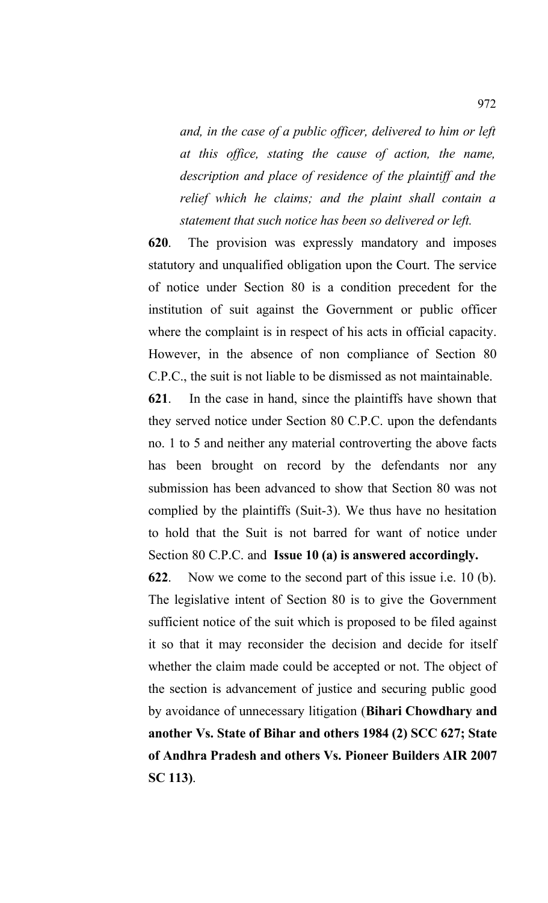*and, in the case of a public officer, delivered to him or left at this office, stating the cause of action, the name, description and place of residence of the plaintiff and the relief which he claims; and the plaint shall contain a statement that such notice has been so delivered or left.*

**620**. The provision was expressly mandatory and imposes statutory and unqualified obligation upon the Court. The service of notice under Section 80 is a condition precedent for the institution of suit against the Government or public officer where the complaint is in respect of his acts in official capacity. However, in the absence of non compliance of Section 80 C.P.C., the suit is not liable to be dismissed as not maintainable.

**621**. In the case in hand, since the plaintiffs have shown that they served notice under Section 80 C.P.C. upon the defendants no. 1 to 5 and neither any material controverting the above facts has been brought on record by the defendants nor any submission has been advanced to show that Section 80 was not complied by the plaintiffs (Suit-3). We thus have no hesitation to hold that the Suit is not barred for want of notice under Section 80 C.P.C. and **Issue 10 (a) is answered accordingly.**

**622**. Now we come to the second part of this issue i.e. 10 (b). The legislative intent of Section 80 is to give the Government sufficient notice of the suit which is proposed to be filed against it so that it may reconsider the decision and decide for itself whether the claim made could be accepted or not. The object of the section is advancement of justice and securing public good by avoidance of unnecessary litigation (**Bihari Chowdhary and another Vs. State of Bihar and others 1984 (2) SCC 627; State of Andhra Pradesh and others Vs. Pioneer Builders AIR 2007 SC 113)**.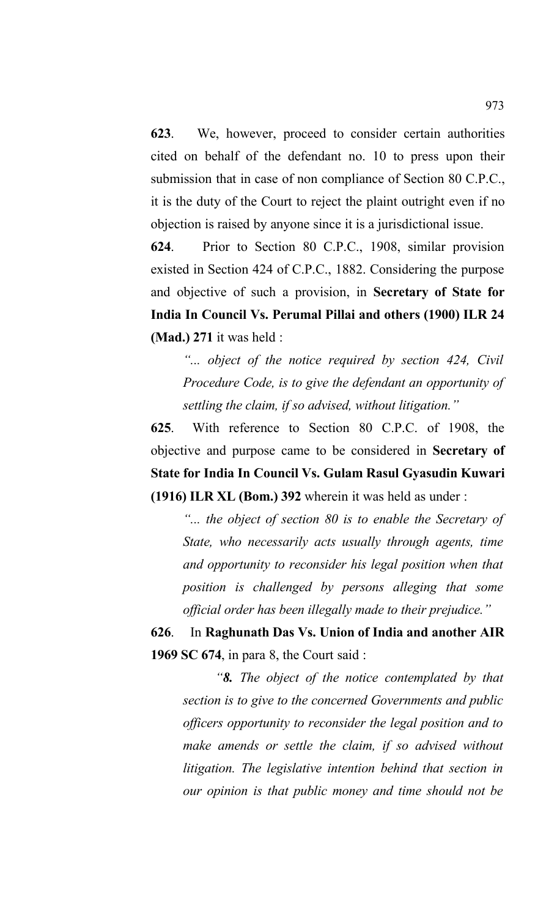**623**. We, however, proceed to consider certain authorities cited on behalf of the defendant no. 10 to press upon their submission that in case of non compliance of Section 80 C.P.C., it is the duty of the Court to reject the plaint outright even if no objection is raised by anyone since it is a jurisdictional issue.

**624**. Prior to Section 80 C.P.C., 1908, similar provision existed in Section 424 of C.P.C., 1882. Considering the purpose and objective of such a provision, in **Secretary of State for India In Council Vs. Perumal Pillai and others (1900) ILR 24 (Mad.) 271** it was held :

> *"... object of the notice required by section 424, Civil Procedure Code, is to give the defendant an opportunity of settling the claim, if so advised, without litigation."*

**625**. With reference to Section 80 C.P.C. of 1908, the objective and purpose came to be considered in **Secretary of State for India In Council Vs. Gulam Rasul Gyasudin Kuwari (1916) ILR XL (Bom.) 392** wherein it was held as under :

> *"... the object of section 80 is to enable the Secretary of State, who necessarily acts usually through agents, time and opportunity to reconsider his legal position when that position is challenged by persons alleging that some official order has been illegally made to their prejudice."*

**626**. In **Raghunath Das Vs. Union of India and another AIR 1969 SC 674**, in para 8, the Court said :

> *"**8.** The object of the notice contemplated by that section is to give to the concerned Governments and public officers opportunity to reconsider the legal position and to make amends or settle the claim, if so advised without litigation. The legislative intention behind that section in our opinion is that public money and time should not be*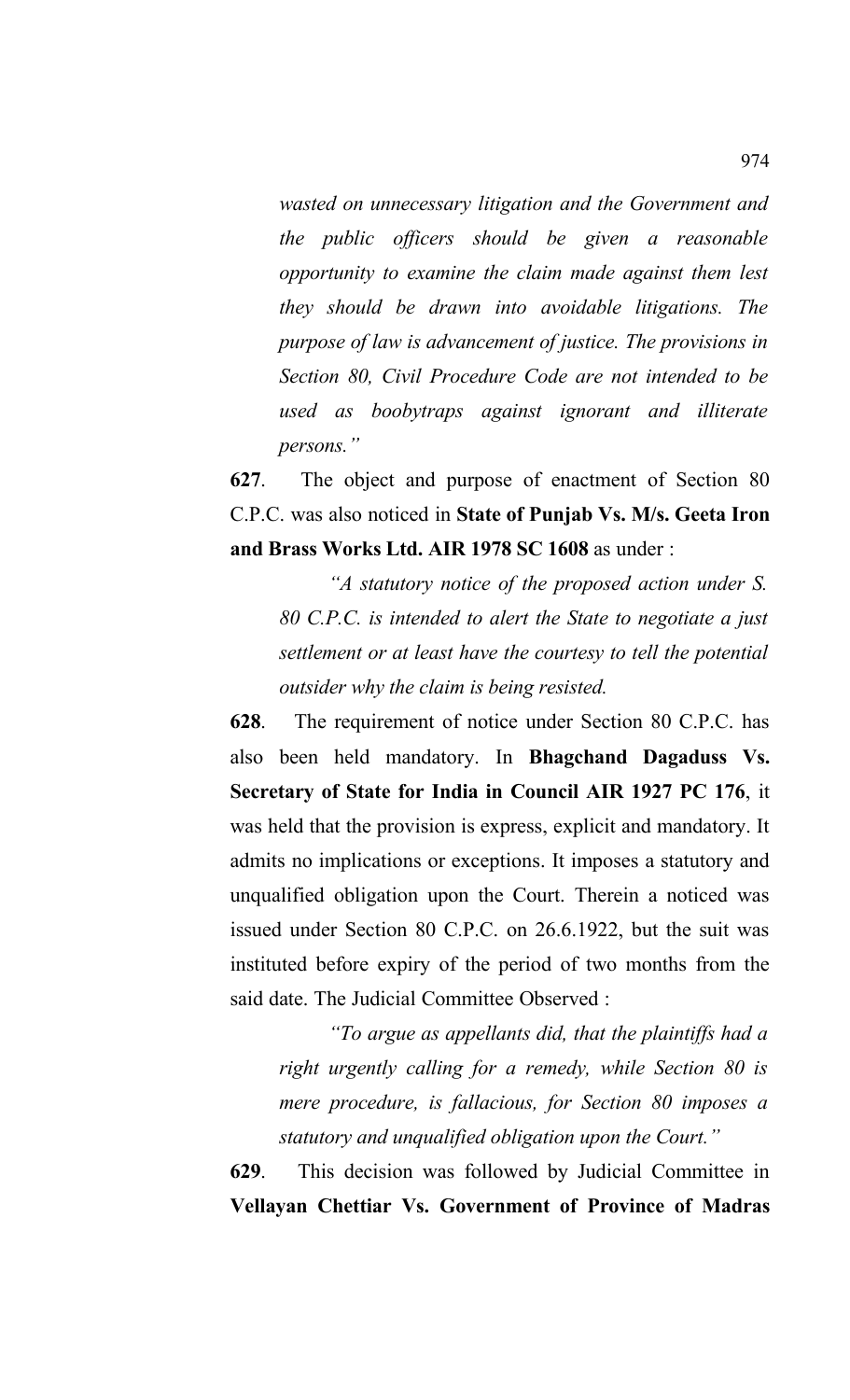*wasted on unnecessary litigation and the Government and the public officers should be given a reasonable opportunity to examine the claim made against them lest they should be drawn into avoidable litigations. The purpose of law is advancement of justice. The provisions in Section 80, Civil Procedure Code are not intended to be used as boobytraps against ignorant and illiterate persons."*

**627**. The object and purpose of enactment of Section 80 C.P.C. was also noticed in **State of Punjab Vs. M/s. Geeta Iron and Brass Works Ltd. AIR 1978 SC 1608** as under :

*"A statutory notice of the proposed action under S. 80 C.P.C. is intended to alert the State to negotiate a just settlement or at least have the courtesy to tell the potential outsider why the claim is being resisted.*

**628**. The requirement of notice under Section 80 C.P.C. has also been held mandatory. In **Bhagchand Dagaduss Vs. Secretary of State for India in Council AIR 1927 PC 176**, it was held that the provision is express, explicit and mandatory. It admits no implications or exceptions. It imposes a statutory and unqualified obligation upon the Court. Therein a noticed was issued under Section 80 C.P.C. on 26.6.1922, but the suit was instituted before expiry of the period of two months from the said date. The Judicial Committee Observed :

*"To argue as appellants did, that the plaintiffs had a right urgently calling for a remedy, while Section 80 is mere procedure, is fallacious, for Section 80 imposes a statutory and unqualified obligation upon the Court."*

**629**. This decision was followed by Judicial Committee in **Vellayan Chettiar Vs. Government of Province of Madras**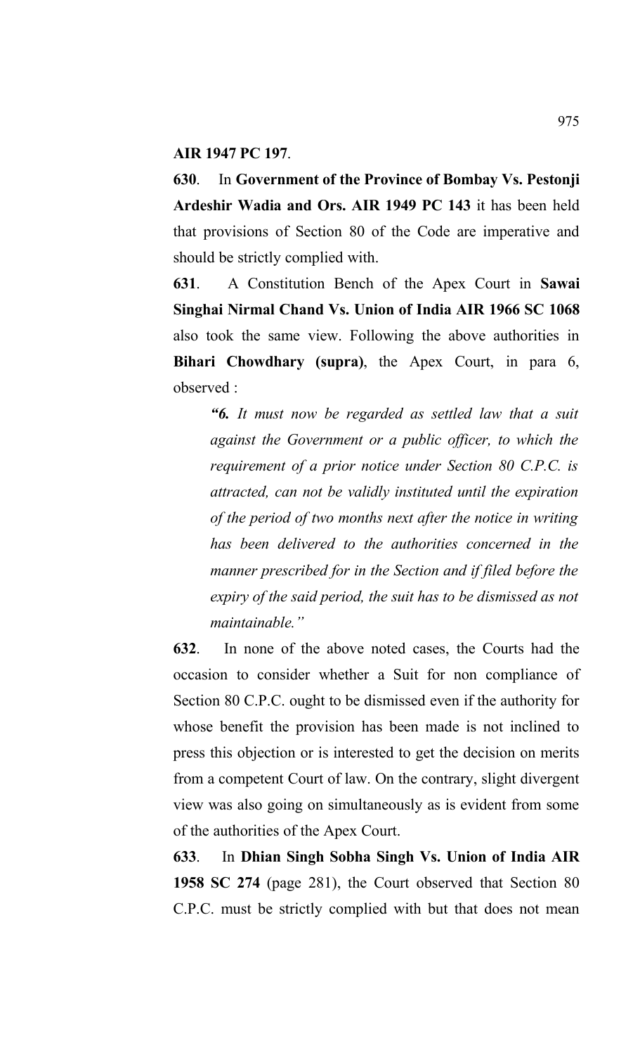**AIR 1947 PC 197**.

**630**. In **Government of the Province of Bombay Vs. Pestonji Ardeshir Wadia and Ors. AIR 1949 PC 143** it has been held that provisions of Section 80 of the Code are imperative and should be strictly complied with.

**631**. A Constitution Bench of the Apex Court in **Sawai Singhai Nirmal Chand Vs. Union of India AIR 1966 SC 1068** also took the same view. Following the above authorities in **Bihari Chowdhary (supra)**, the Apex Court, in para 6, observed :

> ***"6.*** *It must now be regarded as settled law that a suit against the Government or a public officer, to which the requirement of a prior notice under Section 80 C.P.C. is attracted, can not be validly instituted until the expiration of the period of two months next after the notice in writing has been delivered to the authorities concerned in the manner prescribed for in the Section and if filed before the expiry of the said period, the suit has to be dismissed as not maintainable."*

**632**. In none of the above noted cases, the Courts had the occasion to consider whether a Suit for non compliance of Section 80 C.P.C. ought to be dismissed even if the authority for whose benefit the provision has been made is not inclined to press this objection or is interested to get the decision on merits from a competent Court of law. On the contrary, slight divergent view was also going on simultaneously as is evident from some of the authorities of the Apex Court.

**633**. In **Dhian Singh Sobha Singh Vs. Union of India AIR 1958 SC 274** (page 281), the Court observed that Section 80 C.P.C. must be strictly complied with but that does not mean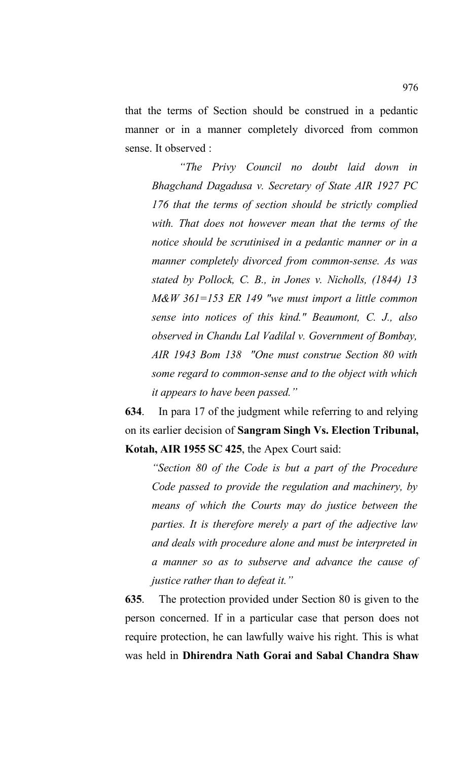that the terms of Section should be construed in a pedantic manner or in a manner completely divorced from common sense. It observed :

> *"The Privy Council no doubt laid down in Bhagchand Dagadusa v. Secretary of State AIR 1927 PC 176 that the terms of section should be strictly complied with. That does not however mean that the terms of the notice should be scrutinised in a pedantic manner or in a manner completely divorced from common-sense. As was stated by Pollock, C. B., in Jones v. Nicholls, (1844) 13 M&W 361=153 ER 149 "we must import a little common sense into notices of this kind." Beaumont, C. J., also observed in Chandu Lal Vadilal v. Government of Bombay, AIR 1943 Bom 138 "One must construe Section 80 with some regard to common-sense and to the object with which it appears to have been passed."*

**634**. In para 17 of the judgment while referring to and relying on its earlier decision of **Sangram Singh Vs. Election Tribunal, Kotah, AIR 1955 SC 425**, the Apex Court said:

> *"Section 80 of the Code is but a part of the Procedure Code passed to provide the regulation and machinery, by means of which the Courts may do justice between the parties. It is therefore merely a part of the adjective law and deals with procedure alone and must be interpreted in a manner so as to subserve and advance the cause of justice rather than to defeat it."*

**635**. The protection provided under Section 80 is given to the person concerned. If in a particular case that person does not require protection, he can lawfully waive his right. This is what was held in **Dhirendra Nath Gorai and Sabal Chandra Shaw**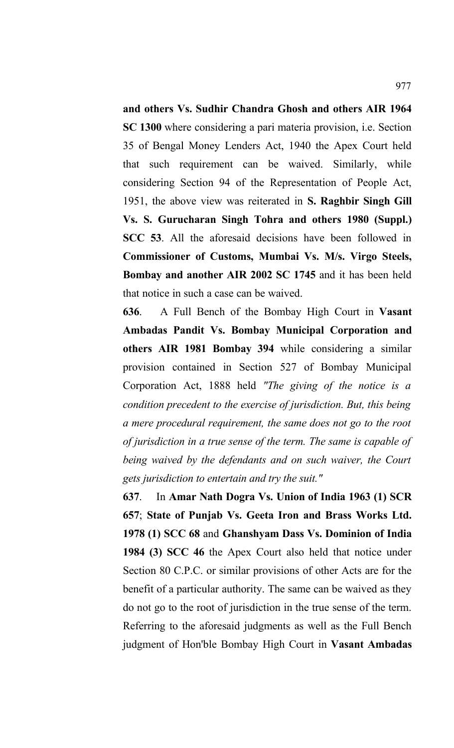**and others Vs. Sudhir Chandra Ghosh and others AIR 1964 SC 1300** where considering a pari materia provision, i.e. Section 35 of Bengal Money Lenders Act, 1940 the Apex Court held that such requirement can be waived. Similarly, while considering Section 94 of the Representation of People Act, 1951, the above view was reiterated in **S. Raghbir Singh Gill Vs. S. Gurucharan Singh Tohra and others 1980 (Suppl.) SCC 53**. All the aforesaid decisions have been followed in **Commissioner of Customs, Mumbai Vs. M/s. Virgo Steels, Bombay and another AIR 2002 SC 1745** and it has been held that notice in such a case can be waived.

**636**. A Full Bench of the Bombay High Court in **Vasant Ambadas Pandit Vs. Bombay Municipal Corporation and others AIR 1981 Bombay 394** while considering a similar provision contained in Section 527 of Bombay Municipal Corporation Act, 1888 held *"The giving of the notice is a condition precedent to the exercise of jurisdiction. But, this being a mere procedural requirement, the same does not go to the root of jurisdiction in a true sense of the term. The same is capable of being waived by the defendants and on such waiver, the Court gets jurisdiction to entertain and try the suit."*

**637**. In **Amar Nath Dogra Vs. Union of India 1963 (1) SCR 657**; **State of Punjab Vs. Geeta Iron and Brass Works Ltd. 1978 (1) SCC 68** and **Ghanshyam Dass Vs. Dominion of India 1984 (3) SCC 46** the Apex Court also held that notice under Section 80 C.P.C. or similar provisions of other Acts are for the benefit of a particular authority. The same can be waived as they do not go to the root of jurisdiction in the true sense of the term. Referring to the aforesaid judgments as well as the Full Bench judgment of Hon'ble Bombay High Court in **Vasant Ambadas**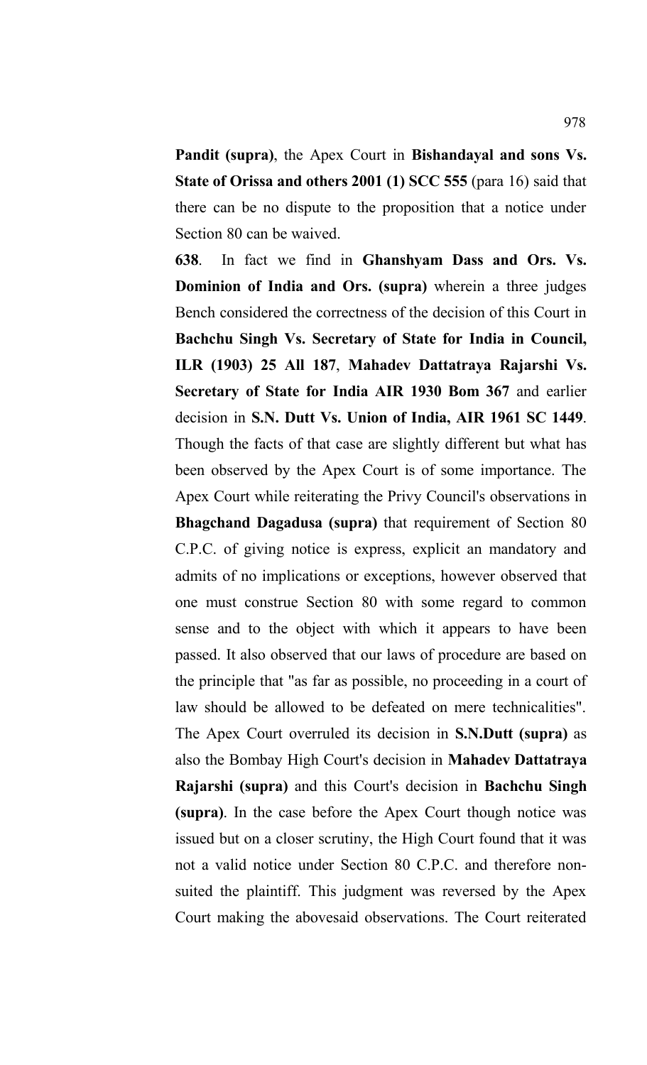**Pandit (supra)**, the Apex Court in **Bishandayal and sons Vs. State of Orissa and others 2001 (1) SCC 555** (para 16) said that there can be no dispute to the proposition that a notice under Section 80 can be waived.

**638**. In fact we find in **Ghanshyam Dass and Ors. Vs. Dominion of India and Ors. (supra)** wherein a three judges Bench considered the correctness of the decision of this Court in **Bachchu Singh Vs. Secretary of State for India in Council, ILR (1903) 25 All 187**, **Mahadev Dattatraya Rajarshi Vs. Secretary of State for India AIR 1930 Bom 367** and earlier decision in **S.N. Dutt Vs. Union of India, AIR 1961 SC 1449**. Though the facts of that case are slightly different but what has been observed by the Apex Court is of some importance. The Apex Court while reiterating the Privy Council's observations in **Bhagchand Dagadusa (supra)** that requirement of Section 80 C.P.C. of giving notice is express, explicit an mandatory and admits of no implications or exceptions, however observed that one must construe Section 80 with some regard to common sense and to the object with which it appears to have been passed. It also observed that our laws of procedure are based on the principle that "as far as possible, no proceeding in a court of law should be allowed to be defeated on mere technicalities". The Apex Court overruled its decision in **S.N.Dutt (supra)** as also the Bombay High Court's decision in **Mahadev Dattatraya Rajarshi (supra)** and this Court's decision in **Bachchu Singh (supra)**. In the case before the Apex Court though notice was issued but on a closer scrutiny, the High Court found that it was not a valid notice under Section 80 C.P.C. and therefore non-suited the plaintiff. This judgment was reversed by the Apex Court making the abovesaid observations. The Court reiterated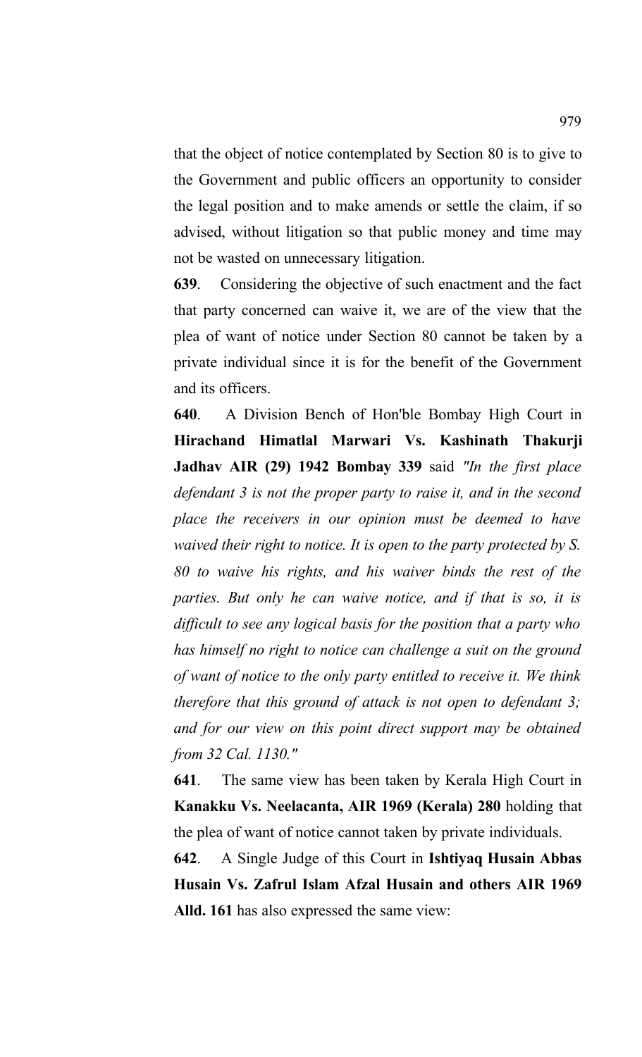that the object of notice contemplated by Section 80 is to give to the Government and public officers an opportunity to consider the legal position and to make amends or settle the claim, if so advised, without litigation so that public money and time may not be wasted on unnecessary litigation.

**639**. Considering the objective of such enactment and the fact that party concerned can waive it, we are of the view that the plea of want of notice under Section 80 cannot be taken by a private individual since it is for the benefit of the Government and its officers.

**640**. A Division Bench of Hon'ble Bombay High Court in **Hirachand Himatlal Marwari Vs. Kashinath Thakurji Jadhav AIR (29) 1942 Bombay 339** said *"In the first place defendant 3 is not the proper party to raise it, and in the second place the receivers in our opinion must be deemed to have waived their right to notice. It is open to the party protected by S. 80 to waive his rights, and his waiver binds the rest of the parties. But only he can waive notice, and if that is so, it is difficult to see any logical basis for the position that a party who has himself no right to notice can challenge a suit on the ground of want of notice to the only party entitled to receive it. We think therefore that this ground of attack is not open to defendant 3; and for our view on this point direct support may be obtained from 32 Cal. 1130."*

**641**. The same view has been taken by Kerala High Court in **Kanakku Vs. Neelacanta, AIR 1969 (Kerala) 280** holding that the plea of want of notice cannot taken by private individuals.

**642**. A Single Judge of this Court in **Ishtiyaq Husain Abbas Husain Vs. Zafrul Islam Afzal Husain and others AIR 1969 Alld. 161** has also expressed the same view: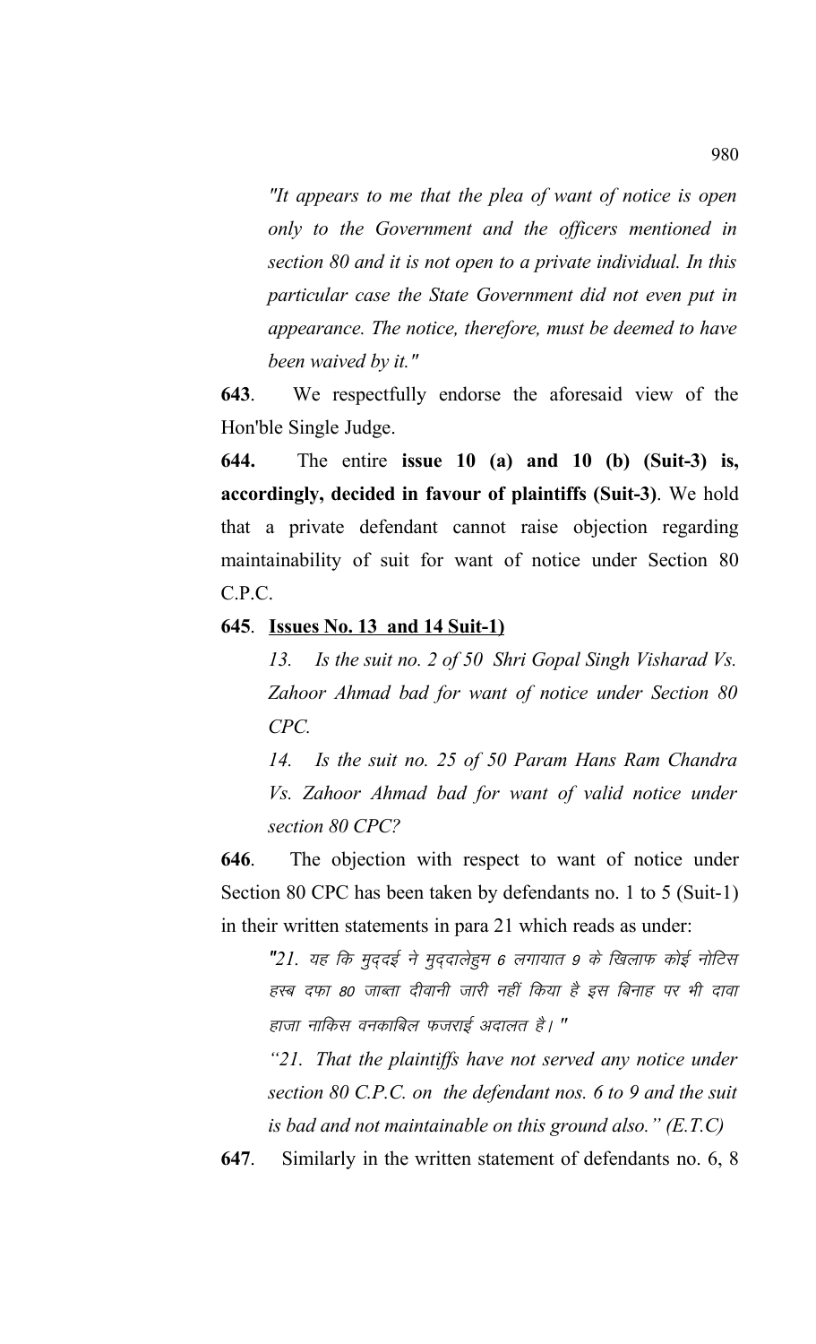*"It appears to me that the plea of want of notice is open only to the Government and the officers mentioned in section 80 and it is not open to a private individual. In this particular case the State Government did not even put in appearance. The notice, therefore, must be deemed to have been waived by it."*

**643**. We respectfully endorse the aforesaid view of the Hon'ble Single Judge.

**644.** The entire **issue 10 (a) and 10 (b) (Suit-3) is, accordingly, decided in favour of plaintiffs (Suit-3)**. We hold that a private defendant cannot raise objection regarding maintainability of suit for want of notice under Section 80 C.P.C.

**645**. **<u>Issues No. 13 and 14 Suit-1)</u>**

*13. Is the suit no. 2 of 50 Shri Gopal Singh Visharad Vs. Zahoor Ahmad bad for want of notice under Section 80 CPC.*

*14. Is the suit no. 25 of 50 Param Hans Ram Chandra Vs. Zahoor Ahmad bad for want of valid notice under section 80 CPC?*

**646**. The objection with respect to want of notice under Section 80 CPC has been taken by defendants no. 1 to 5 (Suit-1) in their written statements in para 21 which reads as under:

*"21. यह कि मुद्दई ने मुद्दालेहुम 6 लगायात 9 के खिलाफ कोई नोटिस हस्ब दफा 80 जाब्ता दीवानी जारी नहीं किया है इस बिनाह पर भी दावा हाजा नाकिस वनकाबिल फजराई अदालत है। "*

*"21. That the plaintiffs have not served any notice under section 80 C.P.C. on the defendant nos. 6 to 9 and the suit is bad and not maintainable on this ground also." (E.T.C)*

**647**. Similarly in the written statement of defendants no. 6, 8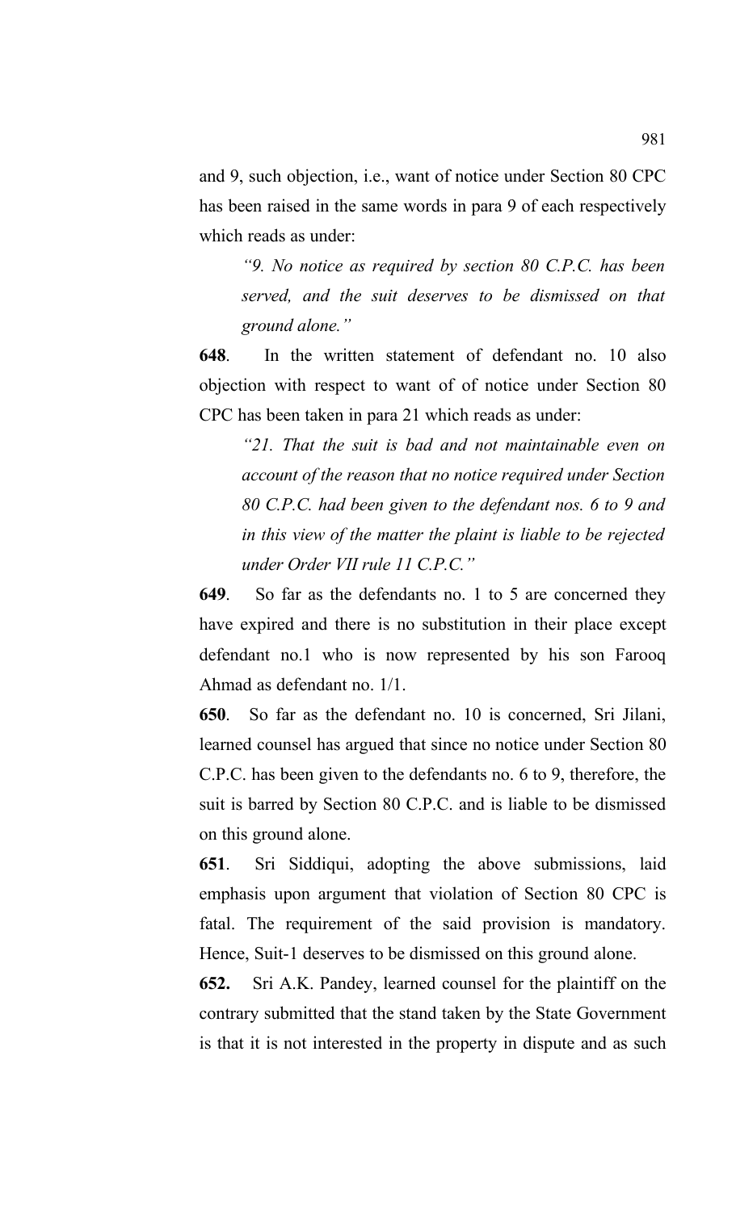and 9, such objection, i.e., want of notice under Section 80 CPC has been raised in the same words in para 9 of each respectively which reads as under:

> *"9. No notice as required by section 80 C.P.C. has been served, and the suit deserves to be dismissed on that ground alone."*

**648**. In the written statement of defendant no. 10 also objection with respect to want of of notice under Section 80 CPC has been taken in para 21 which reads as under:

> *"21. That the suit is bad and not maintainable even on account of the reason that no notice required under Section 80 C.P.C. had been given to the defendant nos. 6 to 9 and in this view of the matter the plaint is liable to be rejected under Order VII rule 11 C.P.C."*

**649**. So far as the defendants no. 1 to 5 are concerned they have expired and there is no substitution in their place except defendant no.1 who is now represented by his son Farooq Ahmad as defendant no. 1/1.

**650**. So far as the defendant no. 10 is concerned, Sri Jilani, learned counsel has argued that since no notice under Section 80 C.P.C. has been given to the defendants no. 6 to 9, therefore, the suit is barred by Section 80 C.P.C. and is liable to be dismissed on this ground alone.

**651**. Sri Siddiqui, adopting the above submissions, laid emphasis upon argument that violation of Section 80 CPC is fatal. The requirement of the said provision is mandatory. Hence, Suit-1 deserves to be dismissed on this ground alone.

**652.** Sri A.K. Pandey, learned counsel for the plaintiff on the contrary submitted that the stand taken by the State Government is that it is not interested in the property in dispute and as such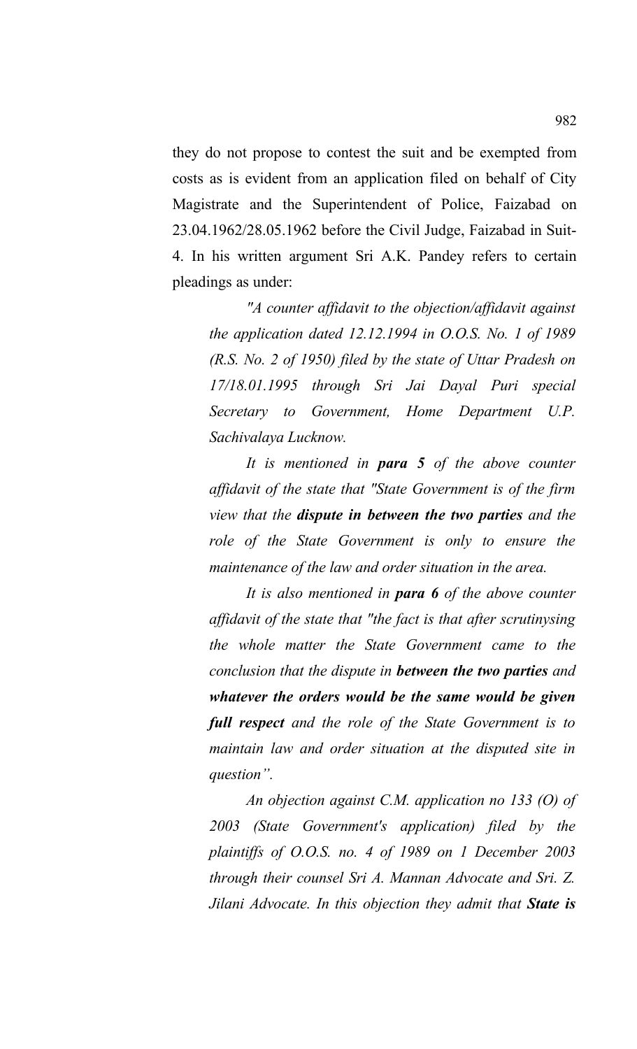they do not propose to contest the suit and be exempted from costs as is evident from an application filed on behalf of City Magistrate and the Superintendent of Police, Faizabad on 23.04.1962/28.05.1962 before the Civil Judge, Faizabad in Suit-4. In his written argument Sri A.K. Pandey refers to certain pleadings as under:

> *"A counter affidavit to the objection/affidavit against the application dated 12.12.1994 in O.O.S. No. 1 of 1989 (R.S. No. 2 of 1950) filed by the state of Uttar Pradesh on 17/18.01.1995 through Sri Jai Dayal Puri special Secretary to Government, Home Department U.P. Sachivalaya Lucknow.*
>
> *It is mentioned in **para 5** of the above counter affidavit of the state that "State Government is of the firm view that the **dispute in between the two parties** and the role of the State Government is only to ensure the maintenance of the law and order situation in the area.*
>
> *It is also mentioned in **para 6** of the above counter affidavit of the state that "the fact is that after scrutinysing the whole matter the State Government came to the conclusion that the dispute in **between the two parties** and **whatever the orders would be the same would be given full respect** and the role of the State Government is to maintain law and order situation at the disputed site in question".*
>
> *An objection against C.M. application no 133 (O) of 2003 (State Government's application) filed by the plaintiffs of O.O.S. no. 4 of 1989 on 1 December 2003 through their counsel Sri A. Mannan Advocate and Sri. Z. Jilani Advocate. In this objection they admit that **State is***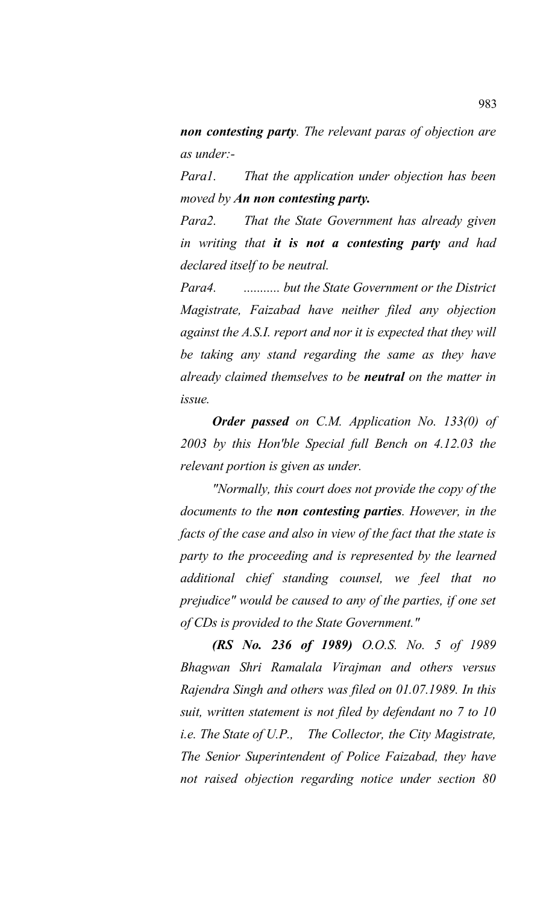*non contesting party. The relevant paras of objection are as under:-*

*Para1. That the application under objection has been moved by **An non contesting party.***

*Para2. That the State Government has already given in writing that **it is not a contesting party** and had declared itself to be neutral.*

*Para4. ........... but the State Government or the District Magistrate, Faizabad have neither filed any objection against the A.S.I. report and nor it is expected that they will be taking any stand regarding the same as they have already claimed themselves to be **neutral** on the matter in issue.*

***Order passed** on C.M. Application No. 133(0) of 2003 by this Hon'ble Special full Bench on 4.12.03 the relevant portion is given as under.*

*"Normally, this court does not provide the copy of the documents to the **non contesting parties**. However, in the facts of the case and also in view of the fact that the state is party to the proceeding and is represented by the learned additional chief standing counsel, we feel that no prejudice" would be caused to any of the parties, if one set of CDs is provided to the State Government."*

***(RS No. 236 of 1989)** O.O.S. No. 5 of 1989 Bhagwan Shri Ramalala Virajman and others versus Rajendra Singh and others was filed on 01.07.1989. In this suit, written statement is not filed by defendant no 7 to 10 i.e. The State of U.P., The Collector, the City Magistrate, The Senior Superintendent of Police Faizabad, they have not raised objection regarding notice under section 80*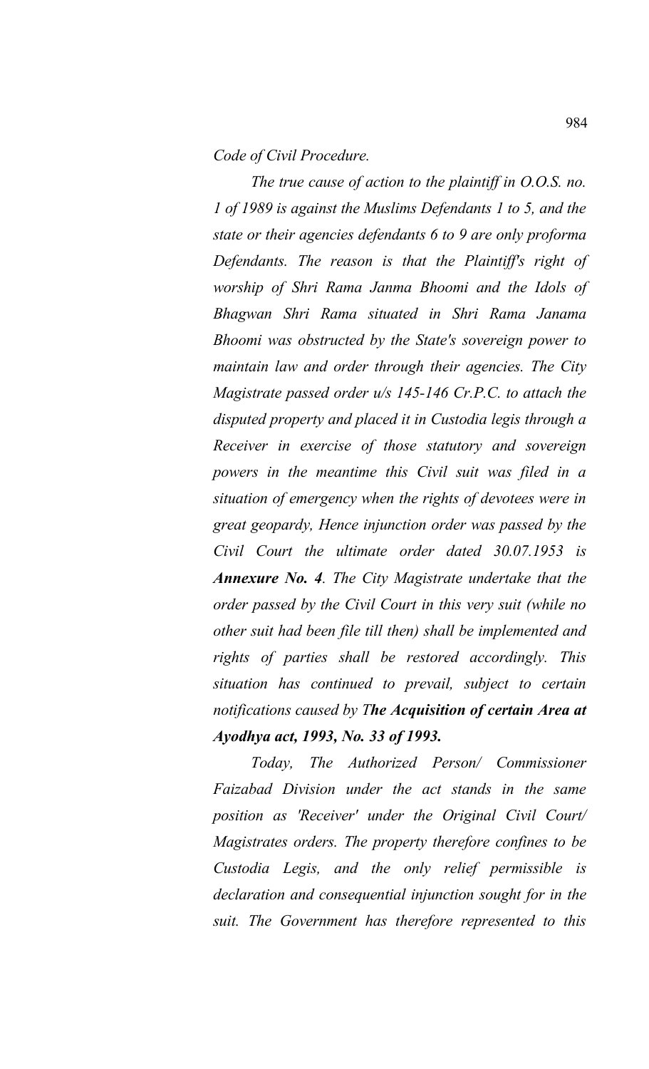*Code of Civil Procedure.*

*The true cause of action to the plaintiff in O.O.S. no. 1 of 1989 is against the Muslims Defendants 1 to 5, and the state or their agencies defendants 6 to 9 are only proforma Defendants. The reason is that the Plaintiff's right of worship of Shri Rama Janma Bhoomi and the Idols of Bhagwan Shri Rama situated in Shri Rama Janama Bhoomi was obstructed by the State's sovereign power to maintain law and order through their agencies. The City Magistrate passed order u/s 145-146 Cr.P.C. to attach the disputed property and placed it in Custodia legis through a Receiver in exercise of those statutory and sovereign powers in the meantime this Civil suit was filed in a situation of emergency when the rights of devotees were in great geopardy, Hence injunction order was passed by the Civil Court the ultimate order dated 30.07.1953 is* ***Annexure No. 4****. The City Magistrate undertake that the order passed by the Civil Court in this very suit (while no other suit had been file till then) shall be implemented and rights of parties shall be restored accordingly. This situation has continued to prevail, subject to certain notifications caused by T****he Acquisition of certain Area at Ayodhya act, 1993, No. 33 of 1993.***

*Today, The Authorized Person/ Commissioner Faizabad Division under the act stands in the same position as 'Receiver' under the Original Civil Court/ Magistrates orders. The property therefore confines to be Custodia Legis, and the only relief permissible is declaration and consequential injunction sought for in the suit. The Government has therefore represented to this*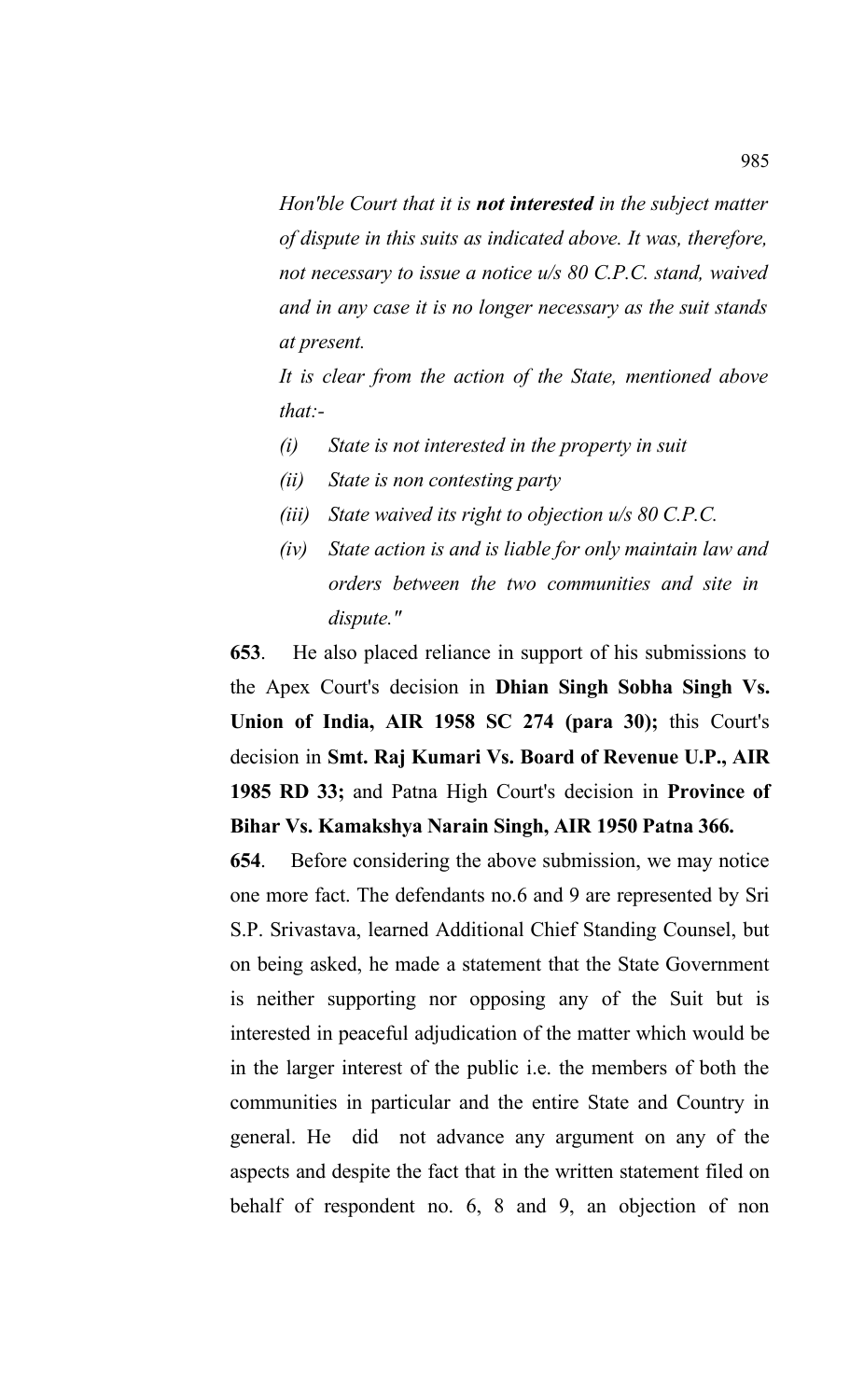*Hon'ble Court that it is **not interested** in the subject matter of dispute in this suits as indicated above. It was, therefore, not necessary to issue a notice u/s 80 C.P.C. stand, waived and in any case it is no longer necessary as the suit stands at present.*

*It is clear from the action of the State, mentioned above that:-*

- *(i) State is not interested in the property in suit*
- *(ii) State is non contesting party*
- *(iii) State waived its right to objection u/s 80 C.P.C.*
- *(iv) State action is and is liable for only maintain law and orders between the two communities and site in dispute."*

**653**. He also placed reliance in support of his submissions to the Apex Court's decision in **Dhian Singh Sobha Singh Vs. Union of India, AIR 1958 SC 274 (para 30);** this Court's decision in **Smt. Raj Kumari Vs. Board of Revenue U.P., AIR 1985 RD 33;** and Patna High Court's decision in **Province of Bihar Vs. Kamakshya Narain Singh, AIR 1950 Patna 366.**

**654**. Before considering the above submission, we may notice one more fact. The defendants no.6 and 9 are represented by Sri S.P. Srivastava, learned Additional Chief Standing Counsel, but on being asked, he made a statement that the State Government is neither supporting nor opposing any of the Suit but is interested in peaceful adjudication of the matter which would be in the larger interest of the public i.e. the members of both the communities in particular and the entire State and Country in general. He did not advance any argument on any of the aspects and despite the fact that in the written statement filed on behalf of respondent no. 6, 8 and 9, an objection of non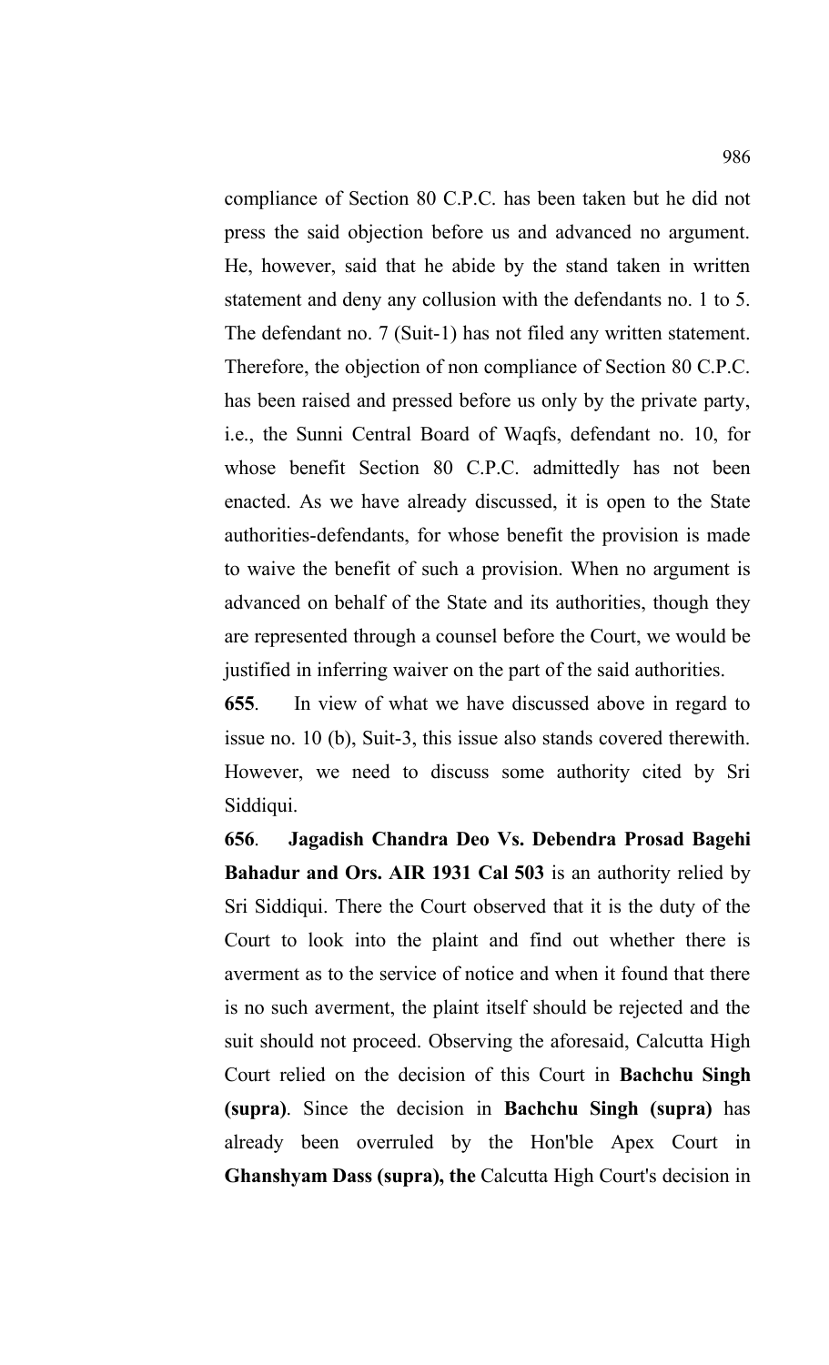compliance of Section 80 C.P.C. has been taken but he did not press the said objection before us and advanced no argument. He, however, said that he abide by the stand taken in written statement and deny any collusion with the defendants no. 1 to 5. The defendant no. 7 (Suit-1) has not filed any written statement. Therefore, the objection of non compliance of Section 80 C.P.C. has been raised and pressed before us only by the private party, i.e., the Sunni Central Board of Waqfs, defendant no. 10, for whose benefit Section 80 C.P.C. admittedly has not been enacted. As we have already discussed, it is open to the State authorities-defendants, for whose benefit the provision is made to waive the benefit of such a provision. When no argument is advanced on behalf of the State and its authorities, though they are represented through a counsel before the Court, we would be justified in inferring waiver on the part of the said authorities.

**655**. In view of what we have discussed above in regard to issue no. 10 (b), Suit-3, this issue also stands covered therewith. However, we need to discuss some authority cited by Sri Siddiqui.

**656**. **Jagadish Chandra Deo Vs. Debendra Prosad Bagehi Bahadur and Ors. AIR 1931 Cal 503** is an authority relied by Sri Siddiqui. There the Court observed that it is the duty of the Court to look into the plaint and find out whether there is averment as to the service of notice and when it found that there is no such averment, the plaint itself should be rejected and the suit should not proceed. Observing the aforesaid, Calcutta High Court relied on the decision of this Court in **Bachchu Singh (supra)**. Since the decision in **Bachchu Singh (supra)** has already been overruled by the Hon'ble Apex Court in **Ghanshyam Dass (supra), the** Calcutta High Court's decision in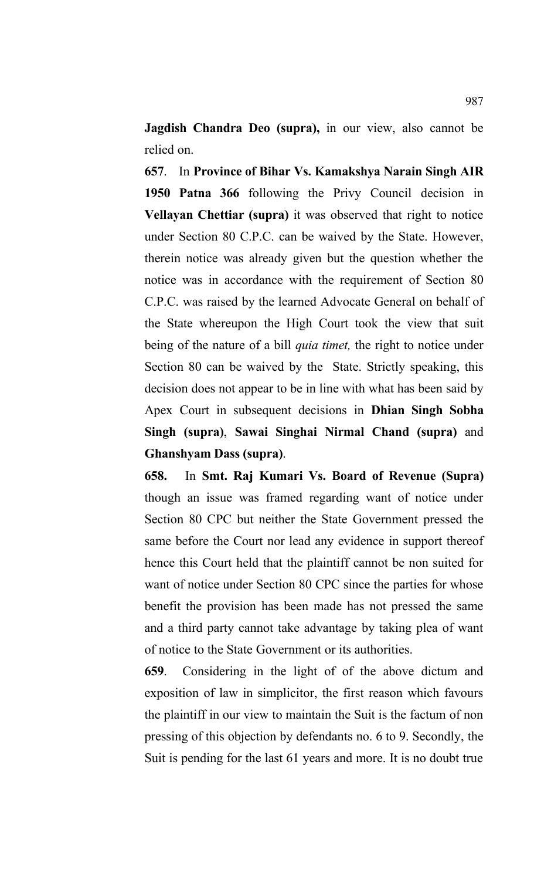**Jagdish Chandra Deo (supra),** in our view, also cannot be relied on.

**657**. In **Province of Bihar Vs. Kamakshya Narain Singh AIR 1950 Patna 366** following the Privy Council decision in **Vellayan Chettiar (supra)** it was observed that right to notice under Section 80 C.P.C. can be waived by the State. However, therein notice was already given but the question whether the notice was in accordance with the requirement of Section 80 C.P.C. was raised by the learned Advocate General on behalf of the State whereupon the High Court took the view that suit being of the nature of a bill *quia timet,* the right to notice under Section 80 can be waived by the State. Strictly speaking, this decision does not appear to be in line with what has been said by Apex Court in subsequent decisions in **Dhian Singh Sobha Singh (supra)**, **Sawai Singhai Nirmal Chand (supra)** and **Ghanshyam Dass (supra)**.

**658.** In **Smt. Raj Kumari Vs. Board of Revenue (Supra)** though an issue was framed regarding want of notice under Section 80 CPC but neither the State Government pressed the same before the Court nor lead any evidence in support thereof hence this Court held that the plaintiff cannot be non suited for want of notice under Section 80 CPC since the parties for whose benefit the provision has been made has not pressed the same and a third party cannot take advantage by taking plea of want of notice to the State Government or its authorities.

**659**. Considering in the light of of the above dictum and exposition of law in simplicitor, the first reason which favours the plaintiff in our view to maintain the Suit is the factum of non pressing of this objection by defendants no. 6 to 9. Secondly, the Suit is pending for the last 61 years and more. It is no doubt true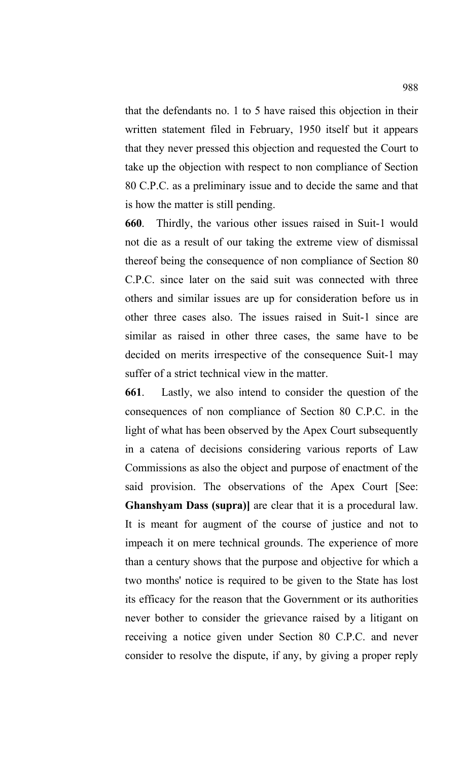that the defendants no. 1 to 5 have raised this objection in their written statement filed in February, 1950 itself but it appears that they never pressed this objection and requested the Court to take up the objection with respect to non compliance of Section 80 C.P.C. as a preliminary issue and to decide the same and that is how the matter is still pending.

**660**. Thirdly, the various other issues raised in Suit-1 would not die as a result of our taking the extreme view of dismissal thereof being the consequence of non compliance of Section 80 C.P.C. since later on the said suit was connected with three others and similar issues are up for consideration before us in other three cases also. The issues raised in Suit-1 since are similar as raised in other three cases, the same have to be decided on merits irrespective of the consequence Suit-1 may suffer of a strict technical view in the matter.

**661**. Lastly, we also intend to consider the question of the consequences of non compliance of Section 80 C.P.C. in the light of what has been observed by the Apex Court subsequently in a catena of decisions considering various reports of Law Commissions as also the object and purpose of enactment of the said provision. The observations of the Apex Court [See: **Ghanshyam Dass (supra)]** are clear that it is a procedural law. It is meant for augment of the course of justice and not to impeach it on mere technical grounds. The experience of more than a century shows that the purpose and objective for which a two months' notice is required to be given to the State has lost its efficacy for the reason that the Government or its authorities never bother to consider the grievance raised by a litigant on receiving a notice given under Section 80 C.P.C. and never consider to resolve the dispute, if any, by giving a proper reply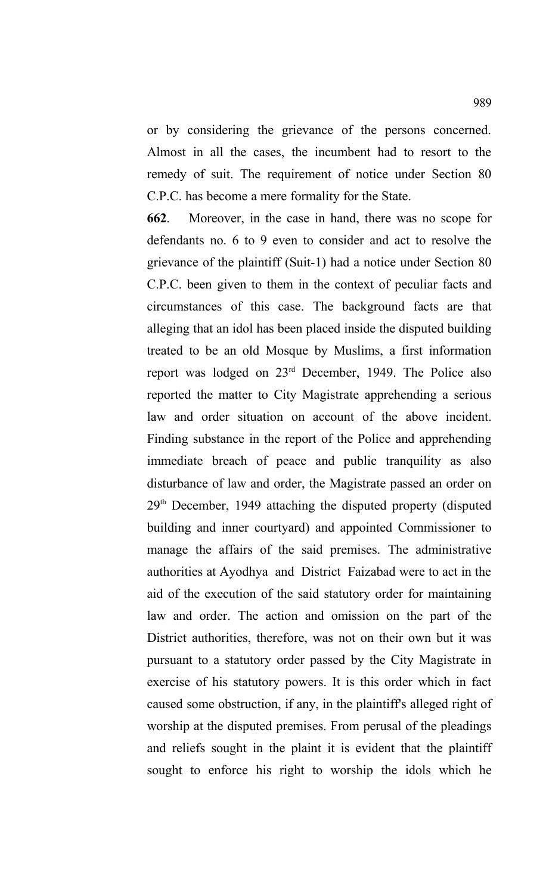or by considering the grievance of the persons concerned. Almost in all the cases, the incumbent had to resort to the remedy of suit. The requirement of notice under Section 80 C.P.C. has become a mere formality for the State.

**662**. Moreover, in the case in hand, there was no scope for defendants no. 6 to 9 even to consider and act to resolve the grievance of the plaintiff (Suit-1) had a notice under Section 80 C.P.C. been given to them in the context of peculiar facts and circumstances of this case. The background facts are that alleging that an idol has been placed inside the disputed building treated to be an old Mosque by Muslims, a first information report was lodged on 23rd December, 1949. The Police also reported the matter to City Magistrate apprehending a serious law and order situation on account of the above incident. Finding substance in the report of the Police and apprehending immediate breach of peace and public tranquility as also disturbance of law and order, the Magistrate passed an order on 29th December, 1949 attaching the disputed property (disputed building and inner courtyard) and appointed Commissioner to manage the affairs of the said premises. The administrative authorities at Ayodhya and District Faizabad were to act in the aid of the execution of the said statutory order for maintaining law and order. The action and omission on the part of the District authorities, therefore, was not on their own but it was pursuant to a statutory order passed by the City Magistrate in exercise of his statutory powers. It is this order which in fact caused some obstruction, if any, in the plaintiff's alleged right of worship at the disputed premises. From perusal of the pleadings and reliefs sought in the plaint it is evident that the plaintiff sought to enforce his right to worship the idols which he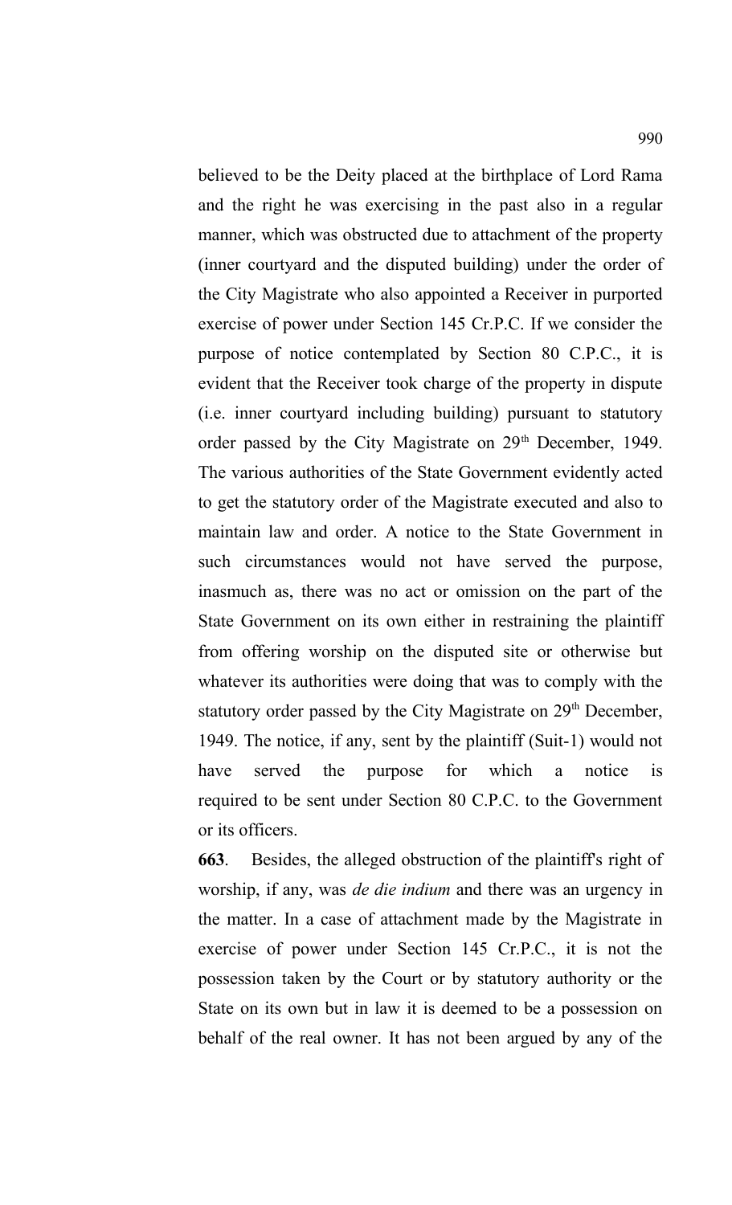believed to be the Deity placed at the birthplace of Lord Rama and the right he was exercising in the past also in a regular manner, which was obstructed due to attachment of the property (inner courtyard and the disputed building) under the order of the City Magistrate who also appointed a Receiver in purported exercise of power under Section 145 Cr.P.C. If we consider the purpose of notice contemplated by Section 80 C.P.C., it is evident that the Receiver took charge of the property in dispute (i.e. inner courtyard including building) pursuant to statutory order passed by the City Magistrate on 29th December, 1949. The various authorities of the State Government evidently acted to get the statutory order of the Magistrate executed and also to maintain law and order. A notice to the State Government in such circumstances would not have served the purpose, inasmuch as, there was no act or omission on the part of the State Government on its own either in restraining the plaintiff from offering worship on the disputed site or otherwise but whatever its authorities were doing that was to comply with the statutory order passed by the City Magistrate on 29th December, 1949. The notice, if any, sent by the plaintiff (Suit-1) would not have served the purpose for which a notice is required to be sent under Section 80 C.P.C. to the Government or its officers.

**663**. Besides, the alleged obstruction of the plaintiff's right of worship, if any, was *de die indium* and there was an urgency in the matter. In a case of attachment made by the Magistrate in exercise of power under Section 145 Cr.P.C., it is not the possession taken by the Court or by statutory authority or the State on its own but in law it is deemed to be a possession on behalf of the real owner. It has not been argued by any of the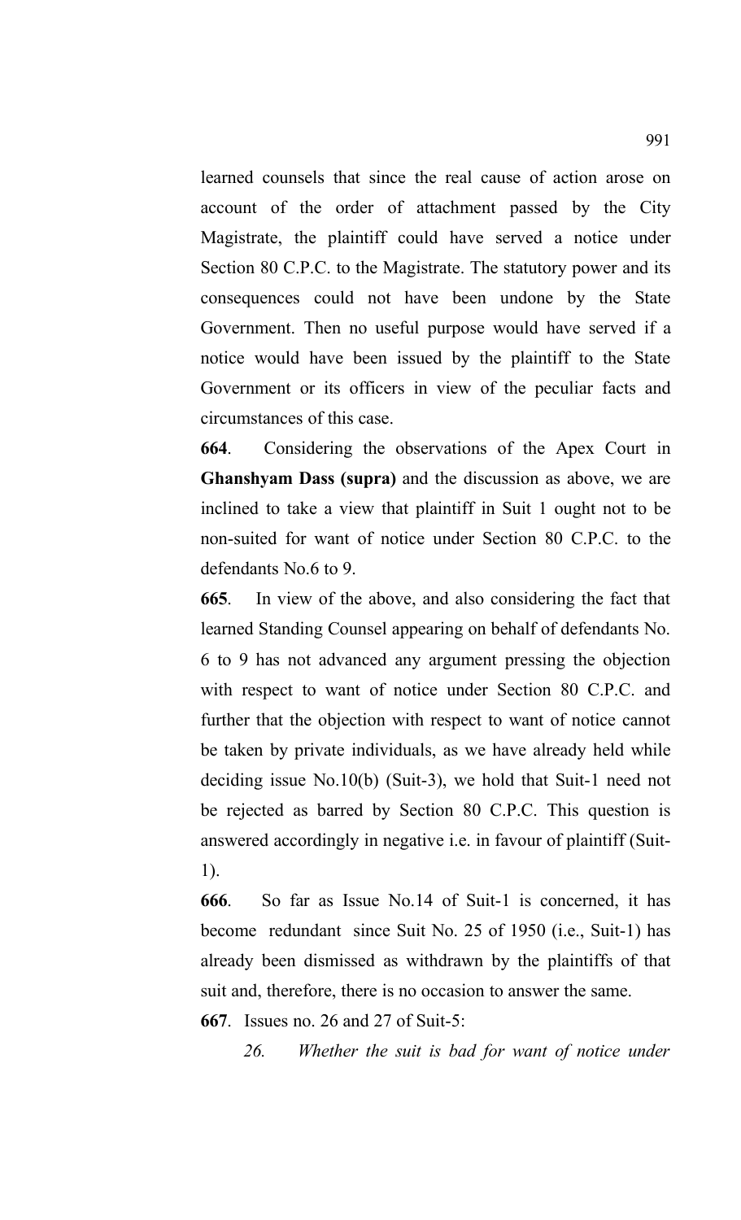learned counsels that since the real cause of action arose on account of the order of attachment passed by the City Magistrate, the plaintiff could have served a notice under Section 80 C.P.C. to the Magistrate. The statutory power and its consequences could not have been undone by the State Government. Then no useful purpose would have served if a notice would have been issued by the plaintiff to the State Government or its officers in view of the peculiar facts and circumstances of this case.

**664**. Considering the observations of the Apex Court in **Ghanshyam Dass (supra)** and the discussion as above, we are inclined to take a view that plaintiff in Suit 1 ought not to be non-suited for want of notice under Section 80 C.P.C. to the defendants No.6 to 9.

**665**. In view of the above, and also considering the fact that learned Standing Counsel appearing on behalf of defendants No. 6 to 9 has not advanced any argument pressing the objection with respect to want of notice under Section 80 C.P.C. and further that the objection with respect to want of notice cannot be taken by private individuals, as we have already held while deciding issue No.10(b) (Suit-3), we hold that Suit-1 need not be rejected as barred by Section 80 C.P.C. This question is answered accordingly in negative i.e. in favour of plaintiff (Suit-1).

**666**. So far as Issue No.14 of Suit-1 is concerned, it has become redundant since Suit No. 25 of 1950 (i.e., Suit-1) has already been dismissed as withdrawn by the plaintiffs of that suit and, therefore, there is no occasion to answer the same.

**667**. Issues no. 26 and 27 of Suit-5:

*26. Whether the suit is bad for want of notice under*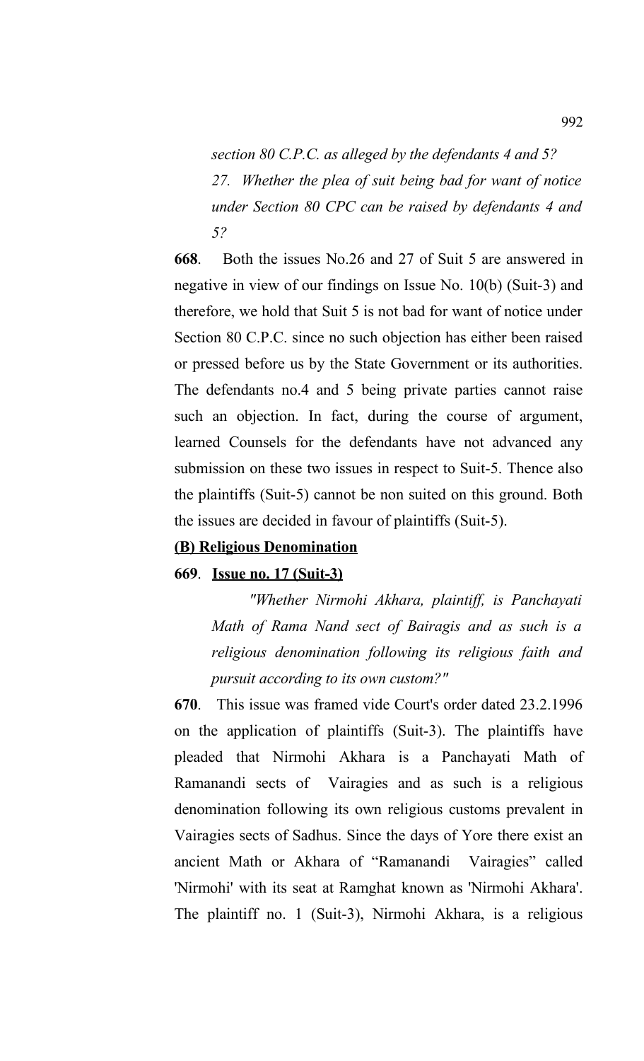*section 80 C.P.C. as alleged by the defendants 4 and 5?*

*27. Whether the plea of suit being bad for want of notice under Section 80 CPC can be raised by defendants 4 and 5?*

**668**. Both the issues No.26 and 27 of Suit 5 are answered in negative in view of our findings on Issue No. 10(b) (Suit-3) and therefore, we hold that Suit 5 is not bad for want of notice under Section 80 C.P.C. since no such objection has either been raised or pressed before us by the State Government or its authorities. The defendants no.4 and 5 being private parties cannot raise such an objection. In fact, during the course of argument, learned Counsels for the defendants have not advanced any submission on these two issues in respect to Suit-5. Thence also the plaintiffs (Suit-5) cannot be non suited on this ground. Both the issues are decided in favour of plaintiffs (Suit-5).

**(B) Religious Denomination**

**669**. **Issue no. 17 (Suit-3)**

*"Whether Nirmohi Akhara, plaintiff, is Panchayati Math of Rama Nand sect of Bairagis and as such is a religious denomination following its religious faith and pursuit according to its own custom?"*

**670**. This issue was framed vide Court's order dated 23.2.1996 on the application of plaintiffs (Suit-3). The plaintiffs have pleaded that Nirmohi Akhara is a Panchayati Math of Ramanandi sects of Vairagies and as such is a religious denomination following its own religious customs prevalent in Vairagies sects of Sadhus. Since the days of Yore there exist an ancient Math or Akhara of "Ramanandi Vairagies" called 'Nirmohi' with its seat at Ramghat known as 'Nirmohi Akhara'. The plaintiff no. 1 (Suit-3), Nirmohi Akhara, is a religious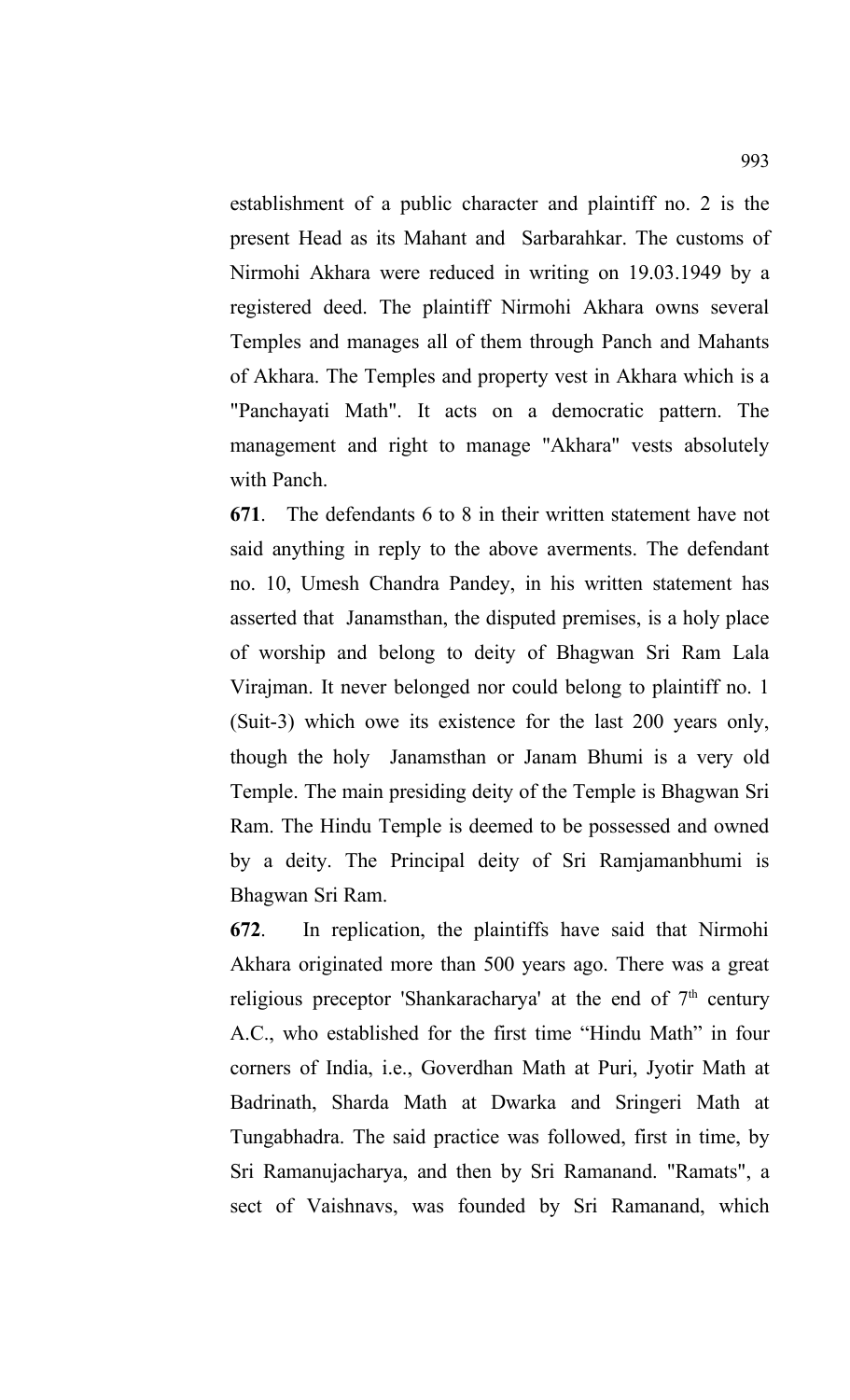establishment of a public character and plaintiff no. 2 is the present Head as its Mahant and Sarbarahkar. The customs of Nirmohi Akhara were reduced in writing on 19.03.1949 by a registered deed. The plaintiff Nirmohi Akhara owns several Temples and manages all of them through Panch and Mahants of Akhara. The Temples and property vest in Akhara which is a "Panchayati Math". It acts on a democratic pattern. The management and right to manage "Akhara" vests absolutely with Panch.

**671**. The defendants 6 to 8 in their written statement have not said anything in reply to the above averments. The defendant no. 10, Umesh Chandra Pandey, in his written statement has asserted that Janamsthan, the disputed premises, is a holy place of worship and belong to deity of Bhagwan Sri Ram Lala Virajman. It never belonged nor could belong to plaintiff no. 1 (Suit-3) which owe its existence for the last 200 years only, though the holy Janamsthan or Janam Bhumi is a very old Temple. The main presiding deity of the Temple is Bhagwan Sri Ram. The Hindu Temple is deemed to be possessed and owned by a deity. The Principal deity of Sri Ramjamanbhumi is Bhagwan Sri Ram.

**672**. In replication, the plaintiffs have said that Nirmohi Akhara originated more than 500 years ago. There was a great religious preceptor 'Shankaracharya' at the end of 7th century A.C., who established for the first time "Hindu Math" in four corners of India, i.e., Goverdhan Math at Puri, Jyotir Math at Badrinath, Sharda Math at Dwarka and Sringeri Math at Tungabhadra. The said practice was followed, first in time, by Sri Ramanujacharya, and then by Sri Ramanand. "Ramats", a sect of Vaishnavs, was founded by Sri Ramanand, which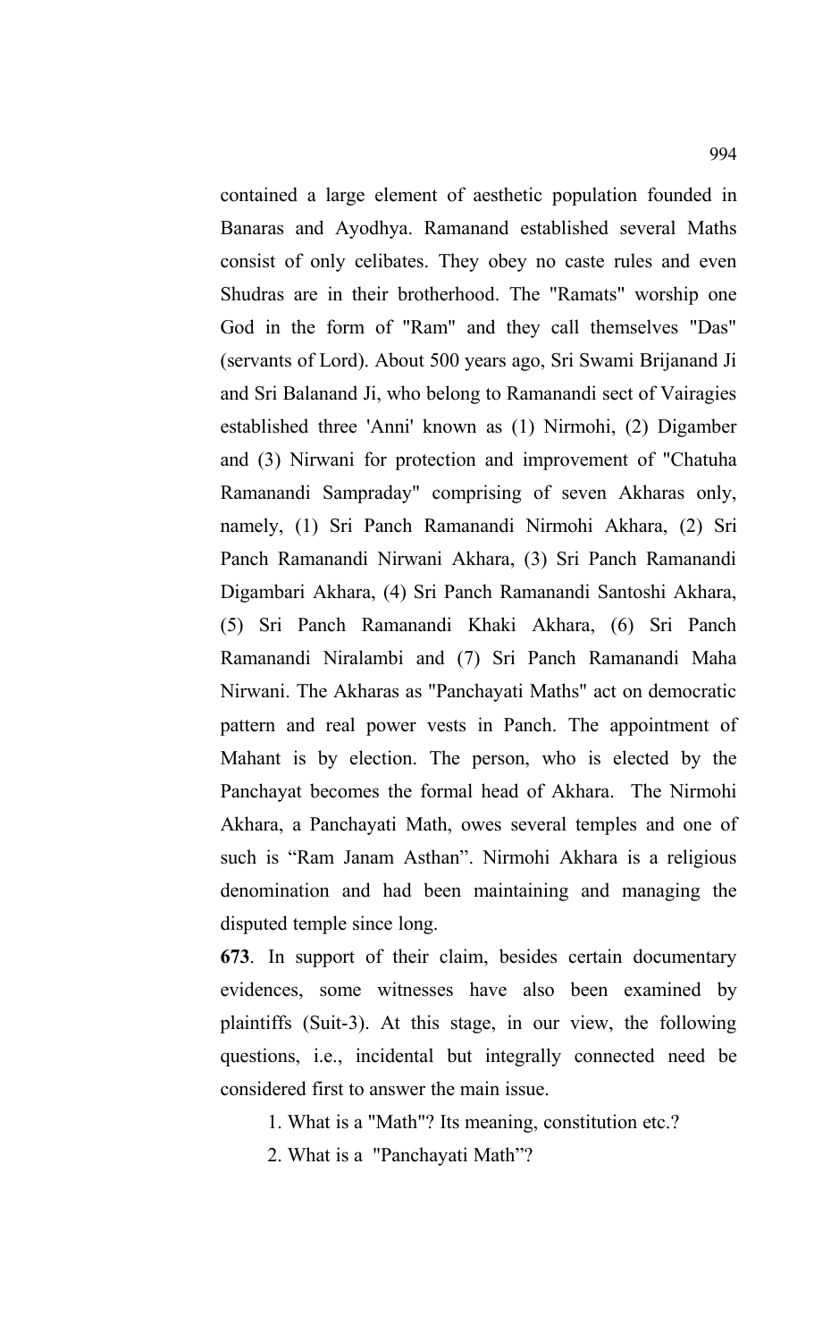contained a large element of aesthetic population founded in Banaras and Ayodhya. Ramanand established several Maths consist of only celibates. They obey no caste rules and even Shudras are in their brotherhood. The "Ramats" worship one God in the form of "Ram" and they call themselves "Das" (servants of Lord). About 500 years ago, Sri Swami Brijanand Ji and Sri Balanand Ji, who belong to Ramanandi sect of Vairagies established three 'Anni' known as (1) Nirmohi, (2) Digamber and (3) Nirwani for protection and improvement of "Chatuha Ramanandi Sampraday" comprising of seven Akharas only, namely, (1) Sri Panch Ramanandi Nirmohi Akhara, (2) Sri Panch Ramanandi Nirwani Akhara, (3) Sri Panch Ramanandi Digambari Akhara, (4) Sri Panch Ramanandi Santoshi Akhara, (5) Sri Panch Ramanandi Khaki Akhara, (6) Sri Panch Ramanandi Niralambi and (7) Sri Panch Ramanandi Maha Nirwani. The Akharas as "Panchayati Maths" act on democratic pattern and real power vests in Panch. The appointment of Mahant is by election. The person, who is elected by the Panchayat becomes the formal head of Akhara. The Nirmohi Akhara, a Panchayati Math, owes several temples and one of such is "Ram Janam Asthan". Nirmohi Akhara is a religious denomination and had been maintaining and managing the disputed temple since long.

**673**. In support of their claim, besides certain documentary evidences, some witnesses have also been examined by plaintiffs (Suit-3). At this stage, in our view, the following questions, i.e., incidental but integrally connected need be considered first to answer the main issue.

1. What is a "Math"? Its meaning, constitution etc.?
2. What is a "Panchayati Math"?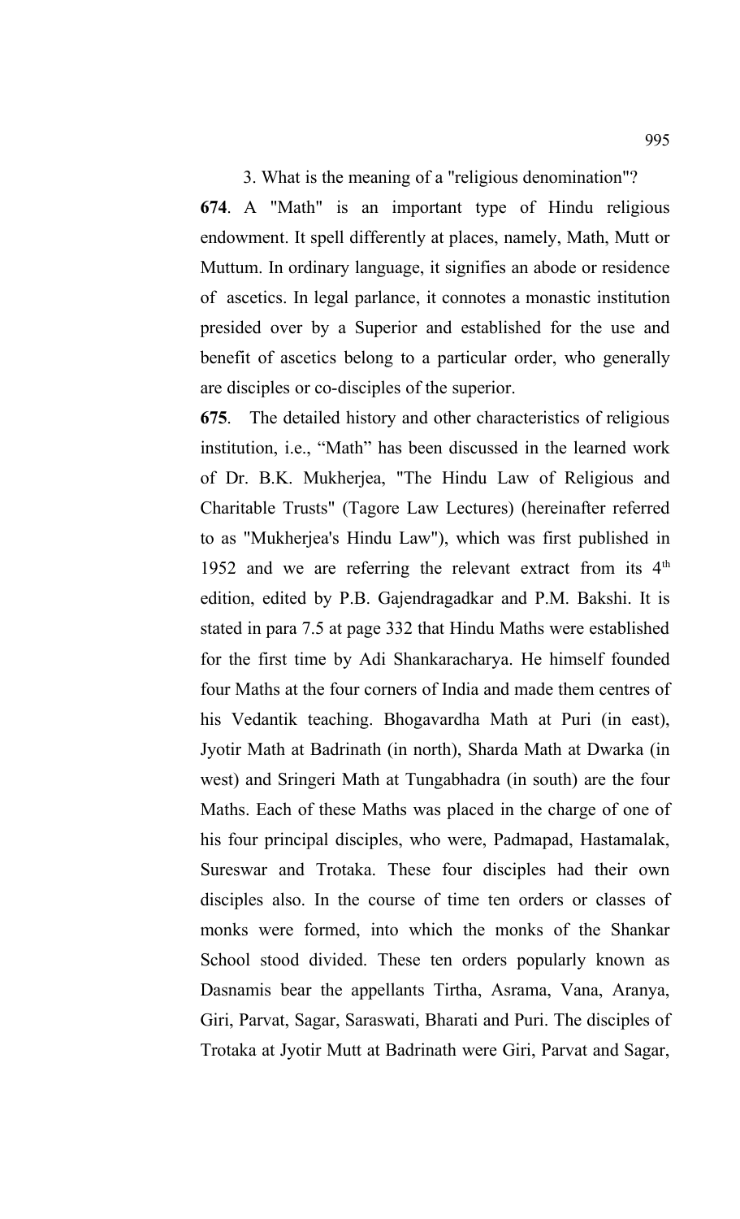3. What is the meaning of a "religious denomination"?

**674**. A "Math" is an important type of Hindu religious endowment. It spell differently at places, namely, Math, Mutt or Muttum. In ordinary language, it signifies an abode or residence of ascetics. In legal parlance, it connotes a monastic institution presided over by a Superior and established for the use and benefit of ascetics belong to a particular order, who generally are disciples or co-disciples of the superior.

**675**. The detailed history and other characteristics of religious institution, i.e., "Math" has been discussed in the learned work of Dr. B.K. Mukherjea, "The Hindu Law of Religious and Charitable Trusts" (Tagore Law Lectures) (hereinafter referred to as "Mukherjea's Hindu Law"), which was first published in 1952 and we are referring the relevant extract from its 4th edition, edited by P.B. Gajendragadkar and P.M. Bakshi. It is stated in para 7.5 at page 332 that Hindu Maths were established for the first time by Adi Shankaracharya. He himself founded four Maths at the four corners of India and made them centres of his Vedantik teaching. Bhogavardha Math at Puri (in east), Jyotir Math at Badrinath (in north), Sharda Math at Dwarka (in west) and Sringeri Math at Tungabhadra (in south) are the four Maths. Each of these Maths was placed in the charge of one of his four principal disciples, who were, Padmapad, Hastamalak, Sureswar and Trotaka. These four disciples had their own disciples also. In the course of time ten orders or classes of monks were formed, into which the monks of the Shankar School stood divided. These ten orders popularly known as Dasnamis bear the appellants Tirtha, Asrama, Vana, Aranya, Giri, Parvat, Sagar, Saraswati, Bharati and Puri. The disciples of Trotaka at Jyotir Mutt at Badrinath were Giri, Parvat and Sagar,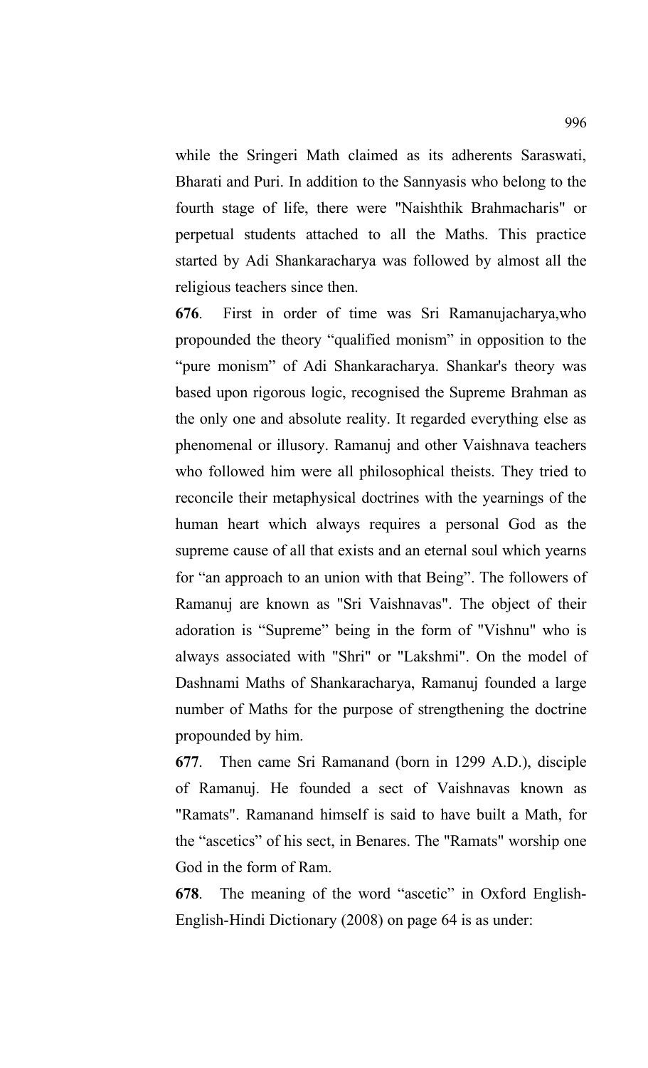while the Sringeri Math claimed as its adherents Saraswati, Bharati and Puri. In addition to the Sannyasis who belong to the fourth stage of life, there were "Naishthik Brahmacharis" or perpetual students attached to all the Maths. This practice started by Adi Shankaracharya was followed by almost all the religious teachers since then.

**676**. First in order of time was Sri Ramanujacharya,who propounded the theory "qualified monism" in opposition to the "pure monism" of Adi Shankaracharya. Shankar's theory was based upon rigorous logic, recognised the Supreme Brahman as the only one and absolute reality. It regarded everything else as phenomenal or illusory. Ramanuj and other Vaishnava teachers who followed him were all philosophical theists. They tried to reconcile their metaphysical doctrines with the yearnings of the human heart which always requires a personal God as the supreme cause of all that exists and an eternal soul which yearns for "an approach to an union with that Being". The followers of Ramanuj are known as "Sri Vaishnavas". The object of their adoration is "Supreme" being in the form of "Vishnu" who is always associated with "Shri" or "Lakshmi". On the model of Dashnami Maths of Shankaracharya, Ramanuj founded a large number of Maths for the purpose of strengthening the doctrine propounded by him.

**677**. Then came Sri Ramanand (born in 1299 A.D.), disciple of Ramanuj. He founded a sect of Vaishnavas known as "Ramats". Ramanand himself is said to have built a Math, for the "ascetics" of his sect, in Benares. The "Ramats" worship one God in the form of Ram.

**678**. The meaning of the word "ascetic" in Oxford English-English-Hindi Dictionary (2008) on page 64 is as under: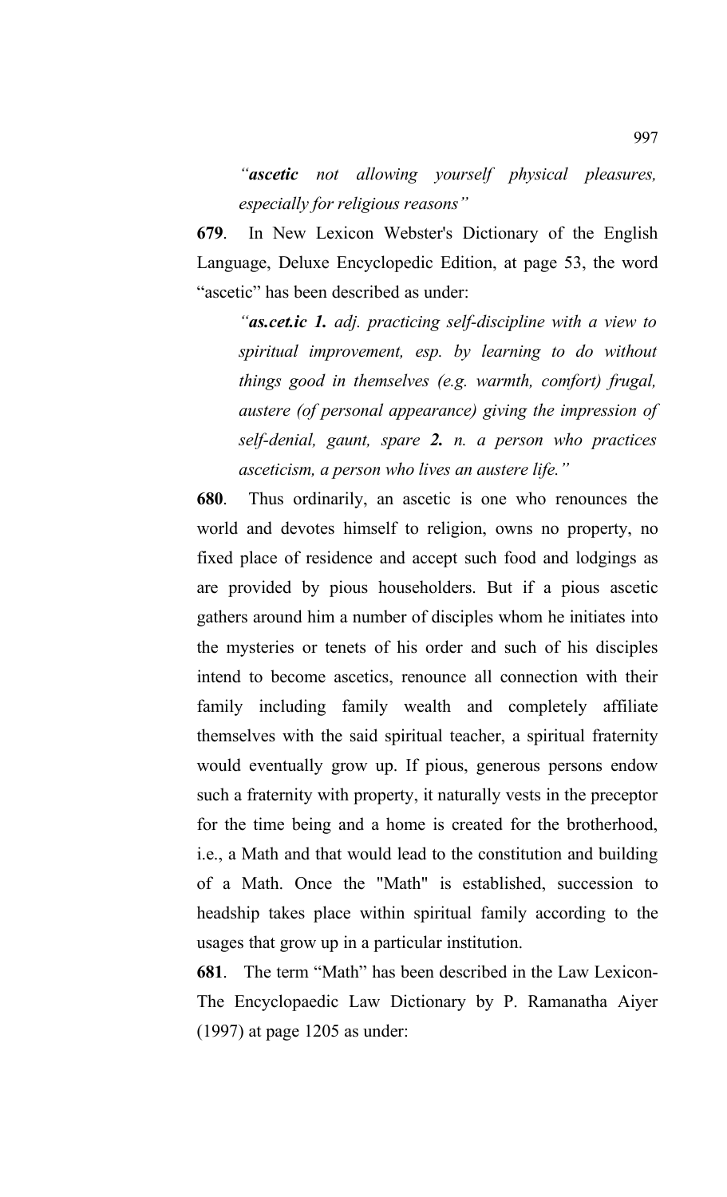*"**ascetic** not allowing yourself physical pleasures, especially for religious reasons"*

**679**. In New Lexicon Webster's Dictionary of the English Language, Deluxe Encyclopedic Edition, at page 53, the word "ascetic" has been described as under:

*"**as.cet.ic** **1.** adj. practicing self-discipline with a view to spiritual improvement, esp. by learning to do without things good in themselves (e.g. warmth, comfort) frugal, austere (of personal appearance) giving the impression of self-denial, gaunt, spare **2.** n. a person who practices asceticism, a person who lives an austere life."*

**680**. Thus ordinarily, an ascetic is one who renounces the world and devotes himself to religion, owns no property, no fixed place of residence and accept such food and lodgings as are provided by pious householders. But if a pious ascetic gathers around him a number of disciples whom he initiates into the mysteries or tenets of his order and such of his disciples intend to become ascetics, renounce all connection with their family including family wealth and completely affiliate themselves with the said spiritual teacher, a spiritual fraternity would eventually grow up. If pious, generous persons endow such a fraternity with property, it naturally vests in the preceptor for the time being and a home is created for the brotherhood, i.e., a Math and that would lead to the constitution and building of a Math. Once the "Math" is established, succession to headship takes place within spiritual family according to the usages that grow up in a particular institution.

**681**. The term "Math" has been described in the Law Lexicon-The Encyclopaedic Law Dictionary by P. Ramanatha Aiyer (1997) at page 1205 as under: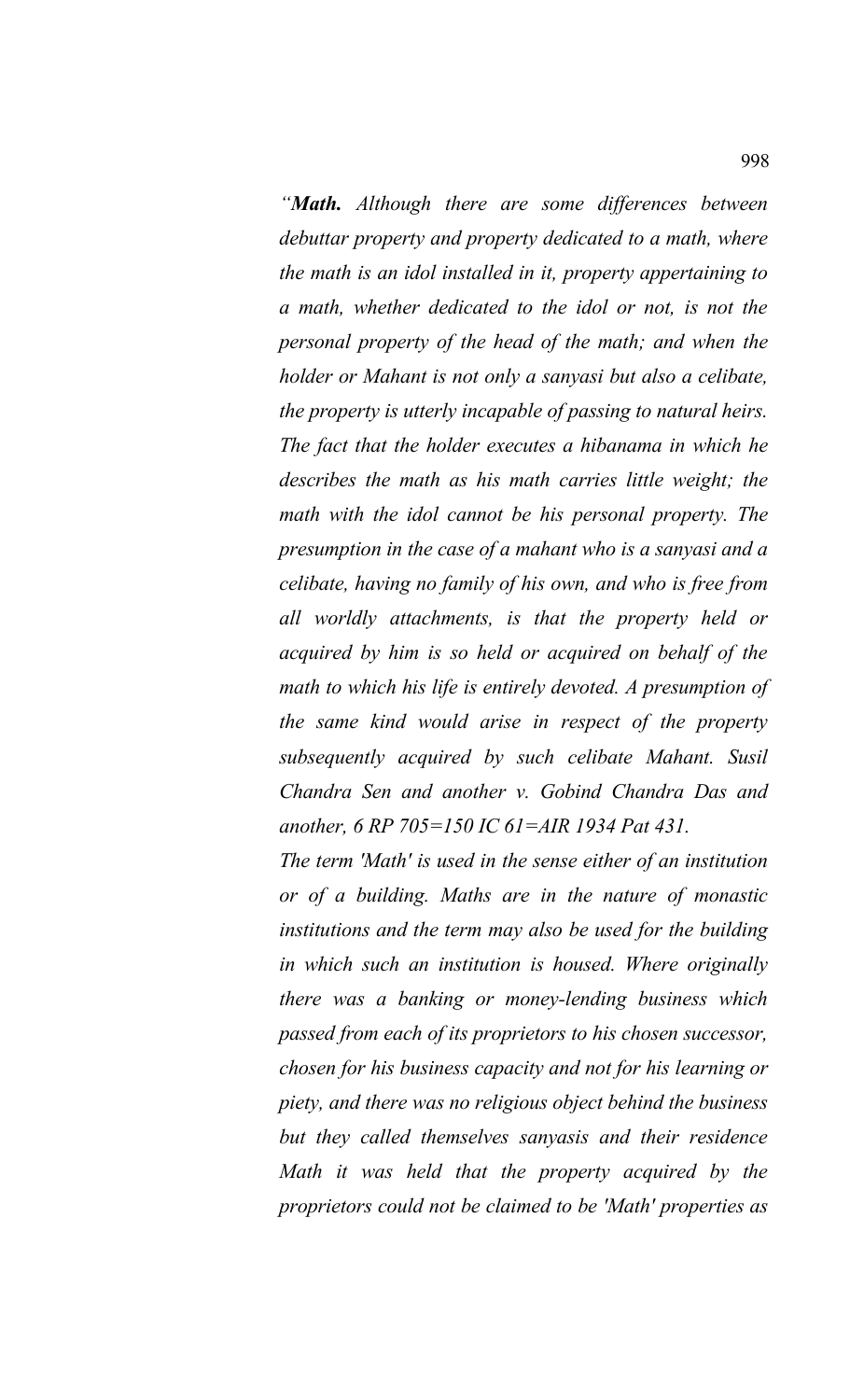*"**Math.** Although there are some differences between debuttar property and property dedicated to a math, where the math is an idol installed in it, property appertaining to a math, whether dedicated to the idol or not, is not the personal property of the head of the math; and when the holder or Mahant is not only a sanyasi but also a celibate, the property is utterly incapable of passing to natural heirs. The fact that the holder executes a hibanama in which he describes the math as his math carries little weight; the math with the idol cannot be his personal property. The presumption in the case of a mahant who is a sanyasi and a celibate, having no family of his own, and who is free from all worldly attachments, is that the property held or acquired by him is so held or acquired on behalf of the math to which his life is entirely devoted. A presumption of the same kind would arise in respect of the property subsequently acquired by such celibate Mahant. Susil Chandra Sen and another v. Gobind Chandra Das and another, 6 RP 705=150 IC 61=AIR 1934 Pat 431.*

*The term 'Math' is used in the sense either of an institution or of a building. Maths are in the nature of monastic institutions and the term may also be used for the building in which such an institution is housed. Where originally there was a banking or money-lending business which passed from each of its proprietors to his chosen successor, chosen for his business capacity and not for his learning or piety, and there was no religious object behind the business but they called themselves sanyasis and their residence Math it was held that the property acquired by the proprietors could not be claimed to be 'Math' properties as*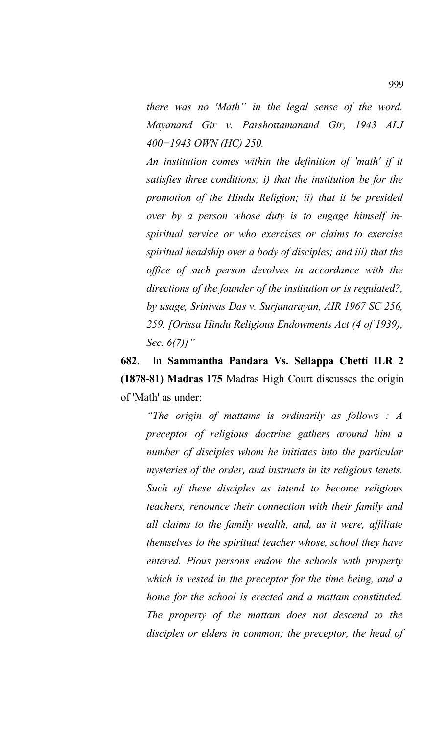*there was no 'Math" in the legal sense of the word. Mayanand Gir v. Parshottamanand Gir, 1943 ALJ 400=1943 OWN (HC) 250.*

*An institution comes within the definition of 'math' if it satisfies three conditions; i) that the institution be for the promotion of the Hindu Religion; ii) that it be presided over by a person whose duty is to engage himself in-spiritual service or who exercises or claims to exercise spiritual headship over a body of disciples; and iii) that the office of such person devolves in accordance with the directions of the founder of the institution or is regulated?, by usage, Srinivas Das v. Surjanarayan, AIR 1967 SC 256, 259. [Orissa Hindu Religious Endowments Act (4 of 1939), Sec. 6(7)]"*

**682**. In **Sammantha Pandara Vs. Sellappa Chetti ILR 2 (1878-81) Madras 175** Madras High Court discusses the origin of 'Math' as under:

*"The origin of mattams is ordinarily as follows : A preceptor of religious doctrine gathers around him a number of disciples whom he initiates into the particular mysteries of the order, and instructs in its religious tenets. Such of these disciples as intend to become religious teachers, renounce their connection with their family and all claims to the family wealth, and, as it were, affiliate themselves to the spiritual teacher whose, school they have entered. Pious persons endow the schools with property which is vested in the preceptor for the time being, and a home for the school is erected and a mattam constituted. The property of the mattam does not descend to the disciples or elders in common; the preceptor, the head of*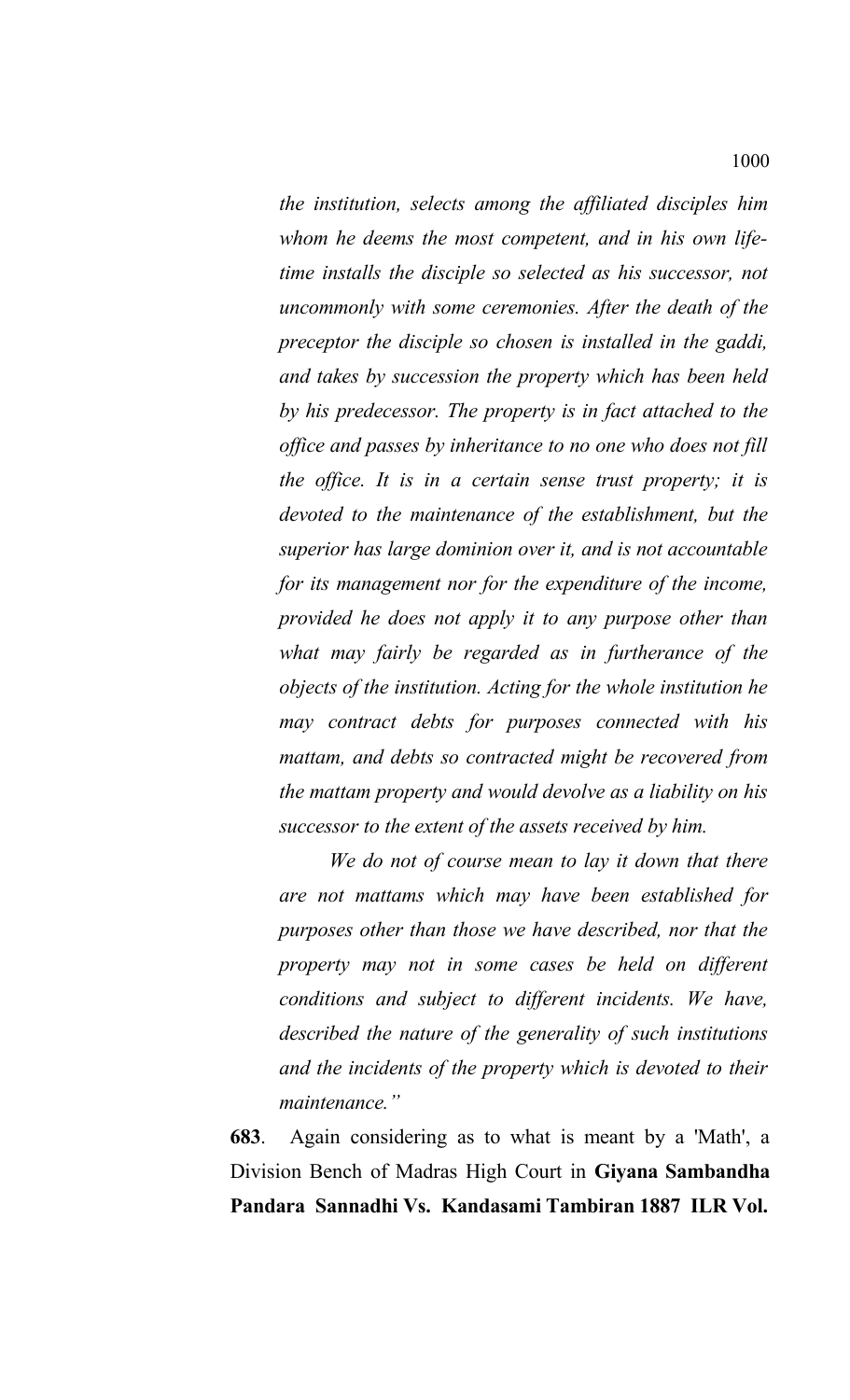*the institution, selects among the affiliated disciples him whom he deems the most competent, and in his own life-time installs the disciple so selected as his successor, not uncommonly with some ceremonies. After the death of the preceptor the disciple so chosen is installed in the gaddi, and takes by succession the property which has been held by his predecessor. The property is in fact attached to the office and passes by inheritance to no one who does not fill the office. It is in a certain sense trust property; it is devoted to the maintenance of the establishment, but the superior has large dominion over it, and is not accountable for its management nor for the expenditure of the income, provided he does not apply it to any purpose other than what may fairly be regarded as in furtherance of the objects of the institution. Acting for the whole institution he may contract debts for purposes connected with his mattam, and debts so contracted might be recovered from the mattam property and would devolve as a liability on his successor to the extent of the assets received by him.*

*We do not of course mean to lay it down that there are not mattams which may have been established for purposes other than those we have described, nor that the property may not in some cases be held on different conditions and subject to different incidents. We have, described the nature of the generality of such institutions and the incidents of the property which is devoted to their maintenance."*

**683**. Again considering as to what is meant by a 'Math', a Division Bench of Madras High Court in **Giyana Sambandha Pandara Sannadhi Vs. Kandasami Tambiran 1887 ILR Vol.**